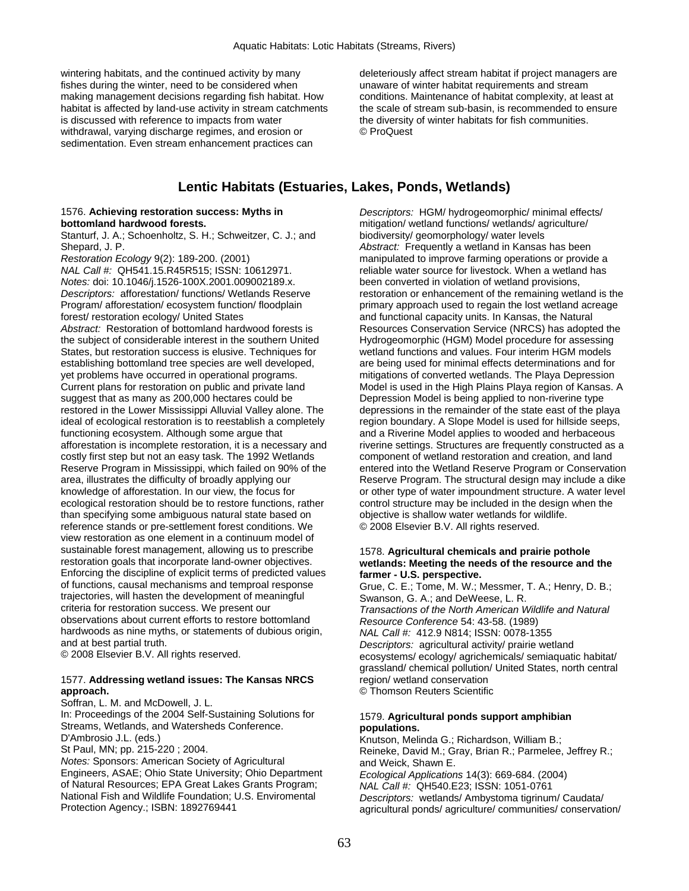wintering habitats, and the continued activity by many fishes during the winter, need to be considered when making management decisions regarding fish habitat. How habitat is affected by land-use activity in stream catchments is discussed with reference to impacts from water withdrawal, varying discharge regimes, and erosion or sedimentation. Even stream enhancement practices can deleteriously affect stream habitat if project managers are unaware of winter habitat requirements and stream conditions. Maintenance of habitat complexity, at least at the scale of stream sub-basin, is recommended to ensure the diversity of winter habitats for fish communities.
© ProQuest

## Lentic Habitats (Estuaries, Lakes, Ponds, Wetlands)

1576. **Achieving restoration success: Myths in bottomland hardwood forests.**
Stanturf, J. A.; Schoenholtz, S. H.; Schweitzer, C. J.; and Shepard, J. P.
*Restoration Ecology* 9(2): 189-200. (2001)
*NAL Call #:* QH541.15.R45R515; ISSN: 10612971.
*Notes:* doi: 10.1046/j.1526-100X.2001.009002189.x.
*Descriptors:* afforestation/ functions/ Wetlands Reserve Program/ afforestation/ ecosystem function/ floodplain forest/ restoration ecology/ United States
*Abstract:* Restoration of bottomland hardwood forests is the subject of considerable interest in the southern United States, but restoration success is elusive. Techniques for establishing bottomland tree species are well developed, yet problems have occurred in operational programs. Current plans for restoration on public and private land suggest that as many as 200,000 hectares could be restored in the Lower Mississippi Alluvial Valley alone. The ideal of ecological restoration is to reestablish a completely functioning ecosystem. Although some argue that afforestation is incomplete restoration, it is a necessary and costly first step but not an easy task. The 1992 Wetlands Reserve Program in Mississippi, which failed on 90% of the area, illustrates the difficulty of broadly applying our knowledge of afforestation. In our view, the focus for ecological restoration should be to restore functions, rather than specifying some ambiguous natural state based on reference stands or pre-settlement forest conditions. We view restoration as one element in a continuum model of sustainable forest management, allowing us to prescribe restoration goals that incorporate land-owner objectives. Enforcing the discipline of explicit terms of predicted values of functions, causal mechanisms and temproal response trajectories, will hasten the development of meaningful criteria for restoration success. We present our observations about current efforts to restore bottomland hardwoods as nine myths, or statements of dubious origin, and at best partial truth.
© 2008 Elsevier B.V. All rights reserved.

1577. **Addressing wetland issues: The Kansas NRCS approach.**
Soffran, L. M. and McDowell, J. L.
In: Proceedings of the 2004 Self-Sustaining Solutions for Streams, Wetlands, and Watersheds Conference. D'Ambrosio J.L. (eds.)
St Paul, MN; pp. 215-220 ; 2004.
*Notes:* Sponsors: American Society of Agricultural Engineers, ASAE; Ohio State University; Ohio Department of Natural Resources; EPA Great Lakes Grants Program; National Fish and Wildlife Foundation; U.S. Enviromental Protection Agency.; ISBN: 1892769441
*Descriptors:* HGM/ hydrogeomorphic/ minimal effects/ mitigation/ wetland functions/ wetlands/ agriculture/ biodiversity/ geomorphology/ water levels
*Abstract:* Frequently a wetland in Kansas has been manipulated to improve farming operations or provide a reliable water source for livestock. When a wetland has been converted in violation of wetland provisions, restoration or enhancement of the remaining wetland is the primary approach used to regain the lost wetland acreage and functional capacity units. In Kansas, the Natural Resources Conservation Service (NRCS) has adopted the Hydrogeomorphic (HGM) Model procedure for assessing wetland functions and values. Four interim HGM models are being used for minimal effects determinations and for mitigations of converted wetlands. The Playa Depression Model is used in the High Plains Playa region of Kansas. A Depression Model is being applied to non-riverine type depressions in the remainder of the state east of the playa region boundary. A Slope Model is used for hillside seeps, and a Riverine Model applies to wooded and herbaceous riverine settings. Structures are frequently constructed as a component of wetland restoration and creation, and land entered into the Wetland Reserve Program or Conservation Reserve Program. The structural design may include a dike or other type of water impoundment structure. A water level control structure may be included in the design when the objective is shallow water wetlands for wildlife.
© 2008 Elsevier B.V. All rights reserved.

1578. **Agricultural chemicals and prairie pothole wetlands: Meeting the needs of the resource and the farmer - U.S. perspective.**
Grue, C. E.; Tome, M. W.; Messmer, T. A.; Henry, D. B.; Swanson, G. A.; and DeWeese, L. R.
*Transactions of the North American Wildlife and Natural Resource Conference* 54: 43-58. (1989)
*NAL Call #:* 412.9 N814; ISSN: 0078-1355
*Descriptors:* agricultural activity/ prairie wetland ecosystems/ ecology/ agrichemicals/ semiaquatic habitat/ grassland/ chemical pollution/ United States, north central region/ wetland conservation
© Thomson Reuters Scientific

1579. **Agricultural ponds support amphibian populations.**
Knutson, Melinda G.; Richardson, William B.; Reineke, David M.; Gray, Brian R.; Parmelee, Jeffrey R.; and Weick, Shawn E.
*Ecological Applications* 14(3): 669-684. (2004)
*NAL Call #:* QH540.E23; ISSN: 1051-0761
*Descriptors:* wetlands/ Ambystoma tigrinum/ Caudata/ agricultural ponds/ agriculture/ communities/ conservation/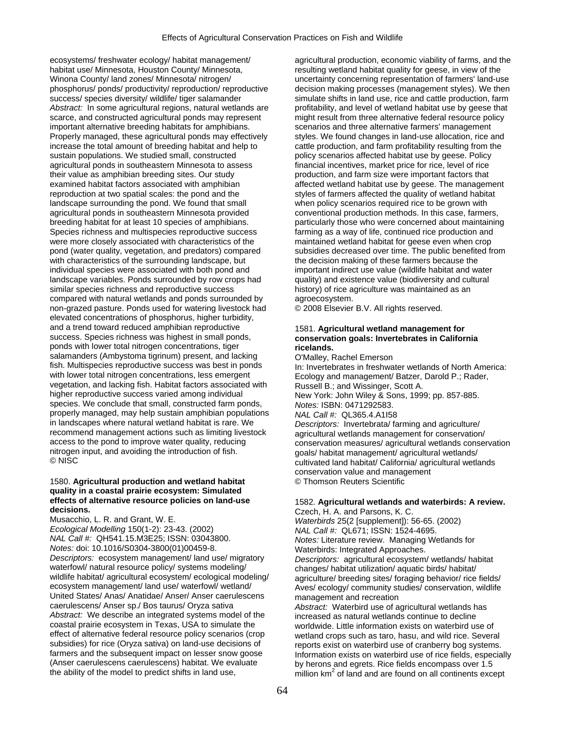ecosystems/ freshwater ecology/ habitat management/ habitat use/ Minnesota, Houston County/ Minnesota, Winona County/ land zones/ Minnesota/ nitrogen/ phosphorus/ ponds/ productivity/ reproduction/ reproductive success/ species diversity/ wildlife/ tiger salamander

*Abstract:* In some agricultural regions, natural wetlands are scarce, and constructed agricultural ponds may represent important alternative breeding habitats for amphibians. Properly managed, these agricultural ponds may effectively increase the total amount of breeding habitat and help to sustain populations. We studied small, constructed agricultural ponds in southeastern Minnesota to assess their value as amphibian breeding sites. Our study examined habitat factors associated with amphibian reproduction at two spatial scales: the pond and the landscape surrounding the pond. We found that small agricultural ponds in southeastern Minnesota provided breeding habitat for at least 10 species of amphibians. Species richness and multispecies reproductive success were more closely associated with characteristics of the pond (water quality, vegetation, and predators) compared with characteristics of the surrounding landscape, but individual species were associated with both pond and landscape variables. Ponds surrounded by row crops had similar species richness and reproductive success compared with natural wetlands and ponds surrounded by non-grazed pasture. Ponds used for watering livestock had elevated concentrations of phosphorus, higher turbidity, and a trend toward reduced amphibian reproductive success. Species richness was highest in small ponds, ponds with lower total nitrogen concentrations, tiger salamanders (Ambystoma tigrinum) present, and lacking fish. Multispecies reproductive success was best in ponds with lower total nitrogen concentrations, less emergent vegetation, and lacking fish. Habitat factors associated with higher reproductive success varied among individual species. We conclude that small, constructed farm ponds, properly managed, may help sustain amphibian populations in landscapes where natural wetland habitat is rare. We recommend management actions such as limiting livestock access to the pond to improve water quality, reducing nitrogen input, and avoiding the introduction of fish.
© NISC

1580. **Agricultural production and wetland habitat quality in a coastal prairie ecosystem: Simulated effects of alternative resource policies on land-use decisions.**
Musacchio, L. R. and Grant, W. E.
*Ecological Modelling* 150(1-2): 23-43. (2002)
*NAL Call #:* QH541.15.M3E25; ISSN: 03043800.
*Notes:* doi: 10.1016/S0304-3800(01)00459-8.
*Descriptors:* ecosystem management/ land use/ migratory waterfowl/ natural resource policy/ systems modeling/ wildlife habitat/ agricultural ecosystem/ ecological modeling/ ecosystem management/ land use/ waterfowl/ wetland/ United States/ Anas/ Anatidae/ Anser/ Anser caerulescens caerulescens/ Anser sp./ Bos taurus/ Oryza sativa
*Abstract:* We describe an integrated systems model of the coastal prairie ecosystem in Texas, USA to simulate the effect of alternative federal resource policy scenarios (crop subsidies) for rice (Oryza sativa) on land-use decisions of farmers and the subsequent impact on lesser snow goose (Anser caerulescens caerulescens) habitat. We evaluate the ability of the model to predict shifts in land use, agricultural production, economic viability of farms, and the resulting wetland habitat quality for geese, in view of the uncertainty concerning representation of farmers' land-use decision making processes (management styles). We then simulate shifts in land use, rice and cattle production, farm profitability, and level of wetland habitat use by geese that might result from three alternative federal resource policy scenarios and three alternative farmers' management styles. We found changes in land-use allocation, rice and cattle production, and farm profitability resulting from the policy scenarios affected habitat use by geese. Policy financial incentives, market price for rice, level of rice production, and farm size were important factors that affected wetland habitat use by geese. The management styles of farmers affected the quality of wetland habitat when policy scenarios required rice to be grown with conventional production methods. In this case, farmers, particularly those who were concerned about maintaining farming as a way of life, continued rice production and maintained wetland habitat for geese even when crop subsidies decreased over time. The public benefited from the decision making of these farmers because the important indirect use value (wildlife habitat and water quality) and existence value (biodiversity and cultural history) of rice agriculture was maintained as an agroecosystem.
© 2008 Elsevier B.V. All rights reserved.

1581. **Agricultural wetland management for conservation goals: Invertebrates in California ricelands.**
O'Malley, Rachel Emerson
In: Invertebrates in freshwater wetlands of North America: Ecology and management/ Batzer, Darold P.; Rader, Russell B.; and Wissinger, Scott A.
New York: John Wiley & Sons, 1999; pp. 857-885.
*Notes:* ISBN: 0471292583.
*NAL Call #:* QL365.4.A1I58
*Descriptors:* Invertebrata/ farming and agriculture/ agricultural wetlands management for conservation/ conservation measures/ agricultural wetlands conservation goals/ habitat management/ agricultural wetlands/ cultivated land habitat/ California/ agricultural wetlands conservation value and management
© Thomson Reuters Scientific

1582. **Agricultural wetlands and waterbirds: A review.**
Czech, H. A. and Parsons, K. C.
*Waterbirds* 25(2 [supplement]): 56-65. (2002)
*NAL Call #:* QL671; ISSN: 1524-4695.
*Notes:* Literature review. Managing Wetlands for Waterbirds: Integrated Approaches.
*Descriptors:* agricultural ecosystem/ wetlands/ habitat changes/ habitat utilization/ aquatic birds/ habitat/ agriculture/ breeding sites/ foraging behavior/ rice fields/ Aves/ ecology/ community studies/ conservation, wildlife management and recreation
*Abstract:* Waterbird use of agricultural wetlands has increased as natural wetlands continue to decline worldwide. Little information exists on waterbird use of wetland crops such as taro, hasu, and wild rice. Several reports exist on waterbird use of cranberry bog systems. Information exists on waterbird use of rice fields, especially by herons and egrets. Rice fields encompass over 1.5 million $km^2$ of land and are found on all continents except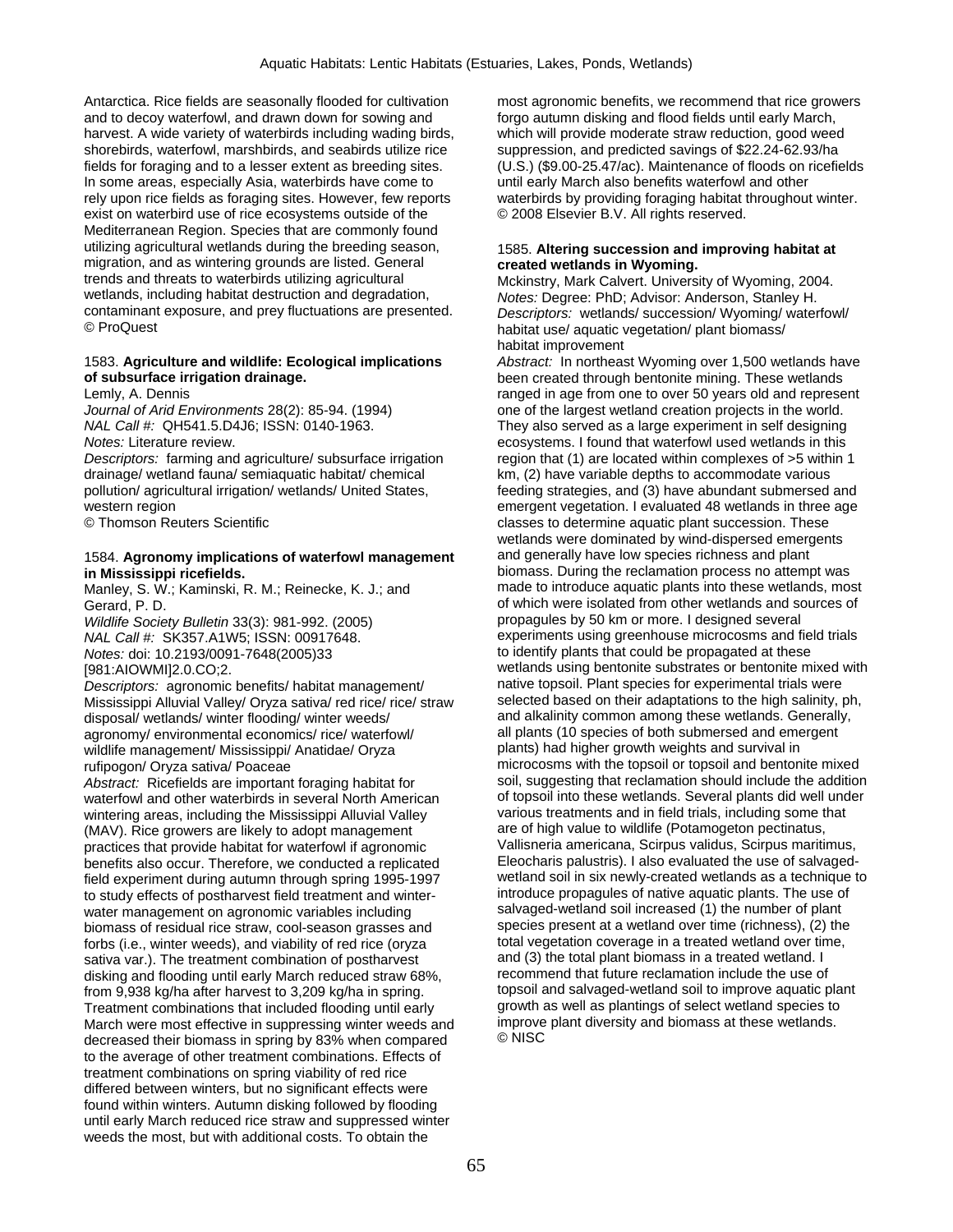Antarctica. Rice fields are seasonally flooded for cultivation and to decoy waterfowl, and drawn down for sowing and harvest. A wide variety of waterbirds including wading birds, shorebirds, waterfowl, marshbirds, and seabirds utilize rice fields for foraging and to a lesser extent as breeding sites. In some areas, especially Asia, waterbirds have come to rely upon rice fields as foraging sites. However, few reports exist on waterbird use of rice ecosystems outside of the Mediterranean Region. Species that are commonly found utilizing agricultural wetlands during the breeding season, migration, and as wintering grounds are listed. General trends and threats to waterbirds utilizing agricultural wetlands, including habitat destruction and degradation, contaminant exposure, and prey fluctuations are presented.
© ProQuest

1583. **Agriculture and wildlife: Ecological implications of subsurface irrigation drainage.**
Lemly, A. Dennis
*Journal of Arid Environments* 28(2): 85-94. (1994)
*NAL Call #:* QH541.5.D4J6; ISSN: 0140-1963.
*Notes:* Literature review.
*Descriptors:* farming and agriculture/ subsurface irrigation drainage/ wetland fauna/ semiaquatic habitat/ chemical pollution/ agricultural irrigation/ wetlands/ United States, western region
© Thomson Reuters Scientific

1584. **Agronomy implications of waterfowl management in Mississippi ricefields.**
Manley, S. W.; Kaminski, R. M.; Reinecke, K. J.; and Gerard, P. D.
*Wildlife Society Bulletin* 33(3): 981-992. (2005)
*NAL Call #:* SK357.A1W5; ISSN: 00917648.
*Notes:* doi: 10.2193/0091-7648(2005)33[981:AIOWMI]2.0.CO;2.
*Descriptors:* agronomic benefits/ habitat management/ Mississippi Alluvial Valley/ Oryza sativa/ red rice/ rice/ straw disposal/ wetlands/ winter flooding/ winter weeds/ agronomy/ environmental economics/ rice/ waterfowl/ wildlife management/ Mississippi/ Anatidae/ Oryza rufipogon/ Oryza sativa/ Poaceae
*Abstract:* Ricefields are important foraging habitat for waterfowl and other waterbirds in several North American wintering areas, including the Mississippi Alluvial Valley (MAV). Rice growers are likely to adopt management practices that provide habitat for waterfowl if agronomic benefits also occur. Therefore, we conducted a replicated field experiment during autumn through spring 1995-1997 to study effects of postharvest field treatment and winter-water management on agronomic variables including biomass of residual rice straw, cool-season grasses and forbs (i.e., winter weeds), and viability of red rice (oryza sativa var.). The treatment combination of postharvest disking and flooding until early March reduced straw 68%, from 9,938 kg/ha after harvest to 3,209 kg/ha in spring. Treatment combinations that included flooding until early March were most effective in suppressing winter weeds and decreased their biomass in spring by 83% when compared to the average of other treatment combinations. Effects of treatment combinations on spring viability of red rice differed between winters, but no significant effects were found within winters. Autumn disking followed by flooding until early March reduced rice straw and suppressed winter weeds the most, but with additional costs. To obtain the most agronomic benefits, we recommend that rice growers forgo autumn disking and flood fields until early March, which will provide moderate straw reduction, good weed suppression, and predicted savings of $22.24-62.93/ha (U.S.) ($9.00-25.47/ac). Maintenance of floods on ricefields until early March also benefits waterfowl and other waterbirds by providing foraging habitat throughout winter.
© 2008 Elsevier B.V. All rights reserved.

1585. **Altering succession and improving habitat at created wetlands in Wyoming.**
Mckinstry, Mark Calvert. University of Wyoming, 2004.
*Notes:* Degree: PhD; Advisor: Anderson, Stanley H.
*Descriptors:* wetlands/ succession/ Wyoming/ waterfowl/ habitat use/ aquatic vegetation/ plant biomass/ habitat improvement
*Abstract:* In northeast Wyoming over 1,500 wetlands have been created through bentonite mining. These wetlands ranged in age from one to over 50 years old and represent one of the largest wetland creation projects in the world. They also served as a large experiment in self designing ecosystems. I found that waterfowl used wetlands in this region that (1) are located within complexes of >5 within 1 km, (2) have variable depths to accommodate various feeding strategies, and (3) have abundant submersed and emergent vegetation. I evaluated 48 wetlands in three age classes to determine aquatic plant succession. These wetlands were dominated by wind-dispersed emergents and generally have low species richness and plant biomass. During the reclamation process no attempt was made to introduce aquatic plants into these wetlands, most of which were isolated from other wetlands and sources of propagules by 50 km or more. I designed several experiments using greenhouse microcosms and field trials to identify plants that could be propagated at these wetlands using bentonite substrates or bentonite mixed with native topsoil. Plant species for experimental trials were selected based on their adaptations to the high salinity, ph, and alkalinity common among these wetlands. Generally, all plants (10 species of both submersed and emergent plants) had higher growth weights and survival in microcosms with the topsoil or topsoil and bentonite mixed soil, suggesting that reclamation should include the addition of topsoil into these wetlands. Several plants did well under various treatments and in field trials, including some that are of high value to wildlife (Potamogeton pectinatus, Vallisneria americana, Scirpus validus, Scirpus maritimus, Eleocharis palustris). I also evaluated the use of salvaged-wetland soil in six newly-created wetlands as a technique to introduce propagules of native aquatic plants. The use of salvaged-wetland soil increased (1) the number of plant species present at a wetland over time (richness), (2) the total vegetation coverage in a treated wetland over time, and (3) the total plant biomass in a treated wetland. I recommend that future reclamation include the use of topsoil and salvaged-wetland soil to improve aquatic plant growth as well as plantings of select wetland species to improve plant diversity and biomass at these wetlands.
© NISC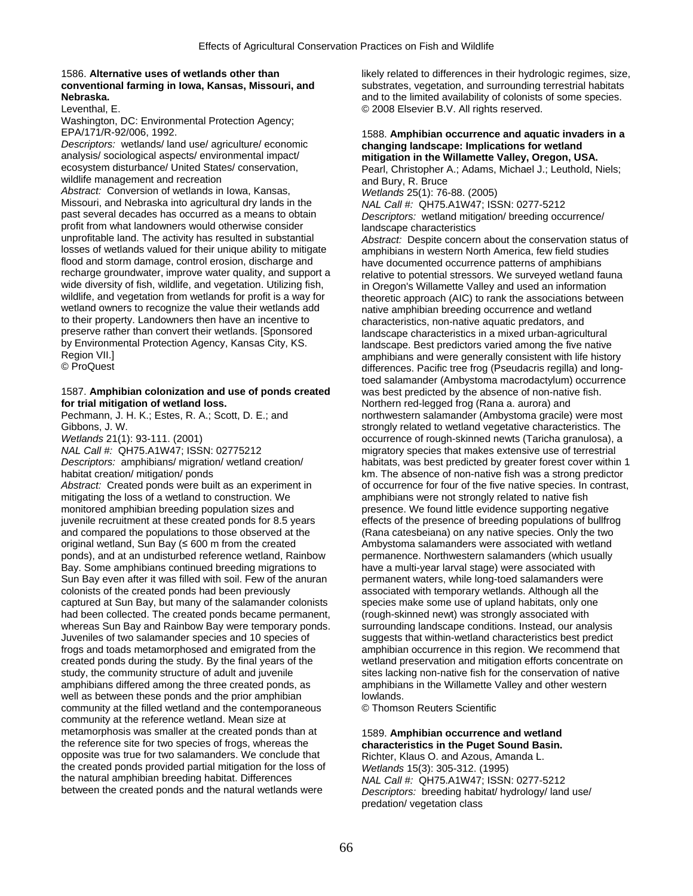1586. **Alternative uses of wetlands other than conventional farming in Iowa, Kansas, Missouri, and Nebraska.**
Leventhal, E.
Washington, DC: Environmental Protection Agency; EPA/171/R-92/006, 1992.
*Descriptors:* wetlands/ land use/ agriculture/ economic analysis/ sociological aspects/ environmental impact/ ecosystem disturbance/ United States/ conservation, wildlife management and recreation
*Abstract:* Conversion of wetlands in Iowa, Kansas, Missouri, and Nebraska into agricultural dry lands in the past several decades has occurred as a means to obtain profit from what landowners would otherwise consider unprofitable land. The activity has resulted in substantial losses of wetlands valued for their unique ability to mitigate flood and storm damage, control erosion, discharge and recharge groundwater, improve water quality, and support a wide diversity of fish, wildlife, and vegetation. Utilizing fish, wildlife, and vegetation from wetlands for profit is a way for wetland owners to recognize the value their wetlands add to their property. Landowners then have an incentive to preserve rather than convert their wetlands. [Sponsored by Environmental Protection Agency, Kansas City, KS. Region VII.]
© ProQuest

1587. **Amphibian colonization and use of ponds created for trial mitigation of wetland loss.**
Pechmann, J. H. K.; Estes, R. A.; Scott, D. E.; and Gibbons, J. W.
*Wetlands* 21(1): 93-111. (2001)
*NAL Call #:* QH75.A1W47; ISSN: 02775212
*Descriptors:* amphibians/ migration/ wetland creation/ habitat creation/ mitigation/ ponds
*Abstract:* Created ponds were built as an experiment in mitigating the loss of a wetland to construction. We monitored amphibian breeding population sizes and juvenile recruitment at these created ponds for 8.5 years and compared the populations to those observed at the original wetland, Sun Bay (≤ 600 m from the created ponds), and at an undisturbed reference wetland, Rainbow Bay. Some amphibians continued breeding migrations to Sun Bay even after it was filled with soil. Few of the anuran colonists of the created ponds had been previously captured at Sun Bay, but many of the salamander colonists had been collected. The created ponds became permanent, whereas Sun Bay and Rainbow Bay were temporary ponds. Juveniles of two salamander species and 10 species of frogs and toads metamorphosed and emigrated from the created ponds during the study. By the final years of the study, the community structure of adult and juvenile amphibians differed among the three created ponds, as well as between these ponds and the prior amphibian community at the filled wetland and the contemporaneous community at the reference wetland. Mean size at metamorphosis was smaller at the created ponds than at the reference site for two species of frogs, whereas the opposite was true for two salamanders. We conclude that the created ponds provided partial mitigation for the loss of the natural amphibian breeding habitat. Differences between the created ponds and the natural wetlands were likely related to differences in their hydrologic regimes, size, substrates, vegetation, and surrounding terrestrial habitats and to the limited availability of colonists of some species.
© 2008 Elsevier B.V. All rights reserved.

1588. **Amphibian occurrence and aquatic invaders in a changing landscape: Implications for wetland mitigation in the Willamette Valley, Oregon, USA.**
Pearl, Christopher A.; Adams, Michael J.; Leuthold, Niels; and Bury, R. Bruce
*Wetlands* 25(1): 76-88. (2005)
*NAL Call #:* QH75.A1W47; ISSN: 0277-5212
*Descriptors:* wetland mitigation/ breeding occurrence/ landscape characteristics
*Abstract:* Despite concern about the conservation status of amphibians in western North America, few field studies have documented occurrence patterns of amphibians relative to potential stressors. We surveyed wetland fauna in Oregon's Willamette Valley and used an information theoretic approach (AIC) to rank the associations between native amphibian breeding occurrence and wetland characteristics, non-native aquatic predators, and landscape characteristics in a mixed urban-agricultural landscape. Best predictors varied among the five native amphibians and were generally consistent with life history differences. Pacific tree frog (Pseudacris regilla) and long-toed salamander (Ambystoma macrodactylum) occurrence was best predicted by the absence of non-native fish. Northern red-legged frog (Rana a. aurora) and northwestern salamander (Ambystoma gracile) were most strongly related to wetland vegetative characteristics. The occurrence of rough-skinned newts (Taricha granulosa), a migratory species that makes extensive use of terrestrial habitats, was best predicted by greater forest cover within 1 km. The absence of non-native fish was a strong predictor of occurrence for four of the five native species. In contrast, amphibians were not strongly related to native fish presence. We found little evidence supporting negative effects of the presence of breeding populations of bullfrog (Rana catesbeiana) on any native species. Only the two Ambystoma salamanders were associated with wetland permanence. Northwestern salamanders (which usually have a multi-year larval stage) were associated with permanent waters, while long-toed salamanders were associated with temporary wetlands. Although all the species make some use of upland habitats, only one (rough-skinned newt) was strongly associated with surrounding landscape conditions. Instead, our analysis suggests that within-wetland characteristics best predict amphibian occurrence in this region. We recommend that wetland preservation and mitigation efforts concentrate on sites lacking non-native fish for the conservation of native amphibians in the Willamette Valley and other western lowlands.
© Thomson Reuters Scientific

1589. **Amphibian occurrence and wetland characteristics in the Puget Sound Basin.**
Richter, Klaus O. and Azous, Amanda L.
*Wetlands* 15(3): 305-312. (1995)
*NAL Call #:* QH75.A1W47; ISSN: 0277-5212
*Descriptors:* breeding habitat/ hydrology/ land use/ predation/ vegetation class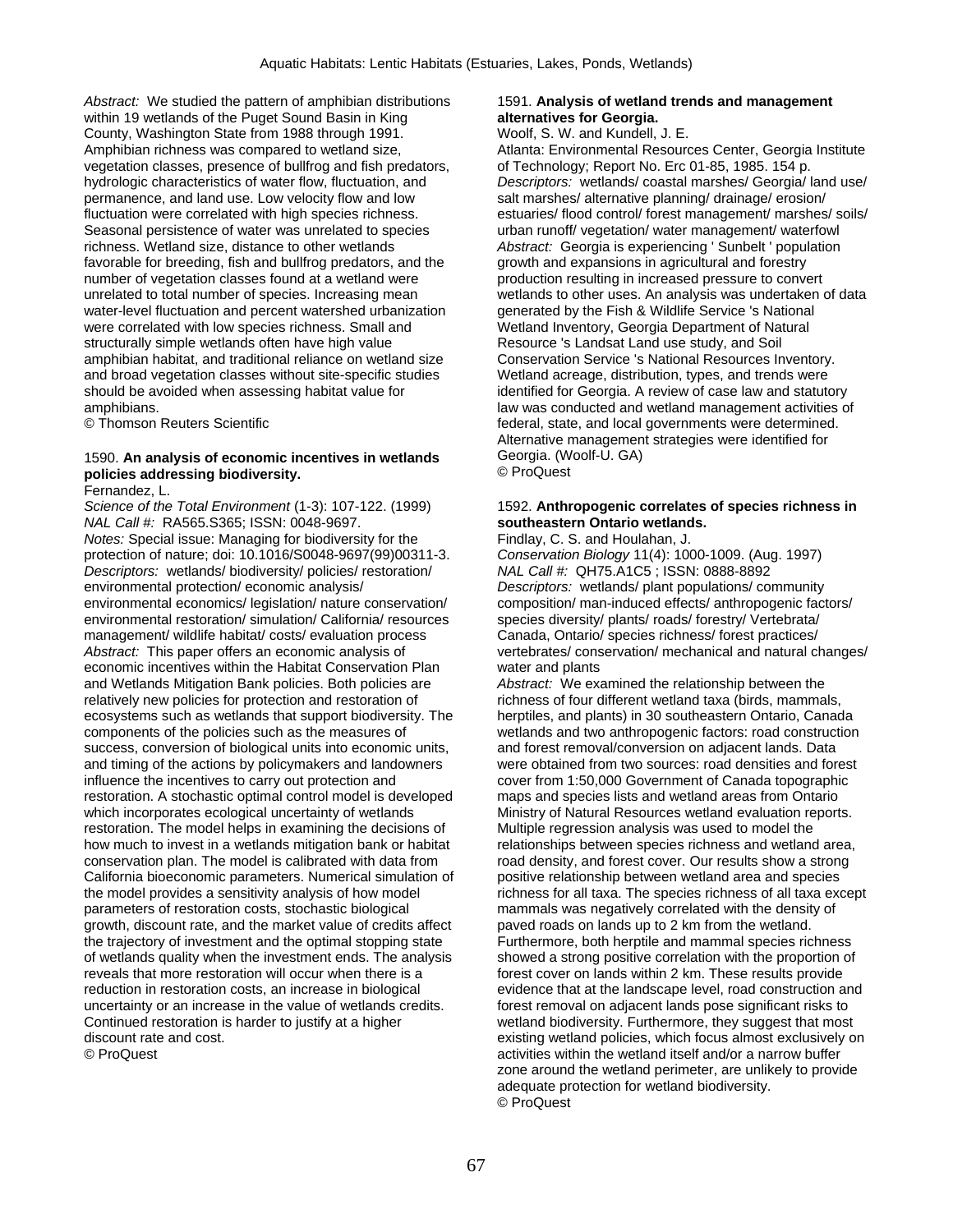*Abstract:* We studied the pattern of amphibian distributions within 19 wetlands of the Puget Sound Basin in King County, Washington State from 1988 through 1991. Amphibian richness was compared to wetland size, vegetation classes, presence of bullfrog and fish predators, hydrologic characteristics of water flow, fluctuation, and permanence, and land use. Low velocity flow and low fluctuation were correlated with high species richness. Seasonal persistence of water was unrelated to species richness. Wetland size, distance to other wetlands favorable for breeding, fish and bullfrog predators, and the number of vegetation classes found at a wetland were unrelated to total number of species. Increasing mean water-level fluctuation and percent watershed urbanization were correlated with low species richness. Small and structurally simple wetlands often have high value amphibian habitat, and traditional reliance on wetland size and broad vegetation classes without site-specific studies should be avoided when assessing habitat value for amphibians.
© Thomson Reuters Scientific

1590. **An analysis of economic incentives in wetlands policies addressing biodiversity.**
Fernandez, L.
*Science of the Total Environment* (1-3): 107-122. (1999)
*NAL Call #:* RA565.S365; ISSN: 0048-9697.
*Notes:* Special issue: Managing for biodiversity for the protection of nature; doi: 10.1016/S0048-9697(99)00311-3.
*Descriptors:* wetlands/ biodiversity/ policies/ restoration/ environmental protection/ economic analysis/ environmental economics/ legislation/ nature conservation/ environmental restoration/ simulation/ California/ resources management/ wildlife habitat/ costs/ evaluation process
*Abstract:* This paper offers an economic analysis of economic incentives within the Habitat Conservation Plan and Wetlands Mitigation Bank policies. Both policies are relatively new policies for protection and restoration of ecosystems such as wetlands that support biodiversity. The components of the policies such as the measures of success, conversion of biological units into economic units, and timing of the actions by policymakers and landowners influence the incentives to carry out protection and restoration. A stochastic optimal control model is developed which incorporates ecological uncertainty of wetlands restoration. The model helps in examining the decisions of how much to invest in a wetlands mitigation bank or habitat conservation plan. The model is calibrated with data from California bioeconomic parameters. Numerical simulation of the model provides a sensitivity analysis of how model parameters of restoration costs, stochastic biological growth, discount rate, and the market value of credits affect the trajectory of investment and the optimal stopping state of wetlands quality when the investment ends. The analysis reveals that more restoration will occur when there is a reduction in restoration costs, an increase in biological uncertainty or an increase in the value of wetlands credits. Continued restoration is harder to justify at a higher discount rate and cost.
© ProQuest

1591. **Analysis of wetland trends and management alternatives for Georgia.**
Woolf, S. W. and Kundell, J. E.
Atlanta: Environmental Resources Center, Georgia Institute of Technology; Report No. Erc 01-85, 1985. 154 p.
*Descriptors:* wetlands/ coastal marshes/ Georgia/ land use/ salt marshes/ alternative planning/ drainage/ erosion/ estuaries/ flood control/ forest management/ marshes/ soils/ urban runoff/ vegetation/ water management/ waterfowl
*Abstract:* Georgia is experiencing ' Sunbelt ' population growth and expansions in agricultural and forestry production resulting in increased pressure to convert wetlands to other uses. An analysis was undertaken of data generated by the Fish & Wildlife Service 's National Wetland Inventory, Georgia Department of Natural Resource 's Landsat Land use study, and Soil Conservation Service 's National Resources Inventory. Wetland acreage, distribution, types, and trends were identified for Georgia. A review of case law and statutory law was conducted and wetland management activities of federal, state, and local governments were determined. Alternative management strategies were identified for Georgia. (Woolf-U. GA)
© ProQuest

1592. **Anthropogenic correlates of species richness in southeastern Ontario wetlands.**
Findlay, C. S. and Houlahan, J.
*Conservation Biology* 11(4): 1000-1009. (Aug. 1997)
*NAL Call #:* QH75.A1C5 ; ISSN: 0888-8892
*Descriptors:* wetlands/ plant populations/ community composition/ man-induced effects/ anthropogenic factors/ species diversity/ plants/ roads/ forestry/ Vertebrata/ Canada, Ontario/ species richness/ forest practices/ vertebrates/ conservation/ mechanical and natural changes/ water and plants
*Abstract:* We examined the relationship between the richness of four different wetland taxa (birds, mammals, herptiles, and plants) in 30 southeastern Ontario, Canada wetlands and two anthropogenic factors: road construction and forest removal/conversion on adjacent lands. Data were obtained from two sources: road densities and forest cover from 1:50,000 Government of Canada topographic maps and species lists and wetland areas from Ontario Ministry of Natural Resources wetland evaluation reports. Multiple regression analysis was used to model the relationships between species richness and wetland area, road density, and forest cover. Our results show a strong positive relationship between wetland area and species richness for all taxa. The species richness of all taxa except mammals was negatively correlated with the density of paved roads on lands up to 2 km from the wetland. Furthermore, both herptile and mammal species richness showed a strong positive correlation with the proportion of forest cover on lands within 2 km. These results provide evidence that at the landscape level, road construction and forest removal on adjacent lands pose significant risks to wetland biodiversity. Furthermore, they suggest that most existing wetland policies, which focus almost exclusively on activities within the wetland itself and/or a narrow buffer zone around the wetland perimeter, are unlikely to provide adequate protection for wetland biodiversity.
© ProQuest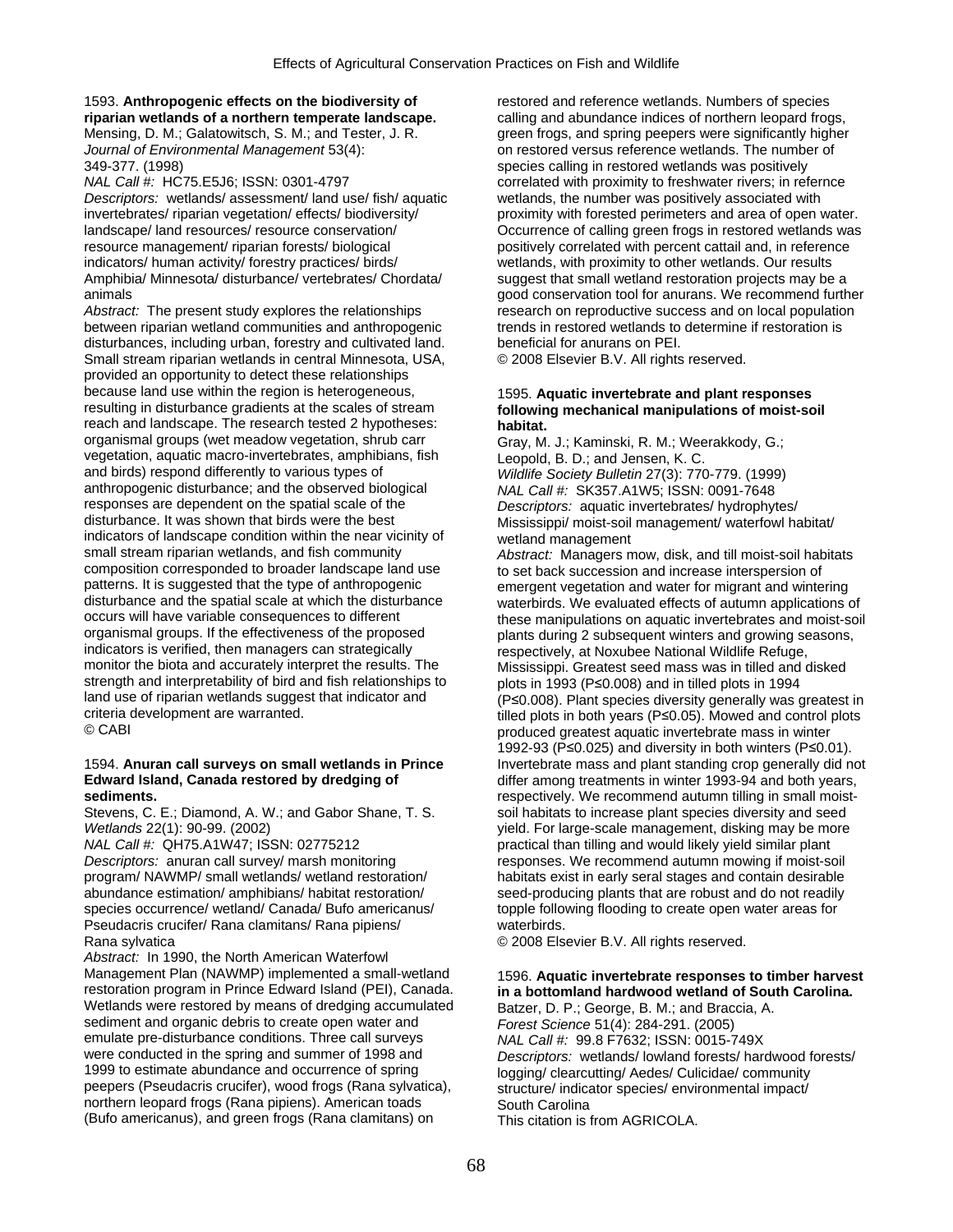1593. **Anthropogenic effects on the biodiversity of riparian wetlands of a northern temperate landscape.**
Mensing, D. M.; Galatowitsch, S. M.; and Tester, J. R.
*Journal of Environmental Management* 53(4): 349-377. (1998)
*NAL Call #:* HC75.E5J6; ISSN: 0301-4797
*Descriptors:* wetlands/ assessment/ land use/ fish/ aquatic invertebrates/ riparian vegetation/ effects/ biodiversity/ landscape/ land resources/ resource conservation/ resource management/ riparian forests/ biological indicators/ human activity/ forestry practices/ birds/ Amphibia/ Minnesota/ disturbance/ vertebrates/ Chordata/ animals
*Abstract:* The present study explores the relationships between riparian wetland communities and anthropogenic disturbances, including urban, forestry and cultivated land. Small stream riparian wetlands in central Minnesota, USA, provided an opportunity to detect these relationships because land use within the region is heterogeneous, resulting in disturbance gradients at the scales of stream reach and landscape. The research tested 2 hypotheses: organismal groups (wet meadow vegetation, shrub carr vegetation, aquatic macro-invertebrates, amphibians, fish and birds) respond differently to various types of anthropogenic disturbance; and the observed biological responses are dependent on the spatial scale of the disturbance. It was shown that birds were the best indicators of landscape condition within the near vicinity of small stream riparian wetlands, and fish community composition corresponded to broader landscape land use patterns. It is suggested that the type of anthropogenic disturbance and the spatial scale at which the disturbance occurs will have variable consequences to different organismal groups. If the effectiveness of the proposed indicators is verified, then managers can strategically monitor the biota and accurately interpret the results. The strength and interpretability of bird and fish relationships to land use of riparian wetlands suggest that indicator and criteria development are warranted.
© CABI

1594. **Anuran call surveys on small wetlands in Prince Edward Island, Canada restored by dredging of sediments.**
Stevens, C. E.; Diamond, A. W.; and Gabor Shane, T. S.
*Wetlands* 22(1): 90-99. (2002)
*NAL Call #:* QH75.A1W47; ISSN: 02775212
*Descriptors:* anuran call survey/ marsh monitoring program/ NAWMP/ small wetlands/ wetland restoration/ abundance estimation/ amphibians/ habitat restoration/ species occurrence/ wetland/ Canada/ Bufo americanus/ Pseudacris crucifer/ Rana clamitans/ Rana pipiens/ Rana sylvatica
*Abstract:* In 1990, the North American Waterfowl Management Plan (NAWMP) implemented a small-wetland restoration program in Prince Edward Island (PEI), Canada. Wetlands were restored by means of dredging accumulated sediment and organic debris to create open water and emulate pre-disturbance conditions. Three call surveys were conducted in the spring and summer of 1998 and 1999 to estimate abundance and occurrence of spring peepers (Pseudacris crucifer), wood frogs (Rana sylvatica), northern leopard frogs (Rana pipiens). American toads (Bufo americanus), and green frogs (Rana clamitans) on restored and reference wetlands. Numbers of species calling and abundance indices of northern leopard frogs, green frogs, and spring peepers were significantly higher on restored versus reference wetlands. The number of species calling in restored wetlands was positively correlated with proximity to freshwater rivers; in refernce wetlands, the number was positively associated with proximity with forested perimeters and area of open water. Occurrence of calling green frogs in restored wetlands was positively correlated with percent cattail and, in reference wetlands, with proximity to other wetlands. Our results suggest that small wetland restoration projects may be a good conservation tool for anurans. We recommend further research on reproductive success and on local population trends in restored wetlands to determine if restoration is beneficial for anurans on PEI.
© 2008 Elsevier B.V. All rights reserved.

1595. **Aquatic invertebrate and plant responses following mechanical manipulations of moist-soil habitat.**
Gray, M. J.; Kaminski, R. M.; Weerakkody, G.; Leopold, B. D.; and Jensen, K. C.
*Wildlife Society Bulletin* 27(3): 770-779. (1999)
*NAL Call #:* SK357.A1W5; ISSN: 0091-7648
*Descriptors:* aquatic invertebrates/ hydrophytes/ Mississippi/ moist-soil management/ waterfowl habitat/ wetland management
*Abstract:* Managers mow, disk, and till moist-soil habitats to set back succession and increase interspersion of emergent vegetation and water for migrant and wintering waterbirds. We evaluated effects of autumn applications of these manipulations on aquatic invertebrates and moist-soil plants during 2 subsequent winters and growing seasons, respectively, at Noxubee National Wildlife Refuge, Mississippi. Greatest seed mass was in tilled and disked plots in 1993 ($P \leq 0.008$) and in tilled plots in 1994 ($P \leq 0.008$). Plant species diversity generally was greatest in tilled plots in both years ($P \leq 0.05$). Mowed and control plots produced greatest aquatic invertebrate mass in winter 1992-93 ($P \leq 0.025$) and diversity in both winters ($P \leq 0.01$). Invertebrate mass and plant standing crop generally did not differ among treatments in winter 1993-94 and both years, respectively. We recommend autumn tilling in small moist-soil habitats to increase plant species diversity and seed yield. For large-scale management, disking may be more practical than tilling and would likely yield similar plant responses. We recommend autumn mowing if moist-soil habitats exist in early seral stages and contain desirable seed-producing plants that are robust and do not readily topple following flooding to create open water areas for waterbirds.
© 2008 Elsevier B.V. All rights reserved.

1596. **Aquatic invertebrate responses to timber harvest in a bottomland hardwood wetland of South Carolina.**
Batzer, D. P.; George, B. M.; and Braccia, A.
*Forest Science* 51(4): 284-291. (2005)
*NAL Call #:* 99.8 F7632; ISSN: 0015-749X
*Descriptors:* wetlands/ lowland forests/ hardwood forests/ logging/ clearcutting/ Aedes/ Culicidae/ community structure/ indicator species/ environmental impact/ South Carolina
This citation is from AGRICOLA.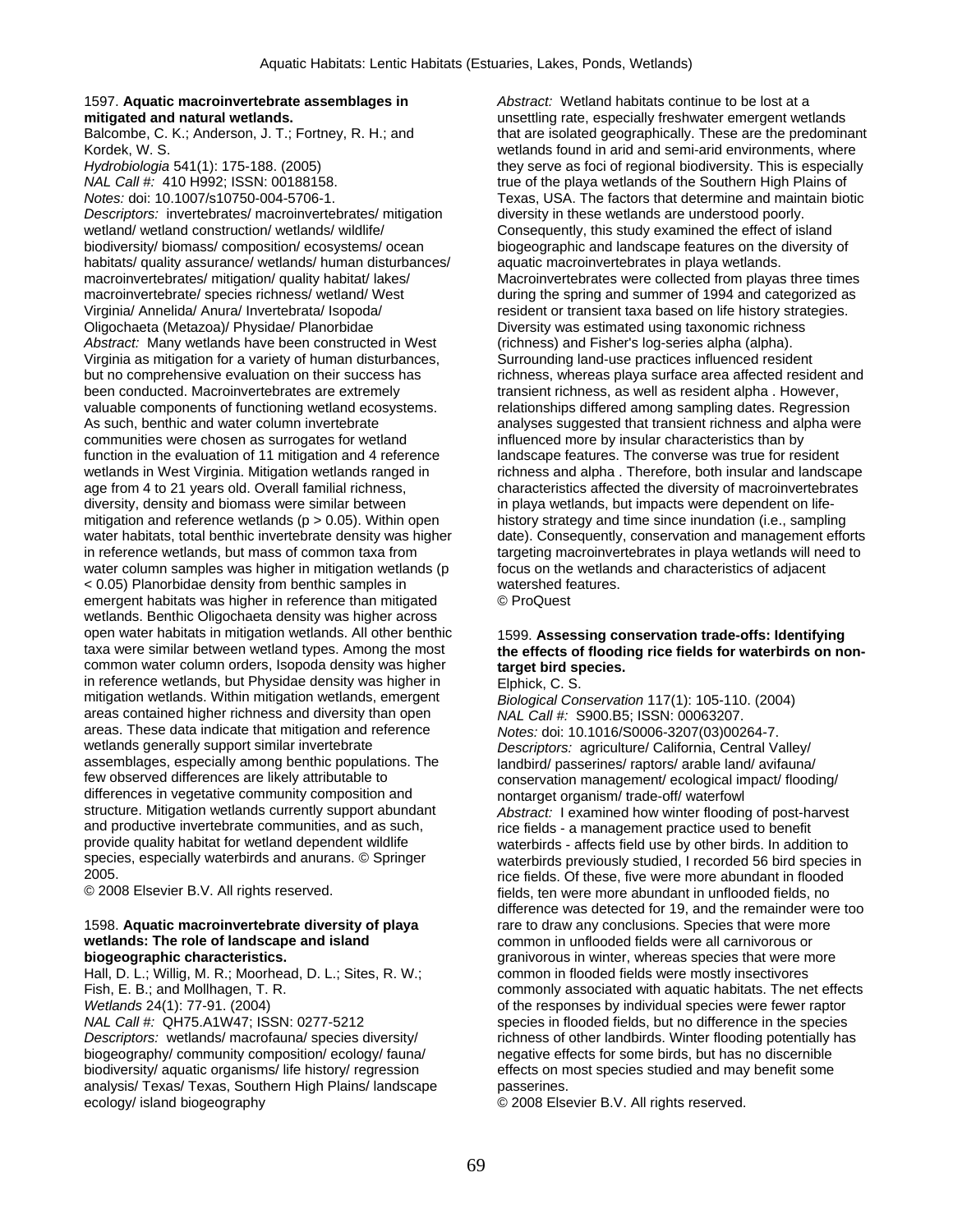1597. **Aquatic macroinvertebrate assemblages in mitigated and natural wetlands.**
Balcombe, C. K.; Anderson, J. T.; Fortney, R. H.; and Kordek, W. S.
*Hydrobiologia* 541(1): 175-188. (2005)
*NAL Call #:* 410 H992; ISSN: 00188158.
*Notes:* doi: 10.1007/s10750-004-5706-1.
*Descriptors:* invertebrates/ macroinvertebrates/ mitigation wetland/ wetland construction/ wetlands/ wildlife/ biodiversity/ biomass/ composition/ ecosystems/ ocean habitats/ quality assurance/ wetlands/ human disturbances/ macroinvertebrates/ mitigation/ quality habitat/ lakes/ macroinvertebrate/ species richness/ wetland/ West Virginia/ Annelida/ Anura/ Invertebrata/ Isopoda/ Oligochaeta (Metazoa)/ Physidae/ Planorbidae
*Abstract:* Many wetlands have been constructed in West Virginia as mitigation for a variety of human disturbances, but no comprehensive evaluation on their success has been conducted. Macroinvertebrates are extremely valuable components of functioning wetland ecosystems. As such, benthic and water column invertebrate communities were chosen as surrogates for wetland function in the evaluation of 11 mitigation and 4 reference wetlands in West Virginia. Mitigation wetlands ranged in age from 4 to 21 years old. Overall familial richness, diversity, density and biomass were similar between mitigation and reference wetlands ($p > 0.05$). Within open water habitats, total benthic invertebrate density was higher in reference wetlands, but mass of common taxa from water column samples was higher in mitigation wetlands ($p < 0.05$) Planorbidae density from benthic samples in emergent habitats was higher in reference than mitigated wetlands. Benthic Oligochaeta density was higher across open water habitats in mitigation wetlands. All other benthic taxa were similar between wetland types. Among the most common water column orders, Isopoda density was higher in reference wetlands, but Physidae density was higher in mitigation wetlands. Within mitigation wetlands, emergent areas contained higher richness and diversity than open areas. These data indicate that mitigation and reference wetlands generally support similar invertebrate assemblages, especially among benthic populations. The few observed differences are likely attributable to differences in vegetative community composition and structure. Mitigation wetlands currently support abundant and productive invertebrate communities, and as such, provide quality habitat for wetland dependent wildlife species, especially waterbirds and anurans. © Springer 2005.
© 2008 Elsevier B.V. All rights reserved.

1598. **Aquatic macroinvertebrate diversity of playa wetlands: The role of landscape and island biogeographic characteristics.**
Hall, D. L.; Willig, M. R.; Moorhead, D. L.; Sites, R. W.; Fish, E. B.; and Mollhagen, T. R.
*Wetlands* 24(1): 77-91. (2004)
*NAL Call #:* QH75.A1W47; ISSN: 0277-5212
*Descriptors:* wetlands/ macrofauna/ species diversity/ biogeography/ community composition/ ecology/ fauna/ biodiversity/ aquatic organisms/ life history/ regression analysis/ Texas/ Texas, Southern High Plains/ landscape ecology/ island biogeography
*Abstract:* Wetland habitats continue to be lost at a unsettling rate, especially freshwater emergent wetlands that are isolated geographically. These are the predominant wetlands found in arid and semi-arid environments, where they serve as foci of regional biodiversity. This is especially true of the playa wetlands of the Southern High Plains of Texas, USA. The factors that determine and maintain biotic diversity in these wetlands are understood poorly. Consequently, this study examined the effect of island biogeographic and landscape features on the diversity of aquatic macroinvertebrates in playa wetlands. Macroinvertebrates were collected from playas three times during the spring and summer of 1994 and categorized as resident or transient taxa based on life history strategies. Diversity was estimated using taxonomic richness (richness) and Fisher's log-series alpha (alpha). Surrounding land-use practices influenced resident richness, whereas playa surface area affected resident and transient richness, as well as resident alpha . However, relationships differed among sampling dates. Regression analyses suggested that transient richness and alpha were influenced more by insular characteristics than by landscape features. The converse was true for resident richness and alpha . Therefore, both insular and landscape characteristics affected the diversity of macroinvertebrates in playa wetlands, but impacts were dependent on life-history strategy and time since inundation (i.e., sampling date). Consequently, conservation and management efforts targeting macroinvertebrates in playa wetlands will need to focus on the wetlands and characteristics of adjacent watershed features.
© ProQuest

1599. **Assessing conservation trade-offs: Identifying the effects of flooding rice fields for waterbirds on non-target bird species.**
Elphick, C. S.
*Biological Conservation* 117(1): 105-110. (2004)
*NAL Call #:* S900.B5; ISSN: 00063207.
*Notes:* doi: 10.1016/S0006-3207(03)00264-7.
*Descriptors:* agriculture/ California, Central Valley/ landbird/ passerines/ raptors/ arable land/ avifauna/ conservation management/ ecological impact/ flooding/ nontarget organism/ trade-off/ waterfowl
*Abstract:* I examined how winter flooding of post-harvest rice fields - a management practice used to benefit waterbirds - affects field use by other birds. In addition to waterbirds previously studied, I recorded 56 bird species in rice fields. Of these, five were more abundant in flooded fields, ten were more abundant in unflooded fields, no difference was detected for 19, and the remainder were too rare to draw any conclusions. Species that were more common in unflooded fields were all carnivorous or granivorous in winter, whereas species that were more common in flooded fields were mostly insectivores commonly associated with aquatic habitats. The net effects of the responses by individual species were fewer raptor species in flooded fields, but no difference in the species richness of other landbirds. Winter flooding potentially has negative effects for some birds, but has no discernible effects on most species studied and may benefit some passerines.
© 2008 Elsevier B.V. All rights reserved.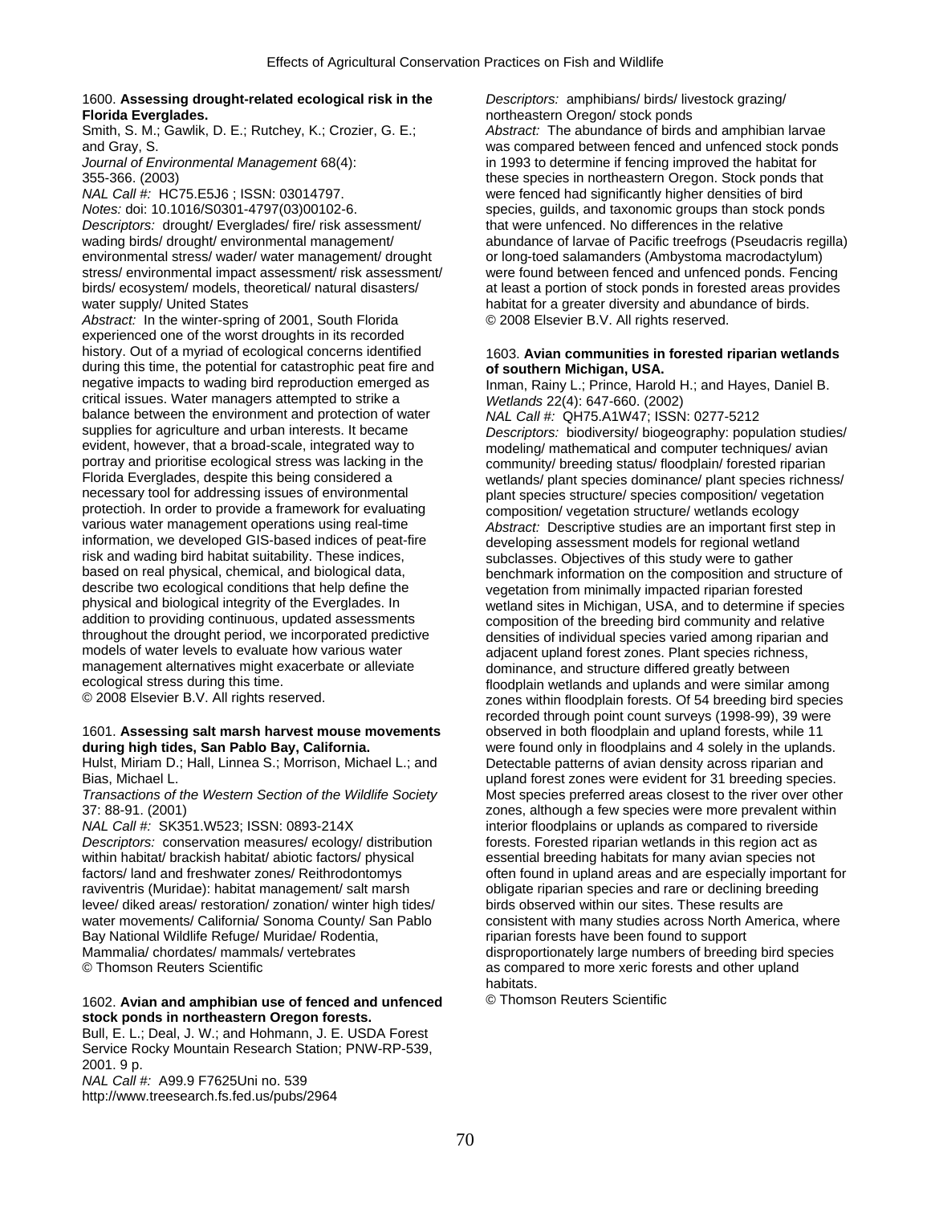1600. **Assessing drought-related ecological risk in the Florida Everglades.**
Smith, S. M.; Gawlik, D. E.; Rutchey, K.; Crozier, G. E.; and Gray, S.
*Journal of Environmental Management* 68(4): 355-366. (2003)
*NAL Call #:* HC75.E5J6 ; ISSN: 03014797.
*Notes:* doi: 10.1016/S0301-4797(03)00102-6.
*Descriptors:* drought/ Everglades/ fire/ risk assessment/ wading birds/ drought/ environmental management/ environmental stress/ wader/ water management/ drought stress/ environmental impact assessment/ risk assessment/ birds/ ecosystem/ models, theoretical/ natural disasters/ water supply/ United States
*Abstract:* In the winter-spring of 2001, South Florida experienced one of the worst droughts in its recorded history. Out of a myriad of ecological concerns identified during this time, the potential for catastrophic peat fire and negative impacts to wading bird reproduction emerged as critical issues. Water managers attempted to strike a balance between the environment and protection of water supplies for agriculture and urban interests. It became evident, however, that a broad-scale, integrated way to portray and prioritise ecological stress was lacking in the Florida Everglades, despite this being considered a necessary tool for addressing issues of environmental protectioh. In order to provide a framework for evaluating various water management operations using real-time information, we developed GIS-based indices of peat-fire risk and wading bird habitat suitability. These indices, based on real physical, chemical, and biological data, describe two ecological conditions that help define the physical and biological integrity of the Everglades. In addition to providing continuous, updated assessments throughout the drought period, we incorporated predictive models of water levels to evaluate how various water management alternatives might exacerbate or alleviate ecological stress during this time.
© 2008 Elsevier B.V. All rights reserved.

1601. **Assessing salt marsh harvest mouse movements during high tides, San Pablo Bay, California.**
Hulst, Miriam D.; Hall, Linnea S.; Morrison, Michael L.; and Bias, Michael L.
*Transactions of the Western Section of the Wildlife Society* 37: 88-91. (2001)
*NAL Call #:* SK351.W523; ISSN: 0893-214X
*Descriptors:* conservation measures/ ecology/ distribution within habitat/ brackish habitat/ abiotic factors/ physical factors/ land and freshwater zones/ Reithrodontomys raviventris (Muridae): habitat management/ salt marsh levee/ diked areas/ restoration/ zonation/ winter high tides/ water movements/ California/ Sonoma County/ San Pablo Bay National Wildlife Refuge/ Muridae/ Rodentia, Mammalia/ chordates/ mammals/ vertebrates
© Thomson Reuters Scientific

1602. **Avian and amphibian use of fenced and unfenced stock ponds in northeastern Oregon forests.**
Bull, E. L.; Deal, J. W.; and Hohmann, J. E. USDA Forest Service Rocky Mountain Research Station; PNW-RP-539, 2001. 9 p.
*NAL Call #:* A99.9 F7625Uni no. 539
http://www.treesearch.fs.fed.us/pubs/2964
*Descriptors:* amphibians/ birds/ livestock grazing/ northeastern Oregon/ stock ponds
*Abstract:* The abundance of birds and amphibian larvae was compared between fenced and unfenced stock ponds in 1993 to determine if fencing improved the habitat for these species in northeastern Oregon. Stock ponds that were fenced had significantly higher densities of bird species, guilds, and taxonomic groups than stock ponds that were unfenced. No differences in the relative abundance of larvae of Pacific treefrogs (Pseudacris regilla) or long-toed salamanders (Ambystoma macrodactylum) were found between fenced and unfenced ponds. Fencing at least a portion of stock ponds in forested areas provides habitat for a greater diversity and abundance of birds.
© 2008 Elsevier B.V. All rights reserved.

1603. **Avian communities in forested riparian wetlands of southern Michigan, USA.**
Inman, Rainy L.; Prince, Harold H.; and Hayes, Daniel B.
*Wetlands* 22(4): 647-660. (2002)
*NAL Call #:* QH75.A1W47; ISSN: 0277-5212
*Descriptors:* biodiversity/ biogeography: population studies/ modeling/ mathematical and computer techniques/ avian community/ breeding status/ floodplain/ forested riparian wetlands/ plant species dominance/ plant species richness/ plant species structure/ species composition/ vegetation composition/ vegetation structure/ wetlands ecology
*Abstract:* Descriptive studies are an important first step in developing assessment models for regional wetland subclasses. Objectives of this study were to gather benchmark information on the composition and structure of vegetation from minimally impacted riparian forested wetland sites in Michigan, USA, and to determine if species composition of the breeding bird community and relative densities of individual species varied among riparian and adjacent upland forest zones. Plant species richness, dominance, and structure differed greatly between floodplain wetlands and uplands and were similar among zones within floodplain forests. Of 54 breeding bird species recorded through point count surveys (1998-99), 39 were observed in both floodplain and upland forests, while 11 were found only in floodplains and 4 solely in the uplands. Detectable patterns of avian density across riparian and upland forest zones were evident for 31 breeding species. Most species preferred areas closest to the river over other zones, although a few species were more prevalent within interior floodplains or uplands as compared to riverside forests. Forested riparian wetlands in this region act as essential breeding habitats for many avian species not often found in upland areas and are especially important for obligate riparian species and rare or declining breeding birds observed within our sites. These results are consistent with many studies across North America, where riparian forests have been found to support disproportionately large numbers of breeding bird species as compared to more xeric forests and other upland habitats.
© Thomson Reuters Scientific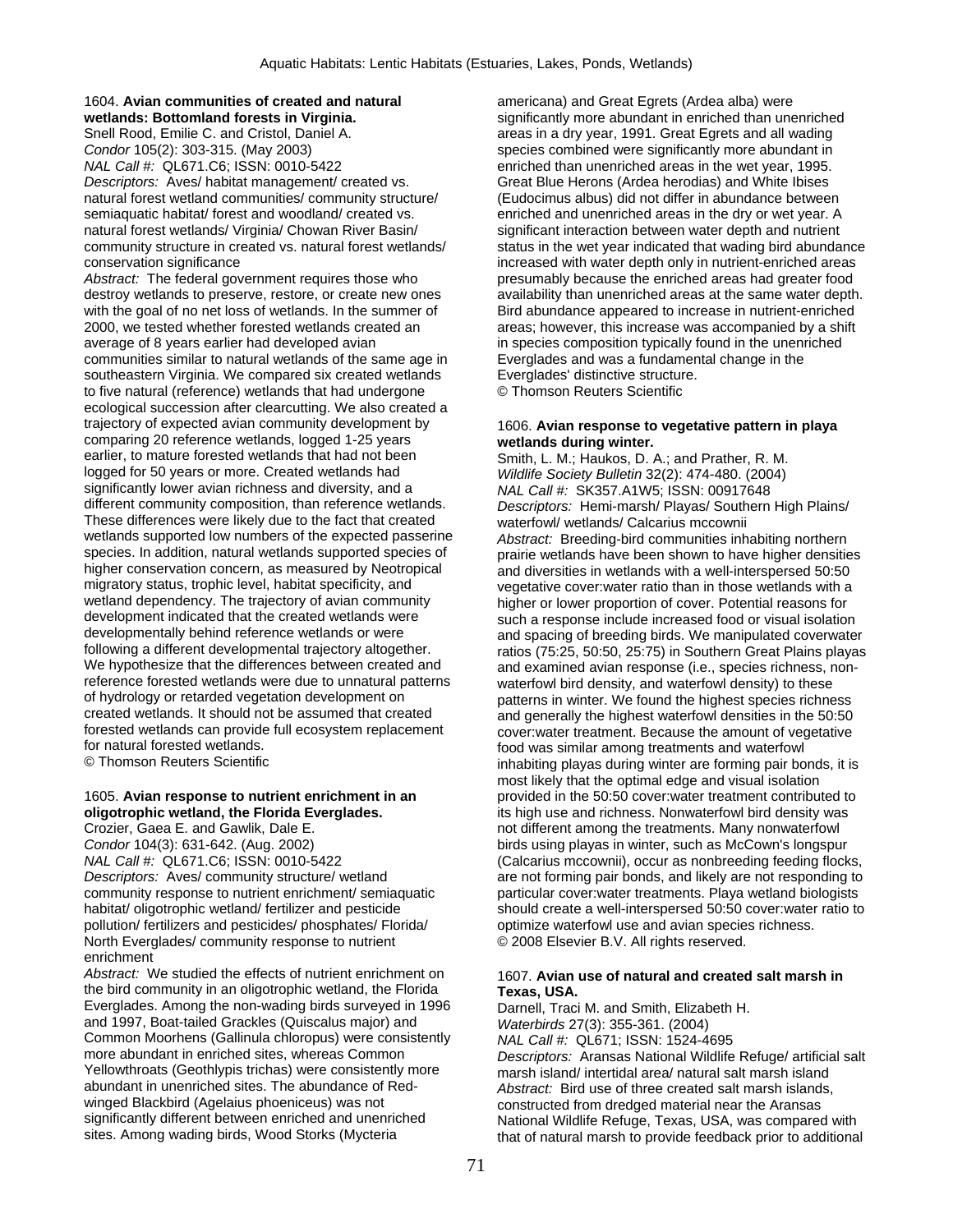1604. **Avian communities of created and natural wetlands: Bottomland forests in Virginia.**
Snell Rood, Emilie C. and Cristol, Daniel A.
*Condor* 105(2): 303-315. (May 2003)
*NAL Call #:* QL671.C6; ISSN: 0010-5422
*Descriptors:* Aves/ habitat management/ created vs. natural forest wetland communities/ community structure/ semiaquatic habitat/ forest and woodland/ created vs. natural forest wetlands/ Virginia/ Chowan River Basin/ community structure in created vs. natural forest wetlands/ conservation significance
*Abstract:* The federal government requires those who destroy wetlands to preserve, restore, or create new ones with the goal of no net loss of wetlands. In the summer of 2000, we tested whether forested wetlands created an average of 8 years earlier had developed avian communities similar to natural wetlands of the same age in southeastern Virginia. We compared six created wetlands to five natural (reference) wetlands that had undergone ecological succession after clearcutting. We also created a trajectory of expected avian community development by comparing 20 reference wetlands, logged 1-25 years earlier, to mature forested wetlands that had not been logged for 50 years or more. Created wetlands had significantly lower avian richness and diversity, and a different community composition, than reference wetlands. These differences were likely due to the fact that created wetlands supported low numbers of the expected passerine species. In addition, natural wetlands supported species of higher conservation concern, as measured by Neotropical migratory status, trophic level, habitat specificity, and wetland dependency. The trajectory of avian community development indicated that the created wetlands were developmentally behind reference wetlands or were following a different developmental trajectory altogether. We hypothesize that the differences between created and reference forested wetlands were due to unnatural patterns of hydrology or retarded vegetation development on created wetlands. It should not be assumed that created forested wetlands can provide full ecosystem replacement for natural forested wetlands.
© Thomson Reuters Scientific

1605. **Avian response to nutrient enrichment in an oligotrophic wetland, the Florida Everglades.**
Crozier, Gaea E. and Gawlik, Dale E.
*Condor* 104(3): 631-642. (Aug. 2002)
*NAL Call #:* QL671.C6; ISSN: 0010-5422
*Descriptors:* Aves/ community structure/ wetland community response to nutrient enrichment/ semiaquatic habitat/ oligotrophic wetland/ fertilizer and pesticide pollution/ fertilizers and pesticides/ phosphates/ Florida/ North Everglades/ community response to nutrient enrichment
*Abstract:* We studied the effects of nutrient enrichment on the bird community in an oligotrophic wetland, the Florida Everglades. Among the non-wading birds surveyed in 1996 and 1997, Boat-tailed Grackles (Quiscalus major) and Common Moorhens (Gallinula chloropus) were consistently more abundant in enriched sites, whereas Common Yellowthroats (Geothlypis trichas) were consistently more abundant in unenriched sites. The abundance of Red-winged Blackbird (Agelaius phoeniceus) was not significantly different between enriched and unenriched sites. Among wading birds, Wood Storks (Mycteria americana) and Great Egrets (Ardea alba) were significantly more abundant in enriched than unenriched areas in a dry year, 1991. Great Egrets and all wading species combined were significantly more abundant in enriched than unenriched areas in the wet year, 1995. Great Blue Herons (Ardea herodias) and White Ibises (Eudocimus albus) did not differ in abundance between enriched and unenriched areas in the dry or wet year. A significant interaction between water depth and nutrient status in the wet year indicated that wading bird abundance increased with water depth only in nutrient-enriched areas presumably because the enriched areas had greater food availability than unenriched areas at the same water depth. Bird abundance appeared to increase in nutrient-enriched areas; however, this increase was accompanied by a shift in species composition typically found in the unenriched Everglades and was a fundamental change in the Everglades' distinctive structure.
© Thomson Reuters Scientific

1606. **Avian response to vegetative pattern in playa wetlands during winter.**
Smith, L. M.; Haukos, D. A.; and Prather, R. M.
*Wildlife Society Bulletin* 32(2): 474-480. (2004)
*NAL Call #:* SK357.A1W5; ISSN: 00917648
*Descriptors:* Hemi-marsh/ Playas/ Southern High Plains/ waterfowl/ wetlands/ Calcarius mccownii
*Abstract:* Breeding-bird communities inhabiting northern prairie wetlands have been shown to have higher densities and diversities in wetlands with a well-interspersed 50:50 vegetative cover:water ratio than in those wetlands with a higher or lower proportion of cover. Potential reasons for such a response include increased food or visual isolation and spacing of breeding birds. We manipulated coverwater ratios (75:25, 50:50, 25:75) in Southern Great Plains playas and examined avian response (i.e., species richness, non-waterfowl bird density, and waterfowl density) to these patterns in winter. We found the highest species richness and generally the highest waterfowl densities in the 50:50 cover:water treatment. Because the amount of vegetative food was similar among treatments and waterfowl inhabiting playas during winter are forming pair bonds, it is most likely that the optimal edge and visual isolation provided in the 50:50 cover:water treatment contributed to its high use and richness. Nonwaterfowl bird density was not different among the treatments. Many nonwaterfowl birds using playas in winter, such as McCown's longspur (Calcarius mccownii), occur as nonbreeding feeding flocks, are not forming pair bonds, and likely are not responding to particular cover:water treatments. Playa wetland biologists should create a well-interspersed 50:50 cover:water ratio to optimize waterfowl use and avian species richness.
© 2008 Elsevier B.V. All rights reserved.

1607. **Avian use of natural and created salt marsh in Texas, USA.**
Darnell, Traci M. and Smith, Elizabeth H.
*Waterbirds* 27(3): 355-361. (2004)
*NAL Call #:* QL671; ISSN: 1524-4695
*Descriptors:* Aransas National Wildlife Refuge/ artificial salt marsh island/ intertidal area/ natural salt marsh island
*Abstract:* Bird use of three created salt marsh islands, constructed from dredged material near the Aransas National Wildlife Refuge, Texas, USA, was compared with that of natural marsh to provide feedback prior to additional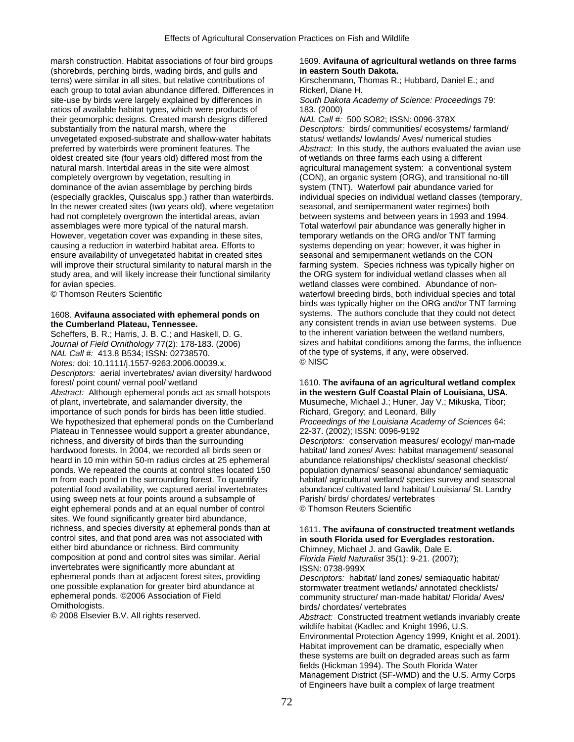marsh construction. Habitat associations of four bird groups (shorebirds, perching birds, wading birds, and gulls and terns) were similar in all sites, but relative contributions of each group to total avian abundance differed. Differences in site-use by birds were largely explained by differences in ratios of available habitat types, which were products of their geomorphic designs. Created marsh designs differed substantially from the natural marsh, where the unvegetated exposed-substrate and shallow-water habitats preferred by waterbirds were prominent features. The oldest created site (four years old) differed most from the natural marsh. Intertidal areas in the site were almost completely overgrown by vegetation, resulting in dominance of the avian assemblage by perching birds (especially grackles, Quiscalus spp.) rather than waterbirds. In the newer created sites (two years old), where vegetation had not completely overgrown the intertidal areas, avian assemblages were more typical of the natural marsh. However, vegetation cover was expanding in these sites, causing a reduction in waterbird habitat area. Efforts to ensure availability of unvegetated habitat in created sites will improve their structural similarity to natural marsh in the study area, and will likely increase their functional similarity for avian species.
© Thomson Reuters Scientific

1608. **Avifauna associated with ephemeral ponds on the Cumberland Plateau, Tennessee.**
Scheffers, B. R.; Harris, J. B. C.; and Haskell, D. G.
*Journal of Field Ornithology* 77(2): 178-183. (2006)
*NAL Call #:* 413.8 B534; ISSN: 02738570.
*Notes:* doi: 10.1111/j.1557-9263.2006.00039.x.
*Descriptors:* aerial invertebrates/ avian diversity/ hardwood forest/ point count/ vernal pool/ wetland
*Abstract:* Although ephemeral ponds act as small hotspots of plant, invertebrate, and salamander diversity, the importance of such ponds for birds has been little studied. We hypothesized that ephemeral ponds on the Cumberland Plateau in Tennessee would support a greater abundance, richness, and diversity of birds than the surrounding hardwood forests. In 2004, we recorded all birds seen or heard in 10 min within 50-m radius circles at 25 ephemeral ponds. We repeated the counts at control sites located 150 m from each pond in the surrounding forest. To quantify potential food availability, we captured aerial invertebrates using sweep nets at four points around a subsample of eight ephemeral ponds and at an equal number of control sites. We found significantly greater bird abundance, richness, and species diversity at ephemeral ponds than at control sites, and that pond area was not associated with either bird abundance or richness. Bird community composition at pond and control sites was similar. Aerial invertebrates were significantly more abundant at ephemeral ponds than at adjacent forest sites, providing one possible explanation for greater bird abundance at ephemeral ponds. ©2006 Association of Field Ornithologists.
© 2008 Elsevier B.V. All rights reserved.

1609. **Avifauna of agricultural wetlands on three farms in eastern South Dakota.**
Kirschenmann, Thomas R.; Hubbard, Daniel E.; and Rickerl, Diane H.
*South Dakota Academy of Science: Proceedings* 79: 183. (2000)
*NAL Call #:* 500 SO82; ISSN: 0096-378X
*Descriptors:* birds/ communities/ ecosystems/ farmland/ status/ wetlands/ lowlands/ Aves/ numerical studies
*Abstract:* In this study, the authors evaluated the avian use of wetlands on three farms each using a different agricultural management system: a conventional system (CON), an organic system (ORG), and transitional no-till system (TNT). Waterfowl pair abundance varied for individual species on individual wetland classes (temporary, seasonal, and semipermanent water regimes) both between systems and between years in 1993 and 1994. Total waterfowl pair abundance was generally higher in temporary wetlands on the ORG and/or TNT farming systems depending on year; however, it was higher in seasonal and semipermanent wetlands on the CON farming system. Species richness was typically higher on the ORG system for individual wetland classes when all wetland classes were combined. Abundance of non-waterfowl breeding birds, both individual species and total birds was typically higher on the ORG and/or TNT farming systems. The authors conclude that they could not detect any consistent trends in avian use between systems. Due to the inherent variation between the wetland numbers, sizes and habitat conditions among the farms, the influence of the type of systems, if any, were observed.
© NISC

1610. **The avifauna of an agricultural wetland complex in the western Gulf Coastal Plain of Louisiana, USA.**
Musumeche, Michael J.; Huner, Jay V.; Mikuska, Tibor; Richard, Gregory; and Leonard, Billy
*Proceedings of the Louisiana Academy of Sciences* 64: 22-37. (2002); ISSN: 0096-9192
*Descriptors:* conservation measures/ ecology/ man-made habitat/ land zones/ Aves: habitat management/ seasonal abundance relationships/ checklists/ seasonal checklist/ population dynamics/ seasonal abundance/ semiaquatic habitat/ agricultural wetland/ species survey and seasonal abundance/ cultivated land habitat/ Louisiana/ St. Landry Parish/ birds/ chordates/ vertebrates
© Thomson Reuters Scientific

1611. **The avifauna of constructed treatment wetlands in south Florida used for Everglades restoration.**
Chimney, Michael J. and Gawlik, Dale E.
*Florida Field Naturalist* 35(1): 9-21. (2007); ISSN: 0738-999X
*Descriptors:* habitat/ land zones/ semiaquatic habitat/ stormwater treatment wetlands/ annotated checklists/ community structure/ man-made habitat/ Florida/ Aves/ birds/ chordates/ vertebrates
*Abstract:* Constructed treatment wetlands invariably create wildlife habitat (Kadlec and Knight 1996, U.S. Environmental Protection Agency 1999, Knight et al. 2001). Habitat improvement can be dramatic, especially when these systems are built on degraded areas such as farm fields (Hickman 1994). The South Florida Water Management District (SF-WMD) and the U.S. Army Corps of Engineers have built a complex of large treatment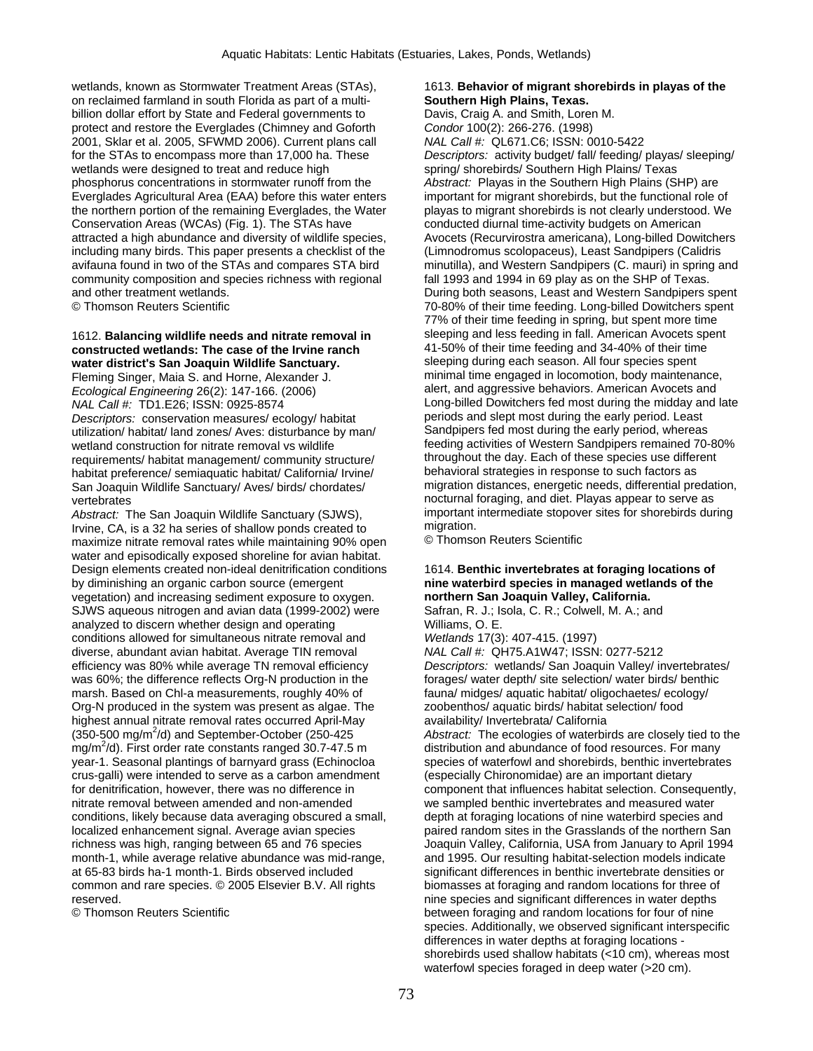wetlands, known as Stormwater Treatment Areas (STAs), on reclaimed farmland in south Florida as part of a multi-billion dollar effort by State and Federal governments to protect and restore the Everglades (Chimney and Goforth 2001, Sklar et al. 2005, SFWMD 2006). Current plans call for the STAs to encompass more than 17,000 ha. These wetlands were designed to treat and reduce high phosphorus concentrations in stormwater runoff from the Everglades Agricultural Area (EAA) before this water enters the northern portion of the remaining Everglades, the Water Conservation Areas (WCAs) (Fig. 1). The STAs have attracted a high abundance and diversity of wildlife species, including many birds. This paper presents a checklist of the avifauna found in two of the STAs and compares STA bird community composition and species richness with regional and other treatment wetlands.
© Thomson Reuters Scientific

1612. **Balancing wildlife needs and nitrate removal in constructed wetlands: The case of the Irvine ranch water district's San Joaquin Wildlife Sanctuary.**
Fleming Singer, Maia S. and Horne, Alexander J.
*Ecological Engineering* 26(2): 147-166. (2006)
*NAL Call #:* TD1.E26; ISSN: 0925-8574
*Descriptors:* conservation measures/ ecology/ habitat utilization/ habitat/ land zones/ Aves: disturbance by man/ wetland construction for nitrate removal vs wildlife requirements/ habitat management/ community structure/ habitat preference/ semiaquatic habitat/ California/ Irvine/ San Joaquin Wildlife Sanctuary/ Aves/ birds/ chordates/ vertebrates
*Abstract:* The San Joaquin Wildlife Sanctuary (SJWS), Irvine, CA, is a 32 ha series of shallow ponds created to maximize nitrate removal rates while maintaining 90% open water and episodically exposed shoreline for avian habitat. Design elements created non-ideal denitrification conditions by diminishing an organic carbon source (emergent vegetation) and increasing sediment exposure to oxygen. SJWS aqueous nitrogen and avian data (1999-2002) were analyzed to discern whether design and operating conditions allowed for simultaneous nitrate removal and diverse, abundant avian habitat. Average TIN removal efficiency was 80% while average TN removal efficiency was 60%; the difference reflects Org-N production in the marsh. Based on Chl-a measurements, roughly 40% of Org-N produced in the system was present as algae. The highest annual nitrate removal rates occurred April-May (350-500 mg/m$^2$/d) and September-October (250-425 mg/m$^2$/d). First order rate constants ranged 30.7-47.5 m year-1. Seasonal plantings of barnyard grass (Echinocloa crus-galli) were intended to serve as a carbon amendment for denitrification, however, there was no difference in nitrate removal between amended and non-amended conditions, likely because data averaging obscured a small, localized enhancement signal. Average avian species richness was high, ranging between 65 and 76 species month-1, while average relative abundance was mid-range, at 65-83 birds ha-1 month-1. Birds observed included common and rare species. © 2005 Elsevier B.V. All rights reserved.
© Thomson Reuters Scientific

1613. **Behavior of migrant shorebirds in playas of the Southern High Plains, Texas.**
Davis, Craig A. and Smith, Loren M.
*Condor* 100(2): 266-276. (1998)
*NAL Call #:* QL671.C6; ISSN: 0010-5422
*Descriptors:* activity budget/ fall/ feeding/ playas/ sleeping/ spring/ shorebirds/ Southern High Plains/ Texas
*Abstract:* Playas in the Southern High Plains (SHP) are important for migrant shorebirds, but the functional role of playas to migrant shorebirds is not clearly understood. We conducted diurnal time-activity budgets on American Avocets (Recurvirostra americana), Long-billed Dowitchers (Limnodromus scolopaceus), Least Sandpipers (Calidris minutilla), and Western Sandpipers (C. mauri) in spring and fall 1993 and 1994 in 69 play as on the SHP of Texas. During both seasons, Least and Western Sandpipers spent 70-80% of their time feeding. Long-billed Dowitchers spent 77% of their time feeding in spring, but spent more time sleeping and less feeding in fall. American Avocets spent 41-50% of their time feeding and 34-40% of their time sleeping during each season. All four species spent minimal time engaged in locomotion, body maintenance, alert, and aggressive behaviors. American Avocets and Long-billed Dowitchers fed most during the midday and late periods and slept most during the early period. Least Sandpipers fed most during the early period, whereas feeding activities of Western Sandpipers remained 70-80% throughout the day. Each of these species use different behavioral strategies in response to such factors as migration distances, energetic needs, differential predation, nocturnal foraging, and diet. Playas appear to serve as important intermediate stopover sites for shorebirds during migration.
© Thomson Reuters Scientific

1614. **Benthic invertebrates at foraging locations of nine waterbird species in managed wetlands of the northern San Joaquin Valley, California.**
Safran, R. J.; Isola, C. R.; Colwell, M. A.; and Williams, O. E.
*Wetlands* 17(3): 407-415. (1997)
*NAL Call #:* QH75.A1W47; ISSN: 0277-5212
*Descriptors:* wetlands/ San Joaquin Valley/ invertebrates/ forages/ water depth/ site selection/ water birds/ benthic fauna/ midges/ aquatic habitat/ oligochaetes/ ecology/ zoobenthos/ aquatic birds/ habitat selection/ food availability/ Invertebrata/ California
*Abstract:* The ecologies of waterbirds are closely tied to the distribution and abundance of food resources. For many species of waterfowl and shorebirds, benthic invertebrates (especially Chironomidae) are an important dietary component that influences habitat selection. Consequently, we sampled benthic invertebrates and measured water depth at foraging locations of nine waterbird species and paired random sites in the Grasslands of the northern San Joaquin Valley, California, USA from January to April 1994 and 1995. Our resulting habitat-selection models indicate significant differences in benthic invertebrate densities or biomasses at foraging and random locations for three of nine species and significant differences in water depths between foraging and random locations for four of nine species. Additionally, we observed significant interspecific differences in water depths at foraging locations - shorebirds used shallow habitats (<10 cm), whereas most waterfowl species foraged in deep water (>20 cm).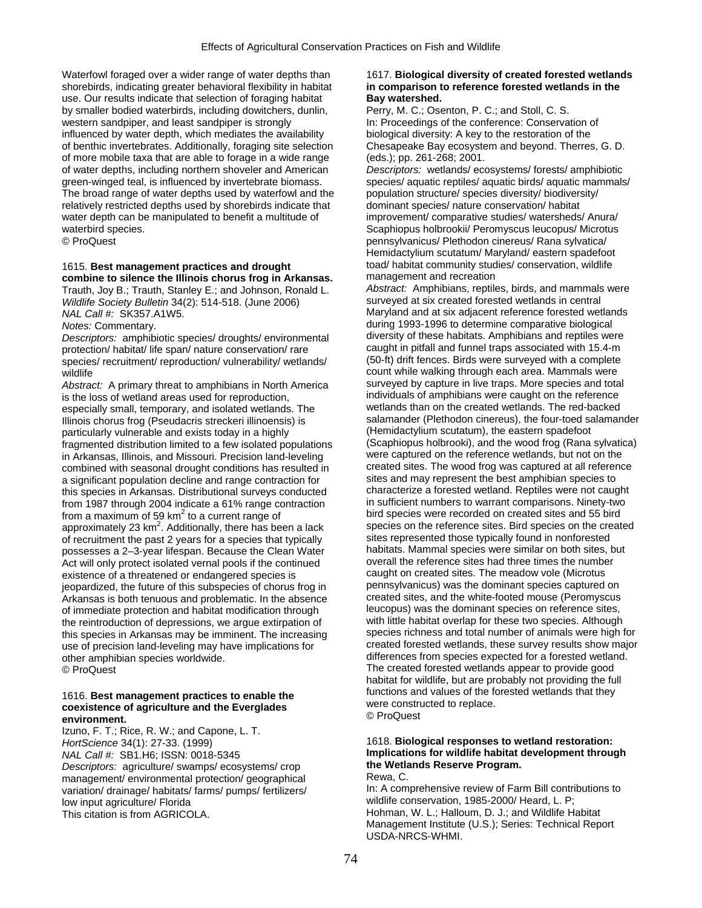Waterfowl foraged over a wider range of water depths than shorebirds, indicating greater behavioral flexibility in habitat use. Our results indicate that selection of foraging habitat by smaller bodied waterbirds, including dowitchers, dunlin, western sandpiper, and least sandpiper is strongly influenced by water depth, which mediates the availability of benthic invertebrates. Additionally, foraging site selection of more mobile taxa that are able to forage in a wide range of water depths, including northern shoveler and American green-winged teal, is influenced by invertebrate biomass. The broad range of water depths used by waterfowl and the relatively restricted depths used by shorebirds indicate that water depth can be manipulated to benefit a multitude of waterbird species.
© ProQuest

1615. **Best management practices and drought combine to silence the Illinois chorus frog in Arkansas.**
Trauth, Joy B.; Trauth, Stanley E.; and Johnson, Ronald L.
*Wildlife Society Bulletin* 34(2): 514-518. (June 2006)
*NAL Call #:* SK357.A1W5.
*Notes:* Commentary.
*Descriptors:* amphibiotic species/ droughts/ environmental protection/ habitat/ life span/ nature conservation/ rare species/ recruitment/ reproduction/ vulnerability/ wetlands/ wildlife
*Abstract:* A primary threat to amphibians in North America is the loss of wetland areas used for reproduction, especially small, temporary, and isolated wetlands. The Illinois chorus frog (Pseudacris streckeri illinoensis) is particularly vulnerable and exists today in a highly fragmented distribution limited to a few isolated populations in Arkansas, Illinois, and Missouri. Precision land-leveling combined with seasonal drought conditions has resulted in a significant population decline and range contraction for this species in Arkansas. Distributional surveys conducted from 1987 through 2004 indicate a 61% range contraction from a maximum of 59 $km^2$ to a current range of approximately 23 $km^2$. Additionally, there has been a lack of recruitment the past 2 years for a species that typically possesses a 2–3-year lifespan. Because the Clean Water Act will only protect isolated vernal pools if the continued existence of a threatened or endangered species is jeopardized, the future of this subspecies of chorus frog in Arkansas is both tenuous and problematic. In the absence of immediate protection and habitat modification through the reintroduction of depressions, we argue extirpation of this species in Arkansas may be imminent. The increasing use of precision land-leveling may have implications for other amphibian species worldwide.
© ProQuest

1616. **Best management practices to enable the coexistence of agriculture and the Everglades environment.**
Izuno, F. T.; Rice, R. W.; and Capone, L. T.
*HortScience* 34(1): 27-33. (1999)
*NAL Call #:* SB1.H6; ISSN: 0018-5345
*Descriptors:* agriculture/ swamps/ ecosystems/ crop management/ environmental protection/ geographical variation/ drainage/ habitats/ farms/ pumps/ fertilizers/ low input agriculture/ Florida
This citation is from AGRICOLA.

1617. **Biological diversity of created forested wetlands in comparison to reference forested wetlands in the Bay watershed.**
Perry, M. C.; Osenton, P. C.; and Stoll, C. S.
In: Proceedings of the conference: Conservation of biological diversity: A key to the restoration of the Chesapeake Bay ecosystem and beyond. Therres, G. D. (eds.); pp. 261-268; 2001.
*Descriptors:* wetlands/ ecosystems/ forests/ amphibiotic species/ aquatic reptiles/ aquatic birds/ aquatic mammals/ population structure/ species diversity/ biodiversity/ dominant species/ nature conservation/ habitat improvement/ comparative studies/ watersheds/ Anura/ Scaphiopus holbrookii/ Peromyscus leucopus/ Microtus pennsylvanicus/ Plethodon cinereus/ Rana sylvatica/ Hemidactylium scutatum/ Maryland/ eastern spadefoot toad/ habitat community studies/ conservation, wildlife management and recreation
*Abstract:* Amphibians, reptiles, birds, and mammals were surveyed at six created forested wetlands in central Maryland and at six adjacent reference forested wetlands during 1993-1996 to determine comparative biological diversity of these habitats. Amphibians and reptiles were caught in pitfall and funnel traps associated with 15.4-m (50-ft) drift fences. Birds were surveyed with a complete count while walking through each area. Mammals were surveyed by capture in live traps. More species and total individuals of amphibians were caught on the reference wetlands than on the created wetlands. The red-backed salamander (Plethodon cinereus), the four-toed salamander (Hemidactylium scutatum), the eastern spadefoot (Scaphiopus holbrooki), and the wood frog (Rana sylvatica) were captured on the reference wetlands, but not on the created sites. The wood frog was captured at all reference sites and may represent the best amphibian species to characterize a forested wetland. Reptiles were not caught in sufficient numbers to warrant comparisons. Ninety-two bird species were recorded on created sites and 55 bird species on the reference sites. Bird species on the created sites represented those typically found in nonforested habitats. Mammal species were similar on both sites, but overall the reference sites had three times the number caught on created sites. The meadow vole (Microtus pennsylvanicus) was the dominant species captured on created sites, and the white-footed mouse (Peromyscus leucopus) was the dominant species on reference sites, with little habitat overlap for these two species. Although species richness and total number of animals were high for created forested wetlands, these survey results show major differences from species expected for a forested wetland. The created forested wetlands appear to provide good habitat for wildlife, but are probably not providing the full functions and values of the forested wetlands that they were constructed to replace.
© ProQuest

1618. **Biological responses to wetland restoration: Implications for wildlife habitat development through the Wetlands Reserve Program.**
Rewa, C.
In: A comprehensive review of Farm Bill contributions to wildlife conservation, 1985-2000/ Heard, L. P; Hohman, W. L.; Halloum, D. J.; and Wildlife Habitat Management Institute (U.S.); Series: Technical Report USDA-NRCS-WHMI.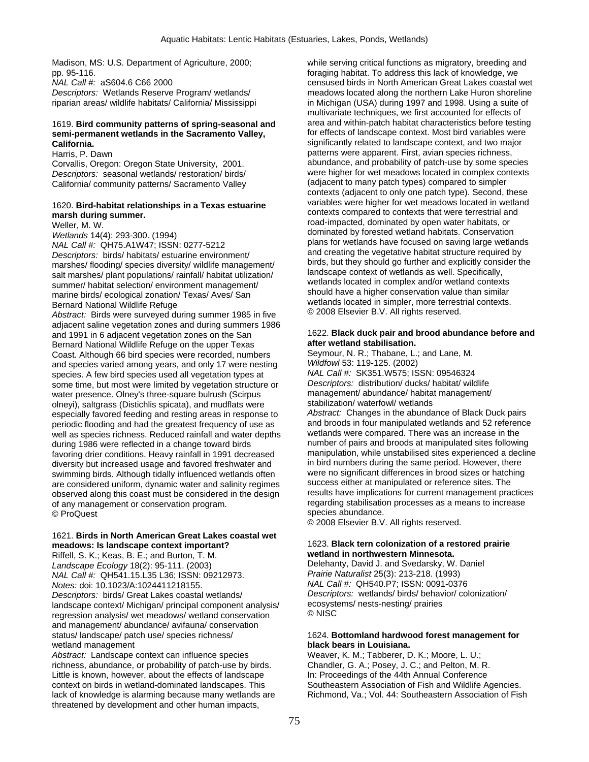Madison, MS: U.S. Department of Agriculture, 2000; pp. 95-116.
*NAL Call #:* aS604.6 C66 2000
*Descriptors:* Wetlands Reserve Program/ wetlands/ riparian areas/ wildlife habitats/ California/ Mississippi

1619. **Bird community patterns of spring-seasonal and semi-permanent wetlands in the Sacramento Valley, California.**
Harris, P. Dawn
Corvallis, Oregon: Oregon State University, 2001.
*Descriptors:* seasonal wetlands/ restoration/ birds/ California/ community patterns/ Sacramento Valley

1620. **Bird-habitat relationships in a Texas estuarine marsh during summer.**
Weller, M. W.
*Wetlands* 14(4): 293-300. (1994)
*NAL Call #:* QH75.A1W47; ISSN: 0277-5212
*Descriptors:* birds/ habitats/ estuarine environment/ marshes/ flooding/ species diversity/ wildlife management/ salt marshes/ plant populations/ rainfall/ habitat utilization/ summer/ habitat selection/ environment management/ marine birds/ ecological zonation/ Texas/ Aves/ San Bernard National Wildlife Refuge
*Abstract:* Birds were surveyed during summer 1985 in five adjacent saline vegetation zones and during summers 1986 and 1991 in 6 adjacent vegetation zones on the San Bernard National Wildlife Refuge on the upper Texas Coast. Although 66 bird species were recorded, numbers and species varied among years, and only 17 were nesting species. A few bird species used all vegetation types at some time, but most were limited by vegetation structure or water presence. Olney's three-square bulrush (Scirpus olneyi), saltgrass (Distichlis spicata), and mudflats were especially favored feeding and resting areas in response to periodic flooding and had the greatest frequency of use as well as species richness. Reduced rainfall and water depths during 1986 were reflected in a change toward birds favoring drier conditions. Heavy rainfall in 1991 decreased diversity but increased usage and favored freshwater and swimming birds. Although tidally influenced wetlands often are considered uniform, dynamic water and salinity regimes observed along this coast must be considered in the design of any management or conservation program.
© ProQuest

1621. **Birds in North American Great Lakes coastal wet meadows: Is landscape context important?**
Riffell, S. K.; Keas, B. E.; and Burton, T. M.
*Landscape Ecology* 18(2): 95-111. (2003)
*NAL Call #:* QH541.15.L35 L36; ISSN: 09212973.
*Notes:* doi: 10.1023/A:1024411218155.
*Descriptors:* birds/ Great Lakes coastal wetlands/ landscape context/ Michigan/ principal component analysis/ regression analysis/ wet meadows/ wetland conservation and management/ abundance/ avifauna/ conservation status/ landscape/ patch use/ species richness/ wetland management
*Abstract:* Landscape context can influence species richness, abundance, or probability of patch-use by birds. Little is known, however, about the effects of landscape context on birds in wetland-dominated landscapes. This lack of knowledge is alarming because many wetlands are threatened by development and other human impacts, while serving critical functions as migratory, breeding and foraging habitat. To address this lack of knowledge, we censused birds in North American Great Lakes coastal wet meadows located along the northern Lake Huron shoreline in Michigan (USA) during 1997 and 1998. Using a suite of multivariate techniques, we first accounted for effects of area and within-patch habitat characteristics before testing for effects of landscape context. Most bird variables were significantly related to landscape context, and two major patterns were apparent. First, avian species richness, abundance, and probability of patch-use by some species were higher for wet meadows located in complex contexts (adjacent to many patch types) compared to simpler contexts (adjacent to only one patch type). Second, these variables were higher for wet meadows located in wetland contexts compared to contexts that were terrestrial and road-impacted, dominated by open water habitats, or dominated by forested wetland habitats. Conservation plans for wetlands have focused on saving large wetlands and creating the vegetative habitat structure required by birds, but they should go further and explicitly consider the landscape context of wetlands as well. Specifically, wetlands located in complex and/or wetland contexts should have a higher conservation value than similar wetlands located in simpler, more terrestrial contexts.
© 2008 Elsevier B.V. All rights reserved.

1622. **Black duck pair and brood abundance before and after wetland stabilisation.**
Seymour, N. R.; Thabane, L.; and Lane, M.
*Wildfowl* 53: 119-125. (2002)
*NAL Call #:* SK351.W575; ISSN: 09546324
*Descriptors:* distribution/ ducks/ habitat/ wildlife management/ abundance/ habitat management/ stabilization/ waterfowl/ wetlands
*Abstract:* Changes in the abundance of Black Duck pairs and broods in four manipulated wetlands and 52 reference wetlands were compared. There was an increase in the number of pairs and broods at manipulated sites following manipulation, while unstabilised sites experienced a decline in bird numbers during the same period. However, there were no significant differences in brood sizes or hatching success either at manipulated or reference sites. The results have implications for current management practices regarding stabilisation processes as a means to increase species abundance.
© 2008 Elsevier B.V. All rights reserved.

1623. **Black tern colonization of a restored prairie wetland in northwestern Minnesota.**
Delehanty, David J. and Svedarsky, W. Daniel
*Prairie Naturalist* 25(3): 213-218. (1993)
*NAL Call #:* QH540.P7; ISSN: 0091-0376
*Descriptors:* wetlands/ birds/ behavior/ colonization/ ecosystems/ nests-nesting/ prairies
© NISC

1624. **Bottomland hardwood forest management for black bears in Louisiana.**
Weaver, K. M.; Tabberer, D. K.; Moore, L. U.; Chandler, G. A.; Posey, J. C.; and Pelton, M. R.
In: Proceedings of the 44th Annual Conference Southeastern Association of Fish and Wildlife Agencies. Richmond, Va.; Vol. 44: Southeastern Association of Fish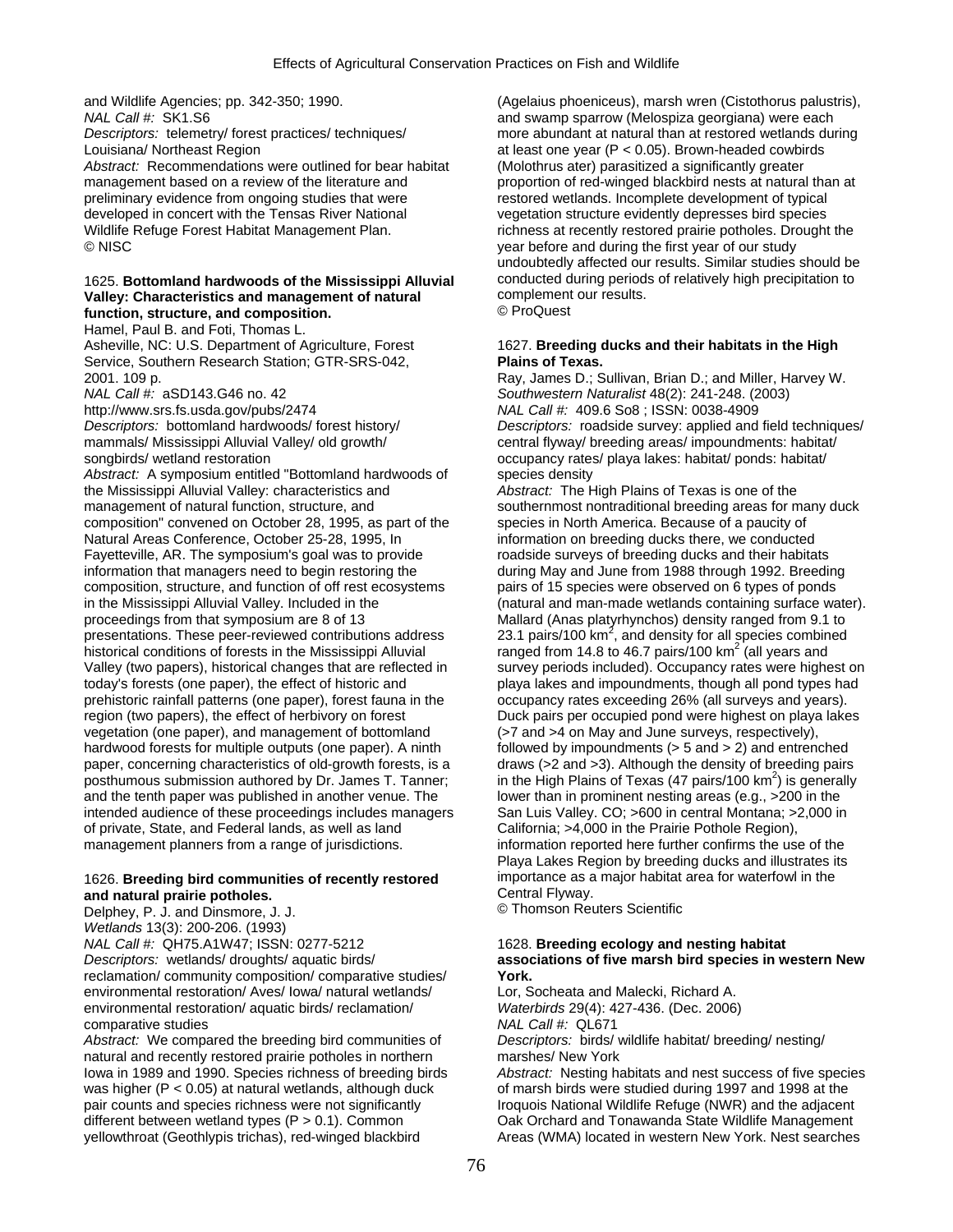and Wildlife Agencies; pp. 342-350; 1990.
*NAL Call #:* SK1.S6
*Descriptors:* telemetry/ forest practices/ techniques/ Louisiana/ Northeast Region
*Abstract:* Recommendations were outlined for bear habitat management based on a review of the literature and preliminary evidence from ongoing studies that were developed in concert with the Tensas River National Wildlife Refuge Forest Habitat Management Plan.
© NISC

1625. **Bottomland hardwoods of the Mississippi Alluvial Valley: Characteristics and management of natural function, structure, and composition.**
Hamel, Paul B. and Foti, Thomas L.
Asheville, NC: U.S. Department of Agriculture, Forest Service, Southern Research Station; GTR-SRS-042, 2001. 109 p.
*NAL Call #:* aSD143.G46 no. 42
http://www.srs.fs.usda.gov/pubs/2474
*Descriptors:* bottomland hardwoods/ forest history/ mammals/ Mississippi Alluvial Valley/ old growth/ songbirds/ wetland restoration
*Abstract:* A symposium entitled "Bottomland hardwoods of the Mississippi Alluvial Valley: characteristics and management of natural function, structure, and composition" convened on October 28, 1995, as part of the Natural Areas Conference, October 25-28, 1995, In Fayetteville, AR. The symposium's goal was to provide information that managers need to begin restoring the composition, structure, and function of off rest ecosystems in the Mississippi Alluvial Valley. Included in the proceedings from that symposium are 8 of 13 presentations. These peer-reviewed contributions address historical conditions of forests in the Mississippi Alluvial Valley (two papers), historical changes that are reflected in today's forests (one paper), the effect of historic and prehistoric rainfall patterns (one paper), forest fauna in the region (two papers), the effect of herbivory on forest vegetation (one paper), and management of bottomland hardwood forests for multiple outputs (one paper). A ninth paper, concerning characteristics of old-growth forests, is a posthumous submission authored by Dr. James T. Tanner; and the tenth paper was published in another venue. The intended audience of these proceedings includes managers of private, State, and Federal lands, as well as land management planners from a range of jurisdictions.

1626. **Breeding bird communities of recently restored and natural prairie potholes.**
Delphey, P. J. and Dinsmore, J. J.
*Wetlands* 13(3): 200-206. (1993)
*NAL Call #:* QH75.A1W47; ISSN: 0277-5212
*Descriptors:* wetlands/ droughts/ aquatic birds/ reclamation/ community composition/ comparative studies/ environmental restoration/ Aves/ Iowa/ natural wetlands/ environmental restoration/ aquatic birds/ reclamation/ comparative studies
*Abstract:* We compared the breeding bird communities of natural and recently restored prairie potholes in northern Iowa in 1989 and 1990. Species richness of breeding birds was higher ($P < 0.05$) at natural wetlands, although duck pair counts and species richness were not significantly different between wetland types ($P > 0.1$). Common yellowthroat (Geothlypis trichas), red-winged blackbird (Agelaius phoeniceus), marsh wren (Cistothorus palustris), and swamp sparrow (Melospiza georgiana) were each more abundant at natural than at restored wetlands during at least one year ($P < 0.05$). Brown-headed cowbirds (Molothrus ater) parasitized a significantly greater proportion of red-winged blackbird nests at natural than at restored wetlands. Incomplete development of typical vegetation structure evidently depresses bird species richness at recently restored prairie potholes. Drought the year before and during the first year of our study undoubtedly affected our results. Similar studies should be conducted during periods of relatively high precipitation to complement our results.
© ProQuest

1627. **Breeding ducks and their habitats in the High Plains of Texas.**
Ray, James D.; Sullivan, Brian D.; and Miller, Harvey W.
*Southwestern Naturalist* 48(2): 241-248. (2003)
*NAL Call #:* 409.6 So8 ; ISSN: 0038-4909
*Descriptors:* roadside survey: applied and field techniques/ central flyway/ breeding areas/ impoundments: habitat/ occupancy rates/ playa lakes: habitat/ ponds: habitat/ species density
*Abstract:* The High Plains of Texas is one of the southernmost nontraditional breeding areas for many duck species in North America. Because of a paucity of information on breeding ducks there, we conducted roadside surveys of breeding ducks and their habitats during May and June from 1988 through 1992. Breeding pairs of 15 species were observed on 6 types of ponds (natural and man-made wetlands containing surface water). Mallard (Anas platyrhynchos) density ranged from 9.1 to 23.1 pairs/100 $km^2$, and density for all species combined ranged from 14.8 to 46.7 pairs/100 $km^2$ (all years and survey periods included). Occupancy rates were highest on playa lakes and impoundments, though all pond types had occupancy rates exceeding 26% (all surveys and years). Duck pairs per occupied pond were highest on playa lakes (>7 and >4 on May and June surveys, respectively), followed by impoundments (> 5 and > 2) and entrenched draws (>2 and >3). Although the density of breeding pairs in the High Plains of Texas (47 pairs/100 $km^2$) is generally lower than in prominent nesting areas (e.g., >200 in the San Luis Valley. CO; >600 in central Montana; >2,000 in California; >4,000 in the Prairie Pothole Region), information reported here further confirms the use of the Playa Lakes Region by breeding ducks and illustrates its importance as a major habitat area for waterfowl in the Central Flyway.
© Thomson Reuters Scientific

1628. **Breeding ecology and nesting habitat associations of five marsh bird species in western New York.**
Lor, Socheata and Malecki, Richard A.
*Waterbirds* 29(4): 427-436. (Dec. 2006)
*NAL Call #:* QL671
*Descriptors:* birds/ wildlife habitat/ breeding/ nesting/ marshes/ New York
*Abstract:* Nesting habitats and nest success of five species of marsh birds were studied during 1997 and 1998 at the Iroquois National Wildlife Refuge (NWR) and the adjacent Oak Orchard and Tonawanda State Wildlife Management Areas (WMA) located in western New York. Nest searches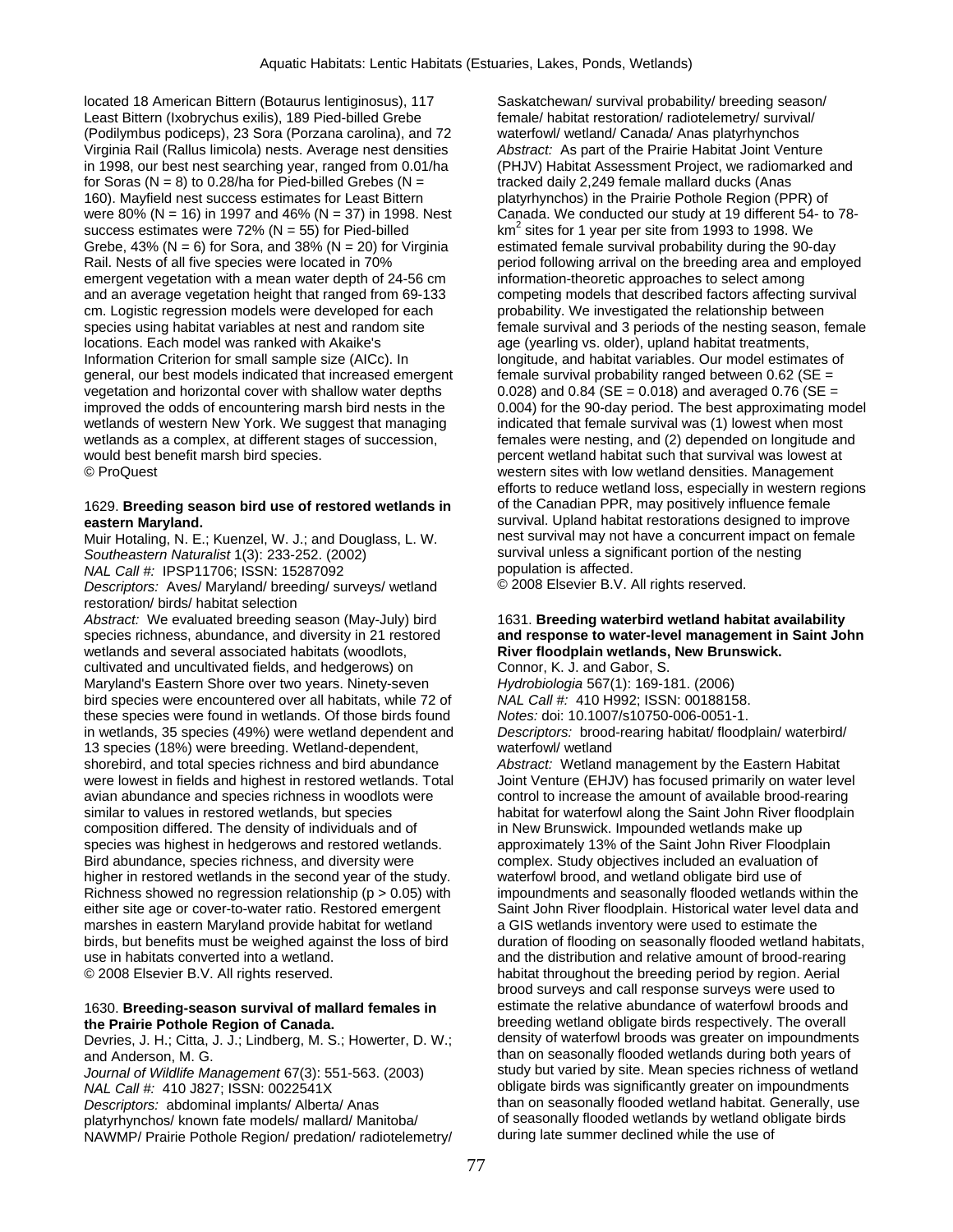located 18 American Bittern (Botaurus lentiginosus), 117 Least Bittern (Ixobrychus exilis), 189 Pied-billed Grebe (Podilymbus podiceps), 23 Sora (Porzana carolina), and 72 Virginia Rail (Rallus limicola) nests. Average nest densities in 1998, our best nest searching year, ranged from 0.01/ha for Soras (N = 8) to 0.28/ha for Pied-billed Grebes (N = 160). Mayfield nest success estimates for Least Bittern were 80% (N = 16) in 1997 and 46% (N = 37) in 1998. Nest success estimates were 72% (N = 55) for Pied-billed Grebe, 43% (N = 6) for Sora, and 38% (N = 20) for Virginia Rail. Nests of all five species were located in 70% emergent vegetation with a mean water depth of 24-56 cm and an average vegetation height that ranged from 69-133 cm. Logistic regression models were developed for each species using habitat variables at nest and random site locations. Each model was ranked with Akaike's Information Criterion for small sample size (AICc). In general, our best models indicated that increased emergent vegetation and horizontal cover with shallow water depths improved the odds of encountering marsh bird nests in the wetlands of western New York. We suggest that managing wetlands as a complex, at different stages of succession, would best benefit marsh bird species.
© ProQuest

1629. **Breeding season bird use of restored wetlands in eastern Maryland.**
Muir Hotaling, N. E.; Kuenzel, W. J.; and Douglass, L. W.
*Southeastern Naturalist* 1(3): 233-252. (2002)
*NAL Call #:* IPSP11706; ISSN: 15287092
*Descriptors:* Aves/ Maryland/ breeding/ surveys/ wetland restoration/ birds/ habitat selection
*Abstract:* We evaluated breeding season (May-July) bird species richness, abundance, and diversity in 21 restored wetlands and several associated habitats (woodlots, cultivated and uncultivated fields, and hedgerows) on Maryland's Eastern Shore over two years. Ninety-seven bird species were encountered over all habitats, while 72 of these species were found in wetlands. Of those birds found in wetlands, 35 species (49%) were wetland dependent and 13 species (18%) were breeding. Wetland-dependent, shorebird, and total species richness and bird abundance were lowest in fields and highest in restored wetlands. Total avian abundance and species richness in woodlots were similar to values in restored wetlands, but species composition differed. The density of individuals and of species was highest in hedgerows and restored wetlands. Bird abundance, species richness, and diversity were higher in restored wetlands in the second year of the study. Richness showed no regression relationship ($p > 0.05$) with either site age or cover-to-water ratio. Restored emergent marshes in eastern Maryland provide habitat for wetland birds, but benefits must be weighed against the loss of bird use in habitats converted into a wetland.
© 2008 Elsevier B.V. All rights reserved.

1630. **Breeding-season survival of mallard females in the Prairie Pothole Region of Canada.**
Devries, J. H.; Citta, J. J.; Lindberg, M. S.; Howerter, D. W.; and Anderson, M. G.
*Journal of Wildlife Management* 67(3): 551-563. (2003)
*NAL Call #:* 410 J827; ISSN: 0022541X
*Descriptors:* abdominal implants/ Alberta/ Anas platyrhynchos/ known fate models/ mallard/ Manitoba/ NAWMP/ Prairie Pothole Region/ predation/ radiotelemetry/ Saskatchewan/ survival probability/ breeding season/ female/ habitat restoration/ radiotelemetry/ survival/ waterfowl/ wetland/ Canada/ Anas platyrhynchos
*Abstract:* As part of the Prairie Habitat Joint Venture (PHJV) Habitat Assessment Project, we radiomarked and tracked daily 2,249 female mallard ducks (Anas platyrhynchos) in the Prairie Pothole Region (PPR) of Canada. We conducted our study at 19 different 54- to 78-$km^2$ sites for 1 year per site from 1993 to 1998. We estimated female survival probability during the 90-day period following arrival on the breeding area and employed information-theoretic approaches to select among competing models that described factors affecting survival probability. We investigated the relationship between female survival and 3 periods of the nesting season, female age (yearling vs. older), upland habitat treatments, longitude, and habitat variables. Our model estimates of female survival probability ranged between 0.62 (SE = 0.028) and 0.84 (SE = 0.018) and averaged 0.76 (SE = 0.004) for the 90-day period. The best approximating model indicated that female survival was (1) lowest when most females were nesting, and (2) depended on longitude and percent wetland habitat such that survival was lowest at western sites with low wetland densities. Management efforts to reduce wetland loss, especially in western regions of the Canadian PPR, may positively influence female survival. Upland habitat restorations designed to improve nest survival may not have a concurrent impact on female survival unless a significant portion of the nesting population is affected.
© 2008 Elsevier B.V. All rights reserved.

1631. **Breeding waterbird wetland habitat availability and response to water-level management in Saint John River floodplain wetlands, New Brunswick.**
Connor, K. J. and Gabor, S.
*Hydrobiologia* 567(1): 169-181. (2006)
*NAL Call #:* 410 H992; ISSN: 00188158.
*Notes:* doi: 10.1007/s10750-006-0051-1.
*Descriptors:* brood-rearing habitat/ floodplain/ waterbird/ waterfowl/ wetland
*Abstract:* Wetland management by the Eastern Habitat Joint Venture (EHJV) has focused primarily on water level control to increase the amount of available brood-rearing habitat for waterfowl along the Saint John River floodplain in New Brunswick. Impounded wetlands make up approximately 13% of the Saint John River Floodplain complex. Study objectives included an evaluation of waterfowl brood, and wetland obligate bird use of impoundments and seasonally flooded wetlands within the Saint John River floodplain. Historical water level data and a GIS wetlands inventory were used to estimate the duration of flooding on seasonally flooded wetland habitats, and the distribution and relative amount of brood-rearing habitat throughout the breeding period by region. Aerial brood surveys and call response surveys were used to estimate the relative abundance of waterfowl broods and breeding wetland obligate birds respectively. The overall density of waterfowl broods was greater on impoundments than on seasonally flooded wetlands during both years of study but varied by site. Mean species richness of wetland obligate birds was significantly greater on impoundments than on seasonally flooded wetland habitat. Generally, use of seasonally flooded wetlands by wetland obligate birds during late summer declined while the use of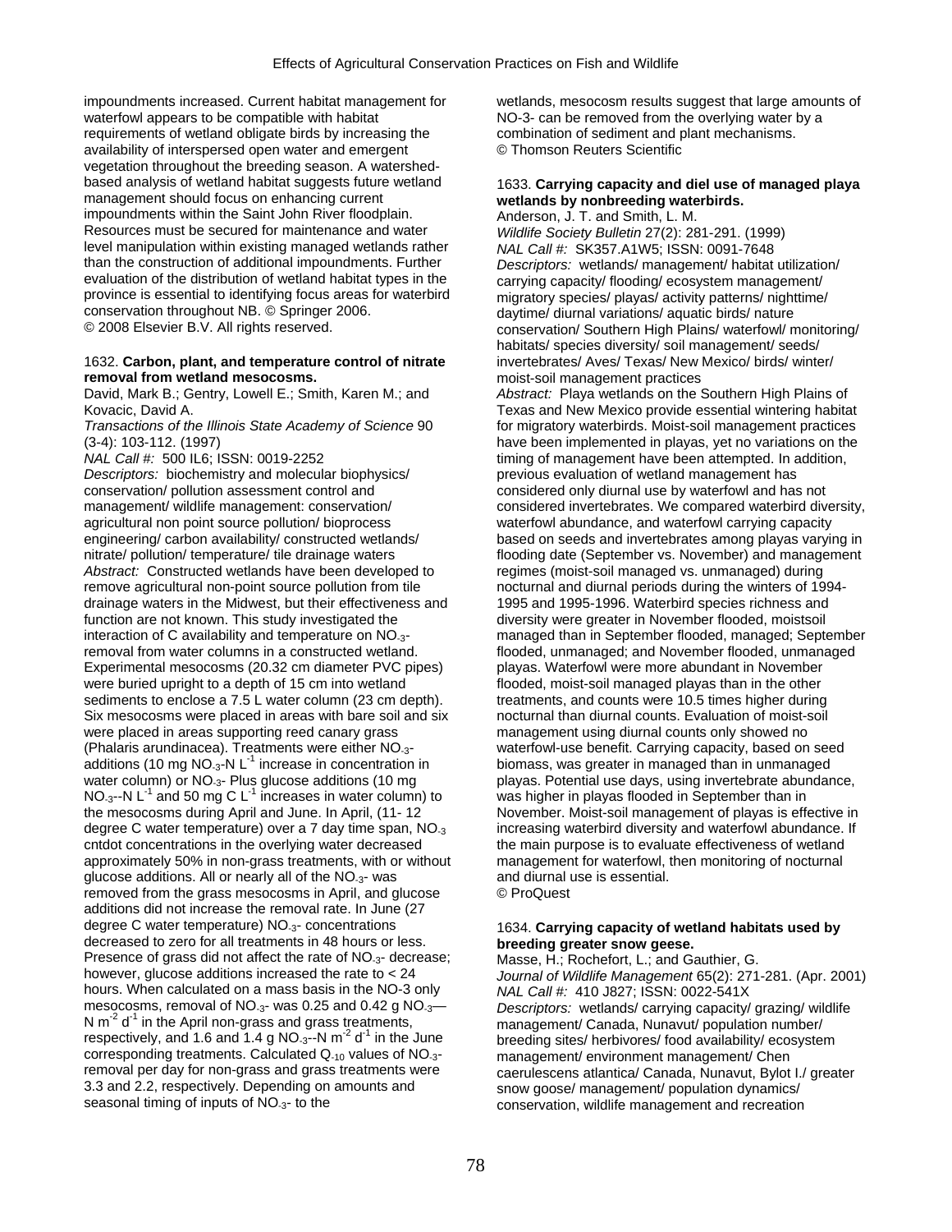impoundments increased. Current habitat management for waterfowl appears to be compatible with habitat requirements of wetland obligate birds by increasing the availability of interspersed open water and emergent vegetation throughout the breeding season. A watershed-based analysis of wetland habitat suggests future wetland management should focus on enhancing current impoundments within the Saint John River floodplain. Resources must be secured for maintenance and water level manipulation within existing managed wetlands rather than the construction of additional impoundments. Further evaluation of the distribution of wetland habitat types in the province is essential to identifying focus areas for waterbird conservation throughout NB. © Springer 2006. © 2008 Elsevier B.V. All rights reserved.

1632. **Carbon, plant, and temperature control of nitrate removal from wetland mesocosms.**
David, Mark B.; Gentry, Lowell E.; Smith, Karen M.; and Kovacic, David A.
*Transactions of the Illinois State Academy of Science* 90 (3-4): 103-112. (1997)
*NAL Call #:* 500 IL6; ISSN: 0019-2252
*Descriptors:* biochemistry and molecular biophysics/ conservation/ pollution assessment control and management/ wildlife management: conservation/ agricultural non point source pollution/ bioprocess engineering/ carbon availability/ constructed wetlands/ nitrate/ pollution/ temperature/ tile drainage waters
*Abstract:* Constructed wetlands have been developed to remove agricultural non-point source pollution from tile drainage waters in the Midwest, but their effectiveness and function are not known. This study investigated the interaction of C availability and temperature on $NO_3^-$ removal from water columns in a constructed wetland. Experimental mesocosms (20.32 cm diameter PVC pipes) were buried upright to a depth of 15 cm into wetland sediments to enclose a 7.5 L water column (23 cm depth). Six mesocosms were placed in areas with bare soil and six were placed in areas supporting reed canary grass (Phalaris arundinacea). Treatments were either $NO_3^-$ additions (10 mg $NO_3^-$-N $L^{-1}$ increase in concentration in water column) or $NO_3^-$ Plus glucose additions (10 mg $NO_3^-$-N $L^{-1}$ and 50 mg C $L^{-1}$ increases in water column) to the mesocosms during April and June. In April, (11- 12 degree C water temperature) over a 7 day time span, $NO_3$ cntdot concentrations in the overlying water decreased approximately 50% in non-grass treatments, with or without glucose additions. All or nearly all of the $NO_3^-$ was removed from the grass mesocosms in April, and glucose additions did not increase the removal rate. In June (27 degree C water temperature) $NO_3^-$ concentrations decreased to zero for all treatments in 48 hours or less. Presence of grass did not affect the rate of $NO_3^-$ decrease; however, glucose additions increased the rate to < 24 hours. When calculated on a mass basis in the NO-3 only mesocosms, removal of $NO_3^-$ was 0.25 and 0.42 g $NO_3^-$—N $m^{-2}$ $d^{-1}$ in the April non-grass and grass treatments, respectively, and 1.6 and 1.4 g $NO_3^-$-N $m^{-2}$ $d^{-1}$ in the June corresponding treatments. Calculated $Q_{10}$ values of $NO_3^-$ removal per day for non-grass and grass treatments were 3.3 and 2.2, respectively. Depending on amounts and seasonal timing of inputs of $NO_3^-$ to the wetlands, mesocosm results suggest that large amounts of NO-3- can be removed from the overlying water by a combination of sediment and plant mechanisms.
© Thomson Reuters Scientific

1633. **Carrying capacity and diel use of managed playa wetlands by nonbreeding waterbirds.**
Anderson, J. T. and Smith, L. M.
*Wildlife Society Bulletin* 27(2): 281-291. (1999)
*NAL Call #:* SK357.A1W5; ISSN: 0091-7648
*Descriptors:* wetlands/ management/ habitat utilization/ carrying capacity/ flooding/ ecosystem management/ migratory species/ playas/ activity patterns/ nighttime/ daytime/ diurnal variations/ aquatic birds/ nature conservation/ Southern High Plains/ waterfowl/ monitoring/ habitats/ species diversity/ soil management/ seeds/ invertebrates/ Aves/ Texas/ New Mexico/ birds/ winter/ moist-soil management practices
*Abstract:* Playa wetlands on the Southern High Plains of Texas and New Mexico provide essential wintering habitat for migratory waterbirds. Moist-soil management practices have been implemented in playas, yet no variations on the timing of management have been attempted. In addition, previous evaluation of wetland management has considered only diurnal use by waterfowl and has not considered invertebrates. We compared waterbird diversity, waterfowl abundance, and waterfowl carrying capacity based on seeds and invertebrates among playas varying in flooding date (September vs. November) and management regimes (moist-soil managed vs. unmanaged) during nocturnal and diurnal periods during the winters of 1994-1995 and 1995-1996. Waterbird species richness and diversity were greater in November flooded, moistsoil managed than in September flooded, managed; September flooded, unmanaged; and November flooded, unmanaged playas. Waterfowl were more abundant in November flooded, moist-soil managed playas than in the other treatments, and counts were 10.5 times higher during nocturnal than diurnal counts. Evaluation of moist-soil management using diurnal counts only showed no waterfowl-use benefit. Carrying capacity, based on seed biomass, was greater in managed than in unmanaged playas. Potential use days, using invertebrate abundance, was higher in playas flooded in September than in November. Moist-soil management of playas is effective in increasing waterbird diversity and waterfowl abundance. If the main purpose is to evaluate effectiveness of wetland management for waterfowl, then monitoring of nocturnal and diurnal use is essential.
© ProQuest

1634. **Carrying capacity of wetland habitats used by breeding greater snow geese.**
Masse, H.; Rochefort, L.; and Gauthier, G.
*Journal of Wildlife Management* 65(2): 271-281. (Apr. 2001)
*NAL Call #:* 410 J827; ISSN: 0022-541X
*Descriptors:* wetlands/ carrying capacity/ grazing/ wildlife management/ Canada, Nunavut/ population number/ breeding sites/ herbivores/ food availability/ ecosystem management/ environment management/ Chen caerulescens atlantica/ Canada, Nunavut, Bylot I./ greater snow goose/ management/ population dynamics/ conservation, wildlife management and recreation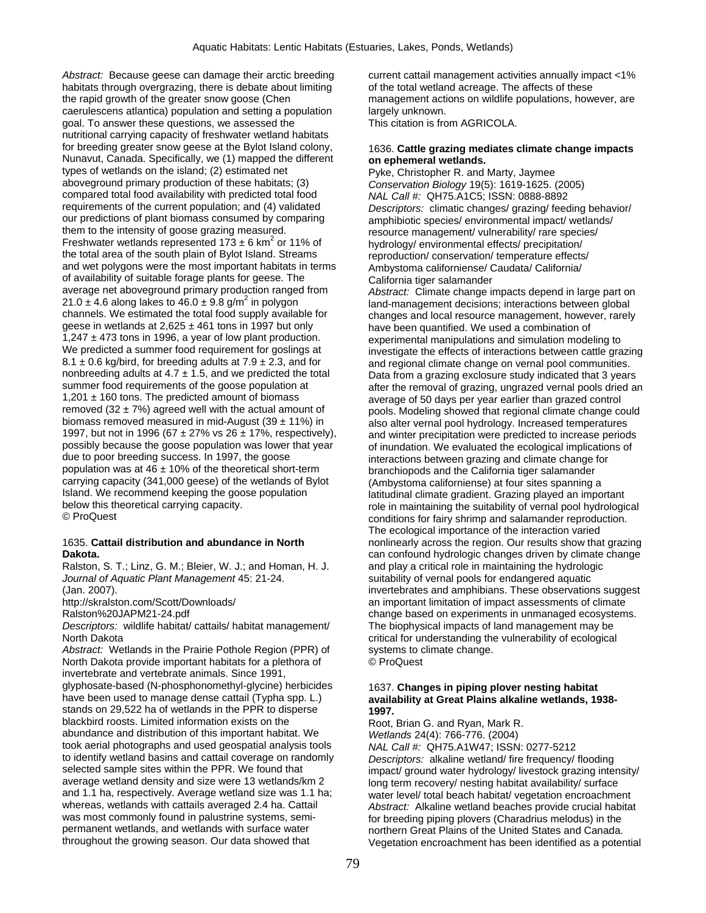*Abstract:* Because geese can damage their arctic breeding habitats through overgrazing, there is debate about limiting the rapid growth of the greater snow goose (Chen caerulescens atlantica) population and setting a population goal. To answer these questions, we assessed the nutritional carrying capacity of freshwater wetland habitats for breeding greater snow geese at the Bylot Island colony, Nunavut, Canada. Specifically, we (1) mapped the different types of wetlands on the island; (2) estimated net aboveground primary production of these habitats; (3) compared total food availability with predicted total food requirements of the current population; and (4) validated our predictions of plant biomass consumed by comparing them to the intensity of goose grazing measured. Freshwater wetlands represented $173 \pm 6$ km$^2$ or 11% of the total area of the south plain of Bylot Island. Streams and wet polygons were the most important habitats in terms of availability of suitable forage plants for geese. The average net aboveground primary production ranged from $21.0 \pm 4.6$ along lakes to $46.0 \pm 9.8$ g/m$^2$ in polygon channels. We estimated the total food supply available for geese in wetlands at $2,625 \pm 461$ tons in 1997 but only $1,247 \pm 473$ tons in 1996, a year of low plant production. We predicted a summer food requirement for goslings at $8.1 \pm 0.6$ kg/bird, for breeding adults at $7.9 \pm 2.3$, and for nonbreeding adults at $4.7 \pm 1.5$, and we predicted the total summer food requirements of the goose population at $1,201 \pm 160$ tons. The predicted amount of biomass removed ($32 \pm 7$%) agreed well with the actual amount of biomass removed measured in mid-August ($39 \pm 11$%) in 1997, but not in 1996 ($67 \pm 27$% vs $26 \pm 17$%, respectively), possibly because the goose population was lower that year due to poor breeding success. In 1997, the goose population was at $46 \pm 10$% of the theoretical short-term carrying capacity (341,000 geese) of the wetlands of Bylot Island. We recommend keeping the goose population below this theoretical carrying capacity.
© ProQuest

1635. **Cattail distribution and abundance in North Dakota.**
Ralston, S. T.; Linz, G. M.; Bleier, W. J.; and Homan, H. J.
*Journal of Aquatic Plant Management* 45: 21-24. (Jan. 2007).
http://skralston.com/Scott/Downloads/Ralston%20JAPM21-24.pdf
*Descriptors:* wildlife habitat/ cattails/ habitat management/ North Dakota
*Abstract:* Wetlands in the Prairie Pothole Region (PPR) of North Dakota provide important habitats for a plethora of invertebrate and vertebrate animals. Since 1991, glyphosate-based (N-phosphonomethyl-glycine) herbicides have been used to manage dense cattail (Typha spp. L.) stands on 29,522 ha of wetlands in the PPR to disperse blackbird roosts. Limited information exists on the abundance and distribution of this important habitat. We took aerial photographs and used geospatial analysis tools to identify wetland basins and cattail coverage on randomly selected sample sites within the PPR. We found that average wetland density and size were 13 wetlands/km 2 and 1.1 ha, respectively. Average wetland size was 1.1 ha; whereas, wetlands with cattails averaged 2.4 ha. Cattail was most commonly found in palustrine systems, semi-permanent wetlands, and wetlands with surface water throughout the growing season. Our data showed that current cattail management activities annually impact <1% of the total wetland acreage. The affects of these management actions on wildlife populations, however, are largely unknown.
This citation is from AGRICOLA.

1636. **Cattle grazing mediates climate change impacts on ephemeral wetlands.**
Pyke, Christopher R. and Marty, Jaymee
*Conservation Biology* 19(5): 1619-1625. (2005)
*NAL Call #:* QH75.A1C5; ISSN: 0888-8892
*Descriptors:* climatic changes/ grazing/ feeding behavior/ amphibiotic species/ environmental impact/ wetlands/ resource management/ vulnerability/ rare species/ hydrology/ environmental effects/ precipitation/ reproduction/ conservation/ temperature effects/ Ambystoma californiense/ Caudata/ California/ California tiger salamander
*Abstract:* Climate change impacts depend in large part on land-management decisions; interactions between global changes and local resource management, however, rarely have been quantified. We used a combination of experimental manipulations and simulation modeling to investigate the effects of interactions between cattle grazing and regional climate change on vernal pool communities. Data from a grazing exclosure study indicated that 3 years after the removal of grazing, ungrazed vernal pools dried an average of 50 days per year earlier than grazed control pools. Modeling showed that regional climate change could also alter vernal pool hydrology. Increased temperatures and winter precipitation were predicted to increase periods of inundation. We evaluated the ecological implications of interactions between grazing and climate change for branchiopods and the California tiger salamander (Ambystoma californiense) at four sites spanning a latitudinal climate gradient. Grazing played an important role in maintaining the suitability of vernal pool hydrological conditions for fairy shrimp and salamander reproduction. The ecological importance of the interaction varied nonlinearly across the region. Our results show that grazing can confound hydrologic changes driven by climate change and play a critical role in maintaining the hydrologic suitability of vernal pools for endangered aquatic invertebrates and amphibians. These observations suggest an important limitation of impact assessments of climate change based on experiments in unmanaged ecosystems. The biophysical impacts of land management may be critical for understanding the vulnerability of ecological systems to climate change.
© ProQuest

1637. **Changes in piping plover nesting habitat availability at Great Plains alkaline wetlands, 1938-1997.**
Root, Brian G. and Ryan, Mark R.
*Wetlands* 24(4): 766-776. (2004)
*NAL Call #:* QH75.A1W47; ISSN: 0277-5212
*Descriptors:* alkaline wetland/ fire frequency/ flooding impact/ ground water hydrology/ livestock grazing intensity/ long term recovery/ nesting habitat availability/ surface water level/ total beach habitat/ vegetation encroachment
*Abstract:* Alkaline wetland beaches provide crucial habitat for breeding piping plovers (Charadrius melodus) in the northern Great Plains of the United States and Canada. Vegetation encroachment has been identified as a potential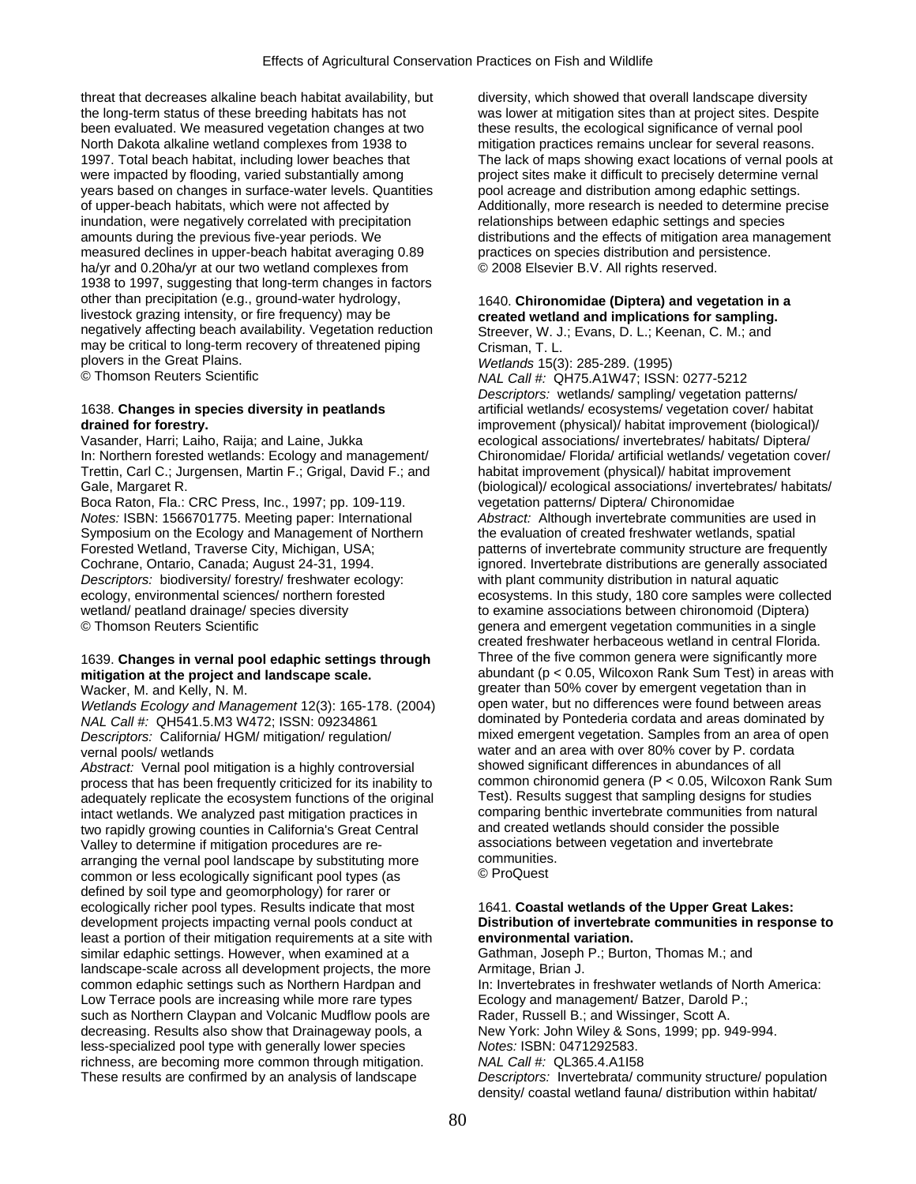threat that decreases alkaline beach habitat availability, but the long-term status of these breeding habitats has not been evaluated. We measured vegetation changes at two North Dakota alkaline wetland complexes from 1938 to 1997. Total beach habitat, including lower beaches that were impacted by flooding, varied substantially among years based on changes in surface-water levels. Quantities of upper-beach habitats, which were not affected by inundation, were negatively correlated with precipitation amounts during the previous five-year periods. We measured declines in upper-beach habitat averaging 0.89 ha/yr and 0.20ha/yr at our two wetland complexes from 1938 to 1997, suggesting that long-term changes in factors other than precipitation (e.g., ground-water hydrology, livestock grazing intensity, or fire frequency) may be negatively affecting beach availability. Vegetation reduction may be critical to long-term recovery of threatened piping plovers in the Great Plains.
© Thomson Reuters Scientific

1638. **Changes in species diversity in peatlands drained for forestry.**
Vasander, Harri; Laiho, Raija; and Laine, Jukka
In: Northern forested wetlands: Ecology and management/ Trettin, Carl C.; Jurgensen, Martin F.; Grigal, David F.; and Gale, Margaret R.
Boca Raton, Fla.: CRC Press, Inc., 1997; pp. 109-119.
*Notes:* ISBN: 1566701775. Meeting paper: International Symposium on the Ecology and Management of Northern Forested Wetland, Traverse City, Michigan, USA; Cochrane, Ontario, Canada; August 24-31, 1994.
*Descriptors:* biodiversity/ forestry/ freshwater ecology: ecology, environmental sciences/ northern forested wetland/ peatland drainage/ species diversity
© Thomson Reuters Scientific

1639. **Changes in vernal pool edaphic settings through mitigation at the project and landscape scale.**
Wacker, M. and Kelly, N. M.
*Wetlands Ecology and Management* 12(3): 165-178. (2004)
*NAL Call #:* QH541.5.M3 W472; ISSN: 09234861
*Descriptors:* California/ HGM/ mitigation/ regulation/ vernal pools/ wetlands
*Abstract:* Vernal pool mitigation is a highly controversial process that has been frequently criticized for its inability to adequately replicate the ecosystem functions of the original intact wetlands. We analyzed past mitigation practices in two rapidly growing counties in California's Great Central Valley to determine if mitigation procedures are re-arranging the vernal pool landscape by substituting more common or less ecologically significant pool types (as defined by soil type and geomorphology) for rarer or ecologically richer pool types. Results indicate that most development projects impacting vernal pools conduct at least a portion of their mitigation requirements at a site with similar edaphic settings. However, when examined at a landscape-scale across all development projects, the more common edaphic settings such as Northern Hardpan and Low Terrace pools are increasing while more rare types such as Northern Claypan and Volcanic Mudflow pools are decreasing. Results also show that Drainageway pools, a less-specialized pool type with generally lower species richness, are becoming more common through mitigation. These results are confirmed by an analysis of landscape diversity, which showed that overall landscape diversity was lower at mitigation sites than at project sites. Despite these results, the ecological significance of vernal pool mitigation practices remains unclear for several reasons. The lack of maps showing exact locations of vernal pools at project sites make it difficult to precisely determine vernal pool acreage and distribution among edaphic settings. Additionally, more research is needed to determine precise relationships between edaphic settings and species distributions and the effects of mitigation area management practices on species distribution and persistence.
© 2008 Elsevier B.V. All rights reserved.

1640. **Chironomidae (Diptera) and vegetation in a created wetland and implications for sampling.**
Streever, W. J.; Evans, D. L.; Keenan, C. M.; and Crisman, T. L.
*Wetlands* 15(3): 285-289. (1995)
*NAL Call #:* QH75.A1W47; ISSN: 0277-5212
*Descriptors:* wetlands/ sampling/ vegetation patterns/ artificial wetlands/ ecosystems/ vegetation cover/ habitat improvement (physical)/ habitat improvement (biological)/ ecological associations/ invertebrates/ habitats/ Diptera/ Chironomidae/ Florida/ artificial wetlands/ vegetation cover/ habitat improvement (physical)/ habitat improvement (biological)/ ecological associations/ invertebrates/ habitats/ vegetation patterns/ Diptera/ Chironomidae
*Abstract:* Although invertebrate communities are used in the evaluation of created freshwater wetlands, spatial patterns of invertebrate community structure are frequently ignored. Invertebrate distributions are generally associated with plant community distribution in natural aquatic ecosystems. In this study, 180 core samples were collected to examine associations between chironomoid (Diptera) genera and emergent vegetation communities in a single created freshwater herbaceous wetland in central Florida. Three of the five common genera were significantly more abundant ($p < 0.05$, Wilcoxon Rank Sum Test) in areas with greater than 50% cover by emergent vegetation than in open water, but no differences were found between areas dominated by Pontederia cordata and areas dominated by mixed emergent vegetation. Samples from an area of open water and an area with over 80% cover by P. cordata showed significant differences in abundances of all common chironomid genera ($P < 0.05$, Wilcoxon Rank Sum Test). Results suggest that sampling designs for studies comparing benthic invertebrate communities from natural and created wetlands should consider the possible associations between vegetation and invertebrate communities.
© ProQuest

1641. **Coastal wetlands of the Upper Great Lakes: Distribution of invertebrate communities in response to environmental variation.**
Gathman, Joseph P.; Burton, Thomas M.; and Armitage, Brian J.
In: Invertebrates in freshwater wetlands of North America: Ecology and management/ Batzer, Darold P.; Rader, Russell B.; and Wissinger, Scott A.
New York: John Wiley & Sons, 1999; pp. 949-994.
*Notes:* ISBN: 0471292583.
*NAL Call #:* QL365.4.A1I58
*Descriptors:* Invertebrata/ community structure/ population density/ coastal wetland fauna/ distribution within habitat/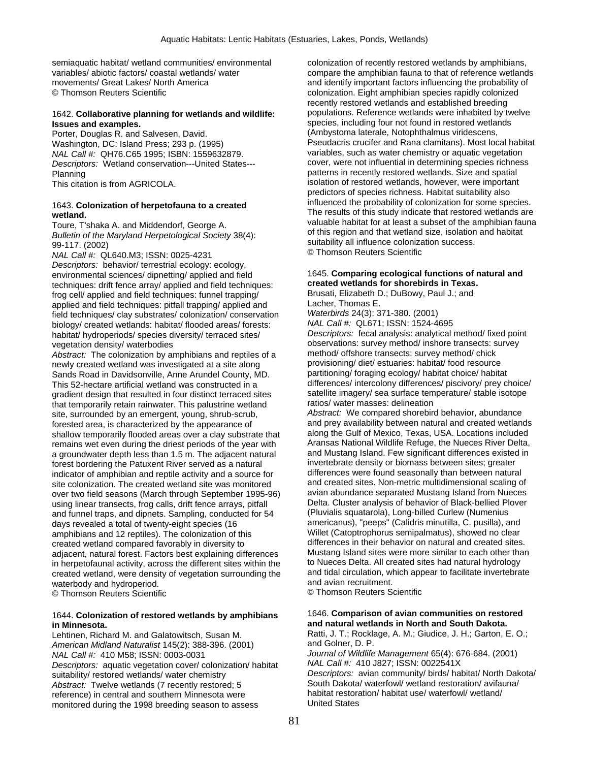semiaquatic habitat/ wetland communities/ environmental variables/ abiotic factors/ coastal wetlands/ water movements/ Great Lakes/ North America
© Thomson Reuters Scientific

1642. **Collaborative planning for wetlands and wildlife: Issues and examples.**
Porter, Douglas R. and Salvesen, David.
Washington, DC: Island Press; 293 p. (1995)
*NAL Call #:* QH76.C65 1995; ISBN: 1559632879.
*Descriptors:* Wetland conservation---United States---Planning
This citation is from AGRICOLA.

1643. **Colonization of herpetofauna to a created wetland.**
Toure, T'shaka A. and Middendorf, George A.
*Bulletin of the Maryland Herpetological Society* 38(4): 99-117. (2002)
*NAL Call #:* QL640.M3; ISSN: 0025-4231
*Descriptors:* behavior/ terrestrial ecology: ecology, environmental sciences/ dipnetting/ applied and field techniques: drift fence array/ applied and field techniques: frog cell/ applied and field techniques: funnel trapping/ applied and field techniques: pitfall trapping/ applied and field techniques/ clay substrates/ colonization/ conservation biology/ created wetlands: habitat/ flooded areas/ forests: habitat/ hydroperiods/ species diversity/ terraced sites/ vegetation density/ waterbodies
*Abstract:* The colonization by amphibians and reptiles of a newly created wetland was investigated at a site along Sands Road in Davidsonville, Anne Arundel County, MD. This 52-hectare artificial wetland was constructed in a gradient design that resulted in four distinct terraced sites that temporarily retain rainwater. This palustrine wetland site, surrounded by an emergent, young, shrub-scrub, forested area, is characterized by the appearance of shallow temporarily flooded areas over a clay substrate that remains wet even during the driest periods of the year with a groundwater depth less than 1.5 m. The adjacent natural forest bordering the Patuxent River served as a natural indicator of amphibian and reptile activity and a source for site colonization. The created wetland site was monitored over two field seasons (March through September 1995-96) using linear transects, frog calls, drift fence arrays, pitfall and funnel traps, and dipnets. Sampling, conducted for 54 days revealed a total of twenty-eight species (16 amphibians and 12 reptiles). The colonization of this created wetland compared favorably in diversity to adjacent, natural forest. Factors best explaining differences in herpetofaunal activity, across the different sites within the created wetland, were density of vegetation surrounding the waterbody and hydroperiod.
© Thomson Reuters Scientific

1644. **Colonization of restored wetlands by amphibians in Minnesota.**
Lehtinen, Richard M. and Galatowitsch, Susan M.
*American Midland Naturalist* 145(2): 388-396. (2001)
*NAL Call #:* 410 M58; ISSN: 0003-0031
*Descriptors:* aquatic vegetation cover/ colonization/ habitat suitability/ restored wetlands/ water chemistry
*Abstract:* Twelve wetlands (7 recently restored; 5 reference) in central and southern Minnesota were monitored during the 1998 breeding season to assess colonization of recently restored wetlands by amphibians, compare the amphibian fauna to that of reference wetlands and identify important factors influencing the probability of colonization. Eight amphibian species rapidly colonized recently restored wetlands and established breeding populations. Reference wetlands were inhabited by twelve species, including four not found in restored wetlands (Ambystoma laterale, Notophthalmus viridescens, Pseudacris crucifer and Rana clamitans). Most local habitat variables, such as water chemistry or aquatic vegetation cover, were not influential in determining species richness patterns in recently restored wetlands. Size and spatial isolation of restored wetlands, however, were important predictors of species richness. Habitat suitability also influenced the probability of colonization for some species. The results of this study indicate that restored wetlands are valuable habitat for at least a subset of the amphibian fauna of this region and that wetland size, isolation and habitat suitability all influence colonization success.
© Thomson Reuters Scientific

1645. **Comparing ecological functions of natural and created wetlands for shorebirds in Texas.**
Brusati, Elizabeth D.; DuBowy, Paul J.; and Lacher, Thomas E.
*Waterbirds* 24(3): 371-380. (2001)
*NAL Call #:* QL671; ISSN: 1524-4695
*Descriptors:* fecal analysis: analytical method/ fixed point observations: survey method/ inshore transects: survey method/ offshore transects: survey method/ chick provisioning/ diet/ estuaries: habitat/ food resource partitioning/ foraging ecology/ habitat choice/ habitat differences/ intercolony differences/ piscivory/ prey choice/ satellite imagery/ sea surface temperature/ stable isotope ratios/ water masses: delineation
*Abstract:* We compared shorebird behavior, abundance and prey availability between natural and created wetlands along the Gulf of Mexico, Texas, USA. Locations included Aransas National Wildlife Refuge, the Nueces River Delta, and Mustang Island. Few significant differences existed in invertebrate density or biomass between sites; greater differences were found seasonally than between natural and created sites. Non-metric multidimensional scaling of avian abundance separated Mustang Island from Nueces Delta. Cluster analysis of behavior of Black-bellied Plover (Pluvialis squatarola), Long-billed Curlew (Numenius americanus), "peeps" (Calidris minutilla, C. pusilla), and Willet (Catoptrophorus semipalmatus), showed no clear differences in their behavior on natural and created sites. Mustang Island sites were more similar to each other than to Nueces Delta. All created sites had natural hydrology and tidal circulation, which appear to facilitate invertebrate and avian recruitment.
© Thomson Reuters Scientific

1646. **Comparison of avian communities on restored and natural wetlands in North and South Dakota.**
Ratti, J. T.; Rocklage, A. M.; Giudice, J. H.; Garton, E. O.; and Golner, D. P.
*Journal of Wildlife Management* 65(4): 676-684. (2001)
*NAL Call #:* 410 J827; ISSN: 0022541X
*Descriptors:* avian community/ birds/ habitat/ North Dakota/ South Dakota/ waterfowl/ wetland restoration/ avifauna/ habitat restoration/ habitat use/ waterfowl/ wetland/ United States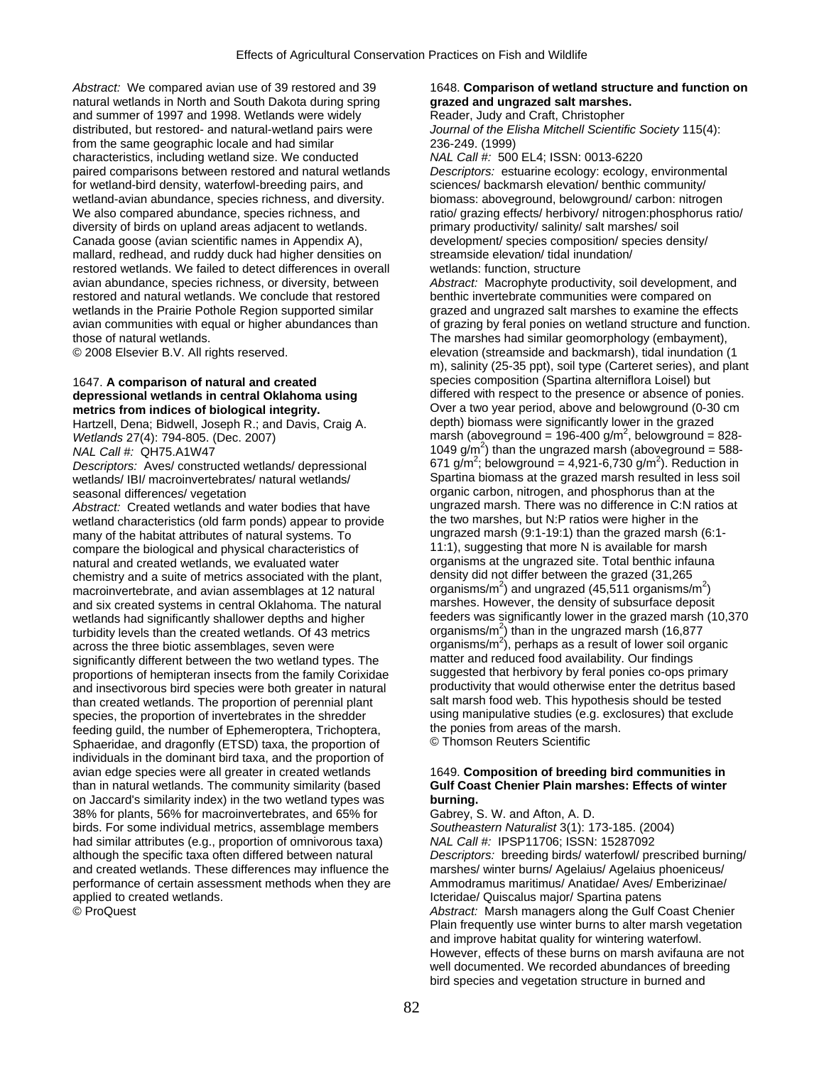*Abstract:* We compared avian use of 39 restored and 39 natural wetlands in North and South Dakota during spring and summer of 1997 and 1998. Wetlands were widely distributed, but restored- and natural-wetland pairs were from the same geographic locale and had similar characteristics, including wetland size. We conducted paired comparisons between restored and natural wetlands for wetland-bird density, waterfowl-breeding pairs, and wetland-avian abundance, species richness, and diversity. We also compared abundance, species richness, and diversity of birds on upland areas adjacent to wetlands. Canada goose (avian scientific names in Appendix A), mallard, redhead, and ruddy duck had higher densities on restored wetlands. We failed to detect differences in overall avian abundance, species richness, or diversity, between restored and natural wetlands. We conclude that restored wetlands in the Prairie Pothole Region supported similar avian communities with equal or higher abundances than those of natural wetlands.
© 2008 Elsevier B.V. All rights reserved.

1647. **A comparison of natural and created depressional wetlands in central Oklahoma using metrics from indices of biological integrity.**
Hartzell, Dena; Bidwell, Joseph R.; and Davis, Craig A.
*Wetlands* 27(4): 794-805. (Dec. 2007)
*NAL Call #:* QH75.A1W47
*Descriptors:* Aves/ constructed wetlands/ depressional wetlands/ IBI/ macroinvertebrates/ natural wetlands/ seasonal differences/ vegetation
*Abstract:* Created wetlands and water bodies that have wetland characteristics (old farm ponds) appear to provide many of the habitat attributes of natural systems. To compare the biological and physical characteristics of natural and created wetlands, we evaluated water chemistry and a suite of metrics associated with the plant, macroinvertebrate, and avian assemblages at 12 natural and six created systems in central Oklahoma. The natural wetlands had significantly shallower depths and higher turbidity levels than the created wetlands. Of 43 metrics across the three biotic assemblages, seven were significantly different between the two wetland types. The proportions of hemipteran insects from the family Corixidae and insectivorous bird species were both greater in natural than created wetlands. The proportion of perennial plant species, the proportion of invertebrates in the shredder feeding guild, the number of Ephemeroptera, Trichoptera, Sphaeridae, and dragonfly (ETSD) taxa, the proportion of individuals in the dominant bird taxa, and the proportion of avian edge species were all greater in created wetlands than in natural wetlands. The community similarity (based on Jaccard's similarity index) in the two wetland types was 38% for plants, 56% for macroinvertebrates, and 65% for birds. For some individual metrics, assemblage members had similar attributes (e.g., proportion of omnivorous taxa) although the specific taxa often differed between natural and created wetlands. These differences may influence the performance of certain assessment methods when they are applied to created wetlands.
© ProQuest

1648. **Comparison of wetland structure and function on grazed and ungrazed salt marshes.**
Reader, Judy and Craft, Christopher
*Journal of the Elisha Mitchell Scientific Society* 115(4): 236-249. (1999)
*NAL Call #:* 500 EL4; ISSN: 0013-6220
*Descriptors:* estuarine ecology: ecology, environmental sciences/ backmarsh elevation/ benthic community/ biomass: aboveground, belowground/ carbon: nitrogen ratio/ grazing effects/ herbivory/ nitrogen:phosphorus ratio/ primary productivity/ salinity/ salt marshes/ soil development/ species composition/ species density/ streamside elevation/ tidal inundation/ wetlands: function, structure
*Abstract:* Macrophyte productivity, soil development, and benthic invertebrate communities were compared on grazed and ungrazed salt marshes to examine the effects of grazing by feral ponies on wetland structure and function. The marshes had similar geomorphology (embayment), elevation (streamside and backmarsh), tidal inundation (1 m), salinity (25-35 ppt), soil type (Carteret series), and plant species composition (Spartina alterniflora Loisel) but differed with respect to the presence or absence of ponies. Over a two year period, above and belowground (0-30 cm depth) biomass were significantly lower in the grazed marsh (aboveground = 196-400 $g/m^2$, belowground = 828-1049 $g/m^2$) than the ungrazed marsh (aboveground = 588-671 $g/m^2$; belowground = 4,921-6,730 $g/m^2$). Reduction in Spartina biomass at the grazed marsh resulted in less soil organic carbon, nitrogen, and phosphorus than at the ungrazed marsh. There was no difference in C:N ratios at the two marshes, but N:P ratios were higher in the ungrazed marsh (9:1-19:1) than the grazed marsh (6:1-11:1), suggesting that more N is available for marsh organisms at the ungrazed site. Total benthic infauna density did not differ between the grazed (31,265 organisms/$m^2$) and ungrazed (45,511 organisms/$m^2$) marshes. However, the density of subsurface deposit feeders was significantly lower in the grazed marsh (10,370 organisms/$m^2$) than in the ungrazed marsh (16,877 organisms/$m^2$), perhaps as a result of lower soil organic matter and reduced food availability. Our findings suggested that herbivory by feral ponies co-ops primary productivity that would otherwise enter the detritus based salt marsh food web. This hypothesis should be tested using manipulative studies (e.g. exclosures) that exclude the ponies from areas of the marsh.
© Thomson Reuters Scientific

1649. **Composition of breeding bird communities in Gulf Coast Chenier Plain marshes: Effects of winter burning.**
Gabrey, S. W. and Afton, A. D.
*Southeastern Naturalist* 3(1): 173-185. (2004)
*NAL Call #:* IPSP11706; ISSN: 15287092
*Descriptors:* breeding birds/ waterfowl/ prescribed burning/ marshes/ winter burns/ Agelaius/ Agelaius phoeniceus/ Ammodramus maritimus/ Anatidae/ Aves/ Emberizinae/ Icteridae/ Quiscalus major/ Spartina patens
*Abstract:* Marsh managers along the Gulf Coast Chenier Plain frequently use winter burns to alter marsh vegetation and improve habitat quality for wintering waterfowl. However, effects of these burns on marsh avifauna are not well documented. We recorded abundances of breeding bird species and vegetation structure in burned and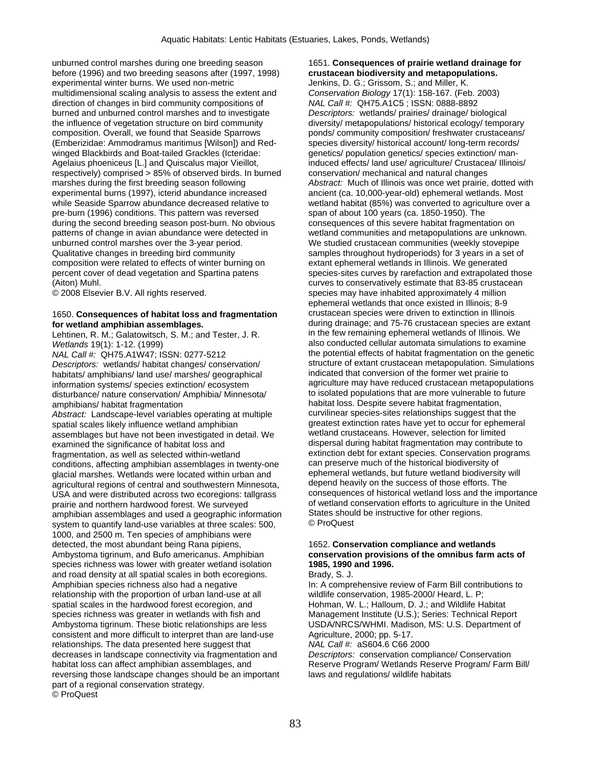unburned control marshes during one breeding season before (1996) and two breeding seasons after (1997, 1998) experimental winter burns. We used non-metric multidimensional scaling analysis to assess the extent and direction of changes in bird community compositions of burned and unburned control marshes and to investigate the influence of vegetation structure on bird community composition. Overall, we found that Seaside Sparrows (Emberizidae: Ammodramus maritimus [Wilson]) and Red-winged Blackbirds and Boat-tailed Grackles (Icteridae: Agelaius phoeniceus [L.] and Quiscalus major Vieillot, respectively) comprised > 85% of observed birds. In burned marshes during the first breeding season following experimental burns (1997), icterid abundance increased while Seaside Sparrow abundance decreased relative to pre-burn (1996) conditions. This pattern was reversed during the second breeding season post-burn. No obvious patterns of change in avian abundance were detected in unburned control marshes over the 3-year period. Qualitative changes in breeding bird community composition were related to effects of winter burning on percent cover of dead vegetation and Spartina patens (Aiton) Muhl.
© 2008 Elsevier B.V. All rights reserved.

1650. **Consequences of habitat loss and fragmentation for wetland amphibian assemblages.**
Lehtinen, R. M.; Galatowitsch, S. M.; and Tester, J. R.
*Wetlands* 19(1): 1-12. (1999)
*NAL Call #:* QH75.A1W47; ISSN: 0277-5212
*Descriptors:* wetlands/ habitat changes/ conservation/ habitats/ amphibians/ land use/ marshes/ geographical information systems/ species extinction/ ecosystem disturbance/ nature conservation/ Amphibia/ Minnesota/ amphibians/ habitat fragmentation
*Abstract:* Landscape-level variables operating at multiple spatial scales likely influence wetland amphibian assemblages but have not been investigated in detail. We examined the significance of habitat loss and fragmentation, as well as selected within-wetland conditions, affecting amphibian assemblages in twenty-one glacial marshes. Wetlands were located within urban and agricultural regions of central and southwestern Minnesota, USA and were distributed across two ecoregions: tallgrass prairie and northern hardwood forest. We surveyed amphibian assemblages and used a geographic information system to quantify land-use variables at three scales: 500, 1000, and 2500 m. Ten species of amphibians were detected, the most abundant being Rana pipiens, Ambystoma tigrinum, and Bufo americanus. Amphibian species richness was lower with greater wetland isolation and road density at all spatial scales in both ecoregions. Amphibian species richness also had a negative relationship with the proportion of urban land-use at all spatial scales in the hardwood forest ecoregion, and species richness was greater in wetlands with fish and Ambystoma tigrinum. These biotic relationships are less consistent and more difficult to interpret than are land-use relationships. The data presented here suggest that decreases in landscape connectivity via fragmentation and habitat loss can affect amphibian assemblages, and reversing those landscape changes should be an important part of a regional conservation strategy.
© ProQuest

1651. **Consequences of prairie wetland drainage for crustacean biodiversity and metapopulations.**
Jenkins, D. G.; Grissom, S.; and Miller, K.
*Conservation Biology* 17(1): 158-167. (Feb. 2003)
*NAL Call #:* QH75.A1C5 ; ISSN: 0888-8892
*Descriptors:* wetlands/ prairies/ drainage/ biological diversity/ metapopulations/ historical ecology/ temporary ponds/ community composition/ freshwater crustaceans/ species diversity/ historical account/ long-term records/ genetics/ population genetics/ species extinction/ man-induced effects/ land use/ agriculture/ Crustacea/ Illinois/ conservation/ mechanical and natural changes
*Abstract:* Much of Illinois was once wet prairie, dotted with ancient (ca. 10,000-year-old) ephemeral wetlands. Most wetland habitat (85%) was converted to agriculture over a span of about 100 years (ca. 1850-1950). The consequences of this severe habitat fragmentation on wetland communities and metapopulations are unknown. We studied crustacean communities (weekly stovepipe samples throughout hydroperiods) for 3 years in a set of extant ephemeral wetlands in Illinois. We generated species-sites curves by rarefaction and extrapolated those curves to conservatively estimate that 83-85 crustacean species may have inhabited approximately 4 million ephemeral wetlands that once existed in Illinois; 8-9 crustacean species were driven to extinction in Illinois during drainage; and 75-76 crustacean species are extant in the few remaining ephemeral wetlands of Illinois. We also conducted cellular automata simulations to examine the potential effects of habitat fragmentation on the genetic structure of extant crustacean metapopulation. Simulations indicated that conversion of the former wet prairie to agriculture may have reduced crustacean metapopulations to isolated populations that are more vulnerable to future habitat loss. Despite severe habitat fragmentation, curvilinear species-sites relationships suggest that the greatest extinction rates have yet to occur for ephemeral wetland crustaceans. However, selection for limited dispersal during habitat fragmentation may contribute to extinction debt for extant species. Conservation programs can preserve much of the historical biodiversity of ephemeral wetlands, but future wetland biodiversity will depend heavily on the success of those efforts. The consequences of historical wetland loss and the importance of wetland conservation efforts to agriculture in the United States should be instructive for other regions.
© ProQuest

1652. **Conservation compliance and wetlands conservation provisions of the omnibus farm acts of 1985, 1990 and 1996.**
Brady, S. J.
In: A comprehensive review of Farm Bill contributions to wildlife conservation, 1985-2000/ Heard, L. P; Hohman, W. L.; Halloum, D. J.; and Wildlife Habitat Management Institute (U.S.); Series: Technical Report USDA/NRCS/WHMI. Madison, MS: U.S. Department of Agriculture, 2000; pp. 5-17.
*NAL Call #:* aS604.6 C66 2000
*Descriptors:* conservation compliance/ Conservation Reserve Program/ Wetlands Reserve Program/ Farm Bill/ laws and regulations/ wildlife habitats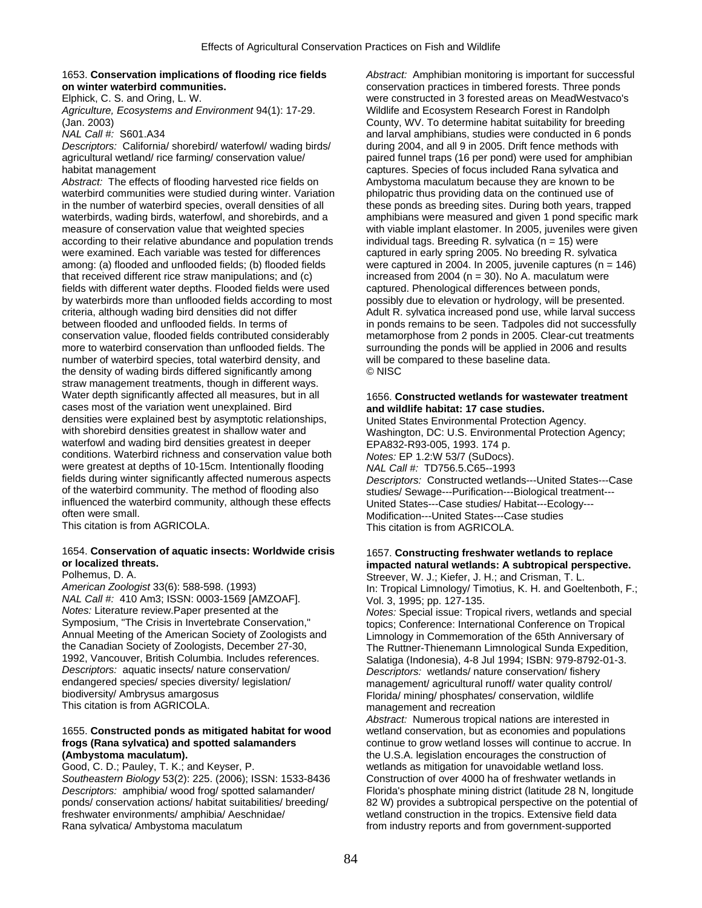1653. **Conservation implications of flooding rice fields on winter waterbird communities.**
Elphick, C. S. and Oring, L. W.
*Agriculture, Ecosystems and Environment* 94(1): 17-29. (Jan. 2003)
*NAL Call #:* S601.A34
*Descriptors:* California/ shorebird/ waterfowl/ wading birds/ agricultural wetland/ rice farming/ conservation value/ habitat management
*Abstract:* The effects of flooding harvested rice fields on waterbird communities were studied during winter. Variation in the number of waterbird species, overall densities of all waterbirds, wading birds, waterfowl, and shorebirds, and a measure of conservation value that weighted species according to their relative abundance and population trends were examined. Each variable was tested for differences among: (a) flooded and unflooded fields; (b) flooded fields that received different rice straw manipulations; and (c) fields with different water depths. Flooded fields were used by waterbirds more than unflooded fields according to most criteria, although wading bird densities did not differ between flooded and unflooded fields. In terms of conservation value, flooded fields contributed considerably more to waterbird conservation than unflooded fields. The number of waterbird species, total waterbird density, and the density of wading birds differed significantly among straw management treatments, though in different ways. Water depth significantly affected all measures, but in all cases most of the variation went unexplained. Bird densities were explained best by asymptotic relationships, with shorebird densities greatest in shallow water and waterfowl and wading bird densities greatest in deeper conditions. Waterbird richness and conservation value both were greatest at depths of 10-15cm. Intentionally flooding fields during winter significantly affected numerous aspects of the waterbird community. The method of flooding also influenced the waterbird community, although these effects often were small.
This citation is from AGRICOLA.

1654. **Conservation of aquatic insects: Worldwide crisis or localized threats.**
Polhemus, D. A.
*American Zoologist* 33(6): 588-598. (1993)
*NAL Call #:* 410 Am3; ISSN: 0003-1569 [AMZOAF].
*Notes:* Literature review.Paper presented at the Symposium, "The Crisis in Invertebrate Conservation," Annual Meeting of the American Society of Zoologists and the Canadian Society of Zoologists, December 27-30, 1992, Vancouver, British Columbia. Includes references.
*Descriptors:* aquatic insects/ nature conservation/ endangered species/ species diversity/ legislation/ biodiversity/ Ambrysus amargosus
This citation is from AGRICOLA.

1655. **Constructed ponds as mitigated habitat for wood frogs (Rana sylvatica) and spotted salamanders (Ambystoma maculatum).**
Good, C. D.; Pauley, T. K.; and Keyser, P.
*Southeastern Biology* 53(2): 225. (2006); ISSN: 1533-8436
*Descriptors:* amphibia/ wood frog/ spotted salamander/ ponds/ conservation actions/ habitat suitabilities/ breeding/ freshwater environments/ amphibia/ Aeschnidae/ Rana sylvatica/ Ambystoma maculatum
*Abstract:* Amphibian monitoring is important for successful conservation practices in timbered forests. Three ponds were constructed in 3 forested areas on MeadWestvaco's Wildlife and Ecosystem Research Forest in Randolph County, WV. To determine habitat suitability for breeding and larval amphibians, studies were conducted in 6 ponds during 2004, and all 9 in 2005. Drift fence methods with paired funnel traps (16 per pond) were used for amphibian captures. Species of focus included Rana sylvatica and Ambystoma maculatum because they are known to be philopatric thus providing data on the continued use of these ponds as breeding sites. During both years, trapped amphibians were measured and given 1 pond specific mark with viable implant elastomer. In 2005, juveniles were given individual tags. Breeding R. sylvatica (n = 15) were captured in early spring 2005. No breeding R. sylvatica were captured in 2004. In 2005, juvenile captures (n = 146) increased from 2004 (n = 30). No A. maculatum were captured. Phenological differences between ponds, possibly due to elevation or hydrology, will be presented. Adult R. sylvatica increased pond use, while larval success in ponds remains to be seen. Tadpoles did not successfully metamorphose from 2 ponds in 2005. Clear-cut treatments surrounding the ponds will be applied in 2006 and results will be compared to these baseline data.
© NISC

1656. **Constructed wetlands for wastewater treatment and wildlife habitat: 17 case studies.**
United States Environmental Protection Agency.
Washington, DC: U.S. Environmental Protection Agency; EPA832-R93-005, 1993. 174 p.
*Notes:* EP 1.2:W 53/7 (SuDocs).
*NAL Call #:* TD756.5.C65--1993
*Descriptors:* Constructed wetlands---United States---Case studies/ Sewage---Purification---Biological treatment---United States---Case studies/ Habitat---Ecology---Modification---United States---Case studies
This citation is from AGRICOLA.

1657. **Constructing freshwater wetlands to replace impacted natural wetlands: A subtropical perspective.**
Streever, W. J.; Kiefer, J. H.; and Crisman, T. L.
In: Tropical Limnology/ Timotius, K. H. and Goeltenboth, F.; Vol. 3, 1995; pp. 127-135.
*Notes:* Special issue: Tropical rivers, wetlands and special topics; Conference: International Conference on Tropical Limnology in Commemoration of the 65th Anniversary of The Ruttner-Thienemann Limnological Sunda Expedition, Salatiga (Indonesia), 4-8 Jul 1994; ISBN: 979-8792-01-3.
*Descriptors:* wetlands/ nature conservation/ fishery management/ agricultural runoff/ water quality control/ Florida/ mining/ phosphates/ conservation, wildlife management and recreation
*Abstract:* Numerous tropical nations are interested in wetland conservation, but as economies and populations continue to grow wetland losses will continue to accrue. In the U.S.A. legislation encourages the construction of wetlands as mitigation for unavoidable wetland loss. Construction of over 4000 ha of freshwater wetlands in Florida's phosphate mining district (latitude 28 N, longitude 82 W) provides a subtropical perspective on the potential of wetland construction in the tropics. Extensive field data from industry reports and from government-supported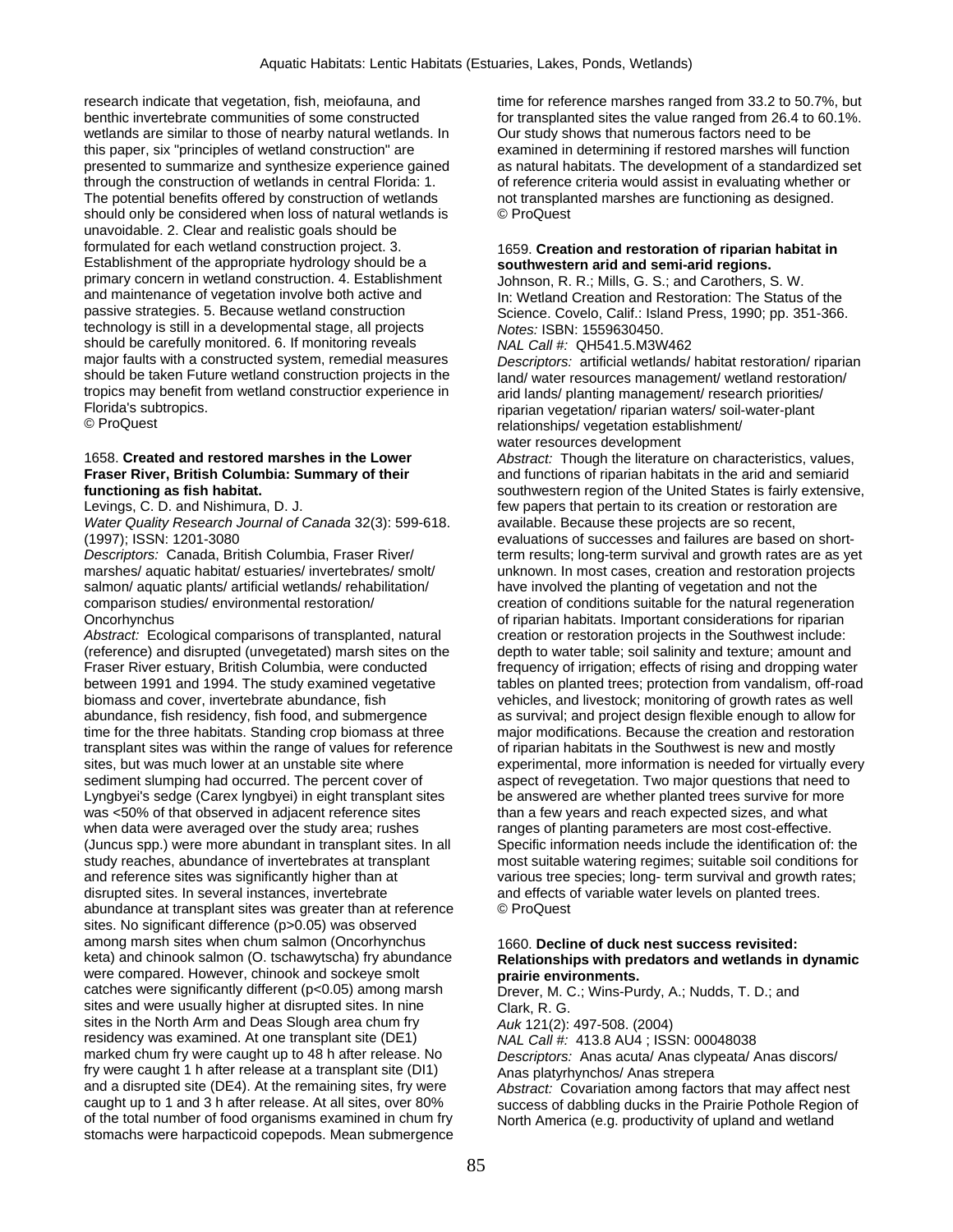research indicate that vegetation, fish, meiofauna, and benthic invertebrate communities of some constructed wetlands are similar to those of nearby natural wetlands. In this paper, six "principles of wetland construction" are presented to summarize and synthesize experience gained through the construction of wetlands in central Florida: 1. The potential benefits offered by construction of wetlands should only be considered when loss of natural wetlands is unavoidable. 2. Clear and realistic goals should be formulated for each wetland construction project. 3. Establishment of the appropriate hydrology should be a primary concern in wetland construction. 4. Establishment and maintenance of vegetation involve both active and passive strategies. 5. Because wetland construction technology is still in a developmental stage, all projects should be carefully monitored. 6. If monitoring reveals major faults with a constructed system, remedial measures should be taken Future wetland construction projects in the tropics may benefit from wetland constructior experience in Florida's subtropics.
© ProQuest

1658. **Created and restored marshes in the Lower Fraser River, British Columbia: Summary of their functioning as fish habitat.**
Levings, C. D. and Nishimura, D. J.
*Water Quality Research Journal of Canada* 32(3): 599-618. (1997); ISSN: 1201-3080
*Descriptors:* Canada, British Columbia, Fraser River/ marshes/ aquatic habitat/ estuaries/ invertebrates/ smolt/ salmon/ aquatic plants/ artificial wetlands/ rehabilitation/ comparison studies/ environmental restoration/ Oncorhynchus
*Abstract:* Ecological comparisons of transplanted, natural (reference) and disrupted (unvegetated) marsh sites on the Fraser River estuary, British Columbia, were conducted between 1991 and 1994. The study examined vegetative biomass and cover, invertebrate abundance, fish abundance, fish residency, fish food, and submergence time for the three habitats. Standing crop biomass at three transplant sites was within the range of values for reference sites, but was much lower at an unstable site where sediment slumping had occurred. The percent cover of Lyngbyei's sedge (Carex lyngbyei) in eight transplant sites was <50% of that observed in adjacent reference sites when data were averaged over the study area; rushes (Juncus spp.) were more abundant in transplant sites. In all study reaches, abundance of invertebrates at transplant and reference sites was significantly higher than at disrupted sites. In several instances, invertebrate abundance at transplant sites was greater than at reference sites. No significant difference ($p>0.05$) was observed among marsh sites when chum salmon (Oncorhynchus keta) and chinook salmon (O. tschawytscha) fry abundance were compared. However, chinook and sockeye smolt catches were significantly different ($p<0.05$) among marsh sites and were usually higher at disrupted sites. In nine sites in the North Arm and Deas Slough area chum fry residency was examined. At one transplant site (DE1) marked chum fry were caught up to 48 h after release. No fry were caught 1 h after release at a transplant site (DI1) and a disrupted site (DE4). At the remaining sites, fry were caught up to 1 and 3 h after release. At all sites, over 80% of the total number of food organisms examined in chum fry stomachs were harpacticoid copepods. Mean submergence time for reference marshes ranged from 33.2 to 50.7%, but for transplanted sites the value ranged from 26.4 to 60.1%. Our study shows that numerous factors need to be examined in determining if restored marshes will function as natural habitats. The development of a standardized set of reference criteria would assist in evaluating whether or not transplanted marshes are functioning as designed.
© ProQuest

1659. **Creation and restoration of riparian habitat in southwestern arid and semi-arid regions.**
Johnson, R. R.; Mills, G. S.; and Carothers, S. W.
In: Wetland Creation and Restoration: The Status of the Science. Covelo, Calif.: Island Press, 1990; pp. 351-366.
*Notes:* ISBN: 1559630450.
*NAL Call #:* QH541.5.M3W462
*Descriptors:* artificial wetlands/ habitat restoration/ riparian land/ water resources management/ wetland restoration/ arid lands/ planting management/ research priorities/ riparian vegetation/ riparian waters/ soil-water-plant relationships/ vegetation establishment/ water resources development
*Abstract:* Though the literature on characteristics, values, and functions of riparian habitats in the arid and semiarid southwestern region of the United States is fairly extensive, few papers that pertain to its creation or restoration are available. Because these projects are so recent, evaluations of successes and failures are based on short-term results; long-term survival and growth rates are as yet unknown. In most cases, creation and restoration projects have involved the planting of vegetation and not the creation of conditions suitable for the natural regeneration of riparian habitats. Important considerations for riparian creation or restoration projects in the Southwest include: depth to water table; soil salinity and texture; amount and frequency of irrigation; effects of rising and dropping water tables on planted trees; protection from vandalism, off-road vehicles, and livestock; monitoring of growth rates as well as survival; and project design flexible enough to allow for major modifications. Because the creation and restoration of riparian habitats in the Southwest is new and mostly experimental, more information is needed for virtually every aspect of revegetation. Two major questions that need to be answered are whether planted trees survive for more than a few years and reach expected sizes, and what ranges of planting parameters are most cost-effective. Specific information needs include the identification of: the most suitable watering regimes; suitable soil conditions for various tree species; long- term survival and growth rates; and effects of variable water levels on planted trees.
© ProQuest

1660. **Decline of duck nest success revisited: Relationships with predators and wetlands in dynamic prairie environments.**
Drever, M. C.; Wins-Purdy, A.; Nudds, T. D.; and Clark, R. G.
*Auk* 121(2): 497-508. (2004)
*NAL Call #:* 413.8 AU4 ; ISSN: 00048038
*Descriptors:* Anas acuta/ Anas clypeata/ Anas discors/ Anas platyrhynchos/ Anas strepera
*Abstract:* Covariation among factors that may affect nest success of dabbling ducks in the Prairie Pothole Region of North America (e.g. productivity of upland and wetland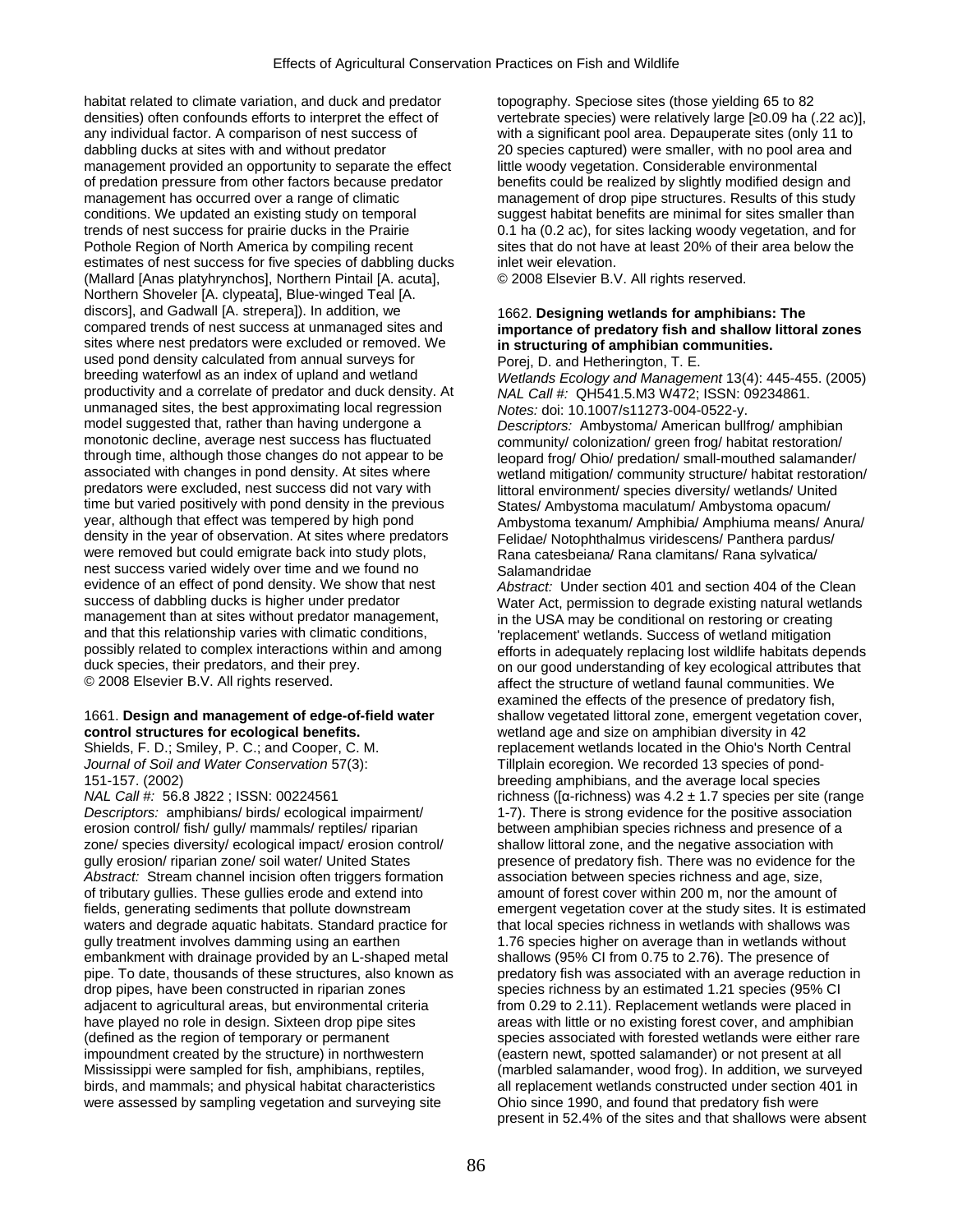habitat related to climate variation, and duck and predator densities) often confounds efforts to interpret the effect of any individual factor. A comparison of nest success of dabbling ducks at sites with and without predator management provided an opportunity to separate the effect of predation pressure from other factors because predator management has occurred over a range of climatic conditions. We updated an existing study on temporal trends of nest success for prairie ducks in the Prairie Pothole Region of North America by compiling recent estimates of nest success for five species of dabbling ducks (Mallard [Anas platyhrynchos], Northern Pintail [A. acuta], Northern Shoveler [A. clypeata], Blue-winged Teal [A. discors], and Gadwall [A. strepera]). In addition, we compared trends of nest success at unmanaged sites and sites where nest predators were excluded or removed. We used pond density calculated from annual surveys for breeding waterfowl as an index of upland and wetland productivity and a correlate of predator and duck density. At unmanaged sites, the best approximating local regression model suggested that, rather than having undergone a monotonic decline, average nest success has fluctuated through time, although those changes do not appear to be associated with changes in pond density. At sites where predators were excluded, nest success did not vary with time but varied positively with pond density in the previous year, although that effect was tempered by high pond density in the year of observation. At sites where predators were removed but could emigrate back into study plots, nest success varied widely over time and we found no evidence of an effect of pond density. We show that nest success of dabbling ducks is higher under predator management than at sites without predator management, and that this relationship varies with climatic conditions, possibly related to complex interactions within and among duck species, their predators, and their prey.
© 2008 Elsevier B.V. All rights reserved.

1661. **Design and management of edge-of-field water control structures for ecological benefits.**
Shields, F. D.; Smiley, P. C.; and Cooper, C. M.
*Journal of Soil and Water Conservation* 57(3): 151-157. (2002)
*NAL Call #:* 56.8 J822 ; ISSN: 00224561
*Descriptors:* amphibians/ birds/ ecological impairment/ erosion control/ fish/ gully/ mammals/ reptiles/ riparian zone/ species diversity/ ecological impact/ erosion control/ gully erosion/ riparian zone/ soil water/ United States
*Abstract:* Stream channel incision often triggers formation of tributary gullies. These gullies erode and extend into fields, generating sediments that pollute downstream waters and degrade aquatic habitats. Standard practice for gully treatment involves damming using an earthen embankment with drainage provided by an L-shaped metal pipe. To date, thousands of these structures, also known as drop pipes, have been constructed in riparian zones adjacent to agricultural areas, but environmental criteria have played no role in design. Sixteen drop pipe sites (defined as the region of temporary or permanent impoundment created by the structure) in northwestern Mississippi were sampled for fish, amphibians, reptiles, birds, and mammals; and physical habitat characteristics were assessed by sampling vegetation and surveying site topography. Speciose sites (those yielding 65 to 82 vertebrate species) were relatively large [≥0.09 ha (.22 ac)], with a significant pool area. Depauperate sites (only 11 to 20 species captured) were smaller, with no pool area and little woody vegetation. Considerable environmental benefits could be realized by slightly modified design and management of drop pipe structures. Results of this study suggest habitat benefits are minimal for sites smaller than 0.1 ha (0.2 ac), for sites lacking woody vegetation, and for sites that do not have at least 20% of their area below the inlet weir elevation.
© 2008 Elsevier B.V. All rights reserved.

1662. **Designing wetlands for amphibians: The importance of predatory fish and shallow littoral zones in structuring of amphibian communities.**
Porej, D. and Hetherington, T. E.
*Wetlands Ecology and Management* 13(4): 445-455. (2005)
*NAL Call #:* QH541.5.M3 W472; ISSN: 09234861.
*Notes:* doi: 10.1007/s11273-004-0522-y.
*Descriptors:* Ambystoma/ American bullfrog/ amphibian community/ colonization/ green frog/ habitat restoration/ leopard frog/ Ohio/ predation/ small-mouthed salamander/ wetland mitigation/ community structure/ habitat restoration/ littoral environment/ species diversity/ wetlands/ United States/ Ambystoma maculatum/ Ambystoma opacum/ Ambystoma texanum/ Amphibia/ Amphiuma means/ Anura/ Felidae/ Notophthalmus viridescens/ Panthera pardus/ Rana catesbeiana/ Rana clamitans/ Rana sylvatica/ Salamandridae
*Abstract:* Under section 401 and section 404 of the Clean Water Act, permission to degrade existing natural wetlands in the USA may be conditional on restoring or creating 'replacement' wetlands. Success of wetland mitigation efforts in adequately replacing lost wildlife habitats depends on our good understanding of key ecological attributes that affect the structure of wetland faunal communities. We examined the effects of the presence of predatory fish, shallow vegetated littoral zone, emergent vegetation cover, wetland age and size on amphibian diversity in 42 replacement wetlands located in the Ohio's North Central Tillplain ecoregion. We recorded 13 species of pond-breeding amphibians, and the average local species richness ([α-richness) was 4.2 ± 1.7 species per site (range 1-7). There is strong evidence for the positive association between amphibian species richness and presence of a shallow littoral zone, and the negative association with presence of predatory fish. There was no evidence for the association between species richness and age, size, amount of forest cover within 200 m, nor the amount of emergent vegetation cover at the study sites. It is estimated that local species richness in wetlands with shallows was 1.76 species higher on average than in wetlands without shallows (95% CI from 0.75 to 2.76). The presence of predatory fish was associated with an average reduction in species richness by an estimated 1.21 species (95% CI from 0.29 to 2.11). Replacement wetlands were placed in areas with little or no existing forest cover, and amphibian species associated with forested wetlands were either rare (eastern newt, spotted salamander) or not present at all (marbled salamander, wood frog). In addition, we surveyed all replacement wetlands constructed under section 401 in Ohio since 1990, and found that predatory fish were present in 52.4% of the sites and that shallows were absent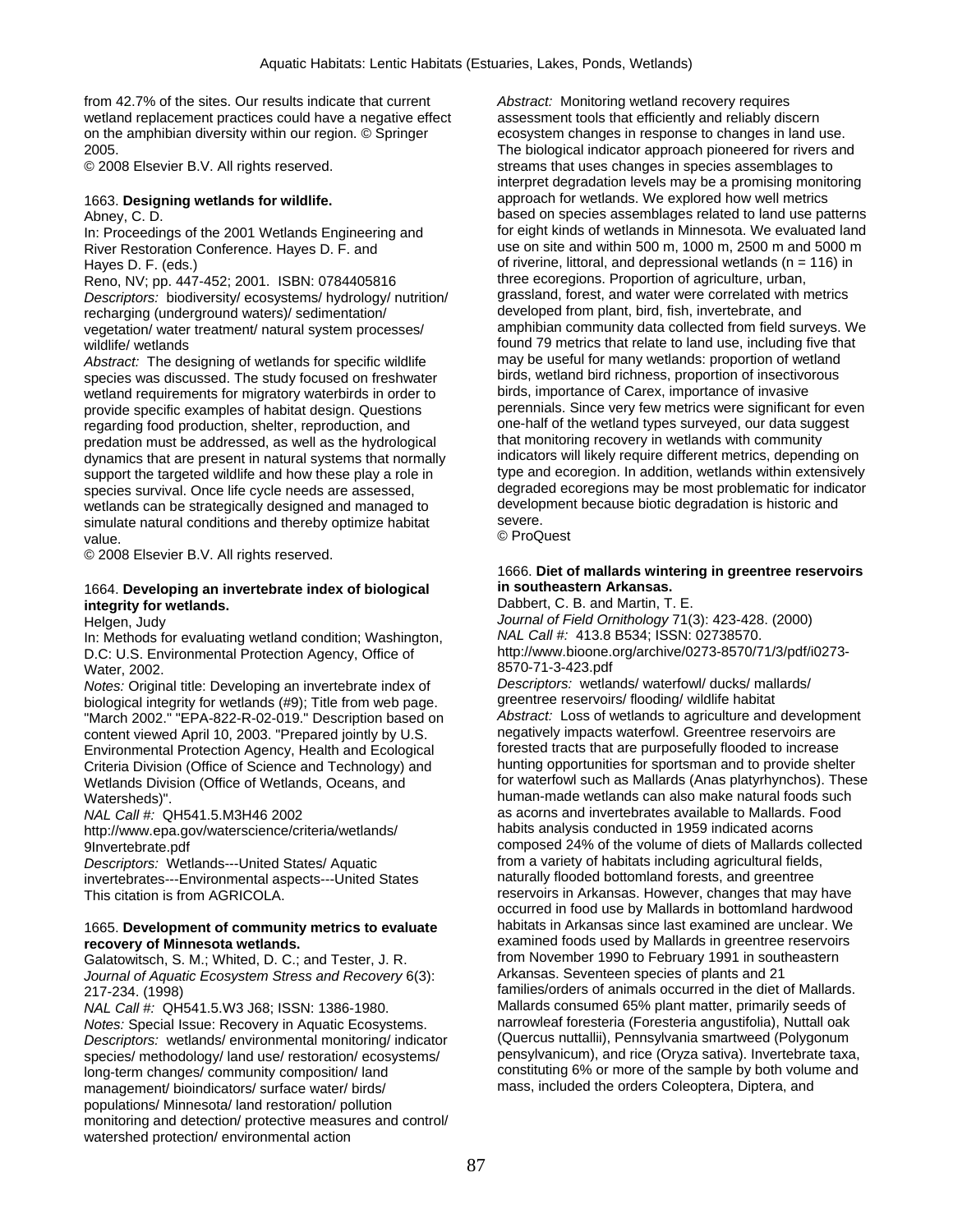from 42.7% of the sites. Our results indicate that current wetland replacement practices could have a negative effect on the amphibian diversity within our region. © Springer 2005.
© 2008 Elsevier B.V. All rights reserved.

1663. **Designing wetlands for wildlife.**
Abney, C. D.
In: Proceedings of the 2001 Wetlands Engineering and River Restoration Conference. Hayes D. F. and Hayes D. F. (eds.)
Reno, NV; pp. 447-452; 2001. ISBN: 0784405816
*Descriptors:* biodiversity/ ecosystems/ hydrology/ nutrition/ recharging (underground waters)/ sedimentation/ vegetation/ water treatment/ natural system processes/ wildlife/ wetlands
*Abstract:* The designing of wetlands for specific wildlife species was discussed. The study focused on freshwater wetland requirements for migratory waterbirds in order to provide specific examples of habitat design. Questions regarding food production, shelter, reproduction, and predation must be addressed, as well as the hydrological dynamics that are present in natural systems that normally support the targeted wildlife and how these play a role in species survival. Once life cycle needs are assessed, wetlands can be strategically designed and managed to simulate natural conditions and thereby optimize habitat value.
© 2008 Elsevier B.V. All rights reserved.

1664. **Developing an invertebrate index of biological integrity for wetlands.**
Helgen, Judy
In: Methods for evaluating wetland condition; Washington, D.C: U.S. Environmental Protection Agency, Office of Water, 2002.
*Notes:* Original title: Developing an invertebrate index of biological integrity for wetlands (#9); Title from web page. "March 2002." "EPA-822-R-02-019." Description based on content viewed April 10, 2003. "Prepared jointly by U.S. Environmental Protection Agency, Health and Ecological Criteria Division (Office of Science and Technology) and Wetlands Division (Office of Wetlands, Oceans, and Watersheds)".
*NAL Call #:* QH541.5.M3H46 2002
http://www.epa.gov/waterscience/criteria/wetlands/9Invertebrate.pdf
*Descriptors:* Wetlands---United States/ Aquatic invertebrates---Environmental aspects---United States
This citation is from AGRICOLA.

1665. **Development of community metrics to evaluate recovery of Minnesota wetlands.**
Galatowitsch, S. M.; Whited, D. C.; and Tester, J. R.
*Journal of Aquatic Ecosystem Stress and Recovery* 6(3): 217-234. (1998)
*NAL Call #:* QH541.5.W3 J68; ISSN: 1386-1980.
*Notes:* Special Issue: Recovery in Aquatic Ecosystems.
*Descriptors:* wetlands/ environmental monitoring/ indicator species/ methodology/ land use/ restoration/ ecosystems/ long-term changes/ community composition/ land management/ bioindicators/ surface water/ birds/ populations/ Minnesota/ land restoration/ pollution monitoring and detection/ protective measures and control/ watershed protection/ environmental action
*Abstract:* Monitoring wetland recovery requires assessment tools that efficiently and reliably discern ecosystem changes in response to changes in land use. The biological indicator approach pioneered for rivers and streams that uses changes in species assemblages to interpret degradation levels may be a promising monitoring approach for wetlands. We explored how well metrics based on species assemblages related to land use patterns for eight kinds of wetlands in Minnesota. We evaluated land use on site and within 500 m, 1000 m, 2500 m and 5000 m of riverine, littoral, and depressional wetlands (n = 116) in three ecoregions. Proportion of agriculture, urban, grassland, forest, and water were correlated with metrics developed from plant, bird, fish, invertebrate, and amphibian community data collected from field surveys. We found 79 metrics that relate to land use, including five that may be useful for many wetlands: proportion of wetland birds, wetland bird richness, proportion of insectivorous birds, importance of Carex, importance of invasive perennials. Since very few metrics were significant for even one-half of the wetland types surveyed, our data suggest that monitoring recovery in wetlands with community indicators will likely require different metrics, depending on type and ecoregion. In addition, wetlands within extensively degraded ecoregions may be most problematic for indicator development because biotic degradation is historic and severe.
© ProQuest

1666. **Diet of mallards wintering in greentree reservoirs in southeastern Arkansas.**
Dabbert, C. B. and Martin, T. E.
*Journal of Field Ornithology* 71(3): 423-428. (2000)
*NAL Call #:* 413.8 B534; ISSN: 02738570.
http://www.bioone.org/archive/0273-8570/71/3/pdf/i0273-8570-71-3-423.pdf
*Descriptors:* wetlands/ waterfowl/ ducks/ mallards/ greentree reservoirs/ flooding/ wildlife habitat
*Abstract:* Loss of wetlands to agriculture and development negatively impacts waterfowl. Greentree reservoirs are forested tracts that are purposefully flooded to increase hunting opportunities for sportsman and to provide shelter for waterfowl such as Mallards (Anas platyrhynchos). These human-made wetlands can also make natural foods such as acorns and invertebrates available to Mallards. Food habits analysis conducted in 1959 indicated acorns composed 24% of the volume of diets of Mallards collected from a variety of habitats including agricultural fields, naturally flooded bottomland forests, and greentree reservoirs in Arkansas. However, changes that may have occurred in food use by Mallards in bottomland hardwood habitats in Arkansas since last examined are unclear. We examined foods used by Mallards in greentree reservoirs from November 1990 to February 1991 in southeastern Arkansas. Seventeen species of plants and 21 families/orders of animals occurred in the diet of Mallards. Mallards consumed 65% plant matter, primarily seeds of narrowleaf foresteria (Foresteria angustifolia), Nuttall oak (Quercus nuttallii), Pennsylvania smartweed (Polygonum pensylvanicum), and rice (Oryza sativa). Invertebrate taxa, constituting 6% or more of the sample by both volume and mass, included the orders Coleoptera, Diptera, and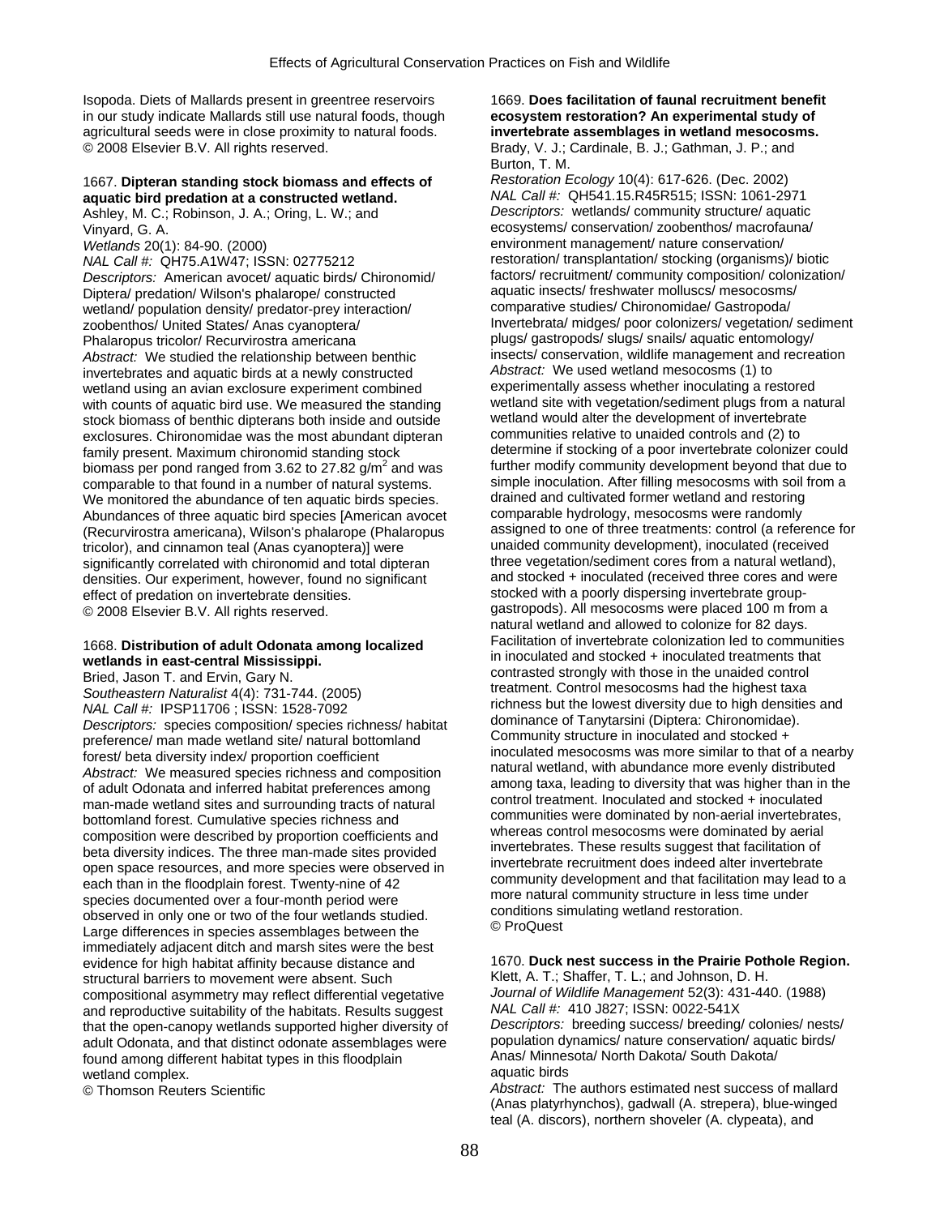Isopoda. Diets of Mallards present in greentree reservoirs in our study indicate Mallards still use natural foods, though agricultural seeds were in close proximity to natural foods.
© 2008 Elsevier B.V. All rights reserved.

1667. **Dipteran standing stock biomass and effects of aquatic bird predation at a constructed wetland.**
Ashley, M. C.; Robinson, J. A.; Oring, L. W.; and Vinyard, G. A.
*Wetlands* 20(1): 84-90. (2000)
*NAL Call #:* QH75.A1W47; ISSN: 02775212
*Descriptors:* American avocet/ aquatic birds/ Chironomid/ Diptera/ predation/ Wilson's phalarope/ constructed wetland/ population density/ predator-prey interaction/ zoobenthos/ United States/ Anas cyanoptera/ Phalaropus tricolor/ Recurvirostra americana
*Abstract:* We studied the relationship between benthic invertebrates and aquatic birds at a newly constructed wetland using an avian exclosure experiment combined with counts of aquatic bird use. We measured the standing stock biomass of benthic dipterans both inside and outside exclosures. Chironomidae was the most abundant dipteran family present. Maximum chironomid standing stock biomass per pond ranged from 3.62 to 27.82 g/m$^2$ and was comparable to that found in a number of natural systems. We monitored the abundance of ten aquatic birds species. Abundances of three aquatic bird species [American avocet (Recurvirostra americana), Wilson's phalarope (Phalaropus tricolor), and cinnamon teal (Anas cyanoptera)] were significantly correlated with chironomid and total dipteran densities. Our experiment, however, found no significant effect of predation on invertebrate densities.
© 2008 Elsevier B.V. All rights reserved.

1668. **Distribution of adult Odonata among localized wetlands in east-central Mississippi.**
Bried, Jason T. and Ervin, Gary N.
*Southeastern Naturalist* 4(4): 731-744. (2005)
*NAL Call #:* IPSP11706 ; ISSN: 1528-7092
*Descriptors:* species composition/ species richness/ habitat preference/ man made wetland site/ natural bottomland forest/ beta diversity index/ proportion coefficient
*Abstract:* We measured species richness and composition of adult Odonata and inferred habitat preferences among man-made wetland sites and surrounding tracts of natural bottomland forest. Cumulative species richness and composition were described by proportion coefficients and beta diversity indices. The three man-made sites provided open space resources, and more species were observed in each than in the floodplain forest. Twenty-nine of 42 species documented over a four-month period were observed in only one or two of the four wetlands studied. Large differences in species assemblages between the immediately adjacent ditch and marsh sites were the best evidence for high habitat affinity because distance and structural barriers to movement were absent. Such compositional asymmetry may reflect differential vegetative and reproductive suitability of the habitats. Results suggest that the open-canopy wetlands supported higher diversity of adult Odonata, and that distinct odonate assemblages were found among different habitat types in this floodplain wetland complex.
© Thomson Reuters Scientific

1669. **Does facilitation of faunal recruitment benefit ecosystem restoration? An experimental study of invertebrate assemblages in wetland mesocosms.**
Brady, V. J.; Cardinale, B. J.; Gathman, J. P.; and Burton, T. M.
*Restoration Ecology* 10(4): 617-626. (Dec. 2002)
*NAL Call #:* QH541.15.R45R515; ISSN: 1061-2971
*Descriptors:* wetlands/ community structure/ aquatic ecosystems/ conservation/ zoobenthos/ macrofauna/ environment management/ nature conservation/ restoration/ transplantation/ stocking (organisms)/ biotic factors/ recruitment/ community composition/ colonization/ aquatic insects/ freshwater molluscs/ mesocosms/ comparative studies/ Chironomidae/ Gastropoda/ Invertebrata/ midges/ poor colonizers/ vegetation/ sediment plugs/ gastropods/ slugs/ snails/ aquatic entomology/ insects/ conservation, wildlife management and recreation
*Abstract:* We used wetland mesocosms (1) to experimentally assess whether inoculating a restored wetland site with vegetation/sediment plugs from a natural wetland would alter the development of invertebrate communities relative to unaided controls and (2) to determine if stocking of a poor invertebrate colonizer could further modify community development beyond that due to simple inoculation. After filling mesocosms with soil from a drained and cultivated former wetland and restoring comparable hydrology, mesocosms were randomly assigned to one of three treatments: control (a reference for unaided community development), inoculated (received three vegetation/sediment cores from a natural wetland), and stocked + inoculated (received three cores and were stocked with a poorly dispersing invertebrate group-gastropods). All mesocosms were placed 100 m from a natural wetland and allowed to colonize for 82 days. Facilitation of invertebrate colonization led to communities in inoculated and stocked + inoculated treatments that contrasted strongly with those in the unaided control treatment. Control mesocosms had the highest taxa richness but the lowest diversity due to high densities and dominance of Tanytarsini (Diptera: Chironomidae). Community structure in inoculated and stocked + inoculated mesocosms was more similar to that of a nearby natural wetland, with abundance more evenly distributed among taxa, leading to diversity that was higher than in the control treatment. Inoculated and stocked + inoculated communities were dominated by non-aerial invertebrates, whereas control mesocosms were dominated by aerial invertebrates. These results suggest that facilitation of invertebrate recruitment does indeed alter invertebrate community development and that facilitation may lead to a more natural community structure in less time under conditions simulating wetland restoration.
© ProQuest

1670. **Duck nest success in the Prairie Pothole Region.**
Klett, A. T.; Shaffer, T. L.; and Johnson, D. H.
*Journal of Wildlife Management* 52(3): 431-440. (1988)
*NAL Call #:* 410 J827; ISSN: 0022-541X
*Descriptors:* breeding success/ breeding/ colonies/ nests/ population dynamics/ nature conservation/ aquatic birds/ Anas/ Minnesota/ North Dakota/ South Dakota/ aquatic birds
*Abstract:* The authors estimated nest success of mallard (Anas platyrhynchos), gadwall (A. strepera), blue-winged teal (A. discors), northern shoveler (A. clypeata), and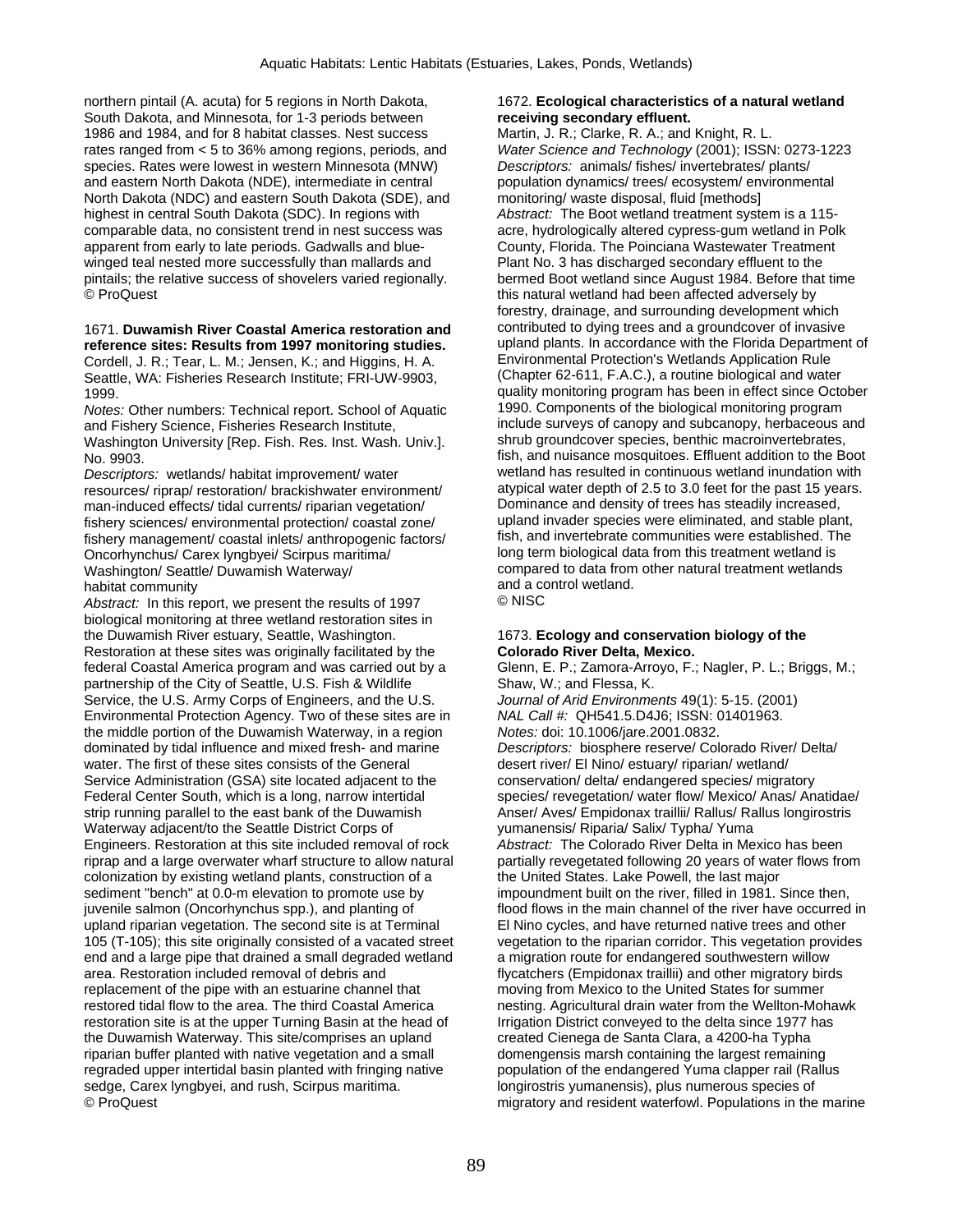northern pintail (A. acuta) for 5 regions in North Dakota, South Dakota, and Minnesota, for 1-3 periods between 1986 and 1984, and for 8 habitat classes. Nest success rates ranged from < 5 to 36% among regions, periods, and species. Rates were lowest in western Minnesota (MNW) and eastern North Dakota (NDE), intermediate in central North Dakota (NDC) and eastern South Dakota (SDE), and highest in central South Dakota (SDC). In regions with comparable data, no consistent trend in nest success was apparent from early to late periods. Gadwalls and blue-winged teal nested more successfully than mallards and pintails; the relative success of shovelers varied regionally.
© ProQuest

1671. **Duwamish River Coastal America restoration and reference sites: Results from 1997 monitoring studies.**
Cordell, J. R.; Tear, L. M.; Jensen, K.; and Higgins, H. A.
Seattle, WA: Fisheries Research Institute; FRI-UW-9903, 1999.
*Notes:* Other numbers: Technical report. School of Aquatic and Fishery Science, Fisheries Research Institute, Washington University [Rep. Fish. Res. Inst. Wash. Univ.]. No. 9903.
*Descriptors:* wetlands/ habitat improvement/ water resources/ riprap/ restoration/ brackishwater environment/ man-induced effects/ tidal currents/ riparian vegetation/ fishery sciences/ environmental protection/ coastal zone/ fishery management/ coastal inlets/ anthropogenic factors/ Oncorhynchus/ Carex lyngbyei/ Scirpus maritima/ Washington/ Seattle/ Duwamish Waterway/ habitat community
*Abstract:* In this report, we present the results of 1997 biological monitoring at three wetland restoration sites in the Duwamish River estuary, Seattle, Washington. Restoration at these sites was originally facilitated by the federal Coastal America program and was carried out by a partnership of the City of Seattle, U.S. Fish & Wildlife Service, the U.S. Army Corps of Engineers, and the U.S. Environmental Protection Agency. Two of these sites are in the middle portion of the Duwamish Waterway, in a region dominated by tidal influence and mixed fresh- and marine water. The first of these sites consists of the General Service Administration (GSA) site located adjacent to the Federal Center South, which is a long, narrow intertidal strip running parallel to the east bank of the Duwamish Waterway adjacent/to the Seattle District Corps of Engineers. Restoration at this site included removal of rock riprap and a large overwater wharf structure to allow natural colonization by existing wetland plants, construction of a sediment "bench" at 0.0-m elevation to promote use by juvenile salmon (Oncorhynchus spp.), and planting of upland riparian vegetation. The second site is at Terminal 105 (T-105); this site originally consisted of a vacated street end and a large pipe that drained a small degraded wetland area. Restoration included removal of debris and replacement of the pipe with an estuarine channel that restored tidal flow to the area. The third Coastal America restoration site is at the upper Turning Basin at the head of the Duwamish Waterway. This site/comprises an upland riparian buffer planted with native vegetation and a small regraded upper intertidal basin planted with fringing native sedge, Carex lyngbyei, and rush, Scirpus maritima.
© ProQuest

1672. **Ecological characteristics of a natural wetland receiving secondary effluent.**
Martin, J. R.; Clarke, R. A.; and Knight, R. L.
*Water Science and Technology* (2001); ISSN: 0273-1223
*Descriptors:* animals/ fishes/ invertebrates/ plants/ population dynamics/ trees/ ecosystem/ environmental monitoring/ waste disposal, fluid [methods]
*Abstract:* The Boot wetland treatment system is a 115-acre, hydrologically altered cypress-gum wetland in Polk County, Florida. The Poinciana Wastewater Treatment Plant No. 3 has discharged secondary effluent to the bermed Boot wetland since August 1984. Before that time this natural wetland had been affected adversely by forestry, drainage, and surrounding development which contributed to dying trees and a groundcover of invasive upland plants. In accordance with the Florida Department of Environmental Protection's Wetlands Application Rule (Chapter 62-611, F.A.C.), a routine biological and water quality monitoring program has been in effect since October 1990. Components of the biological monitoring program include surveys of canopy and subcanopy, herbaceous and shrub groundcover species, benthic macroinvertebrates, fish, and nuisance mosquitoes. Effluent addition to the Boot wetland has resulted in continuous wetland inundation with atypical water depth of 2.5 to 3.0 feet for the past 15 years. Dominance and density of trees has steadily increased, upland invader species were eliminated, and stable plant, fish, and invertebrate communities were established. The long term biological data from this treatment wetland is compared to data from other natural treatment wetlands and a control wetland.
© NISC

1673. **Ecology and conservation biology of the Colorado River Delta, Mexico.**
Glenn, E. P.; Zamora-Arroyo, F.; Nagler, P. L.; Briggs, M.; Shaw, W.; and Flessa, K.
*Journal of Arid Environments* 49(1): 5-15. (2001)
*NAL Call #:* QH541.5.D4J6; ISSN: 01401963.
*Notes:* doi: 10.1006/jare.2001.0832.
*Descriptors:* biosphere reserve/ Colorado River/ Delta/ desert river/ El Nino/ estuary/ riparian/ wetland/ conservation/ delta/ endangered species/ migratory species/ revegetation/ water flow/ Mexico/ Anas/ Anatidae/ Anser/ Aves/ Empidonax traillii/ Rallus/ Rallus longirostris yumanensis/ Riparia/ Salix/ Typha/ Yuma
*Abstract:* The Colorado River Delta in Mexico has been partially revegetated following 20 years of water flows from the United States. Lake Powell, the last major impoundment built on the river, filled in 1981. Since then, flood flows in the main channel of the river have occurred in El Nino cycles, and have returned native trees and other vegetation to the riparian corridor. This vegetation provides a migration route for endangered southwestern willow flycatchers (Empidonax traillii) and other migratory birds moving from Mexico to the United States for summer nesting. Agricultural drain water from the Wellton-Mohawk Irrigation District conveyed to the delta since 1977 has created Cienega de Santa Clara, a 4200-ha Typha domengensis marsh containing the largest remaining population of the endangered Yuma clapper rail (Rallus longirostris yumanensis), plus numerous species of migratory and resident waterfowl. Populations in the marine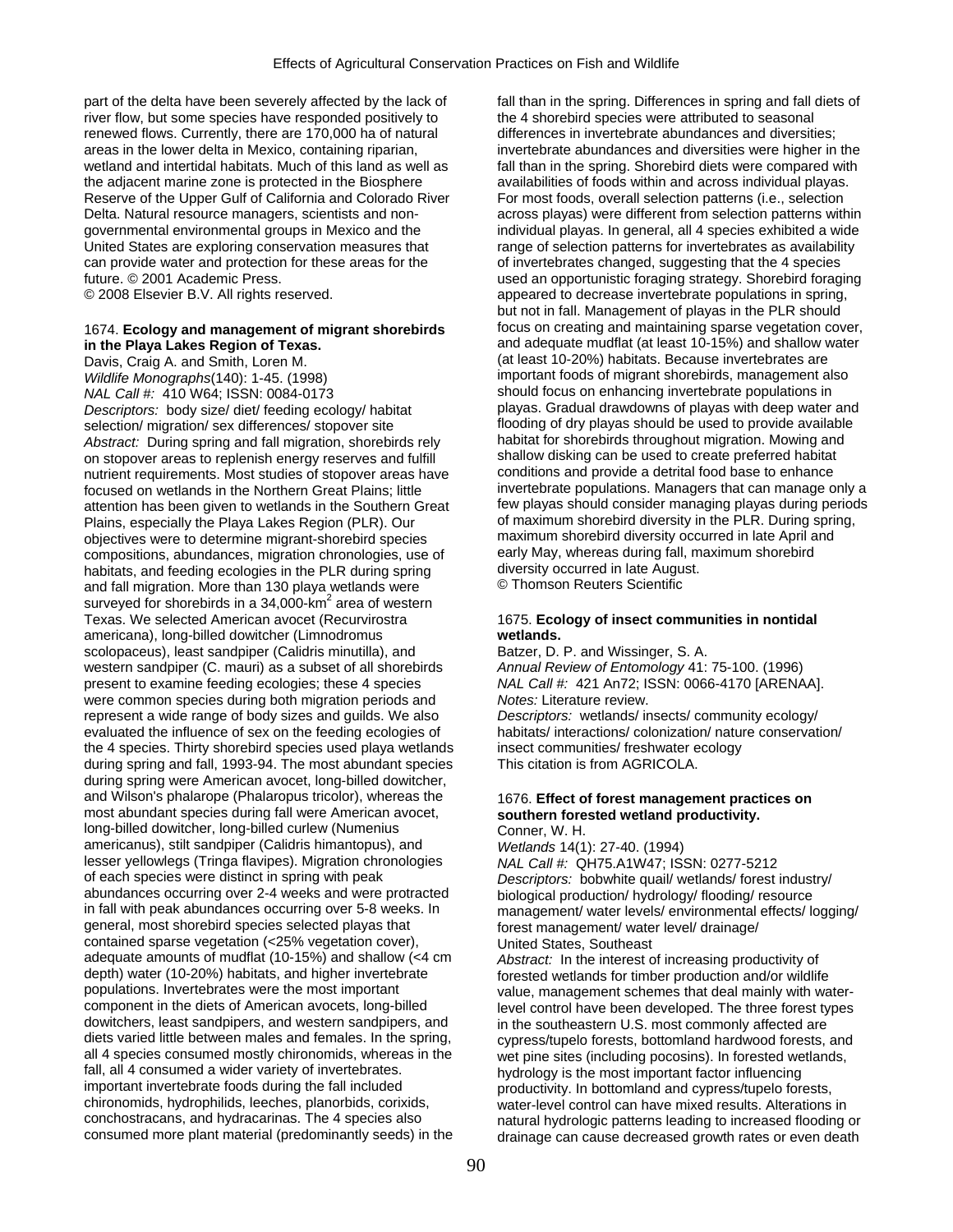part of the delta have been severely affected by the lack of river flow, but some species have responded positively to renewed flows. Currently, there are 170,000 ha of natural areas in the lower delta in Mexico, containing riparian, wetland and intertidal habitats. Much of this land as well as the adjacent marine zone is protected in the Biosphere Reserve of the Upper Gulf of California and Colorado River Delta. Natural resource managers, scientists and non-governmental environmental groups in Mexico and the United States are exploring conservation measures that can provide water and protection for these areas for the future. © 2001 Academic Press.
© 2008 Elsevier B.V. All rights reserved.

1674. **Ecology and management of migrant shorebirds in the Playa Lakes Region of Texas.**
Davis, Craig A. and Smith, Loren M.
*Wildlife Monographs*(140): 1-45. (1998)
*NAL Call #:* 410 W64; ISSN: 0084-0173
*Descriptors:* body size/ diet/ feeding ecology/ habitat selection/ migration/ sex differences/ stopover site
*Abstract:* During spring and fall migration, shorebirds rely on stopover areas to replenish energy reserves and fulfill nutrient requirements. Most studies of stopover areas have focused on wetlands in the Northern Great Plains; little attention has been given to wetlands in the Southern Great Plains, especially the Playa Lakes Region (PLR). Our objectives were to determine migrant-shorebird species compositions, abundances, migration chronologies, use of habitats, and feeding ecologies in the PLR during spring and fall migration. More than 130 playa wetlands were surveyed for shorebirds in a 34,000-km$^2$ area of western Texas. We selected American avocet (Recurvirostra americana), long-billed dowitcher (Limnodromus scolopaceus), least sandpiper (Calidris minutilla), and western sandpiper (C. mauri) as a subset of all shorebirds present to examine feeding ecologies; these 4 species were common species during both migration periods and represent a wide range of body sizes and guilds. We also evaluated the influence of sex on the feeding ecologies of the 4 species. Thirty shorebird species used playa wetlands during spring and fall, 1993-94. The most abundant species during spring were American avocet, long-billed dowitcher, and Wilson's phalarope (Phalaropus tricolor), whereas the most abundant species during fall were American avocet, long-billed dowitcher, long-billed curlew (Numenius americanus), stilt sandpiper (Calidris himantopus), and lesser yellowlegs (Tringa flavipes). Migration chronologies of each species were distinct in spring with peak abundances occurring over 2-4 weeks and were protracted in fall with peak abundances occurring over 5-8 weeks. In general, most shorebird species selected playas that contained sparse vegetation (<25% vegetation cover), adequate amounts of mudflat (10-15%) and shallow (<4 cm depth) water (10-20%) habitats, and higher invertebrate populations. Invertebrates were the most important component in the diets of American avocets, long-billed dowitchers, least sandpipers, and western sandpipers, and diets varied little between males and females. In the spring, all 4 species consumed mostly chironomids, whereas in the fall, all 4 consumed a wider variety of invertebrates. important invertebrate foods during the fall included chironomids, hydrophilids, leeches, planorbids, corixids, conchostracans, and hydracarinas. The 4 species also consumed more plant material (predominantly seeds) in the fall than in the spring. Differences in spring and fall diets of the 4 shorebird species were attributed to seasonal differences in invertebrate abundances and diversities; invertebrate abundances and diversities were higher in the fall than in the spring. Shorebird diets were compared with availabilities of foods within and across individual playas. For most foods, overall selection patterns (i.e., selection across playas) were different from selection patterns within individual playas. In general, all 4 species exhibited a wide range of selection patterns for invertebrates as availability of invertebrates changed, suggesting that the 4 species used an opportunistic foraging strategy. Shorebird foraging appeared to decrease invertebrate populations in spring, but not in fall. Management of playas in the PLR should focus on creating and maintaining sparse vegetation cover, and adequate mudflat (at least 10-15%) and shallow water (at least 10-20%) habitats. Because invertebrates are important foods of migrant shorebirds, management also should focus on enhancing invertebrate populations in playas. Gradual drawdowns of playas with deep water and flooding of dry playas should be used to provide available habitat for shorebirds throughout migration. Mowing and shallow disking can be used to create preferred habitat conditions and provide a detrital food base to enhance invertebrate populations. Managers that can manage only a few playas should consider managing playas during periods of maximum shorebird diversity in the PLR. During spring, maximum shorebird diversity occurred in late April and early May, whereas during fall, maximum shorebird diversity occurred in late August.
© Thomson Reuters Scientific

1675. **Ecology of insect communities in nontidal wetlands.**
Batzer, D. P. and Wissinger, S. A.
*Annual Review of Entomology* 41: 75-100. (1996)
*NAL Call #:* 421 An72; ISSN: 0066-4170 [ARENAA].
*Notes:* Literature review.
*Descriptors:* wetlands/ insects/ community ecology/ habitats/ interactions/ colonization/ nature conservation/ insect communities/ freshwater ecology
This citation is from AGRICOLA.

1676. **Effect of forest management practices on southern forested wetland productivity.**
Conner, W. H.
*Wetlands* 14(1): 27-40. (1994)
*NAL Call #:* QH75.A1W47; ISSN: 0277-5212
*Descriptors:* bobwhite quail/ wetlands/ forest industry/ biological production/ hydrology/ flooding/ resource management/ water levels/ environmental effects/ logging/ forest management/ water level/ drainage/ United States, Southeast
*Abstract:* In the interest of increasing productivity of forested wetlands for timber production and/or wildlife value, management schemes that deal mainly with water-level control have been developed. The three forest types in the southeastern U.S. most commonly affected are cypress/tupelo forests, bottomland hardwood forests, and wet pine sites (including pocosins). In forested wetlands, hydrology is the most important factor influencing productivity. In bottomland and cypress/tupelo forests, water-level control can have mixed results. Alterations in natural hydrologic patterns leading to increased flooding or drainage can cause decreased growth rates or even death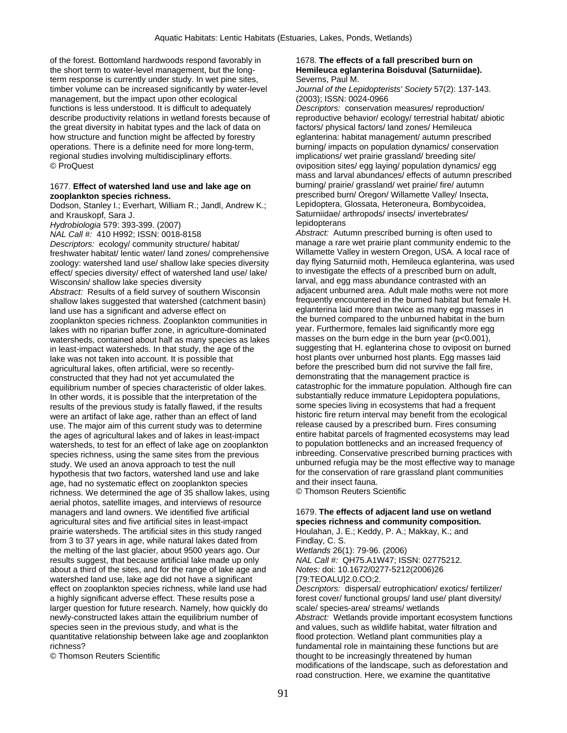of the forest. Bottomland hardwoods respond favorably in the short term to water-level management, but the long-term response is currently under study. In wet pine sites, timber volume can be increased significantly by water-level management, but the impact upon other ecological functions is less understood. It is difficult to adequately describe productivity relations in wetland forests because of the great diversity in habitat types and the lack of data on how structure and function might be affected by forestry operations. There is a definite need for more long-term, regional studies involving multidisciplinary efforts.
© ProQuest

1677. **Effect of watershed land use and lake age on zooplankton species richness.**
Dodson, Stanley I.; Everhart, William R.; Jandl, Andrew K.; and Krauskopf, Sara J.
*Hydrobiologia* 579: 393-399. (2007)
*NAL Call #:* 410 H992; ISSN: 0018-8158
*Descriptors:* ecology/ community structure/ habitat/ freshwater habitat/ lentic water/ land zones/ comprehensive zoology: watershed land use/ shallow lake species diversity effect/ species diversity/ effect of watershed land use/ lake/ Wisconsin/ shallow lake species diversity
*Abstract:* Results of a field survey of southern Wisconsin shallow lakes suggested that watershed (catchment basin) land use has a significant and adverse effect on zooplankton species richness. Zooplankton communities in lakes with no riparian buffer zone, in agriculture-dominated watersheds, contained about half as many species as lakes in least-impact watersheds. In that study, the age of the lake was not taken into account. It is possible that agricultural lakes, often artificial, were so recently-constructed that they had not yet accumulated the equilibrium number of species characteristic of older lakes. In other words, it is possible that the interpretation of the results of the previous study is fatally flawed, if the results were an artifact of lake age, rather than an effect of land use. The major aim of this current study was to determine the ages of agricultural lakes and of lakes in least-impact watersheds, to test for an effect of lake age on zooplankton species richness, using the same sites from the previous study. We used an anova approach to test the null hypothesis that two factors, watershed land use and lake age, had no systematic effect on zooplankton species richness. We determined the age of 35 shallow lakes, using aerial photos, satellite images, and interviews of resource managers and land owners. We identified five artificial agricultural sites and five artificial sites in least-impact prairie watersheds. The artificial sites in this study ranged from 3 to 37 years in age, while natural lakes dated from the melting of the last glacier, about 9500 years ago. Our results suggest, that because artificial lake made up only about a third of the sites, and for the range of lake age and watershed land use, lake age did not have a significant effect on zooplankton species richness, while land use had a highly significant adverse effect. These results pose a larger question for future research. Namely, how quickly do newly-constructed lakes attain the equilibrium number of species seen in the previous study, and what is the quantitative relationship between lake age and zooplankton richness?
© Thomson Reuters Scientific

1678. **The effects of a fall prescribed burn on *Hemileuca eglanterina* Boisduval (Saturniidae).**
Severns, Paul M.
*Journal of the Lepidopterists' Society* 57(2): 137-143. (2003); ISSN: 0024-0966
*Descriptors:* conservation measures/ reproduction/ reproductive behavior/ ecology/ terrestrial habitat/ abiotic factors/ physical factors/ land zones/ Hemileuca eglanterina: habitat management/ autumn prescribed burning/ impacts on population dynamics/ conservation implications/ wet prairie grassland/ breeding site/ oviposition sites/ egg laying/ population dynamics/ egg mass and larval abundances/ effects of autumn prescribed burning/ prairie/ grassland/ wet prairie/ fire/ autumn prescribed burn/ Oregon/ Willamette Valley/ Insecta, Lepidoptera, Glossata, Heteroneura, Bombycoidea, Saturniidae/ arthropods/ insects/ invertebrates/ lepidopterans
*Abstract:* Autumn prescribed burning is often used to manage a rare wet prairie plant community endemic to the Willamette Valley in western Oregon, USA. A local race of day flying Saturniid moth, Hemileuca eglanterina, was used to investigate the effects of a prescribed burn on adult, larval, and egg mass abundance contrasted with an adjacent unburned area. Adult male moths were not more frequently encountered in the burned habitat but female H. eglanterina laid more than twice as many egg masses in the burned compared to the unburned habitat in the burn year. Furthermore, females laid significantly more egg masses on the burn edge in the burn year ($p<0.001$), suggesting that H. eglanterina chose to oviposit on burned host plants over unburned host plants. Egg masses laid before the prescribed burn did not survive the fall fire, demonstrating that the management practice is catastrophic for the immature population. Although fire can substantially reduce immature Lepidoptera populations, some species living in ecosystems that had a frequent historic fire return interval may benefit from the ecological release caused by a prescribed burn. Fires consuming entire habitat parcels of fragmented ecosystems may lead to population bottlenecks and an increased frequency of inbreeding. Conservative prescribed burning practices with unburned refugia may be the most effective way to manage for the conservation of rare grassland plant communities and their insect fauna.
© Thomson Reuters Scientific

1679. **The effects of adjacent land use on wetland species richness and community composition.**
Houlahan, J. E.; Keddy, P. A.; Makkay, K.; and Findlay, C. S.
*Wetlands* 26(1): 79-96. (2006)
*NAL Call #:* QH75.A1W47; ISSN: 02775212.
*Notes:* doi: 10.1672/0277-5212(2006)26[79:TEOALU]2.0.CO;2.
*Descriptors:* dispersal/ eutrophication/ exotics/ fertilizer/ forest cover/ functional groups/ land use/ plant diversity/ scale/ species-area/ streams/ wetlands
*Abstract:* Wetlands provide important ecosystem functions and values, such as wildlife habitat, water filtration and flood protection. Wetland plant communities play a fundamental role in maintaining these functions but are thought to be increasingly threatened by human modifications of the landscape, such as deforestation and road construction. Here, we examine the quantitative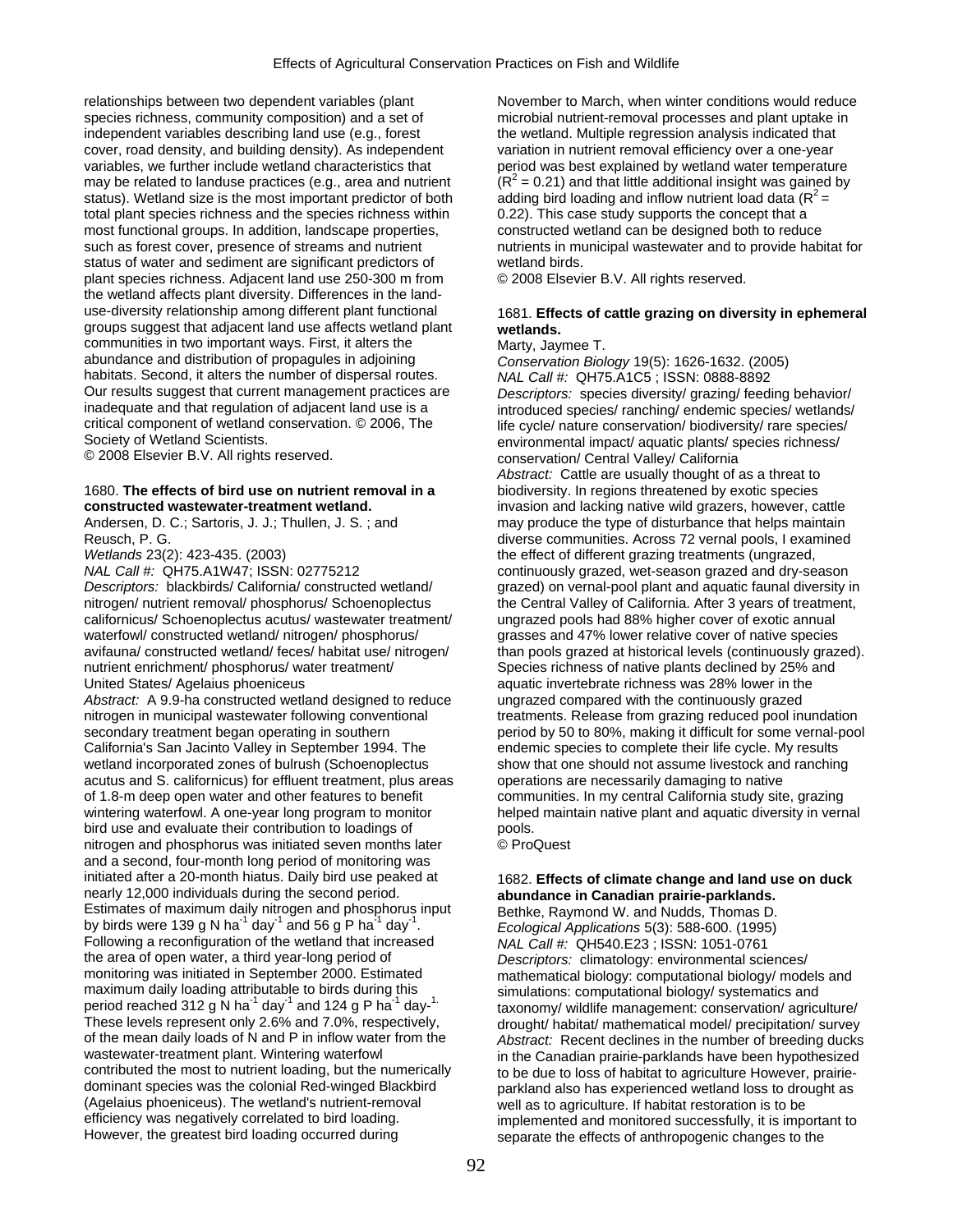relationships between two dependent variables (plant species richness, community composition) and a set of independent variables describing land use (e.g., forest cover, road density, and building density). As independent variables, we further include wetland characteristics that may be related to landuse practices (e.g., area and nutrient status). Wetland size is the most important predictor of both total plant species richness and the species richness within most functional groups. In addition, landscape properties, such as forest cover, presence of streams and nutrient status of water and sediment are significant predictors of plant species richness. Adjacent land use 250-300 m from the wetland affects plant diversity. Differences in the land-use-diversity relationship among different plant functional groups suggest that adjacent land use affects wetland plant communities in two important ways. First, it alters the abundance and distribution of propagules in adjoining habitats. Second, it alters the number of dispersal routes. Our results suggest that current management practices are inadequate and that regulation of adjacent land use is a critical component of wetland conservation. © 2006, The Society of Wetland Scientists.
© 2008 Elsevier B.V. All rights reserved.

1680. **The effects of bird use on nutrient removal in a constructed wastewater-treatment wetland.**
Andersen, D. C.; Sartoris, J. J.; Thullen, J. S. ; and Reusch, P. G.
*Wetlands* 23(2): 423-435. (2003)
*NAL Call #:* QH75.A1W47; ISSN: 02775212
*Descriptors:* blackbirds/ California/ constructed wetland/ nitrogen/ nutrient removal/ phosphorus/ Schoenoplectus californicus/ Schoenoplectus acutus/ wastewater treatment/ waterfowl/ constructed wetland/ nitrogen/ phosphorus/ avifauna/ constructed wetland/ feces/ habitat use/ nitrogen/ nutrient enrichment/ phosphorus/ water treatment/ United States/ Agelaius phoeniceus
*Abstract:* A 9.9-ha constructed wetland designed to reduce nitrogen in municipal wastewater following conventional secondary treatment began operating in southern California's San Jacinto Valley in September 1994. The wetland incorporated zones of bulrush (Schoenoplectus acutus and S. californicus) for effluent treatment, plus areas of 1.8-m deep open water and other features to benefit wintering waterfowl. A one-year long program to monitor bird use and evaluate their contribution to loadings of nitrogen and phosphorus was initiated seven months later and a second, four-month long period of monitoring was initiated after a 20-month hiatus. Daily bird use peaked at nearly 12,000 individuals during the second period. Estimates of maximum daily nitrogen and phosphorus input by birds were 139 g N $ha^{-1}$ $day^{-1}$ and 56 g P $ha^{-1}$ $day^{-1}$. Following a reconfiguration of the wetland that increased the area of open water, a third year-long period of monitoring was initiated in September 2000. Estimated maximum daily loading attributable to birds during this period reached 312 g N $ha^{-1}$ $day^{-1}$ and 124 g P $ha^{-1}$ $day^{-1}$. These levels represent only 2.6% and 7.0%, respectively, of the mean daily loads of N and P in inflow water from the wastewater-treatment plant. Wintering waterfowl contributed the most to nutrient loading, but the numerically dominant species was the colonial Red-winged Blackbird (Agelaius phoeniceus). The wetland's nutrient-removal efficiency was negatively correlated to bird loading. However, the greatest bird loading occurred during November to March, when winter conditions would reduce microbial nutrient-removal processes and plant uptake in the wetland. Multiple regression analysis indicated that variation in nutrient removal efficiency over a one-year period was best explained by wetland water temperature ($R^2 = 0.21$) and that little additional insight was gained by adding bird loading and inflow nutrient load data ($R^2 = 0.22$). This case study supports the concept that a constructed wetland can be designed both to reduce nutrients in municipal wastewater and to provide habitat for wetland birds.
© 2008 Elsevier B.V. All rights reserved.

1681. **Effects of cattle grazing on diversity in ephemeral wetlands.**
Marty, Jaymee T.
*Conservation Biology* 19(5): 1626-1632. (2005)
*NAL Call #:* QH75.A1C5 ; ISSN: 0888-8892
*Descriptors:* species diversity/ grazing/ feeding behavior/ introduced species/ ranching/ endemic species/ wetlands/ life cycle/ nature conservation/ biodiversity/ rare species/ environmental impact/ aquatic plants/ species richness/ conservation/ Central Valley/ California
*Abstract:* Cattle are usually thought of as a threat to biodiversity. In regions threatened by exotic species invasion and lacking native wild grazers, however, cattle may produce the type of disturbance that helps maintain diverse communities. Across 72 vernal pools, I examined the effect of different grazing treatments (ungrazed, continuously grazed, wet-season grazed and dry-season grazed) on vernal-pool plant and aquatic faunal diversity in the Central Valley of California. After 3 years of treatment, ungrazed pools had 88% higher cover of exotic annual grasses and 47% lower relative cover of native species than pools grazed at historical levels (continuously grazed). Species richness of native plants declined by 25% and aquatic invertebrate richness was 28% lower in the ungrazed compared with the continuously grazed treatments. Release from grazing reduced pool inundation period by 50 to 80%, making it difficult for some vernal-pool endemic species to complete their life cycle. My results show that one should not assume livestock and ranching operations are necessarily damaging to native communities. In my central California study site, grazing helped maintain native plant and aquatic diversity in vernal pools.
© ProQuest

1682. **Effects of climate change and land use on duck abundance in Canadian prairie-parklands.**
Bethke, Raymond W. and Nudds, Thomas D.
*Ecological Applications* 5(3): 588-600. (1995)
*NAL Call #:* QH540.E23 ; ISSN: 1051-0761
*Descriptors:* climatology: environmental sciences/ mathematical biology: computational biology/ models and simulations: computational biology/ systematics and taxonomy/ wildlife management: conservation/ agriculture/ drought/ habitat/ mathematical model/ precipitation/ survey
*Abstract:* Recent declines in the number of breeding ducks in the Canadian prairie-parklands have been hypothesized to be due to loss of habitat to agriculture However, prairie-parkland also has experienced wetland loss to drought as well as to agriculture. If habitat restoration is to be implemented and monitored successfully, it is important to separate the effects of anthropogenic changes to the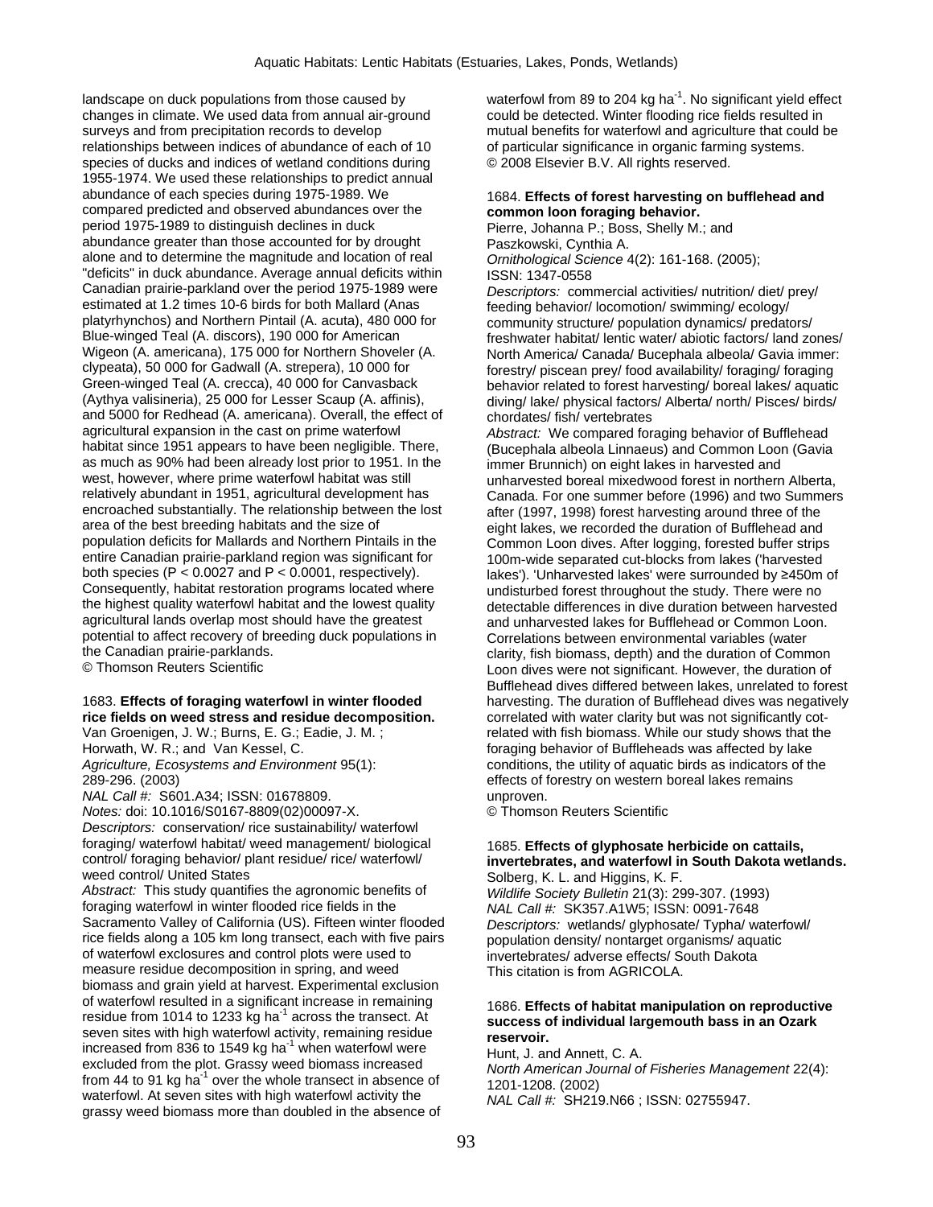landscape on duck populations from those caused by changes in climate. We used data from annual air-ground surveys and from precipitation records to develop relationships between indices of abundance of each of 10 species of ducks and indices of wetland conditions during 1955-1974. We used these relationships to predict annual abundance of each species during 1975-1989. We compared predicted and observed abundances over the period 1975-1989 to distinguish declines in duck abundance greater than those accounted for by drought alone and to determine the magnitude and location of real "deficits" in duck abundance. Average annual deficits within Canadian prairie-parkland over the period 1975-1989 were estimated at 1.2 times 10-6 birds for both Mallard (Anas platyrhynchos) and Northern Pintail (A. acuta), 480 000 for Blue-winged Teal (A. discors), 190 000 for American Wigeon (A. americana), 175 000 for Northern Shoveler (A. clypeata), 50 000 for Gadwall (A. strepera), 10 000 for Green-winged Teal (A. crecca), 40 000 for Canvasback (Aythya valisineria), 25 000 for Lesser Scaup (A. affinis), and 5000 for Redhead (A. americana). Overall, the effect of agricultural expansion in the cast on prime waterfowl habitat since 1951 appears to have been negligible. There, as much as 90% had been already lost prior to 1951. In the west, however, where prime waterfowl habitat was still relatively abundant in 1951, agricultural development has encroached substantially. The relationship between the lost area of the best breeding habitats and the size of population deficits for Mallards and Northern Pintails in the entire Canadian prairie-parkland region was significant for both species ($P < 0.0027$ and $P < 0.0001$, respectively). Consequently, habitat restoration programs located where the highest quality waterfowl habitat and the lowest quality agricultural lands overlap most should have the greatest potential to affect recovery of breeding duck populations in the Canadian prairie-parklands.
© Thomson Reuters Scientific

1683. **Effects of foraging waterfowl in winter flooded rice fields on weed stress and residue decomposition.**
Van Groenigen, J. W.; Burns, E. G.; Eadie, J. M. ; Horwath, W. R.; and Van Kessel, C.
*Agriculture, Ecosystems and Environment* 95(1): 289-296. (2003)
*NAL Call #:* S601.A34; ISSN: 01678809.
*Notes:* doi: 10.1016/S0167-8809(02)00097-X.
*Descriptors:* conservation/ rice sustainability/ waterfowl foraging/ waterfowl habitat/ weed management/ biological control/ foraging behavior/ plant residue/ rice/ waterfowl/ weed control/ United States
*Abstract:* This study quantifies the agronomic benefits of foraging waterfowl in winter flooded rice fields in the Sacramento Valley of California (US). Fifteen winter flooded rice fields along a 105 km long transect, each with five pairs of waterfowl exclosures and control plots were used to measure residue decomposition in spring, and weed biomass and grain yield at harvest. Experimental exclusion of waterfowl resulted in a significant increase in remaining residue from 1014 to 1233 kg ha$^{-1}$ across the transect. At seven sites with high waterfowl activity, remaining residue increased from 836 to 1549 kg ha$^{-1}$ when waterfowl were excluded from the plot. Grassy weed biomass increased from 44 to 91 kg ha$^{-1}$ over the whole transect in absence of waterfowl. At seven sites with high waterfowl activity the grassy weed biomass more than doubled in the absence of waterfowl from 89 to 204 kg ha$^{-1}$. No significant yield effect could be detected. Winter flooding rice fields resulted in mutual benefits for waterfowl and agriculture that could be of particular significance in organic farming systems.
© 2008 Elsevier B.V. All rights reserved.

1684. **Effects of forest harvesting on bufflehead and common loon foraging behavior.**
Pierre, Johanna P.; Boss, Shelly M.; and Paszkowski, Cynthia A.
*Ornithological Science* 4(2): 161-168. (2005); ISSN: 1347-0558
*Descriptors:* commercial activities/ nutrition/ diet/ prey/ feeding behavior/ locomotion/ swimming/ ecology/ community structure/ population dynamics/ predators/ freshwater habitat/ lentic water/ abiotic factors/ land zones/ North America/ Canada/ Bucephala albeola/ Gavia immer: forestry/ piscean prey/ food availability/ foraging/ foraging behavior related to forest harvesting/ boreal lakes/ aquatic diving/ lake/ physical factors/ Alberta/ north/ Pisces/ birds/ chordates/ fish/ vertebrates
*Abstract:* We compared foraging behavior of Bufflehead (Bucephala albeola Linnaeus) and Common Loon (Gavia immer Brunnich) on eight lakes in harvested and unharvested boreal mixedwood forest in northern Alberta, Canada. For one summer before (1996) and two Summers after (1997, 1998) forest harvesting around three of the eight lakes, we recorded the duration of Bufflehead and Common Loon dives. After logging, forested buffer strips 100m-wide separated cut-blocks from lakes ('harvested lakes'). 'Unharvested lakes' were surrounded by ≥450m of undisturbed forest throughout the study. There were no detectable differences in dive duration between harvested and unharvested lakes for Bufflehead or Common Loon. Correlations between environmental variables (water clarity, fish biomass, depth) and the duration of Common Loon dives were not significant. However, the duration of Bufflehead dives differed between lakes, unrelated to forest harvesting. The duration of Bufflehead dives was negatively correlated with water clarity but was not significantly cot-related with fish biomass. While our study shows that the foraging behavior of Buffleheads was affected by lake conditions, the utility of aquatic birds as indicators of the effects of forestry on western boreal lakes remains unproven.
© Thomson Reuters Scientific

1685. **Effects of glyphosate herbicide on cattails, invertebrates, and waterfowl in South Dakota wetlands.**
Solberg, K. L. and Higgins, K. F.
*Wildlife Society Bulletin* 21(3): 299-307. (1993)
*NAL Call #:* SK357.A1W5; ISSN: 0091-7648
*Descriptors:* wetlands/ glyphosate/ Typha/ waterfowl/ population density/ nontarget organisms/ aquatic invertebrates/ adverse effects/ South Dakota
This citation is from AGRICOLA.

1686. **Effects of habitat manipulation on reproductive success of individual largemouth bass in an Ozark reservoir.**
Hunt, J. and Annett, C. A.
*North American Journal of Fisheries Management* 22(4): 1201-1208. (2002)
*NAL Call #:* SH219.N66 ; ISSN: 02755947.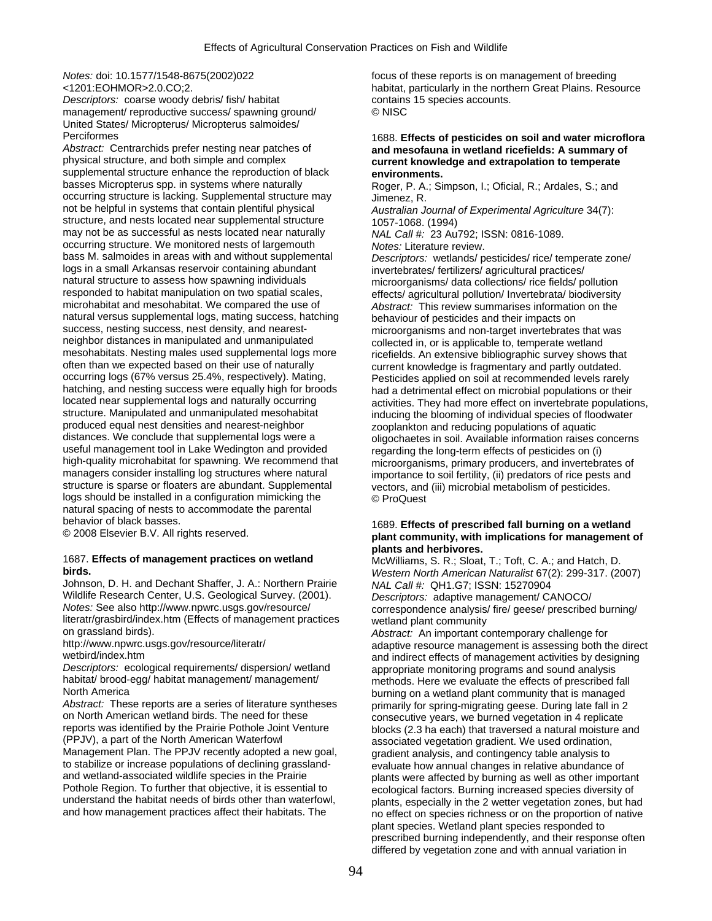*Notes:* doi: 10.1577/1548-8675(2002)022<1201:EOHMOR>2.0.CO;2.

*Descriptors:* coarse woody debris/ fish/ habitat management/ reproductive success/ spawning ground/ United States/ Micropterus/ Micropterus salmoides/ Perciformes

*Abstract:* Centrarchids prefer nesting near patches of physical structure, and both simple and complex supplemental structure enhance the reproduction of black basses Micropterus spp. in systems where naturally occurring structure is lacking. Supplemental structure may not be as helpful in systems that contain plentiful physical structure, and nests located near supplemental structure may not be as successful as nests located near naturally occurring structure. We monitored nests of largemouth bass M. salmoides in areas with and without supplemental logs in a small Arkansas reservoir containing abundant natural structure to assess how spawning individuals responded to habitat manipulation on two spatial scales, microhabitat and mesohabitat. We compared the use of natural versus supplemental logs, mating success, hatching success, nesting success, nest density, and nearest-neighbor distances in manipulated and unmanipulated mesohabitats. Nesting males used supplemental logs more often than we expected based on their use of naturally occurring logs (67% versus 25.4%, respectively). Mating, hatching, and nesting success were equally high for broods located near supplemental logs and naturally occurring structure. Manipulated and unmanipulated mesohabitat produced equal nest densities and nearest-neighbor distances. We conclude that supplemental logs were a useful management tool in Lake Wedington and provided high-quality microhabitat for spawning. We recommend that managers consider installing log structures where natural structure is sparse or floaters are abundant. Supplemental logs should be installed in a configuration mimicking the natural spacing of nests to accommodate the parental behavior of black basses.
© 2008 Elsevier B.V. All rights reserved.

1687. **Effects of management practices on wetland birds.**
Johnson, D. H. and Dechant Shaffer, J. A.: Northern Prairie Wildlife Research Center, U.S. Geological Survey. (2001).
*Notes:* See also http://www.npwrc.usgs.gov/resource/literatr/grasbird/index.htm (Effects of management practices on grassland birds).
http://www.npwrc.usgs.gov/resource/literatr/wetbird/index.htm
*Descriptors:* ecological requirements/ dispersion/ wetland habitat/ brood-egg/ habitat management/ management/ North America
*Abstract:* These reports are a series of literature syntheses on North American wetland birds. The need for these reports was identified by the Prairie Pothole Joint Venture (PPJV), a part of the North American Waterfowl Management Plan. The PPJV recently adopted a new goal, to stabilize or increase populations of declining grassland- and wetland-associated wildlife species in the Prairie Pothole Region. To further that objective, it is essential to understand the habitat needs of birds other than waterfowl, and how management practices affect their habitats. The focus of these reports is on management of breeding habitat, particularly in the northern Great Plains. Resource contains 15 species accounts.
© NISC

1688. **Effects of pesticides on soil and water microflora and mesofauna in wetland ricefields: A summary of current knowledge and extrapolation to temperate environments.**
Roger, P. A.; Simpson, I.; Oficial, R.; Ardales, S.; and Jimenez, R.
*Australian Journal of Experimental Agriculture* 34(7): 1057-1068. (1994)
*NAL Call #:* 23 Au792; ISSN: 0816-1089.
*Notes:* Literature review.
*Descriptors:* wetlands/ pesticides/ rice/ temperate zone/ invertebrates/ fertilizers/ agricultural practices/ microorganisms/ data collections/ rice fields/ pollution effects/ agricultural pollution/ Invertebrata/ biodiversity
*Abstract:* This review summarises information on the behaviour of pesticides and their impacts on microorganisms and non-target invertebrates that was collected in, or is applicable to, temperate wetland ricefields. An extensive bibliographic survey shows that current knowledge is fragmentary and partly outdated. Pesticides applied on soil at recommended levels rarely had a detrimental effect on microbial populations or their activities. They had more effect on invertebrate populations, inducing the blooming of individual species of floodwater zooplankton and reducing populations of aquatic oligochaetes in soil. Available information raises concerns regarding the long-term effects of pesticides on (i) microorganisms, primary producers, and invertebrates of importance to soil fertility, (ii) predators of rice pests and vectors, and (iii) microbial metabolism of pesticides.
© ProQuest

1689. **Effects of prescribed fall burning on a wetland plant community, with implications for management of plants and herbivores.**
McWilliams, S. R.; Sloat, T.; Toft, C. A.; and Hatch, D.
*Western North American Naturalist* 67(2): 299-317. (2007)
*NAL Call #:* QH1.G7; ISSN: 15270904
*Descriptors:* adaptive management/ CANOCO/ correspondence analysis/ fire/ geese/ prescribed burning/ wetland plant community
*Abstract:* An important contemporary challenge for adaptive resource management is assessing both the direct and indirect effects of management activities by designing appropriate monitoring programs and sound analysis methods. Here we evaluate the effects of prescribed fall burning on a wetland plant community that is managed primarily for spring-migrating geese. During late fall in 2 consecutive years, we burned vegetation in 4 replicate blocks (2.3 ha each) that traversed a natural moisture and associated vegetation gradient. We used ordination, gradient analysis, and contingency table analysis to evaluate how annual changes in relative abundance of plants were affected by burning as well as other important ecological factors. Burning increased species diversity of plants, especially in the 2 wetter vegetation zones, but had no effect on species richness or on the proportion of native plant species. Wetland plant species responded to prescribed burning independently, and their response often differed by vegetation zone and with annual variation in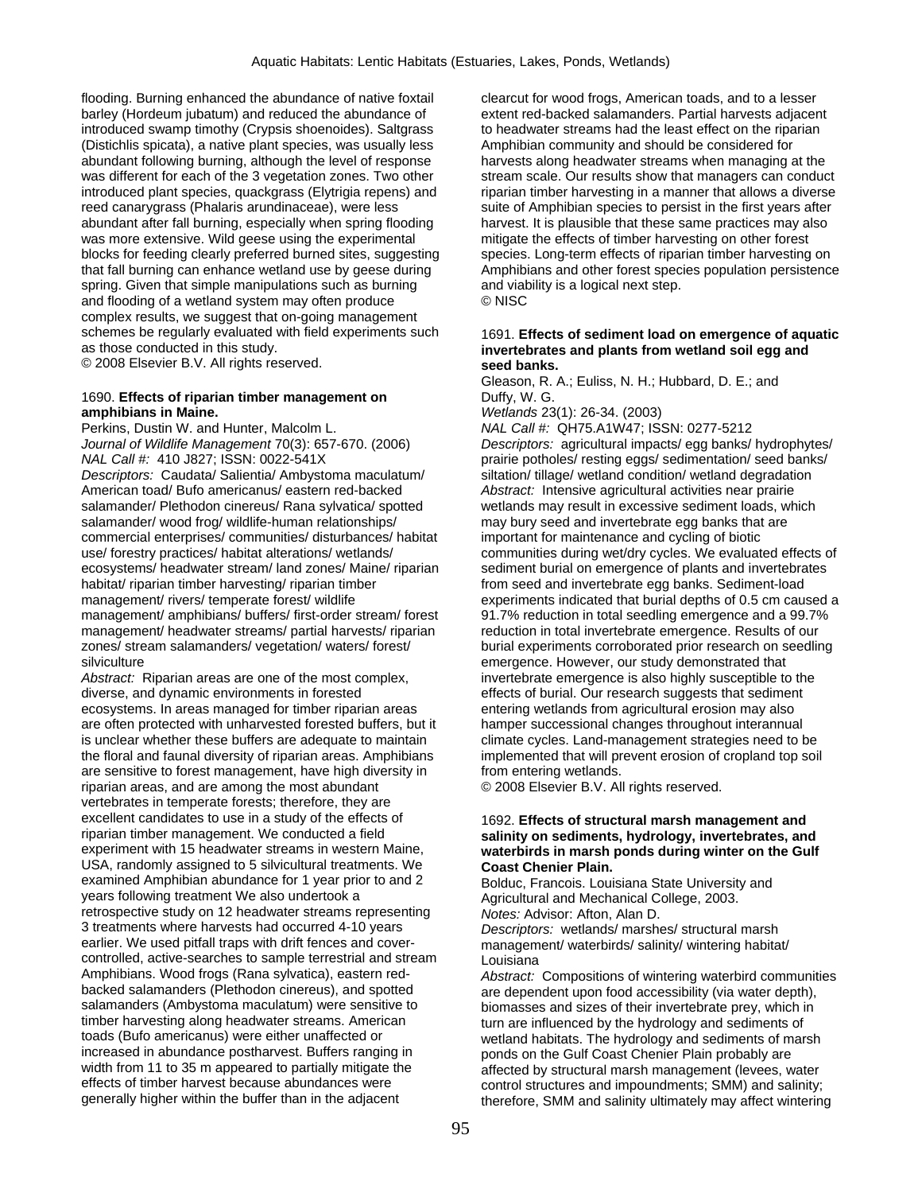flooding. Burning enhanced the abundance of native foxtail barley (Hordeum jubatum) and reduced the abundance of introduced swamp timothy (Crypsis shoenoides). Saltgrass (Distichlis spicata), a native plant species, was usually less abundant following burning, although the level of response was different for each of the 3 vegetation zones. Two other introduced plant species, quackgrass (Elytrigia repens) and reed canarygrass (Phalaris arundinaceae), were less abundant after fall burning, especially when spring flooding was more extensive. Wild geese using the experimental blocks for feeding clearly preferred burned sites, suggesting that fall burning can enhance wetland use by geese during spring. Given that simple manipulations such as burning and flooding of a wetland system may often produce complex results, we suggest that on-going management schemes be regularly evaluated with field experiments such as those conducted in this study.
© 2008 Elsevier B.V. All rights reserved.

1690. **Effects of riparian timber management on amphibians in Maine.**
Perkins, Dustin W. and Hunter, Malcolm L.
*Journal of Wildlife Management* 70(3): 657-670. (2006)
*NAL Call #:* 410 J827; ISSN: 0022-541X
*Descriptors:* Caudata/ Salientia/ Ambystoma maculatum/ American toad/ Bufo americanus/ eastern red-backed salamander/ Plethodon cinereus/ Rana sylvatica/ spotted salamander/ wood frog/ wildlife-human relationships/ commercial enterprises/ communities/ disturbances/ habitat use/ forestry practices/ habitat alterations/ wetlands/ ecosystems/ headwater stream/ land zones/ Maine/ riparian habitat/ riparian timber harvesting/ riparian timber management/ rivers/ temperate forest/ wildlife management/ amphibians/ buffers/ first-order stream/ forest management/ headwater streams/ partial harvests/ riparian zones/ stream salamanders/ vegetation/ waters/ forest/ silviculture
*Abstract:* Riparian areas are one of the most complex, diverse, and dynamic environments in forested ecosystems. In areas managed for timber riparian areas are often protected with unharvested forested buffers, but it is unclear whether these buffers are adequate to maintain the floral and faunal diversity of riparian areas. Amphibians are sensitive to forest management, have high diversity in riparian areas, and are among the most abundant vertebrates in temperate forests; therefore, they are excellent candidates to use in a study of the effects of riparian timber management. We conducted a field experiment with 15 headwater streams in western Maine, USA, randomly assigned to 5 silvicultural treatments. We examined Amphibian abundance for 1 year prior to and 2 years following treatment We also undertook a retrospective study on 12 headwater streams representing 3 treatments where harvests had occurred 4-10 years earlier. We used pitfall traps with drift fences and cover-controlled, active-searches to sample terrestrial and stream Amphibians. Wood frogs (Rana sylvatica), eastern red-backed salamanders (Plethodon cinereus), and spotted salamanders (Ambystoma maculatum) were sensitive to timber harvesting along headwater streams. American toads (Bufo americanus) were either unaffected or increased in abundance postharvest. Buffers ranging in width from 11 to 35 m appeared to partially mitigate the effects of timber harvest because abundances were generally higher within the buffer than in the adjacent clearcut for wood frogs, American toads, and to a lesser extent red-backed salamanders. Partial harvests adjacent to headwater streams had the least effect on the riparian Amphibian community and should be considered for harvests along headwater streams when managing at the stream scale. Our results show that managers can conduct riparian timber harvesting in a manner that allows a diverse suite of Amphibian species to persist in the first years after harvest. It is plausible that these same practices may also mitigate the effects of timber harvesting on other forest species. Long-term effects of riparian timber harvesting on Amphibians and other forest species population persistence and viability is a logical next step.
© NISC

1691. **Effects of sediment load on emergence of aquatic invertebrates and plants from wetland soil egg and seed banks.**
Gleason, R. A.; Euliss, N. H.; Hubbard, D. E.; and Duffy, W. G.
*Wetlands* 23(1): 26-34. (2003)
*NAL Call #:* QH75.A1W47; ISSN: 0277-5212
*Descriptors:* agricultural impacts/ egg banks/ hydrophytes/ prairie potholes/ resting eggs/ sedimentation/ seed banks/ siltation/ tillage/ wetland condition/ wetland degradation
*Abstract:* Intensive agricultural activities near prairie wetlands may result in excessive sediment loads, which may bury seed and invertebrate egg banks that are important for maintenance and cycling of biotic communities during wet/dry cycles. We evaluated effects of sediment burial on emergence of plants and invertebrates from seed and invertebrate egg banks. Sediment-load experiments indicated that burial depths of 0.5 cm caused a 91.7% reduction in total seedling emergence and a 99.7% reduction in total invertebrate emergence. Results of our burial experiments corroborated prior research on seedling emergence. However, our study demonstrated that invertebrate emergence is also highly susceptible to the effects of burial. Our research suggests that sediment entering wetlands from agricultural erosion may also hamper successional changes throughout interannual climate cycles. Land-management strategies need to be implemented that will prevent erosion of cropland top soil from entering wetlands.
© 2008 Elsevier B.V. All rights reserved.

1692. **Effects of structural marsh management and salinity on sediments, hydrology, invertebrates, and waterbirds in marsh ponds during winter on the Gulf Coast Chenier Plain.**
Bolduc, Francois. Louisiana State University and Agricultural and Mechanical College, 2003.
*Notes:* Advisor: Afton, Alan D.
*Descriptors:* wetlands/ marshes/ structural marsh management/ waterbirds/ salinity/ wintering habitat/ Louisiana
*Abstract:* Compositions of wintering waterbird communities are dependent upon food accessibility (via water depth), biomasses and sizes of their invertebrate prey, which in turn are influenced by the hydrology and sediments of wetland habitats. The hydrology and sediments of marsh ponds on the Gulf Coast Chenier Plain probably are affected by structural marsh management (levees, water control structures and impoundments; SMM) and salinity; therefore, SMM and salinity ultimately may affect wintering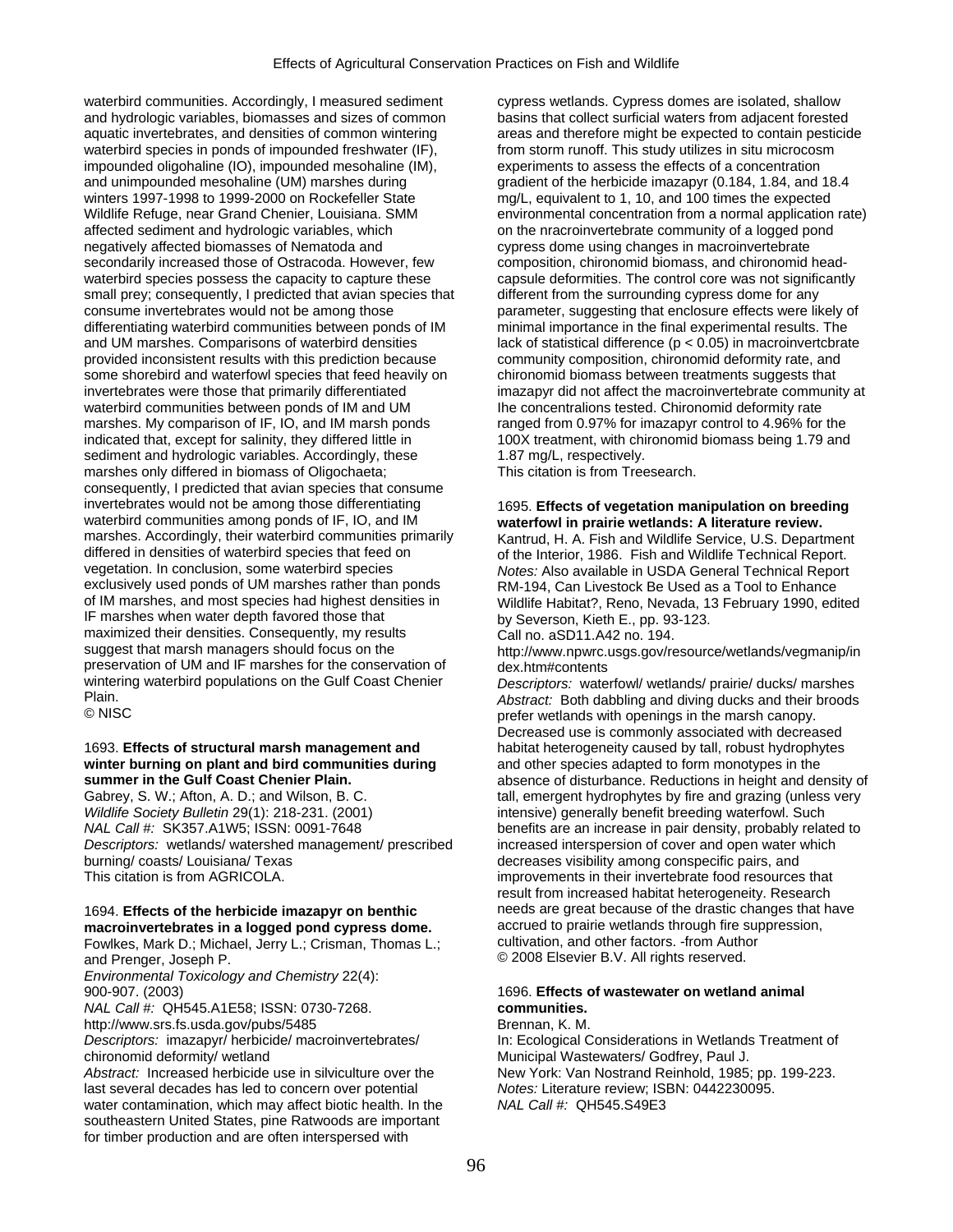waterbird communities. Accordingly, I measured sediment and hydrologic variables, biomasses and sizes of common aquatic invertebrates, and densities of common wintering waterbird species in ponds of impounded freshwater (IF), impounded oligohaline (IO), impounded mesohaline (IM), and unimpounded mesohaline (UM) marshes during winters 1997-1998 to 1999-2000 on Rockefeller State Wildlife Refuge, near Grand Chenier, Louisiana. SMM affected sediment and hydrologic variables, which negatively affected biomasses of Nematoda and secondarily increased those of Ostracoda. However, few waterbird species possess the capacity to capture these small prey; consequently, I predicted that avian species that consume invertebrates would not be among those differentiating waterbird communities between ponds of IM and UM marshes. Comparisons of waterbird densities provided inconsistent results with this prediction because some shorebird and waterfowl species that feed heavily on invertebrates were those that primarily differentiated waterbird communities between ponds of IM and UM marshes. My comparison of IF, IO, and IM marsh ponds indicated that, except for salinity, they differed little in sediment and hydrologic variables. Accordingly, these marshes only differed in biomass of Oligochaeta; consequently, I predicted that avian species that consume invertebrates would not be among those differentiating waterbird communities among ponds of IF, IO, and IM marshes. Accordingly, their waterbird communities primarily differed in densities of waterbird species that feed on vegetation. In conclusion, some waterbird species exclusively used ponds of UM marshes rather than ponds of IM marshes, and most species had highest densities in IF marshes when water depth favored those that maximized their densities. Consequently, my results suggest that marsh managers should focus on the preservation of UM and IF marshes for the conservation of wintering waterbird populations on the Gulf Coast Chenier Plain.
© NISC

1693. **Effects of structural marsh management and winter burning on plant and bird communities during summer in the Gulf Coast Chenier Plain.**
Gabrey, S. W.; Afton, A. D.; and Wilson, B. C.
*Wildlife Society Bulletin* 29(1): 218-231. (2001)
*NAL Call #:* SK357.A1W5; ISSN: 0091-7648
*Descriptors:* wetlands/ watershed management/ prescribed burning/ coasts/ Louisiana/ Texas
This citation is from AGRICOLA.

1694. **Effects of the herbicide imazapyr on benthic macroinvertebrates in a logged pond cypress dome.**
Fowlkes, Mark D.; Michael, Jerry L.; Crisman, Thomas L.; and Prenger, Joseph P.
*Environmental Toxicology and Chemistry* 22(4): 900-907. (2003)
*NAL Call #:* QH545.A1E58; ISSN: 0730-7268.
http://www.srs.fs.usda.gov/pubs/5485
*Descriptors:* imazapyr/ herbicide/ macroinvertebrates/ chironomid deformity/ wetland
*Abstract:* Increased herbicide use in silviculture over the last several decades has led to concern over potential water contamination, which may affect biotic health. In the southeastern United States, pine Ratwoods are important for timber production and are often interspersed with cypress wetlands. Cypress domes are isolated, shallow basins that collect surficial waters from adjacent forested areas and therefore might be expected to contain pesticide from storm runoff. This study utilizes in situ microcosm experiments to assess the effects of a concentration gradient of the herbicide imazapyr (0.184, 1.84, and 18.4 mg/L, equivalent to 1, 10, and 100 times the expected environmental concentration from a normal application rate) on the nracroinvertebrate community of a logged pond cypress dome using changes in macroinvertebrate composition, chironomid biomass, and chironomid head-capsule deformities. The control core was not significantly different from the surrounding cypress dome for any parameter, suggesting that enclosure effects were likely of minimal importance in the final experimental results. The lack of statistical difference ($p < 0.05$) in macroinvertcbrate community composition, chironomid deformity rate, and chironomid biomass between treatments suggests that imazapyr did not affect the macroinvertebrate community at Ihe concentralions tested. Chironomid deformity rate ranged from 0.97% for imazapyr control to 4.96% for the 100X treatment, with chironomid biomass being 1.79 and 1.87 mg/L, respectively.
This citation is from Treesearch.

1695. **Effects of vegetation manipulation on breeding waterfowl in prairie wetlands: A literature review.**
Kantrud, H. A. Fish and Wildlife Service, U.S. Department of the Interior, 1986. Fish and Wildlife Technical Report.
*Notes:* Also available in USDA General Technical Report RM-194, Can Livestock Be Used as a Tool to Enhance Wildlife Habitat?, Reno, Nevada, 13 February 1990, edited by Severson, Kieth E., pp. 93-123.
Call no. aSD11.A42 no. 194.
http://www.npwrc.usgs.gov/resource/wetlands/vegmanip/index.htm#contents
*Descriptors:* waterfowl/ wetlands/ prairie/ ducks/ marshes
*Abstract:* Both dabbling and diving ducks and their broods prefer wetlands with openings in the marsh canopy. Decreased use is commonly associated with decreased habitat heterogeneity caused by tall, robust hydrophytes and other species adapted to form monotypes in the absence of disturbance. Reductions in height and density of tall, emergent hydrophytes by fire and grazing (unless very intensive) generally benefit breeding waterfowl. Such benefits are an increase in pair density, probably related to increased interspersion of cover and open water which decreases visibility among conspecific pairs, and improvements in their invertebrate food resources that result from increased habitat heterogeneity. Research needs are great because of the drastic changes that have accrued to prairie wetlands through fire suppression, cultivation, and other factors. -from Author
© 2008 Elsevier B.V. All rights reserved.

1696. **Effects of wastewater on wetland animal communities.**
Brennan, K. M.
In: Ecological Considerations in Wetlands Treatment of Municipal Wastewaters/ Godfrey, Paul J.
New York: Van Nostrand Reinhold, 1985; pp. 199-223.
*Notes:* Literature review; ISBN: 0442230095.
*NAL Call #:* QH545.S49E3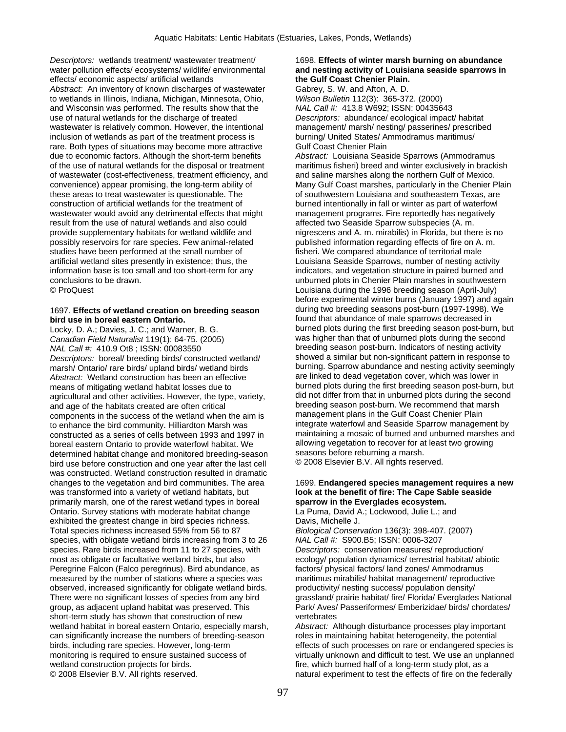*Descriptors:* wetlands treatment/ wastewater treatment/ water pollution effects/ ecosystems/ wildlife/ environmental effects/ economic aspects/ artificial wetlands
*Abstract:* An inventory of known discharges of wastewater to wetlands in Illinois, Indiana, Michigan, Minnesota, Ohio, and Wisconsin was performed. The results show that the use of natural wetlands for the discharge of treated wastewater is relatively common. However, the intentional inclusion of wetlands as part of the treatment process is rare. Both types of situations may become more attractive due to economic factors. Although the short-term benefits of the use of natural wetlands for the disposal or treatment of wastewater (cost-effectiveness, treatment efficiency, and convenience) appear promising, the long-term ability of these areas to treat wastewater is questionable. The construction of artificial wetlands for the treatment of wastewater would avoid any detrimental effects that might result from the use of natural wetlands and also could provide supplementary habitats for wetland wildlife and possibly reservoirs for rare species. Few animal-related studies have been performed at the small number of artificial wetland sites presently in existence; thus, the information base is too small and too short-term for any conclusions to be drawn.
© ProQuest

1697. **Effects of wetland creation on breeding season bird use in boreal eastern Ontario.**
Locky, D. A.; Davies, J. C.; and Warner, B. G.
*Canadian Field Naturalist* 119(1): 64-75. (2005)
*NAL Call #:* 410.9 Ot8 ; ISSN: 00083550
*Descriptors:* boreal/ breeding birds/ constructed wetland/ marsh/ Ontario/ rare birds/ upland birds/ wetland birds
*Abstract:* Wetland construction has been an effective means of mitigating wetland habitat losses due to agricultural and other activities. However, the type, variety, and age of the habitats created are often critical components in the success of the wetland when the aim is to enhance the bird community. Hilliardton Marsh was constructed as a series of cells between 1993 and 1997 in boreal eastern Ontario to provide waterfowl habitat. We determined habitat change and monitored breeding-season bird use before construction and one year after the last cell was constructed. Wetland construction resulted in dramatic changes to the vegetation and bird communities. The area was transformed into a variety of wetland habitats, but primarily marsh, one of the rarest wetland types in boreal Ontario. Survey stations with moderate habitat change exhibited the greatest change in bird species richness. Total species richness increased 55% from 56 to 87 species, with obligate wetland birds increasing from 3 to 26 species. Rare birds increased from 11 to 27 species, with most as obligate or facultative wetland birds, but also Peregrine Falcon (Falco peregrinus). Bird abundance, as measured by the number of stations where a species was observed, increased significantly for obligate wetland birds. There were no significant losses of species from any bird group, as adjacent upland habitat was preserved. This short-term study has shown that construction of new wetland habitat in boreal eastern Ontario, especially marsh, can significantly increase the numbers of breeding-season birds, including rare species. However, long-term monitoring is required to ensure sustained success of wetland construction projects for birds.
© 2008 Elsevier B.V. All rights reserved.

1698. **Effects of winter marsh burning on abundance and nesting activity of Louisiana seaside sparrows in the Gulf Coast Chenier Plain.**
Gabrey, S. W. and Afton, A. D.
*Wilson Bulletin* 112(3): 365-372. (2000)
*NAL Call #:* 413.8 W692; ISSN: 00435643
*Descriptors:* abundance/ ecological impact/ habitat management/ marsh/ nesting/ passerines/ prescribed burning/ United States/ Ammodramus maritimus/ Gulf Coast Chenier Plain
*Abstract:* Louisiana Seaside Sparrows (Ammodramus maritimus fisheri) breed and winter exclusively in brackish and saline marshes along the northern Gulf of Mexico. Many Gulf Coast marshes, particularly in the Chenier Plain of southwestern Louisiana and southeastern Texas, are burned intentionally in fall or winter as part of waterfowl management programs. Fire reportedly has negatively affected two Seaside Sparrow subspecies (A. m. nigrescens and A. m. mirabilis) in Florida, but there is no published information regarding effects of fire on A. m. fisheri. We compared abundance of territorial male Louisiana Seaside Sparrows, number of nesting activity indicators, and vegetation structure in paired burned and unburned plots in Chenier Plain marshes in southwestern Louisiana during the 1996 breeding season (April-July) before experimental winter burns (January 1997) and again during two breeding seasons post-burn (1997-1998). We found that abundance of male sparrows decreased in burned plots during the first breeding season post-burn, but was higher than that of unburned plots during the second breeding season post-burn. Indicators of nesting activity showed a similar but non-significant pattern in response to burning. Sparrow abundance and nesting activity seemingly are linked to dead vegetation cover, which was lower in burned plots during the first breeding season post-burn, but did not differ from that in unburned plots during the second breeding season post-burn. We recommend that marsh management plans in the Gulf Coast Chenier Plain integrate waterfowl and Seaside Sparrow management by maintaining a mosaic of burned and unburned marshes and allowing vegetation to recover for at least two growing seasons before reburning a marsh.
© 2008 Elsevier B.V. All rights reserved.

1699. **Endangered species management requires a new look at the benefit of fire: The Cape Sable seaside sparrow in the Everglades ecosystem.**
La Puma, David A.; Lockwood, Julie L.; and Davis, Michelle J.
*Biological Conservation* 136(3): 398-407. (2007)
*NAL Call #:* S900.B5; ISSN: 0006-3207
*Descriptors:* conservation measures/ reproduction/ ecology/ population dynamics/ terrestrial habitat/ abiotic factors/ physical factors/ land zones/ Ammodramus maritimus mirabilis/ habitat management/ reproductive productivity/ nesting success/ population density/ grassland/ prairie habitat/ fire/ Florida/ Everglades National Park/ Aves/ Passeriformes/ Emberizidae/ birds/ chordates/ vertebrates
*Abstract:* Although disturbance processes play important roles in maintaining habitat heterogeneity, the potential effects of such processes on rare or endangered species is virtually unknown and difficult to test. We use an unplanned fire, which burned half of a long-term study plot, as a natural experiment to test the effects of fire on the federally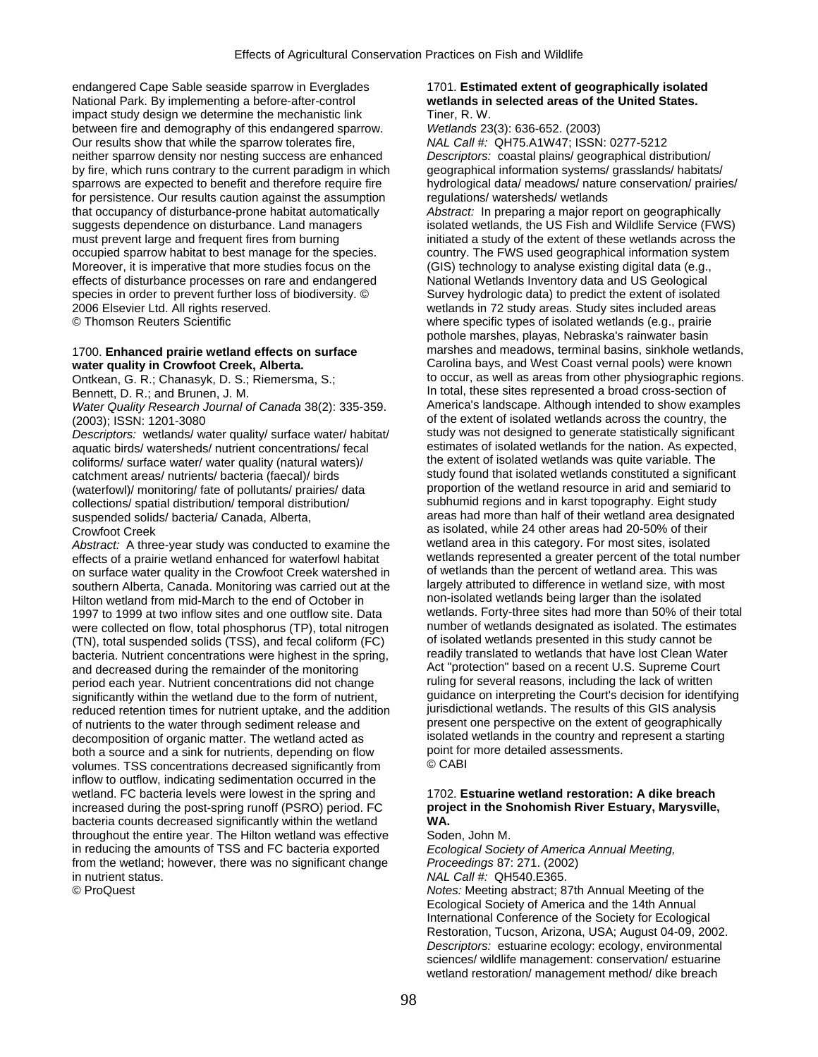endangered Cape Sable seaside sparrow in Everglades National Park. By implementing a before-after-control impact study design we determine the mechanistic link between fire and demography of this endangered sparrow. Our results show that while the sparrow tolerates fire, neither sparrow density nor nesting success are enhanced by fire, which runs contrary to the current paradigm in which sparrows are expected to benefit and therefore require fire for persistence. Our results caution against the assumption that occupancy of disturbance-prone habitat automatically suggests dependence on disturbance. Land managers must prevent large and frequent fires from burning occupied sparrow habitat to best manage for the species. Moreover, it is imperative that more studies focus on the effects of disturbance processes on rare and endangered species in order to prevent further loss of biodiversity. © 2006 Elsevier Ltd. All rights reserved.
© Thomson Reuters Scientific

1700. **Enhanced prairie wetland effects on surface water quality in Crowfoot Creek, Alberta.**
Ontkean, G. R.; Chanasyk, D. S.; Riemersma, S.; Bennett, D. R.; and Brunen, J. M.
*Water Quality Research Journal of Canada* 38(2): 335-359. (2003); ISSN: 1201-3080
*Descriptors:* wetlands/ water quality/ surface water/ habitat/ aquatic birds/ watersheds/ nutrient concentrations/ fecal coliforms/ surface water/ water quality (natural waters)/ catchment areas/ nutrients/ bacteria (faecal)/ birds (waterfowl)/ monitoring/ fate of pollutants/ prairies/ data collections/ spatial distribution/ temporal distribution/ suspended solids/ bacteria/ Canada, Alberta, Crowfoot Creek
*Abstract:* A three-year study was conducted to examine the effects of a prairie wetland enhanced for waterfowl habitat on surface water quality in the Crowfoot Creek watershed in southern Alberta, Canada. Monitoring was carried out at the Hilton wetland from mid-March to the end of October in 1997 to 1999 at two inflow sites and one outflow site. Data were collected on flow, total phosphorus (TP), total nitrogen (TN), total suspended solids (TSS), and fecal coliform (FC) bacteria. Nutrient concentrations were highest in the spring, and decreased during the remainder of the monitoring period each year. Nutrient concentrations did not change significantly within the wetland due to the form of nutrient, reduced retention times for nutrient uptake, and the addition of nutrients to the water through sediment release and decomposition of organic matter. The wetland acted as both a source and a sink for nutrients, depending on flow volumes. TSS concentrations decreased significantly from inflow to outflow, indicating sedimentation occurred in the wetland. FC bacteria levels were lowest in the spring and increased during the post-spring runoff (PSRO) period. FC bacteria counts decreased significantly within the wetland throughout the entire year. The Hilton wetland was effective in reducing the amounts of TSS and FC bacteria exported from the wetland; however, there was no significant change in nutrient status.
© ProQuest

1701. **Estimated extent of geographically isolated wetlands in selected areas of the United States.**
Tiner, R. W.
*Wetlands* 23(3): 636-652. (2003)
*NAL Call #:* QH75.A1W47; ISSN: 0277-5212
*Descriptors:* coastal plains/ geographical distribution/ geographical information systems/ grasslands/ habitats/ hydrological data/ meadows/ nature conservation/ prairies/ regulations/ watersheds/ wetlands
*Abstract:* In preparing a major report on geographically isolated wetlands, the US Fish and Wildlife Service (FWS) initiated a study of the extent of these wetlands across the country. The FWS used geographical information system (GIS) technology to analyse existing digital data (e.g., National Wetlands Inventory data and US Geological Survey hydrologic data) to predict the extent of isolated wetlands in 72 study areas. Study sites included areas where specific types of isolated wetlands (e.g., prairie pothole marshes, playas, Nebraska's rainwater basin marshes and meadows, terminal basins, sinkhole wetlands, Carolina bays, and West Coast vernal pools) were known to occur, as well as areas from other physiographic regions. In total, these sites represented a broad cross-section of America's landscape. Although intended to show examples of the extent of isolated wetlands across the country, the study was not designed to generate statistically significant estimates of isolated wetlands for the nation. As expected, the extent of isolated wetlands was quite variable. The study found that isolated wetlands constituted a significant proportion of the wetland resource in arid and semiarid to subhumid regions and in karst topography. Eight study areas had more than half of their wetland area designated as isolated, while 24 other areas had 20-50% of their wetland area in this category. For most sites, isolated wetlands represented a greater percent of the total number of wetlands than the percent of wetland area. This was largely attributed to difference in wetland size, with most non-isolated wetlands being larger than the isolated wetlands. Forty-three sites had more than 50% of their total number of wetlands designated as isolated. The estimates of isolated wetlands presented in this study cannot be readily translated to wetlands that have lost Clean Water Act "protection" based on a recent U.S. Supreme Court ruling for several reasons, including the lack of written guidance on interpreting the Court's decision for identifying jurisdictional wetlands. The results of this GIS analysis present one perspective on the extent of geographically isolated wetlands in the country and represent a starting point for more detailed assessments.
© CABI

1702. **Estuarine wetland restoration: A dike breach project in the Snohomish River Estuary, Marysville, WA.**
Soden, John M.
*Ecological Society of America Annual Meeting, Proceedings* 87: 271. (2002)
*NAL Call #:* QH540.E365.
*Notes:* Meeting abstract; 87th Annual Meeting of the Ecological Society of America and the 14th Annual International Conference of the Society for Ecological Restoration, Tucson, Arizona, USA; August 04-09, 2002.
*Descriptors:* estuarine ecology: ecology, environmental sciences/ wildlife management: conservation/ estuarine wetland restoration/ management method/ dike breach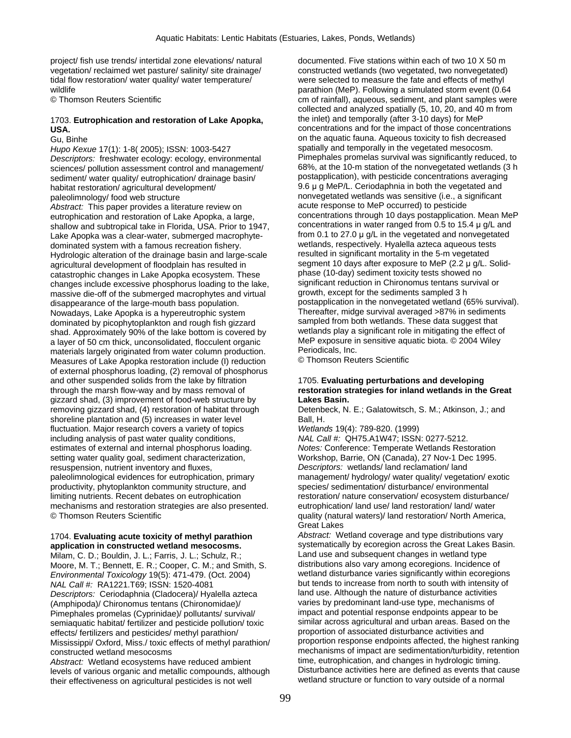project/ fish use trends/ intertidal zone elevations/ natural vegetation/ reclaimed wet pasture/ salinity/ site drainage/ tidal flow restoration/ water quality/ water temperature/ wildlife
© Thomson Reuters Scientific

1703. **Eutrophication and restoration of Lake Apopka, USA.**
Gu, Binhe
*Hupo Kexue* 17(1): 1-8( 2005); ISSN: 1003-5427
*Descriptors:* freshwater ecology: ecology, environmental sciences/ pollution assessment control and management/ sediment/ water quality/ eutrophication/ drainage basin/ habitat restoration/ agricultural development/ paleolimnology/ food web structure
*Abstract:* This paper provides a literature review on eutrophication and restoration of Lake Apopka, a large, shallow and subtropical take in Florida, USA. Prior to 1947, Lake Apopka was a clear-water, submerged macrophyte-dominated system with a famous recreation fishery. Hydrologic alteration of the drainage basin and large-scale agricultural development of floodplain has resulted in catastrophic changes in Lake Apopka ecosystem. These changes include excessive phosphorus loading to the lake, massive die-off of the submerged macrophytes and virtual disappearance of the large-mouth bass population. Nowadays, Lake Apopka is a hypereutrophic system dominated by picophytoplankton and rough fish gizzard shad. Approximately 90% of the lake bottom is covered by a layer of 50 cm thick, unconsolidated, flocculent organic materials largely originated from water column production. Measures of Lake Apopka restoration include (I) reduction of external phosphorus loading, (2) removal of phosphorus and other suspended solids from the lake by filtration through the marsh flow-way and by mass removal of gizzard shad, (3) improvement of food-web structure by removing gizzard shad, (4) restoration of habitat through shoreline plantation and (5) increases in water level fluctuation. Major research covers a variety of topics including analysis of past water quality conditions, estimates of external and internal phosphorus loading. setting water quality goal, sediment characterization, resuspension, nutrient inventory and fluxes, paleolimnological evidences for eutrophication, primary productivity, phytoplankton community structure, and limiting nutrients. Recent debates on eutrophication mechanisms and restoration strategies are also presented.
© Thomson Reuters Scientific

1704. **Evaluating acute toxicity of methyl parathion application in constructed wetland mesocosms.**
Milam, C. D.; Bouldin, J. L.; Farris, J. L.; Schulz, R.; Moore, M. T.; Bennett, E. R.; Cooper, C. M.; and Smith, S.
*Environmental Toxicology* 19(5): 471-479. (Oct. 2004)
*NAL Call #:* RA1221.T69; ISSN: 1520-4081
*Descriptors:* Ceriodaphnia (Cladocera)/ Hyalella azteca (Amphipoda)/ Chironomus tentans (Chironomidae)/ Pimephales promelas (Cyprinidae)/ pollutants/ survival/ semiaquatic habitat/ fertilizer and pesticide pollution/ toxic effects/ fertilizers and pesticides/ methyl parathion/ Mississippi/ Oxford, Miss./ toxic effects of methyl parathion/ constructed wetland mesocosms
*Abstract:* Wetland ecosystems have reduced ambient levels of various organic and metallic compounds, although their effectiveness on agricultural pesticides is not well documented. Five stations within each of two 10 X 50 m constructed wetlands (two vegetated, two nonvegetated) were selected to measure the fate and effects of methyl parathion (MeP). Following a simulated storm event (0.64 cm of rainfall), aqueous, sediment, and plant samples were collected and analyzed spatially (5, 10, 20, and 40 m from the inlet) and temporally (after 3-10 days) for MeP concentrations and for the impact of those concentrations on the aquatic fauna. Aqueous toxicity to fish decreased spatially and temporally in the vegetated mesocosm. Pimephales promelas survival was significantly reduced, to 68%, at the 10-m station of the nonvegetated wetlands (3 h postapplication), with pesticide concentrations averaging 9.6 μ g MeP/L. Ceriodaphnia in both the vegetated and nonvegetated wetlands was sensitive (i.e., a significant acute response to MeP occurred) to pesticide concentrations through 10 days postapplication. Mean MeP concentrations in water ranged from 0.5 to 15.4 μ g/L and from 0.1 to 27.0 μ g/L in the vegetated and nonvegetated wetlands, respectively. Hyalella azteca aqueous tests resulted in significant mortality in the 5-m vegetated segment 10 days after exposure to MeP (2.2 μ g/L. Solid-phase (10-day) sediment toxicity tests showed no significant reduction in Chironomus tentans survival or growth, except for the sediments sampled 3 h postapplication in the nonvegetated wetland (65% survival). Thereafter, midge survival averaged >87% in sediments sampled from both wetlands. These data suggest that wetlands play a significant role in mitigating the effect of MeP exposure in sensitive aquatic biota. © 2004 Wiley Periodicals, Inc.
© Thomson Reuters Scientific

1705. **Evaluating perturbations and developing restoration strategies for inland wetlands in the Great Lakes Basin.**
Detenbeck, N. E.; Galatowitsch, S. M.; Atkinson, J.; and Ball, H.
*Wetlands* 19(4): 789-820. (1999)
*NAL Call #:* QH75.A1W47; ISSN: 0277-5212.
*Notes:* Conference: Temperate Wetlands Restoration Workshop, Barrie, ON (Canada), 27 Nov-1 Dec 1995.
*Descriptors:* wetlands/ land reclamation/ land management/ hydrology/ water quality/ vegetation/ exotic species/ sedimentation/ disturbance/ environmental restoration/ nature conservation/ ecosystem disturbance/ eutrophication/ land use/ land restoration/ land/ water quality (natural waters)/ land restoration/ North America, Great Lakes
*Abstract:* Wetland coverage and type distributions vary systematically by ecoregion across the Great Lakes Basin. Land use and subsequent changes in wetland type distributions also vary among ecoregions. Incidence of wetland disturbance varies significantly within ecoregions but tends to increase from north to south with intensity of land use. Although the nature of disturbance activities varies by predominant land-use type, mechanisms of impact and potential response endpoints appear to be similar across agricultural and urban areas. Based on the proportion of associated disturbance activities and proportion response endpoints affected, the highest ranking mechanisms of impact are sedimentation/turbidity, retention time, eutrophication, and changes in hydrologic timing. Disturbance activities here are defined as events that cause wetland structure or function to vary outside of a normal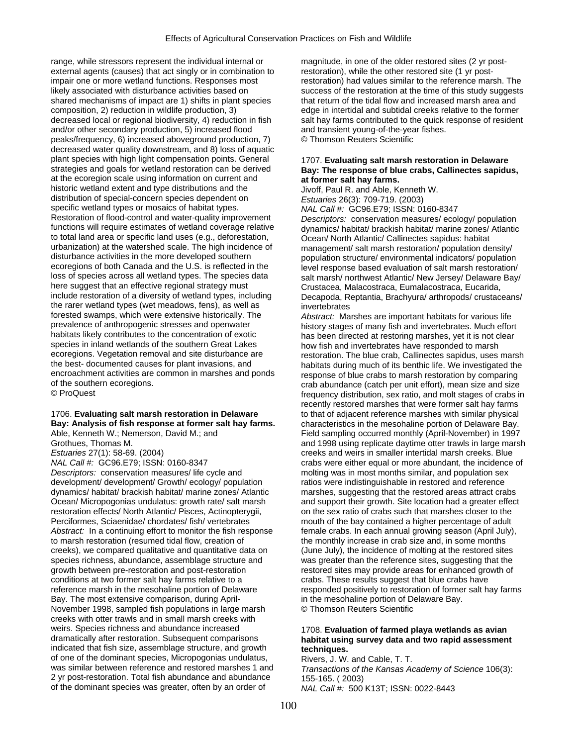range, while stressors represent the individual internal or external agents (causes) that act singly or in combination to impair one or more wetland functions. Responses most likely associated with disturbance activities based on shared mechanisms of impact are 1) shifts in plant species composition, 2) reduction in wildlife production, 3) decreased local or regional biodiversity, 4) reduction in fish and/or other secondary production, 5) increased flood peaks/frequency, 6) increased aboveground production, 7) decreased water quality downstream, and 8) loss of aquatic plant species with high light compensation points. General strategies and goals for wetland restoration can be derived at the ecoregion scale using information on current and historic wetland extent and type distributions and the distribution of special-concern species dependent on specific wetland types or mosaics of habitat types. Restoration of flood-control and water-quality improvement functions will require estimates of wetland coverage relative to total land area or specific land uses (e.g., deforestation, urbanization) at the watershed scale. The high incidence of disturbance activities in the more developed southern ecoregions of both Canada and the U.S. is reflected in the loss of species across all wetland types. The species data here suggest that an effective regional strategy must include restoration of a diversity of wetland types, including the rarer wetland types (wet meadows, fens), as well as forested swamps, which were extensive historically. The prevalence of anthropogenic stresses and openwater habitats likely contributes to the concentration of exotic species in inland wetlands of the southern Great Lakes ecoregions. Vegetation removal and site disturbance are the best- documented causes for plant invasions, and encroachment activities are common in marshes and ponds of the southern ecoregions.
© ProQuest

1706. **Evaluating salt marsh restoration in Delaware Bay: Analysis of fish response at former salt hay farms.**
Able, Kenneth W.; Nemerson, David M.; and Grothues, Thomas M.
*Estuaries* 27(1): 58-69. (2004)
*NAL Call #:* GC96.E79; ISSN: 0160-8347
*Descriptors:* conservation measures/ life cycle and development/ development/ Growth/ ecology/ population dynamics/ habitat/ brackish habitat/ marine zones/ Atlantic Ocean/ Micropogonias undulatus: growth rate/ salt marsh restoration effects/ North Atlantic/ Pisces, Actinopterygii, Perciformes, Sciaenidae/ chordates/ fish/ vertebrates
*Abstract:* In a continuing effort to monitor the fish response to marsh restoration (resumed tidal flow, creation of creeks), we compared qualitative and quantitative data on species richness, abundance, assemblage structure and growth between pre-restoration and post-restoration conditions at two former salt hay farms relative to a reference marsh in the mesohaline portion of Delaware Bay. The most extensive comparison, during April-November 1998, sampled fish populations in large marsh creeks with otter trawls and in small marsh creeks with weirs. Species richness and abundance increased dramatically after restoration. Subsequent comparisons indicated that fish size, assemblage structure, and growth of one of the dominant species, Micropogonias undulatus, was similar between reference and restored marshes 1 and 2 yr post-restoration. Total fish abundance and abundance of the dominant species was greater, often by an order of magnitude, in one of the older restored sites (2 yr post-restoration), while the other restored site (1 yr post-restoration) had values similar to the reference marsh. The success of the restoration at the time of this study suggests that return of the tidal flow and increased marsh area and edge in intertidal and subtidal creeks relative to the former salt hay farms contributed to the quick response of resident and transient young-of-the-year fishes.
© Thomson Reuters Scientific

1707. **Evaluating salt marsh restoration in Delaware Bay: The response of blue crabs, Callinectes sapidus, at former salt hay farms.**
Jivoff, Paul R. and Able, Kenneth W.
*Estuaries* 26(3): 709-719. (2003)
*NAL Call #:* GC96.E79; ISSN: 0160-8347
*Descriptors:* conservation measures/ ecology/ population dynamics/ habitat/ brackish habitat/ marine zones/ Atlantic Ocean/ North Atlantic/ Callinectes sapidus: habitat management/ salt marsh restoration/ population density/ population structure/ environmental indicators/ population level response based evaluation of salt marsh restoration/ salt marsh/ northwest Atlantic/ New Jersey/ Delaware Bay/ Crustacea, Malacostraca, Eumalacostraca, Eucarida, Decapoda, Reptantia, Brachyura/ arthropods/ crustaceans/ invertebrates
*Abstract:* Marshes are important habitats for various life history stages of many fish and invertebrates. Much effort has been directed at restoring marshes, yet it is not clear how fish and invertebrates have responded to marsh restoration. The blue crab, Callinectes sapidus, uses marsh habitats during much of its benthic life. We investigated the response of blue crabs to marsh restoration by comparing crab abundance (catch per unit effort), mean size and size frequency distribution, sex ratio, and molt stages of crabs in recently restored marshes that were former salt hay farms to that of adjacent reference marshes with similar physical characteristics in the mesohaline portion of Delaware Bay. Field sampling occurred monthly (April-November) in 1997 and 1998 using replicate daytime otter trawls in large marsh creeks and weirs in smaller intertidal marsh creeks. Blue crabs were either equal or more abundant, the incidence of molting was in most months similar, and population sex ratios were indistinguishable in restored and reference marshes, suggesting that the restored areas attract crabs and support their growth. Site location had a greater effect on the sex ratio of crabs such that marshes closer to the mouth of the bay contained a higher percentage of adult female crabs. In each annual growing season (April July), the monthly increase in crab size and, in some months (June July), the incidence of molting at the restored sites was greater than the reference sites, suggesting that the restored sites may provide areas for enhanced growth of crabs. These results suggest that blue crabs have responded positively to restoration of former salt hay farms in the mesohaline portion of Delaware Bay.
© Thomson Reuters Scientific

1708. **Evaluation of farmed playa wetlands as avian habitat using survey data and two rapid assessment techniques.**
Rivers, J. W. and Cable, T. T.
*Transactions of the Kansas Academy of Science* 106(3): 155-165. ( 2003)
*NAL Call #:* 500 K13T; ISSN: 0022-8443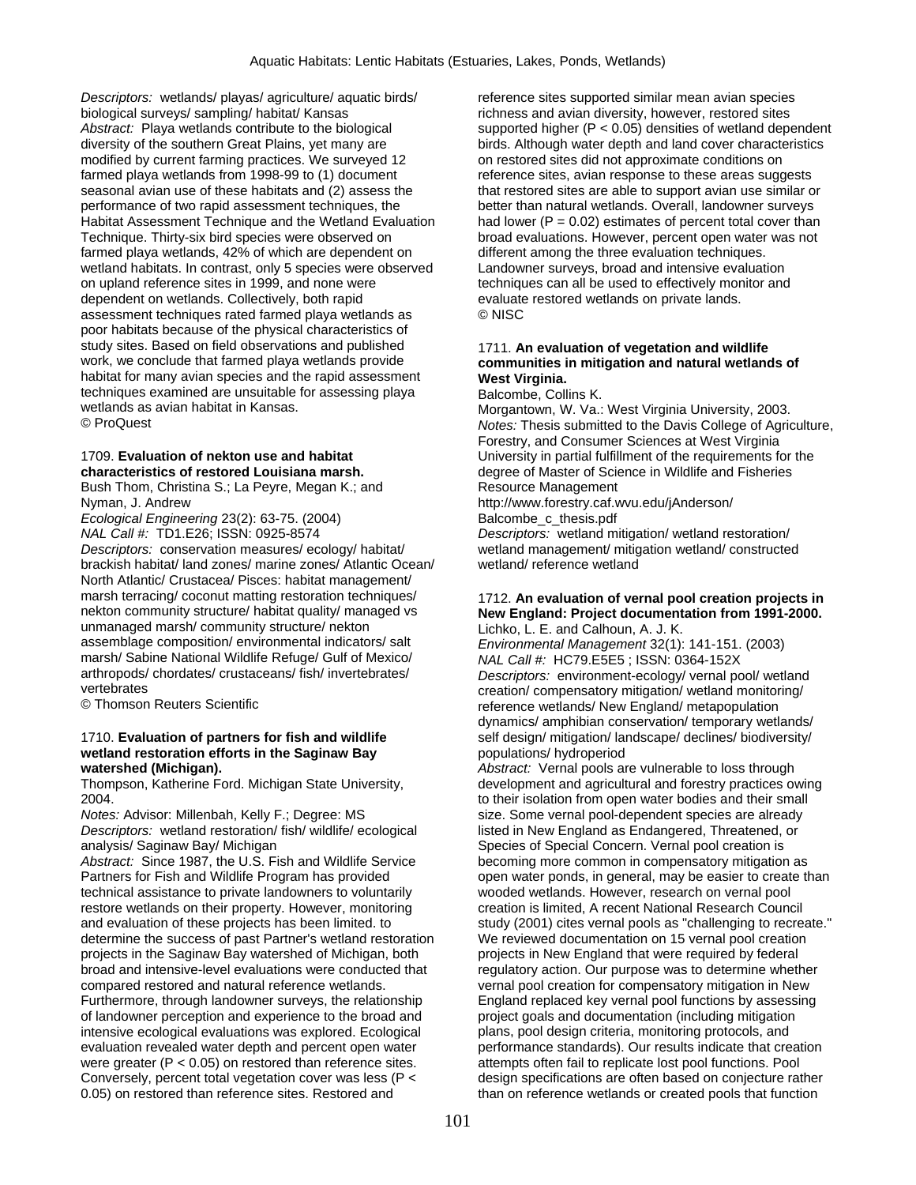*Descriptors:* wetlands/ playas/ agriculture/ aquatic birds/ biological surveys/ sampling/ habitat/ Kansas
*Abstract:* Playa wetlands contribute to the biological diversity of the southern Great Plains, yet many are modified by current farming practices. We surveyed 12 farmed playa wetlands from 1998-99 to (1) document seasonal avian use of these habitats and (2) assess the performance of two rapid assessment techniques, the Habitat Assessment Technique and the Wetland Evaluation Technique. Thirty-six bird species were observed on farmed playa wetlands, 42% of which are dependent on wetland habitats. In contrast, only 5 species were observed on upland reference sites in 1999, and none were dependent on wetlands. Collectively, both rapid assessment techniques rated farmed playa wetlands as poor habitats because of the physical characteristics of study sites. Based on field observations and published work, we conclude that farmed playa wetlands provide habitat for many avian species and the rapid assessment techniques examined are unsuitable for assessing playa wetlands as avian habitat in Kansas.
© ProQuest

1709. **Evaluation of nekton use and habitat characteristics of restored Louisiana marsh.**
Bush Thom, Christina S.; La Peyre, Megan K.; and Nyman, J. Andrew
*Ecological Engineering* 23(2): 63-75. (2004)
*NAL Call #:* TD1.E26; ISSN: 0925-8574
*Descriptors:* conservation measures/ ecology/ habitat/ brackish habitat/ land zones/ marine zones/ Atlantic Ocean/ North Atlantic/ Crustacea/ Pisces: habitat management/ marsh terracing/ coconut matting restoration techniques/ nekton community structure/ habitat quality/ managed vs unmanaged marsh/ community structure/ nekton assemblage composition/ environmental indicators/ salt marsh/ Sabine National Wildlife Refuge/ Gulf of Mexico/ arthropods/ chordates/ crustaceans/ fish/ invertebrates/ vertebrates
© Thomson Reuters Scientific

1710. **Evaluation of partners for fish and wildlife wetland restoration efforts in the Saginaw Bay watershed (Michigan).**
Thompson, Katherine Ford. Michigan State University, 2004.
*Notes:* Advisor: Millenbah, Kelly F.; Degree: MS
*Descriptors:* wetland restoration/ fish/ wildlife/ ecological analysis/ Saginaw Bay/ Michigan
*Abstract:* Since 1987, the U.S. Fish and Wildlife Service Partners for Fish and Wildlife Program has provided technical assistance to private landowners to voluntarily restore wetlands on their property. However, monitoring and evaluation of these projects has been limited. to determine the success of past Partner's wetland restoration projects in the Saginaw Bay watershed of Michigan, both broad and intensive-level evaluations were conducted that compared restored and natural reference wetlands. Furthermore, through landowner surveys, the relationship of landowner perception and experience to the broad and intensive ecological evaluations was explored. Ecological evaluation revealed water depth and percent open water were greater ($P < 0.05$) on restored than reference sites. Conversely, percent total vegetation cover was less ($P < 0.05$) on restored than reference sites. Restored and reference sites supported similar mean avian species richness and avian diversity, however, restored sites supported higher ($P < 0.05$) densities of wetland dependent birds. Although water depth and land cover characteristics on restored sites did not approximate conditions on reference sites, avian response to these areas suggests that restored sites are able to support avian use similar or better than natural wetlands. Overall, landowner surveys had lower ($P = 0.02$) estimates of percent total cover than broad evaluations. However, percent open water was not different among the three evaluation techniques. Landowner surveys, broad and intensive evaluation techniques can all be used to effectively monitor and evaluate restored wetlands on private lands.
© NISC

1711. **An evaluation of vegetation and wildlife communities in mitigation and natural wetlands of West Virginia.**
Balcombe, Collins K.
Morgantown, W. Va.: West Virginia University, 2003.
*Notes:* Thesis submitted to the Davis College of Agriculture, Forestry, and Consumer Sciences at West Virginia University in partial fulfillment of the requirements for the degree of Master of Science in Wildlife and Fisheries Resource Management
http://www.forestry.caf.wvu.edu/jAnderson/Balcombe_c_thesis.pdf
*Descriptors:* wetland mitigation/ wetland restoration/ wetland management/ mitigation wetland/ constructed wetland/ reference wetland

1712. **An evaluation of vernal pool creation projects in New England: Project documentation from 1991-2000.**
Lichko, L. E. and Calhoun, A. J. K.
*Environmental Management* 32(1): 141-151. (2003)
*NAL Call #:* HC79.E5E5 ; ISSN: 0364-152X
*Descriptors:* environment-ecology/ vernal pool/ wetland creation/ compensatory mitigation/ wetland monitoring/ reference wetlands/ New England/ metapopulation dynamics/ amphibian conservation/ temporary wetlands/ self design/ mitigation/ landscape/ declines/ biodiversity/ populations/ hydroperiod
*Abstract:* Vernal pools are vulnerable to loss through development and agricultural and forestry practices owing to their isolation from open water bodies and their small size. Some vernal pool-dependent species are already listed in New England as Endangered, Threatened, or Species of Special Concern. Vernal pool creation is becoming more common in compensatory mitigation as open water ponds, in general, may be easier to create than wooded wetlands. However, research on vernal pool creation is limited, A recent National Research Council study (2001) cites vernal pools as "challenging to recreate." We reviewed documentation on 15 vernal pool creation projects in New England that were required by federal regulatory action. Our purpose was to determine whether vernal pool creation for compensatory mitigation in New England replaced key vernal pool functions by assessing project goals and documentation (including mitigation plans, pool design criteria, monitoring protocols, and performance standards). Our results indicate that creation attempts often fail to replicate lost pool functions. Pool design specifications are often based on conjecture rather than on reference wetlands or created pools that function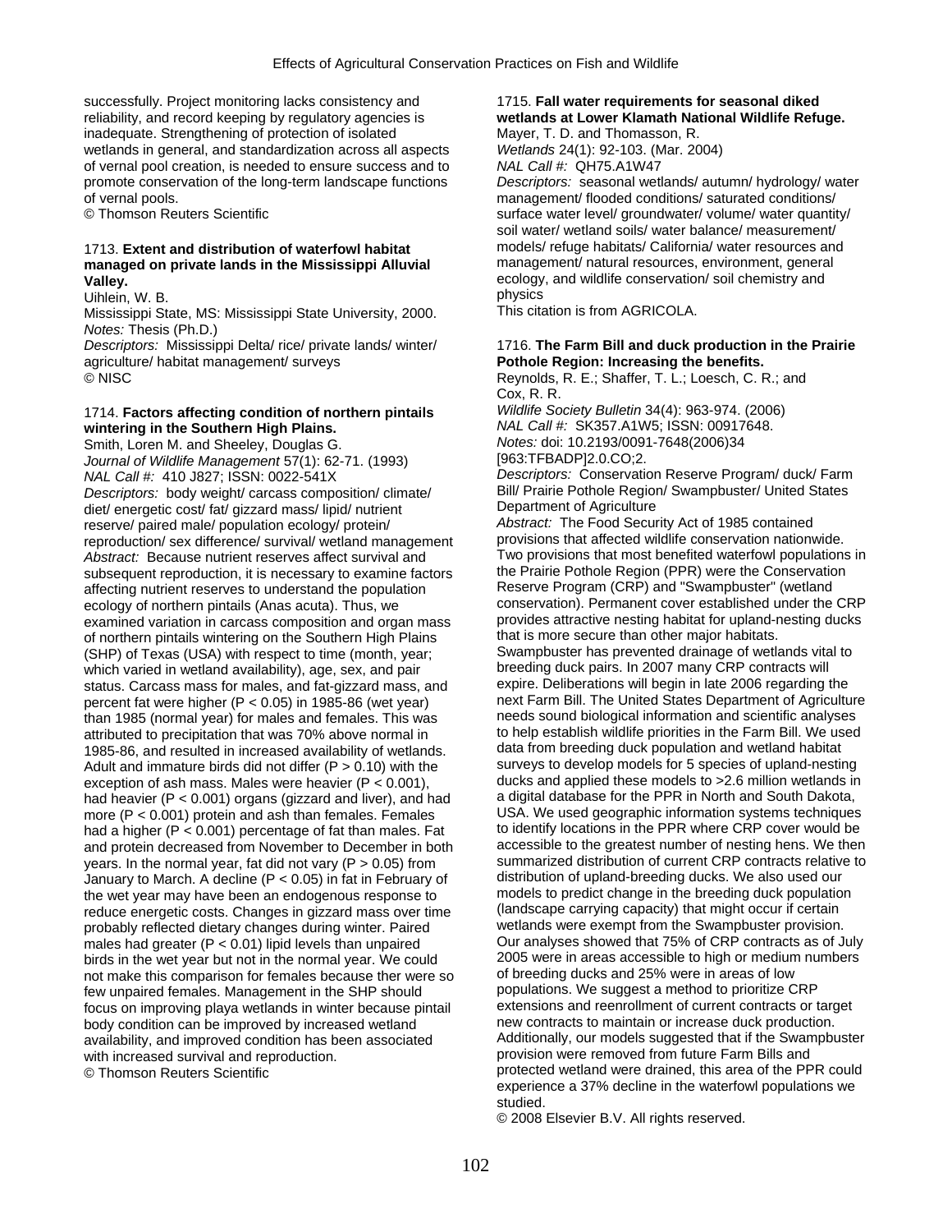successfully. Project monitoring lacks consistency and reliability, and record keeping by regulatory agencies is inadequate. Strengthening of protection of isolated wetlands in general, and standardization across all aspects of vernal pool creation, is needed to ensure success and to promote conservation of the long-term landscape functions of vernal pools.
© Thomson Reuters Scientific

1713. **Extent and distribution of waterfowl habitat managed on private lands in the Mississippi Alluvial Valley.**
Uihlein, W. B.
Mississippi State, MS: Mississippi State University, 2000.
*Notes:* Thesis (Ph.D.)
*Descriptors:* Mississippi Delta/ rice/ private lands/ winter/ agriculture/ habitat management/ surveys
© NISC

1714. **Factors affecting condition of northern pintails wintering in the Southern High Plains.**
Smith, Loren M. and Sheeley, Douglas G.
*Journal of Wildlife Management* 57(1): 62-71. (1993)
*NAL Call #:* 410 J827; ISSN: 0022-541X
*Descriptors:* body weight/ carcass composition/ climate/ diet/ energetic cost/ fat/ gizzard mass/ lipid/ nutrient reserve/ paired male/ population ecology/ protein/ reproduction/ sex difference/ survival/ wetland management
*Abstract:* Because nutrient reserves affect survival and subsequent reproduction, it is necessary to examine factors affecting nutrient reserves to understand the population ecology of northern pintails (Anas acuta). Thus, we examined variation in carcass composition and organ mass of northern pintails wintering on the Southern High Plains (SHP) of Texas (USA) with respect to time (month, year; which varied in wetland availability), age, sex, and pair status. Carcass mass for males, and fat-gizzard mass, and percent fat were higher ($P < 0.05$) in 1985-86 (wet year) than 1985 (normal year) for males and females. This was attributed to precipitation that was 70% above normal in 1985-86, and resulted in increased availability of wetlands. Adult and immature birds did not differ ($P > 0.10$) with the exception of ash mass. Males were heavier ($P < 0.001$), had heavier ($P < 0.001$) organs (gizzard and liver), and had more ($P < 0.001$) protein and ash than females. Females had a higher ($P < 0.001$) percentage of fat than males. Fat and protein decreased from November to December in both years. In the normal year, fat did not vary ($P > 0.05$) from January to March. A decline ($P < 0.05$) in fat in February of the wet year may have been an endogenous response to reduce energetic costs. Changes in gizzard mass over time probably reflected dietary changes during winter. Paired males had greater ($P < 0.01$) lipid levels than unpaired birds in the wet year but not in the normal year. We could not make this comparison for females because ther were so few unpaired females. Management in the SHP should focus on improving playa wetlands in winter because pintail body condition can be improved by increased wetland availability, and improved condition has been associated with increased survival and reproduction.
© Thomson Reuters Scientific

1715. **Fall water requirements for seasonal diked wetlands at Lower Klamath National Wildlife Refuge.**
Mayer, T. D. and Thomasson, R.
*Wetlands* 24(1): 92-103. (Mar. 2004)
*NAL Call #:* QH75.A1W47
*Descriptors:* seasonal wetlands/ autumn/ hydrology/ water management/ flooded conditions/ saturated conditions/ surface water level/ groundwater/ volume/ water quantity/ soil water/ wetland soils/ water balance/ measurement/ models/ refuge habitats/ California/ water resources and management/ natural resources, environment, general ecology, and wildlife conservation/ soil chemistry and physics
This citation is from AGRICOLA.

1716. **The Farm Bill and duck production in the Prairie Pothole Region: Increasing the benefits.**
Reynolds, R. E.; Shaffer, T. L.; Loesch, C. R.; and Cox, R. R.
*Wildlife Society Bulletin* 34(4): 963-974. (2006)
*NAL Call #:* SK357.A1W5; ISSN: 00917648.
*Notes:* doi: 10.2193/0091-7648(2006)34[963:TFBADP]2.0.CO;2.
*Descriptors:* Conservation Reserve Program/ duck/ Farm Bill/ Prairie Pothole Region/ Swampbuster/ United States Department of Agriculture
*Abstract:* The Food Security Act of 1985 contained provisions that affected wildlife conservation nationwide. Two provisions that most benefited waterfowl populations in the Prairie Pothole Region (PPR) were the Conservation Reserve Program (CRP) and "Swampbuster" (wetland conservation). Permanent cover established under the CRP provides attractive nesting habitat for upland-nesting ducks that is more secure than other major habitats. Swampbuster has prevented drainage of wetlands vital to breeding duck pairs. In 2007 many CRP contracts will expire. Deliberations will begin in late 2006 regarding the next Farm Bill. The United States Department of Agriculture needs sound biological information and scientific analyses to help establish wildlife priorities in the Farm Bill. We used data from breeding duck population and wetland habitat surveys to develop models for 5 species of upland-nesting ducks and applied these models to >2.6 million wetlands in a digital database for the PPR in North and South Dakota, USA. We used geographic information systems techniques to identify locations in the PPR where CRP cover would be accessible to the greatest number of nesting hens. We then summarized distribution of current CRP contracts relative to distribution of upland-breeding ducks. We also used our models to predict change in the breeding duck population (landscape carrying capacity) that might occur if certain wetlands were exempt from the Swampbuster provision. Our analyses showed that 75% of CRP contracts as of July 2005 were in areas accessible to high or medium numbers of breeding ducks and 25% were in areas of low populations. We suggest a method to prioritize CRP extensions and reenrollment of current contracts or target new contracts to maintain or increase duck production. Additionally, our models suggested that if the Swampbuster provision were removed from future Farm Bills and protected wetland were drained, this area of the PPR could experience a 37% decline in the waterfowl populations we studied.
© 2008 Elsevier B.V. All rights reserved.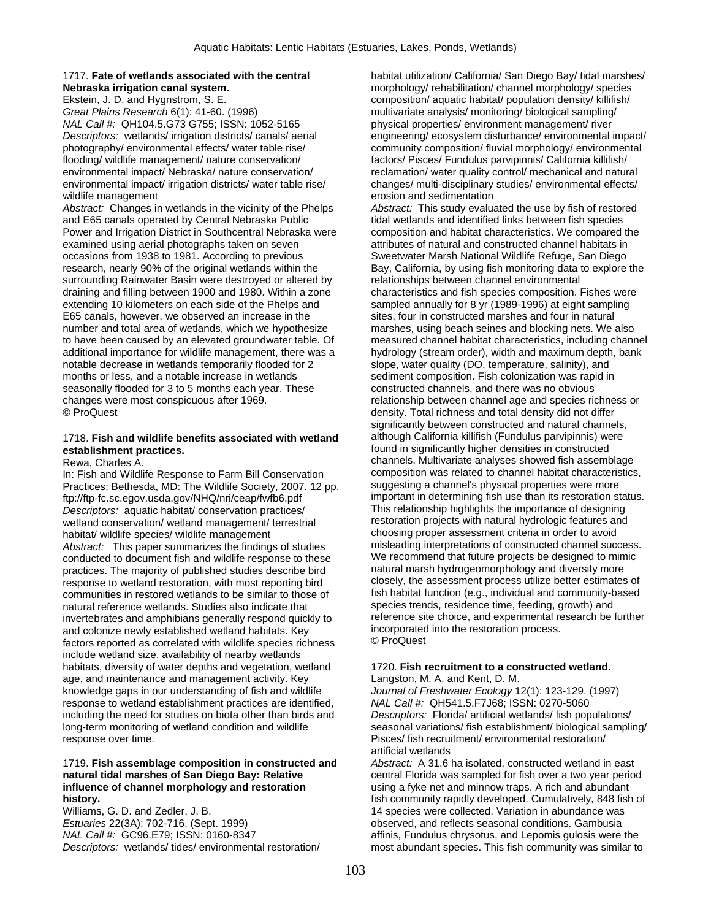1717. **Fate of wetlands associated with the central Nebraska irrigation canal system.**
Ekstein, J. D. and Hygnstrom, S. E.
*Great Plains Research* 6(1): 41-60. (1996)
*NAL Call #:* QH104.5.G73 G755; ISSN: 1052-5165
*Descriptors:* wetlands/ irrigation districts/ canals/ aerial photography/ environmental effects/ water table rise/ flooding/ wildlife management/ nature conservation/ environmental impact/ Nebraska/ nature conservation/ environmental impact/ irrigation districts/ water table rise/ wildlife management
*Abstract:* Changes in wetlands in the vicinity of the Phelps and E65 canals operated by Central Nebraska Public Power and Irrigation District in Southcentral Nebraska were examined using aerial photographs taken on seven occasions from 1938 to 1981. According to previous research, nearly 90% of the original wetlands within the surrounding Rainwater Basin were destroyed or altered by draining and filling between 1900 and 1980. Within a zone extending 10 kilometers on each side of the Phelps and E65 canals, however, we observed an increase in the number and total area of wetlands, which we hypothesize to have been caused by an elevated groundwater table. Of additional importance for wildlife management, there was a notable decrease in wetlands temporarily flooded for 2 months or less, and a notable increase in wetlands seasonally flooded for 3 to 5 months each year. These changes were most conspicuous after 1969.
© ProQuest

1718. **Fish and wildlife benefits associated with wetland establishment practices.**
Rewa, Charles A.
In: Fish and Wildlife Response to Farm Bill Conservation Practices; Bethesda, MD: The Wildlife Society, 2007. 12 pp.
ftp://ftp-fc.sc.egov.usda.gov/NHQ/nri/ceap/fwfb6.pdf
*Descriptors:* aquatic habitat/ conservation practices/ wetland conservation/ wetland management/ terrestrial habitat/ wildlife species/ wildlife management
*Abstract:* This paper summarizes the findings of studies conducted to document fish and wildlife response to these practices. The majority of published studies describe bird response to wetland restoration, with most reporting bird communities in restored wetlands to be similar to those of natural reference wetlands. Studies also indicate that invertebrates and amphibians generally respond quickly to and colonize newly established wetland habitats. Key factors reported as correlated with wildlife species richness include wetland size, availability of nearby wetlands habitats, diversity of water depths and vegetation, wetland age, and maintenance and management activity. Key knowledge gaps in our understanding of fish and wildlife response to wetland establishment practices are identified, including the need for studies on biota other than birds and long-term monitoring of wetland condition and wildlife response over time.

1719. **Fish assemblage composition in constructed and natural tidal marshes of San Diego Bay: Relative influence of channel morphology and restoration history.**
Williams, G. D. and Zedler, J. B.
*Estuaries* 22(3A): 702-716. (Sept. 1999)
*NAL Call #:* GC96.E79; ISSN: 0160-8347
*Descriptors:* wetlands/ tides/ environmental restoration/ habitat utilization/ California/ San Diego Bay/ tidal marshes/ morphology/ rehabilitation/ channel morphology/ species composition/ aquatic habitat/ population density/ killifish/ multivariate analysis/ monitoring/ biological sampling/ physical properties/ environment management/ river engineering/ ecosystem disturbance/ environmental impact/ community composition/ fluvial morphology/ environmental factors/ Pisces/ Fundulus parvipinnis/ California killifish/ reclamation/ water quality control/ mechanical and natural changes/ multi-disciplinary studies/ environmental effects/ erosion and sedimentation
*Abstract:* This study evaluated the use by fish of restored tidal wetlands and identified links between fish species composition and habitat characteristics. We compared the attributes of natural and constructed channel habitats in Sweetwater Marsh National Wildlife Refuge, San Diego Bay, California, by using fish monitoring data to explore the relationships between channel environmental characteristics and fish species composition. Fishes were sampled annually for 8 yr (1989-1996) at eight sampling sites, four in constructed marshes and four in natural marshes, using beach seines and blocking nets. We also measured channel habitat characteristics, including channel hydrology (stream order), width and maximum depth, bank slope, water quality (DO, temperature, salinity), and sediment composition. Fish colonization was rapid in constructed channels, and there was no obvious relationship between channel age and species richness or density. Total richness and total density did not differ significantly between constructed and natural channels, although California killifish (Fundulus parvipinnis) were found in significantly higher densities in constructed channels. Multivariate analyses showed fish assemblage composition was related to channel habitat characteristics, suggesting a channel's physical properties were more important in determining fish use than its restoration status. This relationship highlights the importance of designing restoration projects with natural hydrologic features and choosing proper assessment criteria in order to avoid misleading interpretations of constructed channel success. We recommend that future projects be designed to mimic natural marsh hydrogeomorphology and diversity more closely, the assessment process utilize better estimates of fish habitat function (e.g., individual and community-based species trends, residence time, feeding, growth) and reference site choice, and experimental research be further incorporated into the restoration process.
© ProQuest

1720. **Fish recruitment to a constructed wetland.**
Langston, M. A. and Kent, D. M.
*Journal of Freshwater Ecology* 12(1): 123-129. (1997)
*NAL Call #:* QH541.5.F7J68; ISSN: 0270-5060
*Descriptors:* Florida/ artificial wetlands/ fish populations/ seasonal variations/ fish establishment/ biological sampling/ Pisces/ fish recruitment/ environmental restoration/ artificial wetlands
*Abstract:* A 31.6 ha isolated, constructed wetland in east central Florida was sampled for fish over a two year period using a fyke net and minnow traps. A rich and abundant fish community rapidly developed. Cumulatively, 848 fish of 14 species were collected. Variation in abundance was observed, and reflects seasonal conditions. Gambusia affinis, Fundulus chrysotus, and Lepomis gulosis were the most abundant species. This fish community was similar to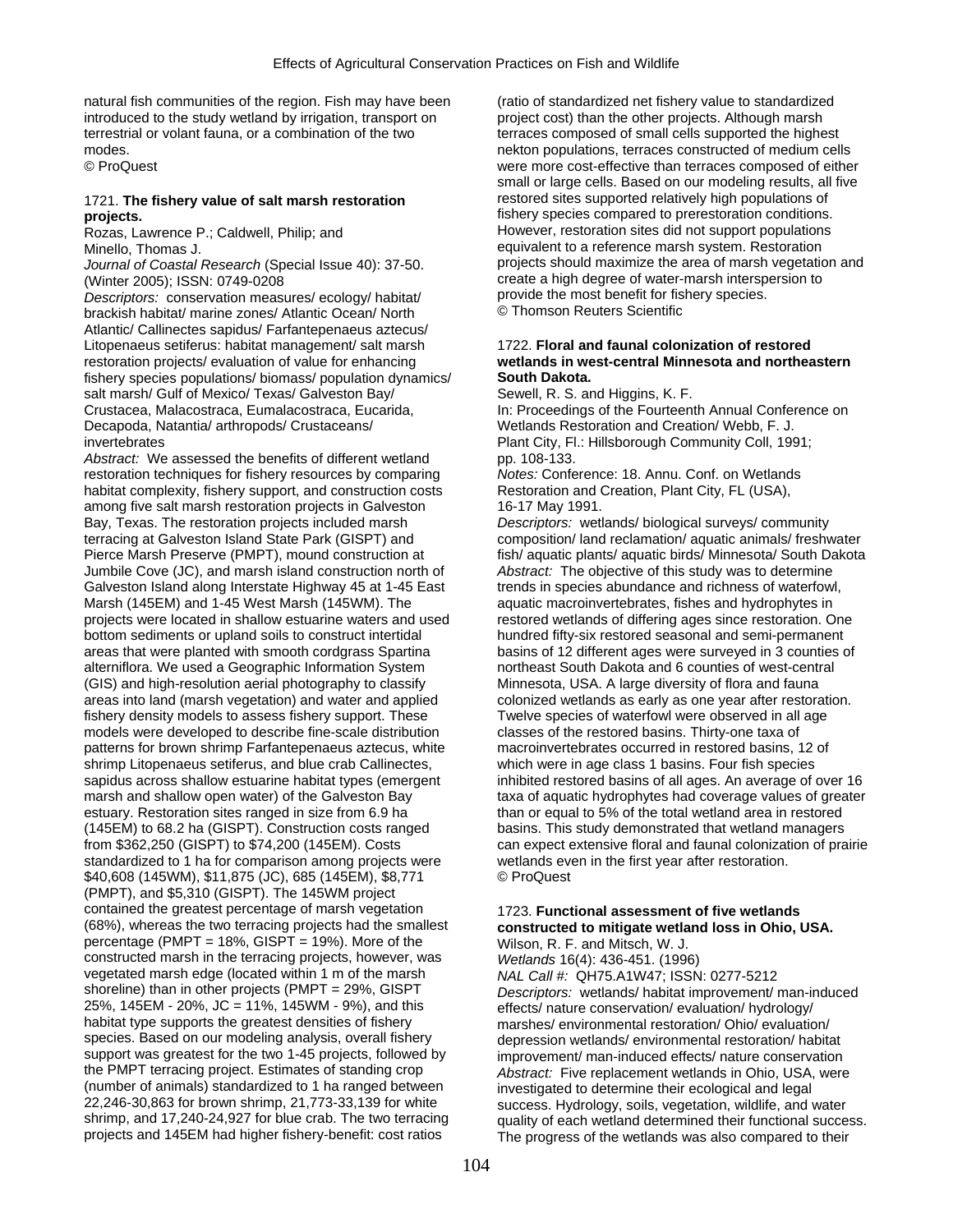natural fish communities of the region. Fish may have been introduced to the study wetland by irrigation, transport on terrestrial or volant fauna, or a combination of the two modes.
© ProQuest

1721. **The fishery value of salt marsh restoration projects.**
Rozas, Lawrence P.; Caldwell, Philip; and Minello, Thomas J.
*Journal of Coastal Research* (Special Issue 40): 37-50. (Winter 2005); ISSN: 0749-0208
*Descriptors:* conservation measures/ ecology/ habitat/ brackish habitat/ marine zones/ Atlantic Ocean/ North Atlantic/ Callinectes sapidus/ Farfantepenaeus aztecus/ Litopenaeus setiferus: habitat management/ salt marsh restoration projects/ evaluation of value for enhancing fishery species populations/ biomass/ population dynamics/ salt marsh/ Gulf of Mexico/ Texas/ Galveston Bay/ Crustacea, Malacostraca, Eumalacostraca, Eucarida, Decapoda, Natantia/ arthropods/ Crustaceans/ invertebrates
*Abstract:* We assessed the benefits of different wetland restoration techniques for fishery resources by comparing habitat complexity, fishery support, and construction costs among five salt marsh restoration projects in Galveston Bay, Texas. The restoration projects included marsh terracing at Galveston Island State Park (GISPT) and Pierce Marsh Preserve (PMPT), mound construction at Jumbile Cove (JC), and marsh island construction north of Galveston Island along Interstate Highway 45 at 1-45 East Marsh (145EM) and 1-45 West Marsh (145WM). The projects were located in shallow estuarine waters and used bottom sediments or upland soils to construct intertidal areas that were planted with smooth cordgrass Spartina alterniflora. We used a Geographic Information System (GIS) and high-resolution aerial photography to classify areas into land (marsh vegetation) and water and applied fishery density models to assess fishery support. These models were developed to describe fine-scale distribution patterns for brown shrimp Farfantepenaeus aztecus, white shrimp Litopenaeus setiferus, and blue crab Callinectes sapidus across shallow estuarine habitat types (emergent marsh and shallow open water) of the Galveston Bay estuary. Restoration sites ranged in size from 6.9 ha (145EM) to 68.2 ha (GISPT). Construction costs ranged from $362,250 (GISPT) to $74,200 (145EM). Costs standardized to 1 ha for comparison among projects were $40,608 (145WM), $11,875 (JC), 685 (145EM), $8,771 (PMPT), and $5,310 (GISPT). The 145WM project contained the greatest percentage of marsh vegetation (68%), whereas the two terracing projects had the smallest percentage (PMPT = 18%, GISPT = 19%). More of the constructed marsh in the terracing projects, however, was vegetated marsh edge (located within 1 m of the marsh shoreline) than in other projects (PMPT = 29%, GISPT 25%, 145EM - 20%, JC = 11%, 145WM - 9%), and this habitat type supports the greatest densities of fishery species. Based on our modeling analysis, overall fishery support was greatest for the two 1-45 projects, followed by the PMPT terracing project. Estimates of standing crop (number of animals) standardized to 1 ha ranged between 22,246-30,863 for brown shrimp, 21,773-33,139 for white shrimp, and 17,240-24,927 for blue crab. The two terracing projects and 145EM had higher fishery-benefit: cost ratios (ratio of standardized net fishery value to standardized project cost) than the other projects. Although marsh terraces composed of small cells supported the highest nekton populations, terraces constructed of medium cells were more cost-effective than terraces composed of either small or large cells. Based on our modeling results, all five restored sites supported relatively high populations of fishery species compared to prerestoration conditions. However, restoration sites did not support populations equivalent to a reference marsh system. Restoration projects should maximize the area of marsh vegetation and create a high degree of water-marsh interspersion to provide the most benefit for fishery species.
© Thomson Reuters Scientific

1722. **Floral and faunal colonization of restored wetlands in west-central Minnesota and northeastern South Dakota.**
Sewell, R. S. and Higgins, K. F.
In: Proceedings of the Fourteenth Annual Conference on Wetlands Restoration and Creation/ Webb, F. J.
Plant City, Fl.: Hillsborough Community Coll, 1991; pp. 108-133.
*Notes:* Conference: 18. Annu. Conf. on Wetlands Restoration and Creation, Plant City, FL (USA), 16-17 May 1991.
*Descriptors:* wetlands/ biological surveys/ community composition/ land reclamation/ aquatic animals/ freshwater fish/ aquatic plants/ aquatic birds/ Minnesota/ South Dakota
*Abstract:* The objective of this study was to determine trends in species abundance and richness of waterfowl, aquatic macroinvertebrates, fishes and hydrophytes in restored wetlands of differing ages since restoration. One hundred fifty-six restored seasonal and semi-permanent basins of 12 different ages were surveyed in 3 counties of northeast South Dakota and 6 counties of west-central Minnesota, USA. A large diversity of flora and fauna colonized wetlands as early as one year after restoration. Twelve species of waterfowl were observed in all age classes of the restored basins. Thirty-one taxa of macroinvertebrates occurred in restored basins, 12 of which were in age class 1 basins. Four fish species inhibited restored basins of all ages. An average of over 16 taxa of aquatic hydrophytes had coverage values of greater than or equal to 5% of the total wetland area in restored basins. This study demonstrated that wetland managers can expect extensive floral and faunal colonization of prairie wetlands even in the first year after restoration.
© ProQuest

1723. **Functional assessment of five wetlands constructed to mitigate wetland loss in Ohio, USA.**
Wilson, R. F. and Mitsch, W. J.
*Wetlands* 16(4): 436-451. (1996)
*NAL Call #:* QH75.A1W47; ISSN: 0277-5212
*Descriptors:* wetlands/ habitat improvement/ man-induced effects/ nature conservation/ evaluation/ hydrology/ marshes/ environmental restoration/ Ohio/ evaluation/ depression wetlands/ environmental restoration/ habitat improvement/ man-induced effects/ nature conservation
*Abstract:* Five replacement wetlands in Ohio, USA, were investigated to determine their ecological and legal success. Hydrology, soils, vegetation, wildlife, and water quality of each wetland determined their functional success. The progress of the wetlands was also compared to their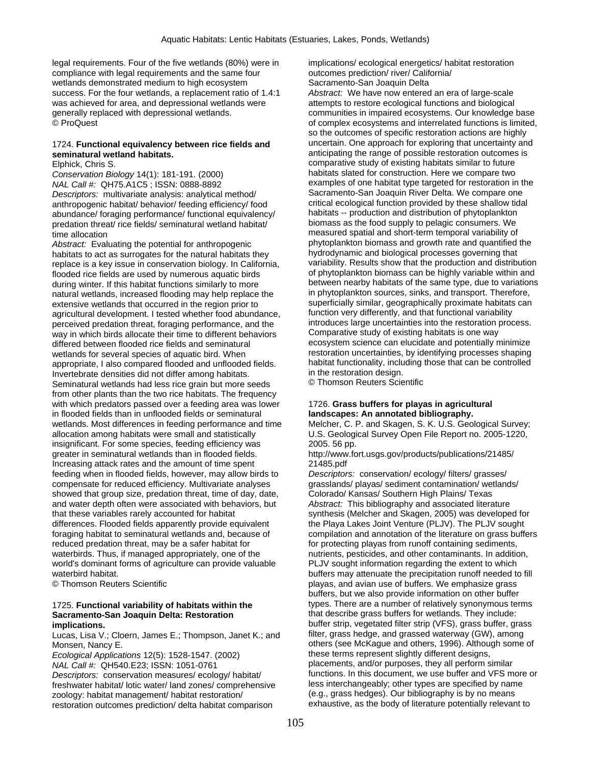legal requirements. Four of the five wetlands (80%) were in compliance with legal requirements and the same four wetlands demonstrated medium to high ecosystem success. For the four wetlands, a replacement ratio of 1.4:1 was achieved for area, and depressional wetlands were generally replaced with depressional wetlands.
© ProQuest

1724. **Functional equivalency between rice fields and seminatural wetland habitats.**
Elphick, Chris S.
*Conservation Biology* 14(1): 181-191. (2000)
*NAL Call #:* QH75.A1C5 ; ISSN: 0888-8892
*Descriptors:* multivariate analysis: analytical method/ anthropogenic habitat/ behavior/ feeding efficiency/ food abundance/ foraging performance/ functional equivalency/ predation threat/ rice fields/ seminatural wetland habitat/ time allocation
*Abstract:* Evaluating the potential for anthropogenic habitats to act as surrogates for the natural habitats they replace is a key issue in conservation biology. In California, flooded rice fields are used by numerous aquatic birds during winter. If this habitat functions similarly to more natural wetlands, increased flooding may help replace the extensive wetlands that occurred in the region prior to agricultural development. I tested whether food abundance, perceived predation threat, foraging performance, and the way in which birds allocate their time to different behaviors differed between flooded rice fields and seminatural wetlands for several species of aquatic bird. When appropriate, I also compared flooded and unflooded fields. Invertebrate densities did not differ among habitats. Seminatural wetlands had less rice grain but more seeds from other plants than the two rice habitats. The frequency with which predators passed over a feeding area was lower in flooded fields than in unflooded fields or seminatural wetlands. Most differences in feeding performance and time allocation among habitats were small and statistically insignificant. For some species, feeding efficiency was greater in seminatural wetlands than in flooded fields. Increasing attack rates and the amount of time spent feeding when in flooded fields, however, may allow birds to compensate for reduced efficiency. Multivariate analyses showed that group size, predation threat, time of day, date, and water depth often were associated with behaviors, but that these variables rarely accounted for habitat differences. Flooded fields apparently provide equivalent foraging habitat to seminatural wetlands and, because of reduced predation threat, may be a safer habitat for waterbirds. Thus, if managed appropriately, one of the world's dominant forms of agriculture can provide valuable waterbird habitat.
© Thomson Reuters Scientific

1725. **Functional variability of habitats within the Sacramento-San Joaquin Delta: Restoration implications.**
Lucas, Lisa V.; Cloern, James E.; Thompson, Janet K.; and Monsen, Nancy E.
*Ecological Applications* 12(5): 1528-1547. (2002)
*NAL Call #:* QH540.E23; ISSN: 1051-0761
*Descriptors:* conservation measures/ ecology/ habitat/ freshwater habitat/ lotic water/ land zones/ comprehensive zoology: habitat management/ habitat restoration/ restoration outcomes prediction/ delta habitat comparison implications/ ecological energetics/ habitat restoration outcomes prediction/ river/ California/ Sacramento-San Joaquin Delta
*Abstract:* We have now entered an era of large-scale attempts to restore ecological functions and biological communities in impaired ecosystems. Our knowledge base of complex ecosystems and interrelated functions is limited, so the outcomes of specific restoration actions are highly uncertain. One approach for exploring that uncertainty and anticipating the range of possible restoration outcomes is comparative study of existing habitats similar to future habitats slated for construction. Here we compare two examples of one habitat type targeted for restoration in the Sacramento-San Joaquin River Delta. We compare one critical ecological function provided by these shallow tidal habitats -- production and distribution of phytoplankton biomass as the food supply to pelagic consumers. We measured spatial and short-term temporal variability of phytoplankton biomass and growth rate and quantified the hydrodynamic and biological processes governing that variability. Results show that the production and distribution of phytoplankton biomass can be highly variable within and between nearby habitats of the same type, due to variations in phytoplankton sources, sinks, and transport. Therefore, superficially similar, geographically proximate habitats can function very differently, and that functional variability introduces large uncertainties into the restoration process. Comparative study of existing habitats is one way ecosystem science can elucidate and potentially minimize restoration uncertainties, by identifying processes shaping habitat functionality, including those that can be controlled in the restoration design.
© Thomson Reuters Scientific

1726. **Grass buffers for playas in agricultural landscapes: An annotated bibliography.**
Melcher, C. P. and Skagen, S. K. U.S. Geological Survey; U.S. Geological Survey Open File Report no. 2005-1220, 2005. 56 pp.
http://www.fort.usgs.gov/products/publications/21485/21485.pdf
*Descriptors:* conservation/ ecology/ filters/ grasses/ grasslands/ playas/ sediment contamination/ wetlands/ Colorado/ Kansas/ Southern High Plains/ Texas
*Abstract:* This bibliography and associated literature synthesis (Melcher and Skagen, 2005) was developed for the Playa Lakes Joint Venture (PLJV). The PLJV sought compilation and annotation of the literature on grass buffers for protecting playas from runoff containing sediments, nutrients, pesticides, and other contaminants. In addition, PLJV sought information regarding the extent to which buffers may attenuate the precipitation runoff needed to fill playas, and avian use of buffers. We emphasize grass buffers, but we also provide information on other buffer types. There are a number of relatively synonymous terms that describe grass buffers for wetlands. They include: buffer strip, vegetated filter strip (VFS), grass buffer, grass filter, grass hedge, and grassed waterway (GW), among others (see McKague and others, 1996). Although some of these terms represent slightly different designs, placements, and/or purposes, they all perform similar functions. In this document, we use buffer and VFS more or less interchangeably; other types are specified by name (e.g., grass hedges). Our bibliography is by no means exhaustive, as the body of literature potentially relevant to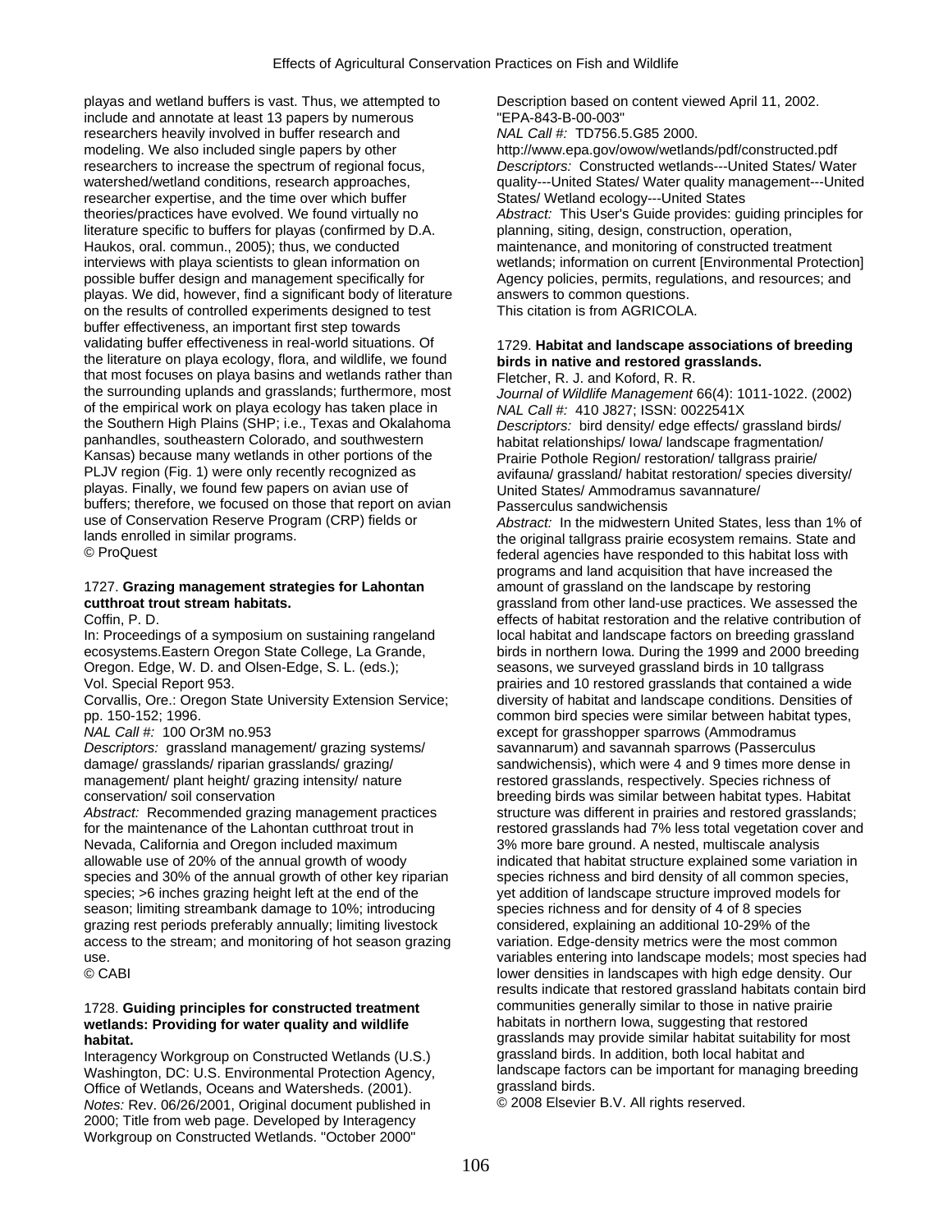playas and wetland buffers is vast. Thus, we attempted to include and annotate at least 13 papers by numerous researchers heavily involved in buffer research and modeling. We also included single papers by other researchers to increase the spectrum of regional focus, watershed/wetland conditions, research approaches, researcher expertise, and the time over which buffer theories/practices have evolved. We found virtually no literature specific to buffers for playas (confirmed by D.A. Haukos, oral. commun., 2005); thus, we conducted interviews with playa scientists to glean information on possible buffer design and management specifically for playas. We did, however, find a significant body of literature on the results of controlled experiments designed to test buffer effectiveness, an important first step towards validating buffer effectiveness in real-world situations. Of the literature on playa ecology, flora, and wildlife, we found that most focuses on playa basins and wetlands rather than the surrounding uplands and grasslands; furthermore, most of the empirical work on playa ecology has taken place in the Southern High Plains (SHP; i.e., Texas and Okalahoma panhandles, southeastern Colorado, and southwestern Kansas) because many wetlands in other portions of the PLJV region (Fig. 1) were only recently recognized as playas. Finally, we found few papers on avian use of buffers; therefore, we focused on those that report on avian use of Conservation Reserve Program (CRP) fields or lands enrolled in similar programs.
© ProQuest

1727. **Grazing management strategies for Lahontan cutthroat trout stream habitats.**
Coffin, P. D.
In: Proceedings of a symposium on sustaining rangeland ecosystems.Eastern Oregon State College, La Grande, Oregon. Edge, W. D. and Olsen-Edge, S. L. (eds.); Vol. Special Report 953.
Corvallis, Ore.: Oregon State University Extension Service; pp. 150-152; 1996.
*NAL Call #:* 100 Or3M no.953
*Descriptors:* grassland management/ grazing systems/ damage/ grasslands/ riparian grasslands/ grazing/ management/ plant height/ grazing intensity/ nature conservation/ soil conservation
*Abstract:* Recommended grazing management practices for the maintenance of the Lahontan cutthroat trout in Nevada, California and Oregon included maximum allowable use of 20% of the annual growth of woody species and 30% of the annual growth of other key riparian species; >6 inches grazing height left at the end of the season; limiting streambank damage to 10%; introducing grazing rest periods preferably annually; limiting livestock access to the stream; and monitoring of hot season grazing use.
© CABI

1728. **Guiding principles for constructed treatment wetlands: Providing for water quality and wildlife habitat.**
Interagency Workgroup on Constructed Wetlands (U.S.)
Washington, DC: U.S. Environmental Protection Agency, Office of Wetlands, Oceans and Watersheds. (2001).
*Notes:* Rev. 06/26/2001, Original document published in 2000; Title from web page. Developed by Interagency Workgroup on Constructed Wetlands. "October 2000"
Description based on content viewed April 11, 2002. "EPA-843-B-00-003"
*NAL Call #:* TD756.5.G85 2000.
http://www.epa.gov/owow/wetlands/pdf/constructed.pdf
*Descriptors:* Constructed wetlands---United States/ Water quality---United States/ Water quality management---United States/ Wetland ecology---United States
*Abstract:* This User's Guide provides: guiding principles for planning, siting, design, construction, operation, maintenance, and monitoring of constructed treatment wetlands; information on current [Environmental Protection] Agency policies, permits, regulations, and resources; and answers to common questions.
This citation is from AGRICOLA.

1729. **Habitat and landscape associations of breeding birds in native and restored grasslands.**
Fletcher, R. J. and Koford, R. R.
*Journal of Wildlife Management* 66(4): 1011-1022. (2002)
*NAL Call #:* 410 J827; ISSN: 0022541X
*Descriptors:* bird density/ edge effects/ grassland birds/ habitat relationships/ Iowa/ landscape fragmentation/ Prairie Pothole Region/ restoration/ tallgrass prairie/ avifauna/ grassland/ habitat restoration/ species diversity/ United States/ Ammodramus savannature/ Passerculus sandwichensis
*Abstract:* In the midwestern United States, less than 1% of the original tallgrass prairie ecosystem remains. State and federal agencies have responded to this habitat loss with programs and land acquisition that have increased the amount of grassland on the landscape by restoring grassland from other land-use practices. We assessed the effects of habitat restoration and the relative contribution of local habitat and landscape factors on breeding grassland birds in northern Iowa. During the 1999 and 2000 breeding seasons, we surveyed grassland birds in 10 tallgrass prairies and 10 restored grasslands that contained a wide diversity of habitat and landscape conditions. Densities of common bird species were similar between habitat types, except for grasshopper sparrows (Ammodramus savannarum) and savannah sparrows (Passerculus sandwichensis), which were 4 and 9 times more dense in restored grasslands, respectively. Species richness of breeding birds was similar between habitat types. Habitat structure was different in prairies and restored grasslands; restored grasslands had 7% less total vegetation cover and 3% more bare ground. A nested, multiscale analysis indicated that habitat structure explained some variation in species richness and bird density of all common species, yet addition of landscape structure improved models for species richness and for density of 4 of 8 species considered, explaining an additional 10-29% of the variation. Edge-density metrics were the most common variables entering into landscape models; most species had lower densities in landscapes with high edge density. Our results indicate that restored grassland habitats contain bird communities generally similar to those in native prairie habitats in northern Iowa, suggesting that restored grasslands may provide similar habitat suitability for most grassland birds. In addition, both local habitat and landscape factors can be important for managing breeding grassland birds.
© 2008 Elsevier B.V. All rights reserved.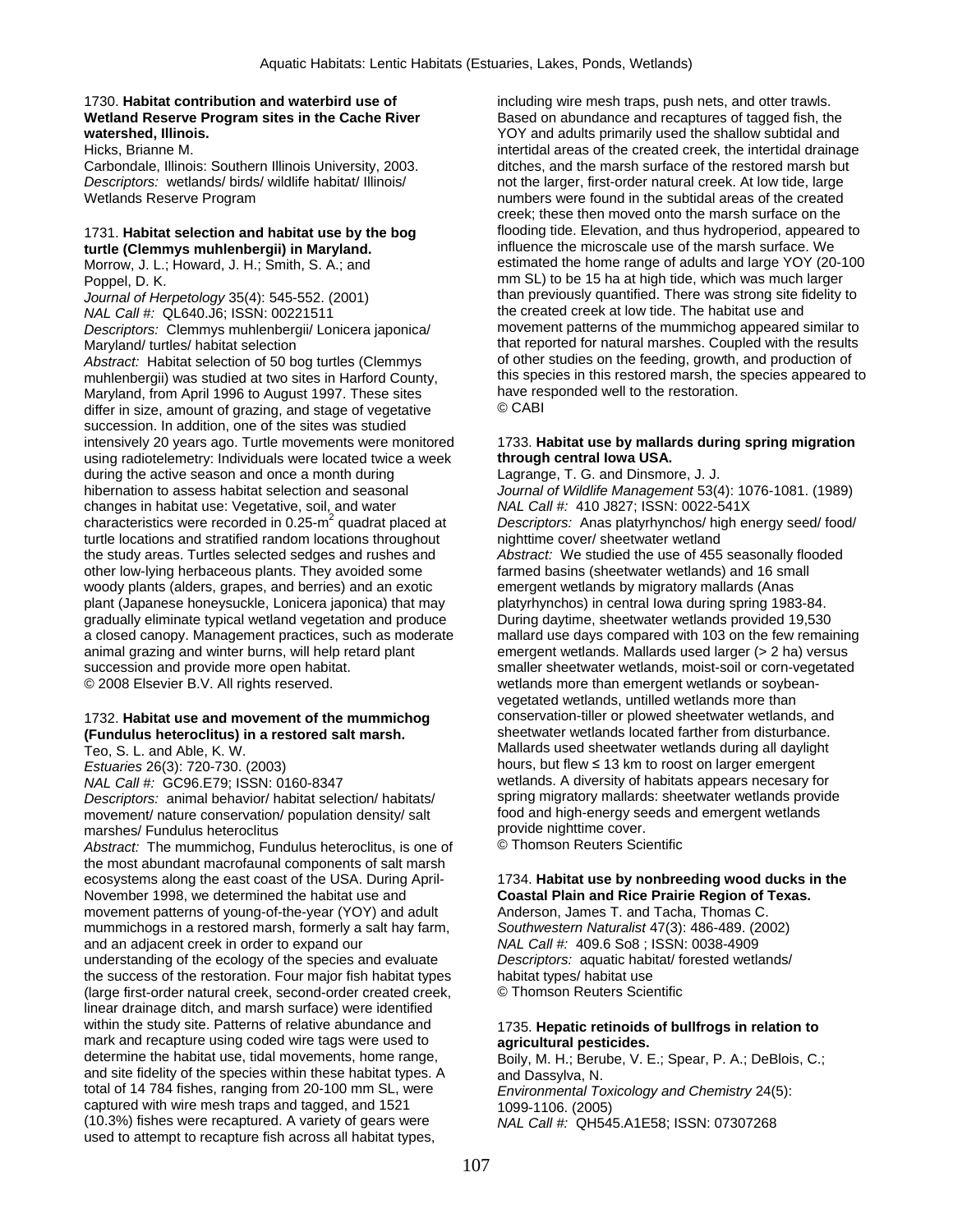1730. **Habitat contribution and waterbird use of Wetland Reserve Program sites in the Cache River watershed, Illinois.**
Hicks, Brianne M.
Carbondale, Illinois: Southern Illinois University, 2003.
*Descriptors:* wetlands/ birds/ wildlife habitat/ Illinois/ Wetlands Reserve Program

1731. **Habitat selection and habitat use by the bog turtle (Clemmys muhlenbergii) in Maryland.**
Morrow, J. L.; Howard, J. H.; Smith, S. A.; and Poppel, D. K.
*Journal of Herpetology* 35(4): 545-552. (2001)
*NAL Call #:* QL640.J6; ISSN: 00221511
*Descriptors:* Clemmys muhlenbergii/ Lonicera japonica/ Maryland/ turtles/ habitat selection
*Abstract:* Habitat selection of 50 bog turtles (Clemmys muhlenbergii) was studied at two sites in Harford County, Maryland, from April 1996 to August 1997. These sites differ in size, amount of grazing, and stage of vegetative succession. In addition, one of the sites was studied intensively 20 years ago. Turtle movements were monitored using radiotelemetry: Individuals were located twice a week during the active season and once a month during hibernation to assess habitat selection and seasonal changes in habitat use: Vegetative, soil, and water characteristics were recorded in 0.25-m$^2$ quadrat placed at turtle locations and stratified random locations throughout the study areas. Turtles selected sedges and rushes and other low-lying herbaceous plants. They avoided some woody plants (alders, grapes, and berries) and an exotic plant (Japanese honeysuckle, Lonicera japonica) that may gradually eliminate typical wetland vegetation and produce a closed canopy. Management practices, such as moderate animal grazing and winter burns, will help retard plant succession and provide more open habitat.
© 2008 Elsevier B.V. All rights reserved.

1732. **Habitat use and movement of the mummichog (Fundulus heteroclitus) in a restored salt marsh.**
Teo, S. L. and Able, K. W.
*Estuaries* 26(3): 720-730. (2003)
*NAL Call #:* GC96.E79; ISSN: 0160-8347
*Descriptors:* animal behavior/ habitat selection/ habitats/ movement/ nature conservation/ population density/ salt marshes/ Fundulus heteroclitus
*Abstract:* The mummichog, Fundulus heteroclitus, is one of the most abundant macrofaunal components of salt marsh ecosystems along the east coast of the USA. During April-November 1998, we determined the habitat use and movement patterns of young-of-the-year (YOY) and adult mummichogs in a restored marsh, formerly a salt hay farm, and an adjacent creek in order to expand our understanding of the ecology of the species and evaluate the success of the restoration. Four major fish habitat types (large first-order natural creek, second-order created creek, linear drainage ditch, and marsh surface) were identified within the study site. Patterns of relative abundance and mark and recapture using coded wire tags were used to determine the habitat use, tidal movements, home range, and site fidelity of the species within these habitat types. A total of 14 784 fishes, ranging from 20-100 mm SL, were captured with wire mesh traps and tagged, and 1521 (10.3%) fishes were recaptured. A variety of gears were used to attempt to recapture fish across all habitat types, including wire mesh traps, push nets, and otter trawls. Based on abundance and recaptures of tagged fish, the YOY and adults primarily used the shallow subtidal and intertidal areas of the created creek, the intertidal drainage ditches, and the marsh surface of the restored marsh but not the larger, first-order natural creek. At low tide, large numbers were found in the subtidal areas of the created creek; these then moved onto the marsh surface on the flooding tide. Elevation, and thus hydroperiod, appeared to influence the microscale use of the marsh surface. We estimated the home range of adults and large YOY (20-100 mm SL) to be 15 ha at high tide, which was much larger than previously quantified. There was strong site fidelity to the created creek at low tide. The habitat use and movement patterns of the mummichog appeared similar to that reported for natural marshes. Coupled with the results of other studies on the feeding, growth, and production of this species in this restored marsh, the species appeared to have responded well to the restoration.
© CABI

1733. **Habitat use by mallards during spring migration through central Iowa USA.**
Lagrange, T. G. and Dinsmore, J. J.
*Journal of Wildlife Management* 53(4): 1076-1081. (1989)
*NAL Call #:* 410 J827; ISSN: 0022-541X
*Descriptors:* Anas platyrhynchos/ high energy seed/ food/ nighttime cover/ sheetwater wetland
*Abstract:* We studied the use of 455 seasonally flooded farmed basins (sheetwater wetlands) and 16 small emergent wetlands by migratory mallards (Anas platyrhynchos) in central Iowa during spring 1983-84. During daytime, sheetwater wetlands provided 19,530 mallard use days compared with 103 on the few remaining emergent wetlands. Mallards used larger (> 2 ha) versus smaller sheetwater wetlands, moist-soil or corn-vegetated wetlands more than emergent wetlands or soybean-vegetated wetlands, untilled wetlands more than conservation-tiller or plowed sheetwater wetlands, and sheetwater wetlands located farther from disturbance. Mallards used sheetwater wetlands during all daylight hours, but flew ≤ 13 km to roost on larger emergent wetlands. A diversity of habitats appears necesary for spring migratory mallards: sheetwater wetlands provide food and high-energy seeds and emergent wetlands provide nighttime cover.
© Thomson Reuters Scientific

1734. **Habitat use by nonbreeding wood ducks in the Coastal Plain and Rice Prairie Region of Texas.**
Anderson, James T. and Tacha, Thomas C.
*Southwestern Naturalist* 47(3): 486-489. (2002)
*NAL Call #:* 409.6 So8 ; ISSN: 0038-4909
*Descriptors:* aquatic habitat/ forested wetlands/ habitat types/ habitat use
© Thomson Reuters Scientific

1735. **Hepatic retinoids of bullfrogs in relation to agricultural pesticides.**
Boily, M. H.; Berube, V. E.; Spear, P. A.; DeBlois, C.; and Dassylva, N.
*Environmental Toxicology and Chemistry* 24(5): 1099-1106. (2005)
*NAL Call #:* QH545.A1E58; ISSN: 07307268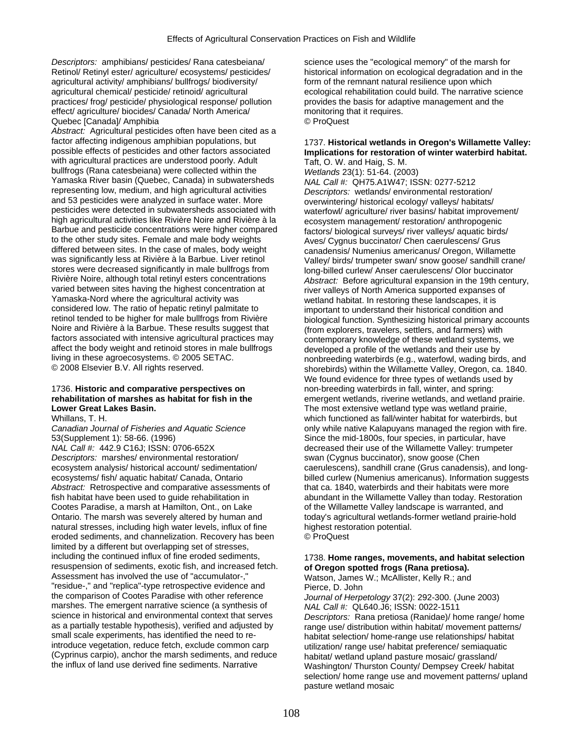*Descriptors:* amphibians/ pesticides/ Rana catesbeiana/ Retinol/ Retinyl ester/ agriculture/ ecosystems/ pesticides/ agricultural activity/ amphibians/ bullfrogs/ biodiversity/ agricultural chemical/ pesticide/ retinoid/ agricultural practices/ frog/ pesticide/ physiological response/ pollution effect/ agriculture/ biocides/ Canada/ North America/ Quebec [Canada]/ Amphibia

*Abstract:* Agricultural pesticides often have been cited as a factor affecting indigenous amphibian populations, but possible effects of pesticides and other factors associated with agricultural practices are understood poorly. Adult bullfrogs (Rana catesbeiana) were collected within the Yamaska River basin (Quebec, Canada) in subwatersheds representing low, medium, and high agricultural activities and 53 pesticides were analyzed in surface water. More pesticides were detected in subwatersheds associated with high agricultural activities like Rivière Noire and Rivière à la Barbue and pesticide concentrations were higher compared to the other study sites. Female and male body weights differed between sites. In the case of males, body weight was significantly less at Rivière à la Barbue. Liver retinol stores were decreased significantly in male bullfrogs from Rivière Noire, although total retinyl esters concentrations varied between sites having the highest concentration at Yamaska-Nord where the agricultural activity was considered low. The ratio of hepatic retinyl palmitate to retinol tended to be higher for male bullfrogs from Rivière Noire and Rivière à la Barbue. These results suggest that factors associated with intensive agricultural practices may affect the body weight and retinoid stores in male bullfrogs living in these agroecosystems. © 2005 SETAC.
© 2008 Elsevier B.V. All rights reserved.

1736. **Historic and comparative perspectives on rehabilitation of marshes as habitat for fish in the Lower Great Lakes Basin.**
Whillans, T. H.
*Canadian Journal of Fisheries and Aquatic Science* 53(Supplement 1): 58-66. (1996)
*NAL Call #:* 442.9 C16J; ISSN: 0706-652X
*Descriptors:* marshes/ environmental restoration/ ecosystem analysis/ historical account/ sedimentation/ ecosystems/ fish/ aquatic habitat/ Canada, Ontario
*Abstract:* Retrospective and comparative assessments of fish habitat have been used to guide rehabilitation in Cootes Paradise, a marsh at Hamilton, Ont., on Lake Ontario. The marsh was severely altered by human and natural stresses, including high water levels, influx of fine eroded sediments, and channelization. Recovery has been limited by a different but overlapping set of stresses, including the continued influx of fine eroded sediments, resuspension of sediments, exotic fish, and increased fetch. Assessment has involved the use of "accumulator-," "residue-," and "replica"-type retrospective evidence and the comparison of Cootes Paradise with other reference marshes. The emergent narrative science (a synthesis of science in historical and environmental context that serves as a partially testable hypothesis), verified and adjusted by small scale experiments, has identified the need to re-introduce vegetation, reduce fetch, exclude common carp (Cyprinus carpio), anchor the marsh sediments, and reduce the influx of land use derived fine sediments. Narrative science uses the "ecological memory" of the marsh for historical information on ecological degradation and in the form of the remnant natural resilience upon which ecological rehabilitation could build. The narrative science provides the basis for adaptive management and the monitoring that it requires.
© ProQuest

1737. **Historical wetlands in Oregon's Willamette Valley: Implications for restoration of winter waterbird habitat.**
Taft, O. W. and Haig, S. M.
*Wetlands* 23(1): 51-64. (2003)
*NAL Call #:* QH75.A1W47; ISSN: 0277-5212
*Descriptors:* wetlands/ environmental restoration/ overwintering/ historical ecology/ valleys/ habitats/ waterfowl/ agriculture/ river basins/ habitat improvement/ ecosystem management/ restoration/ anthropogenic factors/ biological surveys/ river valleys/ aquatic birds/ Aves/ Cygnus buccinator/ Chen caerulescens/ Grus canadensis/ Numenius americanus/ Oregon, Willamette Valley/ birds/ trumpeter swan/ snow goose/ sandhill crane/ long-billed curlew/ Anser caerulescens/ Olor buccinator
*Abstract:* Before agricultural expansion in the 19th century, river valleys of North America supported expanses of wetland habitat. In restoring these landscapes, it is important to understand their historical condition and biological function. Synthesizing historical primary accounts (from explorers, travelers, settlers, and farmers) with contemporary knowledge of these wetland systems, we developed a profile of the wetlands and their use by nonbreeding waterbirds (e.g., waterfowl, wading birds, and shorebirds) within the Willamette Valley, Oregon, ca. 1840. We found evidence for three types of wetlands used by non-breeding waterbirds in fall, winter, and spring: emergent wetlands, riverine wetlands, and wetland prairie. The most extensive wetland type was wetland prairie, which functioned as fall/winter habitat for waterbirds, but only while native Kalapuyans managed the region with fire. Since the mid-1800s, four species, in particular, have decreased their use of the Willamette Valley: trumpeter swan (Cygnus buccinator), snow goose (Chen caerulescens), sandhill crane (Grus canadensis), and long-billed curlew (Numenius americanus). Information suggests that ca. 1840, waterbirds and their habitats were more abundant in the Willamette Valley than today. Restoration of the Willamette Valley landscape is warranted, and today's agricultural wetlands-former wetland prairie-hold highest restoration potential.
© ProQuest

1738. **Home ranges, movements, and habitat selection of Oregon spotted frogs (Rana pretiosa).**
Watson, James W.; McAllister, Kelly R.; and Pierce, D. John
*Journal of Herpetology* 37(2): 292-300. (June 2003)
*NAL Call #:* QL640.J6; ISSN: 0022-1511
*Descriptors:* Rana pretiosa (Ranidae)/ home range/ home range use/ distribution within habitat/ movement patterns/ habitat selection/ home-range use relationships/ habitat utilization/ range use/ habitat preference/ semiaquatic habitat/ wetland upland pasture mosaic/ grassland/ Washington/ Thurston County/ Dempsey Creek/ habitat selection/ home range use and movement patterns/ upland pasture wetland mosaic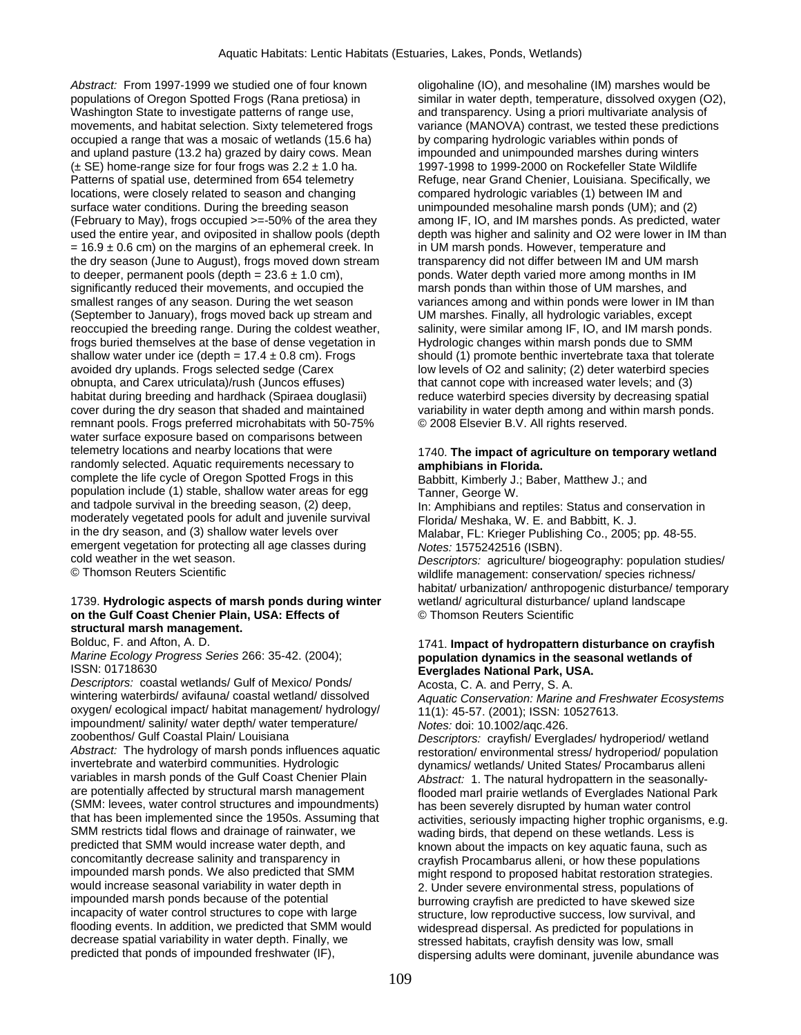*Abstract:* From 1997-1999 we studied one of four known populations of Oregon Spotted Frogs (Rana pretiosa) in Washington State to investigate patterns of range use, movements, and habitat selection. Sixty telemetered frogs occupied a range that was a mosaic of wetlands (15.6 ha) and upland pasture (13.2 ha) grazed by dairy cows. Mean (± SE) home-range size for four frogs was 2.2 ± 1.0 ha. Patterns of spatial use, determined from 654 telemetry locations, were closely related to season and changing surface water conditions. During the breeding season (February to May), frogs occupied >=-50% of the area they used the entire year, and oviposited in shallow pools (depth = 16.9 ± 0.6 cm) on the margins of an ephemeral creek. In the dry season (June to August), frogs moved down stream to deeper, permanent pools (depth = 23.6 ± 1.0 cm), significantly reduced their movements, and occupied the smallest ranges of any season. During the wet season (September to January), frogs moved back up stream and reoccupied the breeding range. During the coldest weather, frogs buried themselves at the base of dense vegetation in shallow water under ice (depth = 17.4 ± 0.8 cm). Frogs avoided dry uplands. Frogs selected sedge (Carex obnupta, and Carex utriculata)/rush (Juncos effuses) habitat during breeding and hardhack (Spiraea douglasii) cover during the dry season that shaded and maintained remnant pools. Frogs preferred microhabitats with 50-75% water surface exposure based on comparisons between telemetry locations and nearby locations that were randomly selected. Aquatic requirements necessary to complete the life cycle of Oregon Spotted Frogs in this population include (1) stable, shallow water areas for egg and tadpole survival in the breeding season, (2) deep, moderately vegetated pools for adult and juvenile survival in the dry season, and (3) shallow water levels over emergent vegetation for protecting all age classes during cold weather in the wet season.
© Thomson Reuters Scientific

1739. **Hydrologic aspects of marsh ponds during winter on the Gulf Coast Chenier Plain, USA: Effects of structural marsh management.**
Bolduc, F. and Afton, A. D.
*Marine Ecology Progress Series* 266: 35-42. (2004); ISSN: 01718630
*Descriptors:* coastal wetlands/ Gulf of Mexico/ Ponds/ wintering waterbirds/ avifauna/ coastal wetland/ dissolved oxygen/ ecological impact/ habitat management/ hydrology/ impoundment/ salinity/ water depth/ water temperature/ zoobenthos/ Gulf Coastal Plain/ Louisiana
*Abstract:* The hydrology of marsh ponds influences aquatic invertebrate and waterbird communities. Hydrologic variables in marsh ponds of the Gulf Coast Chenier Plain are potentially affected by structural marsh management (SMM: levees, water control structures and impoundments) that has been implemented since the 1950s. Assuming that SMM restricts tidal flows and drainage of rainwater, we predicted that SMM would increase water depth, and concomitantly decrease salinity and transparency in impounded marsh ponds. We also predicted that SMM would increase seasonal variability in water depth in impounded marsh ponds because of the potential incapacity of water control structures to cope with large flooding events. In addition, we predicted that SMM would decrease spatial variability in water depth. Finally, we predicted that ponds of impounded freshwater (IF), oligohaline (IO), and mesohaline (IM) marshes would be similar in water depth, temperature, dissolved oxygen (O2), and transparency. Using a priori multivariate analysis of variance (MANOVA) contrast, we tested these predictions by comparing hydrologic variables within ponds of impounded and unimpounded marshes during winters 1997-1998 to 1999-2000 on Rockefeller State Wildlife Refuge, near Grand Chenier, Louisiana. Specifically, we compared hydrologic variables (1) between IM and unimpounded mesohaline marsh ponds (UM); and (2) among IF, IO, and IM marshes ponds. As predicted, water depth was higher and salinity and O2 were lower in IM than in UM marsh ponds. However, temperature and transparency did not differ between IM and UM marsh ponds. Water depth varied more among months in IM marsh ponds than within those of UM marshes, and variances among and within ponds were lower in IM than UM marshes. Finally, all hydrologic variables, except salinity, were similar among IF, IO, and IM marsh ponds. Hydrologic changes within marsh ponds due to SMM should (1) promote benthic invertebrate taxa that tolerate low levels of O2 and salinity; (2) deter waterbird species that cannot cope with increased water levels; and (3) reduce waterbird species diversity by decreasing spatial variability in water depth among and within marsh ponds.
© 2008 Elsevier B.V. All rights reserved.

1740. **The impact of agriculture on temporary wetland amphibians in Florida.**
Babbitt, Kimberly J.; Baber, Matthew J.; and Tanner, George W.
In: Amphibians and reptiles: Status and conservation in Florida/ Meshaka, W. E. and Babbitt, K. J.
Malabar, FL: Krieger Publishing Co., 2005; pp. 48-55.
*Notes:* 1575242516 (ISBN).
*Descriptors:* agriculture/ biogeography: population studies/ wildlife management: conservation/ species richness/ habitat/ urbanization/ anthropogenic disturbance/ temporary wetland/ agricultural disturbance/ upland landscape
© Thomson Reuters Scientific

1741. **Impact of hydropattern disturbance on crayfish population dynamics in the seasonal wetlands of Everglades National Park, USA.**
Acosta, C. A. and Perry, S. A.
*Aquatic Conservation: Marine and Freshwater Ecosystems* 11(1): 45-57. (2001); ISSN: 10527613.
*Notes:* doi: 10.1002/aqc.426.
*Descriptors:* crayfish/ Everglades/ hydroperiod/ wetland restoration/ environmental stress/ hydroperiod/ population dynamics/ wetlands/ United States/ Procambarus alleni
*Abstract:* 1. The natural hydropattern in the seasonally-flooded marl prairie wetlands of Everglades National Park has been severely disrupted by human water control activities, seriously impacting higher trophic organisms, e.g. wading birds, that depend on these wetlands. Less is known about the impacts on key aquatic fauna, such as crayfish Procambarus alleni, or how these populations might respond to proposed habitat restoration strategies.
2. Under severe environmental stress, populations of burrowing crayfish are predicted to have skewed size structure, low reproductive success, low survival, and widespread dispersal. As predicted for populations in stressed habitats, crayfish density was low, small dispersing adults were dominant, juvenile abundance was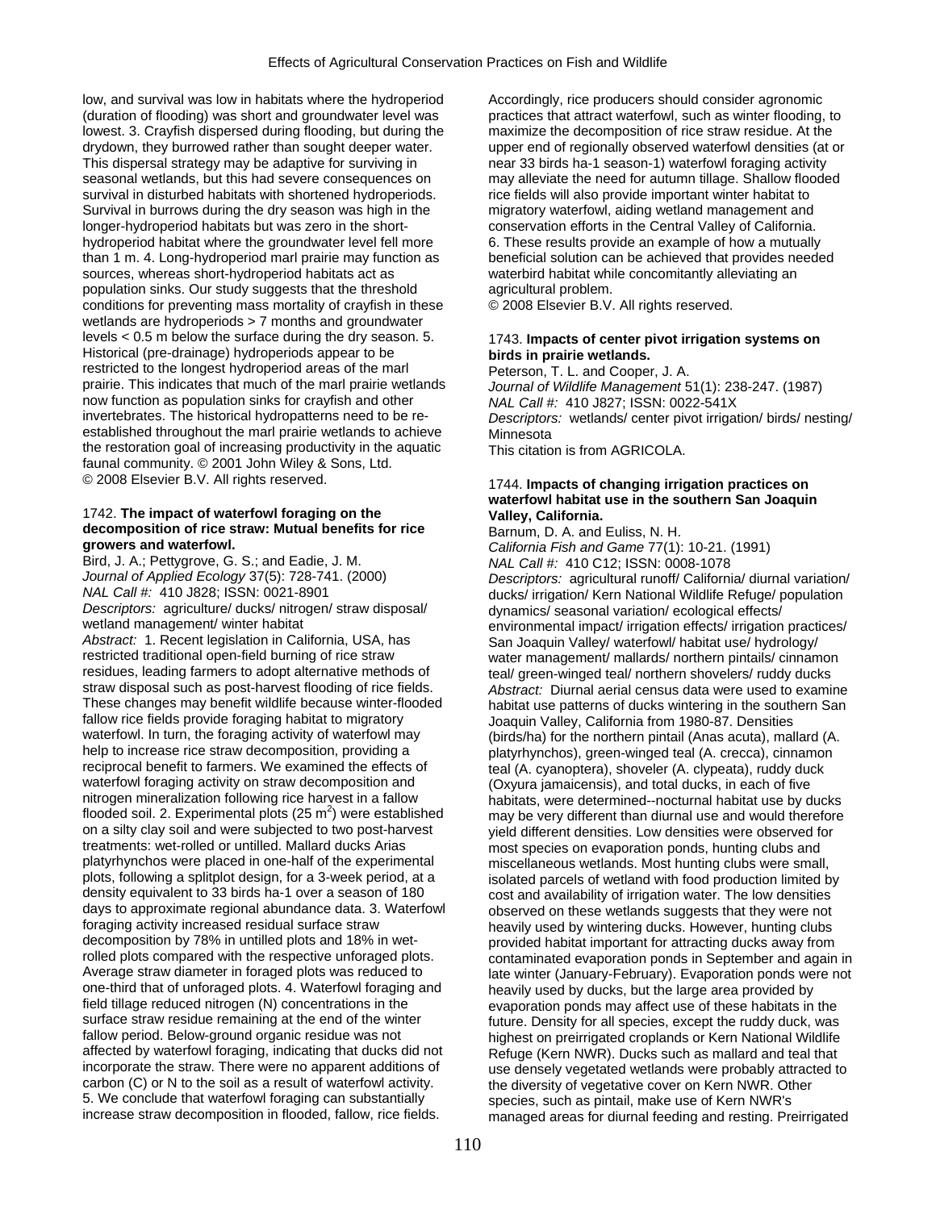low, and survival was low in habitats where the hydroperiod (duration of flooding) was short and groundwater level was lowest. 3. Crayfish dispersed during flooding, but during the drydown, they burrowed rather than sought deeper water. This dispersal strategy may be adaptive for surviving in seasonal wetlands, but this had severe consequences on survival in disturbed habitats with shortened hydroperiods. Survival in burrows during the dry season was high in the longer-hydroperiod habitats but was zero in the short-hydroperiod habitat where the groundwater level fell more than 1 m. 4. Long-hydroperiod marl prairie may function as sources, whereas short-hydroperiod habitats act as population sinks. Our study suggests that the threshold conditions for preventing mass mortality of crayfish in these wetlands are hydroperiods > 7 months and groundwater levels < 0.5 m below the surface during the dry season. 5. Historical (pre-drainage) hydroperiods appear to be restricted to the longest hydroperiod areas of the marl prairie. This indicates that much of the marl prairie wetlands now function as population sinks for crayfish and other invertebrates. The historical hydropatterns need to be re-established throughout the marl prairie wetlands to achieve the restoration goal of increasing productivity in the aquatic faunal community. © 2001 John Wiley & Sons, Ltd.
© 2008 Elsevier B.V. All rights reserved.

1742. **The impact of waterfowl foraging on the decomposition of rice straw: Mutual benefits for rice growers and waterfowl.**
Bird, J. A.; Pettygrove, G. S.; and Eadie, J. M.
*Journal of Applied Ecology* 37(5): 728-741. (2000)
*NAL Call #:* 410 J828; ISSN: 0021-8901
*Descriptors:* agriculture/ ducks/ nitrogen/ straw disposal/ wetland management/ winter habitat
*Abstract:* 1. Recent legislation in California, USA, has restricted traditional open-field burning of rice straw residues, leading farmers to adopt alternative methods of straw disposal such as post-harvest flooding of rice fields. These changes may benefit wildlife because winter-flooded fallow rice fields provide foraging habitat to migratory waterfowl. In turn, the foraging activity of waterfowl may help to increase rice straw decomposition, providing a reciprocal benefit to farmers. We examined the effects of waterfowl foraging activity on straw decomposition and nitrogen mineralization following rice harvest in a fallow flooded soil. 2. Experimental plots (25 $m^2$) were established on a silty clay soil and were subjected to two post-harvest treatments: wet-rolled or untilled. Mallard ducks Arias platyrhynchos were placed in one-half of the experimental plots, following a splitplot design, for a 3-week period, at a density equivalent to 33 birds ha-1 over a season of 180 days to approximate regional abundance data. 3. Waterfowl foraging activity increased residual surface straw decomposition by 78% in untilled plots and 18% in wet-rolled plots compared with the respective unforaged plots. Average straw diameter in foraged plots was reduced to one-third that of unforaged plots. 4. Waterfowl foraging and field tillage reduced nitrogen (N) concentrations in the surface straw residue remaining at the end of the winter fallow period. Below-ground organic residue was not affected by waterfowl foraging, indicating that ducks did not incorporate the straw. There were no apparent additions of carbon (C) or N to the soil as a result of waterfowl activity. 5. We conclude that waterfowl foraging can substantially increase straw decomposition in flooded, fallow, rice fields. Accordingly, rice producers should consider agronomic practices that attract waterfowl, such as winter flooding, to maximize the decomposition of rice straw residue. At the upper end of regionally observed waterfowl densities (at or near 33 birds ha-1 season-1) waterfowl foraging activity may alleviate the need for autumn tillage. Shallow flooded rice fields will also provide important winter habitat to migratory waterfowl, aiding wetland management and conservation efforts in the Central Valley of California. 6. These results provide an example of how a mutually beneficial solution can be achieved that provides needed waterbird habitat while concomitantly alleviating an agricultural problem.
© 2008 Elsevier B.V. All rights reserved.

1743. **Impacts of center pivot irrigation systems on birds in prairie wetlands.**
Peterson, T. L. and Cooper, J. A.
*Journal of Wildlife Management* 51(1): 238-247. (1987)
*NAL Call #:* 410 J827; ISSN: 0022-541X
*Descriptors:* wetlands/ center pivot irrigation/ birds/ nesting/ Minnesota
This citation is from AGRICOLA.

1744. **Impacts of changing irrigation practices on waterfowl habitat use in the southern San Joaquin Valley, California.**
Barnum, D. A. and Euliss, N. H.
*California Fish and Game* 77(1): 10-21. (1991)
*NAL Call #:* 410 C12; ISSN: 0008-1078
*Descriptors:* agricultural runoff/ California/ diurnal variation/ ducks/ irrigation/ Kern National Wildlife Refuge/ population dynamics/ seasonal variation/ ecological effects/ environmental impact/ irrigation effects/ irrigation practices/ San Joaquin Valley/ waterfowl/ habitat use/ hydrology/ water management/ mallards/ northern pintails/ cinnamon teal/ green-winged teal/ northern shovelers/ ruddy ducks
*Abstract:* Diurnal aerial census data were used to examine habitat use patterns of ducks wintering in the southern San Joaquin Valley, California from 1980-87. Densities (birds/ha) for the northern pintail (Anas acuta), mallard (A. platyrhynchos), green-winged teal (A. crecca), cinnamon teal (A. cyanoptera), shoveler (A. clypeata), ruddy duck (Oxyura jamaicensis), and total ducks, in each of five habitats, were determined--nocturnal habitat use by ducks may be very different than diurnal use and would therefore yield different densities. Low densities were observed for most species on evaporation ponds, hunting clubs and miscellaneous wetlands. Most hunting clubs were small, isolated parcels of wetland with food production limited by cost and availability of irrigation water. The low densities observed on these wetlands suggests that they were not heavily used by wintering ducks. However, hunting clubs provided habitat important for attracting ducks away from contaminated evaporation ponds in September and again in late winter (January-February). Evaporation ponds were not heavily used by ducks, but the large area provided by evaporation ponds may affect use of these habitats in the future. Density for all species, except the ruddy duck, was highest on preirrigated croplands or Kern National Wildlife Refuge (Kern NWR). Ducks such as mallard and teal that use densely vegetated wetlands were probably attracted to the diversity of vegetative cover on Kern NWR. Other species, such as pintail, make use of Kern NWR's managed areas for diurnal feeding and resting. Preirrigated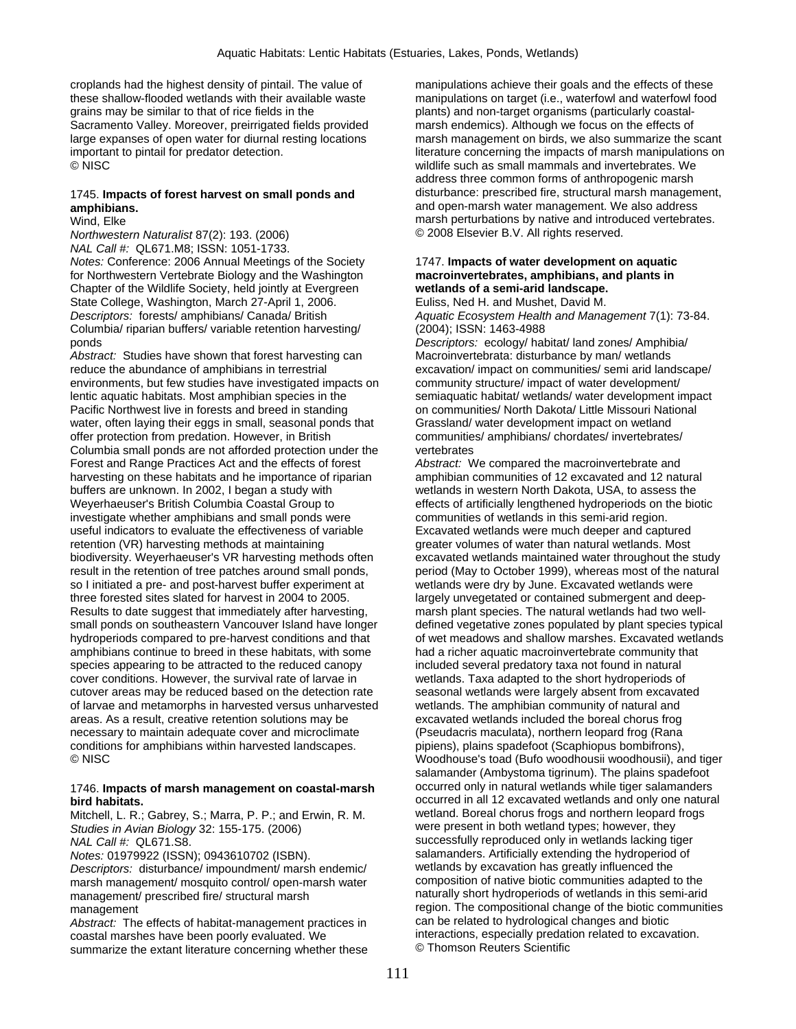croplands had the highest density of pintail. The value of these shallow-flooded wetlands with their available waste grains may be similar to that of rice fields in the Sacramento Valley. Moreover, preirrigated fields provided large expanses of open water for diurnal resting locations important to pintail for predator detection.
© NISC

1745. **Impacts of forest harvest on small ponds and amphibians.**
Wind, Elke
*Northwestern Naturalist* 87(2): 193. (2006)
*NAL Call #:* QL671.M8; ISSN: 1051-1733.
*Notes:* Conference: 2006 Annual Meetings of the Society for Northwestern Vertebrate Biology and the Washington Chapter of the Wildlife Society, held jointly at Evergreen State College, Washington, March 27-April 1, 2006.
*Descriptors:* forests/ amphibians/ Canada/ British Columbia/ riparian buffers/ variable retention harvesting/ ponds
*Abstract:* Studies have shown that forest harvesting can reduce the abundance of amphibians in terrestrial environments, but few studies have investigated impacts on lentic aquatic habitats. Most amphibian species in the Pacific Northwest live in forests and breed in standing water, often laying their eggs in small, seasonal ponds that offer protection from predation. However, in British Columbia small ponds are not afforded protection under the Forest and Range Practices Act and the effects of forest harvesting on these habitats and he importance of riparian buffers are unknown. In 2002, I began a study with Weyerhaeuser's British Columbia Coastal Group to investigate whether amphibians and small ponds were useful indicators to evaluate the effectiveness of variable retention (VR) harvesting methods at maintaining biodiversity. Weyerhaeuser's VR harvesting methods often result in the retention of tree patches around small ponds, so I initiated a pre- and post-harvest buffer experiment at three forested sites slated for harvest in 2004 to 2005. Results to date suggest that immediately after harvesting, small ponds on southeastern Vancouver Island have longer hydroperiods compared to pre-harvest conditions and that amphibians continue to breed in these habitats, with some species appearing to be attracted to the reduced canopy cover conditions. However, the survival rate of larvae in cutover areas may be reduced based on the detection rate of larvae and metamorphs in harvested versus unharvested areas. As a result, creative retention solutions may be necessary to maintain adequate cover and microclimate conditions for amphibians within harvested landscapes.
© NISC

1746. **Impacts of marsh management on coastal-marsh bird habitats.**
Mitchell, L. R.; Gabrey, S.; Marra, P. P.; and Erwin, R. M.
*Studies in Avian Biology* 32: 155-175. (2006)
*NAL Call #:* QL671.S8.
*Notes:* 01979922 (ISSN); 0943610702 (ISBN).
*Descriptors:* disturbance/ impoundment/ marsh endemic/ marsh management/ mosquito control/ open-marsh water management/ prescribed fire/ structural marsh management
*Abstract:* The effects of habitat-management practices in coastal marshes have been poorly evaluated. We summarize the extant literature concerning whether these manipulations achieve their goals and the effects of these manipulations on target (i.e., waterfowl and waterfowl food plants) and non-target organisms (particularly coastal-marsh endemics). Although we focus on the effects of marsh management on birds, we also summarize the scant literature concerning the impacts of marsh manipulations on wildlife such as small mammals and invertebrates. We address three common forms of anthropogenic marsh disturbance: prescribed fire, structural marsh management, and open-marsh water management. We also address marsh perturbations by native and introduced vertebrates.
© 2008 Elsevier B.V. All rights reserved.

1747. **Impacts of water development on aquatic macroinvertebrates, amphibians, and plants in wetlands of a semi-arid landscape.**
Euliss, Ned H. and Mushet, David M.
*Aquatic Ecosystem Health and Management* 7(1): 73-84. (2004); ISSN: 1463-4988
*Descriptors:* ecology/ habitat/ land zones/ Amphibia/ Macroinvertebrata: disturbance by man/ wetlands excavation/ impact on communities/ semi arid landscape/ community structure/ impact of water development/ semiaquatic habitat/ wetlands/ water development impact on communities/ North Dakota/ Little Missouri National Grassland/ water development impact on wetland communities/ amphibians/ chordates/ invertebrates/ vertebrates
*Abstract:* We compared the macroinvertebrate and amphibian communities of 12 excavated and 12 natural wetlands in western North Dakota, USA, to assess the effects of artificially lengthened hydroperiods on the biotic communities of wetlands in this semi-arid region. Excavated wetlands were much deeper and captured greater volumes of water than natural wetlands. Most excavated wetlands maintained water throughout the study period (May to October 1999), whereas most of the natural wetlands were dry by June. Excavated wetlands were largely unvegetated or contained submergent and deep-marsh plant species. The natural wetlands had two well-defined vegetative zones populated by plant species typical of wet meadows and shallow marshes. Excavated wetlands had a richer aquatic macroinvertebrate community that included several predatory taxa not found in natural wetlands. Taxa adapted to the short hydroperiods of seasonal wetlands were largely absent from excavated wetlands. The amphibian community of natural and excavated wetlands included the boreal chorus frog (Pseudacris maculata), northern leopard frog (Rana pipiens), plains spadefoot (Scaphiopus bombifrons), Woodhouse's toad (Bufo woodhousii woodhousii), and tiger salamander (Ambystoma tigrinum). The plains spadefoot occurred only in natural wetlands while tiger salamanders occurred in all 12 excavated wetlands and only one natural wetland. Boreal chorus frogs and northern leopard frogs were present in both wetland types; however, they successfully reproduced only in wetlands lacking tiger salamanders. Artificially extending the hydroperiod of wetlands by excavation has greatly influenced the composition of native biotic communities adapted to the naturally short hydroperiods of wetlands in this semi-arid region. The compositional change of the biotic communities can be related to hydrological changes and biotic interactions, especially predation related to excavation.
© Thomson Reuters Scientific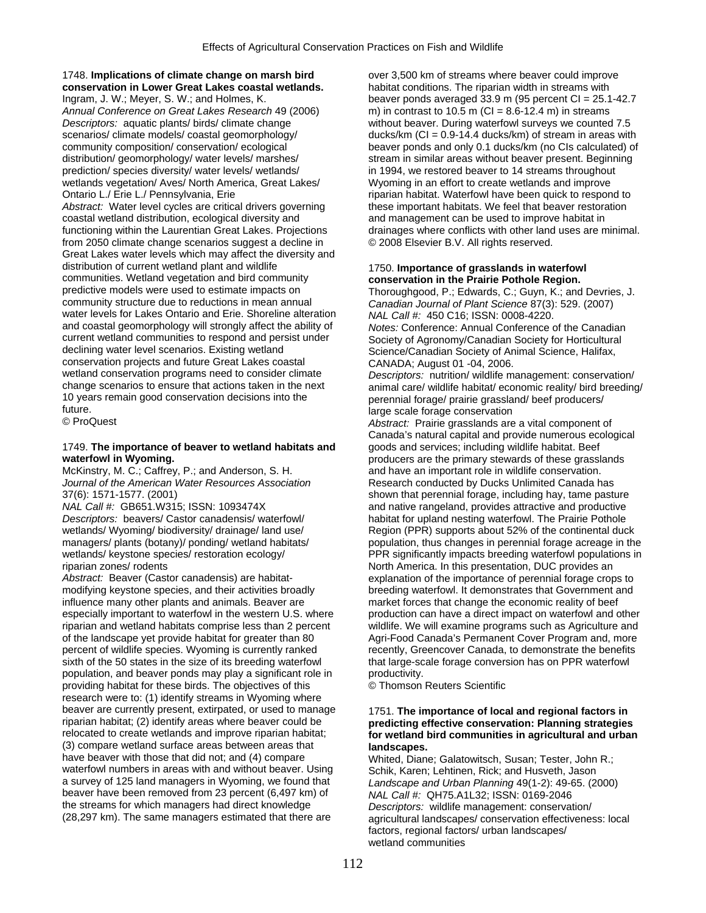1748. **Implications of climate change on marsh bird conservation in Lower Great Lakes coastal wetlands.**
Ingram, J. W.; Meyer, S. W.; and Holmes, K.
*Annual Conference on Great Lakes Research* 49 (2006)
*Descriptors:* aquatic plants/ birds/ climate change scenarios/ climate models/ coastal geomorphology/ community composition/ conservation/ ecological distribution/ geomorphology/ water levels/ marshes/ prediction/ species diversity/ water levels/ wetlands/ wetlands vegetation/ Aves/ North America, Great Lakes/ Ontario L./ Erie L./ Pennsylvania, Erie
*Abstract:* Water level cycles are critical drivers governing coastal wetland distribution, ecological diversity and functioning within the Laurentian Great Lakes. Projections from 2050 climate change scenarios suggest a decline in Great Lakes water levels which may affect the diversity and distribution of current wetland plant and wildlife communities. Wetland vegetation and bird community predictive models were used to estimate impacts on community structure due to reductions in mean annual water levels for Lakes Ontario and Erie. Shoreline alteration and coastal geomorphology will strongly affect the ability of current wetland communities to respond and persist under declining water level scenarios. Existing wetland conservation projects and future Great Lakes coastal wetland conservation programs need to consider climate change scenarios to ensure that actions taken in the next 10 years remain good conservation decisions into the future.
© ProQuest

1749. **The importance of beaver to wetland habitats and waterfowl in Wyoming.**
McKinstry, M. C.; Caffrey, P.; and Anderson, S. H.
*Journal of the American Water Resources Association* 37(6): 1571-1577. (2001)
*NAL Call #:* GB651.W315; ISSN: 1093474X
*Descriptors:* beavers/ Castor canadensis/ waterfowl/ wetlands/ Wyoming/ biodiversity/ drainage/ land use/ managers/ plants (botany)/ ponding/ wetland habitats/ wetlands/ keystone species/ restoration ecology/ riparian zones/ rodents
*Abstract:* Beaver (Castor canadensis) are habitat-modifying keystone species, and their activities broadly influence many other plants and animals. Beaver are especially important to waterfowl in the western U.S. where riparian and wetland habitats comprise less than 2 percent of the landscape yet provide habitat for greater than 80 percent of wildlife species. Wyoming is currently ranked sixth of the 50 states in the size of its breeding waterfowl population, and beaver ponds may play a significant role in providing habitat for these birds. The objectives of this research were to: (1) identify streams in Wyoming where beaver are currently present, extirpated, or used to manage riparian habitat; (2) identify areas where beaver could be relocated to create wetlands and improve riparian habitat; (3) compare wetland surface areas between areas that have beaver with those that did not; and (4) compare waterfowl numbers in areas with and without beaver. Using a survey of 125 land managers in Wyoming, we found that beaver have been removed from 23 percent (6,497 km) of the streams for which managers had direct knowledge (28,297 km). The same managers estimated that there are over 3,500 km of streams where beaver could improve habitat conditions. The riparian width in streams with beaver ponds averaged 33.9 m (95 percent CI = 25.1-42.7 m) in contrast to 10.5 m (CI = 8.6-12.4 m) in streams without beaver. During waterfowl surveys we counted 7.5 ducks/km (CI = 0.9-14.4 ducks/km) of stream in areas with beaver ponds and only 0.1 ducks/km (no CIs calculated) of stream in similar areas without beaver present. Beginning in 1994, we restored beaver to 14 streams throughout Wyoming in an effort to create wetlands and improve riparian habitat. Waterfowl have been quick to respond to these important habitats. We feel that beaver restoration and management can be used to improve habitat in drainages where conflicts with other land uses are minimal.
© 2008 Elsevier B.V. All rights reserved.

1750. **Importance of grasslands in waterfowl conservation in the Prairie Pothole Region.**
Thoroughgood, P.; Edwards, C.; Guyn, K.; and Devries, J.
*Canadian Journal of Plant Science* 87(3): 529. (2007)
*NAL Call #:* 450 C16; ISSN: 0008-4220.
*Notes:* Conference: Annual Conference of the Canadian Society of Agronomy/Canadian Society for Horticultural Science/Canadian Society of Animal Science, Halifax, CANADA; August 01 -04, 2006.
*Descriptors:* nutrition/ wildlife management: conservation/ animal care/ wildlife habitat/ economic reality/ bird breeding/ perennial forage/ prairie grassland/ beef producers/ large scale forage conservation
*Abstract:* Prairie grasslands are a vital component of Canada's natural capital and provide numerous ecological goods and services; including wildlife habitat. Beef producers are the primary stewards of these grasslands and have an important role in wildlife conservation. Research conducted by Ducks Unlimited Canada has shown that perennial forage, including hay, tame pasture and native rangeland, provides attractive and productive habitat for upland nesting waterfowl. The Prairie Pothole Region (PPR) supports about 52% of the continental duck population, thus changes in perennial forage acreage in the PPR significantly impacts breeding waterfowl populations in North America. In this presentation, DUC provides an explanation of the importance of perennial forage crops to breeding waterfowl. It demonstrates that Government and market forces that change the economic reality of beef production can have a direct impact on waterfowl and other wildlife. We will examine programs such as Agriculture and Agri-Food Canada's Permanent Cover Program and, more recently, Greencover Canada, to demonstrate the benefits that large-scale forage conversion has on PPR waterfowl productivity.
© Thomson Reuters Scientific

1751. **The importance of local and regional factors in predicting effective conservation: Planning strategies for wetland bird communities in agricultural and urban landscapes.**
Whited, Diane; Galatowitsch, Susan; Tester, John R.; Schik, Karen; Lehtinen, Rick; and Husveth, Jason
*Landscape and Urban Planning* 49(1-2): 49-65. (2000)
*NAL Call #:* QH75.A1L32; ISSN: 0169-2046
*Descriptors:* wildlife management: conservation/ agricultural landscapes/ conservation effectiveness: local factors, regional factors/ urban landscapes/ wetland communities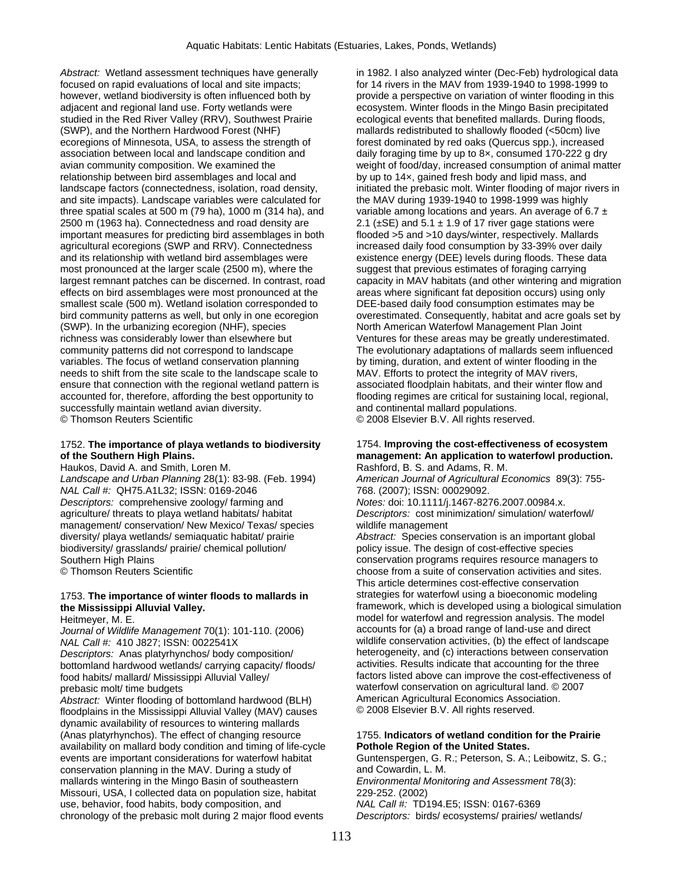*Abstract:* Wetland assessment techniques have generally focused on rapid evaluations of local and site impacts; however, wetland biodiversity is often influenced both by adjacent and regional land use. Forty wetlands were studied in the Red River Valley (RRV), Southwest Prairie (SWP), and the Northern Hardwood Forest (NHF) ecoregions of Minnesota, USA, to assess the strength of association between local and landscape condition and avian community composition. We examined the relationship between bird assemblages and local and landscape factors (connectedness, isolation, road density, and site impacts). Landscape variables were calculated for three spatial scales at 500 m (79 ha), 1000 m (314 ha), and 2500 m (1963 ha). Connectedness and road density are important measures for predicting bird assemblages in both agricultural ecoregions (SWP and RRV). Connectedness and its relationship with wetland bird assemblages were most pronounced at the larger scale (2500 m), where the largest remnant patches can be discerned. In contrast, road effects on bird assemblages were most pronounced at the smallest scale (500 m). Wetland isolation corresponded to bird community patterns as well, but only in one ecoregion (SWP). In the urbanizing ecoregion (NHF), species richness was considerably lower than elsewhere but community patterns did not correspond to landscape variables. The focus of wetland conservation planning needs to shift from the site scale to the landscape scale to ensure that connection with the regional wetland pattern is accounted for, therefore, affording the best opportunity to successfully maintain wetland avian diversity.
© Thomson Reuters Scientific

1752. **The importance of playa wetlands to biodiversity of the Southern High Plains.**
Haukos, David A. and Smith, Loren M.
*Landscape and Urban Planning* 28(1): 83-98. (Feb. 1994)
*NAL Call #:* QH75.A1L32; ISSN: 0169-2046
*Descriptors:* comprehensive zoology/ farming and agriculture/ threats to playa wetland habitats/ habitat management/ conservation/ New Mexico/ Texas/ species diversity/ playa wetlands/ semiaquatic habitat/ prairie biodiversity/ grasslands/ prairie/ chemical pollution/ Southern High Plains
© Thomson Reuters Scientific

1753. **The importance of winter floods to mallards in the Mississippi Alluvial Valley.**
Heitmeyer, M. E.
*Journal of Wildlife Management* 70(1): 101-110. (2006)
*NAL Call #:* 410 J827; ISSN: 0022541X
*Descriptors:* Anas platyrhynchos/ body composition/ bottomland hardwood wetlands/ carrying capacity/ floods/ food habits/ mallard/ Mississippi Alluvial Valley/ prebasic molt/ time budgets
*Abstract:* Winter flooding of bottomland hardwood (BLH) floodplains in the Mississippi Alluvial Valley (MAV) causes dynamic availability of resources to wintering mallards (Anas platyrhynchos). The effect of changing resource availability on mallard body condition and timing of life-cycle events are important considerations for waterfowl habitat conservation planning in the MAV. During a study of mallards wintering in the Mingo Basin of southeastern Missouri, USA, I collected data on population size, habitat use, behavior, food habits, body composition, and chronology of the prebasic molt during 2 major flood events in 1982. I also analyzed winter (Dec-Feb) hydrological data for 14 rivers in the MAV from 1939-1940 to 1998-1999 to provide a perspective on variation of winter flooding in this ecosystem. Winter floods in the Mingo Basin precipitated ecological events that benefited mallards. During floods, mallards redistributed to shallowly flooded (<50cm) live forest dominated by red oaks (Quercus spp.), increased daily foraging time by up to 8×, consumed 170-222 g dry weight of food/day, increased consumption of animal matter by up to 14×, gained fresh body and lipid mass, and initiated the prebasic molt. Winter flooding of major rivers in the MAV during 1939-1940 to 1998-1999 was highly variable among locations and years. An average of 6.7 ± 2.1 (±SE) and 5.1 ± 1.9 of 17 river gage stations were flooded >5 and >10 days/winter, respectively. Mallards increased daily food consumption by 33-39% over daily existence energy (DEE) levels during floods. These data suggest that previous estimates of foraging carrying capacity in MAV habitats (and other wintering and migration areas where significant fat deposition occurs) using only DEE-based daily food consumption estimates may be overestimated. Consequently, habitat and acre goals set by North American Waterfowl Management Plan Joint Ventures for these areas may be greatly underestimated. The evolutionary adaptations of mallards seem influenced by timing, duration, and extent of winter flooding in the MAV. Efforts to protect the integrity of MAV rivers, associated floodplain habitats, and their winter flow and flooding regimes are critical for sustaining local, regional, and continental mallard populations.
© 2008 Elsevier B.V. All rights reserved.

1754. **Improving the cost-effectiveness of ecosystem management: An application to waterfowl production.**
Rashford, B. S. and Adams, R. M.
*American Journal of Agricultural Economics* 89(3): 755-768. (2007); ISSN: 00029092.
*Notes:* doi: 10.1111/j.1467-8276.2007.00984.x.
*Descriptors:* cost minimization/ simulation/ waterfowl/ wildlife management
*Abstract:* Species conservation is an important global policy issue. The design of cost-effective species conservation programs requires resource managers to choose from a suite of conservation activities and sites. This article determines cost-effective conservation strategies for waterfowl using a bioeconomic modeling framework, which is developed using a biological simulation model for waterfowl and regression analysis. The model accounts for (a) a broad range of land-use and direct wildlife conservation activities, (b) the effect of landscape heterogeneity, and (c) interactions between conservation activities. Results indicate that accounting for the three factors listed above can improve the cost-effectiveness of waterfowl conservation on agricultural land. © 2007 American Agricultural Economics Association.
© 2008 Elsevier B.V. All rights reserved.

1755. **Indicators of wetland condition for the Prairie Pothole Region of the United States.**
Guntenspergen, G. R.; Peterson, S. A.; Leibowitz, S. G.; and Cowardin, L. M.
*Environmental Monitoring and Assessment* 78(3): 229-252. (2002)
*NAL Call #:* TD194.E5; ISSN: 0167-6369
*Descriptors:* birds/ ecosystems/ prairies/ wetlands/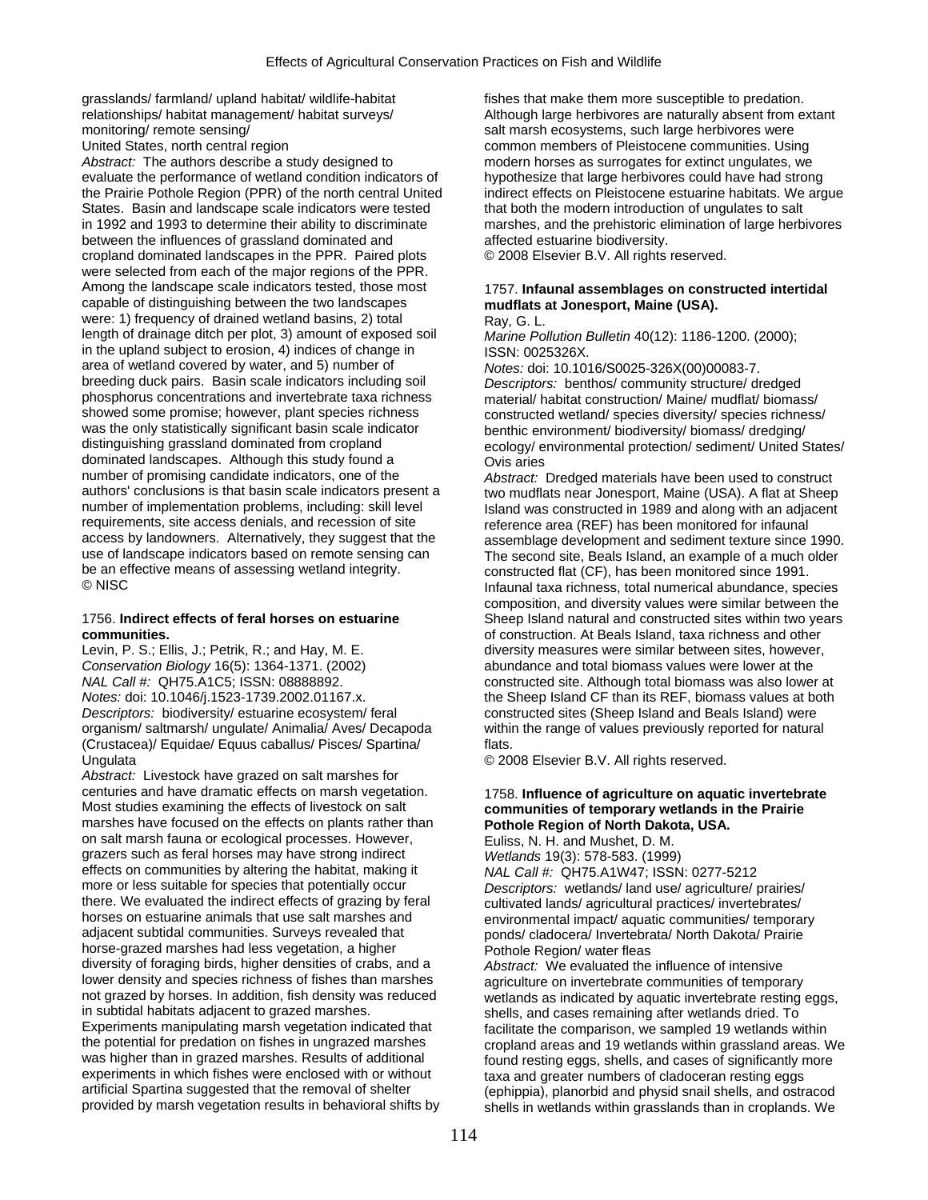grasslands/ farmland/ upland habitat/ wildlife-habitat relationships/ habitat management/ habitat surveys/ monitoring/ remote sensing/
United States, north central region

*Abstract:* The authors describe a study designed to evaluate the performance of wetland condition indicators of the Prairie Pothole Region (PPR) of the north central United States. Basin and landscape scale indicators were tested in 1992 and 1993 to determine their ability to discriminate between the influences of grassland dominated and cropland dominated landscapes in the PPR. Paired plots were selected from each of the major regions of the PPR. Among the landscape scale indicators tested, those most capable of distinguishing between the two landscapes were: 1) frequency of drained wetland basins, 2) total length of drainage ditch per plot, 3) amount of exposed soil in the upland subject to erosion, 4) indices of change in area of wetland covered by water, and 5) number of breeding duck pairs. Basin scale indicators including soil phosphorus concentrations and invertebrate taxa richness showed some promise; however, plant species richness was the only statistically significant basin scale indicator distinguishing grassland dominated from cropland dominated landscapes. Although this study found a number of promising candidate indicators, one of the authors' conclusions is that basin scale indicators present a number of implementation problems, including: skill level requirements, site access denials, and recession of site access by landowners. Alternatively, they suggest that the use of landscape indicators based on remote sensing can be an effective means of assessing wetland integrity.
© NISC

1756. **Indirect effects of feral horses on estuarine communities.**

Levin, P. S.; Ellis, J.; Petrik, R.; and Hay, M. E.

*Conservation Biology* 16(5): 1364-1371. (2002)

*NAL Call #:* QH75.A1C5; ISSN: 08888892.

*Notes:* doi: 10.1046/j.1523-1739.2002.01167.x.

*Descriptors:* biodiversity/ estuarine ecosystem/ feral organism/ saltmarsh/ ungulate/ Animalia/ Aves/ Decapoda (Crustacea)/ Equidae/ Equus caballus/ Pisces/ Spartina/ Ungulata

*Abstract:* Livestock have grazed on salt marshes for centuries and have dramatic effects on marsh vegetation. Most studies examining the effects of livestock on salt marshes have focused on the effects on plants rather than on salt marsh fauna or ecological processes. However, grazers such as feral horses may have strong indirect effects on communities by altering the habitat, making it more or less suitable for species that potentially occur there. We evaluated the indirect effects of grazing by feral horses on estuarine animals that use salt marshes and adjacent subtidal communities. Surveys revealed that horse-grazed marshes had less vegetation, a higher diversity of foraging birds, higher densities of crabs, and a lower density and species richness of fishes than marshes not grazed by horses. In addition, fish density was reduced in subtidal habitats adjacent to grazed marshes. Experiments manipulating marsh vegetation indicated that the potential for predation on fishes in ungrazed marshes was higher than in grazed marshes. Results of additional experiments in which fishes were enclosed with or without artificial Spartina suggested that the removal of shelter provided by marsh vegetation results in behavioral shifts by fishes that make them more susceptible to predation. Although large herbivores are naturally absent from extant salt marsh ecosystems, such large herbivores were common members of Pleistocene communities. Using modern horses as surrogates for extinct ungulates, we hypothesize that large herbivores could have had strong indirect effects on Pleistocene estuarine habitats. We argue that both the modern introduction of ungulates to salt marshes, and the prehistoric elimination of large herbivores affected estuarine biodiversity.
© 2008 Elsevier B.V. All rights reserved.

1757. **Infaunal assemblages on constructed intertidal mudflats at Jonesport, Maine (USA).**

Ray, G. L.

*Marine Pollution Bulletin* 40(12): 1186-1200. (2000); ISSN: 0025326X.

*Notes:* doi: 10.1016/S0025-326X(00)00083-7.

*Descriptors:* benthos/ community structure/ dredged material/ habitat construction/ Maine/ mudflat/ biomass/ constructed wetland/ species diversity/ species richness/ benthic environment/ biodiversity/ biomass/ dredging/ ecology/ environmental protection/ sediment/ United States/ Ovis aries

*Abstract:* Dredged materials have been used to construct two mudflats near Jonesport, Maine (USA). A flat at Sheep Island was constructed in 1989 and along with an adjacent reference area (REF) has been monitored for infaunal assemblage development and sediment texture since 1990. The second site, Beals Island, an example of a much older constructed flat (CF), has been monitored since 1991. Infaunal taxa richness, total numerical abundance, species composition, and diversity values were similar between the Sheep Island natural and constructed sites within two years of construction. At Beals Island, taxa richness and other diversity measures were similar between sites, however, abundance and total biomass values were lower at the constructed site. Although total biomass was also lower at the Sheep Island CF than its REF, biomass values at both constructed sites (Sheep Island and Beals Island) were within the range of values previously reported for natural flats.
© 2008 Elsevier B.V. All rights reserved.

1758. **Influence of agriculture on aquatic invertebrate communities of temporary wetlands in the Prairie Pothole Region of North Dakota, USA.**

Euliss, N. H. and Mushet, D. M.

*Wetlands* 19(3): 578-583. (1999)

*NAL Call #:* QH75.A1W47; ISSN: 0277-5212

*Descriptors:* wetlands/ land use/ agriculture/ prairies/ cultivated lands/ agricultural practices/ invertebrates/ environmental impact/ aquatic communities/ temporary ponds/ cladocera/ Invertebrata/ North Dakota/ Prairie Pothole Region/ water fleas

*Abstract:* We evaluated the influence of intensive agriculture on invertebrate communities of temporary wetlands as indicated by aquatic invertebrate resting eggs, shells, and cases remaining after wetlands dried. To facilitate the comparison, we sampled 19 wetlands within cropland areas and 19 wetlands within grassland areas. We found resting eggs, shells, and cases of significantly more taxa and greater numbers of cladoceran resting eggs (ephippia), planorbid and physid snail shells, and ostracod shells in wetlands within grasslands than in croplands. We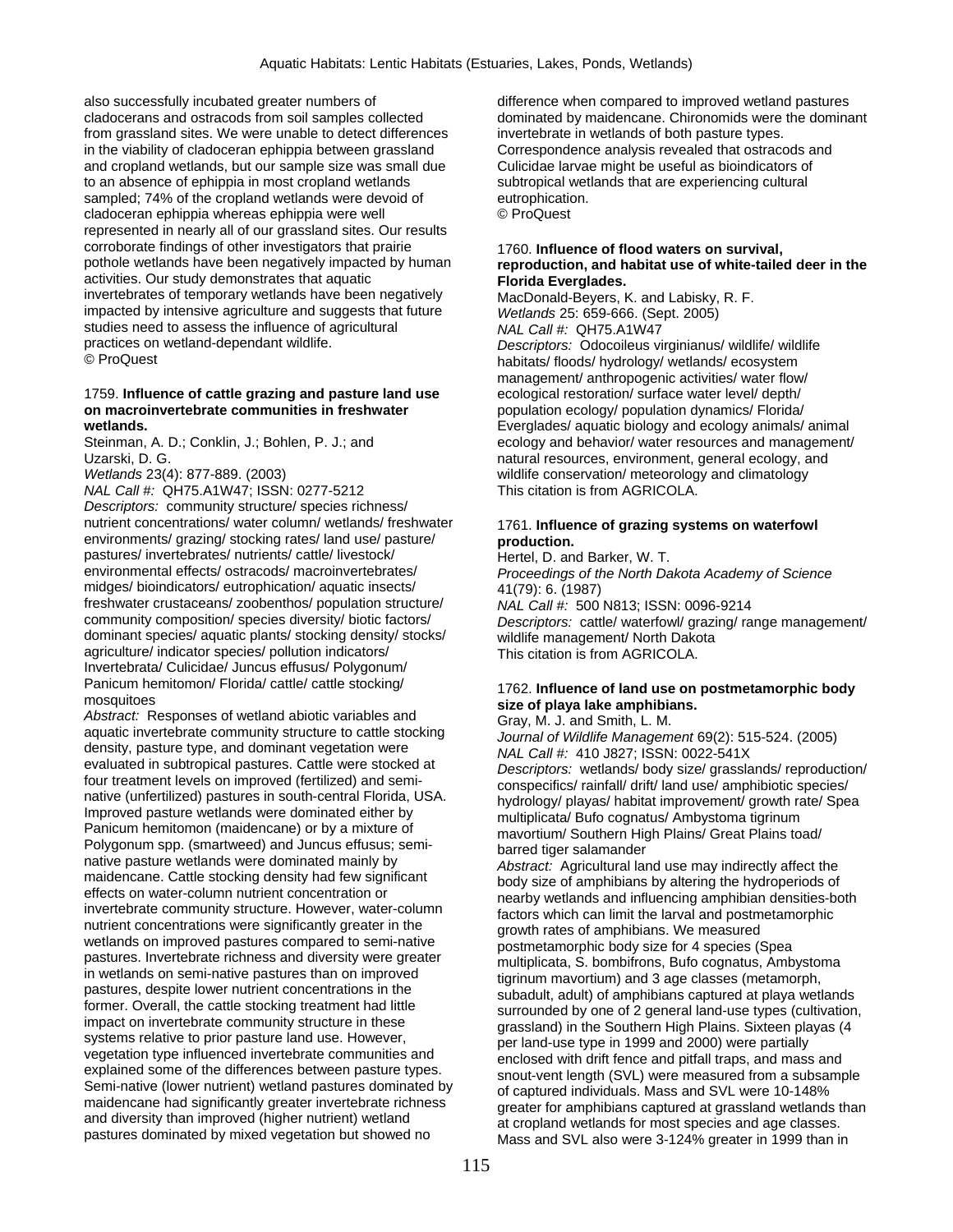also successfully incubated greater numbers of cladocerans and ostracods from soil samples collected from grassland sites. We were unable to detect differences in the viability of cladoceran ephippia between grassland and cropland wetlands, but our sample size was small due to an absence of ephippia in most cropland wetlands sampled; 74% of the cropland wetlands were devoid of cladoceran ephippia whereas ephippia were well represented in nearly all of our grassland sites. Our results corroborate findings of other investigators that prairie pothole wetlands have been negatively impacted by human activities. Our study demonstrates that aquatic invertebrates of temporary wetlands have been negatively impacted by intensive agriculture and suggests that future studies need to assess the influence of agricultural practices on wetland-dependant wildlife.
© ProQuest

1759. **Influence of cattle grazing and pasture land use on macroinvertebrate communities in freshwater wetlands.**
Steinman, A. D.; Conklin, J.; Bohlen, P. J.; and Uzarski, D. G.
*Wetlands* 23(4): 877-889. (2003)
*NAL Call #:* QH75.A1W47; ISSN: 0277-5212
*Descriptors:* community structure/ species richness/ nutrient concentrations/ water column/ wetlands/ freshwater environments/ grazing/ stocking rates/ land use/ pasture/ pastures/ invertebrates/ nutrients/ cattle/ livestock/ environmental effects/ ostracods/ macroinvertebrates/ midges/ bioindicators/ eutrophication/ aquatic insects/ freshwater crustaceans/ zoobenthos/ population structure/ community composition/ species diversity/ biotic factors/ dominant species/ aquatic plants/ stocking density/ stocks/ agriculture/ indicator species/ pollution indicators/ Invertebrata/ Culicidae/ Juncus effusus/ Polygonum/ Panicum hemitomon/ Florida/ cattle/ cattle stocking/ mosquitoes
*Abstract:* Responses of wetland abiotic variables and aquatic invertebrate community structure to cattle stocking density, pasture type, and dominant vegetation were evaluated in subtropical pastures. Cattle were stocked at four treatment levels on improved (fertilized) and semi-native (unfertilized) pastures in south-central Florida, USA. Improved pasture wetlands were dominated either by Panicum hemitomon (maidencane) or by a mixture of Polygonum spp. (smartweed) and Juncus effusus; semi-native pasture wetlands were dominated mainly by maidencane. Cattle stocking density had few significant effects on water-column nutrient concentration or invertebrate community structure. However, water-column nutrient concentrations were significantly greater in the wetlands on improved pastures compared to semi-native pastures. Invertebrate richness and diversity were greater in wetlands on semi-native pastures than on improved pastures, despite lower nutrient concentrations in the former. Overall, the cattle stocking treatment had little impact on invertebrate community structure in these systems relative to prior pasture land use. However, vegetation type influenced invertebrate communities and explained some of the differences between pasture types. Semi-native (lower nutrient) wetland pastures dominated by maidencane had significantly greater invertebrate richness and diversity than improved (higher nutrient) wetland pastures dominated by mixed vegetation but showed no difference when compared to improved wetland pastures dominated by maidencane. Chironomids were the dominant invertebrate in wetlands of both pasture types. Correspondence analysis revealed that ostracods and Culicidae larvae might be useful as bioindicators of subtropical wetlands that are experiencing cultural eutrophication.
© ProQuest

1760. **Influence of flood waters on survival, reproduction, and habitat use of white-tailed deer in the Florida Everglades.**
MacDonald-Beyers, K. and Labisky, R. F.
*Wetlands* 25: 659-666. (Sept. 2005)
*NAL Call #:* QH75.A1W47
*Descriptors:* Odocoileus virginianus/ wildlife/ wildlife habitats/ floods/ hydrology/ wetlands/ ecosystem management/ anthropogenic activities/ water flow/ ecological restoration/ surface water level/ depth/ population ecology/ population dynamics/ Florida/ Everglades/ aquatic biology and ecology animals/ animal ecology and behavior/ water resources and management/ natural resources, environment, general ecology, and wildlife conservation/ meteorology and climatology
This citation is from AGRICOLA.

1761. **Influence of grazing systems on waterfowl production.**
Hertel, D. and Barker, W. T.
*Proceedings of the North Dakota Academy of Science* 41(79): 6. (1987)
*NAL Call #:* 500 N813; ISSN: 0096-9214
*Descriptors:* cattle/ waterfowl/ grazing/ range management/ wildlife management/ North Dakota
This citation is from AGRICOLA.

1762. **Influence of land use on postmetamorphic body size of playa lake amphibians.**
Gray, M. J. and Smith, L. M.
*Journal of Wildlife Management* 69(2): 515-524. (2005)
*NAL Call #:* 410 J827; ISSN: 0022-541X
*Descriptors:* wetlands/ body size/ grasslands/ reproduction/ conspecifics/ rainfall/ drift/ land use/ amphibiotic species/ hydrology/ playas/ habitat improvement/ growth rate/ Spea multiplicata/ Bufo cognatus/ Ambystoma tigrinum mavortium/ Southern High Plains/ Great Plains toad/ barred tiger salamander
*Abstract:* Agricultural land use may indirectly affect the body size of amphibians by altering the hydroperiods of nearby wetlands and influencing amphibian densities-both factors which can limit the larval and postmetamorphic growth rates of amphibians. We measured postmetamorphic body size for 4 species (Spea multiplicata, S. bombifrons, Bufo cognatus, Ambystoma tigrinum mavortium) and 3 age classes (metamorph, subadult, adult) of amphibians captured at playa wetlands surrounded by one of 2 general land-use types (cultivation, grassland) in the Southern High Plains. Sixteen playas (4 per land-use type in 1999 and 2000) were partially enclosed with drift fence and pitfall traps, and mass and snout-vent length (SVL) were measured from a subsample of captured individuals. Mass and SVL were 10-148% greater for amphibians captured at grassland wetlands than at cropland wetlands for most species and age classes. Mass and SVL also were 3-124% greater in 1999 than in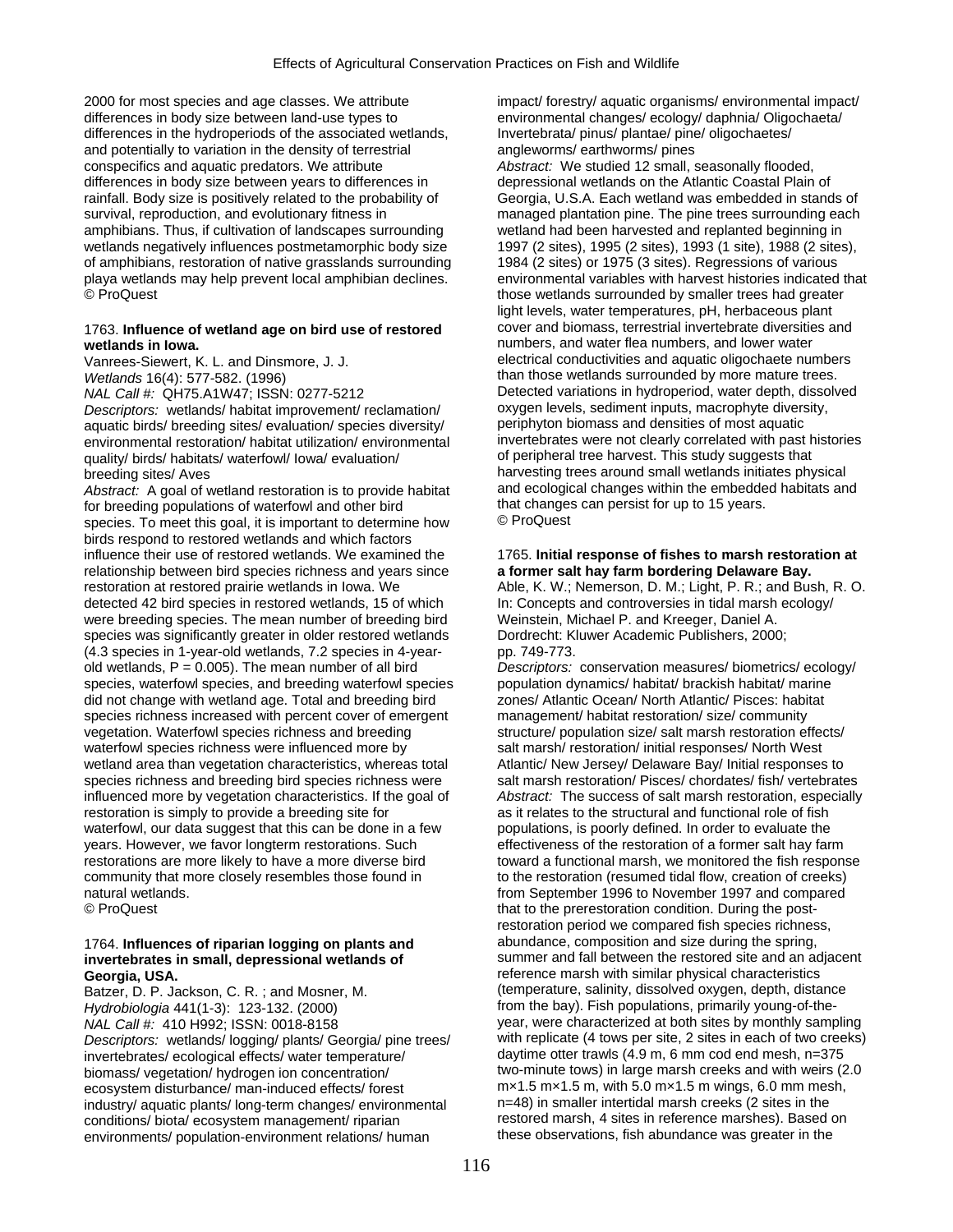2000 for most species and age classes. We attribute differences in body size between land-use types to differences in the hydroperiods of the associated wetlands, and potentially to variation in the density of terrestrial conspecifics and aquatic predators. We attribute differences in body size between years to differences in rainfall. Body size is positively related to the probability of survival, reproduction, and evolutionary fitness in amphibians. Thus, if cultivation of landscapes surrounding wetlands negatively influences postmetamorphic body size of amphibians, restoration of native grasslands surrounding playa wetlands may help prevent local amphibian declines.
© ProQuest

1763. **Influence of wetland age on bird use of restored wetlands in Iowa.**
Vanrees-Siewert, K. L. and Dinsmore, J. J.
*Wetlands* 16(4): 577-582. (1996)
*NAL Call #:* QH75.A1W47; ISSN: 0277-5212
*Descriptors:* wetlands/ habitat improvement/ reclamation/ aquatic birds/ breeding sites/ evaluation/ species diversity/ environmental restoration/ habitat utilization/ environmental quality/ birds/ habitats/ waterfowl/ Iowa/ evaluation/ breeding sites/ Aves
*Abstract:* A goal of wetland restoration is to provide habitat for breeding populations of waterfowl and other bird species. To meet this goal, it is important to determine how birds respond to restored wetlands and which factors influence their use of restored wetlands. We examined the relationship between bird species richness and years since restoration at restored prairie wetlands in Iowa. We detected 42 bird species in restored wetlands, 15 of which were breeding species. The mean number of breeding bird species was significantly greater in older restored wetlands (4.3 species in 1-year-old wetlands, 7.2 species in 4-year-old wetlands, $P = 0.005$). The mean number of all bird species, waterfowl species, and breeding waterfowl species did not change with wetland age. Total and breeding bird species richness increased with percent cover of emergent vegetation. Waterfowl species richness and breeding waterfowl species richness were influenced more by wetland area than vegetation characteristics, whereas total species richness and breeding bird species richness were influenced more by vegetation characteristics. If the goal of restoration is simply to provide a breeding site for waterfowl, our data suggest that this can be done in a few years. However, we favor longterm restorations. Such restorations are more likely to have a more diverse bird community that more closely resembles those found in natural wetlands.
© ProQuest

1764. **Influences of riparian logging on plants and invertebrates in small, depressional wetlands of Georgia, USA.**
Batzer, D. P. Jackson, C. R. ; and Mosner, M.
*Hydrobiologia* 441(1-3): 123-132. (2000)
*NAL Call #:* 410 H992; ISSN: 0018-8158
*Descriptors:* wetlands/ logging/ plants/ Georgia/ pine trees/ invertebrates/ ecological effects/ water temperature/ biomass/ vegetation/ hydrogen ion concentration/ ecosystem disturbance/ man-induced effects/ forest industry/ aquatic plants/ long-term changes/ environmental conditions/ biota/ ecosystem management/ riparian environments/ population-environment relations/ human impact/ forestry/ aquatic organisms/ environmental impact/ environmental changes/ ecology/ daphnia/ Oligochaeta/ Invertebrata/ pinus/ plantae/ pine/ oligochaetes/ angleworms/ earthworms/ pines
*Abstract:* We studied 12 small, seasonally flooded, depressional wetlands on the Atlantic Coastal Plain of Georgia, U.S.A. Each wetland was embedded in stands of managed plantation pine. The pine trees surrounding each wetland had been harvested and replanted beginning in 1997 (2 sites), 1995 (2 sites), 1993 (1 site), 1988 (2 sites), 1984 (2 sites) or 1975 (3 sites). Regressions of various environmental variables with harvest histories indicated that those wetlands surrounded by smaller trees had greater light levels, water temperatures, pH, herbaceous plant cover and biomass, terrestrial invertebrate diversities and numbers, and water flea numbers, and lower water electrical conductivities and aquatic oligochaete numbers than those wetlands surrounded by more mature trees. Detected variations in hydroperiod, water depth, dissolved oxygen levels, sediment inputs, macrophyte diversity, periphyton biomass and densities of most aquatic invertebrates were not clearly correlated with past histories of peripheral tree harvest. This study suggests that harvesting trees around small wetlands initiates physical and ecological changes within the embedded habitats and that changes can persist for up to 15 years.
© ProQuest

1765. **Initial response of fishes to marsh restoration at a former salt hay farm bordering Delaware Bay.**
Able, K. W.; Nemerson, D. M.; Light, P. R.; and Bush, R. O.
In: Concepts and controversies in tidal marsh ecology/ Weinstein, Michael P. and Kreeger, Daniel A.
Dordrecht: Kluwer Academic Publishers, 2000; pp. 749-773.
*Descriptors:* conservation measures/ biometrics/ ecology/ population dynamics/ habitat/ brackish habitat/ marine zones/ Atlantic Ocean/ North Atlantic/ Pisces: habitat management/ habitat restoration/ size/ community structure/ population size/ salt marsh restoration effects/ salt marsh/ restoration/ initial responses/ North West Atlantic/ New Jersey/ Delaware Bay/ Initial responses to salt marsh restoration/ Pisces/ chordates/ fish/ vertebrates
*Abstract:* The success of salt marsh restoration, especially as it relates to the structural and functional role of fish populations, is poorly defined. In order to evaluate the effectiveness of the restoration of a former salt hay farm toward a functional marsh, we monitored the fish response to the restoration (resumed tidal flow, creation of creeks) from September 1996 to November 1997 and compared that to the prerestoration condition. During the post-restoration period we compared fish species richness, abundance, composition and size during the spring, summer and fall between the restored site and an adjacent reference marsh with similar physical characteristics (temperature, salinity, dissolved oxygen, depth, distance from the bay). Fish populations, primarily young-of-the-year, were characterized at both sites by monthly sampling with replicate (4 tows per site, 2 sites in each of two creeks) daytime otter trawls (4.9 m, 6 mm cod end mesh, n=375 two-minute tows) in large marsh creeks and with weirs (2.0 m×1.5 m×1.5 m, with 5.0 m×1.5 m wings, 6.0 mm mesh, n=48) in smaller intertidal marsh creeks (2 sites in the restored marsh, 4 sites in reference marshes). Based on these observations, fish abundance was greater in the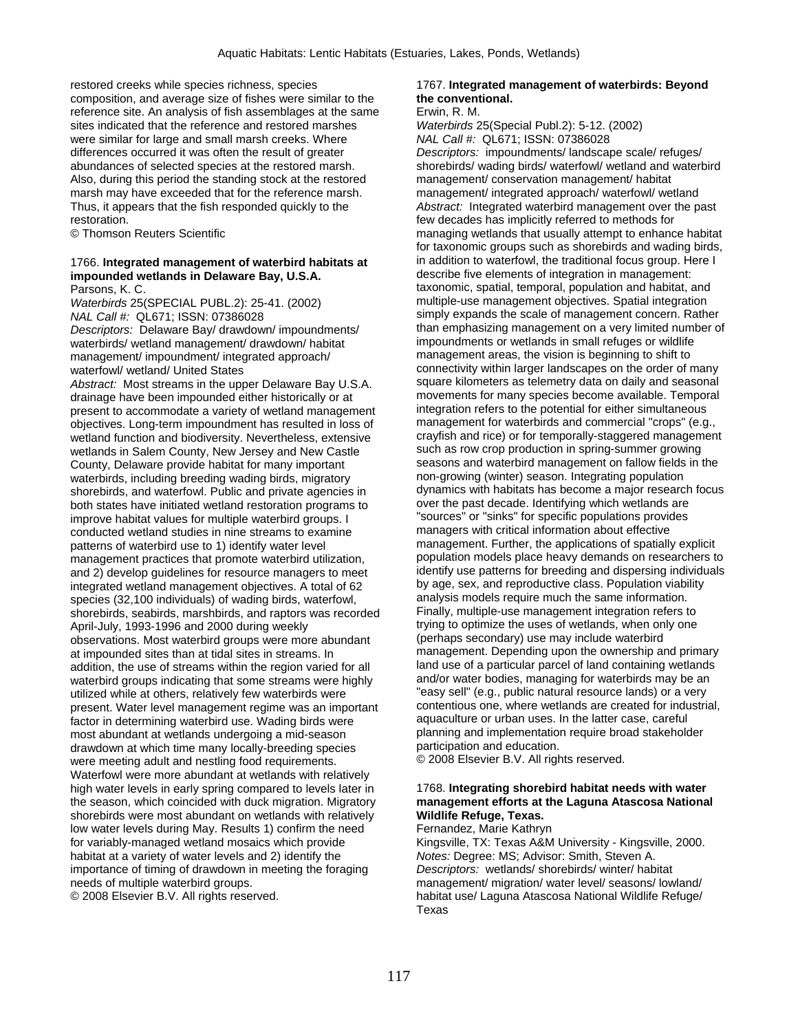restored creeks while species richness, species composition, and average size of fishes were similar to the reference site. An analysis of fish assemblages at the same sites indicated that the reference and restored marshes were similar for large and small marsh creeks. Where differences occurred it was often the result of greater abundances of selected species at the restored marsh. Also, during this period the standing stock at the restored marsh may have exceeded that for the reference marsh. Thus, it appears that the fish responded quickly to the restoration.
© Thomson Reuters Scientific

1766. **Integrated management of waterbird habitats at impounded wetlands in Delaware Bay, U.S.A.**
Parsons, K. C.
*Waterbirds* 25(SPECIAL PUBL.2): 25-41. (2002)
*NAL Call #:* QL671; ISSN: 07386028
*Descriptors:* Delaware Bay/ drawdown/ impoundments/ waterbirds/ wetland management/ drawdown/ habitat management/ impoundment/ integrated approach/ waterfowl/ wetland/ United States
*Abstract:* Most streams in the upper Delaware Bay U.S.A. drainage have been impounded either historically or at present to accommodate a variety of wetland management objectives. Long-term impoundment has resulted in loss of wetland function and biodiversity. Nevertheless, extensive wetlands in Salem County, New Jersey and New Castle County, Delaware provide habitat for many important waterbirds, including breeding wading birds, migratory shorebirds, and waterfowl. Public and private agencies in both states have initiated wetland restoration programs to improve habitat values for multiple waterbird groups. I conducted wetland studies in nine streams to examine patterns of waterbird use to 1) identify water level management practices that promote waterbird utilization, and 2) develop guidelines for resource managers to meet integrated wetland management objectives. A total of 62 species (32,100 individuals) of wading birds, waterfowl, shorebirds, seabirds, marshbirds, and raptors was recorded April-July, 1993-1996 and 2000 during weekly observations. Most waterbird groups were more abundant at impounded sites than at tidal sites in streams. In addition, the use of streams within the region varied for all waterbird groups indicating that some streams were highly utilized while at others, relatively few waterbirds were present. Water level management regime was an important factor in determining waterbird use. Wading birds were most abundant at wetlands undergoing a mid-season drawdown at which time many locally-breeding species were meeting adult and nestling food requirements. Waterfowl were more abundant at wetlands with relatively high water levels in early spring compared to levels later in the season, which coincided with duck migration. Migratory shorebirds were most abundant on wetlands with relatively low water levels during May. Results 1) confirm the need for variably-managed wetland mosaics which provide habitat at a variety of water levels and 2) identify the importance of timing of drawdown in meeting the foraging needs of multiple waterbird groups.
© 2008 Elsevier B.V. All rights reserved.

1767. **Integrated management of waterbirds: Beyond the conventional.**
Erwin, R. M.
*Waterbirds* 25(Special Publ.2): 5-12. (2002)
*NAL Call #:* QL671; ISSN: 07386028
*Descriptors:* impoundments/ landscape scale/ refuges/ shorebirds/ wading birds/ waterfowl/ wetland and waterbird management/ conservation management/ habitat management/ integrated approach/ waterfowl/ wetland
*Abstract:* Integrated waterbird management over the past few decades has implicitly referred to methods for managing wetlands that usually attempt to enhance habitat for taxonomic groups such as shorebirds and wading birds, in addition to waterfowl, the traditional focus group. Here I describe five elements of integration in management: taxonomic, spatial, temporal, population and habitat, and multiple-use management objectives. Spatial integration simply expands the scale of management concern. Rather than emphasizing management on a very limited number of impoundments or wetlands in small refuges or wildlife management areas, the vision is beginning to shift to connectivity within larger landscapes on the order of many square kilometers as telemetry data on daily and seasonal movements for many species become available. Temporal integration refers to the potential for either simultaneous management for waterbirds and commercial "crops" (e.g., crayfish and rice) or for temporally-staggered management such as row crop production in spring-summer growing seasons and waterbird management on fallow fields in the non-growing (winter) season. Integrating population dynamics with habitats has become a major research focus over the past decade. Identifying which wetlands are "sources" or "sinks" for specific populations provides managers with critical information about effective management. Further, the applications of spatially explicit population models place heavy demands on researchers to identify use patterns for breeding and dispersing individuals by age, sex, and reproductive class. Population viability analysis models require much the same information. Finally, multiple-use management integration refers to trying to optimize the uses of wetlands, when only one (perhaps secondary) use may include waterbird management. Depending upon the ownership and primary land use of a particular parcel of land containing wetlands and/or water bodies, managing for waterbirds may be an "easy sell" (e.g., public natural resource lands) or a very contentious one, where wetlands are created for industrial, aquaculture or urban uses. In the latter case, careful planning and implementation require broad stakeholder participation and education.
© 2008 Elsevier B.V. All rights reserved.

1768. **Integrating shorebird habitat needs with water management efforts at the Laguna Atascosa National Wildlife Refuge, Texas.**
Fernandez, Marie Kathryn
Kingsville, TX: Texas A&M University - Kingsville, 2000.
*Notes:* Degree: MS; Advisor: Smith, Steven A.
*Descriptors:* wetlands/ shorebirds/ winter/ habitat management/ migration/ water level/ seasons/ lowland/ habitat use/ Laguna Atascosa National Wildlife Refuge/ Texas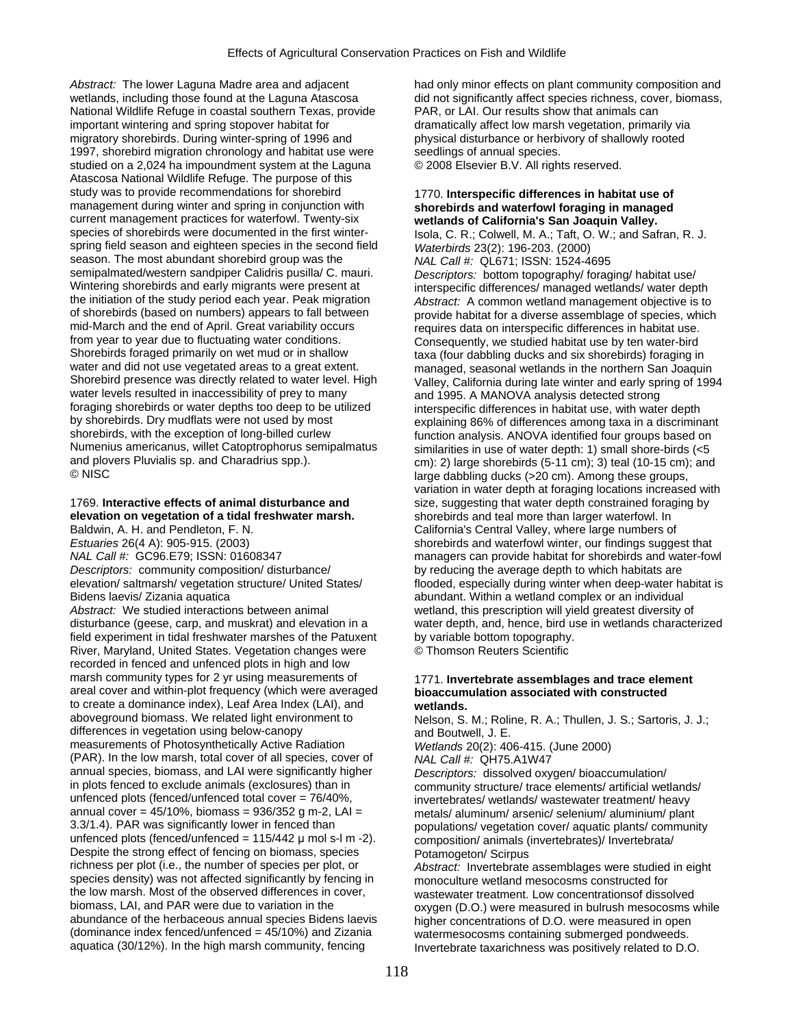*Abstract:* The lower Laguna Madre area and adjacent wetlands, including those found at the Laguna Atascosa National Wildlife Refuge in coastal southern Texas, provide important wintering and spring stopover habitat for migratory shorebirds. During winter-spring of 1996 and 1997, shorebird migration chronology and habitat use were studied on a 2,024 ha impoundment system at the Laguna Atascosa National Wildlife Refuge. The purpose of this study was to provide recommendations for shorebird management during winter and spring in conjunction with current management practices for waterfowl. Twenty-six species of shorebirds were documented in the first winter-spring field season and eighteen species in the second field season. The most abundant shorebird group was the semipalmated/western sandpiper Calidris pusilla/ C. mauri. Wintering shorebirds and early migrants were present at the initiation of the study period each year. Peak migration of shorebirds (based on numbers) appears to fall between mid-March and the end of April. Great variability occurs from year to year due to fluctuating water conditions. Shorebirds foraged primarily on wet mud or in shallow water and did not use vegetated areas to a great extent. Shorebird presence was directly related to water level. High water levels resulted in inaccessibility of prey to many foraging shorebirds or water depths too deep to be utilized by shorebirds. Dry mudflats were not used by most shorebirds, with the exception of long-billed curlew Numenius americanus, willet Catoptrophorus semipalmatus and plovers Pluvialis sp. and Charadrius spp.).
© NISC

1769. **Interactive effects of animal disturbance and elevation on vegetation of a tidal freshwater marsh.**
Baldwin, A. H. and Pendleton, F. N.
*Estuaries* 26(4 A): 905-915. (2003)
*NAL Call #:* GC96.E79; ISSN: 01608347
*Descriptors:* community composition/ disturbance/ elevation/ saltmarsh/ vegetation structure/ United States/ Bidens laevis/ Zizania aquatica
*Abstract:* We studied interactions between animal disturbance (geese, carp, and muskrat) and elevation in a field experiment in tidal freshwater marshes of the Patuxent River, Maryland, United States. Vegetation changes were recorded in fenced and unfenced plots in high and low marsh community types for 2 yr using measurements of areal cover and within-plot frequency (which were averaged to create a dominance index), Leaf Area Index (LAI), and aboveground biomass. We related light environment to differences in vegetation using below-canopy measurements of Photosynthetically Active Radiation (PAR). In the low marsh, total cover of all species, cover of annual species, biomass, and LAI were significantly higher in plots fenced to exclude animals (exclosures) than in unfenced plots (fenced/unfenced total cover = 76/40%, annual cover = 45/10%, biomass = 936/352 g m-2, LAI = 3.3/1.4). PAR was significantly lower in fenced than unfenced plots (fenced/unfenced = 115/442 μ mol s-l m -2). Despite the strong effect of fencing on biomass, species richness per plot (i.e., the number of species per plot, or species density) was not affected significantly by fencing in the low marsh. Most of the observed differences in cover, biomass, LAI, and PAR were due to variation in the abundance of the herbaceous annual species Bidens laevis (dominance index fenced/unfenced = 45/10%) and Zizania aquatica (30/12%). In the high marsh community, fencing had only minor effects on plant community composition and did not significantly affect species richness, cover, biomass, PAR, or LAI. Our results show that animals can dramatically affect low marsh vegetation, primarily via physical disturbance or herbivory of shallowly rooted seedlings of annual species.
© 2008 Elsevier B.V. All rights reserved.

1770. **Interspecific differences in habitat use of shorebirds and waterfowl foraging in managed wetlands of California's San Joaquin Valley.**
Isola, C. R.; Colwell, M. A.; Taft, O. W.; and Safran, R. J.
*Waterbirds* 23(2): 196-203. (2000)
*NAL Call #:* QL671; ISSN: 1524-4695
*Descriptors:* bottom topography/ foraging/ habitat use/ interspecific differences/ managed wetlands/ water depth
*Abstract:* A common wetland management objective is to provide habitat for a diverse assemblage of species, which requires data on interspecific differences in habitat use. Consequently, we studied habitat use by ten water-bird taxa (four dabbling ducks and six shorebirds) foraging in managed, seasonal wetlands in the northern San Joaquin Valley, California during late winter and early spring of 1994 and 1995. A MANOVA analysis detected strong interspecific differences in habitat use, with water depth explaining 86% of differences among taxa in a discriminant function analysis. ANOVA identified four groups based on similarities in use of water depth: 1) small shore-birds (<5 cm): 2) large shorebirds (5-11 cm); 3) teal (10-15 cm); and large dabbling ducks (>20 cm). Among these groups, variation in water depth at foraging locations increased with size, suggesting that water depth constrained foraging by shorebirds and teal more than larger waterfowl. In California's Central Valley, where large numbers of shorebirds and waterfowl winter, our findings suggest that managers can provide habitat for shorebirds and water-fowl by reducing the average depth to which habitats are flooded, especially during winter when deep-water habitat is abundant. Within a wetland complex or an individual wetland, this prescription will yield greatest diversity of water depth, and, hence, bird use in wetlands characterized by variable bottom topography.
© Thomson Reuters Scientific

1771. **Invertebrate assemblages and trace element bioaccumulation associated with constructed wetlands.**
Nelson, S. M.; Roline, R. A.; Thullen, J. S.; Sartoris, J. J.; and Boutwell, J. E.
*Wetlands* 20(2): 406-415. (June 2000)
*NAL Call #:* QH75.A1W47
*Descriptors:* dissolved oxygen/ bioaccumulation/ community structure/ trace elements/ artificial wetlands/ invertebrates/ wetlands/ wastewater treatment/ heavy metals/ aluminum/ arsenic/ selenium/ aluminium/ plant populations/ vegetation cover/ aquatic plants/ community composition/ animals (invertebrates)/ Invertebrata/ Potamogeton/ Scirpus
*Abstract:* Invertebrate assemblages were studied in eight monoculture wetland mesocosms constructed for wastewater treatment. Low concentrationsof dissolved oxygen (D.O.) were measured in bulrush mesocosms while higher concentrations of D.O. were measured in open watermesocosms containing submerged pondweeds. Invertebrate taxarichness was positively related to D.O.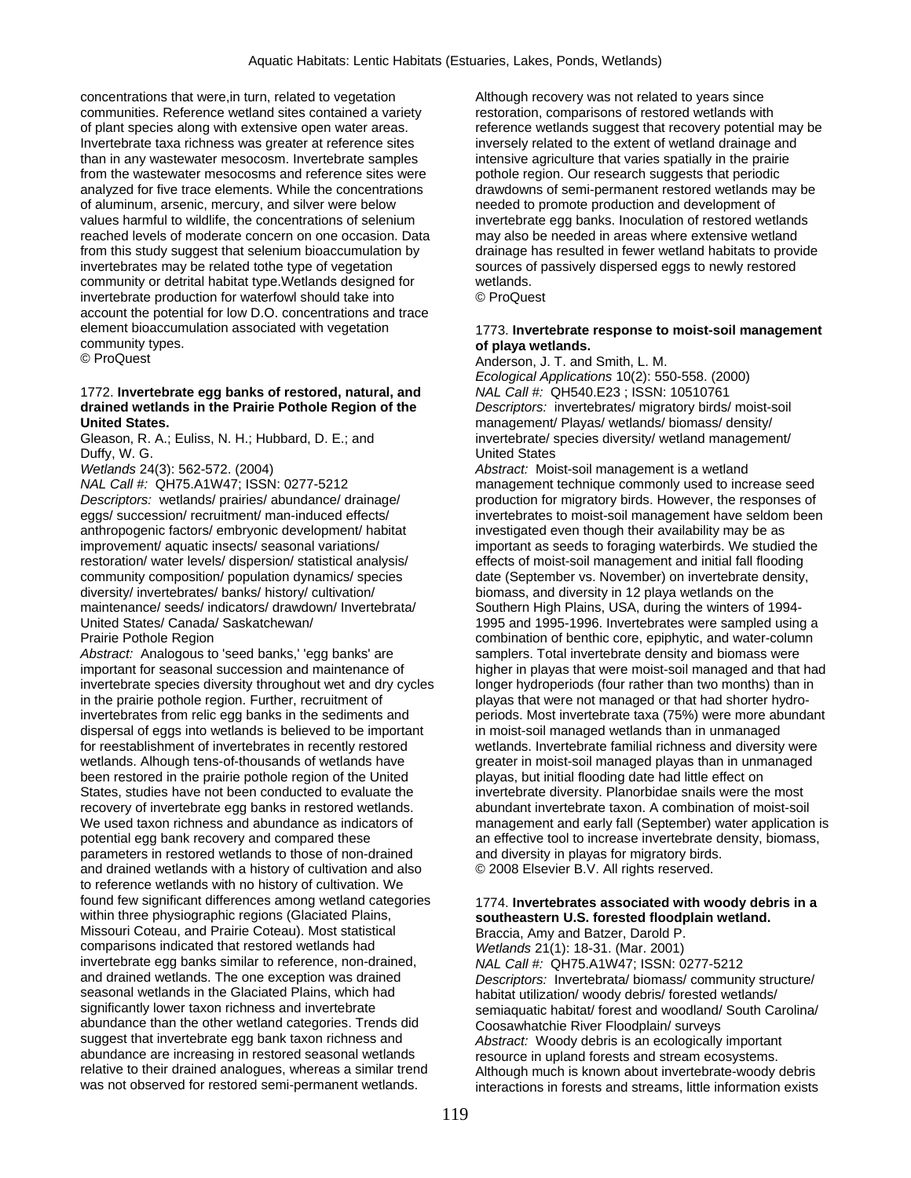concentrations that were,in turn, related to vegetation communities. Reference wetland sites contained a variety of plant species along with extensive open water areas. Invertebrate taxa richness was greater at reference sites than in any wastewater mesocosm. Invertebrate samples from the wastewater mesocosms and reference sites were analyzed for five trace elements. While the concentrations of aluminum, arsenic, mercury, and silver were below values harmful to wildlife, the concentrations of selenium reached levels of moderate concern on one occasion. Data from this study suggest that selenium bioaccumulation by invertebrates may be related tothe type of vegetation community or detrital habitat type.Wetlands designed for invertebrate production for waterfowl should take into account the potential for low D.O. concentrations and trace element bioaccumulation associated with vegetation community types.
© ProQuest

1772. **Invertebrate egg banks of restored, natural, and drained wetlands in the Prairie Pothole Region of the United States.**
Gleason, R. A.; Euliss, N. H.; Hubbard, D. E.; and Duffy, W. G.
*Wetlands* 24(3): 562-572. (2004)
*NAL Call #:* QH75.A1W47; ISSN: 0277-5212
*Descriptors:* wetlands/ prairies/ abundance/ drainage/ eggs/ succession/ recruitment/ man-induced effects/ anthropogenic factors/ embryonic development/ habitat improvement/ aquatic insects/ seasonal variations/ restoration/ water levels/ dispersion/ statistical analysis/ community composition/ population dynamics/ species diversity/ invertebrates/ banks/ history/ cultivation/ maintenance/ seeds/ indicators/ drawdown/ Invertebrata/ United States/ Canada/ Saskatchewan/ Prairie Pothole Region
*Abstract:* Analogous to 'seed banks,' 'egg banks' are important for seasonal succession and maintenance of invertebrate species diversity throughout wet and dry cycles in the prairie pothole region. Further, recruitment of invertebrates from relic egg banks in the sediments and dispersal of eggs into wetlands is believed to be important for reestablishment of invertebrates in recently restored wetlands. Alhough tens-of-thousands of wetlands have been restored in the prairie pothole region of the United States, studies have not been conducted to evaluate the recovery of invertebrate egg banks in restored wetlands. We used taxon richness and abundance as indicators of potential egg bank recovery and compared these parameters in restored wetlands to those of non-drained and drained wetlands with a history of cultivation and also to reference wetlands with no history of cultivation. We found few significant differences among wetland categories within three physiographic regions (Glaciated Plains, Missouri Coteau, and Prairie Coteau). Most statistical comparisons indicated that restored wetlands had invertebrate egg banks similar to reference, non-drained, and drained wetlands. The one exception was drained seasonal wetlands in the Glaciated Plains, which had significantly lower taxon richness and invertebrate abundance than the other wetland categories. Trends did suggest that invertebrate egg bank taxon richness and abundance are increasing in restored seasonal wetlands relative to their drained analogues, whereas a similar trend was not observed for restored semi-permanent wetlands. Although recovery was not related to years since restoration, comparisons of restored wetlands with reference wetlands suggest that recovery potential may be inversely related to the extent of wetland drainage and intensive agriculture that varies spatially in the prairie pothole region. Our research suggests that periodic drawdowns of semi-permanent restored wetlands may be needed to promote production and development of invertebrate egg banks. Inoculation of restored wetlands may also be needed in areas where extensive wetland drainage has resulted in fewer wetland habitats to provide sources of passively dispersed eggs to newly restored wetlands.
© ProQuest

1773. **Invertebrate response to moist-soil management of playa wetlands.**
Anderson, J. T. and Smith, L. M.
*Ecological Applications* 10(2): 550-558. (2000)
*NAL Call #:* QH540.E23 ; ISSN: 10510761
*Descriptors:* invertebrates/ migratory birds/ moist-soil management/ Playas/ wetlands/ biomass/ density/ invertebrate/ species diversity/ wetland management/ United States
*Abstract:* Moist-soil management is a wetland management technique commonly used to increase seed production for migratory birds. However, the responses of invertebrates to moist-soil management have seldom been investigated even though their availability may be as important as seeds to foraging waterbirds. We studied the effects of moist-soil management and initial fall flooding date (September vs. November) on invertebrate density, biomass, and diversity in 12 playa wetlands on the Southern High Plains, USA, during the winters of 1994-1995 and 1995-1996. Invertebrates were sampled using a combination of benthic core, epiphytic, and water-column samplers. Total invertebrate density and biomass were higher in playas that were moist-soil managed and that had longer hydroperiods (four rather than two months) than in playas that were not managed or that had shorter hydro-periods. Most invertebrate taxa (75%) were more abundant in moist-soil managed wetlands than in unmanaged wetlands. Invertebrate familial richness and diversity were greater in moist-soil managed playas than in unmanaged playas, but initial flooding date had little effect on invertebrate diversity. Planorbidae snails were the most abundant invertebrate taxon. A combination of moist-soil management and early fall (September) water application is an effective tool to increase invertebrate density, biomass, and diversity in playas for migratory birds.
© 2008 Elsevier B.V. All rights reserved.

1774. **Invertebrates associated with woody debris in a southeastern U.S. forested floodplain wetland.**
Braccia, Amy and Batzer, Darold P.
*Wetlands* 21(1): 18-31. (Mar. 2001)
*NAL Call #:* QH75.A1W47; ISSN: 0277-5212
*Descriptors:* Invertebrata/ biomass/ community structure/ habitat utilization/ woody debris/ forested wetlands/ semiaquatic habitat/ forest and woodland/ South Carolina/ Coosawhatchie River Floodplain/ surveys
*Abstract:* Woody debris is an ecologically important resource in upland forests and stream ecosystems. Although much is known about invertebrate-woody debris interactions in forests and streams, little information exists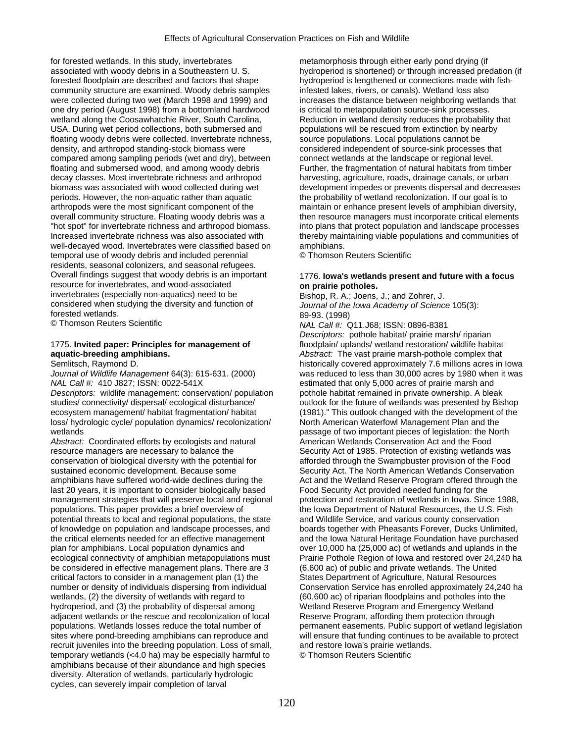for forested wetlands. In this study, invertebrates associated with woody debris in a Southeastern U. S. forested floodplain are described and factors that shape community structure are examined. Woody debris samples were collected during two wet (March 1998 and 1999) and one dry period (August 1998) from a bottomland hardwood wetland along the Coosawhatchie River, South Carolina, USA. During wet period collections, both submersed and floating woody debris were collected. Invertebrate richness, density, and arthropod standing-stock biomass were compared among sampling periods (wet and dry), between floating and submersed wood, and among woody debris decay classes. Most invertebrate richness and arthropod biomass was associated with wood collected during wet periods. However, the non-aquatic rather than aquatic arthropods were the most significant component of the overall community structure. Floating woody debris was a "hot spot" for invertebrate richness and arthropod biomass. Increased invertebrate richness was also associated with well-decayed wood. Invertebrates were classified based on temporal use of woody debris and included perennial residents, seasonal colonizers, and seasonal refugees. Overall findings suggest that woody debris is an important resource for invertebrates, and wood-associated invertebrates (especially non-aquatics) need to be considered when studying the diversity and function of forested wetlands.

© Thomson Reuters Scientific

1775. **Invited paper: Principles for management of aquatic-breeding amphibians.**

Semlitsch, Raymond D.

*Journal of Wildlife Management* 64(3): 615-631. (2000)

*NAL Call #:* 410 J827; ISSN: 0022-541X

*Descriptors:* wildlife management: conservation/ population studies/ connectivity/ dispersal/ ecological disturbance/ ecosystem management/ habitat fragmentation/ habitat loss/ hydrologic cycle/ population dynamics/ recolonization/ wetlands

*Abstract:* Coordinated efforts by ecologists and natural resource managers are necessary to balance the conservation of biological diversity with the potential for sustained economic development. Because some amphibians have suffered world-wide declines during the last 20 years, it is important to consider biologically based management strategies that will preserve local and regional populations. This paper provides a brief overview of potential threats to local and regional populations, the state of knowledge on population and landscape processes, and the critical elements needed for an effective management plan for amphibians. Local population dynamics and ecological connectivity of amphibian metapopulations must be considered in effective management plans. There are 3 critical factors to consider in a management plan (1) the number or density of individuals dispersing from individual wetlands, (2) the diversity of wetlands with regard to hydroperiod, and (3) the probability of dispersal among adjacent wetlands or the rescue and recolonization of local populations. Wetlands losses reduce the total number of sites where pond-breeding amphibians can reproduce and recruit juveniles into the breeding population. Loss of small, temporary wetlands (<4.0 ha) may be especially harmful to amphibians because of their abundance and high species diversity. Alteration of wetlands, particularly hydrologic cycles, can severely impair completion of larval metamorphosis through either early pond drying (if hydroperiod is shortened) or through increased predation (if hydroperiod is lengthened or connections made with fish-infested lakes, rivers, or canals). Wetland loss also increases the distance between neighboring wetlands that is critical to metapopulation source-sink processes. Reduction in wetland density reduces the probability that populations will be rescued from extinction by nearby source populations. Local populations cannot be considered independent of source-sink processes that connect wetlands at the landscape or regional level. Further, the fragmentation of natural habitats from timber harvesting, agriculture, roads, drainage canals, or urban development impedes or prevents dispersal and decreases the probability of wetland recolonization. If our goal is to maintain or enhance present levels of amphibian diversity, then resource managers must incorporate critical elements into plans that protect population and landscape processes thereby maintaining viable populations and communities of amphibians.

© Thomson Reuters Scientific

1776. **Iowa's wetlands present and future with a focus on prairie potholes.**

Bishop, R. A.; Joens, J.; and Zohrer, J.

*Journal of the Iowa Academy of Science* 105(3): 89-93. (1998)

*NAL Call #:* Q11.J68; ISSN: 0896-8381

*Descriptors:* pothole habitat/ prairie marsh/ riparian floodplain/ uplands/ wetland restoration/ wildlife habitat

*Abstract:* The vast prairie marsh-pothole complex that historically covered approximately 7.6 millions acres in Iowa was reduced to less than 30,000 acres by 1980 when it was estimated that only 5,000 acres of prairie marsh and pothole habitat remained in private ownership. A bleak outlook for the future of wetlands was presented by Bishop (1981)." This outlook changed with the development of the North American Waterfowl Management Plan and the passage of two important pieces of legislation: the North American Wetlands Conservation Act and the Food Security Act of 1985. Protection of existing wetlands was afforded through the Swampbuster provision of the Food Security Act. The North American Wetlands Conservation Act and the Wetland Reserve Program offered through the Food Security Act provided needed funding for the protection and restoration of wetlands in Iowa. Since 1988, the Iowa Department of Natural Resources, the U.S. Fish and Wildlife Service, and various county conservation boards together with Pheasants Forever, Ducks Unlimited, and the Iowa Natural Heritage Foundation have purchased over 10,000 ha (25,000 ac) of wetlands and uplands in the Prairie Pothole Region of Iowa and restored over 24,240 ha (6,600 ac) of public and private wetlands. The United States Department of Agriculture, Natural Resources Conservation Service has enrolled approximately 24,240 ha (60,600 ac) of riparian floodplains and potholes into the Wetland Reserve Program and Emergency Wetland Reserve Program, affording them protection through permanent easements. Public support of wetland legislation will ensure that funding continues to be available to protect and restore Iowa's prairie wetlands.

© Thomson Reuters Scientific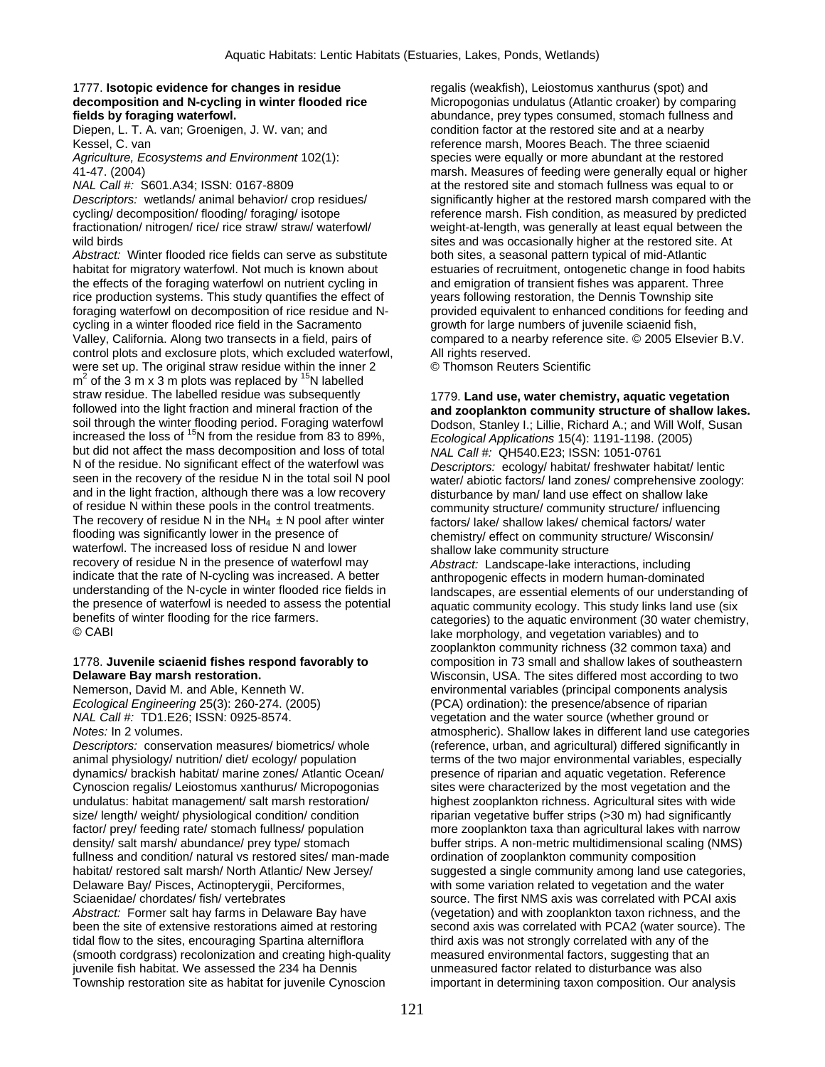1777. **Isotopic evidence for changes in residue decomposition and N-cycling in winter flooded rice fields by foraging waterfowl.**
Diepen, L. T. A. van; Groenigen, J. W. van; and Kessel, C. van
*Agriculture, Ecosystems and Environment* 102(1): 41-47. (2004)
*NAL Call #:* S601.A34; ISSN: 0167-8809
*Descriptors:* wetlands/ animal behavior/ crop residues/ cycling/ decomposition/ flooding/ foraging/ isotope fractionation/ nitrogen/ rice/ rice straw/ straw/ waterfowl/ wild birds
*Abstract:* Winter flooded rice fields can serve as substitute habitat for migratory waterfowl. Not much is known about the effects of the foraging waterfowl on nutrient cycling in rice production systems. This study quantifies the effect of foraging waterfowl on decomposition of rice residue and N-cycling in a winter flooded rice field in the Sacramento Valley, California. Along two transects in a field, pairs of control plots and exclosure plots, which excluded waterfowl, were set up. The original straw residue within the inner 2 $m^2$ of the 3 m x 3 m plots was replaced by $^{15}N$ labelled straw residue. The labelled residue was subsequently followed into the light fraction and mineral fraction of the soil through the winter flooding period. Foraging waterfowl increased the loss of $^{15}N$ from the residue from 83 to 89%, but did not affect the mass decomposition and loss of total N of the residue. No significant effect of the waterfowl was seen in the recovery of the residue N in the total soil N pool and in the light fraction, although there was a low recovery of residue N within these pools in the control treatments. The recovery of residue N in the $NH_4 \pm N$ pool after winter flooding was significantly lower in the presence of waterfowl. The increased loss of residue N and lower recovery of residue N in the presence of waterfowl may indicate that the rate of N-cycling was increased. A better understanding of the N-cycle in winter flooded rice fields in the presence of waterfowl is needed to assess the potential benefits of winter flooding for the rice farmers.
© CABI

1778. **Juvenile sciaenid fishes respond favorably to Delaware Bay marsh restoration.**
Nemerson, David M. and Able, Kenneth W.
*Ecological Engineering* 25(3): 260-274. (2005)
*NAL Call #:* TD1.E26; ISSN: 0925-8574.
*Notes:* In 2 volumes.
*Descriptors:* conservation measures/ biometrics/ whole animal physiology/ nutrition/ diet/ ecology/ population dynamics/ brackish habitat/ marine zones/ Atlantic Ocean/ Cynoscion regalis/ Leiostomus xanthurus/ Micropogonias undulatus: habitat management/ salt marsh restoration/ size/ length/ weight/ physiological condition/ condition factor/ prey/ feeding rate/ stomach fullness/ population density/ salt marsh/ abundance/ prey type/ stomach fullness and condition/ natural vs restored sites/ man-made habitat/ restored salt marsh/ North Atlantic/ New Jersey/ Delaware Bay/ Pisces, Actinopterygii, Perciformes, Sciaenidae/ chordates/ fish/ vertebrates
*Abstract:* Former salt hay farms in Delaware Bay have been the site of extensive restorations aimed at restoring tidal flow to the sites, encouraging Spartina alterniflora (smooth cordgrass) recolonization and creating high-quality juvenile fish habitat. We assessed the 234 ha Dennis Township restoration site as habitat for juvenile Cynoscion regalis (weakfish), Leiostomus xanthurus (spot) and Micropogonias undulatus (Atlantic croaker) by comparing abundance, prey types consumed, stomach fullness and condition factor at the restored site and at a nearby reference marsh, Moores Beach. The three sciaenid species were equally or more abundant at the restored marsh. Measures of feeding were generally equal or higher at the restored site and stomach fullness was equal to or significantly higher at the restored marsh compared with the reference marsh. Fish condition, as measured by predicted weight-at-length, was generally at least equal between the sites and was occasionally higher at the restored site. At both sites, a seasonal pattern typical of mid-Atlantic estuaries of recruitment, ontogenetic change in food habits and emigration of transient fishes was apparent. Three years following restoration, the Dennis Township site provided equivalent to enhanced conditions for feeding and growth for large numbers of juvenile sciaenid fish, compared to a nearby reference site. © 2005 Elsevier B.V. All rights reserved.
© Thomson Reuters Scientific

1779. **Land use, water chemistry, aquatic vegetation and zooplankton community structure of shallow lakes.**
Dodson, Stanley I.; Lillie, Richard A.; and Will Wolf, Susan
*Ecological Applications* 15(4): 1191-1198. (2005)
*NAL Call #:* QH540.E23; ISSN: 1051-0761
*Descriptors:* ecology/ habitat/ freshwater habitat/ lentic water/ abiotic factors/ land zones/ comprehensive zoology: disturbance by man/ land use effect on shallow lake community structure/ community structure/ influencing factors/ lake/ shallow lakes/ chemical factors/ water chemistry/ effect on community structure/ Wisconsin/ shallow lake community structure
*Abstract:* Landscape-lake interactions, including anthropogenic effects in modern human-dominated landscapes, are essential elements of our understanding of aquatic community ecology. This study links land use (six categories) to the aquatic environment (30 water chemistry, lake morphology, and vegetation variables) and to zooplankton community richness (32 common taxa) and composition in 73 small and shallow lakes of southeastern Wisconsin, USA. The sites differed most according to two environmental variables (principal components analysis (PCA) ordination): the presence/absence of riparian vegetation and the water source (whether ground or atmospheric). Shallow lakes in different land use categories (reference, urban, and agricultural) differed significantly in terms of the two major environmental variables, especially presence of riparian and aquatic vegetation. Reference sites were characterized by the most vegetation and the highest zooplankton richness. Agricultural sites with wide riparian vegetative buffer strips (>30 m) had significantly more zooplankton taxa than agricultural lakes with narrow buffer strips. A non-metric multidimensional scaling (NMS) ordination of zooplankton community composition suggested a single community among land use categories, with some variation related to vegetation and the water source. The first NMS axis was correlated with PCAI axis (vegetation) and with zooplankton taxon richness, and the second axis was correlated with PCA2 (water source). The third axis was not strongly correlated with any of the measured environmental factors, suggesting that an unmeasured factor related to disturbance was also important in determining taxon composition. Our analysis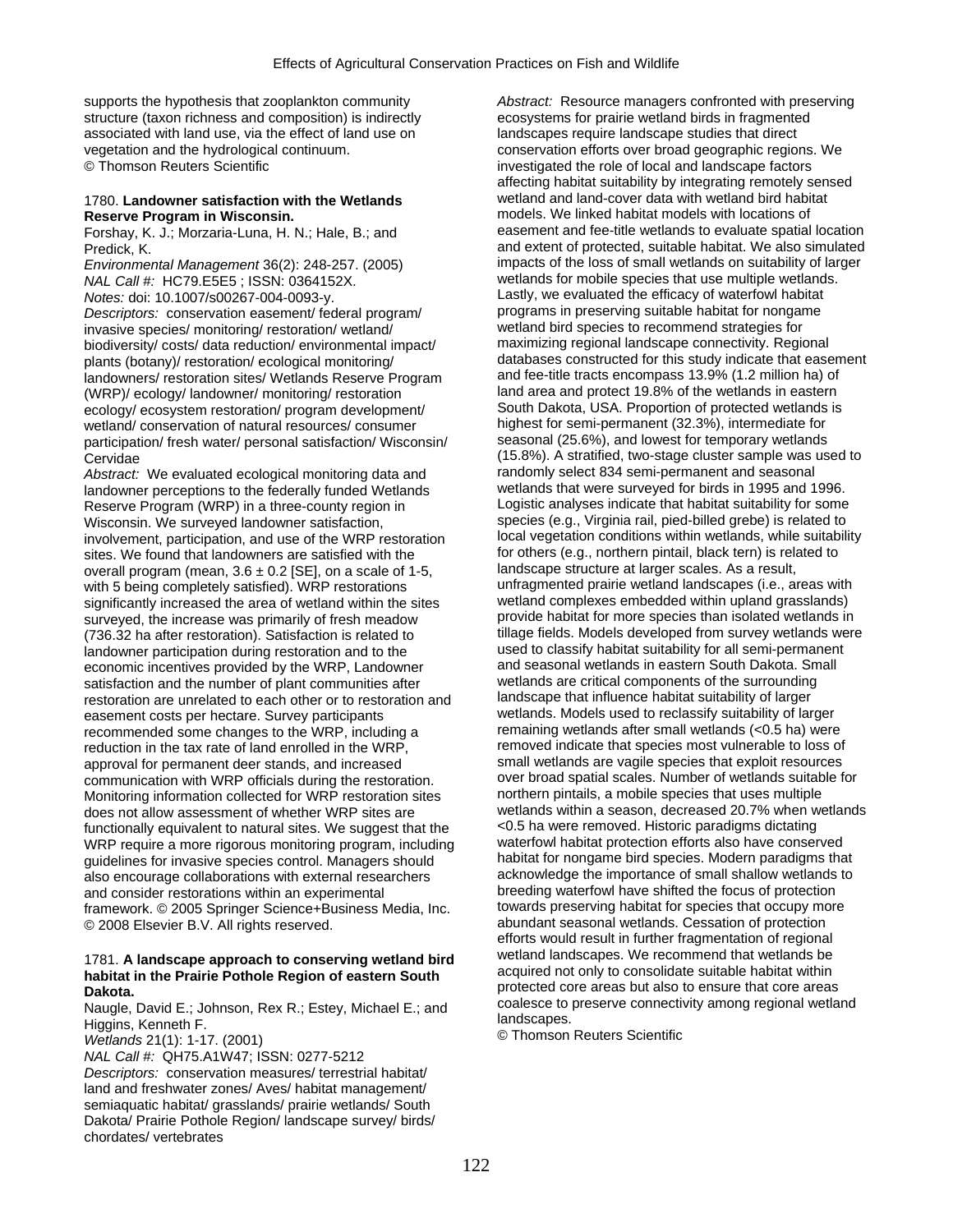supports the hypothesis that zooplankton community structure (taxon richness and composition) is indirectly associated with land use, via the effect of land use on vegetation and the hydrological continuum.
© Thomson Reuters Scientific

1780. **Landowner satisfaction with the Wetlands Reserve Program in Wisconsin.**
Forshay, K. J.; Morzaria-Luna, H. N.; Hale, B.; and Predick, K.
*Environmental Management* 36(2): 248-257. (2005)
*NAL Call #:* HC79.E5E5 ; ISSN: 0364152X.
*Notes:* doi: 10.1007/s00267-004-0093-y.
*Descriptors:* conservation easement/ federal program/ invasive species/ monitoring/ restoration/ wetland/ biodiversity/ costs/ data reduction/ environmental impact/ plants (botany)/ restoration/ ecological monitoring/ landowners/ restoration sites/ Wetlands Reserve Program (WRP)/ ecology/ landowner/ monitoring/ restoration ecology/ ecosystem restoration/ program development/ wetland/ conservation of natural resources/ consumer participation/ fresh water/ personal satisfaction/ Wisconsin/ Cervidae
*Abstract:* We evaluated ecological monitoring data and landowner perceptions to the federally funded Wetlands Reserve Program (WRP) in a three-county region in Wisconsin. We surveyed landowner satisfaction, involvement, participation, and use of the WRP restoration sites. We found that landowners are satisfied with the overall program (mean, 3.6 ± 0.2 [SE], on a scale of 1-5, with 5 being completely satisfied). WRP restorations significantly increased the area of wetland within the sites surveyed, the increase was primarily of fresh meadow (736.32 ha after restoration). Satisfaction is related to landowner participation during restoration and to the economic incentives provided by the WRP, Landowner satisfaction and the number of plant communities after restoration are unrelated to each other or to restoration and easement costs per hectare. Survey participants recommended some changes to the WRP, including a reduction in the tax rate of land enrolled in the WRP, approval for permanent deer stands, and increased communication with WRP officials during the restoration. Monitoring information collected for WRP restoration sites does not allow assessment of whether WRP sites are functionally equivalent to natural sites. We suggest that the WRP require a more rigorous monitoring program, including guidelines for invasive species control. Managers should also encourage collaborations with external researchers and consider restorations within an experimental framework. © 2005 Springer Science+Business Media, Inc.
© 2008 Elsevier B.V. All rights reserved.

1781. **A landscape approach to conserving wetland bird habitat in the Prairie Pothole Region of eastern South Dakota.**
Naugle, David E.; Johnson, Rex R.; Estey, Michael E.; and Higgins, Kenneth F.
*Wetlands* 21(1): 1-17. (2001)
*NAL Call #:* QH75.A1W47; ISSN: 0277-5212
*Descriptors:* conservation measures/ terrestrial habitat/ land and freshwater zones/ Aves/ habitat management/ semiaquatic habitat/ grasslands/ prairie wetlands/ South Dakota/ Prairie Pothole Region/ landscape survey/ birds/ chordates/ vertebrates
*Abstract:* Resource managers confronted with preserving ecosystems for prairie wetland birds in fragmented landscapes require landscape studies that direct conservation efforts over broad geographic regions. We investigated the role of local and landscape factors affecting habitat suitability by integrating remotely sensed wetland and land-cover data with wetland bird habitat models. We linked habitat models with locations of easement and fee-title wetlands to evaluate spatial location and extent of protected, suitable habitat. We also simulated impacts of the loss of small wetlands on suitability of larger wetlands for mobile species that use multiple wetlands. Lastly, we evaluated the efficacy of waterfowl habitat programs in preserving suitable habitat for nongame wetland bird species to recommend strategies for maximizing regional landscape connectivity. Regional databases constructed for this study indicate that easement and fee-title tracts encompass 13.9% (1.2 million ha) of land area and protect 19.8% of the wetlands in eastern South Dakota, USA. Proportion of protected wetlands is highest for semi-permanent (32.3%), intermediate for seasonal (25.6%), and lowest for temporary wetlands (15.8%). A stratified, two-stage cluster sample was used to randomly select 834 semi-permanent and seasonal wetlands that were surveyed for birds in 1995 and 1996. Logistic analyses indicate that habitat suitability for some species (e.g., Virginia rail, pied-billed grebe) is related to local vegetation conditions within wetlands, while suitability for others (e.g., northern pintail, black tern) is related to landscape structure at larger scales. As a result, unfragmented prairie wetland landscapes (i.e., areas with wetland complexes embedded within upland grasslands) provide habitat for more species than isolated wetlands in tillage fields. Models developed from survey wetlands were used to classify habitat suitability for all semi-permanent and seasonal wetlands in eastern South Dakota. Small wetlands are critical components of the surrounding landscape that influence habitat suitability of larger wetlands. Models used to reclassify suitability of larger remaining wetlands after small wetlands (<0.5 ha) were removed indicate that species most vulnerable to loss of small wetlands are vagile species that exploit resources over broad spatial scales. Number of wetlands suitable for northern pintails, a mobile species that uses multiple wetlands within a season, decreased 20.7% when wetlands <0.5 ha were removed. Historic paradigms dictating waterfowl habitat protection efforts also have conserved habitat for nongame bird species. Modern paradigms that acknowledge the importance of small shallow wetlands to breeding waterfowl have shifted the focus of protection towards preserving habitat for species that occupy more abundant seasonal wetlands. Cessation of protection efforts would result in further fragmentation of regional wetland landscapes. We recommend that wetlands be acquired not only to consolidate suitable habitat within protected core areas but also to ensure that core areas coalesce to preserve connectivity among regional wetland landscapes.
© Thomson Reuters Scientific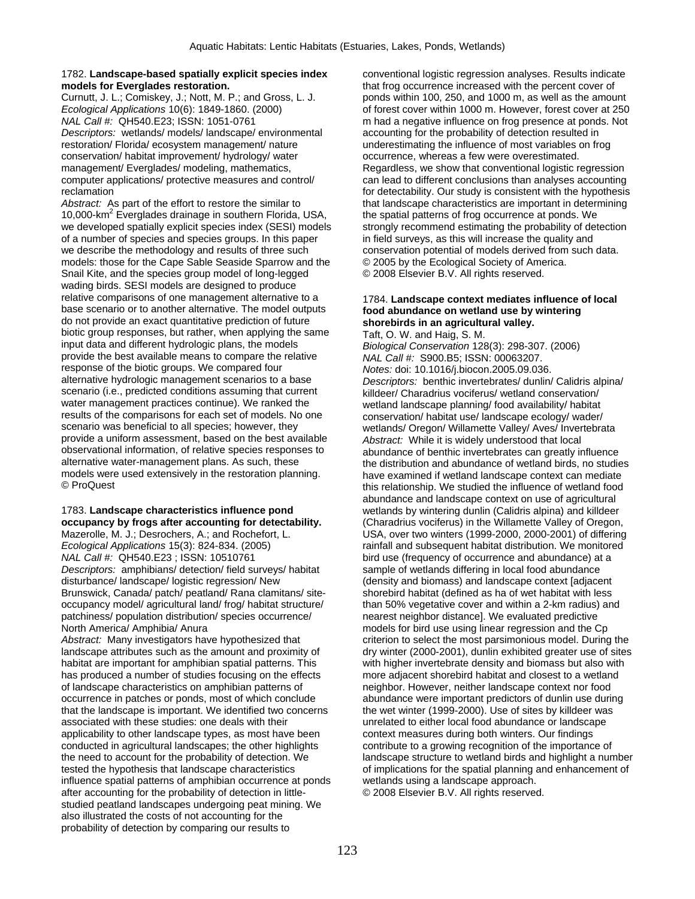1782. **Landscape-based spatially explicit species index models for Everglades restoration.**
Curnutt, J. L.; Comiskey, J.; Nott, M. P.; and Gross, L. J.
*Ecological Applications* 10(6): 1849-1860. (2000)
*NAL Call #:* QH540.E23; ISSN: 1051-0761
*Descriptors:* wetlands/ models/ landscape/ environmental restoration/ Florida/ ecosystem management/ nature conservation/ habitat improvement/ hydrology/ water management/ Everglades/ modeling, mathematics, computer applications/ protective measures and control/ reclamation
*Abstract:* As part of the effort to restore the similar to 10,000-km$^2$ Everglades drainage in southern Florida, USA, we developed spatially explicit species index (SESI) models of a number of species and species groups. In this paper we describe the methodology and results of three such models: those for the Cape Sable Seaside Sparrow and the Snail Kite, and the species group model of long-legged wading birds. SESI models are designed to produce relative comparisons of one management alternative to a base scenario or to another alternative. The model outputs do not provide an exact quantitative prediction of future biotic group responses, but rather, when applying the same input data and different hydrologic plans, the models provide the best available means to compare the relative response of the biotic groups. We compared four alternative hydrologic management scenarios to a base scenario (i.e., predicted conditions assuming that current water management practices continue). We ranked the results of the comparisons for each set of models. No one scenario was beneficial to all species; however, they provide a uniform assessment, based on the best available observational information, of relative species responses to alternative water-management plans. As such, these models were used extensively in the restoration planning.
© ProQuest

1783. **Landscape characteristics influence pond occupancy by frogs after accounting for detectability.**
Mazerolle, M. J.; Desrochers, A.; and Rochefort, L.
*Ecological Applications* 15(3): 824-834. (2005)
*NAL Call #:* QH540.E23 ; ISSN: 10510761
*Descriptors:* amphibians/ detection/ field surveys/ habitat disturbance/ landscape/ logistic regression/ New Brunswick, Canada/ patch/ peatland/ Rana clamitans/ site-occupancy model/ agricultural land/ frog/ habitat structure/ patchiness/ population distribution/ species occurrence/ North America/ Amphibia/ Anura
*Abstract:* Many investigators have hypothesized that landscape attributes such as the amount and proximity of habitat are important for amphibian spatial patterns. This has produced a number of studies focusing on the effects of landscape characteristics on amphibian patterns of occurrence in patches or ponds, most of which conclude that the landscape is important. We identified two concerns associated with these studies: one deals with their applicability to other landscape types, as most have been conducted in agricultural landscapes; the other highlights the need to account for the probability of detection. We tested the hypothesis that landscape characteristics influence spatial patterns of amphibian occurrence at ponds after accounting for the probability of detection in little-studied peatland landscapes undergoing peat mining. We also illustrated the costs of not accounting for the probability of detection by comparing our results to conventional logistic regression analyses. Results indicate that frog occurrence increased with the percent cover of ponds within 100, 250, and 1000 m, as well as the amount of forest cover within 1000 m. However, forest cover at 250 m had a negative influence on frog presence at ponds. Not accounting for the probability of detection resulted in underestimating the influence of most variables on frog occurrence, whereas a few were overestimated. Regardless, we show that conventional logistic regression can lead to different conclusions than analyses accounting for detectability. Our study is consistent with the hypothesis that landscape characteristics are important in determining the spatial patterns of frog occurrence at ponds. We strongly recommend estimating the probability of detection in field surveys, as this will increase the quality and conservation potential of models derived from such data.
© 2005 by the Ecological Society of America.
© 2008 Elsevier B.V. All rights reserved.

1784. **Landscape context mediates influence of local food abundance on wetland use by wintering shorebirds in an agricultural valley.**
Taft, O. W. and Haig, S. M.
*Biological Conservation* 128(3): 298-307. (2006)
*NAL Call #:* S900.B5; ISSN: 00063207.
*Notes:* doi: 10.1016/j.biocon.2005.09.036.
*Descriptors:* benthic invertebrates/ dunlin/ Calidris alpina/ killdeer/ Charadrius vociferus/ wetland conservation/ wetland landscape planning/ food availability/ habitat conservation/ habitat use/ landscape ecology/ wader/ wetlands/ Oregon/ Willamette Valley/ Aves/ Invertebrata
*Abstract:* While it is widely understood that local abundance of benthic invertebrates can greatly influence the distribution and abundance of wetland birds, no studies have examined if wetland landscape context can mediate this relationship. We studied the influence of wetland food abundance and landscape context on use of agricultural wetlands by wintering dunlin (Calidris alpina) and killdeer (Charadrius vociferus) in the Willamette Valley of Oregon, USA, over two winters (1999-2000, 2000-2001) of differing rainfall and subsequent habitat distribution. We monitored bird use (frequency of occurrence and abundance) at a sample of wetlands differing in local food abundance (density and biomass) and landscape context [adjacent shorebird habitat (defined as ha of wet habitat with less than 50% vegetative cover and within a 2-km radius) and nearest neighbor distance]. We evaluated predictive models for bird use using linear regression and the Cp criterion to select the most parsimonious model. During the dry winter (2000-2001), dunlin exhibited greater use of sites with higher invertebrate density and biomass but also with more adjacent shorebird habitat and closest to a wetland neighbor. However, neither landscape context nor food abundance were important predictors of dunlin use during the wet winter (1999-2000). Use of sites by killdeer was unrelated to either local food abundance or landscape context measures during both winters. Our findings contribute to a growing recognition of the importance of landscape structure to wetland birds and highlight a number of implications for the spatial planning and enhancement of wetlands using a landscape approach.
© 2008 Elsevier B.V. All rights reserved.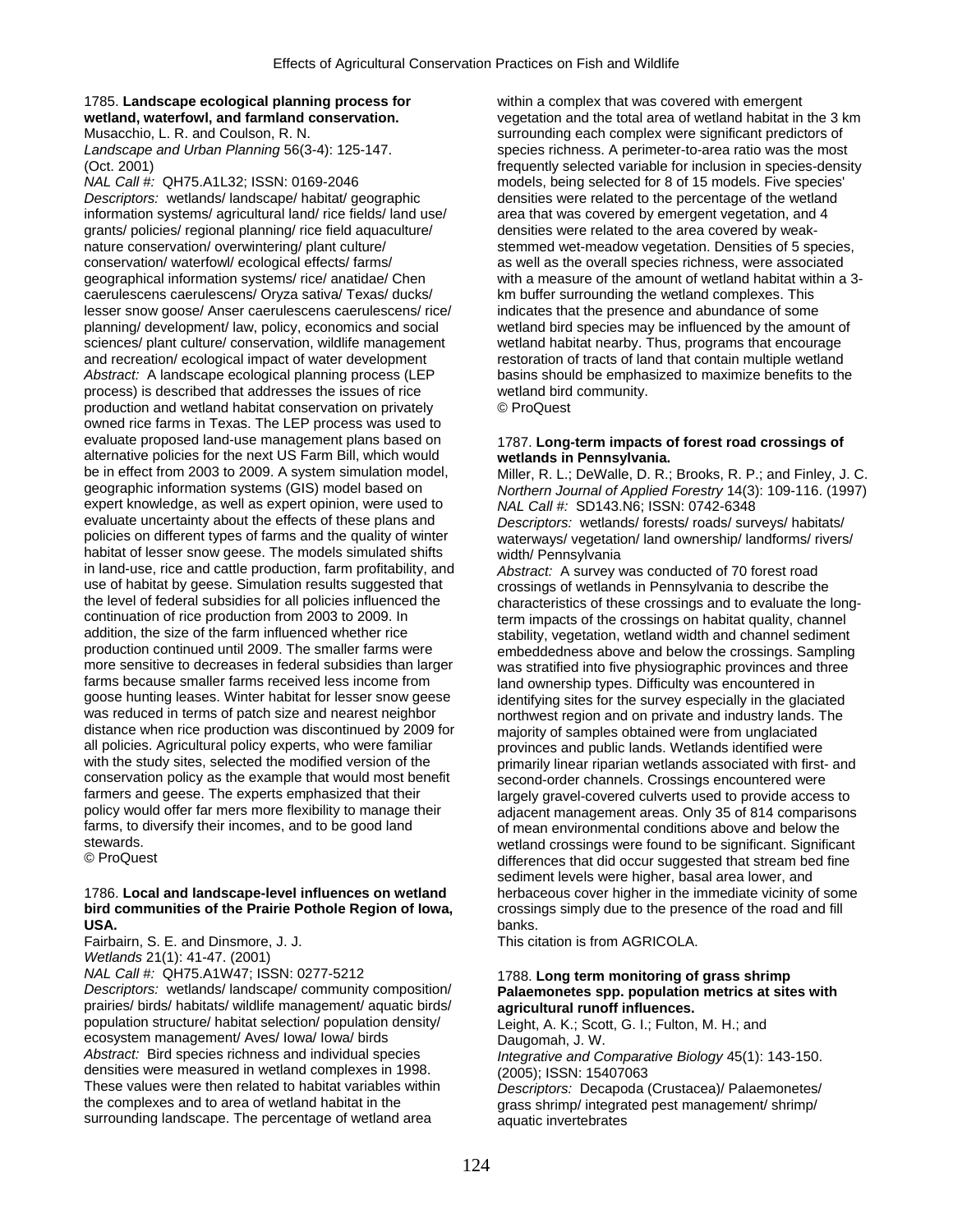1785. **Landscape ecological planning process for wetland, waterfowl, and farmland conservation.**
Musacchio, L. R. and Coulson, R. N.
*Landscape and Urban Planning* 56(3-4): 125-147. (Oct. 2001)
*NAL Call #:* QH75.A1L32; ISSN: 0169-2046
*Descriptors:* wetlands/ landscape/ habitat/ geographic information systems/ agricultural land/ rice fields/ land use/ grants/ policies/ regional planning/ rice field aquaculture/ nature conservation/ overwintering/ plant culture/ conservation/ waterfowl/ ecological effects/ farms/ geographical information systems/ rice/ anatidae/ Chen caerulescens caerulescens/ Oryza sativa/ Texas/ ducks/ lesser snow goose/ Anser caerulescens caerulescens/ rice/ planning/ development/ law, policy, economics and social sciences/ plant culture/ conservation, wildlife management and recreation/ ecological impact of water development
*Abstract:* A landscape ecological planning process (LEP process) is described that addresses the issues of rice production and wetland habitat conservation on privately owned rice farms in Texas. The LEP process was used to evaluate proposed land-use management plans based on alternative policies for the next US Farm Bill, which would be in effect from 2003 to 2009. A system simulation model, geographic information systems (GIS) model based on expert knowledge, as well as expert opinion, were used to evaluate uncertainty about the effects of these plans and policies on different types of farms and the quality of winter habitat of lesser snow geese. The models simulated shifts in land-use, rice and cattle production, farm profitability, and use of habitat by geese. Simulation results suggested that the level of federal subsidies for all policies influenced the continuation of rice production from 2003 to 2009. In addition, the size of the farm influenced whether rice production continued until 2009. The smaller farms were more sensitive to decreases in federal subsidies than larger farms because smaller farms received less income from goose hunting leases. Winter habitat for lesser snow geese was reduced in terms of patch size and nearest neighbor distance when rice production was discontinued by 2009 for all policies. Agricultural policy experts, who were familiar with the study sites, selected the modified version of the conservation policy as the example that would most benefit farmers and geese. The experts emphasized that their policy would offer far mers more flexibility to manage their farms, to diversify their incomes, and to be good land stewards.
© ProQuest

1786. **Local and landscape-level influences on wetland bird communities of the Prairie Pothole Region of Iowa, USA.**
Fairbairn, S. E. and Dinsmore, J. J.
*Wetlands* 21(1): 41-47. (2001)
*NAL Call #:* QH75.A1W47; ISSN: 0277-5212
*Descriptors:* wetlands/ landscape/ community composition/ prairies/ birds/ habitats/ wildlife management/ aquatic birds/ population structure/ habitat selection/ population density/ ecosystem management/ Aves/ Iowa/ Iowa/ birds
*Abstract:* Bird species richness and individual species densities were measured in wetland complexes in 1998. These values were then related to habitat variables within the complexes and to area of wetland habitat in the surrounding landscape. The percentage of wetland area within a complex that was covered with emergent vegetation and the total area of wetland habitat in the 3 km surrounding each complex were significant predictors of species richness. A perimeter-to-area ratio was the most frequently selected variable for inclusion in species-density models, being selected for 8 of 15 models. Five species' densities were related to the percentage of the wetland area that was covered by emergent vegetation, and 4 densities were related to the area covered by weak-stemmed wet-meadow vegetation. Densities of 5 species, as well as the overall species richness, were associated with a measure of the amount of wetland habitat within a 3-km buffer surrounding the wetland complexes. This indicates that the presence and abundance of some wetland bird species may be influenced by the amount of wetland habitat nearby. Thus, programs that encourage restoration of tracts of land that contain multiple wetland basins should be emphasized to maximize benefits to the wetland bird community.
© ProQuest

1787. **Long-term impacts of forest road crossings of wetlands in Pennsylvania.**
Miller, R. L.; DeWalle, D. R.; Brooks, R. P.; and Finley, J. C.
*Northern Journal of Applied Forestry* 14(3): 109-116. (1997)
*NAL Call #:* SD143.N6; ISSN: 0742-6348
*Descriptors:* wetlands/ forests/ roads/ surveys/ habitats/ waterways/ vegetation/ land ownership/ landforms/ rivers/ width/ Pennsylvania
*Abstract:* A survey was conducted of 70 forest road crossings of wetlands in Pennsylvania to describe the characteristics of these crossings and to evaluate the long-term impacts of the crossings on habitat quality, channel stability, vegetation, wetland width and channel sediment embeddedness above and below the crossings. Sampling was stratified into five physiographic provinces and three land ownership types. Difficulty was encountered in identifying sites for the survey especially in the glaciated northwest region and on private and industry lands. The majority of samples obtained were from unglaciated provinces and public lands. Wetlands identified were primarily linear riparian wetlands associated with first- and second-order channels. Crossings encountered were largely gravel-covered culverts used to provide access to adjacent management areas. Only 35 of 814 comparisons of mean environmental conditions above and below the wetland crossings were found to be significant. Significant differences that did occur suggested that stream bed fine sediment levels were higher, basal area lower, and herbaceous cover higher in the immediate vicinity of some crossings simply due to the presence of the road and fill banks.
This citation is from AGRICOLA.

1788. **Long term monitoring of grass shrimp Palaemonetes spp. population metrics at sites with agricultural runoff influences.**
Leight, A. K.; Scott, G. I.; Fulton, M. H.; and Daugomah, J. W.
*Integrative and Comparative Biology* 45(1): 143-150. (2005); ISSN: 15407063
*Descriptors:* Decapoda (Crustacea)/ Palaemonetes/ grass shrimp/ integrated pest management/ shrimp/ aquatic invertebrates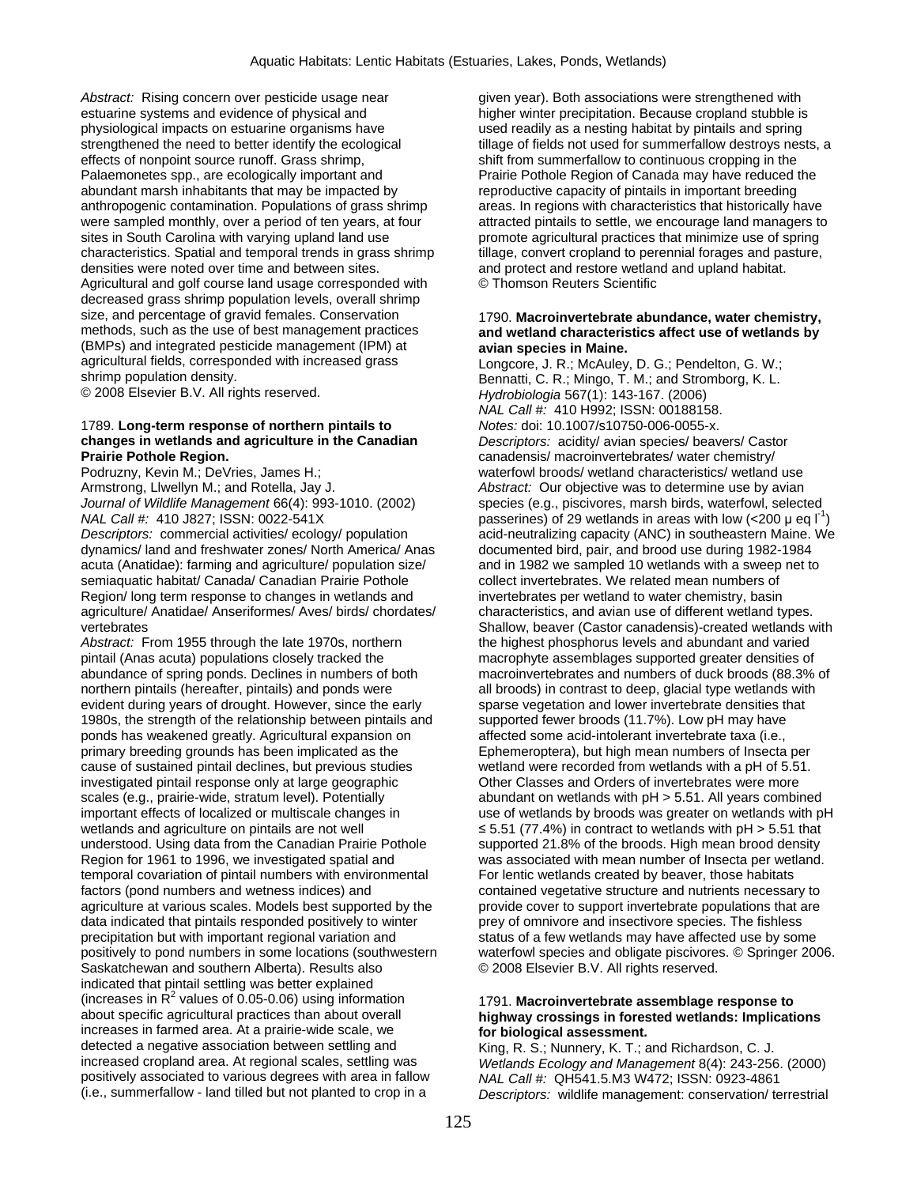*Abstract:* Rising concern over pesticide usage near estuarine systems and evidence of physical and physiological impacts on estuarine organisms have strengthened the need to better identify the ecological effects of nonpoint source runoff. Grass shrimp, Palaemonetes spp., are ecologically important and abundant marsh inhabitants that may be impacted by anthropogenic contamination. Populations of grass shrimp were sampled monthly, over a period of ten years, at four sites in South Carolina with varying upland land use characteristics. Spatial and temporal trends in grass shrimp densities were noted over time and between sites. Agricultural and golf course land usage corresponded with decreased grass shrimp population levels, overall shrimp size, and percentage of gravid females. Conservation methods, such as the use of best management practices (BMPs) and integrated pesticide management (IPM) at agricultural fields, corresponded with increased grass shrimp population density.
© 2008 Elsevier B.V. All rights reserved.

1789. **Long-term response of northern pintails to changes in wetlands and agriculture in the Canadian Prairie Pothole Region.**
Podruzny, Kevin M.; DeVries, James H.; Armstrong, Llwellyn M.; and Rotella, Jay J.
*Journal of Wildlife Management* 66(4): 993-1010. (2002)
*NAL Call #:* 410 J827; ISSN: 0022-541X
*Descriptors:* commercial activities/ ecology/ population dynamics/ land and freshwater zones/ North America/ Anas acuta (Anatidae): farming and agriculture/ population size/ semiaquatic habitat/ Canada/ Canadian Prairie Pothole Region/ long term response to changes in wetlands and agriculture/ Anatidae/ Anseriformes/ Aves/ birds/ chordates/ vertebrates
*Abstract:* From 1955 through the late 1970s, northern pintail (Anas acuta) populations closely tracked the abundance of spring ponds. Declines in numbers of both northern pintails (hereafter, pintails) and ponds were evident during years of drought. However, since the early 1980s, the strength of the relationship between pintails and ponds has weakened greatly. Agricultural expansion on primary breeding grounds has been implicated as the cause of sustained pintail declines, but previous studies investigated pintail response only at large geographic scales (e.g., prairie-wide, stratum level). Potentially important effects of localized or multiscale changes in wetlands and agriculture on pintails are not well understood. Using data from the Canadian Prairie Pothole Region for 1961 to 1996, we investigated spatial and temporal covariation of pintail numbers with environmental factors (pond numbers and wetness indices) and agriculture at various scales. Models best supported by the data indicated that pintails responded positively to winter precipitation but with important regional variation and positively to pond numbers in some locations (southwestern Saskatchewan and southern Alberta). Results also indicated that pintail settling was better explained (increases in $R^2$ values of 0.05-0.06) using information about specific agricultural practices than about overall increases in farmed area. At a prairie-wide scale, we detected a negative association between settling and increased cropland area. At regional scales, settling was positively associated to various degrees with area in fallow (i.e., summerfallow - land tilled but not planted to crop in a given year). Both associations were strengthened with higher winter precipitation. Because cropland stubble is used readily as a nesting habitat by pintails and spring tillage of fields not used for summerfallow destroys nests, a shift from summerfallow to continuous cropping in the Prairie Pothole Region of Canada may have reduced the reproductive capacity of pintails in important breeding areas. In regions with characteristics that historically have attracted pintails to settle, we encourage land managers to promote agricultural practices that minimize use of spring tillage, convert cropland to perennial forages and pasture, and protect and restore wetland and upland habitat.
© Thomson Reuters Scientific

1790. **Macroinvertebrate abundance, water chemistry, and wetland characteristics affect use of wetlands by avian species in Maine.**
Longcore, J. R.; McAuley, D. G.; Pendelton, G. W.; Bennatti, C. R.; Mingo, T. M.; and Stromborg, K. L.
*Hydrobiologia* 567(1): 143-167. (2006)
*NAL Call #:* 410 H992; ISSN: 00188158.
*Notes:* doi: 10.1007/s10750-006-0055-x.
*Descriptors:* acidity/ avian species/ beavers/ Castor canadensis/ macroinvertebrates/ water chemistry/ waterfowl broods/ wetland characteristics/ wetland use
*Abstract:* Our objective was to determine use by avian species (e.g., piscivores, marsh birds, waterfowl, selected passerines) of 29 wetlands in areas with low (<200 μ eq $l^{-1}$) acid-neutralizing capacity (ANC) in southeastern Maine. We documented bird, pair, and brood use during 1982-1984 and in 1982 we sampled 10 wetlands with a sweep net to collect invertebrates. We related mean numbers of invertebrates per wetland to water chemistry, basin characteristics, and avian use of different wetland types. Shallow, beaver (Castor canadensis)-created wetlands with the highest phosphorus levels and abundant and varied macrophyte assemblages supported greater densities of macroinvertebrates and numbers of duck broods (88.3% of all broods) in contrast to deep, glacial type wetlands with sparse vegetation and lower invertebrate densities that supported fewer broods (11.7%). Low pH may have affected some acid-intolerant invertebrate taxa (i.e., Ephemeroptera), but high mean numbers of Insecta per wetland were recorded from wetlands with a pH of 5.51. Other Classes and Orders of invertebrates were more abundant on wetlands with pH > 5.51. All years combined use of wetlands by broods was greater on wetlands with pH ≤ 5.51 (77.4%) in contract to wetlands with pH > 5.51 that supported 21.8% of the broods. High mean brood density was associated with mean number of Insecta per wetland. For lentic wetlands created by beaver, those habitats contained vegetative structure and nutrients necessary to provide cover to support invertebrate populations that are prey of omnivore and insectivore species. The fishless status of a few wetlands may have affected use by some waterfowl species and obligate piscivores. © Springer 2006.
© 2008 Elsevier B.V. All rights reserved.

1791. **Macroinvertebrate assemblage response to highway crossings in forested wetlands: Implications for biological assessment.**
King, R. S.; Nunnery, K. T.; and Richardson, C. J.
*Wetlands Ecology and Management* 8(4): 243-256. (2000)
*NAL Call #:* QH541.5.M3 W472; ISSN: 0923-4861
*Descriptors:* wildlife management: conservation/ terrestrial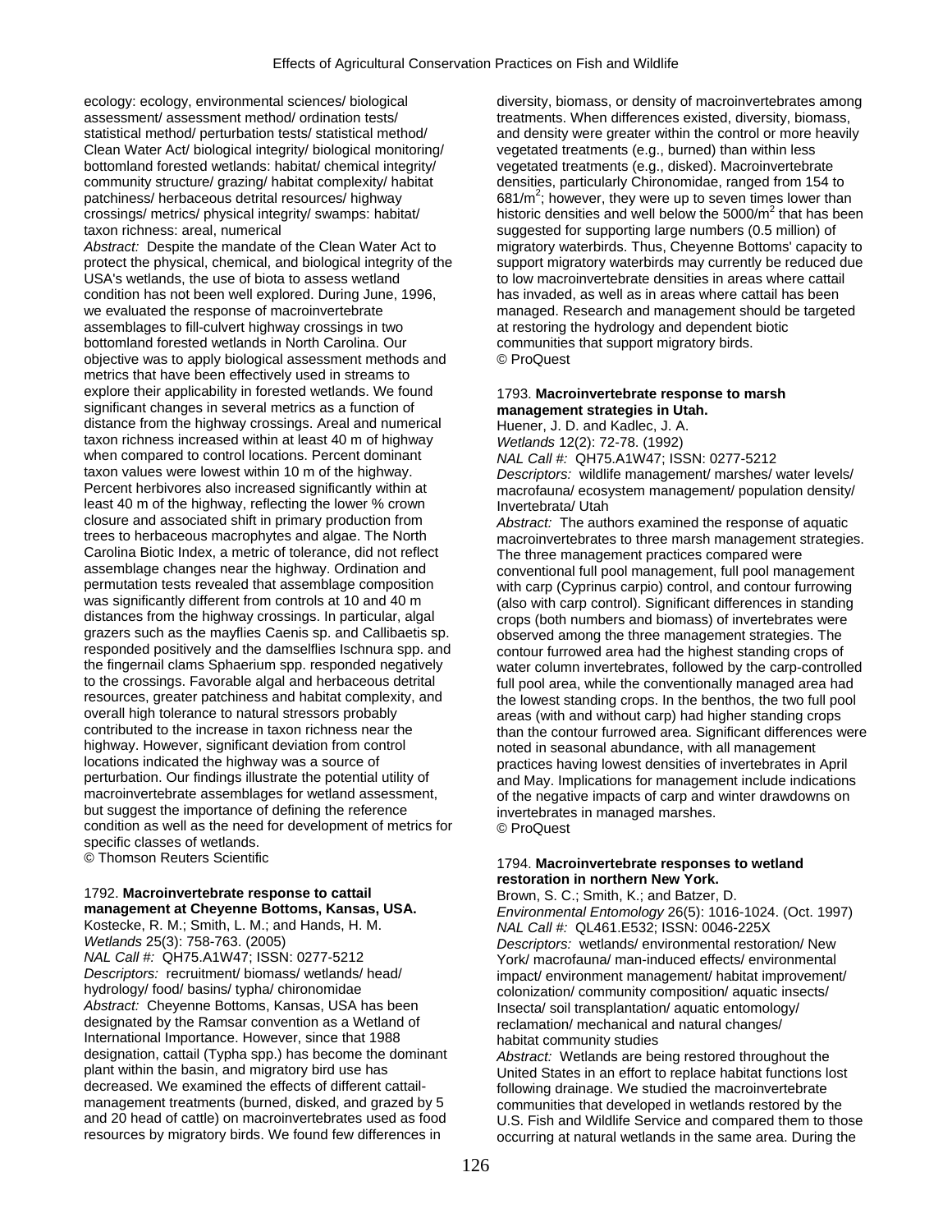ecology: ecology, environmental sciences/ biological assessment/ assessment method/ ordination tests/ statistical method/ perturbation tests/ statistical method/ Clean Water Act/ biological integrity/ biological monitoring/ bottomland forested wetlands: habitat/ chemical integrity/ community structure/ grazing/ habitat complexity/ habitat patchiness/ herbaceous detrital resources/ highway crossings/ metrics/ physical integrity/ swamps: habitat/ taxon richness: areal, numerical

*Abstract:* Despite the mandate of the Clean Water Act to protect the physical, chemical, and biological integrity of the USA's wetlands, the use of biota to assess wetland condition has not been well explored. During June, 1996, we evaluated the response of macroinvertebrate assemblages to fill-culvert highway crossings in two bottomland forested wetlands in North Carolina. Our objective was to apply biological assessment methods and metrics that have been effectively used in streams to explore their applicability in forested wetlands. We found significant changes in several metrics as a function of distance from the highway crossings. Areal and numerical taxon richness increased within at least 40 m of highway when compared to control locations. Percent dominant taxon values were lowest within 10 m of the highway. Percent herbivores also increased significantly within at least 40 m of the highway, reflecting the lower % crown closure and associated shift in primary production from trees to herbaceous macrophytes and algae. The North Carolina Biotic Index, a metric of tolerance, did not reflect assemblage changes near the highway. Ordination and permutation tests revealed that assemblage composition was significantly different from controls at 10 and 40 m distances from the highway crossings. In particular, algal grazers such as the mayflies Caenis sp. and Callibaetis sp. responded positively and the damselflies Ischnura spp. and the fingernail clams Sphaerium spp. responded negatively to the crossings. Favorable algal and herbaceous detrital resources, greater patchiness and habitat complexity, and overall high tolerance to natural stressors probably contributed to the increase in taxon richness near the highway. However, significant deviation from control locations indicated the highway was a source of perturbation. Our findings illustrate the potential utility of macroinvertebrate assemblages for wetland assessment, but suggest the importance of defining the reference condition as well as the need for development of metrics for specific classes of wetlands.
© Thomson Reuters Scientific

1792. **Macroinvertebrate response to cattail management at Cheyenne Bottoms, Kansas, USA.**
Kostecke, R. M.; Smith, L. M.; and Hands, H. M.
*Wetlands* 25(3): 758-763. (2005)
*NAL Call #:* QH75.A1W47; ISSN: 0277-5212
*Descriptors:* recruitment/ biomass/ wetlands/ head/ hydrology/ food/ basins/ typha/ chironomidae
*Abstract:* Cheyenne Bottoms, Kansas, USA has been designated by the Ramsar convention as a Wetland of International Importance. However, since that 1988 designation, cattail (Typha spp.) has become the dominant plant within the basin, and migratory bird use has decreased. We examined the effects of different cattail-management treatments (burned, disked, and grazed by 5 and 20 head of cattle) on macroinvertebrates used as food resources by migratory birds. We found few differences in diversity, biomass, or density of macroinvertebrates among treatments. When differences existed, diversity, biomass, and density were greater within the control or more heavily vegetated treatments (e.g., burned) than within less vegetated treatments (e.g., disked). Macroinvertebrate densities, particularly Chironomidae, ranged from 154 to 681/m$^2$; however, they were up to seven times lower than historic densities and well below the 5000/m$^2$ that has been suggested for supporting large numbers (0.5 million) of migratory waterbirds. Thus, Cheyenne Bottoms' capacity to support migratory waterbirds may currently be reduced due to low macroinvertebrate densities in areas where cattail has invaded, as well as in areas where cattail has been managed. Research and management should be targeted at restoring the hydrology and dependent biotic communities that support migratory birds.
© ProQuest

1793. **Macroinvertebrate response to marsh management strategies in Utah.**
Huener, J. D. and Kadlec, J. A.
*Wetlands* 12(2): 72-78. (1992)
*NAL Call #:* QH75.A1W47; ISSN: 0277-5212
*Descriptors:* wildlife management/ marshes/ water levels/ macrofauna/ ecosystem management/ population density/ Invertebrata/ Utah
*Abstract:* The authors examined the response of aquatic macroinvertebrates to three marsh management strategies. The three management practices compared were conventional full pool management, full pool management with carp (Cyprinus carpio) control, and contour furrowing (also with carp control). Significant differences in standing crops (both numbers and biomass) of invertebrates were observed among the three management strategies. The contour furrowed area had the highest standing crops of water column invertebrates, followed by the carp-controlled full pool area, while the conventionally managed area had the lowest standing crops. In the benthos, the two full pool areas (with and without carp) had higher standing crops than the contour furrowed area. Significant differences were noted in seasonal abundance, with all management practices having lowest densities of invertebrates in April and May. Implications for management include indications of the negative impacts of carp and winter drawdowns on invertebrates in managed marshes.
© ProQuest

1794. **Macroinvertebrate responses to wetland restoration in northern New York.**
Brown, S. C.; Smith, K.; and Batzer, D.
*Environmental Entomology* 26(5): 1016-1024. (Oct. 1997)
*NAL Call #:* QL461.E532; ISSN: 0046-225X
*Descriptors:* wetlands/ environmental restoration/ New York/ macrofauna/ man-induced effects/ environmental impact/ environment management/ habitat improvement/ colonization/ community composition/ aquatic insects/ Insecta/ soil transplantation/ aquatic entomology/ reclamation/ mechanical and natural changes/ habitat community studies
*Abstract:* Wetlands are being restored throughout the United States in an effort to replace habitat functions lost following drainage. We studied the macroinvertebrate communities that developed in wetlands restored by the U.S. Fish and Wildlife Service and compared them to those occurring at natural wetlands in the same area. During the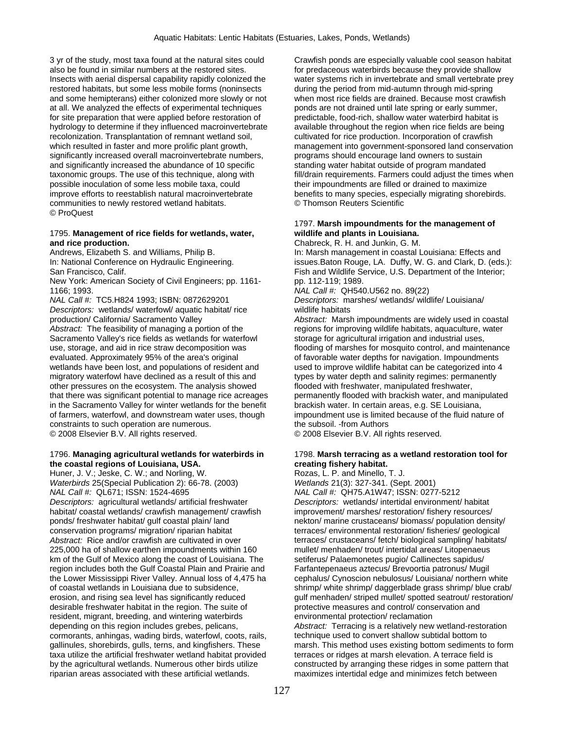3 yr of the study, most taxa found at the natural sites could also be found in similar numbers at the restored sites. Insects with aerial dispersal capability rapidly colonized the restored habitats, but some less mobile forms (noninsects and some hemipterans) either colonized more slowly or not at all. We analyzed the effects of experimental techniques for site preparation that were applied before restoration of hydrology to determine if they influenced macroinvertebrate recolonization. Transplantation of remnant wetland soil, which resulted in faster and more prolific plant growth, significantly increased overall macroinvertebrate numbers, and significantly increased the abundance of 10 specific taxonomic groups. The use of this technique, along with possible inoculation of some less mobile taxa, could improve efforts to reestablish natural macroinvertebrate communities to newly restored wetland habitats.
© ProQuest

1795. **Management of rice fields for wetlands, water, and rice production.**
Andrews, Elizabeth S. and Williams, Philip B.
In: National Conference on Hydraulic Engineering. San Francisco, Calif.
New York: American Society of Civil Engineers; pp. 1161-1166; 1993.
*NAL Call #:* TC5.H824 1993; ISBN: 0872629201
*Descriptors:* wetlands/ waterfowl/ aquatic habitat/ rice production/ California/ Sacramento Valley
*Abstract:* The feasibility of managing a portion of the Sacramento Valley's rice fields as wetlands for waterfowl use, storage, and aid in rice straw decomposition was evaluated. Approximately 95% of the area's original wetlands have been lost, and populations of resident and migratory waterfowl have declined as a result of this and other pressures on the ecosystem. The analysis showed that there was significant potential to manage rice acreages in the Sacramento Valley for winter wetlands for the benefit of farmers, waterfowl, and downstream water uses, though constraints to such operation are numerous.
© 2008 Elsevier B.V. All rights reserved.

1796. **Managing agricultural wetlands for waterbirds in the coastal regions of Louisiana, USA.**
Huner, J. V.; Jeske, C. W.; and Norling, W.
*Waterbirds* 25(Special Publication 2): 66-78. (2003)
*NAL Call #:* QL671; ISSN: 1524-4695
*Descriptors:* agricultural wetlands/ artificial freshwater habitat/ coastal wetlands/ crawfish management/ crawfish ponds/ freshwater habitat/ gulf coastal plain/ land conservation programs/ migration/ riparian habitat
*Abstract:* Rice and/or crawfish are cultivated in over 225,000 ha of shallow earthen impoundments within 160 km of the Gulf of Mexico along the coast of Louisiana. The region includes both the Gulf Coastal Plain and Prairie and the Lower Mississippi River Valley. Annual loss of 4,475 ha of coastal wetlands in Louisiana due to subsidence, erosion, and rising sea level has significantly reduced desirable freshwater habitat in the region. The suite of resident, migrant, breeding, and wintering waterbirds depending on this region includes grebes, pelicans, cormorants, anhingas, wading birds, waterfowl, coots, rails, gallinules, shorebirds, gulls, terns, and kingfishers. These taxa utilize the artificial freshwater wetland habitat provided by the agricultural wetlands. Numerous other birds utilize riparian areas associated with these artificial wetlands. Crawfish ponds are especially valuable cool season habitat for predaceous waterbirds because they provide shallow water systems rich in invertebrate and small vertebrate prey during the period from mid-autumn through mid-spring when most rice fields are drained. Because most crawfish ponds are not drained until late spring or early summer, predictable, food-rich, shallow water waterbird habitat is available throughout the region when rice fields are being cultivated for rice production. Incorporation of crawfish management into government-sponsored land conservation programs should encourage land owners to sustain standing water habitat outside of program mandated fill/drain requirements. Farmers could adjust the times when their impoundments are filled or drained to maximize benefits to many species, especially migrating shorebirds.
© Thomson Reuters Scientific

1797. **Marsh impoundments for the management of wildlife and plants in Louisiana.**
Chabreck, R. H. and Junkin, G. M.
In: Marsh management in coastal Louisiana: Effects and issues.Baton Rouge, LA. Duffy, W. G. and Clark, D. (eds.): Fish and Wildlife Service, U.S. Department of the Interior; pp. 112-119; 1989.
*NAL Call #:* QH540.U562 no. 89(22)
*Descriptors:* marshes/ wetlands/ wildlife/ Louisiana/ wildlife habitats
*Abstract:* Marsh impoundments are widely used in coastal regions for improving wildlife habitats, aquaculture, water storage for agricultural irrigation and industrial uses, flooding of marshes for mosquito control, and maintenance of favorable water depths for navigation. Impoundments used to improve wildlife habitat can be categorized into 4 types by water depth and salinity regimes: permanently flooded with freshwater, manipulated freshwater, permanently flooded with brackish water, and manipulated brackish water. In certain areas, e.g. SE Louisiana, impoundment use is limited because of the fluid nature of the subsoil. -from Authors
© 2008 Elsevier B.V. All rights reserved.

1798. **Marsh terracing as a wetland restoration tool for creating fishery habitat.**
Rozas, L. P. and Minello, T. J.
*Wetlands* 21(3): 327-341. (Sept. 2001)
*NAL Call #:* QH75.A1W47; ISSN: 0277-5212
*Descriptors:* wetlands/ intertidal environment/ habitat improvement/ marshes/ restoration/ fishery resources/ nekton/ marine crustaceans/ biomass/ population density/ terraces/ environmental restoration/ fisheries/ geological terraces/ crustaceans/ fetch/ biological sampling/ habitats/ mullet/ menhaden/ trout/ intertidal areas/ Litopenaeus setiferus/ Palaemonetes pugio/ Callinectes sapidus/ Farfantepenaeus aztecus/ Brevoortia patronus/ Mugil cephalus/ Cynoscion nebulosus/ Louisiana/ northern white shrimp/ white shrimp/ daggerblade grass shrimp/ blue crab/ gulf menhaden/ striped mullet/ spotted seatrout/ restoration/ protective measures and control/ conservation and environmental protection/ reclamation
*Abstract:* Terracing is a relatively new wetland-restoration technique used to convert shallow subtidal bottom to marsh. This method uses existing bottom sediments to form terraces or ridges at marsh elevation. A terrace field is constructed by arranging these ridges in some pattern that maximizes intertidal edge and minimizes fetch between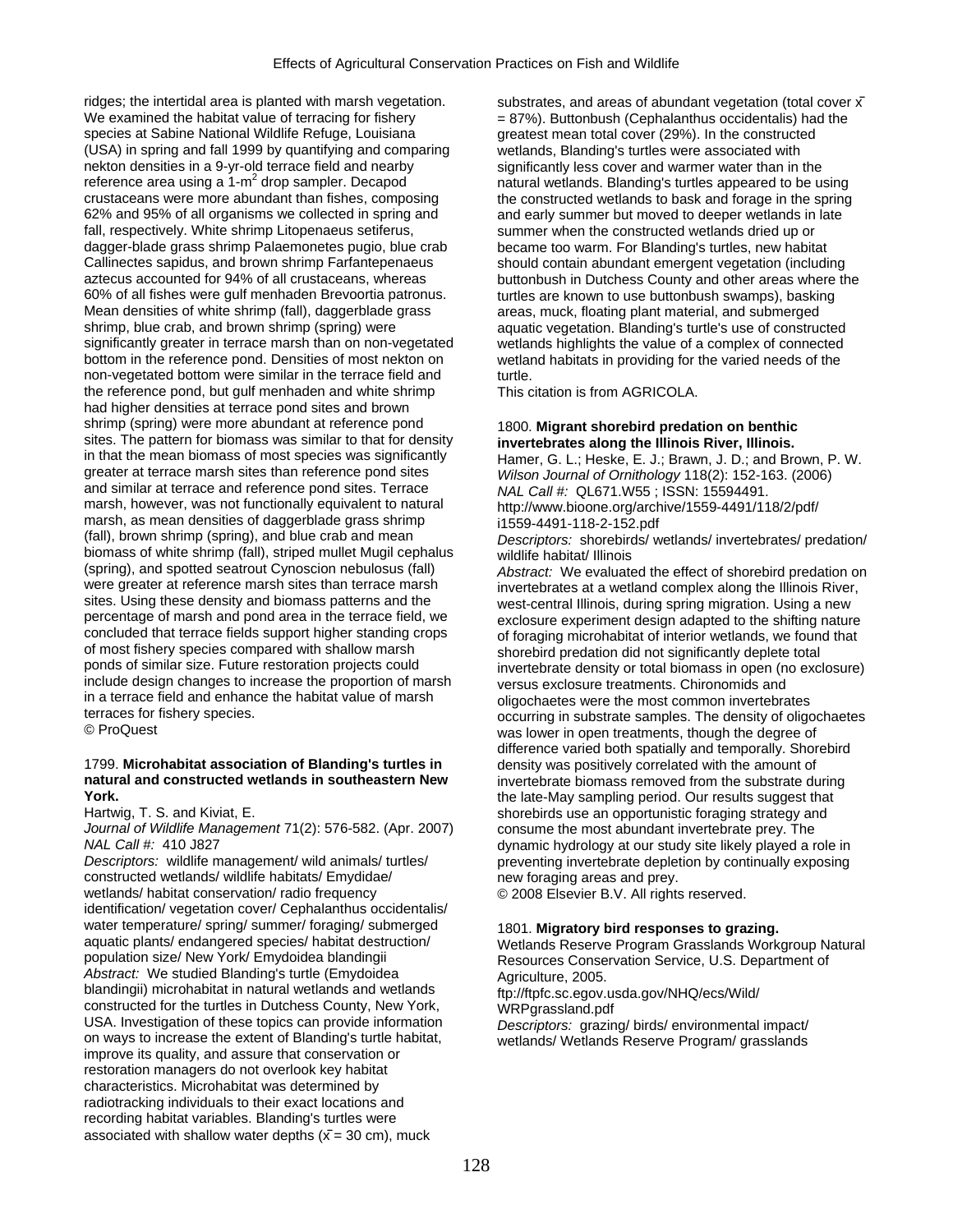ridges; the intertidal area is planted with marsh vegetation. We examined the habitat value of terracing for fishery species at Sabine National Wildlife Refuge, Louisiana (USA) in spring and fall 1999 by quantifying and comparing nekton densities in a 9-yr-old terrace field and nearby reference area using a 1-$m^2$ drop sampler. Decapod crustaceans were more abundant than fishes, composing 62% and 95% of all organisms we collected in spring and fall, respectively. White shrimp Litopenaeus setiferus, dagger-blade grass shrimp Palaemonetes pugio, blue crab Callinectes sapidus, and brown shrimp Farfantepenaeus aztecus accounted for 94% of all crustaceans, whereas 60% of all fishes were gulf menhaden Brevoortia patronus. Mean densities of white shrimp (fall), daggerblade grass shrimp, blue crab, and brown shrimp (spring) were significantly greater in terrace marsh than on non-vegetated bottom in the reference pond. Densities of most nekton on non-vegetated bottom were similar in the terrace field and the reference pond, but gulf menhaden and white shrimp had higher densities at terrace pond sites and brown shrimp (spring) were more abundant at reference pond sites. The pattern for biomass was similar to that for density in that the mean biomass of most species was significantly greater at terrace marsh sites than reference pond sites and similar at terrace and reference pond sites. Terrace marsh, however, was not functionally equivalent to natural marsh, as mean densities of daggerblade grass shrimp (fall), brown shrimp (spring), and blue crab and mean biomass of white shrimp (fall), striped mullet Mugil cephalus (spring), and spotted seatrout Cynoscion nebulosus (fall) were greater at reference marsh sites than terrace marsh sites. Using these density and biomass patterns and the percentage of marsh and pond area in the terrace field, we concluded that terrace fields support higher standing crops of most fishery species compared with shallow marsh ponds of similar size. Future restoration projects could include design changes to increase the proportion of marsh in a terrace field and enhance the habitat value of marsh terraces for fishery species.
© ProQuest

1799. **Microhabitat association of Blanding's turtles in natural and constructed wetlands in southeastern New York.**
Hartwig, T. S. and Kiviat, E.
*Journal of Wildlife Management* 71(2): 576-582. (Apr. 2007)
*NAL Call #:* 410 J827
*Descriptors:* wildlife management/ wild animals/ turtles/ constructed wetlands/ wildlife habitats/ Emydidae/ wetlands/ habitat conservation/ radio frequency identification/ vegetation cover/ Cephalanthus occidentalis/ water temperature/ spring/ summer/ foraging/ submerged aquatic plants/ endangered species/ habitat destruction/ population size/ New York/ Emydoidea blandingii
*Abstract:* We studied Blanding's turtle (Emydoidea blandingii) microhabitat in natural wetlands and wetlands constructed for the turtles in Dutchess County, New York, USA. Investigation of these topics can provide information on ways to increase the extent of Blanding's turtle habitat, improve its quality, and assure that conservation or restoration managers do not overlook key habitat characteristics. Microhabitat was determined by radiotracking individuals to their exact locations and recording habitat variables. Blanding's turtles were associated with shallow water depths ($\bar{x}$ = 30 cm), muck substrates, and areas of abundant vegetation (total cover $\bar{x}$ = 87%). Buttonbush (Cephalanthus occidentalis) had the greatest mean total cover (29%). In the constructed wetlands, Blanding's turtles were associated with significantly less cover and warmer water than in the natural wetlands. Blanding's turtles appeared to be using the constructed wetlands to bask and forage in the spring and early summer but moved to deeper wetlands in late summer when the constructed wetlands dried up or became too warm. For Blanding's turtles, new habitat should contain abundant emergent vegetation (including buttonbush in Dutchess County and other areas where the turtles are known to use buttonbush swamps), basking areas, muck, floating plant material, and submerged aquatic vegetation. Blanding's turtle's use of constructed wetlands highlights the value of a complex of connected wetland habitats in providing for the varied needs of the turtle.
This citation is from AGRICOLA.

1800. **Migrant shorebird predation on benthic invertebrates along the Illinois River, Illinois.**
Hamer, G. L.; Heske, E. J.; Brawn, J. D.; and Brown, P. W.
*Wilson Journal of Ornithology* 118(2): 152-163. (2006)
*NAL Call #:* QL671.W55 ; ISSN: 15594491.
http://www.bioone.org/archive/1559-4491/118/2/pdf/i1559-4491-118-2-152.pdf
*Descriptors:* shorebirds/ wetlands/ invertebrates/ predation/ wildlife habitat/ Illinois
*Abstract:* We evaluated the effect of shorebird predation on invertebrates at a wetland complex along the Illinois River, west-central Illinois, during spring migration. Using a new exclosure experiment design adapted to the shifting nature of foraging microhabitat of interior wetlands, we found that shorebird predation did not significantly deplete total invertebrate density or total biomass in open (no exclosure) versus exclosure treatments. Chironomids and oligochaetes were the most common invertebrates occurring in substrate samples. The density of oligochaetes was lower in open treatments, though the degree of difference varied both spatially and temporally. Shorebird density was positively correlated with the amount of invertebrate biomass removed from the substrate during the late-May sampling period. Our results suggest that shorebirds use an opportunistic foraging strategy and consume the most abundant invertebrate prey. The dynamic hydrology at our study site likely played a role in preventing invertebrate depletion by continually exposing new foraging areas and prey.
© 2008 Elsevier B.V. All rights reserved.

1801. **Migratory bird responses to grazing.**
Wetlands Reserve Program Grasslands Workgroup Natural Resources Conservation Service, U.S. Department of Agriculture, 2005.
ftp://ftpfc.sc.egov.usda.gov/NHQ/ecs/Wild/WRPgrassland.pdf
*Descriptors:* grazing/ birds/ environmental impact/ wetlands/ Wetlands Reserve Program/ grasslands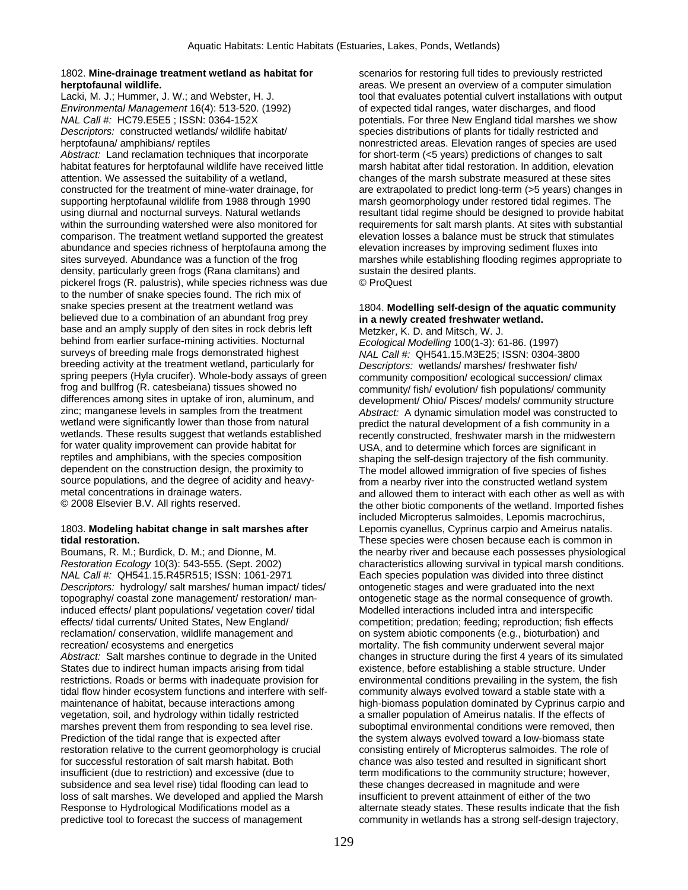1802. **Mine-drainage treatment wetland as habitat for herptofaunal wildlife.**
Lacki, M. J.; Hummer, J. W.; and Webster, H. J.
*Environmental Management* 16(4): 513-520. (1992)
*NAL Call #:* HC79.E5E5 ; ISSN: 0364-152X
*Descriptors:* constructed wetlands/ wildlife habitat/ herptofauna/ amphibians/ reptiles
*Abstract:* Land reclamation techniques that incorporate habitat features for herptofaunal wildlife have received little attention. We assessed the suitability of a wetland, constructed for the treatment of mine-water drainage, for supporting herptofaunal wildlife from 1988 through 1990 using diurnal and nocturnal surveys. Natural wetlands within the surrounding watershed were also monitored for comparison. The treatment wetland supported the greatest abundance and species richness of herptofauna among the sites surveyed. Abundance was a function of the frog density, particularly green frogs (Rana clamitans) and pickerel frogs (R. palustris), while species richness was due to the number of snake species found. The rich mix of snake species present at the treatment wetland was believed due to a combination of an abundant frog prey base and an amply supply of den sites in rock debris left behind from earlier surface-mining activities. Nocturnal surveys of breeding male frogs demonstrated highest breeding activity at the treatment wetland, particularly for spring peepers (Hyla crucifer). Whole-body assays of green frog and bullfrog (R. catesbeiana) tissues showed no differences among sites in uptake of iron, aluminum, and zinc; manganese levels in samples from the treatment wetland were significantly lower than those from natural wetlands. These results suggest that wetlands established for water quality improvement can provide habitat for reptiles and amphibians, with the species composition dependent on the construction design, the proximity to source populations, and the degree of acidity and heavy-metal concentrations in drainage waters.
© 2008 Elsevier B.V. All rights reserved.

1803. **Modeling habitat change in salt marshes after tidal restoration.**
Boumans, R. M.; Burdick, D. M.; and Dionne, M.
*Restoration Ecology* 10(3): 543-555. (Sept. 2002)
*NAL Call #:* QH541.15.R45R515; ISSN: 1061-2971
*Descriptors:* hydrology/ salt marshes/ human impact/ tides/ topography/ coastal zone management/ restoration/ man-induced effects/ plant populations/ vegetation cover/ tidal effects/ tidal currents/ United States, New England/ reclamation/ conservation, wildlife management and recreation/ ecosystems and energetics
*Abstract:* Salt marshes continue to degrade in the United States due to indirect human impacts arising from tidal restrictions. Roads or berms with inadequate provision for tidal flow hinder ecosystem functions and interfere with self-maintenance of habitat, because interactions among vegetation, soil, and hydrology within tidally restricted marshes prevent them from responding to sea level rise. Prediction of the tidal range that is expected after restoration relative to the current geomorphology is crucial for successful restoration of salt marsh habitat. Both insufficient (due to restriction) and excessive (due to subsidence and sea level rise) tidal flooding can lead to loss of salt marshes. We developed and applied the Marsh Response to Hydrological Modifications model as a predictive tool to forecast the success of management scenarios for restoring full tides to previously restricted areas. We present an overview of a computer simulation tool that evaluates potential culvert installations with output of expected tidal ranges, water discharges, and flood potentials. For three New England tidal marshes we show species distributions of plants for tidally restricted and nonrestricted areas. Elevation ranges of species are used for short-term (<5 years) predictions of changes to salt marsh habitat after tidal restoration. In addition, elevation changes of the marsh substrate measured at these sites are extrapolated to predict long-term (>5 years) changes in marsh geomorphology under restored tidal regimes. The resultant tidal regime should be designed to provide habitat requirements for salt marsh plants. At sites with substantial elevation losses a balance must be struck that stimulates elevation increases by improving sediment fluxes into marshes while establishing flooding regimes appropriate to sustain the desired plants.
© ProQuest

1804. **Modelling self-design of the aquatic community in a newly created freshwater wetland.**
Metzker, K. D. and Mitsch, W. J.
*Ecological Modelling* 100(1-3): 61-86. (1997)
*NAL Call #:* QH541.15.M3E25; ISSN: 0304-3800
*Descriptors:* wetlands/ marshes/ freshwater fish/ community composition/ ecological succession/ climax community/ fish/ evolution/ fish populations/ community development/ Ohio/ Pisces/ models/ community structure
*Abstract:* A dynamic simulation model was constructed to predict the natural development of a fish community in a recently constructed, freshwater marsh in the midwestern USA, and to determine which forces are significant in shaping the self-design trajectory of the fish community. The model allowed immigration of five species of fishes from a nearby river into the constructed wetland system and allowed them to interact with each other as well as with the other biotic components of the wetland. Imported fishes included Micropterus salmoides, Lepomis macrochirus, Lepomis cyanellus, Cyprinus carpio and Ameiurus natalis. These species were chosen because each is common in the nearby river and because each possesses physiological characteristics allowing survival in typical marsh conditions. Each species population was divided into three distinct ontogenetic stages and were graduated into the next ontogenetic stage as the normal consequence of growth. Modelled interactions included intra and interspecific competition; predation; feeding; reproduction; fish effects on system abiotic components (e.g., bioturbation) and mortality. The fish community underwent several major changes in structure during the first 4 years of its simulated existence, before establishing a stable structure. Under environmental conditions prevailing in the system, the fish community always evolved toward a stable state with a high-biomass population dominated by Cyprinus carpio and a smaller population of Ameiurus natalis. If the effects of suboptimal environmental conditions were removed, then the system always evolved toward a low-biomass state consisting entirely of Micropterus salmoides. The role of chance was also tested and resulted in significant short term modifications to the community structure; however, these changes decreased in magnitude and were insufficient to prevent attainment of either of the two alternate steady states. These results indicate that the fish community in wetlands has a strong self-design trajectory,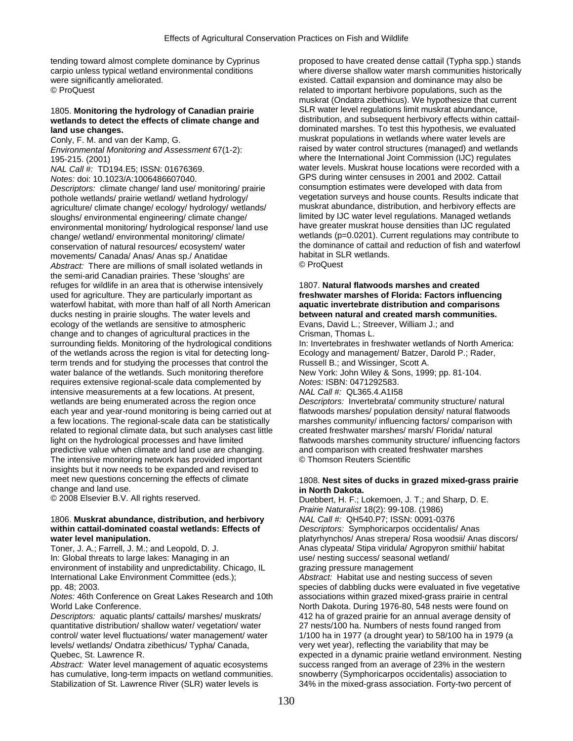tending toward almost complete dominance by Cyprinus carpio unless typical wetland environmental conditions were significantly ameliorated.
© ProQuest

1805. **Monitoring the hydrology of Canadian prairie wetlands to detect the effects of climate change and land use changes.**
Conly, F. M. and van der Kamp, G.
*Environmental Monitoring and Assessment* 67(1-2): 195-215. (2001)
*NAL Call #:* TD194.E5; ISSN: 01676369.
*Notes:* doi: 10.1023/A:1006486607040.
*Descriptors:* climate change/ land use/ monitoring/ prairie pothole wetlands/ prairie wetland/ wetland hydrology/ agriculture/ climate change/ ecology/ hydrology/ wetlands/ sloughs/ environmental engineering/ climate change/ environmental monitoring/ hydrological response/ land use change/ wetland/ environmental monitoring/ climate/ conservation of natural resources/ ecosystem/ water movements/ Canada/ Anas/ Anas sp./ Anatidae
*Abstract:* There are millions of small isolated wetlands in the semi-arid Canadian prairies. These 'sloughs' are refuges for wildlife in an area that is otherwise intensively used for agriculture. They are particularly important as waterfowl habitat, with more than half of all North American ducks nesting in prairie sloughs. The water levels and ecology of the wetlands are sensitive to atmospheric change and to changes of agricultural practices in the surrounding fields. Monitoring of the hydrological conditions of the wetlands across the region is vital for detecting long-term trends and for studying the processes that control the water balance of the wetlands. Such monitoring therefore requires extensive regional-scale data complemented by intensive measurements at a few locations. At present, wetlands are being enumerated across the region once each year and year-round monitoring is being carried out at a few locations. The regional-scale data can be statistically related to regional climate data, but such analyses cast little light on the hydrological processes and have limited predictive value when climate and land use are changing. The intensive monitoring network has provided important insights but it now needs to be expanded and revised to meet new questions concerning the effects of climate change and land use.
© 2008 Elsevier B.V. All rights reserved.

1806. **Muskrat abundance, distribution, and herbivory within cattail-dominated coastal wetlands: Effects of water level manipulation.**
Toner, J. A.; Farrell, J. M.; and Leopold, D. J.
In: Global threats to large lakes: Managing in an environment of instability and unpredictability. Chicago, IL International Lake Environment Committee (eds.); pp. 48; 2003.
*Notes:* 46th Conference on Great Lakes Research and 10th World Lake Conference.
*Descriptors:* aquatic plants/ cattails/ marshes/ muskrats/ quantitative distribution/ shallow water/ vegetation/ water control/ water level fluctuations/ water management/ water levels/ wetlands/ Ondatra zibethicus/ Typha/ Canada, Quebec, St. Lawrence R.
*Abstract:* Water level management of aquatic ecosystems has cumulative, long-term impacts on wetland communities. Stabilization of St. Lawrence River (SLR) water levels is proposed to have created dense cattail (Typha spp.) stands where diverse shallow water marsh communities historically existed. Cattail expansion and dominance may also be related to important herbivore populations, such as the muskrat (Ondatra zibethicus). We hypothesize that current SLR water level regulations limit muskrat abundance, distribution, and subsequent herbivory effects within cattail-dominated marshes. To test this hypothesis, we evaluated muskrat populations in wetlands where water levels are raised by water control structures (managed) and wetlands where the International Joint Commission (IJC) regulates water levels. Muskrat house locations were recorded with a GPS during winter censuses in 2001 and 2002. Cattail consumption estimates were developed with data from vegetation surveys and house counts. Results indicate that muskrat abundance, distribution, and herbivory effects are limited by IJC water level regulations. Managed wetlands have greater muskrat house densities than IJC regulated wetlands ($p=0.0201$). Current regulations may contribute to the dominance of cattail and reduction of fish and waterfowl habitat in SLR wetlands.
© ProQuest

1807. **Natural flatwoods marshes and created freshwater marshes of Florida: Factors influencing aquatic invertebrate distribution and comparisons between natural and created marsh communities.**
Evans, David L.; Streever, William J.; and Crisman, Thomas L.
In: Invertebrates in freshwater wetlands of North America: Ecology and management/ Batzer, Darold P.; Rader, Russell B.; and Wissinger, Scott A.
New York: John Wiley & Sons, 1999; pp. 81-104.
*Notes:* ISBN: 0471292583.
*NAL Call #:* QL365.4.A1I58
*Descriptors:* Invertebrata/ community structure/ natural flatwoods marshes/ population density/ natural flatwoods marshes community/ influencing factors/ comparison with created freshwater marshes/ marsh/ Florida/ natural flatwoods marshes community structure/ influencing factors and comparison with created freshwater marshes
© Thomson Reuters Scientific

1808. **Nest sites of ducks in grazed mixed-grass prairie in North Dakota.**
Duebbert, H. F.; Lokemoen, J. T.; and Sharp, D. E.
*Prairie Naturalist* 18(2): 99-108. (1986)
*NAL Call #:* QH540.P7; ISSN: 0091-0376
*Descriptors:* Symphoricarpos occidentalis/ Anas platyrhynchos/ Anas strepera/ Rosa woodsii/ Anas discors/ Anas clypeata/ Stipa viridula/ Agropyron smithii/ habitat use/ nesting success/ seasonal wetland/ grazing pressure management
*Abstract:* Habitat use and nesting success of seven species of dabbling ducks were evaluated in five vegetative associations within grazed mixed-grass prairie in central North Dakota. During 1976-80, 548 nests were found on 412 ha of grazed prairie for an annual average density of 27 nests/100 ha. Numbers of nests found ranged from 1/100 ha in 1977 (a drought year) to 58/100 ha in 1979 (a very wet year), reflecting the variability that may be expected in a dynamic prairie wetland environment. Nesting success ranged from an average of 23% in the western snowberry (Symphoricarpos occidentalis) association to 34% in the mixed-grass association. Forty-two percent of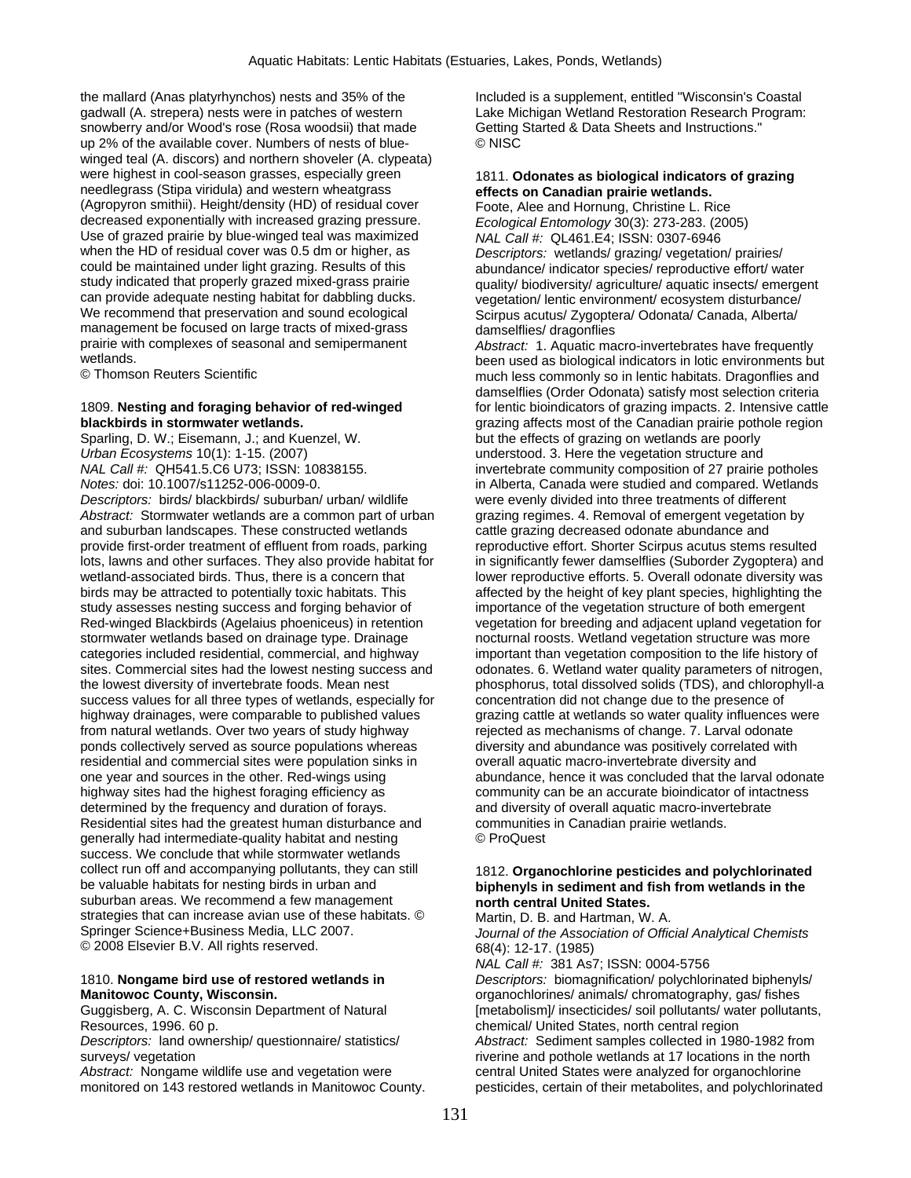the mallard (Anas platyrhynchos) nests and 35% of the gadwall (A. strepera) nests were in patches of western snowberry and/or Wood's rose (Rosa woodsii) that made up 2% of the available cover. Numbers of nests of blue-winged teal (A. discors) and northern shoveler (A. clypeata) were highest in cool-season grasses, especially green needlegrass (Stipa viridula) and western wheatgrass (Agropyron smithii). Height/density (HD) of residual cover decreased exponentially with increased grazing pressure. Use of grazed prairie by blue-winged teal was maximized when the HD of residual cover was 0.5 dm or higher, as could be maintained under light grazing. Results of this study indicated that properly grazed mixed-grass prairie can provide adequate nesting habitat for dabbling ducks. We recommend that preservation and sound ecological management be focused on large tracts of mixed-grass prairie with complexes of seasonal and semipermanent wetlands.
© Thomson Reuters Scientific

1809. **Nesting and foraging behavior of red-winged blackbirds in stormwater wetlands.**
Sparling, D. W.; Eisemann, J.; and Kuenzel, W.
*Urban Ecosystems* 10(1): 1-15. (2007)
*NAL Call #:* QH541.5.C6 U73; ISSN: 10838155.
*Notes:* doi: 10.1007/s11252-006-0009-0.
*Descriptors:* birds/ blackbirds/ suburban/ urban/ wildlife
*Abstract:* Stormwater wetlands are a common part of urban and suburban landscapes. These constructed wetlands provide first-order treatment of effluent from roads, parking lots, lawns and other surfaces. They also provide habitat for wetland-associated birds. Thus, there is a concern that birds may be attracted to potentially toxic habitats. This study assesses nesting success and forging behavior of Red-winged Blackbirds (Agelaius phoeniceus) in retention stormwater wetlands based on drainage type. Drainage categories included residential, commercial, and highway sites. Commercial sites had the lowest nesting success and the lowest diversity of invertebrate foods. Mean nest success values for all three types of wetlands, especially for highway drainages, were comparable to published values from natural wetlands. Over two years of study highway ponds collectively served as source populations whereas residential and commercial sites were population sinks in one year and sources in the other. Red-wings using highway sites had the highest foraging efficiency as determined by the frequency and duration of forays. Residential sites had the greatest human disturbance and generally had intermediate-quality habitat and nesting success. We conclude that while stormwater wetlands collect run off and accompanying pollutants, they can still be valuable habitats for nesting birds in urban and suburban areas. We recommend a few management strategies that can increase avian use of these habitats. © Springer Science+Business Media, LLC 2007.
© 2008 Elsevier B.V. All rights reserved.

1810. **Nongame bird use of restored wetlands in Manitowoc County, Wisconsin.**
Guggisberg, A. C. Wisconsin Department of Natural Resources, 1996. 60 p.
*Descriptors:* land ownership/ questionnaire/ statistics/ surveys/ vegetation
*Abstract:* Nongame wildlife use and vegetation were monitored on 143 restored wetlands in Manitowoc County. Included is a supplement, entitled "Wisconsin's Coastal Lake Michigan Wetland Restoration Research Program: Getting Started & Data Sheets and Instructions."
© NISC

1811. **Odonates as biological indicators of grazing effects on Canadian prairie wetlands.**
Foote, Alee and Hornung, Christine L. Rice
*Ecological Entomology* 30(3): 273-283. (2005)
*NAL Call #:* QL461.E4; ISSN: 0307-6946
*Descriptors:* wetlands/ grazing/ vegetation/ prairies/ abundance/ indicator species/ reproductive effort/ water quality/ biodiversity/ agriculture/ aquatic insects/ emergent vegetation/ lentic environment/ ecosystem disturbance/ Scirpus acutus/ Zygoptera/ Odonata/ Canada, Alberta/ damselflies/ dragonflies
*Abstract:* 1. Aquatic macro-invertebrates have frequently been used as biological indicators in lotic environments but much less commonly so in lentic habitats. Dragonflies and damselflies (Order Odonata) satisfy most selection criteria for lentic bioindicators of grazing impacts. 2. Intensive cattle grazing affects most of the Canadian prairie pothole region but the effects of grazing on wetlands are poorly understood. 3. Here the vegetation structure and invertebrate community composition of 27 prairie potholes in Alberta, Canada were studied and compared. Wetlands were evenly divided into three treatments of different grazing regimes. 4. Removal of emergent vegetation by cattle grazing decreased odonate abundance and reproductive effort. Shorter Scirpus acutus stems resulted in significantly fewer damselflies (Suborder Zygoptera) and lower reproductive efforts. 5. Overall odonate diversity was affected by the height of key plant species, highlighting the importance of the vegetation structure of both emergent vegetation for breeding and adjacent upland vegetation for nocturnal roosts. Wetland vegetation structure was more important than vegetation composition to the life history of odonates. 6. Wetland water quality parameters of nitrogen, phosphorus, total dissolved solids (TDS), and chlorophyll-a concentration did not change due to the presence of grazing cattle at wetlands so water quality influences were rejected as mechanisms of change. 7. Larval odonate diversity and abundance was positively correlated with overall aquatic macro-invertebrate diversity and abundance, hence it was concluded that the larval odonate community can be an accurate bioindicator of intactness and diversity of overall aquatic macro-invertebrate communities in Canadian prairie wetlands.
© ProQuest

1812. **Organochlorine pesticides and polychlorinated biphenyls in sediment and fish from wetlands in the north central United States.**
Martin, D. B. and Hartman, W. A.
*Journal of the Association of Official Analytical Chemists* 68(4): 12-17. (1985)
*NAL Call #:* 381 As7; ISSN: 0004-5756
*Descriptors:* biomagnification/ polychlorinated biphenyls/ organochlorines/ animals/ chromatography, gas/ fishes [metabolism]/ insecticides/ soil pollutants/ water pollutants, chemical/ United States, north central region
*Abstract:* Sediment samples collected in 1980-1982 from riverine and pothole wetlands at 17 locations in the north central United States were analyzed for organochlorine pesticides, certain of their metabolites, and polychlorinated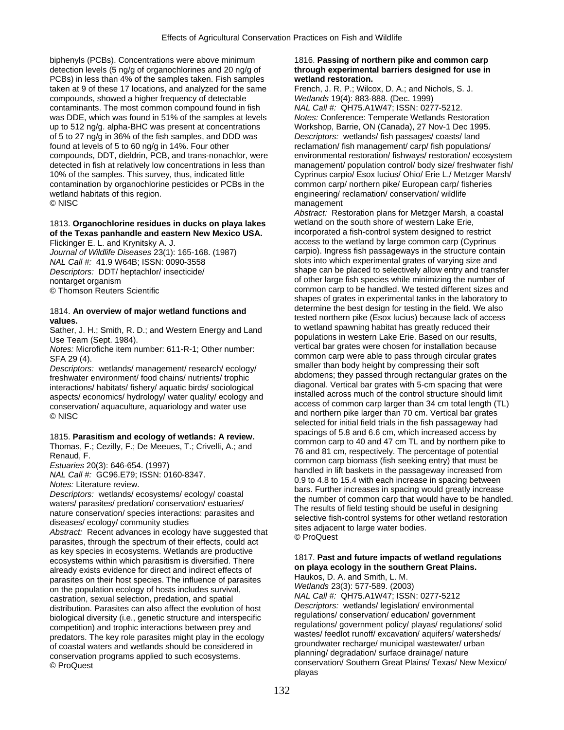biphenyls (PCBs). Concentrations were above minimum detection levels (5 ng/g of organochlorines and 20 ng/g of PCBs) in less than 4% of the samples taken. Fish samples taken at 9 of these 17 locations, and analyzed for the same compounds, showed a higher frequency of detectable contaminants. The most common compound found in fish was DDE, which was found in 51% of the samples at levels up to 512 ng/g. alpha-BHC was present at concentrations of 5 to 27 ng/g in 36% of the fish samples, and DDD was found at levels of 5 to 60 ng/g in 14%. Four other compounds, DDT, dieldrin, PCB, and trans-nonachlor, were detected in fish at relatively low concentrations in less than 10% of the samples. This survey, thus, indicated little contamination by organochlorine pesticides or PCBs in the wetland habitats of this region.
© NISC

1813. **Organochlorine residues in ducks on playa lakes of the Texas panhandle and eastern New Mexico USA.**
Flickinger E. L. and Krynitsky A. J.
*Journal of Wildlife Diseases* 23(1): 165-168. (1987)
*NAL Call #:* 41.9 W64B; ISSN: 0090-3558
*Descriptors:* DDT/ heptachlor/ insecticide/ nontarget organism
© Thomson Reuters Scientific

1814. **An overview of major wetland functions and values.**
Sather, J. H.; Smith, R. D.; and Western Energy and Land Use Team (Sept. 1984).
*Notes:* Microfiche item number: 611-R-1; Other number: SFA 29 (4).
*Descriptors:* wetlands/ management/ research/ ecology/ freshwater environment/ food chains/ nutrients/ trophic interactions/ habitats/ fishery/ aquatic birds/ sociological aspects/ economics/ hydrology/ water quality/ ecology and conservation/ aquaculture, aquariology and water use
© NISC

1815. **Parasitism and ecology of wetlands: A review.**
Thomas, F.; Cezilly, F.; De Meeues, T.; Crivelli, A.; and Renaud, F.
*Estuaries* 20(3): 646-654. (1997)
*NAL Call #:* GC96.E79; ISSN: 0160-8347.
*Notes:* Literature review.
*Descriptors:* wetlands/ ecosystems/ ecology/ coastal waters/ parasites/ predation/ conservation/ estuaries/ nature conservation/ species interactions: parasites and diseases/ ecology/ community studies
*Abstract:* Recent advances in ecology have suggested that parasites, through the spectrum of their effects, could act as key species in ecosystems. Wetlands are productive ecosystems within which parasitism is diversified. There already exists evidence for direct and indirect effects of parasites on their host species. The influence of parasites on the population ecology of hosts includes survival, castration, sexual selection, predation, and spatial distribution. Parasites can also affect the evolution of host biological diversity (i.e., genetic structure and interspecific competition) and trophic interactions between prey and predators. The key role parasites might play in the ecology of coastal waters and wetlands should be considered in conservation programs applied to such ecosystems.
© ProQuest

1816. **Passing of northern pike and common carp through experimental barriers designed for use in wetland restoration.**
French, J. R. P.; Wilcox, D. A.; and Nichols, S. J.
*Wetlands* 19(4): 883-888. (Dec. 1999)
*NAL Call #:* QH75.A1W47; ISSN: 0277-5212.
*Notes:* Conference: Temperate Wetlands Restoration Workshop, Barrie, ON (Canada), 27 Nov-1 Dec 1995.
*Descriptors:* wetlands/ fish passages/ coasts/ land reclamation/ fish management/ carp/ fish populations/ environmental restoration/ fishways/ restoration/ ecosystem management/ population control/ body size/ freshwater fish/ Cyprinus carpio/ Esox lucius/ Ohio/ Erie L./ Metzger Marsh/ common carp/ northern pike/ European carp/ fisheries engineering/ reclamation/ conservation/ wildlife management
*Abstract:* Restoration plans for Metzger Marsh, a coastal wetland on the south shore of western Lake Erie, incorporated a fish-control system designed to restrict access to the wetland by large common carp (Cyprinus carpio). Ingress fish passageways in the structure contain slots into which experimental grates of varying size and shape can be placed to selectively allow entry and transfer of other large fish species while minimizing the number of common carp to be handled. We tested different sizes and shapes of grates in experimental tanks in the laboratory to determine the best design for testing in the field. We also tested northern pike (Esox lucius) because lack of access to wetland spawning habitat has greatly reduced their populations in western Lake Erie. Based on our results, vertical bar grates were chosen for installation because common carp were able to pass through circular grates smaller than body height by compressing their soft abdomens; they passed through rectangular grates on the diagonal. Vertical bar grates with 5-cm spacing that were installed across much of the control structure should limit access of common carp larger than 34 cm total length (TL) and northern pike larger than 70 cm. Vertical bar grates selected for initial field trials in the fish passageway had spacings of 5.8 and 6.6 cm, which increased access by common carp to 40 and 47 cm TL and by northern pike to 76 and 81 cm, respectively. The percentage of potential common carp biomass (fish seeking entry) that must be handled in lift baskets in the passageway increased from 0.9 to 4.8 to 15.4 with each increase in spacing between bars. Further increases in spacing would greatly increase the number of common carp that would have to be handled. The results of field testing should be useful in designing selective fish-control systems for other wetland restoration sites adjacent to large water bodies.
© ProQuest

1817. **Past and future impacts of wetland regulations on playa ecology in the southern Great Plains.**
Haukos, D. A. and Smith, L. M.
*Wetlands* 23(3): 577-589. (2003)
*NAL Call #:* QH75.A1W47; ISSN: 0277-5212
*Descriptors:* wetlands/ legislation/ environmental regulations/ conservation/ education/ government regulations/ government policy/ playas/ regulations/ solid wastes/ feedlot runoff/ excavation/ aquifers/ watersheds/ groundwater recharge/ municipal wastewater/ urban planning/ degradation/ surface drainage/ nature conservation/ Southern Great Plains/ Texas/ New Mexico/ playas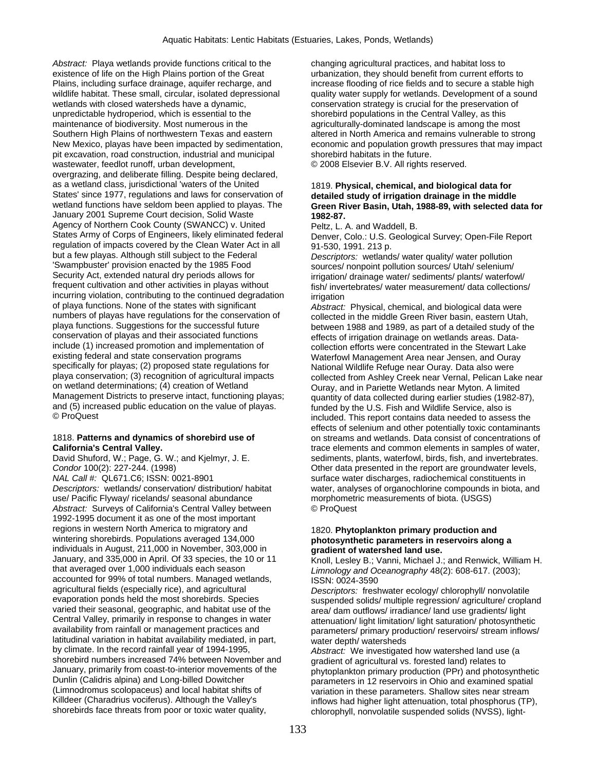*Abstract:* Playa wetlands provide functions critical to the existence of life on the High Plains portion of the Great Plains, including surface drainage, aquifer recharge, and wildlife habitat. These small, circular, isolated depressional wetlands with closed watersheds have a dynamic, unpredictable hydroperiod, which is essential to the maintenance of biodiversity. Most numerous in the Southern High Plains of northwestern Texas and eastern New Mexico, playas have been impacted by sedimentation, pit excavation, road construction, industrial and municipal wastewater, feedlot runoff, urban development, overgrazing, and deliberate filling. Despite being declared, as a wetland class, jurisdictional 'waters of the United States' since 1977, regulations and laws for conservation of wetland functions have seldom been applied to playas. The January 2001 Supreme Court decision, Solid Waste Agency of Northern Cook County (SWANCC) v. United States Army of Corps of Engineers, likely eliminated federal regulation of impacts covered by the Clean Water Act in all but a few playas. Although still subject to the Federal 'Swampbuster' provision enacted by the 1985 Food Security Act, extended natural dry periods allows for frequent cultivation and other activities in playas without incurring violation, contributing to the continued degradation of playa functions. None of the states with significant numbers of playas have regulations for the conservation of playa functions. Suggestions for the successful future conservation of playas and their associated functions include (1) increased promotion and implementation of existing federal and state conservation programs specifically for playas; (2) proposed state regulations for playa conservation; (3) recognition of agricultural impacts on wetland determinations; (4) creation of Wetland Management Districts to preserve intact, functioning playas; and (5) increased public education on the value of playas.
© ProQuest

1818. **Patterns and dynamics of shorebird use of California's Central Valley.**
David Shuford, W.; Page, G. W.; and Kjelmyr, J. E.
*Condor* 100(2): 227-244. (1998)
*NAL Call #:* QL671.C6; ISSN: 0021-8901
*Descriptors:* wetlands/ conservation/ distribution/ habitat use/ Pacific Flyway/ ricelands/ seasonal abundance
*Abstract:* Surveys of California's Central Valley between 1992-1995 document it as one of the most important regions in western North America to migratory and wintering shorebirds. Populations averaged 134,000 individuals in August, 211,000 in November, 303,000 in January, and 335,000 in April. Of 33 species, the 10 or 11 that averaged over 1,000 individuals each season accounted for 99% of total numbers. Managed wetlands, agricultural fields (especially rice), and agricultural evaporation ponds held the most shorebirds. Species varied their seasonal, geographic, and habitat use of the Central Valley, primarily in response to changes in water availability from rainfall or management practices and latitudinal variation in habitat availability mediated, in part, by climate. In the record rainfall year of 1994-1995, shorebird numbers increased 74% between November and January, primarily from coast-to-interior movements of the Dunlin (Calidris alpina) and Long-billed Dowitcher (Limnodromus scolopaceus) and local habitat shifts of Killdeer (Charadrius vociferus). Although the Valley's shorebirds face threats from poor or toxic water quality, changing agricultural practices, and habitat loss to urbanization, they should benefit from current efforts to increase flooding of rice fields and to secure a stable high quality water supply for wetlands. Development of a sound conservation strategy is crucial for the preservation of shorebird populations in the Central Valley, as this agriculturally-dominated landscape is among the most altered in North America and remains vulnerable to strong economic and population growth pressures that may impact shorebird habitats in the future.
© 2008 Elsevier B.V. All rights reserved.

1819. **Physical, chemical, and biological data for detailed study of irrigation drainage in the middle Green River Basin, Utah, 1988-89, with selected data for 1982-87.**
Peltz, L. A. and Waddell, B.
Denver, Colo.: U.S. Geological Survey; Open-File Report 91-530, 1991. 213 p.
*Descriptors:* wetlands/ water quality/ water pollution sources/ nonpoint pollution sources/ Utah/ selenium/ irrigation/ drainage water/ sediments/ plants/ waterfowl/ fish/ invertebrates/ water measurement/ data collections/ irrigation
*Abstract:* Physical, chemical, and biological data were collected in the middle Green River basin, eastern Utah, between 1988 and 1989, as part of a detailed study of the effects of irrigation drainage on wetlands areas. Data-collection efforts were concentrated in the Stewart Lake Waterfowl Management Area near Jensen, and Ouray National Wildlife Refuge near Ouray. Data also were collected from Ashley Creek near Vernal, Pelican Lake near Ouray, and in Pariette Wetlands near Myton. A limited quantity of data collected during earlier studies (1982-87), funded by the U.S. Fish and Wildlife Service, also is included. This report contains data needed to assess the effects of selenium and other potentially toxic contaminants on streams and wetlands. Data consist of concentrations of trace elements and common elements in samples of water, sediments, plants, waterfowl, birds, fish, and invertebrates. Other data presented in the report are groundwater levels, surface water discharges, radiochemical constituents in water, analyses of organochlorine compounds in biota, and morphometric measurements of biota. (USGS)
© ProQuest

1820. **Phytoplankton primary production and photosynthetic parameters in reservoirs along a gradient of watershed land use.**
Knoll, Lesley B.; Vanni, Michael J.; and Renwick, William H.
*Limnology and Oceanography* 48(2): 608-617. (2003); ISSN: 0024-3590
*Descriptors:* freshwater ecology/ chlorophyll/ nonvolatile suspended solids/ multiple regression/ agriculture/ cropland area/ dam outflows/ irradiance/ land use gradients/ light attenuation/ light limitation/ light saturation/ photosynthetic parameters/ primary production/ reservoirs/ stream inflows/ water depth/ watersheds
*Abstract:* We investigated how watershed land use (a gradient of agricultural vs. forested land) relates to phytoplankton primary production (PPr) and photosynthetic parameters in 12 reservoirs in Ohio and examined spatial variation in these parameters. Shallow sites near stream inflows had higher light attenuation, total phosphorus (TP), chlorophyll, nonvolatile suspended solids (NVSS), light-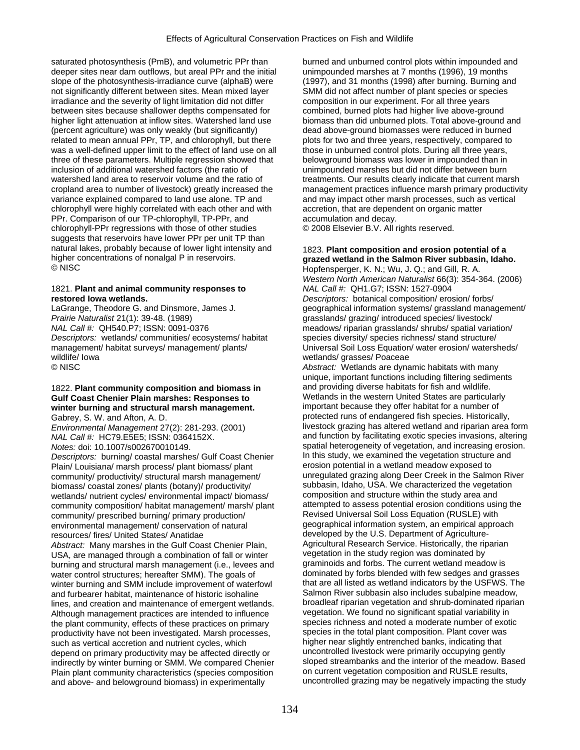saturated photosynthesis (PmB), and volumetric PPr than deeper sites near dam outflows, but areal PPr and the initial slope of the photosynthesis-irradiance curve (alphaB) were not significantly different between sites. Mean mixed layer irradiance and the severity of light limitation did not differ between sites because shallower depths compensated for higher light attenuation at inflow sites. Watershed land use (percent agriculture) was only weakly (but significantly) related to mean annual PPr, TP, and chlorophyll, but there was a well-defined upper limit to the effect of land use on all three of these parameters. Multiple regression showed that inclusion of additional watershed factors (the ratio of watershed land area to reservoir volume and the ratio of cropland area to number of livestock) greatly increased the variance explained compared to land use alone. TP and chlorophyll were highly correlated with each other and with PPr. Comparison of our TP-chlorophyll, TP-PPr, and chlorophyll-PPr regressions with those of other studies suggests that reservoirs have lower PPr per unit TP than natural lakes, probably because of lower light intensity and higher concentrations of nonalgal P in reservoirs.
© NISC

1821. **Plant and animal community responses to restored Iowa wetlands.**
LaGrange, Theodore G. and Dinsmore, James J.
*Prairie Naturalist* 21(1): 39-48. (1989)
*NAL Call #:* QH540.P7; ISSN: 0091-0376
*Descriptors:* wetlands/ communities/ ecosystems/ habitat management/ habitat surveys/ management/ plants/ wildlife/ Iowa
© NISC

1822. **Plant community composition and biomass in Gulf Coast Chenier Plain marshes: Responses to winter burning and structural marsh management.**
Gabrey, S. W. and Afton, A. D.
*Environmental Management* 27(2): 281-293. (2001)
*NAL Call #:* HC79.E5E5; ISSN: 0364152X.
*Notes:* doi: 10.1007/s002670010149.
*Descriptors:* burning/ coastal marshes/ Gulf Coast Chenier Plain/ Louisiana/ marsh process/ plant biomass/ plant community/ productivity/ structural marsh management/ biomass/ coastal zones/ plants (botany)/ productivity/ wetlands/ nutrient cycles/ environmental impact/ biomass/ community composition/ habitat management/ marsh/ plant community/ prescribed burning/ primary production/ environmental management/ conservation of natural resources/ fires/ United States/ Anatidae
*Abstract:* Many marshes in the Gulf Coast Chenier Plain, USA, are managed through a combination of fall or winter burning and structural marsh management (i.e., levees and water control structures; hereafter SMM). The goals of winter burning and SMM include improvement of waterfowl and furbearer habitat, maintenance of historic isohaline lines, and creation and maintenance of emergent wetlands. Although management practices are intended to influence the plant community, effects of these practices on primary productivity have not been investigated. Marsh processes, such as vertical accretion and nutrient cycles, which depend on primary productivity may be affected directly or indirectly by winter burning or SMM. We compared Chenier Plain plant community characteristics (species composition and above- and belowground biomass) in experimentally burned and unburned control plots within impounded and unimpounded marshes at 7 months (1996), 19 months (1997), and 31 months (1998) after burning. Burning and SMM did not affect number of plant species or species composition in our experiment. For all three years combined, burned plots had higher live above-ground biomass than did unburned plots. Total above-ground and dead above-ground biomasses were reduced in burned plots for two and three years, respectively, compared to those in unburned control plots. During all three years, belowground biomass was lower in impounded than in unimpounded marshes but did not differ between burn treatments. Our results clearly indicate that current marsh management practices influence marsh primary productivity and may impact other marsh processes, such as vertical accretion, that are dependent on organic matter accumulation and decay.
© 2008 Elsevier B.V. All rights reserved.

1823. **Plant composition and erosion potential of a grazed wetland in the Salmon River subbasin, Idaho.**
Hopfensperger, K. N.; Wu, J. Q.; and Gill, R. A.
*Western North American Naturalist* 66(3): 354-364. (2006)
*NAL Call #:* QH1.G7; ISSN: 1527-0904
*Descriptors:* botanical composition/ erosion/ forbs/ geographical information systems/ grassland management/ grasslands/ grazing/ introduced species/ livestock/ meadows/ riparian grasslands/ shrubs/ spatial variation/ species diversity/ species richness/ stand structure/ Universal Soil Loss Equation/ water erosion/ watersheds/ wetlands/ grasses/ Poaceae
*Abstract:* Wetlands are dynamic habitats with many unique, important functions including filtering sediments and providing diverse habitats for fish and wildlife. Wetlands in the western United States are particularly important because they offer habitat for a number of protected runs of endangered fish species. Historically, livestock grazing has altered wetland and riparian area form and function by facilitating exotic species invasions, altering spatial heterogeneity of vegetation, and increasing erosion. In this study, we examined the vegetation structure and erosion potential in a wetland meadow exposed to unregulated grazing along Deer Creek in the Salmon River subbasin, Idaho, USA. We characterized the vegetation composition and structure within the study area and attempted to assess potential erosion conditions using the Revised Universal Soil Loss Equation (RUSLE) with geographical information system, an empirical approach developed by the U.S. Department of Agriculture-Agricultural Research Service. Historically, the riparian vegetation in the study region was dominated by graminoids and forbs. The current wetland meadow is dominated by forbs blended with few sedges and grasses that are all listed as wetland indicators by the USFWS. The Salmon River subbasin also includes subalpine meadow, broadleaf riparian vegetation and shrub-dominated riparian vegetation. We found no significant spatial variability in species richness and noted a moderate number of exotic species in the total plant composition. Plant cover was higher near slightly entrenched banks, indicating that uncontrolled livestock were primarily occupying gently sloped streambanks and the interior of the meadow. Based on current vegetation composition and RUSLE results, uncontrolled grazing may be negatively impacting the study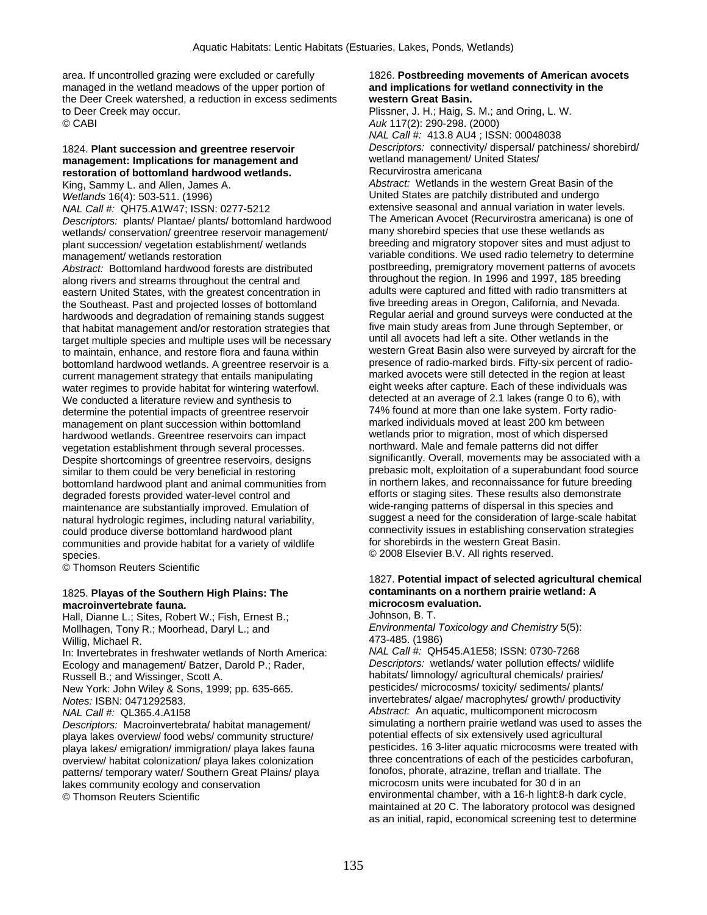area. If uncontrolled grazing were excluded or carefully managed in the wetland meadows of the upper portion of the Deer Creek watershed, a reduction in excess sediments to Deer Creek may occur.
© CABI

1824. **Plant succession and greentree reservoir management: Implications for management and restoration of bottomland hardwood wetlands.**
King, Sammy L. and Allen, James A.
*Wetlands* 16(4): 503-511. (1996)
*NAL Call #:* QH75.A1W47; ISSN: 0277-5212
*Descriptors:* plants/ Plantae/ plants/ bottomland hardwood wetlands/ conservation/ greentree reservoir management/ plant succession/ vegetation establishment/ wetlands management/ wetlands restoration
*Abstract:* Bottomland hardwood forests are distributed along rivers and streams throughout the central and eastern United States, with the greatest concentration in the Southeast. Past and projected losses of bottomland hardwoods and degradation of remaining stands suggest that habitat management and/or restoration strategies that target multiple species and multiple uses will be necessary to maintain, enhance, and restore flora and fauna within bottomland hardwood wetlands. A greentree reservoir is a current management strategy that entails manipulating water regimes to provide habitat for wintering waterfowl. We conducted a literature review and synthesis to determine the potential impacts of greentree reservoir management on plant succession within bottomland hardwood wetlands. Greentree reservoirs can impact vegetation establishment through several processes. Despite shortcomings of greentree reservoirs, designs similar to them could be very beneficial in restoring bottomland hardwood plant and animal communities from degraded forests provided water-level control and maintenance are substantially improved. Emulation of natural hydrologic regimes, including natural variability, could produce diverse bottomland hardwood plant communities and provide habitat for a variety of wildlife species.
© Thomson Reuters Scientific

1825. **Playas of the Southern High Plains: The macroinvertebrate fauna.**
Hall, Dianne L.; Sites, Robert W.; Fish, Ernest B.; Mollhagen, Tony R.; Moorhead, Daryl L.; and Willig, Michael R.
In: Invertebrates in freshwater wetlands of North America: Ecology and management/ Batzer, Darold P.; Rader, Russell B.; and Wissinger, Scott A.
New York: John Wiley & Sons, 1999; pp. 635-665.
*Notes:* ISBN: 0471292583.
*NAL Call #:* QL365.4.A1I58
*Descriptors:* Macroinvertebrata/ habitat management/ playa lakes overview/ food webs/ community structure/ playa lakes/ emigration/ immigration/ playa lakes fauna overview/ habitat colonization/ playa lakes colonization patterns/ temporary water/ Southern Great Plains/ playa lakes community ecology and conservation
© Thomson Reuters Scientific

1826. **Postbreeding movements of American avocets and implications for wetland connectivity in the western Great Basin.**
Plissner, J. H.; Haig, S. M.; and Oring, L. W.
*Auk* 117(2): 290-298. (2000)
*NAL Call #:* 413.8 AU4 ; ISSN: 00048038
*Descriptors:* connectivity/ dispersal/ patchiness/ shorebird/ wetland management/ United States/ Recurvirostra americana
*Abstract:* Wetlands in the western Great Basin of the United States are patchily distributed and undergo extensive seasonal and annual variation in water levels. The American Avocet (Recurvirostra americana) is one of many shorebird species that use these wetlands as breeding and migratory stopover sites and must adjust to variable conditions. We used radio telemetry to determine postbreeding, premigratory movement patterns of avocets throughout the region. In 1996 and 1997, 185 breeding adults were captured and fitted with radio transmitters at five breeding areas in Oregon, California, and Nevada. Regular aerial and ground surveys were conducted at the five main study areas from June through September, or until all avocets had left a site. Other wetlands in the western Great Basin also were surveyed by aircraft for the presence of radio-marked birds. Fifty-six percent of radio-marked avocets were still detected in the region at least eight weeks after capture. Each of these individuals was detected at an average of 2.1 lakes (range 0 to 6), with 74% found at more than one lake system. Forty radio-marked individuals moved at least 200 km between wetlands prior to migration, most of which dispersed northward. Male and female patterns did not differ significantly. Overall, movements may be associated with a prebasic molt, exploitation of a superabundant food source in northern lakes, and reconnaissance for future breeding efforts or staging sites. These results also demonstrate wide-ranging patterns of dispersal in this species and suggest a need for the consideration of large-scale habitat connectivity issues in establishing conservation strategies for shorebirds in the western Great Basin.
© 2008 Elsevier B.V. All rights reserved.

1827. **Potential impact of selected agricultural chemical contaminants on a northern prairie wetland: A microcosm evaluation.**
Johnson, B. T.
*Environmental Toxicology and Chemistry* 5(5): 473-485. (1986)
*NAL Call #:* QH545.A1E58; ISSN: 0730-7268
*Descriptors:* wetlands/ water pollution effects/ wildlife habitats/ limnology/ agricultural chemicals/ prairies/ pesticides/ microcosms/ toxicity/ sediments/ plants/ invertebrates/ algae/ macrophytes/ growth/ productivity
*Abstract:* An aquatic, multicomponent microcosm simulating a northern prairie wetland was used to asses the potential effects of six extensively used agricultural pesticides. 16 3-liter aquatic microcosms were treated with three concentrations of each of the pesticides carbofuran, fonofos, phorate, atrazine, treflan and triallate. The microcosm units were incubated for 30 d in an environmental chamber, with a 16-h light:8-h dark cycle, maintained at 20 C. The laboratory protocol was designed as an initial, rapid, economical screening test to determine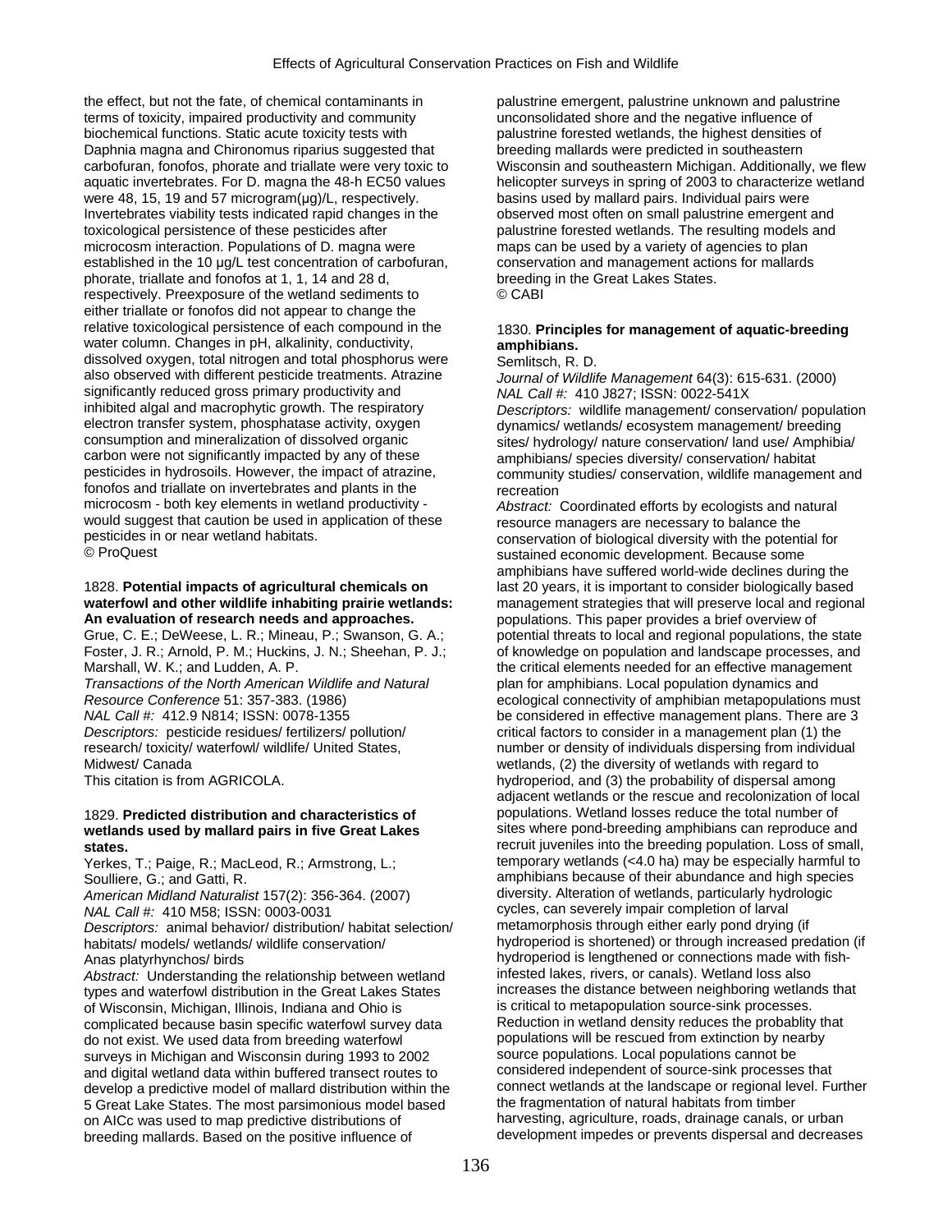the effect, but not the fate, of chemical contaminants in terms of toxicity, impaired productivity and community biochemical functions. Static acute toxicity tests with Daphnia magna and Chironomus riparius suggested that carbofuran, fonofos, phorate and triallate were very toxic to aquatic invertebrates. For D. magna the 48-h EC50 values were 48, 15, 19 and 57 microgram(μg)/L, respectively. Invertebrates viability tests indicated rapid changes in the toxicological persistence of these pesticides after microcosm interaction. Populations of D. magna were established in the 10 μg/L test concentration of carbofuran, phorate, triallate and fonofos at 1, 1, 14 and 28 d, respectively. Preexposure of the wetland sediments to either triallate or fonofos did not appear to change the relative toxicological persistence of each compound in the water column. Changes in pH, alkalinity, conductivity, dissolved oxygen, total nitrogen and total phosphorus were also observed with different pesticide treatments. Atrazine significantly reduced gross primary productivity and inhibited algal and macrophytic growth. The respiratory electron transfer system, phosphatase activity, oxygen consumption and mineralization of dissolved organic carbon were not significantly impacted by any of these pesticides in hydrosoils. However, the impact of atrazine, fonofos and triallate on invertebrates and plants in the microcosm - both key elements in wetland productivity - would suggest that caution be used in application of these pesticides in or near wetland habitats.
© ProQuest

1828. **Potential impacts of agricultural chemicals on waterfowl and other wildlife inhabiting prairie wetlands: An evaluation of research needs and approaches.**
Grue, C. E.; DeWeese, L. R.; Mineau, P.; Swanson, G. A.; Foster, J. R.; Arnold, P. M.; Huckins, J. N.; Sheehan, P. J.; Marshall, W. K.; and Ludden, A. P.
*Transactions of the North American Wildlife and Natural Resource Conference* 51: 357-383. (1986)
*NAL Call #:* 412.9 N814; ISSN: 0078-1355
*Descriptors:* pesticide residues/ fertilizers/ pollution/ research/ toxicity/ waterfowl/ wildlife/ United States, Midwest/ Canada
This citation is from AGRICOLA.

1829. **Predicted distribution and characteristics of wetlands used by mallard pairs in five Great Lakes states.**
Yerkes, T.; Paige, R.; MacLeod, R.; Armstrong, L.; Soulliere, G.; and Gatti, R.
*American Midland Naturalist* 157(2): 356-364. (2007)
*NAL Call #:* 410 M58; ISSN: 0003-0031
*Descriptors:* animal behavior/ distribution/ habitat selection/ habitats/ models/ wetlands/ wildlife conservation/ Anas platyrhynchos/ birds
*Abstract:* Understanding the relationship between wetland types and waterfowl distribution in the Great Lakes States of Wisconsin, Michigan, Illinois, Indiana and Ohio is complicated because basin specific waterfowl survey data do not exist. We used data from breeding waterfowl surveys in Michigan and Wisconsin during 1993 to 2002 and digital wetland data within buffered transect routes to develop a predictive model of mallard distribution within the 5 Great Lake States. The most parsimonious model based on AICc was used to map predictive distributions of breeding mallards. Based on the positive influence of palustrine emergent, palustrine unknown and palustrine unconsolidated shore and the negative influence of palustrine forested wetlands, the highest densities of breeding mallards were predicted in southeastern Wisconsin and southeastern Michigan. Additionally, we flew helicopter surveys in spring of 2003 to characterize wetland basins used by mallard pairs. Individual pairs were observed most often on small palustrine emergent and palustrine forested wetlands. The resulting models and maps can be used by a variety of agencies to plan conservation and management actions for mallards breeding in the Great Lakes States.
© CABI

1830. **Principles for management of aquatic-breeding amphibians.**
Semlitsch, R. D.
*Journal of Wildlife Management* 64(3): 615-631. (2000)
*NAL Call #:* 410 J827; ISSN: 0022-541X
*Descriptors:* wildlife management/ conservation/ population dynamics/ wetlands/ ecosystem management/ breeding sites/ hydrology/ nature conservation/ land use/ Amphibia/ amphibians/ species diversity/ conservation/ habitat community studies/ conservation, wildlife management and recreation
*Abstract:* Coordinated efforts by ecologists and natural resource managers are necessary to balance the conservation of biological diversity with the potential for sustained economic development. Because some amphibians have suffered world-wide declines during the last 20 years, it is important to consider biologically based management strategies that will preserve local and regional populations. This paper provides a brief overview of potential threats to local and regional populations, the state of knowledge on population and landscape processes, and the critical elements needed for an effective management plan for amphibians. Local population dynamics and ecological connectivity of amphibian metapopulations must be considered in effective management plans. There are 3 critical factors to consider in a management plan (1) the number or density of individuals dispersing from individual wetlands, (2) the diversity of wetlands with regard to hydroperiod, and (3) the probability of dispersal among adjacent wetlands or the rescue and recolonization of local populations. Wetland losses reduce the total number of sites where pond-breeding amphibians can reproduce and recruit juveniles into the breeding population. Loss of small, temporary wetlands (<4.0 ha) may be especially harmful to amphibians because of their abundance and high species diversity. Alteration of wetlands, particularly hydrologic cycles, can severely impair completion of larval metamorphosis through either early pond drying (if hydroperiod is shortened) or through increased predation (if hydroperiod is lengthened or connections made with fish-infested lakes, rivers, or canals). Wetland loss also increases the distance between neighboring wetlands that is critical to metapopulation source-sink processes. Reduction in wetland density reduces the probablity that populations will be rescued from extinction by nearby source populations. Local populations cannot be considered independent of source-sink processes that connect wetlands at the landscape or regional level. Further the fragmentation of natural habitats from timber harvesting, agriculture, roads, drainage canals, or urban development impedes or prevents dispersal and decreases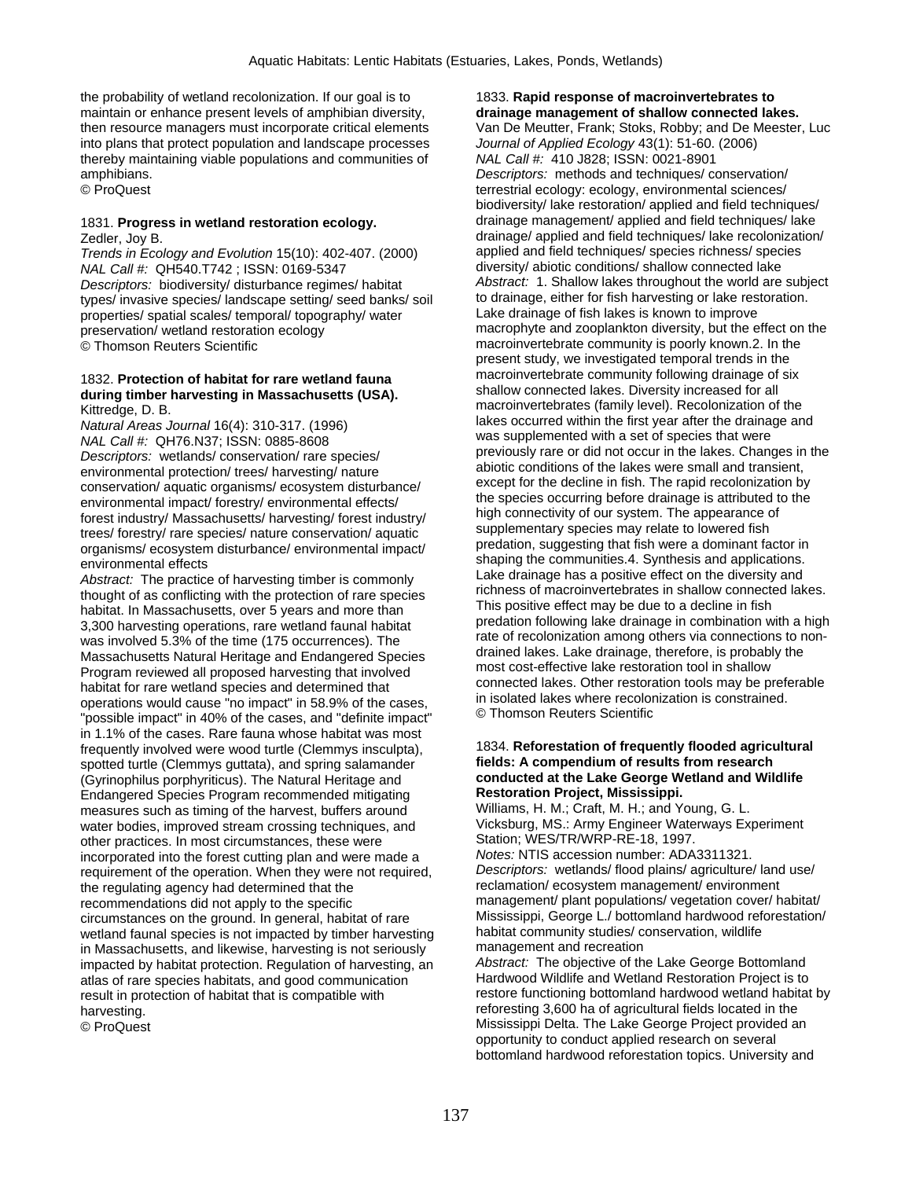the probability of wetland recolonization. If our goal is to maintain or enhance present levels of amphibian diversity, then resource managers must incorporate critical elements into plans that protect population and landscape processes thereby maintaining viable populations and communities of amphibians.
© ProQuest

1831. **Progress in wetland restoration ecology.**
Zedler, Joy B.
*Trends in Ecology and Evolution* 15(10): 402-407. (2000)
*NAL Call #:* QH540.T742 ; ISSN: 0169-5347
*Descriptors:* biodiversity/ disturbance regimes/ habitat types/ invasive species/ landscape setting/ seed banks/ soil properties/ spatial scales/ temporal/ topography/ water preservation/ wetland restoration ecology
© Thomson Reuters Scientific

1832. **Protection of habitat for rare wetland fauna during timber harvesting in Massachusetts (USA).**
Kittredge, D. B.
*Natural Areas Journal* 16(4): 310-317. (1996)
*NAL Call #:* QH76.N37; ISSN: 0885-8608
*Descriptors:* wetlands/ conservation/ rare species/ environmental protection/ trees/ harvesting/ nature conservation/ aquatic organisms/ ecosystem disturbance/ environmental impact/ forestry/ environmental effects/ forest industry/ Massachusetts/ harvesting/ forest industry/ trees/ forestry/ rare species/ nature conservation/ aquatic organisms/ ecosystem disturbance/ environmental impact/ environmental effects
*Abstract:* The practice of harvesting timber is commonly thought of as conflicting with the protection of rare species habitat. In Massachusetts, over 5 years and more than 3,300 harvesting operations, rare wetland faunal habitat was involved 5.3% of the time (175 occurrences). The Massachusetts Natural Heritage and Endangered Species Program reviewed all proposed harvesting that involved habitat for rare wetland species and determined that operations would cause "no impact" in 58.9% of the cases, "possible impact" in 40% of the cases, and "definite impact" in 1.1% of the cases. Rare fauna whose habitat was most frequently involved were wood turtle (Clemmys insculpta), spotted turtle (Clemmys guttata), and spring salamander (Gyrinophilus porphyriticus). The Natural Heritage and Endangered Species Program recommended mitigating measures such as timing of the harvest, buffers around water bodies, improved stream crossing techniques, and other practices. In most circumstances, these were incorporated into the forest cutting plan and were made a requirement of the operation. When they were not required, the regulating agency had determined that the recommendations did not apply to the specific circumstances on the ground. In general, habitat of rare wetland faunal species is not impacted by timber harvesting in Massachusetts, and likewise, harvesting is not seriously impacted by habitat protection. Regulation of harvesting, an atlas of rare species habitats, and good communication result in protection of habitat that is compatible with harvesting.
© ProQuest

1833. **Rapid response of macroinvertebrates to drainage management of shallow connected lakes.**
Van De Meutter, Frank; Stoks, Robby; and De Meester, Luc
*Journal of Applied Ecology* 43(1): 51-60. (2006)
*NAL Call #:* 410 J828; ISSN: 0021-8901
*Descriptors:* methods and techniques/ conservation/ terrestrial ecology: ecology, environmental sciences/ biodiversity/ lake restoration/ applied and field techniques/ drainage management/ applied and field techniques/ lake drainage/ applied and field techniques/ lake recolonization/ applied and field techniques/ species richness/ species diversity/ abiotic conditions/ shallow connected lake
*Abstract:* 1. Shallow lakes throughout the world are subject to drainage, either for fish harvesting or lake restoration. Lake drainage of fish lakes is known to improve macrophyte and zooplankton diversity, but the effect on the macroinvertebrate community is poorly known.2. In the present study, we investigated temporal trends in the macroinvertebrate community following drainage of six shallow connected lakes. Diversity increased for all macroinvertebrates (family level). Recolonization of the lakes occurred within the first year after the drainage and was supplemented with a set of species that were previously rare or did not occur in the lakes. Changes in the abiotic conditions of the lakes were small and transient, except for the decline in fish. The rapid recolonization by the species occurring before drainage is attributed to the high connectivity of our system. The appearance of supplementary species may relate to lowered fish predation, suggesting that fish were a dominant factor in shaping the communities.4. Synthesis and applications. Lake drainage has a positive effect on the diversity and richness of macroinvertebrates in shallow connected lakes. This positive effect may be due to a decline in fish predation following lake drainage in combination with a high rate of recolonization among others via connections to non-drained lakes. Lake drainage, therefore, is probably the most cost-effective lake restoration tool in shallow connected lakes. Other restoration tools may be preferable in isolated lakes where recolonization is constrained.
© Thomson Reuters Scientific

1834. **Reforestation of frequently flooded agricultural fields: A compendium of results from research conducted at the Lake George Wetland and Wildlife Restoration Project, Mississippi.**
Williams, H. M.; Craft, M. H.; and Young, G. L.
Vicksburg, MS.: Army Engineer Waterways Experiment Station; WES/TR/WRP-RE-18, 1997.
*Notes:* NTIS accession number: ADA3311321.
*Descriptors:* wetlands/ flood plains/ agriculture/ land use/ reclamation/ ecosystem management/ environment management/ plant populations/ vegetation cover/ habitat/ Mississippi, George L./ bottomland hardwood reforestation/ habitat community studies/ conservation, wildlife management and recreation
*Abstract:* The objective of the Lake George Bottomland Hardwood Wildlife and Wetland Restoration Project is to restore functioning bottomland hardwood wetland habitat by reforesting 3,600 ha of agricultural fields located in the Mississippi Delta. The Lake George Project provided an opportunity to conduct applied research on several bottomland hardwood reforestation topics. University and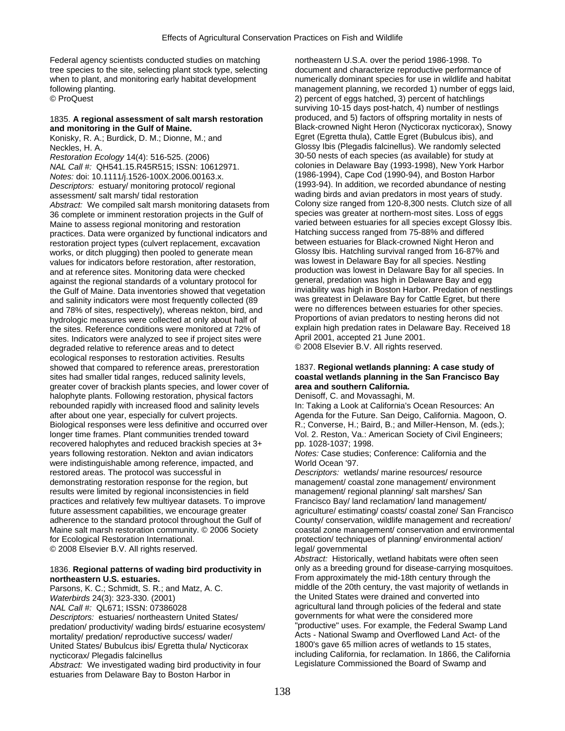Federal agency scientists conducted studies on matching tree species to the site, selecting plant stock type, selecting when to plant, and monitoring early habitat development following planting.
© ProQuest

1835. **A regional assessment of salt marsh restoration and monitoring in the Gulf of Maine.**
Konisky, R. A.; Burdick, D. M.; Dionne, M.; and Neckles, H. A.
*Restoration Ecology* 14(4): 516-525. (2006)
*NAL Call #:* QH541.15.R45R515; ISSN: 10612971.
*Notes:* doi: 10.1111/j.1526-100X.2006.00163.x.
*Descriptors:* estuary/ monitoring protocol/ regional assessment/ salt marsh/ tidal restoration
*Abstract:* We compiled salt marsh monitoring datasets from 36 complete or imminent restoration projects in the Gulf of Maine to assess regional monitoring and restoration practices. Data were organized by functional indicators and restoration project types (culvert replacement, excavation works, or ditch plugging) then pooled to generate mean values for indicators before restoration, after restoration, and at reference sites. Monitoring data were checked against the regional standards of a voluntary protocol for the Gulf of Maine. Data inventories showed that vegetation and salinity indicators were most frequently collected (89 and 78% of sites, respectively), whereas nekton, bird, and hydrologic measures were collected at only about half of the sites. Reference conditions were monitored at 72% of sites. Indicators were analyzed to see if project sites were degraded relative to reference areas and to detect ecological responses to restoration activities. Results showed that compared to reference areas, prerestoration sites had smaller tidal ranges, reduced salinity levels, greater cover of brackish plants species, and lower cover of halophyte plants. Following restoration, physical factors rebounded rapidly with increased flood and salinity levels after about one year, especially for culvert projects. Biological responses were less definitive and occurred over longer time frames. Plant communities trended toward recovered halophytes and reduced brackish species at 3+ years following restoration. Nekton and avian indicators were indistinguishable among reference, impacted, and restored areas. The protocol was successful in demonstrating restoration response for the region, but results were limited by regional inconsistencies in field practices and relatively few multiyear datasets. To improve future assessment capabilities, we encourage greater adherence to the standard protocol throughout the Gulf of Maine salt marsh restoration community. © 2006 Society for Ecological Restoration International.
© 2008 Elsevier B.V. All rights reserved.

1836. **Regional patterns of wading bird productivity in northeastern U.S. estuaries.**
Parsons, K. C.; Schmidt, S. R.; and Matz, A. C.
*Waterbirds* 24(3): 323-330. (2001)
*NAL Call #:* QL671; ISSN: 07386028
*Descriptors:* estuaries/ northeastern United States/ predation/ productivity/ wading birds/ estuarine ecosystem/ mortality/ predation/ reproductive success/ wader/ United States/ Bubulcus ibis/ Egretta thula/ Nycticorax nycticorax/ Plegadis falcinellus
*Abstract:* We investigated wading bird productivity in four estuaries from Delaware Bay to Boston Harbor in northeastern U.S.A. over the period 1986-1998. To document and characterize reproductive performance of numerically dominant species for use in wildlife and habitat management planning, we recorded 1) number of eggs laid, 2) percent of eggs hatched, 3) percent of hatchlings surviving 10-15 days post-hatch, 4) number of nestlings produced, and 5) factors of offspring mortality in nests of Black-crowned Night Heron (Nycticorax nycticorax), Snowy Egret (Egretta thula), Cattle Egret (Bubulcus ibis), and Glossy Ibis (Plegadis falcinellus). We randomly selected 30-50 nests of each species (as available) for study at colonies in Delaware Bay (1993-1998), New York Harbor (1986-1994), Cape Cod (1990-94), and Boston Harbor (1993-94). In addition, we recorded abundance of nesting wading birds and avian predators in most years of study. Colony size ranged from 120-8,300 nests. Clutch size of all species was greater at northern-most sites. Loss of eggs varied between estuaries for all species except Glossy Ibis. Hatching success ranged from 75-88% and differed between estuaries for Black-crowned Night Heron and Glossy Ibis. Hatchling survival ranged from 16-87% and was lowest in Delaware Bay for all species. Nestling production was lowest in Delaware Bay for all species. In general, predation was high in Delaware Bay and egg inviability was high in Boston Harbor. Predation of nestlings was greatest in Delaware Bay for Cattle Egret, but there were no differences between estuaries for other species. Proportions of avian predators to nesting herons did not explain high predation rates in Delaware Bay. Received 18 April 2001, accepted 21 June 2001.
© 2008 Elsevier B.V. All rights reserved.

1837. **Regional wetlands planning: A case study of coastal wetlands planning in the San Francisco Bay area and southern California.**
Denisoff, C. and Movassaghi, M.
In: Taking a Look at California's Ocean Resources: An Agenda for the Future. San Deigo, California. Magoon, O. R.; Converse, H.; Baird, B.; and Miller-Henson, M. (eds.); Vol. 2. Reston, Va.: American Society of Civil Engineers; pp. 1028-1037; 1998.
*Notes:* Case studies; Conference: California and the World Ocean '97.
*Descriptors:* wetlands/ marine resources/ resource management/ coastal zone management/ environment management/ regional planning/ salt marshes/ San Francisco Bay/ land reclamation/ land management/ agriculture/ estimating/ coasts/ coastal zone/ San Francisco County/ conservation, wildlife management and recreation/ coastal zone management/ conservation and environmental protection/ techniques of planning/ environmental action/ legal/ governmental
*Abstract:* Historically, wetland habitats were often seen only as a breeding ground for disease-carrying mosquitoes. From approximately the mid-18th century through the middle of the 20th century, the vast majority of wetlands in the United States were drained and converted into agricultural land through policies of the federal and state governments for what were the considered more "productive" uses. For example, the Federal Swamp Land Acts - National Swamp and Overflowed Land Act- of the 1800's gave 65 million acres of wetlands to 15 states, including California, for reclamation. In 1866, the California Legislature Commissioned the Board of Swamp and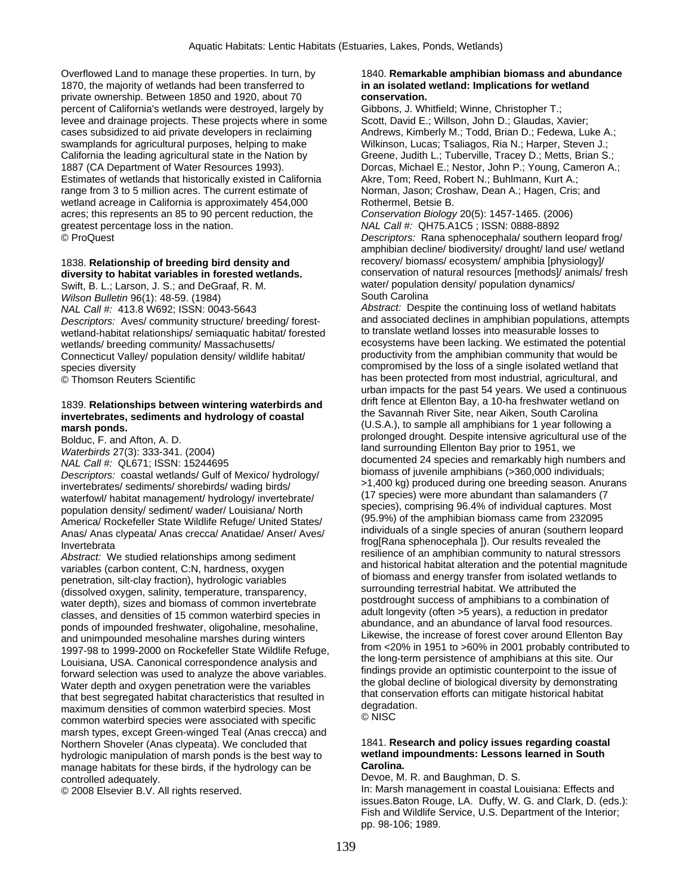Overflowed Land to manage these properties. In turn, by 1870, the majority of wetlands had been transferred to private ownership. Between 1850 and 1920, about 70 percent of California's wetlands were destroyed, largely by levee and drainage projects. These projects where in some cases subsidized to aid private developers in reclaiming swamplands for agricultural purposes, helping to make California the leading agricultural state in the Nation by 1887 (CA Department of Water Resources 1993). Estimates of wetlands that historically existed in California range from 3 to 5 million acres. The current estimate of wetland acreage in California is approximately 454,000 acres; this represents an 85 to 90 percent reduction, the greatest percentage loss in the nation.
© ProQuest

1838. **Relationship of breeding bird density and diversity to habitat variables in forested wetlands.**
Swift, B. L.; Larson, J. S.; and DeGraaf, R. M.
*Wilson Bulletin* 96(1): 48-59. (1984)
*NAL Call #:* 413.8 W692; ISSN: 0043-5643
*Descriptors:* Aves/ community structure/ breeding/ forest-wetland-habitat relationships/ semiaquatic habitat/ forested wetlands/ breeding community/ Massachusetts/ Connecticut Valley/ population density/ wildlife habitat/ species diversity
© Thomson Reuters Scientific

1839. **Relationships between wintering waterbirds and invertebrates, sediments and hydrology of coastal marsh ponds.**
Bolduc, F. and Afton, A. D.
*Waterbirds* 27(3): 333-341. (2004)
*NAL Call #:* QL671; ISSN: 15244695
*Descriptors:* coastal wetlands/ Gulf of Mexico/ hydrology/ invertebrates/ sediments/ shorebirds/ wading birds/ waterfowl/ habitat management/ hydrology/ invertebrate/ population density/ sediment/ wader/ Louisiana/ North America/ Rockefeller State Wildlife Refuge/ United States/ Anas/ Anas clypeata/ Anas crecca/ Anatidae/ Anser/ Aves/ Invertebrata
*Abstract:* We studied relationships among sediment variables (carbon content, C:N, hardness, oxygen penetration, silt-clay fraction), hydrologic variables (dissolved oxygen, salinity, temperature, transparency, water depth), sizes and biomass of common invertebrate classes, and densities of 15 common waterbird species in ponds of impounded freshwater, oligohaline, mesohaline, and unimpounded mesohaline marshes during winters 1997-98 to 1999-2000 on Rockefeller State Wildlife Refuge, Louisiana, USA. Canonical correspondence analysis and forward selection was used to analyze the above variables. Water depth and oxygen penetration were the variables that best segregated habitat characteristics that resulted in maximum densities of common waterbird species. Most common waterbird species were associated with specific marsh types, except Green-winged Teal (Anas crecca) and Northern Shoveler (Anas clypeata). We concluded that hydrologic manipulation of marsh ponds is the best way to manage habitats for these birds, if the hydrology can be controlled adequately.
© 2008 Elsevier B.V. All rights reserved.

1840. **Remarkable amphibian biomass and abundance in an isolated wetland: Implications for wetland conservation.**
Gibbons, J. Whitfield; Winne, Christopher T.; Scott, David E.; Willson, John D.; Glaudas, Xavier; Andrews, Kimberly M.; Todd, Brian D.; Fedewa, Luke A.; Wilkinson, Lucas; Tsaliagos, Ria N.; Harper, Steven J.; Greene, Judith L.; Tuberville, Tracey D.; Metts, Brian S.; Dorcas, Michael E.; Nestor, John P.; Young, Cameron A.; Akre, Tom; Reed, Robert N.; Buhlmann, Kurt A.; Norman, Jason; Croshaw, Dean A.; Hagen, Cris; and Rothermel, Betsie B.
*Conservation Biology* 20(5): 1457-1465. (2006)
*NAL Call #:* QH75.A1C5 ; ISSN: 0888-8892
*Descriptors:* Rana sphenocephala/ southern leopard frog/ amphibian decline/ biodiversity/ drought/ land use/ wetland recovery/ biomass/ ecosystem/ amphibia [physiology]/ conservation of natural resources [methods]/ animals/ fresh water/ population density/ population dynamics/ South Carolina
*Abstract:* Despite the continuing loss of wetland habitats and associated declines in amphibian populations, attempts to translate wetland losses into measurable losses to ecosystems have been lacking. We estimated the potential productivity from the amphibian community that would be compromised by the loss of a single isolated wetland that has been protected from most industrial, agricultural, and urban impacts for the past 54 years. We used a continuous drift fence at Ellenton Bay, a 10-ha freshwater wetland on the Savannah River Site, near Aiken, South Carolina (U.S.A.), to sample all amphibians for 1 year following a prolonged drought. Despite intensive agricultural use of the land surrounding Ellenton Bay prior to 1951, we documented 24 species and remarkably high numbers and biomass of juvenile amphibians (>360,000 individuals; >1,400 kg) produced during one breeding season. Anurans (17 species) were more abundant than salamanders (7 species), comprising 96.4% of individual captures. Most (95.9%) of the amphibian biomass came from 232095 individuals of a single species of anuran (southern leopard frog[Rana sphenocephala ]). Our results revealed the resilience of an amphibian community to natural stressors and historical habitat alteration and the potential magnitude of biomass and energy transfer from isolated wetlands to surrounding terrestrial habitat. We attributed the postdrought success of amphibians to a combination of adult longevity (often >5 years), a reduction in predator abundance, and an abundance of larval food resources. Likewise, the increase of forest cover around Ellenton Bay from <20% in 1951 to >60% in 2001 probably contributed to the long-term persistence of amphibians at this site. Our findings provide an optimistic counterpoint to the issue of the global decline of biological diversity by demonstrating that conservation efforts can mitigate historical habitat degradation.
© NISC

1841. **Research and policy issues regarding coastal wetland impoundments: Lessons learned in South Carolina.**
Devoe, M. R. and Baughman, D. S.
In: Marsh management in coastal Louisiana: Effects and issues.Baton Rouge, LA. Duffy, W. G. and Clark, D. (eds.): Fish and Wildlife Service, U.S. Department of the Interior; pp. 98-106; 1989.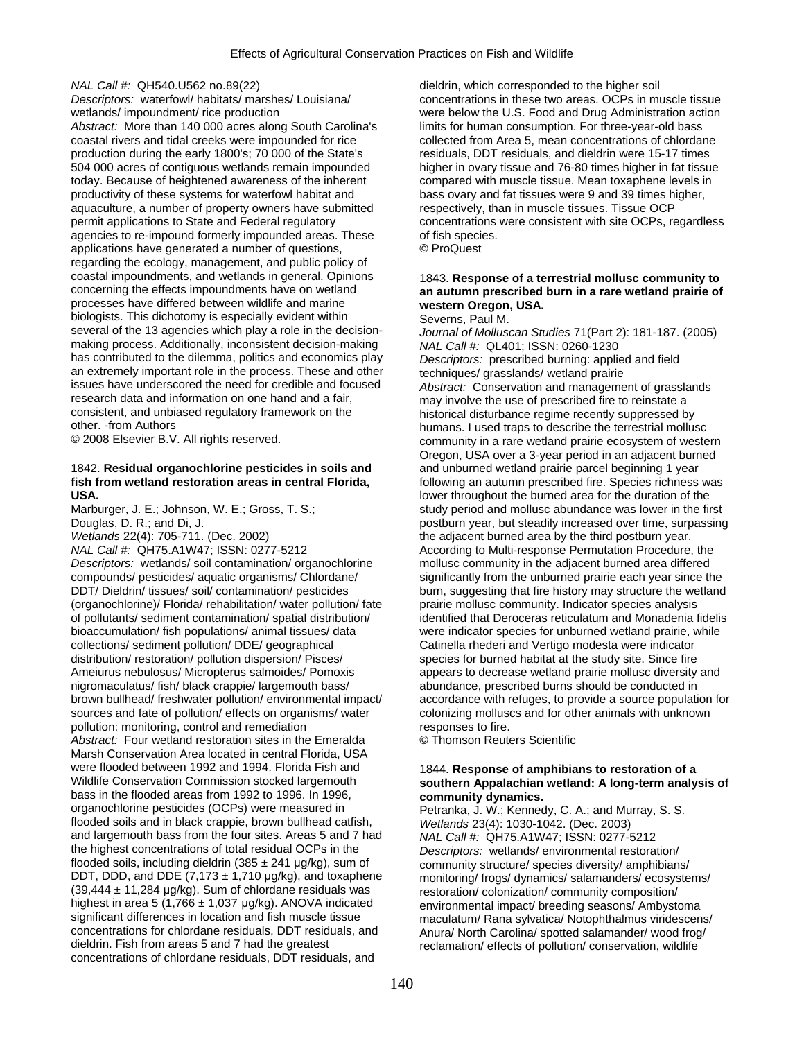*NAL Call #:* QH540.U562 no.89(22)
*Descriptors:* waterfowl/ habitats/ marshes/ Louisiana/ wetlands/ impoundment/ rice production
*Abstract:* More than 140 000 acres along South Carolina's coastal rivers and tidal creeks were impounded for rice production during the early 1800's; 70 000 of the State's 504 000 acres of contiguous wetlands remain impounded today. Because of heightened awareness of the inherent productivity of these systems for waterfowl habitat and aquaculture, a number of property owners have submitted permit applications to State and Federal regulatory agencies to re-impound formerly impounded areas. These applications have generated a number of questions, regarding the ecology, management, and public policy of coastal impoundments, and wetlands in general. Opinions concerning the effects impoundments have on wetland processes have differed between wildlife and marine biologists. This dichotomy is especially evident within several of the 13 agencies which play a role in the decision-making process. Additionally, inconsistent decision-making has contributed to the dilemma, politics and economics play an extremely important role in the process. These and other issues have underscored the need for credible and focused research data and information on one hand and a fair, consistent, and unbiased regulatory framework on the other. -from Authors
© 2008 Elsevier B.V. All rights reserved.

1842. **Residual organochlorine pesticides in soils and fish from wetland restoration areas in central Florida, USA.**
Marburger, J. E.; Johnson, W. E.; Gross, T. S.; Douglas, D. R.; and Di, J.
*Wetlands* 22(4): 705-711. (Dec. 2002)
*NAL Call #:* QH75.A1W47; ISSN: 0277-5212
*Descriptors:* wetlands/ soil contamination/ organochlorine compounds/ pesticides/ aquatic organisms/ Chlordane/ DDT/ Dieldrin/ tissues/ soil/ contamination/ pesticides (organochlorine)/ Florida/ rehabilitation/ water pollution/ fate of pollutants/ sediment contamination/ spatial distribution/ bioaccumulation/ fish populations/ animal tissues/ data collections/ sediment pollution/ DDE/ geographical distribution/ restoration/ pollution dispersion/ Pisces/ Ameiurus nebulosus/ Micropterus salmoides/ Pomoxis nigromaculatus/ fish/ black crappie/ largemouth bass/ brown bullhead/ freshwater pollution/ environmental impact/ sources and fate of pollution/ effects on organisms/ water pollution: monitoring, control and remediation
*Abstract:* Four wetland restoration sites in the Emeralda Marsh Conservation Area located in central Florida, USA were flooded between 1992 and 1994. Florida Fish and Wildlife Conservation Commission stocked largemouth bass in the flooded areas from 1992 to 1996. In 1996, organochlorine pesticides (OCPs) were measured in flooded soils and in black crappie, brown bullhead catfish, and largemouth bass from the four sites. Areas 5 and 7 had the highest concentrations of total residual OCPs in the flooded soils, including dieldrin (385 ± 241 µg/kg), sum of DDT, DDD, and DDE (7,173 ± 1,710 µg/kg), and toxaphene (39,444 ± 11,284 µg/kg). Sum of chlordane residuals was highest in area 5 (1,766 ± 1,037 µg/kg). ANOVA indicated significant differences in location and fish muscle tissue concentrations for chlordane residuals, DDT residuals, and dieldrin. Fish from areas 5 and 7 had the greatest concentrations of chlordane residuals, DDT residuals, and dieldrin, which corresponded to the higher soil concentrations in these two areas. OCPs in muscle tissue were below the U.S. Food and Drug Administration action limits for human consumption. For three-year-old bass collected from Area 5, mean concentrations of chlordane residuals, DDT residuals, and dieldrin were 15-17 times higher in ovary tissue and 76-80 times higher in fat tissue compared with muscle tissue. Mean toxaphene levels in bass ovary and fat tissues were 9 and 39 times higher, respectively, than in muscle tissues. Tissue OCP concentrations were consistent with site OCPs, regardless of fish species.
© ProQuest

1843. **Response of a terrestrial mollusc community to an autumn prescribed burn in a rare wetland prairie of western Oregon, USA.**
Severns, Paul M.
*Journal of Molluscan Studies* 71(Part 2): 181-187. (2005)
*NAL Call #:* QL401; ISSN: 0260-1230
*Descriptors:* prescribed burning: applied and field techniques/ grasslands/ wetland prairie
*Abstract:* Conservation and management of grasslands may involve the use of prescribed fire to reinstate a historical disturbance regime recently suppressed by humans. I used traps to describe the terrestrial mollusc community in a rare wetland prairie ecosystem of western Oregon, USA over a 3-year period in an adjacent burned and unburned wetland prairie parcel beginning 1 year following an autumn prescribed fire. Species richness was lower throughout the burned area for the duration of the study period and mollusc abundance was lower in the first postburn year, but steadily increased over time, surpassing the adjacent burned area by the third postburn year. According to Multi-response Permutation Procedure, the mollusc community in the adjacent burned area differed significantly from the unburned prairie each year since the burn, suggesting that fire history may structure the wetland prairie mollusc community. Indicator species analysis identified that Deroceras reticulatum and Monadenia fidelis were indicator species for unburned wetland prairie, while Catinella rhederi and Vertigo modesta were indicator species for burned habitat at the study site. Since fire appears to decrease wetland prairie mollusc diversity and abundance, prescribed burns should be conducted in accordance with refuges, to provide a source population for colonizing molluscs and for other animals with unknown responses to fire.
© Thomson Reuters Scientific

1844. **Response of amphibians to restoration of a southern Appalachian wetland: A long-term analysis of community dynamics.**
Petranka, J. W.; Kennedy, C. A.; and Murray, S. S.
*Wetlands* 23(4): 1030-1042. (Dec. 2003)
*NAL Call #:* QH75.A1W47; ISSN: 0277-5212
*Descriptors:* wetlands/ environmental restoration/ community structure/ species diversity/ amphibians/ monitoring/ frogs/ dynamics/ salamanders/ ecosystems/ restoration/ colonization/ community composition/ environmental impact/ breeding seasons/ Ambystoma maculatum/ Rana sylvatica/ Notophthalmus viridescens/ Anura/ North Carolina/ spotted salamander/ wood frog/ reclamation/ effects of pollution/ conservation, wildlife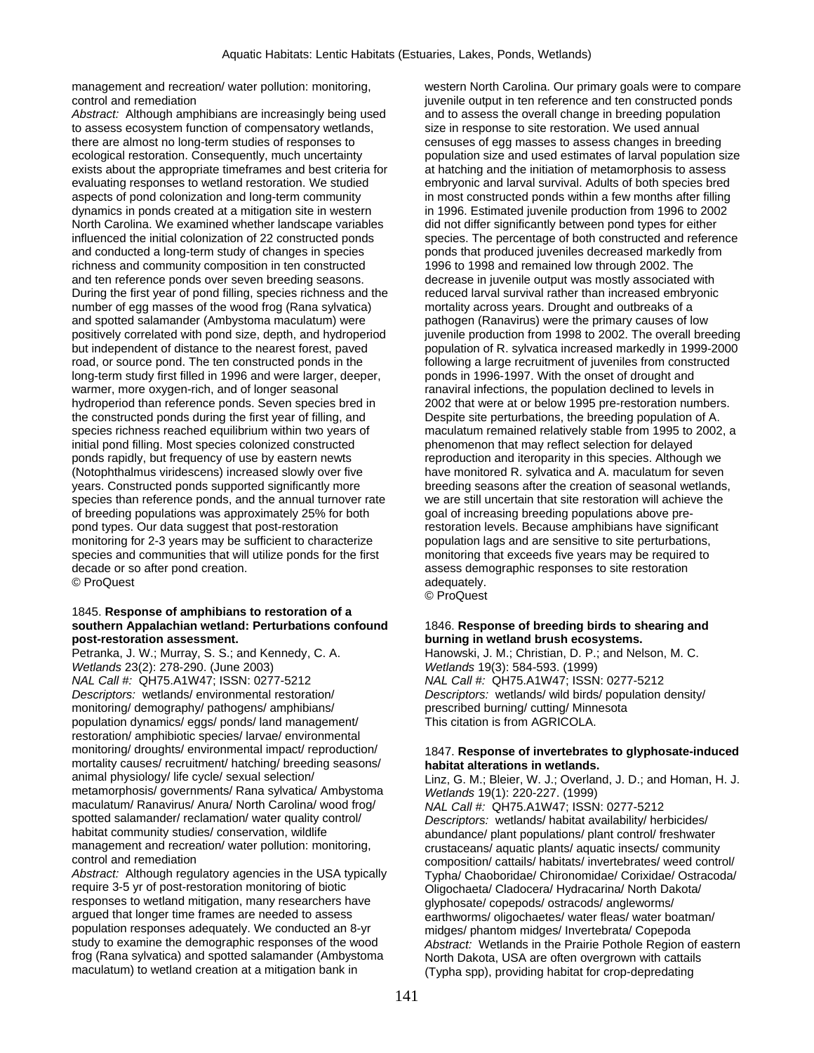management and recreation/ water pollution: monitoring, control and remediation
*Abstract:* Although amphibians are increasingly being used to assess ecosystem function of compensatory wetlands, there are almost no long-term studies of responses to ecological restoration. Consequently, much uncertainty exists about the appropriate timeframes and best criteria for evaluating responses to wetland restoration. We studied aspects of pond colonization and long-term community dynamics in ponds created at a mitigation site in western North Carolina. We examined whether landscape variables influenced the initial colonization of 22 constructed ponds and conducted a long-term study of changes in species richness and community composition in ten constructed and ten reference ponds over seven breeding seasons. During the first year of pond filling, species richness and the number of egg masses of the wood frog (Rana sylvatica) and spotted salamander (Ambystoma maculatum) were positively correlated with pond size, depth, and hydroperiod but independent of distance to the nearest forest, paved road, or source pond. The ten constructed ponds in the long-term study first filled in 1996 and were larger, deeper, warmer, more oxygen-rich, and of longer seasonal hydroperiod than reference ponds. Seven species bred in the constructed ponds during the first year of filling, and species richness reached equilibrium within two years of initial pond filling. Most species colonized constructed ponds rapidly, but frequency of use by eastern newts (Notophthalmus viridescens) increased slowly over five years. Constructed ponds supported significantly more species than reference ponds, and the annual turnover rate of breeding populations was approximately 25% for both pond types. Our data suggest that post-restoration monitoring for 2-3 years may be sufficient to characterize species and communities that will utilize ponds for the first decade or so after pond creation.
© ProQuest

1845. **Response of amphibians to restoration of a southern Appalachian wetland: Perturbations confound post-restoration assessment.**
Petranka, J. W.; Murray, S. S.; and Kennedy, C. A.
*Wetlands* 23(2): 278-290. (June 2003)
*NAL Call #:* QH75.A1W47; ISSN: 0277-5212
*Descriptors:* wetlands/ environmental restoration/ monitoring/ demography/ pathogens/ amphibians/ population dynamics/ eggs/ ponds/ land management/ restoration/ amphibiotic species/ larvae/ environmental monitoring/ droughts/ environmental impact/ reproduction/ mortality causes/ recruitment/ hatching/ breeding seasons/ animal physiology/ life cycle/ sexual selection/ metamorphosis/ governments/ Rana sylvatica/ Ambystoma maculatum/ Ranavirus/ Anura/ North Carolina/ wood frog/ spotted salamander/ reclamation/ water quality control/ habitat community studies/ conservation, wildlife management and recreation/ water pollution: monitoring, control and remediation
*Abstract:* Although regulatory agencies in the USA typically require 3-5 yr of post-restoration monitoring of biotic responses to wetland mitigation, many researchers have argued that longer time frames are needed to assess population responses adequately. We conducted an 8-yr study to examine the demographic responses of the wood frog (Rana sylvatica) and spotted salamander (Ambystoma maculatum) to wetland creation at a mitigation bank in western North Carolina. Our primary goals were to compare juvenile output in ten reference and ten constructed ponds and to assess the overall change in breeding population size in response to site restoration. We used annual censuses of egg masses to assess changes in breeding population size and used estimates of larval population size at hatching and the initiation of metamorphosis to assess embryonic and larval survival. Adults of both species bred in most constructed ponds within a few months after filling in 1996. Estimated juvenile production from 1996 to 2002 did not differ significantly between pond types for either species. The percentage of both constructed and reference ponds that produced juveniles decreased markedly from 1996 to 1998 and remained low through 2002. The decrease in juvenile output was mostly associated with reduced larval survival rather than increased embryonic mortality across years. Drought and outbreaks of a pathogen (Ranavirus) were the primary causes of low juvenile production from 1998 to 2002. The overall breeding population of R. sylvatica increased markedly in 1999-2000 following a large recruitment of juveniles from constructed ponds in 1996-1997. With the onset of drought and ranaviral infections, the population declined to levels in 2002 that were at or below 1995 pre-restoration numbers. Despite site perturbations, the breeding population of A. maculatum remained relatively stable from 1995 to 2002, a phenomenon that may reflect selection for delayed reproduction and iteroparity in this species. Although we have monitored R. sylvatica and A. maculatum for seven breeding seasons after the creation of seasonal wetlands, we are still uncertain that site restoration will achieve the goal of increasing breeding populations above pre-restoration levels. Because amphibians have significant population lags and are sensitive to site perturbations, monitoring that exceeds five years may be required to assess demographic responses to site restoration adequately.
© ProQuest

1846. **Response of breeding birds to shearing and burning in wetland brush ecosystems.**
Hanowski, J. M.; Christian, D. P.; and Nelson, M. C.
*Wetlands* 19(3): 584-593. (1999)
*NAL Call #:* QH75.A1W47; ISSN: 0277-5212
*Descriptors:* wetlands/ wild birds/ population density/ prescribed burning/ cutting/ Minnesota
This citation is from AGRICOLA.

1847. **Response of invertebrates to glyphosate-induced habitat alterations in wetlands.**
Linz, G. M.; Bleier, W. J.; Overland, J. D.; and Homan, H. J.
*Wetlands* 19(1): 220-227. (1999)
*NAL Call #:* QH75.A1W47; ISSN: 0277-5212
*Descriptors:* wetlands/ habitat availability/ herbicides/ abundance/ plant populations/ plant control/ freshwater crustaceans/ aquatic plants/ aquatic insects/ community composition/ cattails/ habitats/ invertebrates/ weed control/ Typha/ Chaoboridae/ Chironomidae/ Corixidae/ Ostracoda/ Oligochaeta/ Cladocera/ Hydracarina/ North Dakota/ glyphosate/ copepods/ ostracods/ angleworms/ earthworms/ oligochaetes/ water fleas/ water boatman/ midges/ phantom midges/ Invertebrata/ Copepoda
*Abstract:* Wetlands in the Prairie Pothole Region of eastern North Dakota, USA are often overgrown with cattails (Typha spp), providing habitat for crop-depredating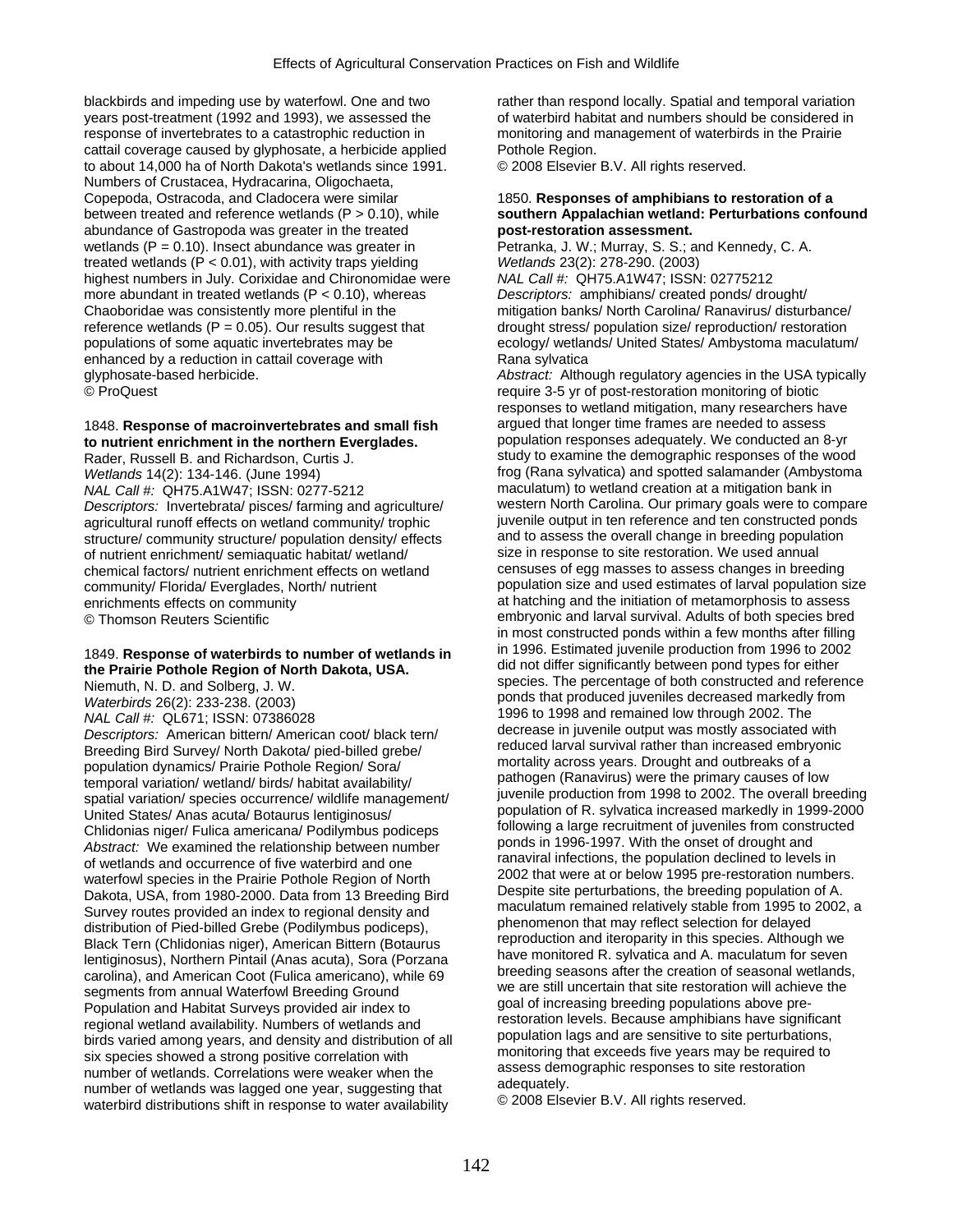blackbirds and impeding use by waterfowl. One and two years post-treatment (1992 and 1993), we assessed the response of invertebrates to a catastrophic reduction in cattail coverage caused by glyphosate, a herbicide applied to about 14,000 ha of North Dakota's wetlands since 1991. Numbers of Crustacea, Hydracarina, Oligochaeta, Copepoda, Ostracoda, and Cladocera were similar between treated and reference wetlands ($P > 0.10$), while abundance of Gastropoda was greater in the treated wetlands ($P = 0.10$). Insect abundance was greater in treated wetlands ($P < 0.01$), with activity traps yielding highest numbers in July. Corixidae and Chironomidae were more abundant in treated wetlands ($P < 0.10$), whereas Chaoboridae was consistently more plentiful in the reference wetlands ($P = 0.05$). Our results suggest that populations of some aquatic invertebrates may be enhanced by a reduction in cattail coverage with glyphosate-based herbicide.
© ProQuest

1848. **Response of macroinvertebrates and small fish to nutrient enrichment in the northern Everglades.**
Rader, Russell B. and Richardson, Curtis J.
*Wetlands* 14(2): 134-146. (June 1994)
*NAL Call #:* QH75.A1W47; ISSN: 0277-5212
*Descriptors:* Invertebrata/ pisces/ farming and agriculture/ agricultural runoff effects on wetland community/ trophic structure/ community structure/ population density/ effects of nutrient enrichment/ semiaquatic habitat/ wetland/ chemical factors/ nutrient enrichment effects on wetland community/ Florida/ Everglades, North/ nutrient enrichments effects on community
© Thomson Reuters Scientific

1849. **Response of waterbirds to number of wetlands in the Prairie Pothole Region of North Dakota, USA.**
Niemuth, N. D. and Solberg, J. W.
*Waterbirds* 26(2): 233-238. (2003)
*NAL Call #:* QL671; ISSN: 07386028
*Descriptors:* American bittern/ American coot/ black tern/ Breeding Bird Survey/ North Dakota/ pied-billed grebe/ population dynamics/ Prairie Pothole Region/ Sora/ temporal variation/ wetland/ birds/ habitat availability/ spatial variation/ species occurrence/ wildlife management/ United States/ Anas acuta/ Botaurus lentiginosus/ Chlidonias niger/ Fulica americana/ Podilymbus podiceps
*Abstract:* We examined the relationship between number of wetlands and occurrence of five waterbird and one waterfowl species in the Prairie Pothole Region of North Dakota, USA, from 1980-2000. Data from 13 Breeding Bird Survey routes provided an index to regional density and distribution of Pied-billed Grebe (Podilymbus podiceps), Black Tern (Chlidonias niger), American Bittern (Botaurus lentiginosus), Northern Pintail (Anas acuta), Sora (Porzana carolina), and American Coot (Fulica americano), while 69 segments from annual Waterfowl Breeding Ground Population and Habitat Surveys provided air index to regional wetland availability. Numbers of wetlands and birds varied among years, and density and distribution of all six species showed a strong positive correlation with number of wetlands. Correlations were weaker when the number of wetlands was lagged one year, suggesting that waterbird distributions shift in response to water availability rather than respond locally. Spatial and temporal variation of waterbird habitat and numbers should be considered in monitoring and management of waterbirds in the Prairie Pothole Region.
© 2008 Elsevier B.V. All rights reserved.

1850. **Responses of amphibians to restoration of a southern Appalachian wetland: Perturbations confound post-restoration assessment.**
Petranka, J. W.; Murray, S. S.; and Kennedy, C. A.
*Wetlands* 23(2): 278-290. (2003)
*NAL Call #:* QH75.A1W47; ISSN: 02775212
*Descriptors:* amphibians/ created ponds/ drought/ mitigation banks/ North Carolina/ Ranavirus/ disturbance/ drought stress/ population size/ reproduction/ restoration ecology/ wetlands/ United States/ Ambystoma maculatum/ Rana sylvatica
*Abstract:* Although regulatory agencies in the USA typically require 3-5 yr of post-restoration monitoring of biotic responses to wetland mitigation, many researchers have argued that longer time frames are needed to assess population responses adequately. We conducted an 8-yr study to examine the demographic responses of the wood frog (Rana sylvatica) and spotted salamander (Ambystoma maculatum) to wetland creation at a mitigation bank in western North Carolina. Our primary goals were to compare juvenile output in ten reference and ten constructed ponds and to assess the overall change in breeding population size in response to site restoration. We used annual censuses of egg masses to assess changes in breeding population size and used estimates of larval population size at hatching and the initiation of metamorphosis to assess embryonic and larval survival. Adults of both species bred in most constructed ponds within a few months after filling in 1996. Estimated juvenile production from 1996 to 2002 did not differ significantly between pond types for either species. The percentage of both constructed and reference ponds that produced juveniles decreased markedly from 1996 to 1998 and remained low through 2002. The decrease in juvenile output was mostly associated with reduced larval survival rather than increased embryonic mortality across years. Drought and outbreaks of a pathogen (Ranavirus) were the primary causes of low juvenile production from 1998 to 2002. The overall breeding population of R. sylvatica increased markedly in 1999-2000 following a large recruitment of juveniles from constructed ponds in 1996-1997. With the onset of drought and ranaviral infections, the population declined to levels in 2002 that were at or below 1995 pre-restoration numbers. Despite site perturbations, the breeding population of A. maculatum remained relatively stable from 1995 to 2002, a phenomenon that may reflect selection for delayed reproduction and iteroparity in this species. Although we have monitored R. sylvatica and A. maculatum for seven breeding seasons after the creation of seasonal wetlands, we are still uncertain that site restoration will achieve the goal of increasing breeding populations above pre-restoration levels. Because amphibians have significant population lags and are sensitive to site perturbations, monitoring that exceeds five years may be required to assess demographic responses to site restoration adequately.
© 2008 Elsevier B.V. All rights reserved.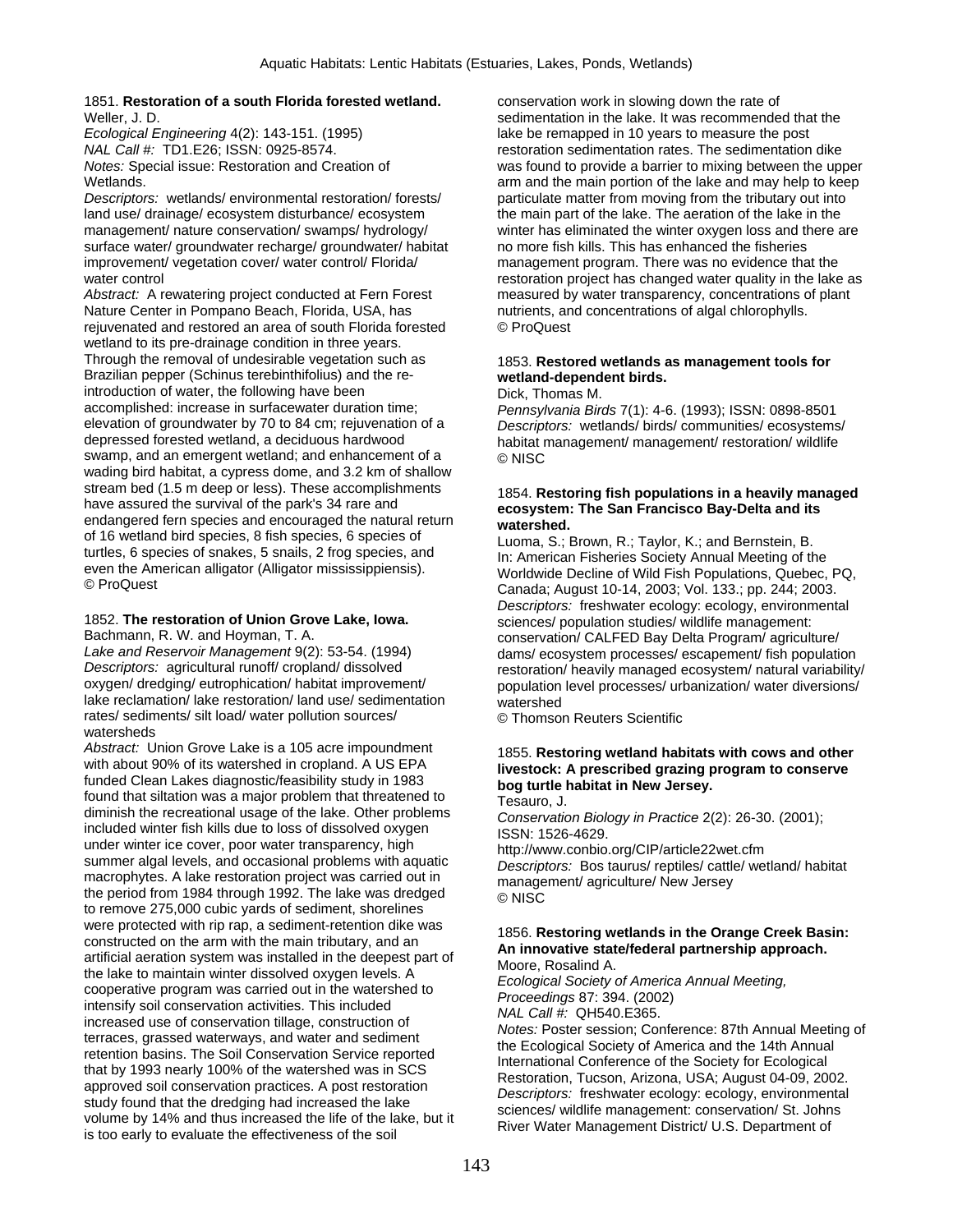1851. **Restoration of a south Florida forested wetland.**
Weller, J. D.
*Ecological Engineering* 4(2): 143-151. (1995)
*NAL Call #:* TD1.E26; ISSN: 0925-8574.
*Notes:* Special issue: Restoration and Creation of Wetlands.
*Descriptors:* wetlands/ environmental restoration/ forests/ land use/ drainage/ ecosystem disturbance/ ecosystem management/ nature conservation/ swamps/ hydrology/ surface water/ groundwater recharge/ groundwater/ habitat improvement/ vegetation cover/ water control/ Florida/ water control
*Abstract:* A rewatering project conducted at Fern Forest Nature Center in Pompano Beach, Florida, USA, has rejuvenated and restored an area of south Florida forested wetland to its pre-drainage condition in three years. Through the removal of undesirable vegetation such as Brazilian pepper (Schinus terebinthifolius) and the re-introduction of water, the following have been accomplished: increase in surfacewater duration time; elevation of groundwater by 70 to 84 cm; rejuvenation of a depressed forested wetland, a deciduous hardwood swamp, and an emergent wetland; and enhancement of a wading bird habitat, a cypress dome, and 3.2 km of shallow stream bed (1.5 m deep or less). These accomplishments have assured the survival of the park's 34 rare and endangered fern species and encouraged the natural return of 16 wetland bird species, 8 fish species, 6 species of turtles, 6 species of snakes, 5 snails, 2 frog species, and even the American alligator (Alligator mississippiensis).
© ProQuest

1852. **The restoration of Union Grove Lake, Iowa.**
Bachmann, R. W. and Hoyman, T. A.
*Lake and Reservoir Management* 9(2): 53-54. (1994)
*Descriptors:* agricultural runoff/ cropland/ dissolved oxygen/ dredging/ eutrophication/ habitat improvement/ lake reclamation/ lake restoration/ land use/ sedimentation rates/ sediments/ silt load/ water pollution sources/ watersheds
*Abstract:* Union Grove Lake is a 105 acre impoundment with about 90% of its watershed in cropland. A US EPA funded Clean Lakes diagnostic/feasibility study in 1983 found that siltation was a major problem that threatened to diminish the recreational usage of the lake. Other problems included winter fish kills due to loss of dissolved oxygen under winter ice cover, poor water transparency, high summer algal levels, and occasional problems with aquatic macrophytes. A lake restoration project was carried out in the period from 1984 through 1992. The lake was dredged to remove 275,000 cubic yards of sediment, shorelines were protected with rip rap, a sediment-retention dike was constructed on the arm with the main tributary, and an artificial aeration system was installed in the deepest part of the lake to maintain winter dissolved oxygen levels. A cooperative program was carried out in the watershed to intensify soil conservation activities. This included increased use of conservation tillage, construction of terraces, grassed waterways, and water and sediment retention basins. The Soil Conservation Service reported that by 1993 nearly 100% of the watershed was in SCS approved soil conservation practices. A post restoration study found that the dredging had increased the lake volume by 14% and thus increased the life of the lake, but it is too early to evaluate the effectiveness of the soil conservation work in slowing down the rate of sedimentation in the lake. It was recommended that the lake be remapped in 10 years to measure the post restoration sedimentation rates. The sedimentation dike was found to provide a barrier to mixing between the upper arm and the main portion of the lake and may help to keep particulate matter from moving from the tributary out into the main part of the lake. The aeration of the lake in the winter has eliminated the winter oxygen loss and there are no more fish kills. This has enhanced the fisheries management program. There was no evidence that the restoration project has changed water quality in the lake as measured by water transparency, concentrations of plant nutrients, and concentrations of algal chlorophylls.
© ProQuest

1853. **Restored wetlands as management tools for wetland-dependent birds.**
Dick, Thomas M.
*Pennsylvania Birds* 7(1): 4-6. (1993); ISSN: 0898-8501
*Descriptors:* wetlands/ birds/ communities/ ecosystems/ habitat management/ management/ restoration/ wildlife
© NISC

1854. **Restoring fish populations in a heavily managed ecosystem: The San Francisco Bay-Delta and its watershed.**
Luoma, S.; Brown, R.; Taylor, K.; and Bernstein, B.
In: American Fisheries Society Annual Meeting of the Worldwide Decline of Wild Fish Populations, Quebec, PQ, Canada; August 10-14, 2003; Vol. 133.; pp. 244; 2003.
*Descriptors:* freshwater ecology: ecology, environmental sciences/ population studies/ wildlife management: conservation/ CALFED Bay Delta Program/ agriculture/ dams/ ecosystem processes/ escapement/ fish population restoration/ heavily managed ecosystem/ natural variability/ population level processes/ urbanization/ water diversions/ watershed
© Thomson Reuters Scientific

1855. **Restoring wetland habitats with cows and other livestock: A prescribed grazing program to conserve bog turtle habitat in New Jersey.**
Tesauro, J.
*Conservation Biology in Practice* 2(2): 26-30. (2001); ISSN: 1526-4629.
http://www.conbio.org/CIP/article22wet.cfm
*Descriptors:* Bos taurus/ reptiles/ cattle/ wetland/ habitat management/ agriculture/ New Jersey
© NISC

1856. **Restoring wetlands in the Orange Creek Basin: An innovative state/federal partnership approach.**
Moore, Rosalind A.
*Ecological Society of America Annual Meeting, Proceedings* 87: 394. (2002)
*NAL Call #:* QH540.E365.
*Notes:* Poster session; Conference: 87th Annual Meeting of the Ecological Society of America and the 14th Annual International Conference of the Society for Ecological Restoration, Tucson, Arizona, USA; August 04-09, 2002.
*Descriptors:* freshwater ecology: ecology, environmental sciences/ wildlife management: conservation/ St. Johns River Water Management District/ U.S. Department of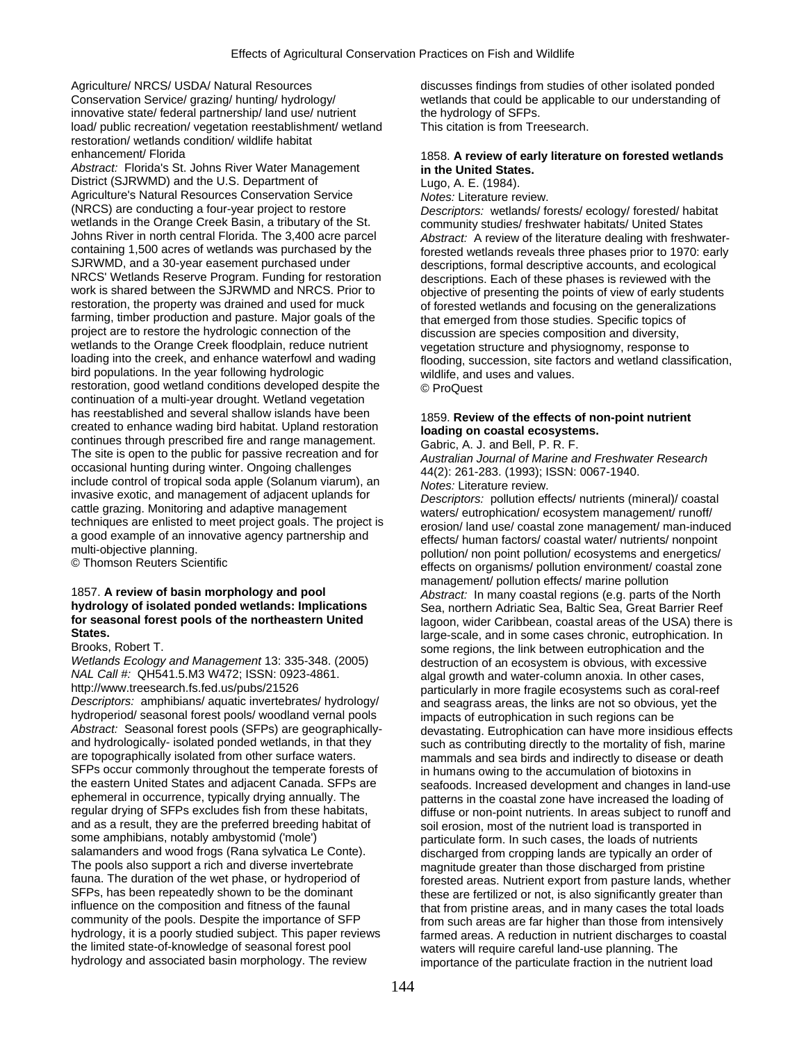Agriculture/ NRCS/ USDA/ Natural Resources Conservation Service/ grazing/ hunting/ hydrology/ innovative state/ federal partnership/ land use/ nutrient load/ public recreation/ vegetation reestablishment/ wetland restoration/ wetlands condition/ wildlife habitat enhancement/ Florida

*Abstract:* Florida's St. Johns River Water Management District (SJRWMD) and the U.S. Department of Agriculture's Natural Resources Conservation Service (NRCS) are conducting a four-year project to restore wetlands in the Orange Creek Basin, a tributary of the St. Johns River in north central Florida. The 3,400 acre parcel containing 1,500 acres of wetlands was purchased by the SJRWMD, and a 30-year easement purchased under NRCS' Wetlands Reserve Program. Funding for restoration work is shared between the SJRWMD and NRCS. Prior to restoration, the property was drained and used for muck farming, timber production and pasture. Major goals of the project are to restore the hydrologic connection of the wetlands to the Orange Creek floodplain, reduce nutrient loading into the creek, and enhance waterfowl and wading bird populations. In the year following hydrologic restoration, good wetland conditions developed despite the continuation of a multi-year drought. Wetland vegetation has reestablished and several shallow islands have been created to enhance wading bird habitat. Upland restoration continues through prescribed fire and range management. The site is open to the public for passive recreation and for occasional hunting during winter. Ongoing challenges include control of tropical soda apple (Solanum viarum), an invasive exotic, and management of adjacent uplands for cattle grazing. Monitoring and adaptive management techniques are enlisted to meet project goals. The project is a good example of an innovative agency partnership and multi-objective planning.

© Thomson Reuters Scientific

1857. **A review of basin morphology and pool hydrology of isolated ponded wetlands: Implications for seasonal forest pools of the northeastern United States.**

Brooks, Robert T.

*Wetlands Ecology and Management* 13: 335-348. (2005)

*NAL Call #:* QH541.5.M3 W472; ISSN: 0923-4861.

http://www.treesearch.fs.fed.us/pubs/21526

*Descriptors:* amphibians/ aquatic invertebrates/ hydrology/ hydroperiod/ seasonal forest pools/ woodland vernal pools

*Abstract:* Seasonal forest pools (SFPs) are geographically- and hydrologically- isolated ponded wetlands, in that they are topographically isolated from other surface waters. SFPs occur commonly throughout the temperate forests of the eastern United States and adjacent Canada. SFPs are ephemeral in occurrence, typically drying annually. The regular drying of SFPs excludes fish from these habitats, and as a result, they are the preferred breeding habitat of some amphibians, notably ambystomid ('mole') salamanders and wood frogs (Rana sylvatica Le Conte). The pools also support a rich and diverse invertebrate fauna. The duration of the wet phase, or hydroperiod of SFPs, has been repeatedly shown to be the dominant influence on the composition and fitness of the faunal community of the pools. Despite the importance of SFP hydrology, it is a poorly studied subject. This paper reviews the limited state-of-knowledge of seasonal forest pool hydrology and associated basin morphology. The review discusses findings from studies of other isolated ponded wetlands that could be applicable to our understanding of the hydrology of SFPs.

This citation is from Treesearch.

1858. **A review of early literature on forested wetlands in the United States.**

Lugo, A. E. (1984).

*Notes:* Literature review.

*Descriptors:* wetlands/ forests/ ecology/ forested/ habitat community studies/ freshwater habitats/ United States

*Abstract:* A review of the literature dealing with freshwater-forested wetlands reveals three phases prior to 1970: early descriptions, formal descriptive accounts, and ecological descriptions. Each of these phases is reviewed with the objective of presenting the points of view of early students of forested wetlands and focusing on the generalizations that emerged from those studies. Specific topics of discussion are species composition and diversity, vegetation structure and physiognomy, response to flooding, succession, site factors and wetland classification, wildlife, and uses and values.

© ProQuest

1859. **Review of the effects of non-point nutrient loading on coastal ecosystems.**

Gabric, A. J. and Bell, P. R. F.

*Australian Journal of Marine and Freshwater Research* 44(2): 261-283. (1993); ISSN: 0067-1940.

*Notes:* Literature review.

*Descriptors:* pollution effects/ nutrients (mineral)/ coastal waters/ eutrophication/ ecosystem management/ runoff/ erosion/ land use/ coastal zone management/ man-induced effects/ human factors/ coastal water/ nutrients/ nonpoint pollution/ non point pollution/ ecosystems and energetics/ effects on organisms/ pollution environment/ coastal zone management/ pollution effects/ marine pollution

*Abstract:* In many coastal regions (e.g. parts of the North Sea, northern Adriatic Sea, Baltic Sea, Great Barrier Reef lagoon, wider Caribbean, coastal areas of the USA) there is large-scale, and in some cases chronic, eutrophication. In some regions, the link between eutrophication and the destruction of an ecosystem is obvious, with excessive algal growth and water-column anoxia. In other cases, particularly in more fragile ecosystems such as coral-reef and seagrass areas, the links are not so obvious, yet the impacts of eutrophication in such regions can be devastating. Eutrophication can have more insidious effects such as contributing directly to the mortality of fish, marine mammals and sea birds and indirectly to disease or death in humans owing to the accumulation of biotoxins in seafoods. Increased development and changes in land-use patterns in the coastal zone have increased the loading of diffuse or non-point nutrients. In areas subject to runoff and soil erosion, most of the nutrient load is transported in particulate form. In such cases, the loads of nutrients discharged from cropping lands are typically an order of magnitude greater than those discharged from pristine forested areas. Nutrient export from pasture lands, whether these are fertilized or not, is also significantly greater than that from pristine areas, and in many cases the total loads from such areas are far higher than those from intensively farmed areas. A reduction in nutrient discharges to coastal waters will require careful land-use planning. The importance of the particulate fraction in the nutrient load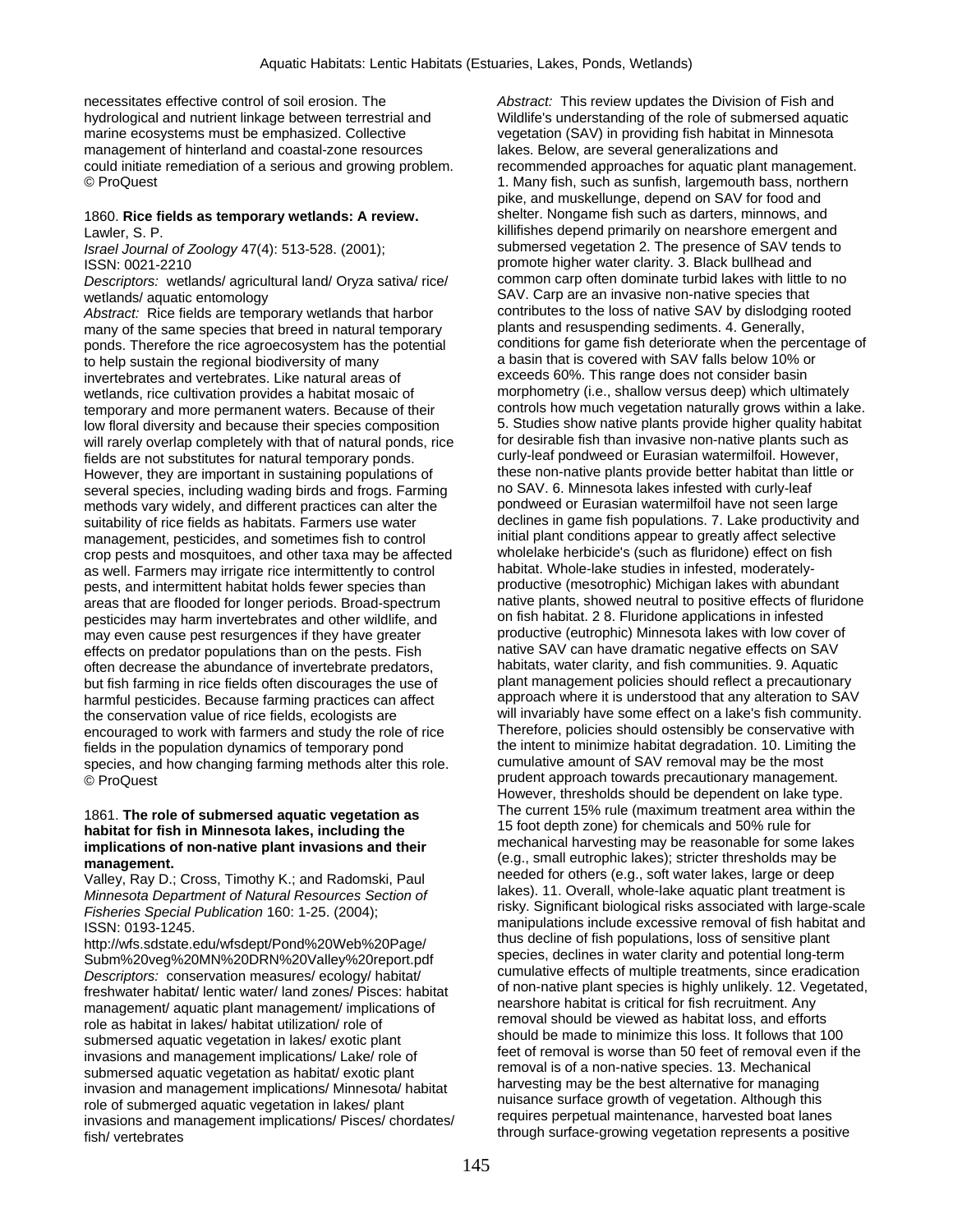necessitates effective control of soil erosion. The hydrological and nutrient linkage between terrestrial and marine ecosystems must be emphasized. Collective management of hinterland and coastal-zone resources could initiate remediation of a serious and growing problem.
© ProQuest

1860. **Rice fields as temporary wetlands: A review.**
Lawler, S. P.
*Israel Journal of Zoology* 47(4): 513-528. (2001);
ISSN: 0021-2210
*Descriptors:* wetlands/ agricultural land/ Oryza sativa/ rice/ wetlands/ aquatic entomology
*Abstract:* Rice fields are temporary wetlands that harbor many of the same species that breed in natural temporary ponds. Therefore the rice agroecosystem has the potential to help sustain the regional biodiversity of many invertebrates and vertebrates. Like natural areas of wetlands, rice cultivation provides a habitat mosaic of temporary and more permanent waters. Because of their low floral diversity and because their species composition will rarely overlap completely with that of natural ponds, rice fields are not substitutes for natural temporary ponds. However, they are important in sustaining populations of several species, including wading birds and frogs. Farming methods vary widely, and different practices can alter the suitability of rice fields as habitats. Farmers use water management, pesticides, and sometimes fish to control crop pests and mosquitoes, and other taxa may be affected as well. Farmers may irrigate rice intermittently to control pests, and intermittent habitat holds fewer species than areas that are flooded for longer periods. Broad-spectrum pesticides may harm invertebrates and other wildlife, and may even cause pest resurgences if they have greater effects on predator populations than on the pests. Fish often decrease the abundance of invertebrate predators, but fish farming in rice fields often discourages the use of harmful pesticides. Because farming practices can affect the conservation value of rice fields, ecologists are encouraged to work with farmers and study the role of rice fields in the population dynamics of temporary pond species, and how changing farming methods alter this role.
© ProQuest

1861. **The role of submersed aquatic vegetation as habitat for fish in Minnesota lakes, including the implications of non-native plant invasions and their management.**
Valley, Ray D.; Cross, Timothy K.; and Radomski, Paul
*Minnesota Department of Natural Resources Section of Fisheries Special Publication* 160: 1-25. (2004);
ISSN: 0193-1245.
http://wfs.sdstate.edu/wfsdept/Pond%20Web%20Page/Subm%20veg%20MN%20DRN%20Valley%20report.pdf
*Descriptors:* conservation measures/ ecology/ habitat/ freshwater habitat/ lentic water/ land zones/ Pisces: habitat management/ aquatic plant management/ implications of role as habitat in lakes/ habitat utilization/ role of submersed aquatic vegetation in lakes/ exotic plant invasions and management implications/ Lake/ role of submersed aquatic vegetation as habitat/ exotic plant invasion and management implications/ Minnesota/ habitat role of submerged aquatic vegetation in lakes/ plant invasions and management implications/ Pisces/ chordates/ fish/ vertebrates
*Abstract:* This review updates the Division of Fish and Wildlife's understanding of the role of submersed aquatic vegetation (SAV) in providing fish habitat in Minnesota lakes. Below, are several generalizations and recommended approaches for aquatic plant management. 1. Many fish, such as sunfish, largemouth bass, northern pike, and muskellunge, depend on SAV for food and shelter. Nongame fish such as darters, minnows, and killifishes depend primarily on nearshore emergent and submersed vegetation 2. The presence of SAV tends to promote higher water clarity. 3. Black bullhead and common carp often dominate turbid lakes with little to no SAV. Carp are an invasive non-native species that contributes to the loss of native SAV by dislodging rooted plants and resuspending sediments. 4. Generally, conditions for game fish deteriorate when the percentage of a basin that is covered with SAV falls below 10% or exceeds 60%. This range does not consider basin morphometry (i.e., shallow versus deep) which ultimately controls how much vegetation naturally grows within a lake. 5. Studies show native plants provide higher quality habitat for desirable fish than invasive non-native plants such as curly-leaf pondweed or Eurasian watermilfoil. However, these non-native plants provide better habitat than little or no SAV. 6. Minnesota lakes infested with curly-leaf pondweed or Eurasian watermilfoil have not seen large declines in game fish populations. 7. Lake productivity and initial plant conditions appear to greatly affect selective wholelake herbicide's (such as fluridone) effect on fish habitat. Whole-lake studies in infested, moderately-productive (mesotrophic) Michigan lakes with abundant native plants, showed neutral to positive effects of fluridone on fish habitat. 2 8. Fluridone applications in infested productive (eutrophic) Minnesota lakes with low cover of native SAV can have dramatic negative effects on SAV habitats, water clarity, and fish communities. 9. Aquatic plant management policies should reflect a precautionary approach where it is understood that any alteration to SAV will invariably have some effect on a lake's fish community. Therefore, policies should ostensibly be conservative with the intent to minimize habitat degradation. 10. Limiting the cumulative amount of SAV removal may be the most prudent approach towards precautionary management. However, thresholds should be dependent on lake type. The current 15% rule (maximum treatment area within the 15 foot depth zone) for chemicals and 50% rule for mechanical harvesting may be reasonable for some lakes (e.g., small eutrophic lakes); stricter thresholds may be needed for others (e.g., soft water lakes, large or deep lakes). 11. Overall, whole-lake aquatic plant treatment is risky. Significant biological risks associated with large-scale manipulations include excessive removal of fish habitat and thus decline of fish populations, loss of sensitive plant species, declines in water clarity and potential long-term cumulative effects of multiple treatments, since eradication of non-native plant species is highly unlikely. 12. Vegetated, nearshore habitat is critical for fish recruitment. Any removal should be viewed as habitat loss, and efforts should be made to minimize this loss. It follows that 100 feet of removal is worse than 50 feet of removal even if the removal is of a non-native species. 13. Mechanical harvesting may be the best alternative for managing nuisance surface growth of vegetation. Although this requires perpetual maintenance, harvested boat lanes through surface-growing vegetation represents a positive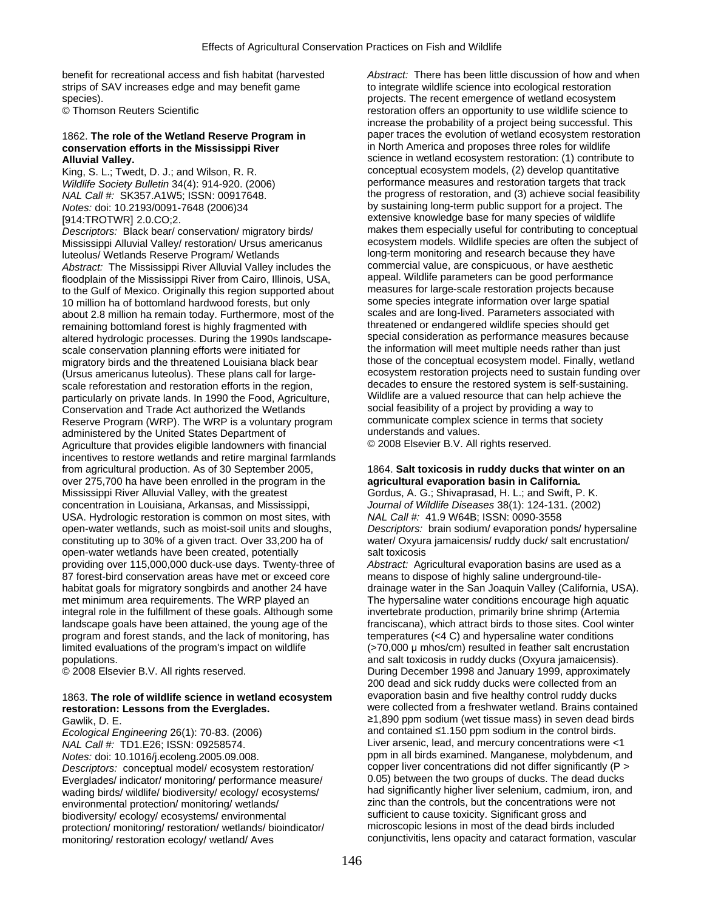benefit for recreational access and fish habitat (harvested strips of SAV increases edge and may benefit game species).
© Thomson Reuters Scientific

1862. **The role of the Wetland Reserve Program in conservation efforts in the Mississippi River Alluvial Valley.**
King, S. L.; Twedt, D. J.; and Wilson, R. R.
*Wildlife Society Bulletin* 34(4): 914-920. (2006)
*NAL Call #:* SK357.A1W5; ISSN: 00917648.
*Notes:* doi: 10.2193/0091-7648 (2006)34 [914:TROTWR] 2.0.CO;2.
*Descriptors:* Black bear/ conservation/ migratory birds/ Mississippi Alluvial Valley/ restoration/ Ursus americanus luteolus/ Wetlands Reserve Program/ Wetlands
*Abstract:* The Mississippi River Alluvial Valley includes the floodplain of the Mississippi River from Cairo, Illinois, USA, to the Gulf of Mexico. Originally this region supported about 10 million ha of bottomland hardwood forests, but only about 2.8 million ha remain today. Furthermore, most of the remaining bottomland forest is highly fragmented with altered hydrologic processes. During the 1990s landscape-scale conservation planning efforts were initiated for migratory birds and the threatened Louisiana black bear (Ursus americanus luteolus). These plans call for large-scale reforestation and restoration efforts in the region, particularly on private lands. In 1990 the Food, Agriculture, Conservation and Trade Act authorized the Wetlands Reserve Program (WRP). The WRP is a voluntary program administered by the United States Department of Agriculture that provides eligible landowners with financial incentives to restore wetlands and retire marginal farmlands from agricultural production. As of 30 September 2005, over 275,700 ha have been enrolled in the program in the Mississippi River Alluvial Valley, with the greatest concentration in Louisiana, Arkansas, and Mississippi, USA. Hydrologic restoration is common on most sites, with open-water wetlands, such as moist-soil units and sloughs, constituting up to 30% of a given tract. Over 33,200 ha of open-water wetlands have been created, potentially providing over 115,000,000 duck-use days. Twenty-three of 87 forest-bird conservation areas have met or exceed core habitat goals for migratory songbirds and another 24 have met minimum area requirements. The WRP played an integral role in the fulfillment of these goals. Although some landscape goals have been attained, the young age of the program and forest stands, and the lack of monitoring, has limited evaluations of the program's impact on wildlife populations.
© 2008 Elsevier B.V. All rights reserved.

1863. **The role of wildlife science in wetland ecosystem restoration: Lessons from the Everglades.**
Gawlik, D. E.
*Ecological Engineering* 26(1): 70-83. (2006)
*NAL Call #:* TD1.E26; ISSN: 09258574.
*Notes:* doi: 10.1016/j.ecoleng.2005.09.008.
*Descriptors:* conceptual model/ ecosystem restoration/ Everglades/ indicator/ monitoring/ performance measure/ wading birds/ wildlife/ biodiversity/ ecology/ ecosystems/ environmental protection/ monitoring/ wetlands/ biodiversity/ ecology/ ecosystems/ environmental protection/ monitoring/ restoration/ wetlands/ bioindicator/ monitoring/ restoration ecology/ wetland/ Aves
*Abstract:* There has been little discussion of how and when to integrate wildlife science into ecological restoration projects. The recent emergence of wetland ecosystem restoration offers an opportunity to use wildlife science to increase the probability of a project being successful. This paper traces the evolution of wetland ecosystem restoration in North America and proposes three roles for wildlife science in wetland ecosystem restoration: (1) contribute to conceptual ecosystem models, (2) develop quantitative performance measures and restoration targets that track the progress of restoration, and (3) achieve social feasibility by sustaining long-term public support for a project. The extensive knowledge base for many species of wildlife makes them especially useful for contributing to conceptual ecosystem models. Wildlife species are often the subject of long-term monitoring and research because they have commercial value, are conspicuous, or have aesthetic appeal. Wildlife parameters can be good performance measures for large-scale restoration projects because some species integrate information over large spatial scales and are long-lived. Parameters associated with threatened or endangered wildlife species should get special consideration as performance measures because the information will meet multiple needs rather than just those of the conceptual ecosystem model. Finally, wetland ecosystem restoration projects need to sustain funding over decades to ensure the restored system is self-sustaining. Wildlife are a valued resource that can help achieve the social feasibility of a project by providing a way to communicate complex science in terms that society understands and values.
© 2008 Elsevier B.V. All rights reserved.

1864. **Salt toxicosis in ruddy ducks that winter on an agricultural evaporation basin in California.**
Gordus, A. G.; Shivaprasad, H. L.; and Swift, P. K.
*Journal of Wildlife Diseases* 38(1): 124-131. (2002)
*NAL Call #:* 41.9 W64B; ISSN: 0090-3558
*Descriptors:* brain sodium/ evaporation ponds/ hypersaline water/ Oxyura jamaicensis/ ruddy duck/ salt encrustation/ salt toxicosis
*Abstract:* Agricultural evaporation basins are used as a means to dispose of highly saline underground-tile-drainage water in the San Joaquin Valley (California, USA). The hypersaline water conditions encourage high aquatic invertebrate production, primarily brine shrimp (Artemia franciscana), which attract birds to those sites. Cool winter temperatures (<4 C) and hypersaline water conditions (>70,000 μ mhos/cm) resulted in feather salt encrustation and salt toxicosis in ruddy ducks (Oxyura jamaicensis). During December 1998 and January 1999, approximately 200 dead and sick ruddy ducks were collected from an evaporation basin and five healthy control ruddy ducks were collected from a freshwater wetland. Brains contained ≥1,890 ppm sodium (wet tissue mass) in seven dead birds and contained ≤1.150 ppm sodium in the control birds. Liver arsenic, lead, and mercury concentrations were <1 ppm in all birds examined. Manganese, molybdenum, and copper liver concentrations did not differ significantly ($P >$ 0.05) between the two groups of ducks. The dead ducks had significantly higher liver selenium, cadmium, iron, and zinc than the controls, but the concentrations were not sufficient to cause toxicity. Significant gross and microscopic lesions in most of the dead birds included conjunctivitis, lens opacity and cataract formation, vascular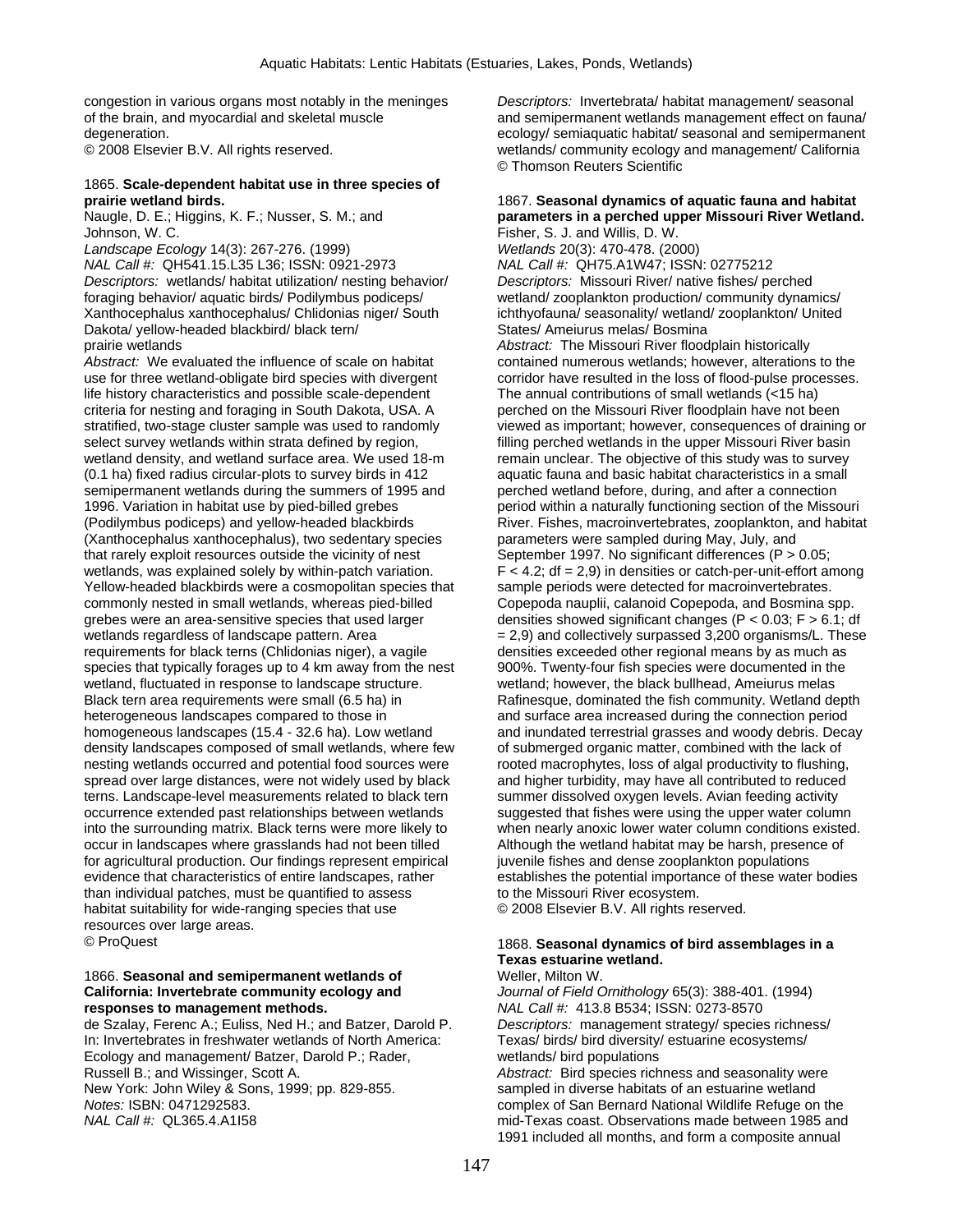congestion in various organs most notably in the meninges of the brain, and myocardial and skeletal muscle degeneration.
© 2008 Elsevier B.V. All rights reserved.

1865. **Scale-dependent habitat use in three species of prairie wetland birds.**
Naugle, D. E.; Higgins, K. F.; Nusser, S. M.; and Johnson, W. C.
*Landscape Ecology* 14(3): 267-276. (1999)
*NAL Call #:* QH541.15.L35 L36; ISSN: 0921-2973
*Descriptors:* wetlands/ habitat utilization/ nesting behavior/ foraging behavior/ aquatic birds/ Podilymbus podiceps/ Xanthocephalus xanthocephalus/ Chlidonias niger/ South Dakota/ yellow-headed blackbird/ black tern/ prairie wetlands
*Abstract:* We evaluated the influence of scale on habitat use for three wetland-obligate bird species with divergent life history characteristics and possible scale-dependent criteria for nesting and foraging in South Dakota, USA. A stratified, two-stage cluster sample was used to randomly select survey wetlands within strata defined by region, wetland density, and wetland surface area. We used 18-m (0.1 ha) fixed radius circular-plots to survey birds in 412 semipermanent wetlands during the summers of 1995 and 1996. Variation in habitat use by pied-billed grebes (Podilymbus podiceps) and yellow-headed blackbirds (Xanthocephalus xanthocephalus), two sedentary species that rarely exploit resources outside the vicinity of nest wetlands, was explained solely by within-patch variation. Yellow-headed blackbirds were a cosmopolitan species that commonly nested in small wetlands, whereas pied-billed grebes were an area-sensitive species that used larger wetlands regardless of landscape pattern. Area requirements for black terns (Chlidonias niger), a vagile species that typically forages up to 4 km away from the nest wetland, fluctuated in response to landscape structure. Black tern area requirements were small (6.5 ha) in heterogeneous landscapes compared to those in homogeneous landscapes (15.4 - 32.6 ha). Low wetland density landscapes composed of small wetlands, where few nesting wetlands occurred and potential food sources were spread over large distances, were not widely used by black terns. Landscape-level measurements related to black tern occurrence extended past relationships between wetlands into the surrounding matrix. Black terns were more likely to occur in landscapes where grasslands had not been tilled for agricultural production. Our findings represent empirical evidence that characteristics of entire landscapes, rather than individual patches, must be quantified to assess habitat suitability for wide-ranging species that use resources over large areas.
© ProQuest

1866. **Seasonal and semipermanent wetlands of California: Invertebrate community ecology and responses to management methods.**
de Szalay, Ferenc A.; Euliss, Ned H.; and Batzer, Darold P.
In: Invertebrates in freshwater wetlands of North America: Ecology and management/ Batzer, Darold P.; Rader, Russell B.; and Wissinger, Scott A.
New York: John Wiley & Sons, 1999; pp. 829-855.
*Notes:* ISBN: 0471292583.
*NAL Call #:* QL365.4.A1I58
*Descriptors:* Invertebrata/ habitat management/ seasonal and semipermanent wetlands management effect on fauna/ ecology/ semiaquatic habitat/ seasonal and semipermanent wetlands/ community ecology and management/ California
© Thomson Reuters Scientific

1867. **Seasonal dynamics of aquatic fauna and habitat parameters in a perched upper Missouri River Wetland.**
Fisher, S. J. and Willis, D. W.
*Wetlands* 20(3): 470-478. (2000)
*NAL Call #:* QH75.A1W47; ISSN: 02775212
*Descriptors:* Missouri River/ native fishes/ perched wetland/ zooplankton production/ community dynamics/ ichthyofauna/ seasonality/ wetland/ zooplankton/ United States/ Ameiurus melas/ Bosmina
*Abstract:* The Missouri River floodplain historically contained numerous wetlands; however, alterations to the corridor have resulted in the loss of flood-pulse processes. The annual contributions of small wetlands (<15 ha) perched on the Missouri River floodplain have not been viewed as important; however, consequences of draining or filling perched wetlands in the upper Missouri River basin remain unclear. The objective of this study was to survey aquatic fauna and basic habitat characteristics in a small perched wetland before, during, and after a connection period within a naturally functioning section of the Missouri River. Fishes, macroinvertebrates, zooplankton, and habitat parameters were sampled during May, July, and September 1997. No significant differences ($P > 0.05$; $F < 4.2$; df = 2,9) in densities or catch-per-unit-effort among sample periods were detected for macroinvertebrates. Copepoda nauplii, calanoid Copepoda, and Bosmina spp. densities showed significant changes ($P < 0.03$; $F > 6.1$; df = 2,9) and collectively surpassed 3,200 organisms/L. These densities exceeded other regional means by as much as 900%. Twenty-four fish species were documented in the wetland; however, the black bullhead, Ameiurus melas Rafinesque, dominated the fish community. Wetland depth and surface area increased during the connection period and inundated terrestrial grasses and woody debris. Decay of submerged organic matter, combined with the lack of rooted macrophytes, loss of algal productivity to flushing, and higher turbidity, may have all contributed to reduced summer dissolved oxygen levels. Avian feeding activity suggested that fishes were using the upper water column when nearly anoxic lower water column conditions existed. Although the wetland habitat may be harsh, presence of juvenile fishes and dense zooplankton populations establishes the potential importance of these water bodies to the Missouri River ecosystem.
© 2008 Elsevier B.V. All rights reserved.

1868. **Seasonal dynamics of bird assemblages in a Texas estuarine wetland.**
Weller, Milton W.
*Journal of Field Ornithology* 65(3): 388-401. (1994)
*NAL Call #:* 413.8 B534; ISSN: 0273-8570
*Descriptors:* management strategy/ species richness/ Texas/ birds/ bird diversity/ estuarine ecosystems/ wetlands/ bird populations
*Abstract:* Bird species richness and seasonality were sampled in diverse habitats of an estuarine wetland complex of San Bernard National Wildlife Refuge on the mid-Texas coast. Observations made between 1985 and 1991 included all months, and form a composite annual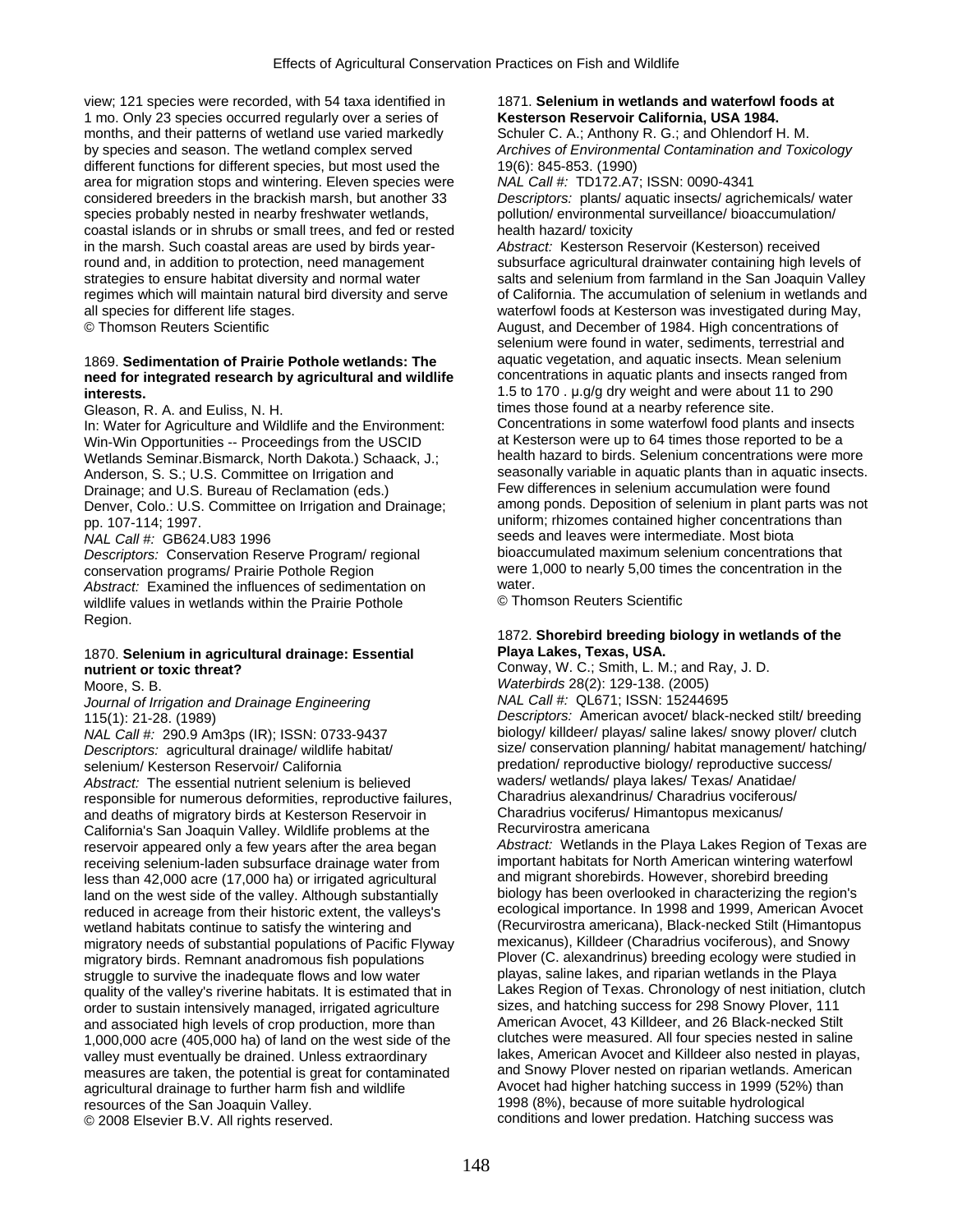view; 121 species were recorded, with 54 taxa identified in 1 mo. Only 23 species occurred regularly over a series of months, and their patterns of wetland use varied markedly by species and season. The wetland complex served different functions for different species, but most used the area for migration stops and wintering. Eleven species were considered breeders in the brackish marsh, but another 33 species probably nested in nearby freshwater wetlands, coastal islands or in shrubs or small trees, and fed or rested in the marsh. Such coastal areas are used by birds year-round and, in addition to protection, need management strategies to ensure habitat diversity and normal water regimes which will maintain natural bird diversity and serve all species for different life stages.
© Thomson Reuters Scientific

1869. **Sedimentation of Prairie Pothole wetlands: The need for integrated research by agricultural and wildlife interests.**
Gleason, R. A. and Euliss, N. H.
In: Water for Agriculture and Wildlife and the Environment: Win-Win Opportunities -- Proceedings from the USCID Wetlands Seminar.Bismarck, North Dakota.) Schaack, J.; Anderson, S. S.; U.S. Committee on Irrigation and Drainage; and U.S. Bureau of Reclamation (eds.) Denver, Colo.: U.S. Committee on Irrigation and Drainage; pp. 107-114; 1997.
*NAL Call #:* GB624.U83 1996
*Descriptors:* Conservation Reserve Program/ regional conservation programs/ Prairie Pothole Region
*Abstract:* Examined the influences of sedimentation on wildlife values in wetlands within the Prairie Pothole Region.

1870. **Selenium in agricultural drainage: Essential nutrient or toxic threat?**
Moore, S. B.
*Journal of Irrigation and Drainage Engineering* 115(1): 21-28. (1989)
*NAL Call #:* 290.9 Am3ps (IR); ISSN: 0733-9437
*Descriptors:* agricultural drainage/ wildlife habitat/ selenium/ Kesterson Reservoir/ California
*Abstract:* The essential nutrient selenium is believed responsible for numerous deformities, reproductive failures, and deaths of migratory birds at Kesterson Reservoir in California's San Joaquin Valley. Wildlife problems at the reservoir appeared only a few years after the area began receiving selenium-laden subsurface drainage water from less than 42,000 acre (17,000 ha) or irrigated agricultural land on the west side of the valley. Although substantially reduced in acreage from their historic extent, the valleys's wetland habitats continue to satisfy the wintering and migratory needs of substantial populations of Pacific Flyway migratory birds. Remnant anadromous fish populations struggle to survive the inadequate flows and low water quality of the valley's riverine habitats. It is estimated that in order to sustain intensively managed, irrigated agriculture and associated high levels of crop production, more than 1,000,000 acre (405,000 ha) of land on the west side of the valley must eventually be drained. Unless extraordinary measures are taken, the potential is great for contaminated agricultural drainage to further harm fish and wildlife resources of the San Joaquin Valley.
© 2008 Elsevier B.V. All rights reserved.

1871. **Selenium in wetlands and waterfowl foods at Kesterson Reservoir California, USA 1984.**
Schuler C. A.; Anthony R. G.; and Ohlendorf H. M.
*Archives of Environmental Contamination and Toxicology* 19(6): 845-853. (1990)
*NAL Call #:* TD172.A7; ISSN: 0090-4341
*Descriptors:* plants/ aquatic insects/ agrichemicals/ water pollution/ environmental surveillance/ bioaccumulation/ health hazard/ toxicity
*Abstract:* Kesterson Reservoir (Kesterson) received subsurface agricultural drainwater containing high levels of salts and selenium from farmland in the San Joaquin Valley of California. The accumulation of selenium in wetlands and waterfowl foods at Kesterson was investigated during May, August, and December of 1984. High concentrations of selenium were found in water, sediments, terrestrial and aquatic vegetation, and aquatic insects. Mean selenium concentrations in aquatic plants and insects ranged from 1.5 to 170 . µ.g/g dry weight and were about 11 to 290 times those found at a nearby reference site. Concentrations in some waterfowl food plants and insects at Kesterson were up to 64 times those reported to be a health hazard to birds. Selenium concentrations were more seasonally variable in aquatic plants than in aquatic insects. Few differences in selenium accumulation were found among ponds. Deposition of selenium in plant parts was not uniform; rhizomes contained higher concentrations than seeds and leaves were intermediate. Most biota bioaccumulated maximum selenium concentrations that were 1,000 to nearly 5,00 times the concentration in the water.
© Thomson Reuters Scientific

1872. **Shorebird breeding biology in wetlands of the Playa Lakes, Texas, USA.**
Conway, W. C.; Smith, L. M.; and Ray, J. D.
*Waterbirds* 28(2): 129-138. (2005)
*NAL Call #:* QL671; ISSN: 15244695
*Descriptors:* American avocet/ black-necked stilt/ breeding biology/ killdeer/ playas/ saline lakes/ snowy plover/ clutch size/ conservation planning/ habitat management/ hatching/ predation/ reproductive biology/ reproductive success/ waders/ wetlands/ playa lakes/ Texas/ Anatidae/ Charadrius alexandrinus/ Charadrius vociferous/ Charadrius vociferus/ Himantopus mexicanus/ Recurvirostra americana
*Abstract:* Wetlands in the Playa Lakes Region of Texas are important habitats for North American wintering waterfowl and migrant shorebirds. However, shorebird breeding biology has been overlooked in characterizing the region's ecological importance. In 1998 and 1999, American Avocet (Recurvirostra americana), Black-necked Stilt (Himantopus mexicanus), Killdeer (Charadrius vociferous), and Snowy Plover (C. alexandrinus) breeding ecology were studied in playas, saline lakes, and riparian wetlands in the Playa Lakes Region of Texas. Chronology of nest initiation, clutch sizes, and hatching success for 298 Snowy Plover, 111 American Avocet, 43 Killdeer, and 26 Black-necked Stilt clutches were measured. All four species nested in saline lakes, American Avocet and Killdeer also nested in playas, and Snowy Plover nested on riparian wetlands. American Avocet had higher hatching success in 1999 (52%) than 1998 (8%), because of more suitable hydrological conditions and lower predation. Hatching success was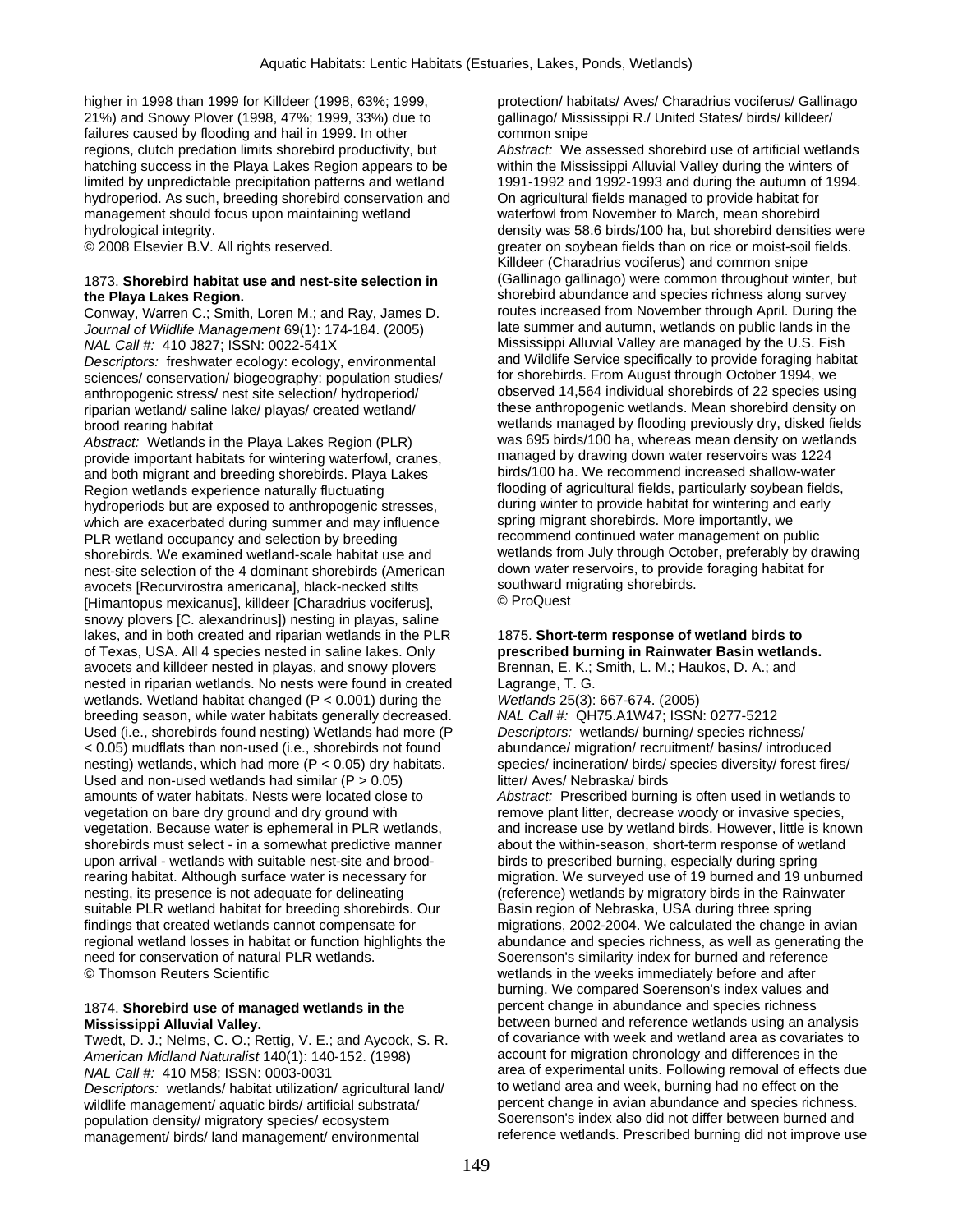higher in 1998 than 1999 for Killdeer (1998, 63%; 1999, 21%) and Snowy Plover (1998, 47%; 1999, 33%) due to failures caused by flooding and hail in 1999. In other regions, clutch predation limits shorebird productivity, but hatching success in the Playa Lakes Region appears to be limited by unpredictable precipitation patterns and wetland hydroperiod. As such, breeding shorebird conservation and management should focus upon maintaining wetland hydrological integrity.
© 2008 Elsevier B.V. All rights reserved.

1873. **Shorebird habitat use and nest-site selection in the Playa Lakes Region.**
Conway, Warren C.; Smith, Loren M.; and Ray, James D.
*Journal of Wildlife Management* 69(1): 174-184. (2005)
*NAL Call #:* 410 J827; ISSN: 0022-541X
*Descriptors:* freshwater ecology: ecology, environmental sciences/ conservation/ biogeography: population studies/ anthropogenic stress/ nest site selection/ hydroperiod/ riparian wetland/ saline lake/ playas/ created wetland/ brood rearing habitat
*Abstract:* Wetlands in the Playa Lakes Region (PLR) provide important habitats for wintering waterfowl, cranes, and both migrant and breeding shorebirds. Playa Lakes Region wetlands experience naturally fluctuating hydroperiods but are exposed to anthropogenic stresses, which are exacerbated during summer and may influence PLR wetland occupancy and selection by breeding shorebirds. We examined wetland-scale habitat use and nest-site selection of the 4 dominant shorebirds (American avocets [Recurvirostra americana], black-necked stilts [Himantopus mexicanus], killdeer [Charadrius vociferus], snowy plovers [C. alexandrinus]) nesting in playas, saline lakes, and in both created and riparian wetlands in the PLR of Texas, USA. All 4 species nested in saline lakes. Only avocets and killdeer nested in playas, and snowy plovers nested in riparian wetlands. No nests were found in created wetlands. Wetland habitat changed ($P < 0.001$) during the breeding season, while water habitats generally decreased. Used (i.e., shorebirds found nesting) Wetlands had more ($P < 0.05$) mudflats than non-used (i.e., shorebirds not found nesting) wetlands, which had more ($P < 0.05$) dry habitats. Used and non-used wetlands had similar ($P > 0.05$) amounts of water habitats. Nests were located close to vegetation on bare dry ground and dry ground with vegetation. Because water is ephemeral in PLR wetlands, shorebirds must select - in a somewhat predictive manner upon arrival - wetlands with suitable nest-site and brood-rearing habitat. Although surface water is necessary for nesting, its presence is not adequate for delineating suitable PLR wetland habitat for breeding shorebirds. Our findings that created wetlands cannot compensate for regional wetland losses in habitat or function highlights the need for conservation of natural PLR wetlands.
© Thomson Reuters Scientific

1874. **Shorebird use of managed wetlands in the Mississippi Alluvial Valley.**
Twedt, D. J.; Nelms, C. O.; Rettig, V. E.; and Aycock, S. R.
*American Midland Naturalist* 140(1): 140-152. (1998)
*NAL Call #:* 410 M58; ISSN: 0003-0031
*Descriptors:* wetlands/ habitat utilization/ agricultural land/ wildlife management/ aquatic birds/ artificial substrata/ population density/ migratory species/ ecosystem management/ birds/ land management/ environmental protection/ habitats/ Aves/ Charadrius vociferus/ Gallinago gallinago/ Mississippi R./ United States/ birds/ killdeer/ common snipe
*Abstract:* We assessed shorebird use of artificial wetlands within the Mississippi Alluvial Valley during the winters of 1991-1992 and 1992-1993 and during the autumn of 1994. On agricultural fields managed to provide habitat for waterfowl from November to March, mean shorebird density was 58.6 birds/100 ha, but shorebird densities were greater on soybean fields than on rice or moist-soil fields. Killdeer (Charadrius vociferus) and common snipe (Gallinago gallinago) were common throughout winter, but shorebird abundance and species richness along survey routes increased from November through April. During the late summer and autumn, wetlands on public lands in the Mississippi Alluvial Valley are managed by the U.S. Fish and Wildlife Service specifically to provide foraging habitat for shorebirds. From August through October 1994, we observed 14,564 individual shorebirds of 22 species using these anthropogenic wetlands. Mean shorebird density on wetlands managed by flooding previously dry, disked fields was 695 birds/100 ha, whereas mean density on wetlands managed by drawing down water reservoirs was 1224 birds/100 ha. We recommend increased shallow-water flooding of agricultural fields, particularly soybean fields, during winter to provide habitat for wintering and early spring migrant shorebirds. More importantly, we recommend continued water management on public wetlands from July through October, preferably by drawing down water reservoirs, to provide foraging habitat for southward migrating shorebirds.
© ProQuest

1875. **Short-term response of wetland birds to prescribed burning in Rainwater Basin wetlands.**
Brennan, E. K.; Smith, L. M.; Haukos, D. A.; and Lagrange, T. G.
*Wetlands* 25(3): 667-674. (2005)
*NAL Call #:* QH75.A1W47; ISSN: 0277-5212
*Descriptors:* wetlands/ burning/ species richness/ abundance/ migration/ recruitment/ basins/ introduced species/ incineration/ birds/ species diversity/ forest fires/ litter/ Aves/ Nebraska/ birds
*Abstract:* Prescribed burning is often used in wetlands to remove plant litter, decrease woody or invasive species, and increase use by wetland birds. However, little is known about the within-season, short-term response of wetland birds to prescribed burning, especially during spring migration. We surveyed use of 19 burned and 19 unburned (reference) wetlands by migratory birds in the Rainwater Basin region of Nebraska, USA during three spring migrations, 2002-2004. We calculated the change in avian abundance and species richness, as well as generating the Soerenson's similarity index for burned and reference wetlands in the weeks immediately before and after burning. We compared Soerenson's index values and percent change in abundance and species richness between burned and reference wetlands using an analysis of covariance with week and wetland area as covariates to account for migration chronology and differences in the area of experimental units. Following removal of effects due to wetland area and week, burning had no effect on the percent change in avian abundance and species richness. Soerenson's index also did not differ between burned and reference wetlands. Prescribed burning did not improve use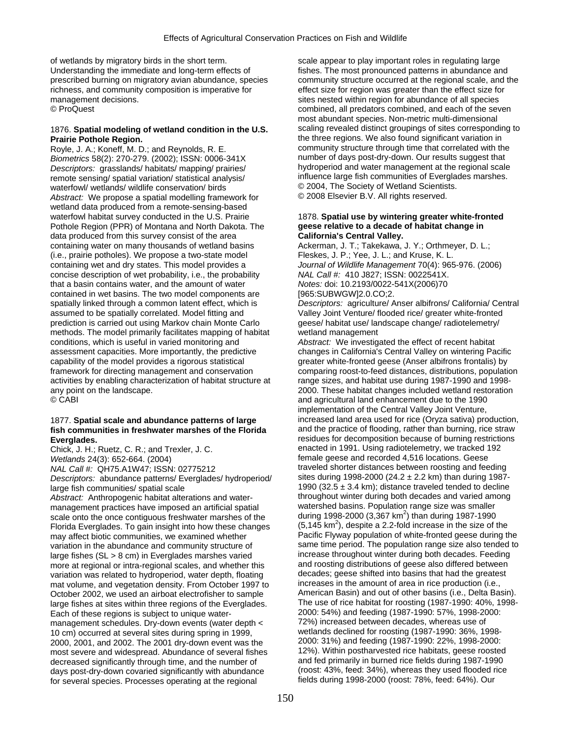of wetlands by migratory birds in the short term. Understanding the immediate and long-term effects of prescribed burning on migratory avian abundance, species richness, and community composition is imperative for management decisions.
© ProQuest

1876. **Spatial modeling of wetland condition in the U.S. Prairie Pothole Region.**
Royle, J. A.; Koneff, M. D.; and Reynolds, R. E.
*Biometrics* 58(2): 270-279. (2002); ISSN: 0006-341X
*Descriptors:* grasslands/ habitats/ mapping/ prairies/ remote sensing/ spatial variation/ statistical analysis/ waterfowl/ wetlands/ wildlife conservation/ birds
*Abstract:* We propose a spatial modelling framework for wetland data produced from a remote-sensing-based waterfowl habitat survey conducted in the U.S. Prairie Pothole Region (PPR) of Montana and North Dakota. The data produced from this survey consist of the area containing water on many thousands of wetland basins (i.e., prairie potholes). We propose a two-state model containing wet and dry states. This model provides a concise description of wet probability, i.e., the probability that a basin contains water, and the amount of water contained in wet basins. The two model components are spatially linked through a common latent effect, which is assumed to be spatially correlated. Model fitting and prediction is carried out using Markov chain Monte Carlo methods. The model primarily facilitates mapping of habitat conditions, which is useful in varied monitoring and assessment capacities. More importantly, the predictive capability of the model provides a rigorous statistical framework for directing management and conservation activities by enabling characterization of habitat structure at any point on the landscape.
© CABI

1877. **Spatial scale and abundance patterns of large fish communities in freshwater marshes of the Florida Everglades.**
Chick, J. H.; Ruetz, C. R.; and Trexler, J. C.
*Wetlands* 24(3): 652-664. (2004)
*NAL Call #:* QH75.A1W47; ISSN: 02775212
*Descriptors:* abundance patterns/ Everglades/ hydroperiod/ large fish communities/ spatial scale
*Abstract:* Anthropogenic habitat alterations and water-management practices have imposed an artificial spatial scale onto the once contiguous freshwater marshes of the Florida Everglades. To gain insight into how these changes may affect biotic communities, we examined whether variation in the abundance and community structure of large fishes (SL > 8 cm) in Everglades marshes varied more at regional or intra-regional scales, and whether this variation was related to hydroperiod, water depth, floating mat volume, and vegetation density. From October 1997 to October 2002, we used an airboat electrofisher to sample large fishes at sites within three regions of the Everglades. Each of these regions is subject to unique water-management schedules. Dry-down events (water depth < 10 cm) occurred at several sites during spring in 1999, 2000, 2001, and 2002. The 2001 dry-down event was the most severe and widespread. Abundance of several fishes decreased significantly through time, and the number of days post-dry-down covaried significantly with abundance for several species. Processes operating at the regional scale appear to play important roles in regulating large fishes. The most pronounced patterns in abundance and community structure occurred at the regional scale, and the effect size for region was greater than the effect size for sites nested within region for abundance of all species combined, all predators combined, and each of the seven most abundant species. Non-metric multi-dimensional scaling revealed distinct groupings of sites corresponding to the three regions. We also found significant variation in community structure through time that correlated with the number of days post-dry-down. Our results suggest that hydroperiod and water management at the regional scale influence large fish communities of Everglades marshes.
© 2004, The Society of Wetland Scientists.
© 2008 Elsevier B.V. All rights reserved.

1878. **Spatial use by wintering greater white-fronted geese relative to a decade of habitat change in California's Central Valley.**
Ackerman, J. T.; Takekawa, J. Y.; Orthmeyer, D. L.; Fleskes, J. P.; Yee, J. L.; and Kruse, K. L.
*Journal of Wildlife Management* 70(4): 965-976. (2006)
*NAL Call #:* 410 J827; ISSN: 0022541X.
*Notes:* doi: 10.2193/0022-541X(2006)70 [965:SUBWGW]2.0.CO;2.
*Descriptors:* agriculture/ Anser albifrons/ California/ Central Valley Joint Venture/ flooded rice/ greater white-fronted geese/ habitat use/ landscape change/ radiotelemetry/ wetland management
*Abstract:* We investigated the effect of recent habitat changes in California's Central Valley on wintering Pacific greater white-fronted geese (Anser albifrons frontalis) by comparing roost-to-feed distances, distributions, population range sizes, and habitat use during 1987-1990 and 1998-2000. These habitat changes included wetland restoration and agricultural land enhancement due to the 1990 implementation of the Central Valley Joint Venture, increased land area used for rice (Oryza sativa) production, and the practice of flooding, rather than burning, rice straw residues for decomposition because of burning restrictions enacted in 1991. Using radiotelemetry, we tracked 192 female geese and recorded 4,516 locations. Geese traveled shorter distances between roosting and feeding sites during 1998-2000 (24.2 ± 2.2 km) than during 1987-1990 (32.5 ± 3.4 km); distance traveled tended to decline throughout winter during both decades and varied among watershed basins. Population range size was smaller during 1998-2000 (3,367 km$^2$) than during 1987-1990 (5,145 km$^2$), despite a 2.2-fold increase in the size of the Pacific Flyway population of white-fronted geese during the same time period. The population range size also tended to increase throughout winter during both decades. Feeding and roosting distributions of geese also differed between decades; geese shifted into basins that had the greatest increases in the amount of area in rice production (i.e., American Basin) and out of other basins (i.e., Delta Basin). The use of rice habitat for roosting (1987-1990: 40%, 1998-2000: 54%) and feeding (1987-1990: 57%, 1998-2000: 72%) increased between decades, whereas use of wetlands declined for roosting (1987-1990: 36%, 1998-2000: 31%) and feeding (1987-1990: 22%, 1998-2000: 12%). Within postharvested rice habitats, geese roosted and fed primarily in burned rice fields during 1987-1990 (roost: 43%, feed: 34%), whereas they used flooded rice fields during 1998-2000 (roost: 78%, feed: 64%). Our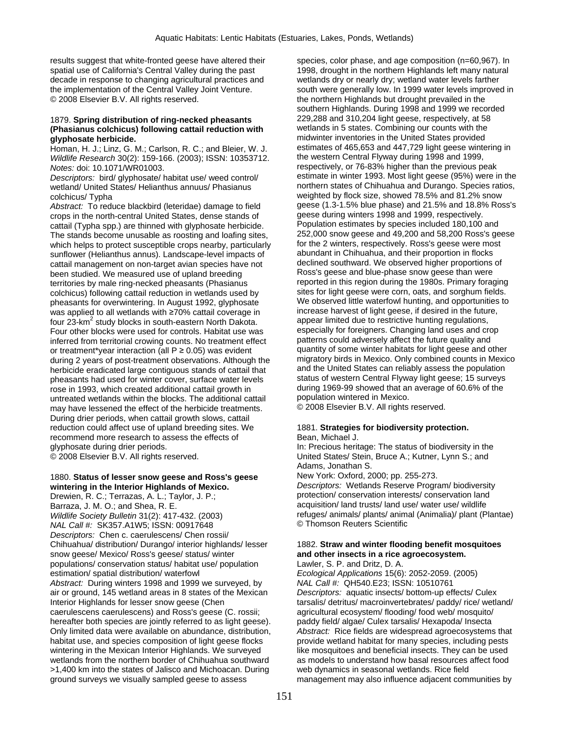results suggest that white-fronted geese have altered their spatial use of California's Central Valley during the past decade in response to changing agricultural practices and the implementation of the Central Valley Joint Venture.
© 2008 Elsevier B.V. All rights reserved.

1879. **Spring distribution of ring-necked pheasants (Phasianus colchicus) following cattail reduction with glyphosate herbicide.**
Homan, H. J.; Linz, G. M.; Carlson, R. C.; and Bleier, W. J.
*Wildlife Research* 30(2): 159-166. (2003); ISSN: 10353712.
*Notes:* doi: 10.1071/WR01003.
*Descriptors:* bird/ glyphosate/ habitat use/ weed control/ wetland/ United States/ Helianthus annuus/ Phasianus colchicus/ Typha
*Abstract:* To reduce blackbird (leteridae) damage to field crops in the north-central United States, dense stands of cattail (Typha spp.) are thinned with glyphosate herbicide. The stands become unusable as roosting and loafing sites, which helps to protect susceptible crops nearby, particularly sunflower (Helianthus annus). Landscape-level impacts of cattail management on non-target avian species have not been studied. We measured use of upland breeding territories by male ring-necked pheasants (Phasianus colchicus) following cattail reduction in wetlands used by pheasants for overwintering. In August 1992, glyphosate was applied to all wetlands with ≥70% cattail coverage in four 23-km$^2$ study blocks in south-eastern North Dakota. Four other blocks were used for controls. Habitat use was inferred from territorial crowing counts. No treatment effect or treatment*year interaction (all $P \geq 0.05$) was evident during 2 years of post-treatment observations. Although the herbicide eradicated large contiguous stands of cattail that pheasants had used for winter cover, surface water levels rose in 1993, which created additional cattail growth in untreated wetlands within the blocks. The additional cattail may have lessened the effect of the herbicide treatments. During drier periods, when cattail growth slows, cattail reduction could affect use of upland breeding sites. We recommend more research to assess the effects of glyphosate during drier periods.
© 2008 Elsevier B.V. All rights reserved.

1880. **Status of lesser snow geese and Ross's geese wintering in the Interior Highlands of Mexico.**
Drewien, R. C.; Terrazas, A. L.; Taylor, J. P.; Barraza, J. M. O.; and Shea, R. E.
*Wildlife Society Bulletin* 31(2): 417-432. (2003)
*NAL Call #:* SK357.A1W5; ISSN: 00917648
*Descriptors:* Chen c. caerulescens/ Chen rossii/ Chihuahua/ distribution/ Durango/ interior highlands/ lesser snow geese/ Mexico/ Ross's geese/ status/ winter populations/ conservation status/ habitat use/ population estimation/ spatial distribution/ waterfowl
*Abstract:* During winters 1998 and 1999 we surveyed, by air or ground, 145 wetland areas in 8 states of the Mexican Interior Highlands for lesser snow geese (Chen caerulescens caerulescens) and Ross's geese (C. rossii; hereafter both species are jointly referred to as light geese). Only limited data were available on abundance, distribution, habitat use, and species composition of light geese flocks wintering in the Mexican Interior Highlands. We surveyed wetlands from the northern border of Chihuahua southward >1,400 km into the states of Jalisco and Michoacan. During ground surveys we visually sampled geese to assess species, color phase, and age composition (n=60,967). In 1998, drought in the northern Highlands left many natural wetlands dry or nearly dry; wetland water levels farther south were generally low. In 1999 water levels improved in the northern Highlands but drought prevailed in the southern Highlands. During 1998 and 1999 we recorded 229,288 and 310,204 light geese, respectively, at 58 wetlands in 5 states. Combining our counts with the midwinter inventories in the United States provided estimates of 465,653 and 447,729 light geese wintering in the western Central Flyway during 1998 and 1999, respectively, or 76-83% higher than the previous peak estimate in winter 1993. Most light geese (95%) were in the northern states of Chihuahua and Durango. Species ratios, weighted by flock size, showed 78.5% and 81.2% snow geese (1.3-1.5% blue phase) and 21.5% and 18.8% Ross's geese during winters 1998 and 1999, respectively. Population estimates by species included 180,100 and 252,000 snow geese and 49,200 and 58,200 Ross's geese for the 2 winters, respectively. Ross's geese were most abundant in Chihuahua, and their proportion in flocks declined southward. We observed higher proportions of Ross's geese and blue-phase snow geese than were reported in this region during the 1980s. Primary foraging sites for light geese were corn, oats, and sorghum fields. We observed little waterfowl hunting, and opportunities to increase harvest of light geese, if desired in the future, appear limited due to restrictive hunting regulations, especially for foreigners. Changing land uses and crop patterns could adversely affect the future quality and quantity of some winter habitats for light geese and other migratory birds in Mexico. Only combined counts in Mexico and the United States can reliably assess the population status of western Central Flyway light geese; 15 surveys during 1969-99 showed that an average of 60.6% of the population wintered in Mexico.
© 2008 Elsevier B.V. All rights reserved.

1881. **Strategies for biodiversity protection.**
Bean, Michael J.
In: Precious heritage: The status of biodiversity in the United States/ Stein, Bruce A.; Kutner, Lynn S.; and Adams, Jonathan S.
New York: Oxford, 2000; pp. 255-273.
*Descriptors:* Wetlands Reserve Program/ biodiversity protection/ conservation interests/ conservation land acquisition/ land trusts/ land use/ water use/ wildlife refuges/ animals/ plants/ animal (Animalia)/ plant (Plantae)
© Thomson Reuters Scientific

1882. **Straw and winter flooding benefit mosquitoes and other insects in a rice agroecosystem.**
Lawler, S. P. and Dritz, D. A.
*Ecological Applications* 15(6): 2052-2059. (2005)
*NAL Call #:* QH540.E23; ISSN: 10510761
*Descriptors:* aquatic insects/ bottom-up effects/ Culex tarsalis/ detritus/ macroinvertebrates/ paddy/ rice/ wetland/ agricultural ecosystem/ flooding/ food web/ mosquito/ paddy field/ algae/ Culex tarsalis/ Hexapoda/ Insecta
*Abstract:* Rice fields are widespread agroecosystems that provide wetland habitat for many species, including pests like mosquitoes and beneficial insects. They can be used as models to understand how basal resources affect food web dynamics in seasonal wetlands. Rice field management may also influence adjacent communities by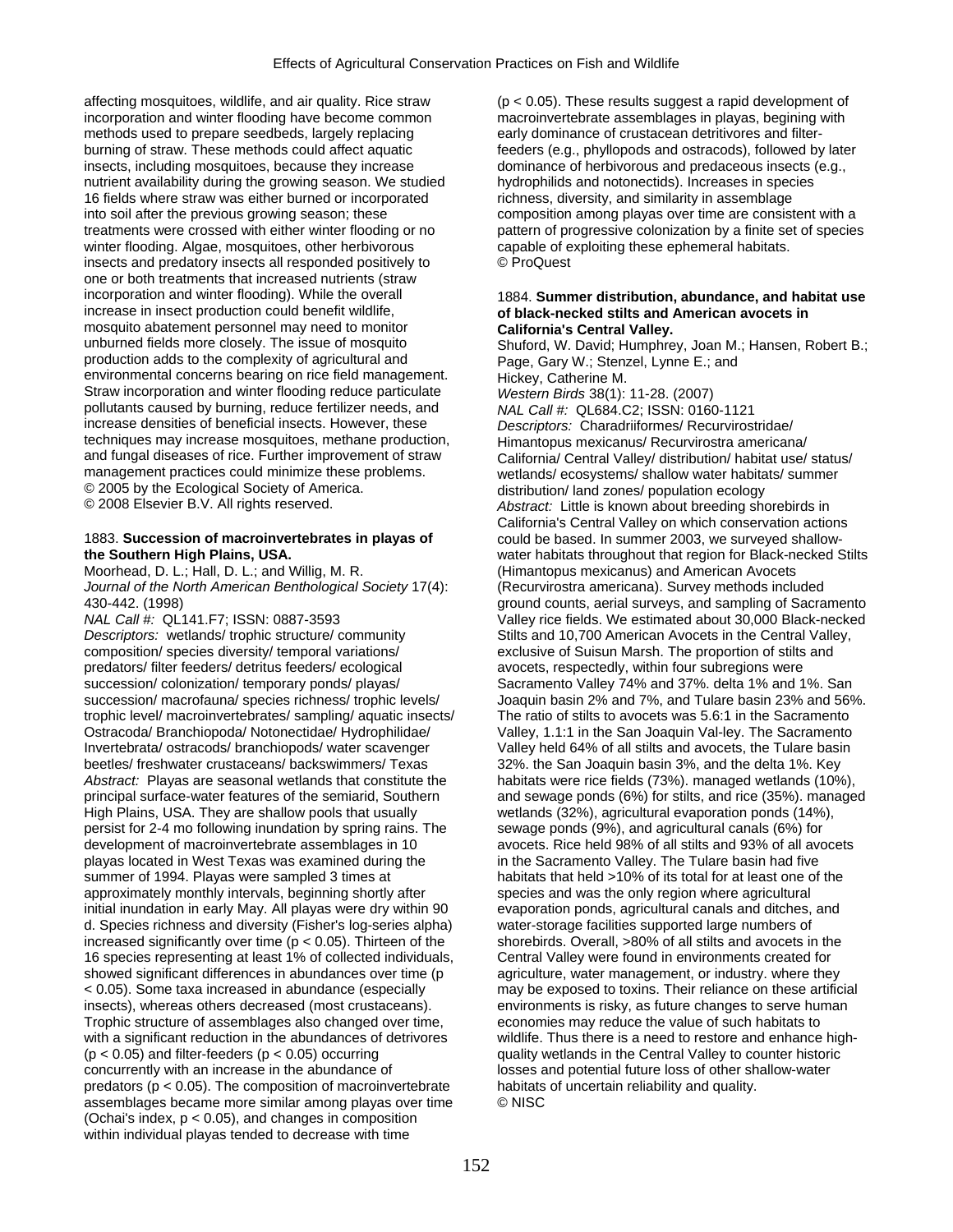affecting mosquitoes, wildlife, and air quality. Rice straw incorporation and winter flooding have become common methods used to prepare seedbeds, largely replacing burning of straw. These methods could affect aquatic insects, including mosquitoes, because they increase nutrient availability during the growing season. We studied 16 fields where straw was either burned or incorporated into soil after the previous growing season; these treatments were crossed with either winter flooding or no winter flooding. Algae, mosquitoes, other herbivorous insects and predatory insects all responded positively to one or both treatments that increased nutrients (straw incorporation and winter flooding). While the overall increase in insect production could benefit wildlife, mosquito abatement personnel may need to monitor unburned fields more closely. The issue of mosquito production adds to the complexity of agricultural and environmental concerns bearing on rice field management. Straw incorporation and winter flooding reduce particulate pollutants caused by burning, reduce fertilizer needs, and increase densities of beneficial insects. However, these techniques may increase mosquitoes, methane production, and fungal diseases of rice. Further improvement of straw management practices could minimize these problems.
© 2005 by the Ecological Society of America.
© 2008 Elsevier B.V. All rights reserved.

1883. **Succession of macroinvertebrates in playas of the Southern High Plains, USA.**
Moorhead, D. L.; Hall, D. L.; and Willig, M. R.
*Journal of the North American Benthological Society* 17(4): 430-442. (1998)
*NAL Call #:* QL141.F7; ISSN: 0887-3593
*Descriptors:* wetlands/ trophic structure/ community composition/ species diversity/ temporal variations/ predators/ filter feeders/ detritus feeders/ ecological succession/ colonization/ temporary ponds/ playas/ succession/ macrofauna/ species richness/ trophic levels/ trophic level/ macroinvertebrates/ sampling/ aquatic insects/ Ostracoda/ Branchiopoda/ Notonectidae/ Hydrophilidae/ Invertebrata/ ostracods/ branchiopods/ water scavenger beetles/ freshwater crustaceans/ backswimmers/ Texas
*Abstract:* Playas are seasonal wetlands that constitute the principal surface-water features of the semiarid, Southern High Plains, USA. They are shallow pools that usually persist for 2-4 mo following inundation by spring rains. The development of macroinvertebrate assemblages in 10 playas located in West Texas was examined during the summer of 1994. Playas were sampled 3 times at approximately monthly intervals, beginning shortly after initial inundation in early May. All playas were dry within 90 d. Species richness and diversity (Fisher's log-series alpha) increased significantly over time ($p < 0.05$). Thirteen of the 16 species representing at least 1% of collected individuals, showed significant differences in abundances over time ($p < 0.05$). Some taxa increased in abundance (especially insects), whereas others decreased (most crustaceans). Trophic structure of assemblages also changed over time, with a significant reduction in the abundances of detrivores ($p < 0.05$) and filter-feeders ($p < 0.05$) occurring concurrently with an increase in the abundance of predators ($p < 0.05$). The composition of macroinvertebrate assemblages became more similar among playas over time (Ochai's index, $p < 0.05$), and changes in composition within individual playas tended to decrease with time ($p < 0.05$). These results suggest a rapid development of macroinvertebrate assemblages in playas, begining with early dominance of crustacean detritivores and filter-feeders (e.g., phyllopods and ostracods), followed by later dominance of herbivorous and predaceous insects (e.g., hydrophilids and notonectids). Increases in species richness, diversity, and similarity in assemblage composition among playas over time are consistent with a pattern of progressive colonization by a finite set of species capable of exploiting these ephemeral habitats.
© ProQuest

1884. **Summer distribution, abundance, and habitat use of black-necked stilts and American avocets in California's Central Valley.**
Shuford, W. David; Humphrey, Joan M.; Hansen, Robert B.; Page, Gary W.; Stenzel, Lynne E.; and Hickey, Catherine M.
*Western Birds* 38(1): 11-28. (2007)
*NAL Call #:* QL684.C2; ISSN: 0160-1121
*Descriptors:* Charadriiformes/ Recurvirostridae/ Himantopus mexicanus/ Recurvirostra americana/ California/ Central Valley/ distribution/ habitat use/ status/ wetlands/ ecosystems/ shallow water habitats/ summer distribution/ land zones/ population ecology
*Abstract:* Little is known about breeding shorebirds in California's Central Valley on which conservation actions could be based. In summer 2003, we surveyed shallow-water habitats throughout that region for Black-necked Stilts (Himantopus mexicanus) and American Avocets (Recurvirostra americana). Survey methods included ground counts, aerial surveys, and sampling of Sacramento Valley rice fields. We estimated about 30,000 Black-necked Stilts and 10,700 American Avocets in the Central Valley, exclusive of Suisun Marsh. The proportion of stilts and avocets, respectedly, within four subregions were Sacramento Valley 74% and 37%. delta 1% and 1%. San Joaquin basin 2% and 7%, and Tulare basin 23% and 56%. The ratio of stilts to avocets was 5.6:1 in the Sacramento Valley, 1.1:1 in the San Joaquin Val-ley. The Sacramento Valley held 64% of all stilts and avocets, the Tulare basin 32%. the San Joaquin basin 3%, and the delta 1%. Key habitats were rice fields (73%). managed wetlands (10%), and sewage ponds (6%) for stilts, and rice (35%). managed wetlands (32%), agricultural evaporation ponds (14%), sewage ponds (9%), and agricultural canals (6%) for avocets. Rice held 98% of all stilts and 93% of all avocets in the Sacramento Valley. The Tulare basin had five habitats that held >10% of its total for at least one of the species and was the only region where agricultural evaporation ponds, agricultural canals and ditches, and water-storage facilities supported large numbers of shorebirds. Overall, >80% of all stilts and avocets in the Central Valley were found in environments created for agriculture, water management, or industry. where they may be exposed to toxins. Their reliance on these artificial environments is risky, as future changes to serve human economies may reduce the value of such habitats to wildlife. Thus there is a need to restore and enhance high-quality wetlands in the Central Valley to counter historic losses and potential future loss of other shallow-water habitats of uncertain reliability and quality.
© NISC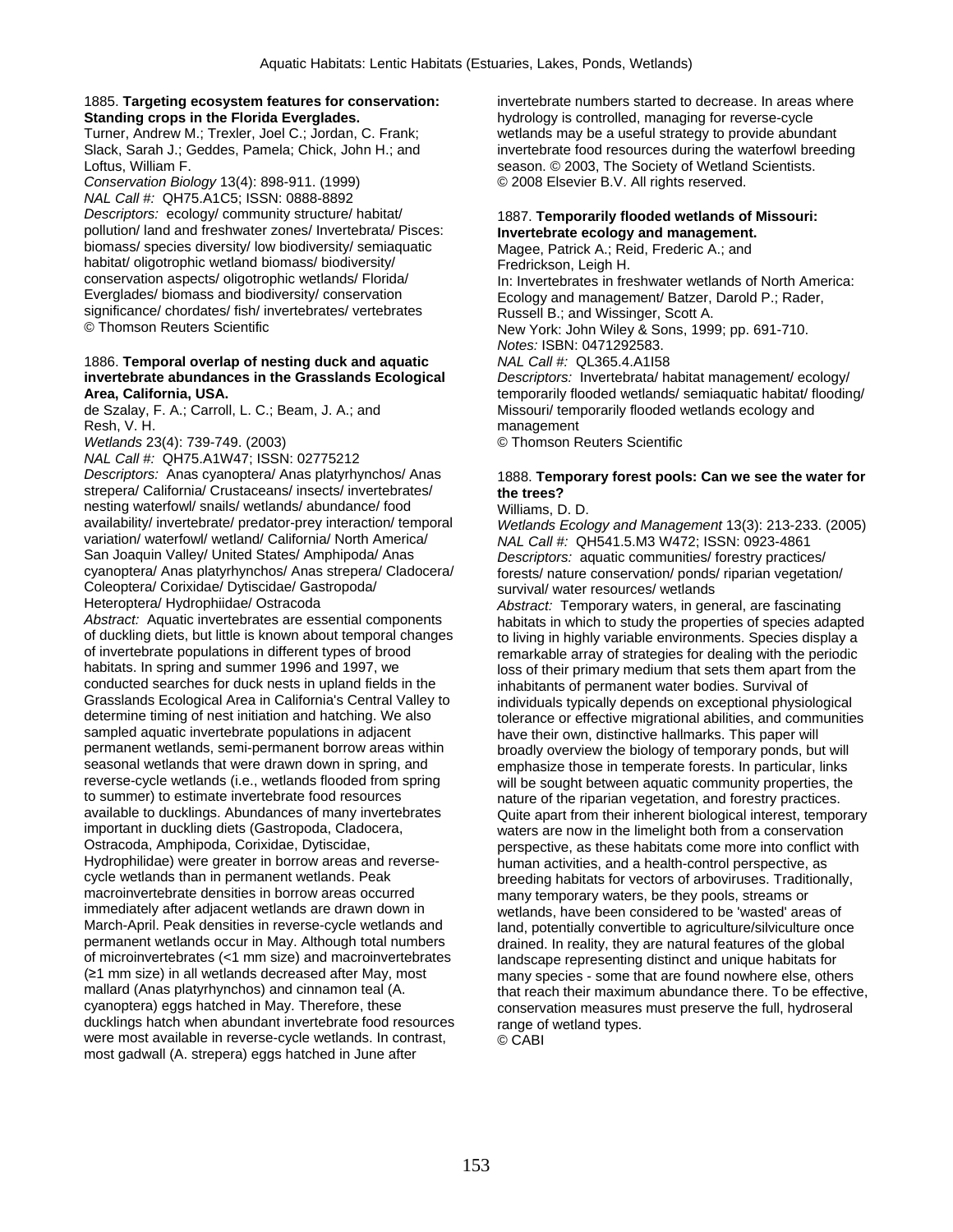1885. **Targeting ecosystem features for conservation: Standing crops in the Florida Everglades.**
Turner, Andrew M.; Trexler, Joel C.; Jordan, C. Frank; Slack, Sarah J.; Geddes, Pamela; Chick, John H.; and Loftus, William F.
*Conservation Biology* 13(4): 898-911. (1999)
*NAL Call #:* QH75.A1C5; ISSN: 0888-8892
*Descriptors:* ecology/ community structure/ habitat/ pollution/ land and freshwater zones/ Invertebrata/ Pisces: biomass/ species diversity/ low biodiversity/ semiaquatic habitat/ oligotrophic wetland biomass/ biodiversity/ conservation aspects/ oligotrophic wetlands/ Florida/ Everglades/ biomass and biodiversity/ conservation significance/ chordates/ fish/ invertebrates/ vertebrates
© Thomson Reuters Scientific

1886. **Temporal overlap of nesting duck and aquatic invertebrate abundances in the Grasslands Ecological Area, California, USA.**
de Szalay, F. A.; Carroll, L. C.; Beam, J. A.; and Resh, V. H.
*Wetlands* 23(4): 739-749. (2003)
*NAL Call #:* QH75.A1W47; ISSN: 02775212
*Descriptors:* Anas cyanoptera/ Anas platyrhynchos/ Anas strepera/ California/ Crustaceans/ insects/ invertebrates/ nesting waterfowl/ snails/ wetlands/ abundance/ food availability/ invertebrate/ predator-prey interaction/ temporal variation/ waterfowl/ wetland/ California/ North America/ San Joaquin Valley/ United States/ Amphipoda/ Anas cyanoptera/ Anas platyrhynchos/ Anas strepera/ Cladocera/ Coleoptera/ Corixidae/ Dytiscidae/ Gastropoda/ Heteroptera/ Hydrophiidae/ Ostracoda
*Abstract:* Aquatic invertebrates are essential components of duckling diets, but little is known about temporal changes of invertebrate populations in different types of brood habitats. In spring and summer 1996 and 1997, we conducted searches for duck nests in upland fields in the Grasslands Ecological Area in California's Central Valley to determine timing of nest initiation and hatching. We also sampled aquatic invertebrate populations in adjacent permanent wetlands, semi-permanent borrow areas within seasonal wetlands that were drawn down in spring, and reverse-cycle wetlands (i.e., wetlands flooded from spring to summer) to estimate invertebrate food resources available to ducklings. Abundances of many invertebrates important in duckling diets (Gastropoda, Cladocera, Ostracoda, Amphipoda, Corixidae, Dytiscidae, Hydrophilidae) were greater in borrow areas and reverse-cycle wetlands than in permanent wetlands. Peak macroinvertebrate densities in borrow areas occurred immediately after adjacent wetlands are drawn down in March-April. Peak densities in reverse-cycle wetlands and permanent wetlands occur in May. Although total numbers of microinvertebrates (<1 mm size) and macroinvertebrates (≥1 mm size) in all wetlands decreased after May, most mallard (Anas platyrhynchos) and cinnamon teal (A. cyanoptera) eggs hatched in May. Therefore, these ducklings hatch when abundant invertebrate food resources were most available in reverse-cycle wetlands. In contrast, most gadwall (A. strepera) eggs hatched in June after invertebrate numbers started to decrease. In areas where hydrology is controlled, managing for reverse-cycle wetlands may be a useful strategy to provide abundant invertebrate food resources during the waterfowl breeding season. © 2003, The Society of Wetland Scientists.
© 2008 Elsevier B.V. All rights reserved.

1887. **Temporarily flooded wetlands of Missouri: Invertebrate ecology and management.**
Magee, Patrick A.; Reid, Frederic A.; and Fredrickson, Leigh H.
In: Invertebrates in freshwater wetlands of North America: Ecology and management/ Batzer, Darold P.; Rader, Russell B.; and Wissinger, Scott A.
New York: John Wiley & Sons, 1999; pp. 691-710.
*Notes:* ISBN: 0471292583.
*NAL Call #:* QL365.4.A1I58
*Descriptors:* Invertebrata/ habitat management/ ecology/ temporarily flooded wetlands/ semiaquatic habitat/ flooding/ Missouri/ temporarily flooded wetlands ecology and management
© Thomson Reuters Scientific

1888. **Temporary forest pools: Can we see the water for the trees?**
Williams, D. D.
*Wetlands Ecology and Management* 13(3): 213-233. (2005)
*NAL Call #:* QH541.5.M3 W472; ISSN: 0923-4861
*Descriptors:* aquatic communities/ forestry practices/ forests/ nature conservation/ ponds/ riparian vegetation/ survival/ water resources/ wetlands
*Abstract:* Temporary waters, in general, are fascinating habitats in which to study the properties of species adapted to living in highly variable environments. Species display a remarkable array of strategies for dealing with the periodic loss of their primary medium that sets them apart from the inhabitants of permanent water bodies. Survival of individuals typically depends on exceptional physiological tolerance or effective migrational abilities, and communities have their own, distinctive hallmarks. This paper will broadly overview the biology of temporary ponds, but will emphasize those in temperate forests. In particular, links will be sought between aquatic community properties, the nature of the riparian vegetation, and forestry practices. Quite apart from their inherent biological interest, temporary waters are now in the limelight both from a conservation perspective, as these habitats come more into conflict with human activities, and a health-control perspective, as breeding habitats for vectors of arboviruses. Traditionally, many temporary waters, be they pools, streams or wetlands, have been considered to be 'wasted' areas of land, potentially convertible to agriculture/silviculture once drained. In reality, they are natural features of the global landscape representing distinct and unique habitats for many species - some that are found nowhere else, others that reach their maximum abundance there. To be effective, conservation measures must preserve the full, hydroseral range of wetland types.
© CABI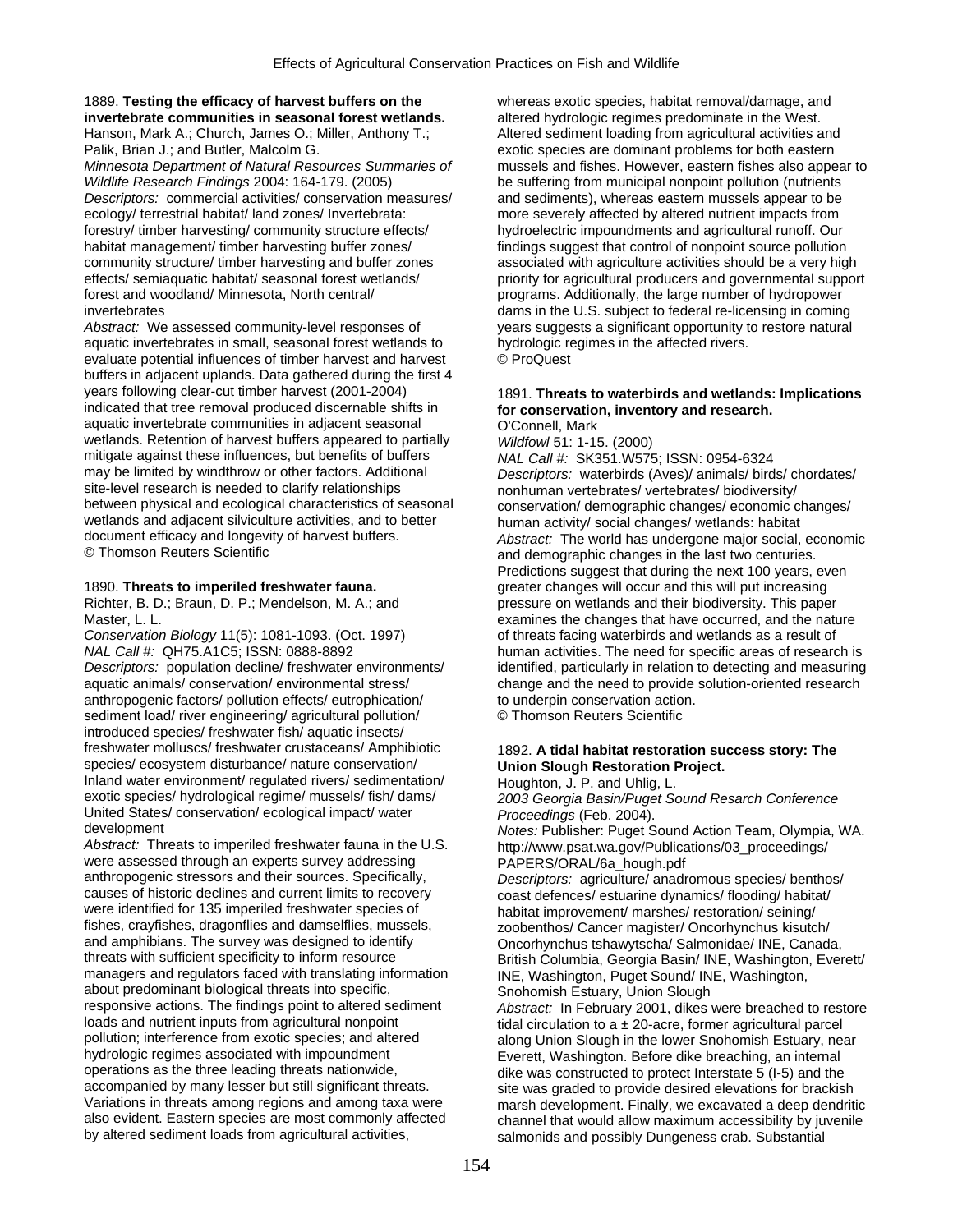1889. **Testing the efficacy of harvest buffers on the invertebrate communities in seasonal forest wetlands.**
Hanson, Mark A.; Church, James O.; Miller, Anthony T.; Palik, Brian J.; and Butler, Malcolm G.
*Minnesota Department of Natural Resources Summaries of Wildlife Research Findings* 2004: 164-179. (2005)
*Descriptors:* commercial activities/ conservation measures/ ecology/ terrestrial habitat/ land zones/ Invertebrata: forestry/ timber harvesting/ community structure effects/ habitat management/ timber harvesting buffer zones/ community structure/ timber harvesting and buffer zones effects/ semiaquatic habitat/ seasonal forest wetlands/ forest and woodland/ Minnesota, North central/ invertebrates
*Abstract:* We assessed community-level responses of aquatic invertebrates in small, seasonal forest wetlands to evaluate potential influences of timber harvest and harvest buffers in adjacent uplands. Data gathered during the first 4 years following clear-cut timber harvest (2001-2004) indicated that tree removal produced discernable shifts in aquatic invertebrate communities in adjacent seasonal wetlands. Retention of harvest buffers appeared to partially mitigate against these influences, but benefits of buffers may be limited by windthrow or other factors. Additional site-level research is needed to clarify relationships between physical and ecological characteristics of seasonal wetlands and adjacent silviculture activities, and to better document efficacy and longevity of harvest buffers.
© Thomson Reuters Scientific

1890. **Threats to imperiled freshwater fauna.**
Richter, B. D.; Braun, D. P.; Mendelson, M. A.; and Master, L. L.
*Conservation Biology* 11(5): 1081-1093. (Oct. 1997)
*NAL Call #:* QH75.A1C5; ISSN: 0888-8892
*Descriptors:* population decline/ freshwater environments/ aquatic animals/ conservation/ environmental stress/ anthropogenic factors/ pollution effects/ eutrophication/ sediment load/ river engineering/ agricultural pollution/ introduced species/ freshwater fish/ aquatic insects/ freshwater molluscs/ freshwater crustaceans/ Amphibiotic species/ ecosystem disturbance/ nature conservation/ Inland water environment/ regulated rivers/ sedimentation/ exotic species/ hydrological regime/ mussels/ fish/ dams/ United States/ conservation/ ecological impact/ water development
*Abstract:* Threats to imperiled freshwater fauna in the U.S. were assessed through an experts survey addressing anthropogenic stressors and their sources. Specifically, causes of historic declines and current limits to recovery were identified for 135 imperiled freshwater species of fishes, crayfishes, dragonflies and damselflies, mussels, and amphibians. The survey was designed to identify threats with sufficient specificity to inform resource managers and regulators faced with translating information about predominant biological threats into specific, responsive actions. The findings point to altered sediment loads and nutrient inputs from agricultural nonpoint pollution; interference from exotic species; and altered hydrologic regimes associated with impoundment operations as the three leading threats nationwide, accompanied by many lesser but still significant threats. Variations in threats among regions and among taxa were also evident. Eastern species are most commonly affected by altered sediment loads from agricultural activities, whereas exotic species, habitat removal/damage, and altered hydrologic regimes predominate in the West. Altered sediment loading from agricultural activities and exotic species are dominant problems for both eastern mussels and fishes. However, eastern fishes also appear to be suffering from municipal nonpoint pollution (nutrients and sediments), whereas eastern mussels appear to be more severely affected by altered nutrient impacts from hydroelectric impoundments and agricultural runoff. Our findings suggest that control of nonpoint source pollution associated with agriculture activities should be a very high priority for agricultural producers and governmental support programs. Additionally, the large number of hydropower dams in the U.S. subject to federal re-licensing in coming years suggests a significant opportunity to restore natural hydrologic regimes in the affected rivers.
© ProQuest

1891. **Threats to waterbirds and wetlands: Implications for conservation, inventory and research.**
O'Connell, Mark
*Wildfowl* 51: 1-15. (2000)
*NAL Call #:* SK351.W575; ISSN: 0954-6324
*Descriptors:* waterbirds (Aves)/ animals/ birds/ chordates/ nonhuman vertebrates/ vertebrates/ biodiversity/ conservation/ demographic changes/ economic changes/ human activity/ social changes/ wetlands: habitat
*Abstract:* The world has undergone major social, economic and demographic changes in the last two centuries. Predictions suggest that during the next 100 years, even greater changes will occur and this will put increasing pressure on wetlands and their biodiversity. This paper examines the changes that have occurred, and the nature of threats facing waterbirds and wetlands as a result of human activities. The need for specific areas of research is identified, particularly in relation to detecting and measuring change and the need to provide solution-oriented research to underpin conservation action.
© Thomson Reuters Scientific

1892. **A tidal habitat restoration success story: The Union Slough Restoration Project.**
Houghton, J. P. and Uhlig, L.
*2003 Georgia Basin/Puget Sound Resarch Conference Proceedings* (Feb. 2004).
*Notes:* Publisher: Puget Sound Action Team, Olympia, WA. http://www.psat.wa.gov/Publications/03_proceedings/PAPERS/ORAL/6a_hough.pdf
*Descriptors:* agriculture/ anadromous species/ benthos/ coast defences/ estuarine dynamics/ flooding/ habitat/ habitat improvement/ marshes/ restoration/ seining/ zoobenthos/ Cancer magister/ Oncorhynchus kisutch/ Oncorhynchus tshawytscha/ Salmonidae/ INE, Canada, British Columbia, Georgia Basin/ INE, Washington, Everett/ INE, Washington, Puget Sound/ INE, Washington, Snohomish Estuary, Union Slough
*Abstract:* In February 2001, dikes were breached to restore tidal circulation to a ± 20-acre, former agricultural parcel along Union Slough in the lower Snohomish Estuary, near Everett, Washington. Before dike breaching, an internal dike was constructed to protect Interstate 5 (I-5) and the site was graded to provide desired elevations for brackish marsh development. Finally, we excavated a deep dendritic channel that would allow maximum accessibility by juvenile salmonids and possibly Dungeness crab. Substantial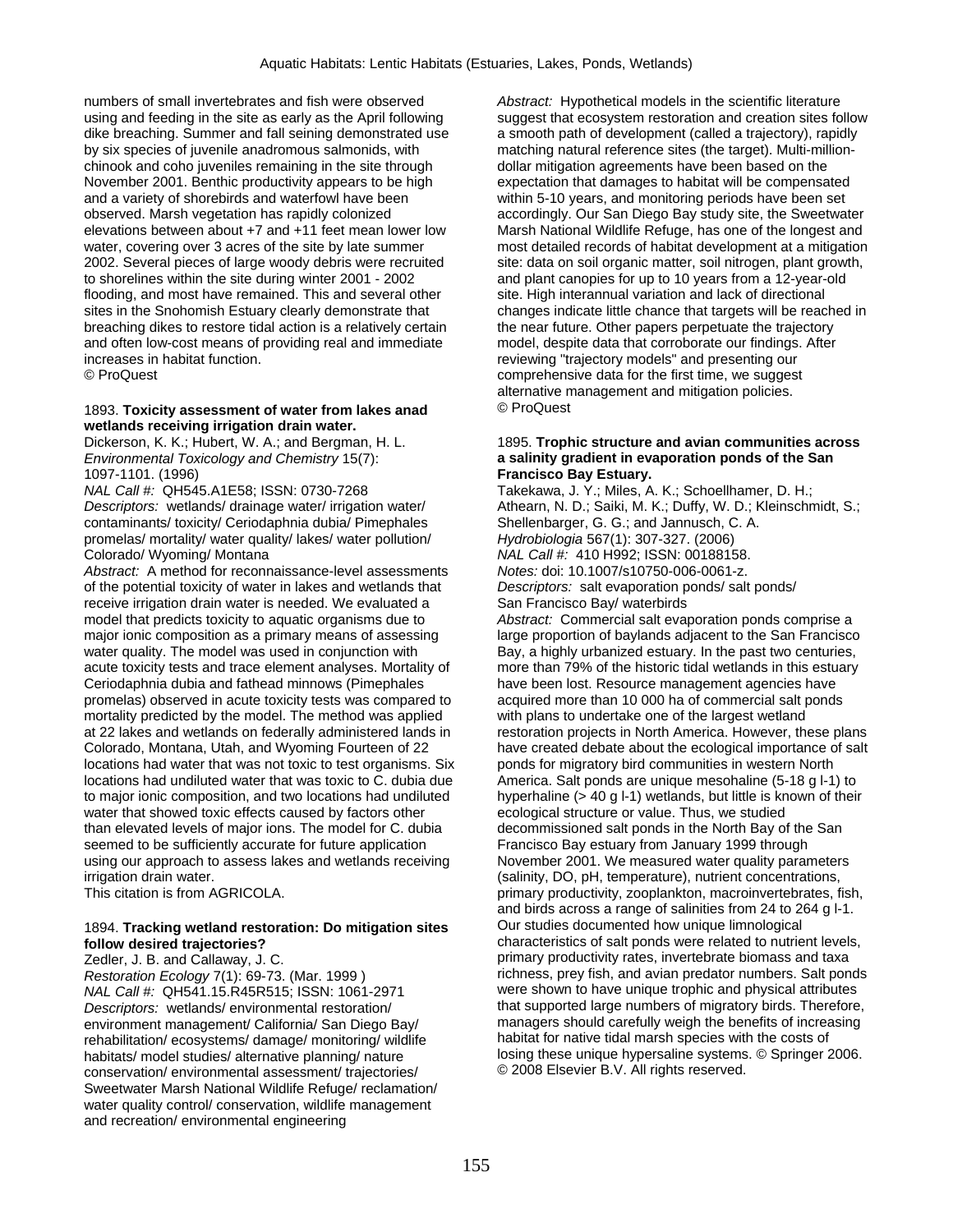numbers of small invertebrates and fish were observed using and feeding in the site as early as the April following dike breaching. Summer and fall seining demonstrated use by six species of juvenile anadromous salmonids, with chinook and coho juveniles remaining in the site through November 2001. Benthic productivity appears to be high and a variety of shorebirds and waterfowl have been observed. Marsh vegetation has rapidly colonized elevations between about +7 and +11 feet mean lower low water, covering over 3 acres of the site by late summer 2002. Several pieces of large woody debris were recruited to shorelines within the site during winter 2001 - 2002 flooding, and most have remained. This and several other sites in the Snohomish Estuary clearly demonstrate that breaching dikes to restore tidal action is a relatively certain and often low-cost means of providing real and immediate increases in habitat function.
© ProQuest

1893. **Toxicity assessment of water from lakes anad wetlands receiving irrigation drain water.**
Dickerson, K. K.; Hubert, W. A.; and Bergman, H. L.
*Environmental Toxicology and Chemistry* 15(7): 1097-1101. (1996)
*NAL Call #:* QH545.A1E58; ISSN: 0730-7268
*Descriptors:* wetlands/ drainage water/ irrigation water/ contaminants/ toxicity/ Ceriodaphnia dubia/ Pimephales promelas/ mortality/ water quality/ lakes/ water pollution/ Colorado/ Wyoming/ Montana
*Abstract:* A method for reconnaissance-level assessments of the potential toxicity of water in lakes and wetlands that receive irrigation drain water is needed. We evaluated a model that predicts toxicity to aquatic organisms due to major ionic composition as a primary means of assessing water quality. The model was used in conjunction with acute toxicity tests and trace element analyses. Mortality of Ceriodaphnia dubia and fathead minnows (Pimephales promelas) observed in acute toxicity tests was compared to mortality predicted by the model. The method was applied at 22 lakes and wetlands on federally administered lands in Colorado, Montana, Utah, and Wyoming Fourteen of 22 locations had water that was not toxic to test organisms. Six locations had undiluted water that was toxic to C. dubia due to major ionic composition, and two locations had undiluted water that showed toxic effects caused by factors other than elevated levels of major ions. The model for C. dubia seemed to be sufficiently accurate for future application using our approach to assess lakes and wetlands receiving irrigation drain water.
This citation is from AGRICOLA.

1894. **Tracking wetland restoration: Do mitigation sites follow desired trajectories?**
Zedler, J. B. and Callaway, J. C.
*Restoration Ecology* 7(1): 69-73. (Mar. 1999 )
*NAL Call #:* QH541.15.R45R515; ISSN: 1061-2971
*Descriptors:* wetlands/ environmental restoration/ environment management/ California/ San Diego Bay/ rehabilitation/ ecosystems/ damage/ monitoring/ wildlife habitats/ model studies/ alternative planning/ nature conservation/ environmental assessment/ trajectories/ Sweetwater Marsh National Wildlife Refuge/ reclamation/ water quality control/ conservation, wildlife management and recreation/ environmental engineering
*Abstract:* Hypothetical models in the scientific literature suggest that ecosystem restoration and creation sites follow a smooth path of development (called a trajectory), rapidly matching natural reference sites (the target). Multi-million-dollar mitigation agreements have been based on the expectation that damages to habitat will be compensated within 5-10 years, and monitoring periods have been set accordingly. Our San Diego Bay study site, the Sweetwater Marsh National Wildlife Refuge, has one of the longest and most detailed records of habitat development at a mitigation site: data on soil organic matter, soil nitrogen, plant growth, and plant canopies for up to 10 years from a 12-year-old site. High interannual variation and lack of directional changes indicate little chance that targets will be reached in the near future. Other papers perpetuate the trajectory model, despite data that corroborate our findings. After reviewing "trajectory models" and presenting our comprehensive data for the first time, we suggest alternative management and mitigation policies.
© ProQuest

1895. **Trophic structure and avian communities across a salinity gradient in evaporation ponds of the San Francisco Bay Estuary.**
Takekawa, J. Y.; Miles, A. K.; Schoellhamer, D. H.; Athearn, N. D.; Saiki, M. K.; Duffy, W. D.; Kleinschmidt, S.; Shellenbarger, G. G.; and Jannusch, C. A.
*Hydrobiologia* 567(1): 307-327. (2006)
*NAL Call #:* 410 H992; ISSN: 00188158.
*Notes:* doi: 10.1007/s10750-006-0061-z.
*Descriptors:* salt evaporation ponds/ salt ponds/ San Francisco Bay/ waterbirds
*Abstract:* Commercial salt evaporation ponds comprise a large proportion of baylands adjacent to the San Francisco Bay, a highly urbanized estuary. In the past two centuries, more than 79% of the historic tidal wetlands in this estuary have been lost. Resource management agencies have acquired more than 10 000 ha of commercial salt ponds with plans to undertake one of the largest wetland restoration projects in North America. However, these plans have created debate about the ecological importance of salt ponds for migratory bird communities in western North America. Salt ponds are unique mesohaline (5-18 g l-1) to hyperhaline (> 40 g l-1) wetlands, but little is known of their ecological structure or value. Thus, we studied decommissioned salt ponds in the North Bay of the San Francisco Bay estuary from January 1999 through November 2001. We measured water quality parameters (salinity, DO, pH, temperature), nutrient concentrations, primary productivity, zooplankton, macroinvertebrates, fish, and birds across a range of salinities from 24 to 264 g l-1. Our studies documented how unique limnological characteristics of salt ponds were related to nutrient levels, primary productivity rates, invertebrate biomass and taxa richness, prey fish, and avian predator numbers. Salt ponds were shown to have unique trophic and physical attributes that supported large numbers of migratory birds. Therefore, managers should carefully weigh the benefits of increasing habitat for native tidal marsh species with the costs of losing these unique hypersaline systems. © Springer 2006. © 2008 Elsevier B.V. All rights reserved.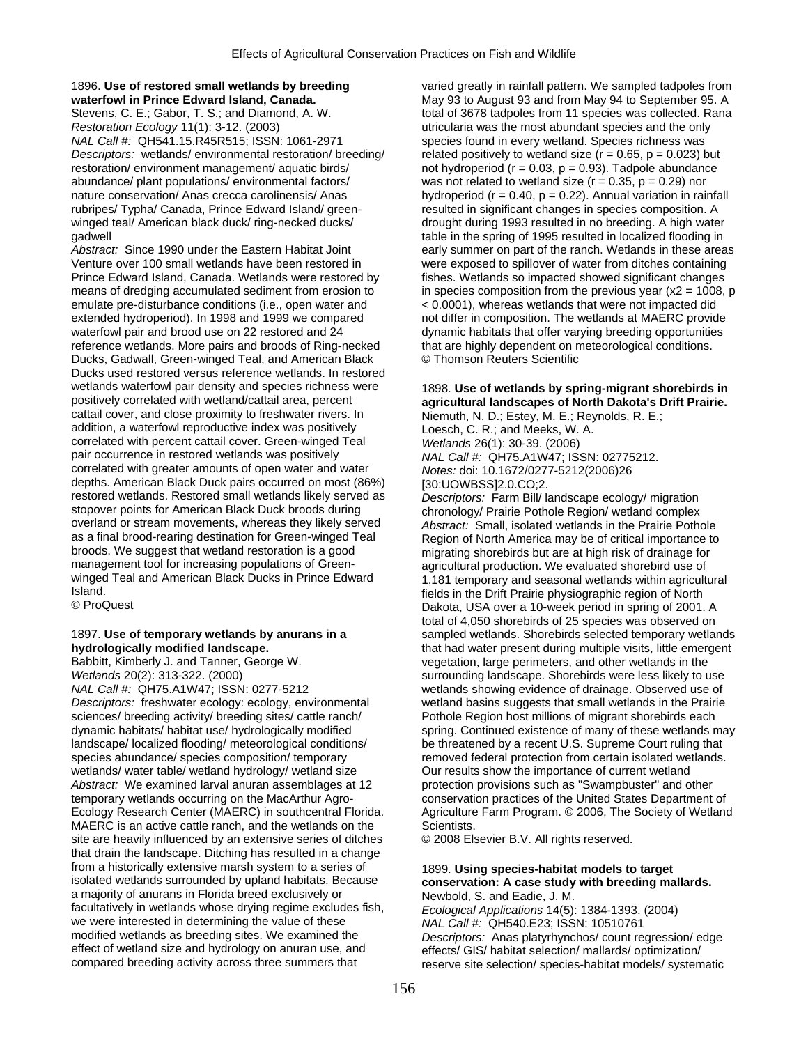1896. **Use of restored small wetlands by breeding waterfowl in Prince Edward Island, Canada.**
Stevens, C. E.; Gabor, T. S.; and Diamond, A. W.
*Restoration Ecology* 11(1): 3-12. (2003)
*NAL Call #:* QH541.15.R45R515; ISSN: 1061-2971
*Descriptors:* wetlands/ environmental restoration/ breeding/ restoration/ environment management/ aquatic birds/ abundance/ plant populations/ environmental factors/ nature conservation/ Anas crecca carolinensis/ Anas rubripes/ Typha/ Canada, Prince Edward Island/ green-winged teal/ American black duck/ ring-necked ducks/ gadwell
*Abstract:* Since 1990 under the Eastern Habitat Joint Venture over 100 small wetlands have been restored in Prince Edward Island, Canada. Wetlands were restored by means of dredging accumulated sediment from erosion to emulate pre-disturbance conditions (i.e., open water and extended hydroperiod). In 1998 and 1999 we compared waterfowl pair and brood use on 22 restored and 24 reference wetlands. More pairs and broods of Ring-necked Ducks, Gadwall, Green-winged Teal, and American Black Ducks used restored versus reference wetlands. In restored wetlands waterfowl pair density and species richness were positively correlated with wetland/cattail area, percent cattail cover, and close proximity to freshwater rivers. In addition, a waterfowl reproductive index was positively correlated with percent cattail cover. Green-winged Teal pair occurrence in restored wetlands was positively correlated with greater amounts of open water and water depths. American Black Duck pairs occurred on most (86%) restored wetlands. Restored small wetlands likely served as stopover points for American Black Duck broods during overland or stream movements, whereas they likely served as a final brood-rearing destination for Green-winged Teal broods. We suggest that wetland restoration is a good management tool for increasing populations of Green-winged Teal and American Black Ducks in Prince Edward Island.
© ProQuest

1897. **Use of temporary wetlands by anurans in a hydrologically modified landscape.**
Babbitt, Kimberly J. and Tanner, George W.
*Wetlands* 20(2): 313-322. (2000)
*NAL Call #:* QH75.A1W47; ISSN: 0277-5212
*Descriptors:* freshwater ecology: ecology, environmental sciences/ breeding activity/ breeding sites/ cattle ranch/ dynamic habitats/ habitat use/ hydrologically modified landscape/ localized flooding/ meteorological conditions/ species abundance/ species composition/ temporary wetlands/ water table/ wetland hydrology/ wetland size
*Abstract:* We examined larval anuran assemblages at 12 temporary wetlands occurring on the MacArthur Agro-Ecology Research Center (MAERC) in southcentral Florida. MAERC is an active cattle ranch, and the wetlands on the site are heavily influenced by an extensive series of ditches that drain the landscape. Ditching has resulted in a change from a historically extensive marsh system to a series of isolated wetlands surrounded by upland habitats. Because a majority of anurans in Florida breed exclusively or facultatively in wetlands whose drying regime excludes fish, we were interested in determining the value of these modified wetlands as breeding sites. We examined the effect of wetland size and hydrology on anuran use, and compared breeding activity across three summers that varied greatly in rainfall pattern. We sampled tadpoles from May 93 to August 93 and from May 94 to September 95. A total of 3678 tadpoles from 11 species was collected. Rana utricularia was the most abundant species and the only species found in every wetland. Species richness was related positively to wetland size ($r = 0.65$, $p = 0.023$) but not hydroperiod ($r = 0.03$, $p = 0.93$). Tadpole abundance was not related to wetland size ($r = 0.35$, $p = 0.29$) nor hydroperiod ($r = 0.40$, $p = 0.22$). Annual variation in rainfall resulted in significant changes in species composition. A drought during 1993 resulted in no breeding. A high water table in the spring of 1995 resulted in localized flooding in early summer on part of the ranch. Wetlands in these areas were exposed to spillover of water from ditches containing fishes. Wetlands so impacted showed significant changes in species composition from the previous year ($x2 = 1008$, $p < 0.0001$), whereas wetlands that were not impacted did not differ in composition. The wetlands at MAERC provide dynamic habitats that offer varying breeding opportunities that are highly dependent on meteorological conditions.
© Thomson Reuters Scientific

1898. **Use of wetlands by spring-migrant shorebirds in agricultural landscapes of North Dakota's Drift Prairie.**
Niemuth, N. D.; Estey, M. E.; Reynolds, R. E.; Loesch, C. R.; and Meeks, W. A.
*Wetlands* 26(1): 30-39. (2006)
*NAL Call #:* QH75.A1W47; ISSN: 02775212.
*Notes:* doi: 10.1672/0277-5212(2006)26[30:UOWBSS]2.0.CO;2.
*Descriptors:* Farm Bill/ landscape ecology/ migration chronology/ Prairie Pothole Region/ wetland complex
*Abstract:* Small, isolated wetlands in the Prairie Pothole Region of North America may be of critical importance to migrating shorebirds but are at high risk of drainage for agricultural production. We evaluated shorebird use of 1,181 temporary and seasonal wetlands within agricultural fields in the Drift Prairie physiographic region of North Dakota, USA over a 10-week period in spring of 2001. A total of 4,050 shorebirds of 25 species was observed on sampled wetlands. Shorebirds selected temporary wetlands that had water present during multiple visits, little emergent vegetation, large perimeters, and other wetlands in the surrounding landscape. Shorebirds were less likely to use wetlands showing evidence of drainage. Observed use of wetland basins suggests that small wetlands in the Prairie Pothole Region host millions of migrant shorebirds each spring. Continued existence of many of these wetlands may be threatened by a recent U.S. Supreme Court ruling that removed federal protection from certain isolated wetlands. Our results show the importance of current wetland protection provisions such as "Swampbuster" and other conservation practices of the United States Department of Agriculture Farm Program. © 2006, The Society of Wetland Scientists.
© 2008 Elsevier B.V. All rights reserved.

1899. **Using species-habitat models to target conservation: A case study with breeding mallards.**
Newbold, S. and Eadie, J. M.
*Ecological Applications* 14(5): 1384-1393. (2004)
*NAL Call #:* QH540.E23; ISSN: 10510761
*Descriptors:* Anas platyrhynchos/ count regression/ edge effects/ GIS/ habitat selection/ mallards/ optimization/ reserve site selection/ species-habitat models/ systematic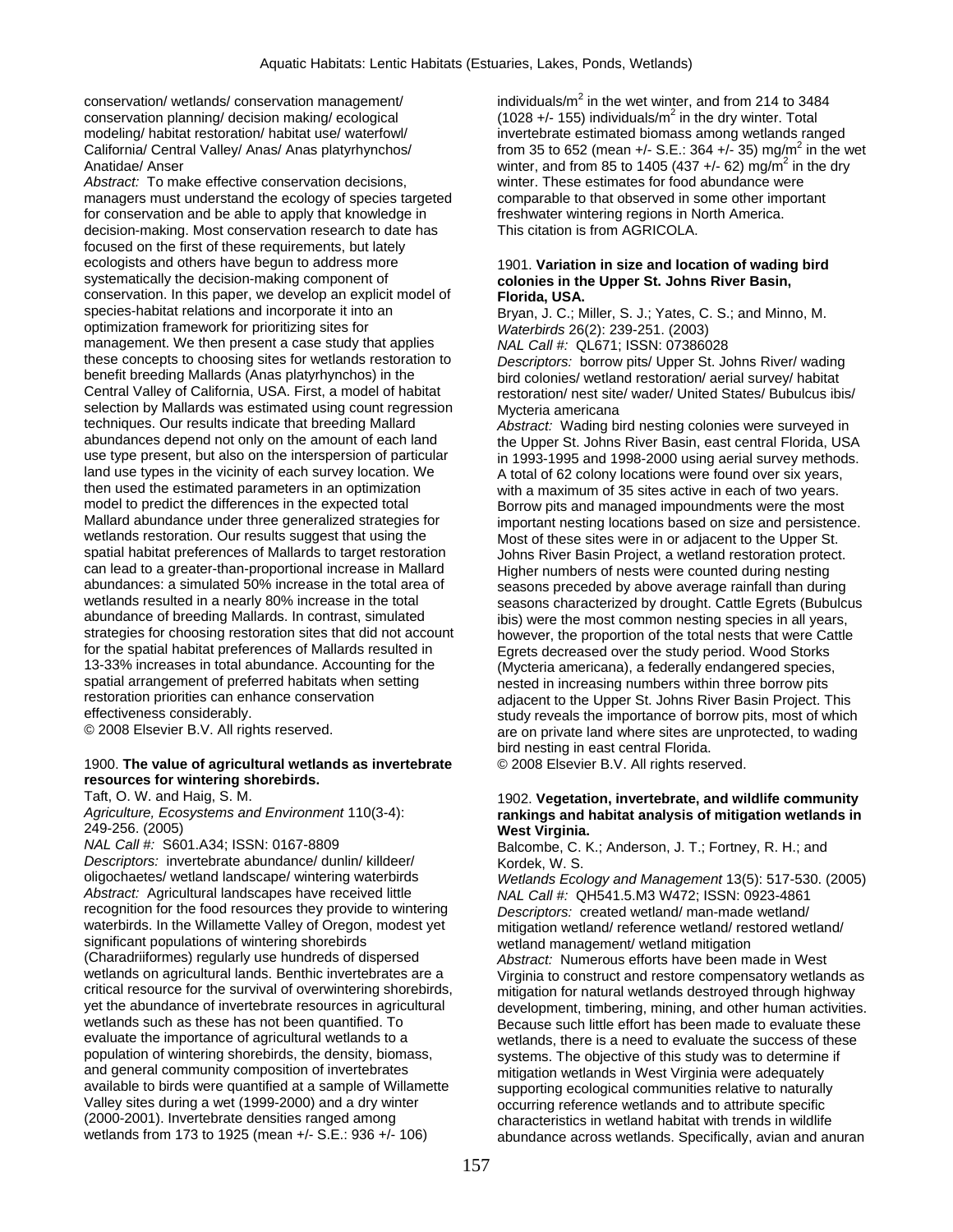conservation/ wetlands/ conservation management/ conservation planning/ decision making/ ecological modeling/ habitat restoration/ habitat use/ waterfowl/ California/ Central Valley/ Anas/ Anas platyrhynchos/ Anatidae/ Anser

*Abstract:* To make effective conservation decisions, managers must understand the ecology of species targeted for conservation and be able to apply that knowledge in decision-making. Most conservation research to date has focused on the first of these requirements, but lately ecologists and others have begun to address more systematically the decision-making component of conservation. In this paper, we develop an explicit model of species-habitat relations and incorporate it into an optimization framework for prioritizing sites for management. We then present a case study that applies these concepts to choosing sites for wetlands restoration to benefit breeding Mallards (Anas platyrhynchos) in the Central Valley of California, USA. First, a model of habitat selection by Mallards was estimated using count regression techniques. Our results indicate that breeding Mallard abundances depend not only on the amount of each land use type present, but also on the interspersion of particular land use types in the vicinity of each survey location. We then used the estimated parameters in an optimization model to predict the differences in the expected total Mallard abundance under three generalized strategies for wetlands restoration. Our results suggest that using the spatial habitat preferences of Mallards to target restoration can lead to a greater-than-proportional increase in Mallard abundances: a simulated 50% increase in the total area of wetlands resulted in a nearly 80% increase in the total abundance of breeding Mallards. In contrast, simulated strategies for choosing restoration sites that did not account for the spatial habitat preferences of Mallards resulted in 13-33% increases in total abundance. Accounting for the spatial arrangement of preferred habitats when setting restoration priorities can enhance conservation effectiveness considerably.

© 2008 Elsevier B.V. All rights reserved.

1900. **The value of agricultural wetlands as invertebrate resources for wintering shorebirds.**

Taft, O. W. and Haig, S. M.

*Agriculture, Ecosystems and Environment* 110(3-4): 249-256. (2005)

*NAL Call #:* S601.A34; ISSN: 0167-8809

*Descriptors:* invertebrate abundance/ dunlin/ killdeer/ oligochaetes/ wetland landscape/ wintering waterbirds

*Abstract:* Agricultural landscapes have received little recognition for the food resources they provide to wintering waterbirds. In the Willamette Valley of Oregon, modest yet significant populations of wintering shorebirds (Charadriiformes) regularly use hundreds of dispersed wetlands on agricultural lands. Benthic invertebrates are a critical resource for the survival of overwintering shorebirds, yet the abundance of invertebrate resources in agricultural wetlands such as these has not been quantified. To evaluate the importance of agricultural wetlands to a population of wintering shorebirds, the density, biomass, and general community composition of invertebrates available to birds were quantified at a sample of Willamette Valley sites during a wet (1999-2000) and a dry winter (2000-2001). Invertebrate densities ranged among wetlands from 173 to 1925 (mean +/- S.E.: 936 +/- 106) individuals/m$^2$ in the wet winter, and from 214 to 3484 (1028 +/- 155) individuals/m$^2$ in the dry winter. Total invertebrate estimated biomass among wetlands ranged from 35 to 652 (mean +/- S.E.: 364 +/- 35) mg/m$^2$ in the wet winter, and from 85 to 1405 (437 +/- 62) mg/m$^2$ in the dry winter. These estimates for food abundance were comparable to that observed in some other important freshwater wintering regions in North America.

This citation is from AGRICOLA.

1901. **Variation in size and location of wading bird colonies in the Upper St. Johns River Basin, Florida, USA.**

Bryan, J. C.; Miller, S. J.; Yates, C. S.; and Minno, M.

*Waterbirds* 26(2): 239-251. (2003)

*NAL Call #:* QL671; ISSN: 07386028

*Descriptors:* borrow pits/ Upper St. Johns River/ wading bird colonies/ wetland restoration/ aerial survey/ habitat restoration/ nest site/ wader/ United States/ Bubulcus ibis/ Mycteria americana

*Abstract:* Wading bird nesting colonies were surveyed in the Upper St. Johns River Basin, east central Florida, USA in 1993-1995 and 1998-2000 using aerial survey methods. A total of 62 colony locations were found over six years, with a maximum of 35 sites active in each of two years. Borrow pits and managed impoundments were the most important nesting locations based on size and persistence. Most of these sites were in or adjacent to the Upper St. Johns River Basin Project, a wetland restoration protect. Higher numbers of nests were counted during nesting seasons preceded by above average rainfall than during seasons characterized by drought. Cattle Egrets (Bubulcus ibis) were the most common nesting species in all years, however, the proportion of the total nests that were Cattle Egrets decreased over the study period. Wood Storks (Mycteria americana), a federally endangered species, nested in increasing numbers within three borrow pits adjacent to the Upper St. Johns River Basin Project. This study reveals the importance of borrow pits, most of which are on private land where sites are unprotected, to wading bird nesting in east central Florida.

© 2008 Elsevier B.V. All rights reserved.

1902. **Vegetation, invertebrate, and wildlife community rankings and habitat analysis of mitigation wetlands in West Virginia.**

Balcombe, C. K.; Anderson, J. T.; Fortney, R. H.; and Kordek, W. S.

*Wetlands Ecology and Management* 13(5): 517-530. (2005)

*NAL Call #:* QH541.5.M3 W472; ISSN: 0923-4861

*Descriptors:* created wetland/ man-made wetland/ mitigation wetland/ reference wetland/ restored wetland/ wetland management/ wetland mitigation

*Abstract:* Numerous efforts have been made in West Virginia to construct and restore compensatory wetlands as mitigation for natural wetlands destroyed through highway development, timbering, mining, and other human activities. Because such little effort has been made to evaluate these wetlands, there is a need to evaluate the success of these systems. The objective of this study was to determine if mitigation wetlands in West Virginia were adequately supporting ecological communities relative to naturally occurring reference wetlands and to attribute specific characteristics in wetland habitat with trends in wildlife abundance across wetlands. Specifically, avian and anuran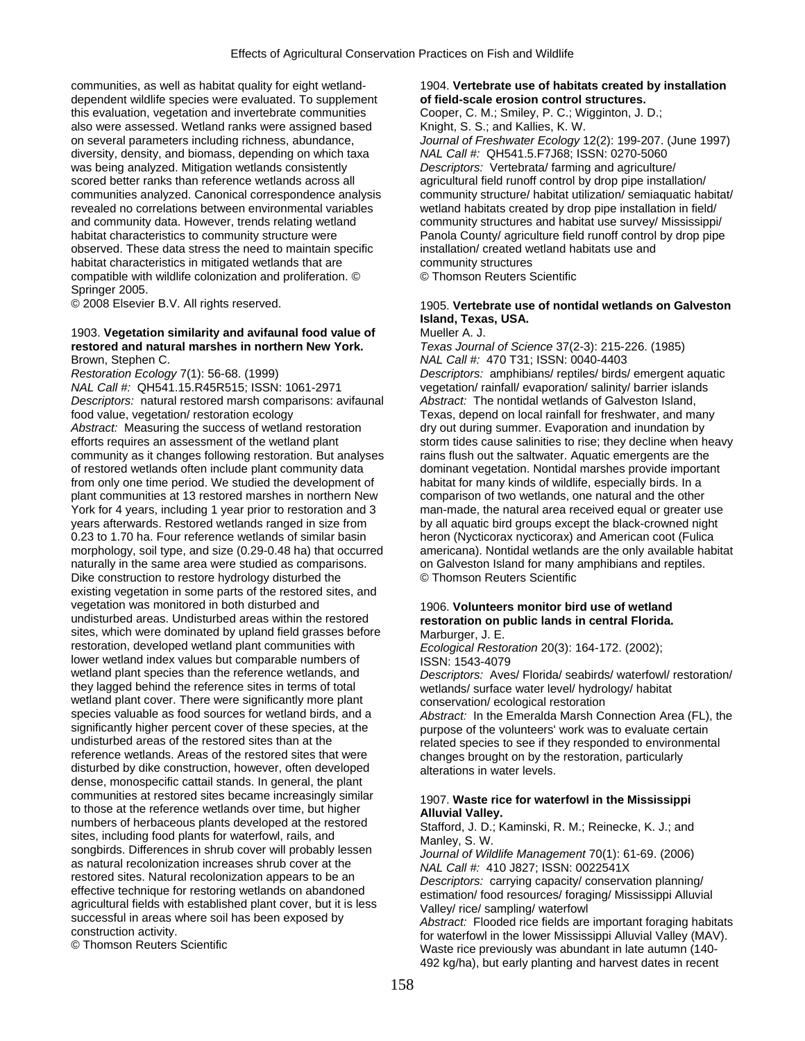communities, as well as habitat quality for eight wetland-dependent wildlife species were evaluated. To supplement this evaluation, vegetation and invertebrate communities also were assessed. Wetland ranks were assigned based on several parameters including richness, abundance, diversity, density, and biomass, depending on which taxa was being analyzed. Mitigation wetlands consistently scored better ranks than reference wetlands across all communities analyzed. Canonical correspondence analysis revealed no correlations between environmental variables and community data. However, trends relating wetland habitat characteristics to community structure were observed. These data stress the need to maintain specific habitat characteristics in mitigated wetlands that are compatible with wildlife colonization and proliferation. © Springer 2005.
© 2008 Elsevier B.V. All rights reserved.

1903. **Vegetation similarity and avifaunal food value of restored and natural marshes in northern New York.**
Brown, Stephen C.
*Restoration Ecology* 7(1): 56-68. (1999)
*NAL Call #:* QH541.15.R45R515; ISSN: 1061-2971
*Descriptors:* natural restored marsh comparisons: avifaunal food value, vegetation/ restoration ecology
*Abstract:* Measuring the success of wetland restoration efforts requires an assessment of the wetland plant community as it changes following restoration. But analyses of restored wetlands often include plant community data from only one time period. We studied the development of plant communities at 13 restored marshes in northern New York for 4 years, including 1 year prior to restoration and 3 years afterwards. Restored wetlands ranged in size from 0.23 to 1.70 ha. Four reference wetlands of similar basin morphology, soil type, and size (0.29-0.48 ha) that occurred naturally in the same area were studied as comparisons. Dike construction to restore hydrology disturbed the existing vegetation in some parts of the restored sites, and vegetation was monitored in both disturbed and undisturbed areas. Undisturbed areas within the restored sites, which were dominated by upland field grasses before restoration, developed wetland plant communities with lower wetland index values but comparable numbers of wetland plant species than the reference wetlands, and they lagged behind the reference sites in terms of total wetland plant cover. There were significantly more plant species valuable as food sources for wetland birds, and a significantly higher percent cover of these species, at the undisturbed areas of the restored sites than at the reference wetlands. Areas of the restored sites that were disturbed by dike construction, however, often developed dense, monospecific cattail stands. In general, the plant communities at restored sites became increasingly similar to those at the reference wetlands over time, but higher numbers of herbaceous plants developed at the restored sites, including food plants for waterfowl, rails, and songbirds. Differences in shrub cover will probably lessen as natural recolonization increases shrub cover at the restored sites. Natural recolonization appears to be an effective technique for restoring wetlands on abandoned agricultural fields with established plant cover, but it is less successful in areas where soil has been exposed by construction activity.
© Thomson Reuters Scientific

1904. **Vertebrate use of habitats created by installation of field-scale erosion control structures.**
Cooper, C. M.; Smiley, P. C.; Wigginton, J. D.; Knight, S. S.; and Kallies, K. W.
*Journal of Freshwater Ecology* 12(2): 199-207. (June 1997)
*NAL Call #:* QH541.5.F7J68; ISSN: 0270-5060
*Descriptors:* Vertebrata/ farming and agriculture/ agricultural field runoff control by drop pipe installation/ community structure/ habitat utilization/ semiaquatic habitat/ wetland habitats created by drop pipe installation in field/ community structures and habitat use survey/ Mississippi/ Panola County/ agriculture field runoff control by drop pipe installation/ created wetland habitats use and community structures
© Thomson Reuters Scientific

1905. **Vertebrate use of nontidal wetlands on Galveston Island, Texas, USA.**
Mueller A. J.
*Texas Journal of Science* 37(2-3): 215-226. (1985)
*NAL Call #:* 470 T31; ISSN: 0040-4403
*Descriptors:* amphibians/ reptiles/ birds/ emergent aquatic vegetation/ rainfall/ evaporation/ salinity/ barrier islands
*Abstract:* The nontidal wetlands of Galveston Island, Texas, depend on local rainfall for freshwater, and many dry out during summer. Evaporation and inundation by storm tides cause salinities to rise; they decline when heavy rains flush out the saltwater. Aquatic emergents are the dominant vegetation. Nontidal marshes provide important habitat for many kinds of wildlife, especially birds. In a comparison of two wetlands, one natural and the other man-made, the natural area received equal or greater use by all aquatic bird groups except the black-crowned night heron (Nycticorax nycticorax) and American coot (Fulica americana). Nontidal wetlands are the only available habitat on Galveston Island for many amphibians and reptiles.
© Thomson Reuters Scientific

1906. **Volunteers monitor bird use of wetland restoration on public lands in central Florida.**
Marburger, J. E.
*Ecological Restoration* 20(3): 164-172. (2002); ISSN: 1543-4079
*Descriptors:* Aves/ Florida/ seabirds/ waterfowl/ restoration/ wetlands/ surface water level/ hydrology/ habitat conservation/ ecological restoration
*Abstract:* In the Emeralda Marsh Connection Area (FL), the purpose of the volunteers' work was to evaluate certain related species to see if they responded to environmental changes brought on by the restoration, particularly alterations in water levels.

1907. **Waste rice for waterfowl in the Mississippi Alluvial Valley.**
Stafford, J. D.; Kaminski, R. M.; Reinecke, K. J.; and Manley, S. W.
*Journal of Wildlife Management* 70(1): 61-69. (2006)
*NAL Call #:* 410 J827; ISSN: 0022541X
*Descriptors:* carrying capacity/ conservation planning/ estimation/ food resources/ foraging/ Mississippi Alluvial Valley/ rice/ sampling/ waterfowl
*Abstract:* Flooded rice fields are important foraging habitats for waterfowl in the lower Mississippi Alluvial Valley (MAV). Waste rice previously was abundant in late autumn (140-492 kg/ha), but early planting and harvest dates in recent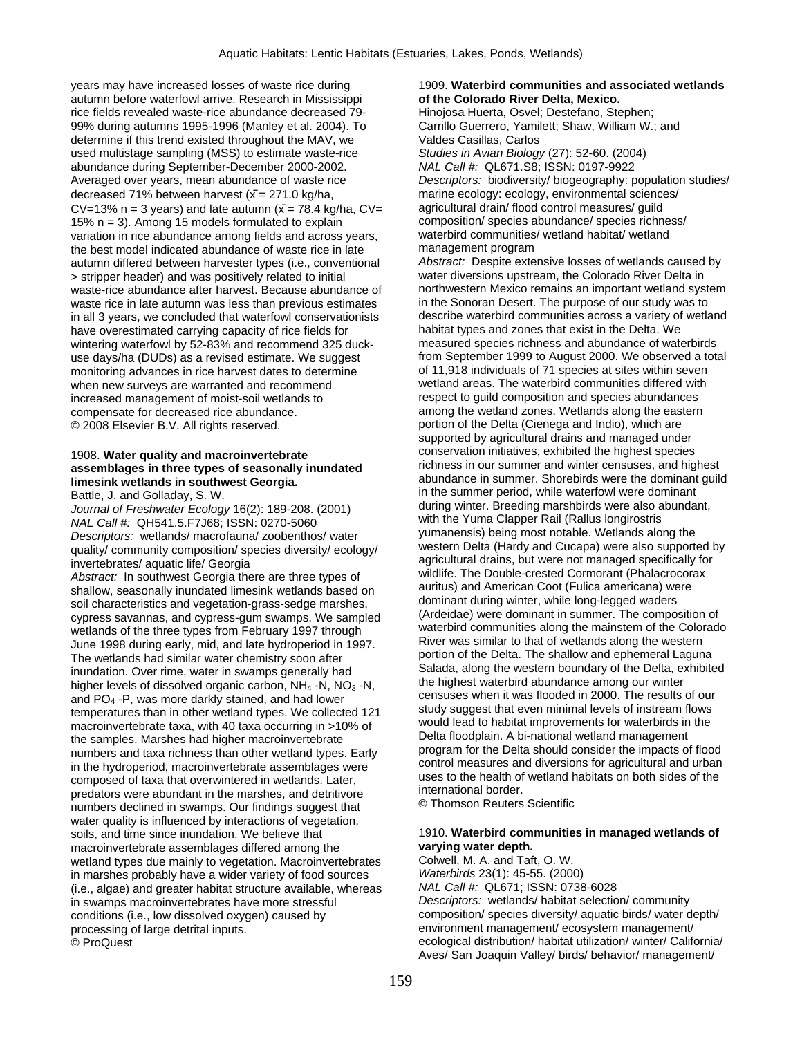years may have increased losses of waste rice during autumn before waterfowl arrive. Research in Mississippi rice fields revealed waste-rice abundance decreased 79-99% during autumns 1995-1996 (Manley et al. 2004). To determine if this trend existed throughout the MAV, we used multistage sampling (MSS) to estimate waste-rice abundance during September-December 2000-2002. Averaged over years, mean abundance of waste rice decreased 71% between harvest ($\bar{x}$ = 271.0 kg/ha, CV=13% n = 3 years) and late autumn ($\bar{x}$ = 78.4 kg/ha, CV= 15% n = 3). Among 15 models formulated to explain variation in rice abundance among fields and across years, the best model indicated abundance of waste rice in late autumn differed between harvester types (i.e., conventional > stripper header) and was positively related to initial waste-rice abundance after harvest. Because abundance of waste rice in late autumn was less than previous estimates in all 3 years, we concluded that waterfowl conservationists have overestimated carrying capacity of rice fields for wintering waterfowl by 52-83% and recommend 325 duck-use days/ha (DUDs) as a revised estimate. We suggest monitoring advances in rice harvest dates to determine when new surveys are warranted and recommend increased management of moist-soil wetlands to compensate for decreased rice abundance.
© 2008 Elsevier B.V. All rights reserved.

1908. **Water quality and macroinvertebrate assemblages in three types of seasonally inundated limesink wetlands in southwest Georgia.**
Battle, J. and Golladay, S. W.
*Journal of Freshwater Ecology* 16(2): 189-208. (2001)
*NAL Call #:* QH541.5.F7J68; ISSN: 0270-5060
*Descriptors:* wetlands/ macrofauna/ zoobenthos/ water quality/ community composition/ species diversity/ ecology/ invertebrates/ aquatic life/ Georgia
*Abstract:* In southwest Georgia there are three types of shallow, seasonally inundated limesink wetlands based on soil characteristics and vegetation-grass-sedge marshes, cypress savannas, and cypress-gum swamps. We sampled wetlands of the three types from February 1997 through June 1998 during early, mid, and late hydroperiod in 1997. The wetlands had similar water chemistry soon after inundation. Over rime, water in swamps generally had higher levels of dissolved organic carbon, $NH_4$ -N, $NO_3$ -N, and $PO_4$ -P, was more darkly stained, and had lower temperatures than in other wetland types. We collected 121 macroinvertebrate taxa, with 40 taxa occurring in >10% of the samples. Marshes had higher macroinvertebrate numbers and taxa richness than other wetland types. Early in the hydroperiod, macroinvertebrate assemblages were composed of taxa that overwintered in wetlands. Later, predators were abundant in the marshes, and detritivore numbers declined in swamps. Our findings suggest that water quality is influenced by interactions of vegetation, soils, and time since inundation. We believe that macroinvertebrate assemblages differed among the wetland types due mainly to vegetation. Macroinvertebrates in marshes probably have a wider variety of food sources (i.e., algae) and greater habitat structure available, whereas in swamps macroinvertebrates have more stressful conditions (i.e., low dissolved oxygen) caused by processing of large detrital inputs.
© ProQuest

1909. **Waterbird communities and associated wetlands of the Colorado River Delta, Mexico.**
Hinojosa Huerta, Osvel; Destefano, Stephen; Carrillo Guerrero, Yamilett; Shaw, William W.; and Valdes Casillas, Carlos
*Studies in Avian Biology* (27): 52-60. (2004)
*NAL Call #:* QL671.S8; ISSN: 0197-9922
*Descriptors:* biodiversity/ biogeography: population studies/ marine ecology: ecology, environmental sciences/ agricultural drain/ flood control measures/ guild composition/ species abundance/ species richness/ waterbird communities/ wetland habitat/ wetland management program
*Abstract:* Despite extensive losses of wetlands caused by water diversions upstream, the Colorado River Delta in northwestern Mexico remains an important wetland system in the Sonoran Desert. The purpose of our study was to describe waterbird communities across a variety of wetland habitat types and zones that exist in the Delta. We measured species richness and abundance of waterbirds from September 1999 to August 2000. We observed a total of 11,918 individuals of 71 species at sites within seven wetland areas. The waterbird communities differed with respect to guild composition and species abundances among the wetland zones. Wetlands along the eastern portion of the Delta (Cienega and Indio), which are supported by agricultural drains and managed under conservation initiatives, exhibited the highest species richness in our summer and winter censuses, and highest abundance in summer. Shorebirds were the dominant guild in the summer period, while waterfowl were dominant during winter. Breeding marshbirds were also abundant, with the Yuma Clapper Rail (Rallus longirostris yumanensis) being most notable. Wetlands along the western Delta (Hardy and Cucapa) were also supported by agricultural drains, but were not managed specifically for wildlife. The Double-crested Cormorant (Phalacrocorax auritus) and American Coot (Fulica americana) were dominant during winter, while long-legged waders (Ardeidae) were dominant in summer. The composition of waterbird communities along the mainstem of the Colorado River was similar to that of wetlands along the western portion of the Delta. The shallow and ephemeral Laguna Salada, along the western boundary of the Delta, exhibited the highest waterbird abundance among our winter censuses when it was flooded in 2000. The results of our study suggest that even minimal levels of instream flows would lead to habitat improvements for waterbirds in the Delta floodplain. A bi-national wetland management program for the Delta should consider the impacts of flood control measures and diversions for agricultural and urban uses to the health of wetland habitats on both sides of the international border.
© Thomson Reuters Scientific

1910. **Waterbird communities in managed wetlands of varying water depth.**
Colwell, M. A. and Taft, O. W.
*Waterbirds* 23(1): 45-55. (2000)
*NAL Call #:* QL671; ISSN: 0738-6028
*Descriptors:* wetlands/ habitat selection/ community composition/ species diversity/ aquatic birds/ water depth/ environment management/ ecosystem management/ ecological distribution/ habitat utilization/ winter/ California/ Aves/ San Joaquin Valley/ birds/ behavior/ management/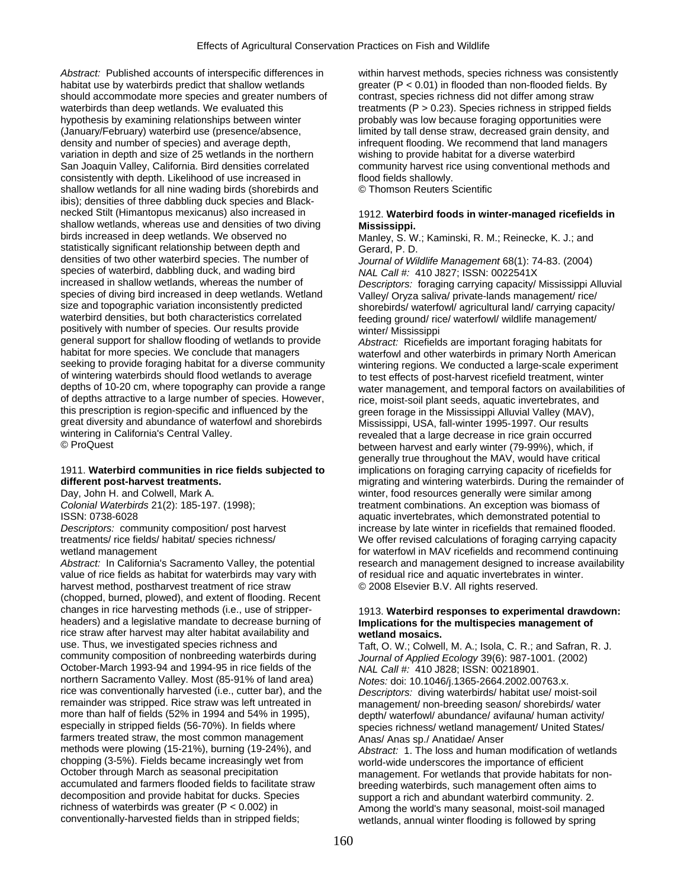*Abstract:* Published accounts of interspecific differences in habitat use by waterbirds predict that shallow wetlands should accommodate more species and greater numbers of waterbirds than deep wetlands. We evaluated this hypothesis by examining relationships between winter (January/February) waterbird use (presence/absence, density and number of species) and average depth, variation in depth and size of 25 wetlands in the northern San Joaquin Valley, California. Bird densities correlated consistently with depth. Likelihood of use increased in shallow wetlands for all nine wading birds (shorebirds and ibis); densities of three dabbling duck species and Black-necked Stilt (Himantopus mexicanus) also increased in shallow wetlands, whereas use and densities of two diving birds increased in deep wetlands. We observed no statistically significant relationship between depth and densities of two other waterbird species. The number of species of waterbird, dabbling duck, and wading bird increased in shallow wetlands, whereas the number of species of diving bird increased in deep wetlands. Wetland size and topographic variation inconsistently predicted waterbird densities, but both characteristics correlated positively with number of species. Our results provide general support for shallow flooding of wetlands to provide habitat for more species. We conclude that managers seeking to provide foraging habitat for a diverse community of wintering waterbirds should flood wetlands to average depths of 10-20 cm, where topography can provide a range of depths attractive to a large number of species. However, this prescription is region-specific and influenced by the great diversity and abundance of waterfowl and shorebirds wintering in California's Central Valley.
© ProQuest

1911. **Waterbird communities in rice fields subjected to different post-harvest treatments.**
Day, John H. and Colwell, Mark A.
*Colonial Waterbirds* 21(2): 185-197. (1998);
ISSN: 0738-6028
*Descriptors:* community composition/ post harvest treatments/ rice fields/ habitat/ species richness/ wetland management
*Abstract:* In California's Sacramento Valley, the potential value of rice fields as habitat for waterbirds may vary with harvest method, postharvest treatment of rice straw (chopped, burned, plowed), and extent of flooding. Recent changes in rice harvesting methods (i.e., use of stripper-headers) and a legislative mandate to decrease burning of rice straw after harvest may alter habitat availability and use. Thus, we investigated species richness and community composition of nonbreeding waterbirds during October-March 1993-94 and 1994-95 in rice fields of the northern Sacramento Valley. Most (85-91% of land area) rice was conventionally harvested (i.e., cutter bar), and the remainder was stripped. Rice straw was left untreated in more than half of fields (52% in 1994 and 54% in 1995), especially in stripped fields (56-70%). In fields where farmers treated straw, the most common management methods were plowing (15-21%), burning (19-24%), and chopping (3-5%). Fields became increasingly wet from October through March as seasonal precipitation accumulated and farmers flooded fields to facilitate straw decomposition and provide habitat for ducks. Species richness of waterbirds was greater ($P < 0.002$) in conventionally-harvested fields than in stripped fields; within harvest methods, species richness was consistently greater ($P < 0.01$) in flooded than non-flooded fields. By contrast, species richness did not differ among straw treatments ($P > 0.23$). Species richness in stripped fields probably was low because foraging opportunities were limited by tall dense straw, decreased grain density, and infrequent flooding. We recommend that land managers wishing to provide habitat for a diverse waterbird community harvest rice using conventional methods and flood fields shallowly.
© Thomson Reuters Scientific

1912. **Waterbird foods in winter-managed ricefields in Mississippi.**
Manley, S. W.; Kaminski, R. M.; Reinecke, K. J.; and Gerard, P. D.
*Journal of Wildlife Management* 68(1): 74-83. (2004)
*NAL Call #:* 410 J827; ISSN: 0022541X
*Descriptors:* foraging carrying capacity/ Mississippi Alluvial Valley/ Oryza saliva/ private-lands management/ rice/ shorebirds/ waterfowl/ agricultural land/ carrying capacity/ feeding ground/ rice/ waterfowl/ wildlife management/ winter/ Mississippi
*Abstract:* Ricefields are important foraging habitats for waterfowl and other waterbirds in primary North American wintering regions. We conducted a large-scale experiment to test effects of post-harvest ricefield treatment, winter water management, and temporal factors on availabilities of rice, moist-soil plant seeds, aquatic invertebrates, and green forage in the Mississippi Alluvial Valley (MAV), Mississippi, USA, fall-winter 1995-1997. Our results revealed that a large decrease in rice grain occurred between harvest and early winter (79-99%), which, if generally true throughout the MAV, would have critical implications on foraging carrying capacity of ricefields for migrating and wintering waterbirds. During the remainder of winter, food resources generally were similar among treatment combinations. An exception was biomass of aquatic invertebrates, which demonstrated potential to increase by late winter in ricefields that remained flooded. We offer revised calculations of foraging carrying capacity for waterfowl in MAV ricefields and recommend continuing research and management designed to increase availability of residual rice and aquatic invertebrates in winter.
© 2008 Elsevier B.V. All rights reserved.

1913. **Waterbird responses to experimental drawdown: Implications for the multispecies management of wetland mosaics.**
Taft, O. W.; Colwell, M. A.; Isola, C. R.; and Safran, R. J.
*Journal of Applied Ecology* 39(6): 987-1001. (2002)
*NAL Call #:* 410 J828; ISSN: 00218901.
*Notes:* doi: 10.1046/j.1365-2664.2002.00763.x.
*Descriptors:* diving waterbirds/ habitat use/ moist-soil management/ non-breeding season/ shorebirds/ water depth/ waterfowl/ abundance/ avifauna/ human activity/ species richness/ wetland management/ United States/ Anas/ Anas sp./ Anatidae/ Anser
*Abstract:* 1. The loss and human modification of wetlands world-wide underscores the importance of efficient management. For wetlands that provide habitats for non-breeding waterbirds, such management often aims to support a rich and abundant waterbird community. 2. Among the world's many seasonal, moist-soil managed wetlands, annual winter flooding is followed by spring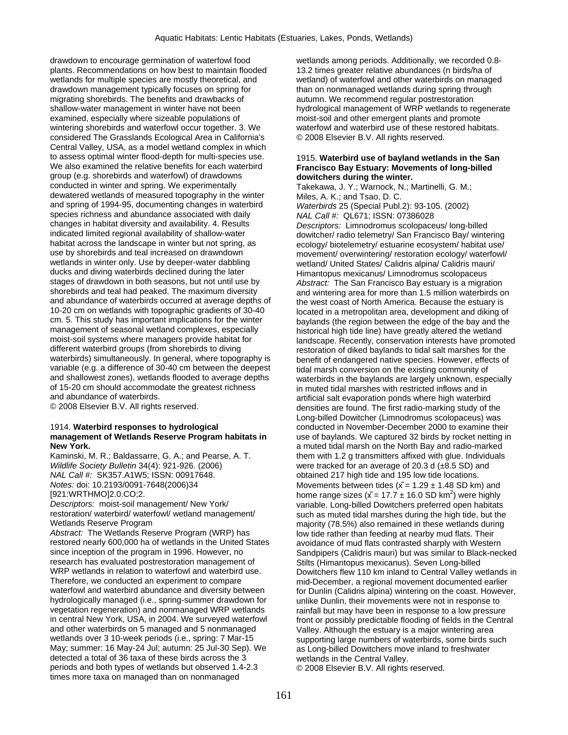drawdown to encourage germination of waterfowl food plants. Recommendations on how best to maintain flooded wetlands for multiple species are mostly theoretical, and drawdown management typically focuses on spring for migrating shorebirds. The benefits and drawbacks of shallow-water management in winter have not been examined, especially where sizeable populations of wintering shorebirds and waterfowl occur together. 3. We considered The Grasslands Ecological Area in California's Central Valley, USA, as a model wetland complex in which to assess optimal winter flood-depth for multi-species use. We also examined the relative benefits for each waterbird group (e.g. shorebirds and waterfowl) of drawdowns conducted in winter and spring. We experimentally dewatered wetlands of measured topography in the winter and spring of 1994-95, documenting changes in waterbird species richness and abundance associated with daily changes in habitat diversity and availability. 4. Results indicated limited regional availability of shallow-water habitat across the landscape in winter but not spring, as use by shorebirds and teal increased on drawndown wetlands in winter only. Use by deeper-water dabbling ducks and diving waterbirds declined during the later stages of drawdown in both seasons, but not until use by shorebirds and teal had peaked. The maximum diversity and abundance of waterbirds occurred at average depths of 10-20 cm on wetlands with topographic gradients of 30-40 cm. 5. This study has important implications for the winter management of seasonal wetland complexes, especially moist-soil systems where managers provide habitat for different waterbird groups (from shorebirds to diving waterbirds) simultaneously. In general, where topography is variable (e.g. a difference of 30-40 cm between the deepest and shallowest zones), wetlands flooded to average depths of 15-20 cm should accommodate the greatest richness and abundance of waterbirds.
© 2008 Elsevier B.V. All rights reserved.

1914. **Waterbird responses to hydrological management of Wetlands Reserve Program habitats in New York.**
Kaminski, M. R.; Baldassarre, G. A.; and Pearse, A. T.
*Wildlife Society Bulletin* 34(4): 921-926. (2006)
*NAL Call #:* SK357.A1W5; ISSN: 00917648.
*Notes:* doi: 10.2193/0091-7648(2006)34[921:WRTHMO]2.0.CO;2.
*Descriptors:* moist-soil management/ New York/ restoration/ waterbird/ waterfowl/ wetland management/ Wetlands Reserve Program
*Abstract:* The Wetlands Reserve Program (WRP) has restored nearly 600,000 ha of wetlands in the United States since inception of the program in 1996. However, no research has evaluated postrestoration management of WRP wetlands in relation to waterfowl and waterbird use. Therefore, we conducted an experiment to compare waterfowl and waterbird abundance and diversity between hydrologically managed (i.e., spring-summer drawdown for vegetation regeneration) and nonmanaged WRP wetlands in central New York, USA, in 2004. We surveyed waterfowl and other waterbirds on 5 managed and 5 nonmanaged wetlands over 3 10-week periods (i.e., spring: 7 Mar-15 May; summer: 16 May-24 Jul; autumn: 25 Jul-30 Sep). We detected a total of 36 taxa of these birds across the 3 periods and both types of wetlands but observed 1.4-2.3 times more taxa on managed than on nonmanaged wetlands among periods. Additionally, we recorded 0.8-13.2 times greater relative abundances (n birds/ha of wetland) of waterfowl and other waterbirds on managed than on nonmanaged wetlands during spring through autumn. We recommend regular postrestoration hydrological management of WRP wetlands to regenerate moist-soil and other emergent plants and promote waterfowl and waterbird use of these restored habitats.
© 2008 Elsevier B.V. All rights reserved.

1915. **Waterbird use of bayland wetlands in the San Francisco Bay Estuary: Movements of long-billed dowitchers during the winter.**
Takekawa, J. Y.; Warnock, N.; Martinelli, G. M.; Miles, A. K.; and Tsao, D. C.
*Waterbirds* 25 (Special Publ.2): 93-105. (2002)
*NAL Call #:* QL671; ISSN: 07386028
*Descriptors:* Limnodromus scolopaceus/ long-billed dowitcher/ radio telemetry/ San Francisco Bay/ wintering ecology/ biotelemetry/ estuarine ecosystem/ habitat use/ movement/ overwintering/ restoration ecology/ waterfowl/ wetland/ United States/ Calidris alpina/ Calidris mauri/ Himantopus mexicanus/ Limnodromus scolopaceus
*Abstract:* The San Francisco Bay estuary is a migration and wintering area for more than 1.5 million waterbirds on the west coast of North America. Because the estuary is located in a metropolitan area, development and diking of baylands (the region between the edge of the bay and the historical high tide line) have greatly altered the wetland landscape. Recently, conservation interests have promoted restoration of diked baylands to tidal salt marshes for the benefit of endangered native species. However, effects of tidal marsh conversion on the existing community of waterbirds in the baylands are largely unknown, especially in muted tidal marshes with restricted inflows and in artificial salt evaporation ponds where high waterbird densities are found. The first radio-marking study of the Long-billed Dowitcher (Limnodromus scolopaceus) was conducted in November-December 2000 to examine their use of baylands. We captured 32 birds by rocket netting in a muted tidal marsh on the North Bay and radio-marked them with 1.2 g transmitters affixed with glue. Individuals were tracked for an average of 20.3 d (±8.5 SD) and obtained 217 high tide and 195 low tide locations. Movements between tides ($\bar{x}$ = 1.29 ± 1.48 SD km) and home range sizes ($\bar{x}$ = 17.7 ± 16.0 SD km$^2$) were highly variable. Long-billed Dowitchers preferred open habitats such as muted tidal marshes during the high tide, but the majority (78.5%) also remained in these wetlands during low tide rather than feeding at nearby mud flats. Their avoidance of mud flats contrasted sharply with Western Sandpipers (Calidris mauri) but was similar to Black-necked Stilts (Himantopus mexicanus). Seven Long-billed Dowitchers flew 110 km inland to Central Valley wetlands in mid-December, a regional movement documented earlier for Dunlin (Calidris alpina) wintering on the coast. However, unlike Dunlin, their movements were not in response to rainfall but may have been in response to a low pressure front or possibly predictable flooding of fields in the Central Valley. Although the estuary is a major wintering area supporting large numbers of waterbirds, some birds such as Long-billed Dowitchers move inland to freshwater wetlands in the Central Valley.
© 2008 Elsevier B.V. All rights reserved.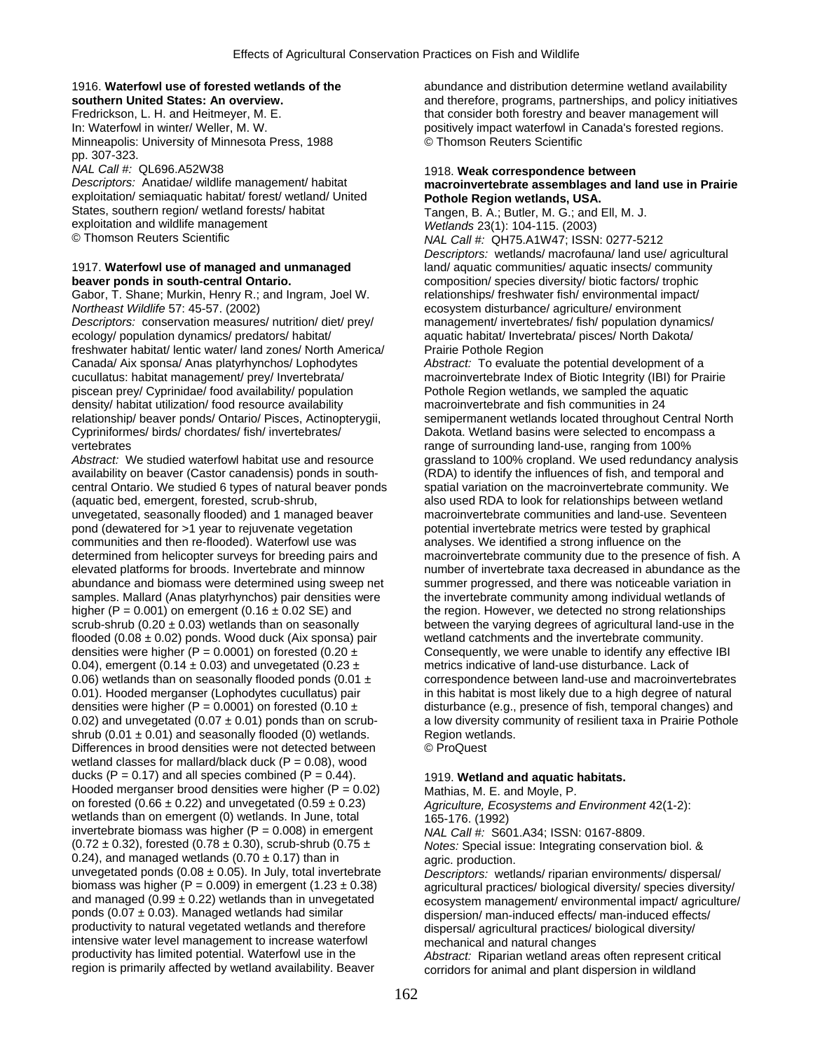1916. **Waterfowl use of forested wetlands of the southern United States: An overview.**
Fredrickson, L. H. and Heitmeyer, M. E.
In: Waterfowl in winter/ Weller, M. W.
Minneapolis: University of Minnesota Press, 1988
pp. 307-323.
*NAL Call #:* QL696.A52W38
*Descriptors:* Anatidae/ wildlife management/ habitat exploitation/ semiaquatic habitat/ forest/ wetland/ United States, southern region/ wetland forests/ habitat exploitation and wildlife management
© Thomson Reuters Scientific

1917. **Waterfowl use of managed and unmanaged beaver ponds in south-central Ontario.**
Gabor, T. Shane; Murkin, Henry R.; and Ingram, Joel W.
*Northeast Wildlife* 57: 45-57. (2002)
*Descriptors:* conservation measures/ nutrition/ diet/ prey/ ecology/ population dynamics/ predators/ habitat/ freshwater habitat/ lentic water/ land zones/ North America/ Canada/ Aix sponsa/ Anas platyrhynchos/ Lophodytes cucullatus: habitat management/ prey/ Invertebrata/ piscean prey/ Cyprinidae/ food availability/ population density/ habitat utilization/ food resource availability relationship/ beaver ponds/ Ontario/ Pisces, Actinopterygii, Cypriniformes/ birds/ chordates/ fish/ invertebrates/ vertebrates
*Abstract:* We studied waterfowl habitat use and resource availability on beaver (Castor canadensis) ponds in south-central Ontario. We studied 6 types of natural beaver ponds (aquatic bed, emergent, forested, scrub-shrub, unvegetated, seasonally flooded) and 1 managed beaver pond (dewatered for >1 year to rejuvenate vegetation communities and then re-flooded). Waterfowl use was determined from helicopter surveys for breeding pairs and elevated platforms for broods. Invertebrate and minnow abundance and biomass were determined using sweep net samples. Mallard (Anas platyrhynchos) pair densities were higher ($P = 0.001$) on emergent ($0.16 \pm 0.02$ SE) and scrub-shrub ($0.20 \pm 0.03$) wetlands than on seasonally flooded ($0.08 \pm 0.02$) ponds. Wood duck (Aix sponsa) pair densities were higher ($P = 0.0001$) on forested ($0.20 \pm 0.04$), emergent ($0.14 \pm 0.03$) and unvegetated ($0.23 \pm 0.06$) wetlands than on seasonally flooded ponds ($0.01 \pm 0.01$). Hooded merganser (Lophodytes cucullatus) pair densities were higher ($P = 0.0001$) on forested ($0.10 \pm 0.02$) and unvegetated ($0.07 \pm 0.01$) ponds than on scrub-shrub ($0.01 \pm 0.01$) and seasonally flooded (0) wetlands. Differences in brood densities were not detected between wetland classes for mallard/black duck ($P = 0.08$), wood ducks ($P = 0.17$) and all species combined ($P = 0.44$). Hooded merganser brood densities were higher ($P = 0.02$) on forested ($0.66 \pm 0.22$) and unvegetated ($0.59 \pm 0.23$) wetlands than on emergent (0) wetlands. In June, total invertebrate biomass was higher ($P = 0.008$) in emergent ($0.72 \pm 0.32$), forested ($0.78 \pm 0.30$), scrub-shrub ($0.75 \pm 0.24$), and managed wetlands ($0.70 \pm 0.17$) than in unvegetated ponds ($0.08 \pm 0.05$). In July, total invertebrate biomass was higher ($P = 0.009$) in emergent ($1.23 \pm 0.38$) and managed ($0.99 \pm 0.22$) wetlands than in unvegetated ponds ($0.07 \pm 0.03$). Managed wetlands had similar productivity to natural vegetated wetlands and therefore intensive water level management to increase waterfowl productivity has limited potential. Waterfowl use in the region is primarily affected by wetland availability. Beaver abundance and distribution determine wetland availability and therefore, programs, partnerships, and policy initiatives that consider both forestry and beaver management will positively impact waterfowl in Canada's forested regions.
© Thomson Reuters Scientific

1918. **Weak correspondence between macroinvertebrate assemblages and land use in Prairie Pothole Region wetlands, USA.**
Tangen, B. A.; Butler, M. G.; and Ell, M. J.
*Wetlands* 23(1): 104-115. (2003)
*NAL Call #:* QH75.A1W47; ISSN: 0277-5212
*Descriptors:* wetlands/ macrofauna/ land use/ agricultural land/ aquatic communities/ aquatic insects/ community composition/ species diversity/ biotic factors/ trophic relationships/ freshwater fish/ environmental impact/ ecosystem disturbance/ agriculture/ environment management/ invertebrates/ fish/ population dynamics/ aquatic habitat/ Invertebrata/ pisces/ North Dakota/ Prairie Pothole Region
*Abstract:* To evaluate the potential development of a macroinvertebrate Index of Biotic Integrity (IBI) for Prairie Pothole Region wetlands, we sampled the aquatic macroinvertebrate and fish communities in 24 semipermanent wetlands located throughout Central North Dakota. Wetland basins were selected to encompass a range of surrounding land-use, ranging from 100% grassland to 100% cropland. We used redundancy analysis (RDA) to identify the influences of fish, and temporal and spatial variation on the macroinvertebrate community. We also used RDA to look for relationships between wetland macroinvertebrate communities and land-use. Seventeen potential invertebrate metrics were tested by graphical analyses. We identified a strong influence on the macroinvertebrate community due to the presence of fish. A number of invertebrate taxa decreased in abundance as the summer progressed, and there was noticeable variation in the invertebrate community among individual wetlands of the region. However, we detected no strong relationships between the varying degrees of agricultural land-use in the wetland catchments and the invertebrate community. Consequently, we were unable to identify any effective IBI metrics indicative of land-use disturbance. Lack of correspondence between land-use and macroinvertebrates in this habitat is most likely due to a high degree of natural disturbance (e.g., presence of fish, temporal changes) and a low diversity community of resilient taxa in Prairie Pothole Region wetlands.
© ProQuest

1919. **Wetland and aquatic habitats.**
Mathias, M. E. and Moyle, P.
*Agriculture, Ecosystems and Environment* 42(1-2): 165-176. (1992)
*NAL Call #:* S601.A34; ISSN: 0167-8809.
*Notes:* Special issue: Integrating conservation biol. & agric. production.
*Descriptors:* wetlands/ riparian environments/ dispersal/ agricultural practices/ biological diversity/ species diversity/ ecosystem management/ environmental impact/ agriculture/ dispersion/ man-induced effects/ man-induced effects/ dispersal/ agricultural practices/ biological diversity/ mechanical and natural changes
*Abstract:* Riparian wetland areas often represent critical corridors for animal and plant dispersion in wildland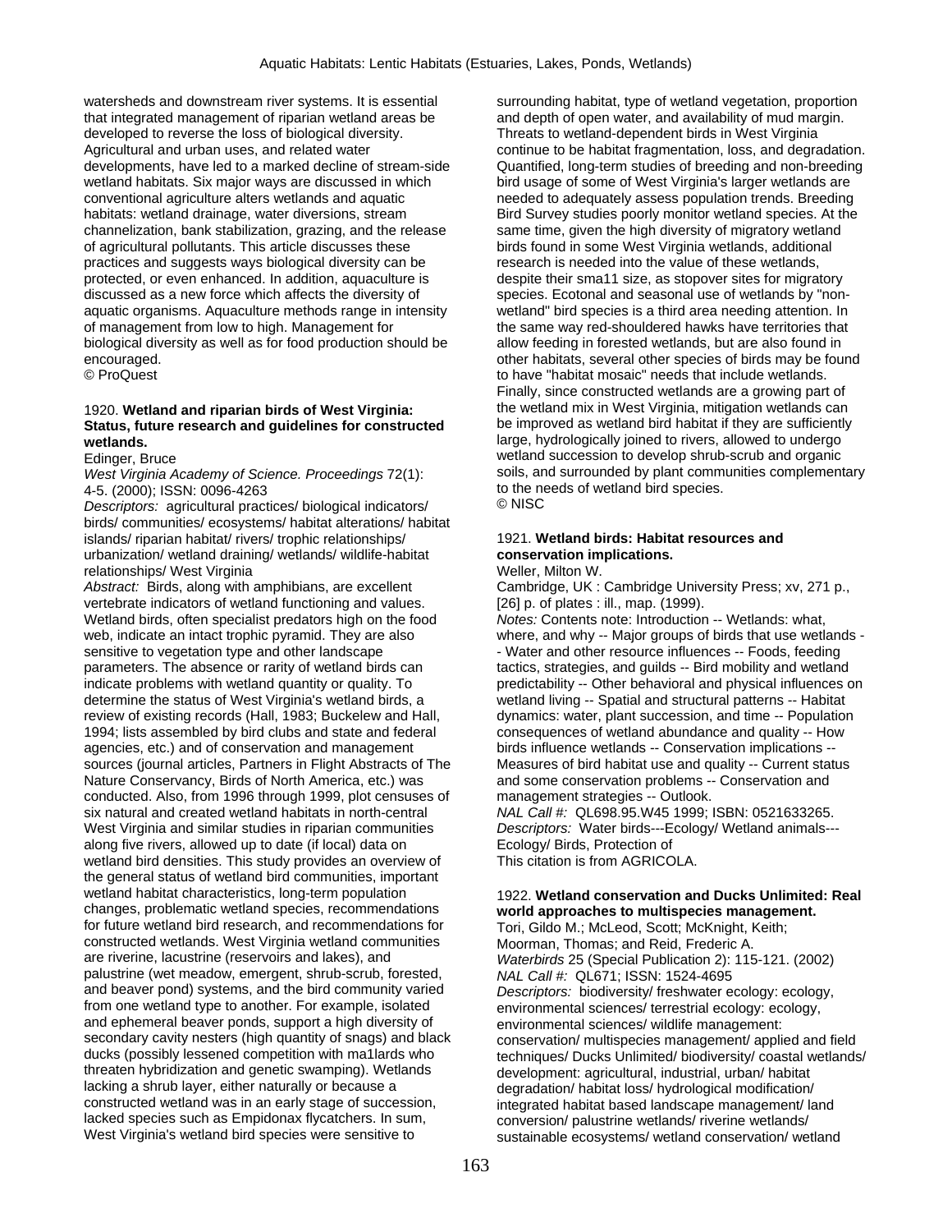watersheds and downstream river systems. It is essential that integrated management of riparian wetland areas be developed to reverse the loss of biological diversity. Agricultural and urban uses, and related water developments, have led to a marked decline of stream-side wetland habitats. Six major ways are discussed in which conventional agriculture alters wetlands and aquatic habitats: wetland drainage, water diversions, stream channelization, bank stabilization, grazing, and the release of agricultural pollutants. This article discusses these practices and suggests ways biological diversity can be protected, or even enhanced. In addition, aquaculture is discussed as a new force which affects the diversity of aquatic organisms. Aquaculture methods range in intensity of management from low to high. Management for biological diversity as well as for food production should be encouraged.
© ProQuest

1920. **Wetland and riparian birds of West Virginia: Status, future research and guidelines for constructed wetlands.**
Edinger, Bruce
*West Virginia Academy of Science. Proceedings* 72(1): 4-5. (2000); ISSN: 0096-4263
*Descriptors:* agricultural practices/ biological indicators/ birds/ communities/ ecosystems/ habitat alterations/ habitat islands/ riparian habitat/ rivers/ trophic relationships/ urbanization/ wetland draining/ wetlands/ wildlife-habitat relationships/ West Virginia
*Abstract:* Birds, along with amphibians, are excellent vertebrate indicators of wetland functioning and values. Wetland birds, often specialist predators high on the food web, indicate an intact trophic pyramid. They are also sensitive to vegetation type and other landscape parameters. The absence or rarity of wetland birds can indicate problems with wetland quantity or quality. To determine the status of West Virginia's wetland birds, a review of existing records (Hall, 1983; Buckelew and Hall, 1994; lists assembled by bird clubs and state and federal agencies, etc.) and of conservation and management sources (journal articles, Partners in Flight Abstracts of The Nature Conservancy, Birds of North America, etc.) was conducted. Also, from 1996 through 1999, plot censuses of six natural and created wetland habitats in north-central West Virginia and similar studies in riparian communities along five rivers, allowed up to date (if local) data on wetland bird densities. This study provides an overview of the general status of wetland bird communities, important wetland habitat characteristics, long-term population changes, problematic wetland species, recommendations for future wetland bird research, and recommendations for constructed wetlands. West Virginia wetland communities are riverine, lacustrine (reservoirs and lakes), and palustrine (wet meadow, emergent, shrub-scrub, forested, and beaver pond) systems, and the bird community varied from one wetland type to another. For example, isolated and ephemeral beaver ponds, support a high diversity of secondary cavity nesters (high quantity of snags) and black ducks (possibly lessened competition with ma1lards who threaten hybridization and genetic swamping). Wetlands lacking a shrub layer, either naturally or because a constructed wetland was in an early stage of succession, lacked species such as Empidonax flycatchers. In sum, West Virginia's wetland bird species were sensitive to surrounding habitat, type of wetland vegetation, proportion and depth of open water, and availability of mud margin. Threats to wetland-dependent birds in West Virginia continue to be habitat fragmentation, loss, and degradation. Quantified, long-term studies of breeding and non-breeding bird usage of some of West Virginia's larger wetlands are needed to adequately assess population trends. Breeding Bird Survey studies poorly monitor wetland species. At the same time, given the high diversity of migratory wetland birds found in some West Virginia wetlands, additional research is needed into the value of these wetlands, despite their sma11 size, as stopover sites for migratory species. Ecotonal and seasonal use of wetlands by "non-wetland" bird species is a third area needing attention. In the same way red-shouldered hawks have territories that allow feeding in forested wetlands, but are also found in other habitats, several other species of birds may be found to have "habitat mosaic" needs that include wetlands. Finally, since constructed wetlands are a growing part of the wetland mix in West Virginia, mitigation wetlands can be improved as wetland bird habitat if they are sufficiently large, hydrologically joined to rivers, allowed to undergo wetland succession to develop shrub-scrub and organic soils, and surrounded by plant communities complementary to the needs of wetland bird species.
© NISC

1921. **Wetland birds: Habitat resources and conservation implications.**
Weller, Milton W.
Cambridge, UK : Cambridge University Press; xv, 271 p., [26] p. of plates : ill., map. (1999).
*Notes:* Contents note: Introduction -- Wetlands: what, where, and why -- Major groups of birds that use wetlands -- Water and other resource influences -- Foods, feeding tactics, strategies, and guilds -- Bird mobility and wetland predictability -- Other behavioral and physical influences on wetland living -- Spatial and structural patterns -- Habitat dynamics: water, plant succession, and time -- Population consequences of wetland abundance and quality -- How birds influence wetlands -- Conservation implications -- Measures of bird habitat use and quality -- Current status and some conservation problems -- Conservation and management strategies -- Outlook.
*NAL Call #:* QL698.95.W45 1999; ISBN: 0521633265.
*Descriptors:* Water birds---Ecology/ Wetland animals---Ecology/ Birds, Protection of
This citation is from AGRICOLA.

1922. **Wetland conservation and Ducks Unlimited: Real world approaches to multispecies management.**
Tori, Gildo M.; McLeod, Scott; McKnight, Keith; Moorman, Thomas; and Reid, Frederic A.
*Waterbirds* 25 (Special Publication 2): 115-121. (2002)
*NAL Call #:* QL671; ISSN: 1524-4695
*Descriptors:* biodiversity/ freshwater ecology: ecology, environmental sciences/ terrestrial ecology: ecology, environmental sciences/ wildlife management: conservation/ multispecies management/ applied and field techniques/ Ducks Unlimited/ biodiversity/ coastal wetlands/ development: agricultural, industrial, urban/ habitat degradation/ habitat loss/ hydrological modification/ integrated habitat based landscape management/ land conversion/ palustrine wetlands/ riverine wetlands/ sustainable ecosystems/ wetland conservation/ wetland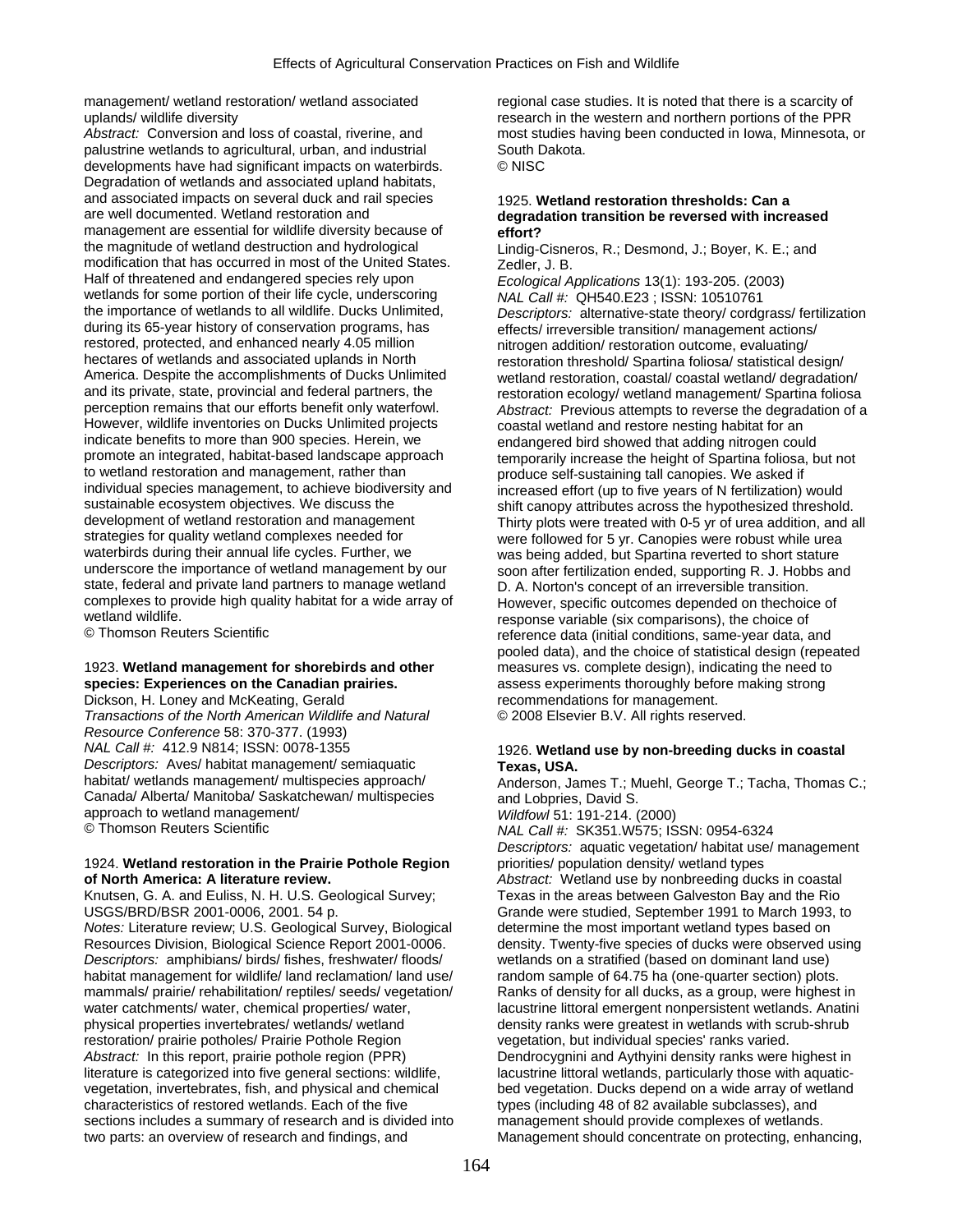management/ wetland restoration/ wetland associated uplands/ wildlife diversity

*Abstract:* Conversion and loss of coastal, riverine, and palustrine wetlands to agricultural, urban, and industrial developments have had significant impacts on waterbirds. Degradation of wetlands and associated upland habitats, and associated impacts on several duck and rail species are well documented. Wetland restoration and management are essential for wildlife diversity because of the magnitude of wetland destruction and hydrological modification that has occurred in most of the United States. Half of threatened and endangered species rely upon wetlands for some portion of their life cycle, underscoring the importance of wetlands to all wildlife. Ducks Unlimited, during its 65-year history of conservation programs, has restored, protected, and enhanced nearly 4.05 million hectares of wetlands and associated uplands in North America. Despite the accomplishments of Ducks Unlimited and its private, state, provincial and federal partners, the perception remains that our efforts benefit only waterfowl. However, wildlife inventories on Ducks Unlimited projects indicate benefits to more than 900 species. Herein, we promote an integrated, habitat-based landscape approach to wetland restoration and management, rather than individual species management, to achieve biodiversity and sustainable ecosystem objectives. We discuss the development of wetland restoration and management strategies for quality wetland complexes needed for waterbirds during their annual life cycles. Further, we underscore the importance of wetland management by our state, federal and private land partners to manage wetland complexes to provide high quality habitat for a wide array of wetland wildlife.

© Thomson Reuters Scientific

1923. **Wetland management for shorebirds and other species: Experiences on the Canadian prairies.**

Dickson, H. Loney and McKeating, Gerald

*Transactions of the North American Wildlife and Natural Resource Conference* 58: 370-377. (1993)

*NAL Call #:* 412.9 N814; ISSN: 0078-1355

*Descriptors:* Aves/ habitat management/ semiaquatic habitat/ wetlands management/ multispecies approach/ Canada/ Alberta/ Manitoba/ Saskatchewan/ multispecies approach to wetland management/

© Thomson Reuters Scientific

1924. **Wetland restoration in the Prairie Pothole Region of North America: A literature review.**

Knutsen, G. A. and Euliss, N. H. U.S. Geological Survey; USGS/BRD/BSR 2001-0006, 2001. 54 p.

*Notes:* Literature review; U.S. Geological Survey, Biological Resources Division, Biological Science Report 2001-0006.

*Descriptors:* amphibians/ birds/ fishes, freshwater/ floods/ habitat management for wildlife/ land reclamation/ land use/ mammals/ prairie/ rehabilitation/ reptiles/ seeds/ vegetation/ water catchments/ water, chemical properties/ water, physical properties invertebrates/ wetlands/ wetland restoration/ prairie potholes/ Prairie Pothole Region

*Abstract:* In this report, prairie pothole region (PPR) literature is categorized into five general sections: wildlife, vegetation, invertebrates, fish, and physical and chemical characteristics of restored wetlands. Each of the five sections includes a summary of research and is divided into two parts: an overview of research and findings, and regional case studies. It is noted that there is a scarcity of research in the western and northern portions of the PPR most studies having been conducted in Iowa, Minnesota, or South Dakota.

© NISC

1925. **Wetland restoration thresholds: Can a degradation transition be reversed with increased effort?**

Lindig-Cisneros, R.; Desmond, J.; Boyer, K. E.; and Zedler, J. B.

*Ecological Applications* 13(1): 193-205. (2003)

*NAL Call #:* QH540.E23 ; ISSN: 10510761

*Descriptors:* alternative-state theory/ cordgrass/ fertilization effects/ irreversible transition/ management actions/ nitrogen addition/ restoration outcome, evaluating/ restoration threshold/ Spartina foliosa/ statistical design/ wetland restoration, coastal/ coastal wetland/ degradation/ restoration ecology/ wetland management/ Spartina foliosa

*Abstract:* Previous attempts to reverse the degradation of a coastal wetland and restore nesting habitat for an endangered bird showed that adding nitrogen could temporarily increase the height of Spartina foliosa, but not produce self-sustaining tall canopies. We asked if increased effort (up to five years of N fertilization) would shift canopy attributes across the hypothesized threshold. Thirty plots were treated with 0-5 yr of urea addition, and all were followed for 5 yr. Canopies were robust while urea was being added, but Spartina reverted to short stature soon after fertilization ended, supporting R. J. Hobbs and D. A. Norton's concept of an irreversible transition. However, specific outcomes depended on thechoice of response variable (six comparisons), the choice of reference data (initial conditions, same-year data, and pooled data), and the choice of statistical design (repeated measures vs. complete design), indicating the need to assess experiments thoroughly before making strong recommendations for management.

© 2008 Elsevier B.V. All rights reserved.

1926. **Wetland use by non-breeding ducks in coastal Texas, USA.**

Anderson, James T.; Muehl, George T.; Tacha, Thomas C.; and Lobpries, David S.

*Wildfowl* 51: 191-214. (2000)

*NAL Call #:* SK351.W575; ISSN: 0954-6324

*Descriptors:* aquatic vegetation/ habitat use/ management priorities/ population density/ wetland types

*Abstract:* Wetland use by nonbreeding ducks in coastal Texas in the areas between Galveston Bay and the Rio Grande were studied, September 1991 to March 1993, to determine the most important wetland types based on density. Twenty-five species of ducks were observed using wetlands on a stratified (based on dominant land use) random sample of 64.75 ha (one-quarter section) plots. Ranks of density for all ducks, as a group, were highest in lacustrine littoral emergent nonpersistent wetlands. Anatini density ranks were greatest in wetlands with scrub-shrub vegetation, but individual species' ranks varied. Dendrocygnini and Aythyini density ranks were highest in lacustrine littoral wetlands, particularly those with aquatic-bed vegetation. Ducks depend on a wide array of wetland types (including 48 of 82 available subclasses), and management should provide complexes of wetlands. Management should concentrate on protecting, enhancing,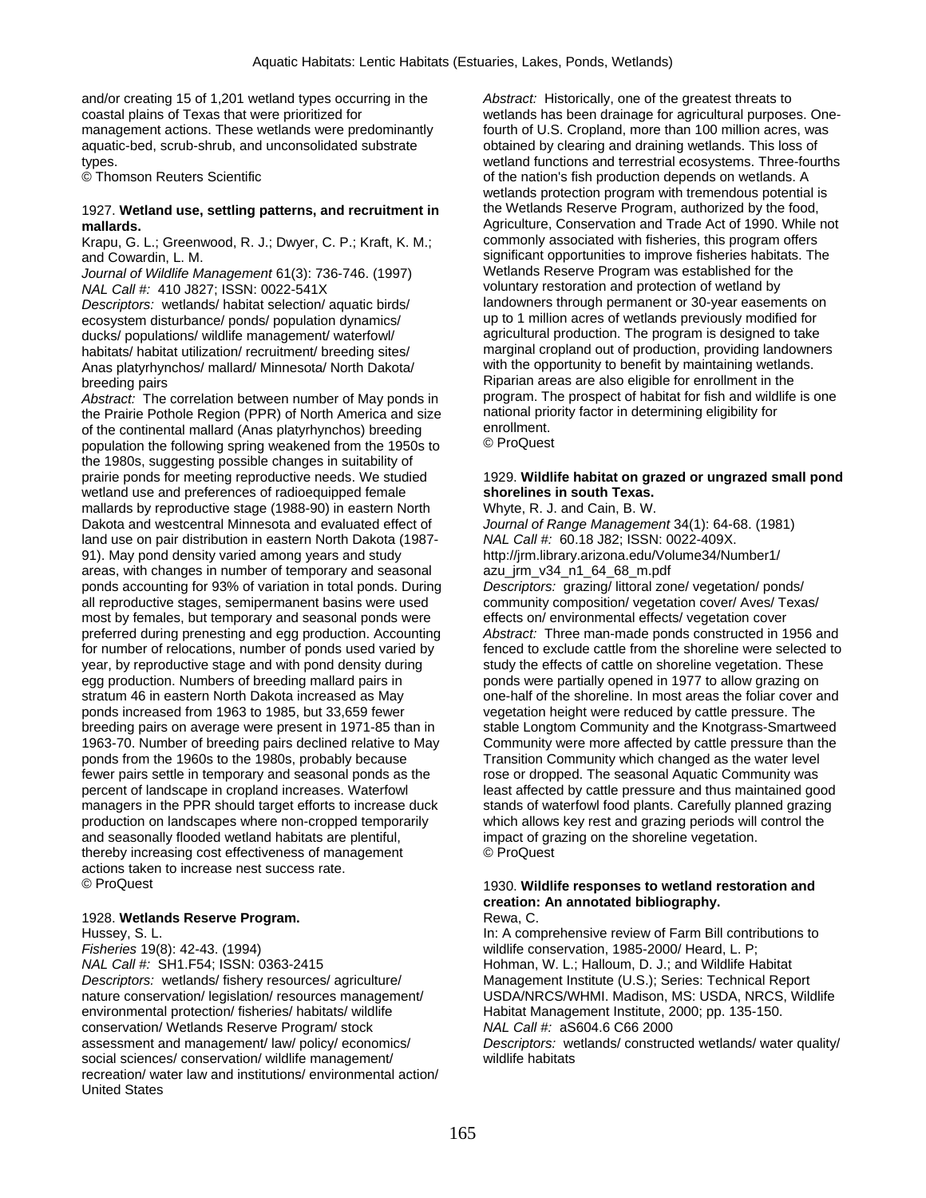and/or creating 15 of 1,201 wetland types occurring in the coastal plains of Texas that were prioritized for management actions. These wetlands were predominantly aquatic-bed, scrub-shrub, and unconsolidated substrate types.
© Thomson Reuters Scientific

1927. **Wetland use, settling patterns, and recruitment in mallards.**
Krapu, G. L.; Greenwood, R. J.; Dwyer, C. P.; Kraft, K. M.; and Cowardin, L. M.
*Journal of Wildlife Management* 61(3): 736-746. (1997)
*NAL Call #:* 410 J827; ISSN: 0022-541X
*Descriptors:* wetlands/ habitat selection/ aquatic birds/ ecosystem disturbance/ ponds/ population dynamics/ ducks/ populations/ wildlife management/ waterfowl/ habitats/ habitat utilization/ recruitment/ breeding sites/ Anas platyrhynchos/ mallard/ Minnesota/ North Dakota/ breeding pairs
*Abstract:* The correlation between number of May ponds in the Prairie Pothole Region (PPR) of North America and size of the continental mallard (Anas platyrhynchos) breeding population the following spring weakened from the 1950s to the 1980s, suggesting possible changes in suitability of prairie ponds for meeting reproductive needs. We studied wetland use and preferences of radioequipped female mallards by reproductive stage (1988-90) in eastern North Dakota and westcentral Minnesota and evaluated effect of land use on pair distribution in eastern North Dakota (1987-91). May pond density varied among years and study areas, with changes in number of temporary and seasonal ponds accounting for 93% of variation in total ponds. During all reproductive stages, semipermanent basins were used most by females, but temporary and seasonal ponds were preferred during prenesting and egg production. Accounting for number of relocations, number of ponds used varied by year, by reproductive stage and with pond density during egg production. Numbers of breeding mallard pairs in stratum 46 in eastern North Dakota increased as May ponds increased from 1963 to 1985, but 33,659 fewer breeding pairs on average were present in 1971-85 than in 1963-70. Number of breeding pairs declined relative to May ponds from the 1960s to the 1980s, probably because fewer pairs settle in temporary and seasonal ponds as the percent of landscape in cropland increases. Waterfowl managers in the PPR should target efforts to increase duck production on landscapes where non-cropped temporarily and seasonally flooded wetland habitats are plentiful, thereby increasing cost effectiveness of management actions taken to increase nest success rate.
© ProQuest

1928. **Wetlands Reserve Program.**
Hussey, S. L.
*Fisheries* 19(8): 42-43. (1994)
*NAL Call #:* SH1.F54; ISSN: 0363-2415
*Descriptors:* wetlands/ fishery resources/ agriculture/ nature conservation/ legislation/ resources management/ environmental protection/ fisheries/ habitats/ wildlife conservation/ Wetlands Reserve Program/ stock assessment and management/ law/ policy/ economics/ social sciences/ conservation/ wildlife management/ recreation/ water law and institutions/ environmental action/ United States
*Abstract:* Historically, one of the greatest threats to wetlands has been drainage for agricultural purposes. One-fourth of U.S. Cropland, more than 100 million acres, was obtained by clearing and draining wetlands. This loss of wetland functions and terrestrial ecosystems. Three-fourths of the nation's fish production depends on wetlands. A wetlands protection program with tremendous potential is the Wetlands Reserve Program, authorized by the food, Agriculture, Conservation and Trade Act of 1990. While not commonly associated with fisheries, this program offers significant opportunities to improve fisheries habitats. The Wetlands Reserve Program was established for the voluntary restoration and protection of wetland by landowners through permanent or 30-year easements on up to 1 million acres of wetlands previously modified for agricultural production. The program is designed to take marginal cropland out of production, providing landowners with the opportunity to benefit by maintaining wetlands. Riparian areas are also eligible for enrollment in the program. The prospect of habitat for fish and wildlife is one national priority factor in determining eligibility for enrollment.
© ProQuest

1929. **Wildlife habitat on grazed or ungrazed small pond shorelines in south Texas.**
Whyte, R. J. and Cain, B. W.
*Journal of Range Management* 34(1): 64-68. (1981)
*NAL Call #:* 60.18 J82; ISSN: 0022-409X.
http://jrm.library.arizona.edu/Volume34/Number1/azu_jrm_v34_n1_64_68_m.pdf
*Descriptors:* grazing/ littoral zone/ vegetation/ ponds/ community composition/ vegetation cover/ Aves/ Texas/ effects on/ environmental effects/ vegetation cover
*Abstract:* Three man-made ponds constructed in 1956 and fenced to exclude cattle from the shoreline were selected to study the effects of cattle on shoreline vegetation. These ponds were partially opened in 1977 to allow grazing on one-half of the shoreline. In most areas the foliar cover and vegetation height were reduced by cattle pressure. The stable Longtom Community and the Knotgrass-Smartweed Community were more affected by cattle pressure than the Transition Community which changed as the water level rose or dropped. The seasonal Aquatic Community was least affected by cattle pressure and thus maintained good stands of waterfowl food plants. Carefully planned grazing which allows key rest and grazing periods will control the impact of grazing on the shoreline vegetation.
© ProQuest

1930. **Wildlife responses to wetland restoration and creation: An annotated bibliography.**
Rewa, C.
In: A comprehensive review of Farm Bill contributions to wildlife conservation, 1985-2000/ Heard, L. P; Hohman, W. L.; Halloum, D. J.; and Wildlife Habitat Management Institute (U.S.); Series: Technical Report USDA/NRCS/WHMI. Madison, MS: USDA, NRCS, Wildlife Habitat Management Institute, 2000; pp. 135-150.
*NAL Call #:* aS604.6 C66 2000
*Descriptors:* wetlands/ constructed wetlands/ water quality/ wildlife habitats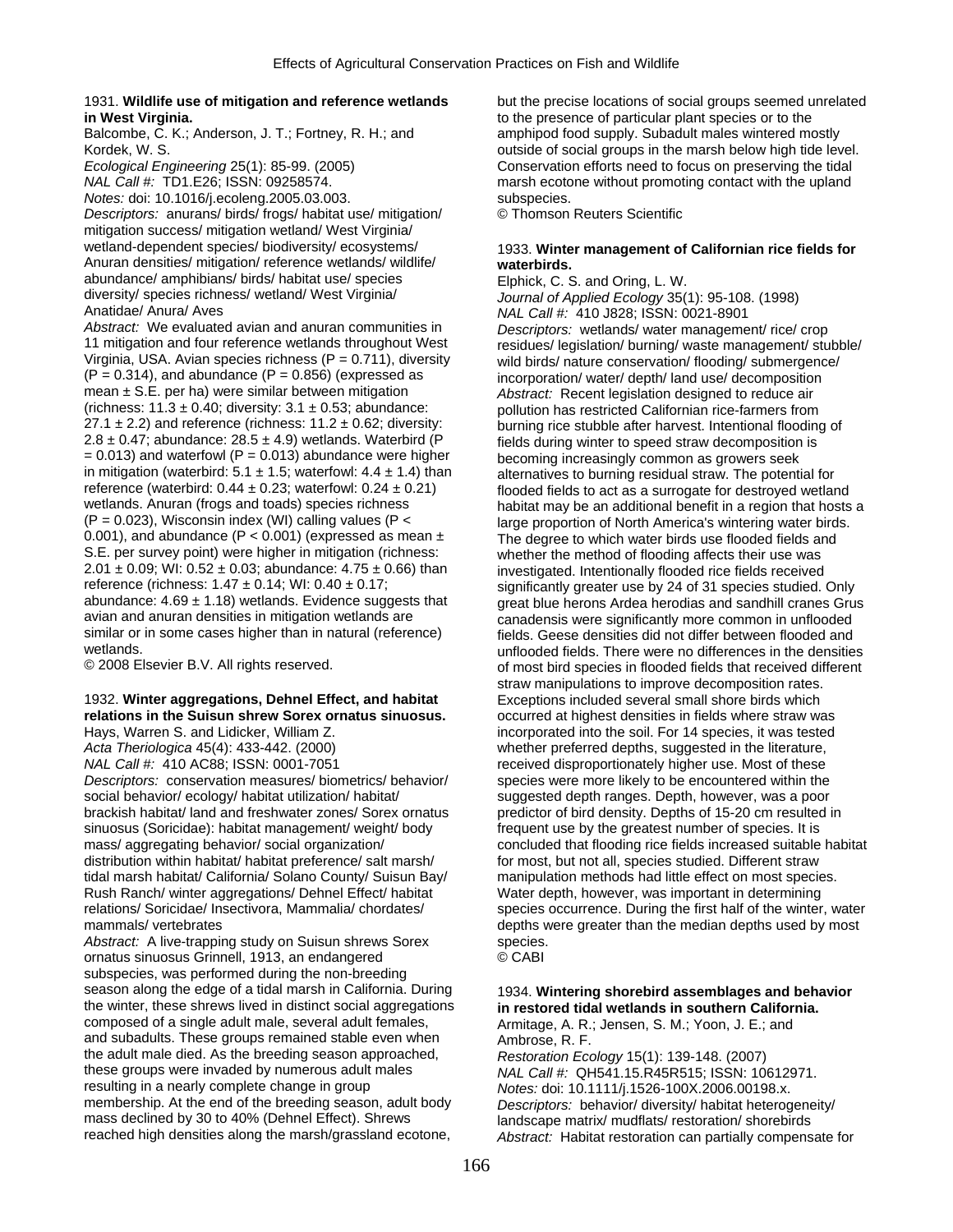1931. **Wildlife use of mitigation and reference wetlands in West Virginia.**

Balcombe, C. K.; Anderson, J. T.; Fortney, R. H.; and Kordek, W. S.

*Ecological Engineering* 25(1): 85-99. (2005)

*NAL Call #:* TD1.E26; ISSN: 09258574.

*Notes:* doi: 10.1016/j.ecoleng.2005.03.003.

*Descriptors:* anurans/ birds/ frogs/ habitat use/ mitigation/ mitigation success/ mitigation wetland/ West Virginia/ wetland-dependent species/ biodiversity/ ecosystems/ Anuran densities/ mitigation/ reference wetlands/ wildlife/ abundance/ amphibians/ birds/ habitat use/ species diversity/ species richness/ wetland/ West Virginia/ Anatidae/ Anura/ Aves

*Abstract:* We evaluated avian and anuran communities in 11 mitigation and four reference wetlands throughout West Virginia, USA. Avian species richness (P = 0.711), diversity (P = 0.314), and abundance (P = 0.856) (expressed as mean ± S.E. per ha) were similar between mitigation (richness: 11.3 ± 0.40; diversity: 3.1 ± 0.53; abundance: 27.1 ± 2.2) and reference (richness: 11.2 ± 0.62; diversity: 2.8 ± 0.47; abundance: 28.5 ± 4.9) wetlands. Waterbird (P = 0.013) and waterfowl (P = 0.013) abundance were higher in mitigation (waterbird: 5.1 ± 1.5; waterfowl: 4.4 ± 1.4) than reference (waterbird: 0.44 ± 0.23; waterfowl: 0.24 ± 0.21) wetlands. Anuran (frogs and toads) species richness (P = 0.023), Wisconsin index (WI) calling values (P < 0.001), and abundance (P < 0.001) (expressed as mean ± S.E. per survey point) were higher in mitigation (richness: 2.01 ± 0.09; WI: 0.52 ± 0.03; abundance: 4.75 ± 0.66) than reference (richness: 1.47 ± 0.14; WI: 0.40 ± 0.17; abundance: 4.69 ± 1.18) wetlands. Evidence suggests that avian and anuran densities in mitigation wetlands are similar or in some cases higher than in natural (reference) wetlands.

© 2008 Elsevier B.V. All rights reserved.

1932. **Winter aggregations, Dehnel Effect, and habitat relations in the Suisun shrew *Sorex ornatus sinuosus*.**

Hays, Warren S. and Lidicker, William Z.

*Acta Theriologica* 45(4): 433-442. (2000)

*NAL Call #:* 410 AC88; ISSN: 0001-7051

*Descriptors:* conservation measures/ biometrics/ behavior/ social behavior/ ecology/ habitat utilization/ habitat/ brackish habitat/ land and freshwater zones/ Sorex ornatus sinuosus (Soricidae): habitat management/ weight/ body mass/ aggregating behavior/ social organization/ distribution within habitat/ habitat preference/ salt marsh/ tidal marsh habitat/ California/ Solano County/ Suisun Bay/ Rush Ranch/ winter aggregations/ Dehnel Effect/ habitat relations/ Soricidae/ Insectivora, Mammalia/ chordates/ mammals/ vertebrates

*Abstract:* A live-trapping study on Suisun shrews Sorex ornatus sinuosus Grinnell, 1913, an endangered subspecies, was performed during the non-breeding season along the edge of a tidal marsh in California. During the winter, these shrews lived in distinct social aggregations composed of a single adult male, several adult females, and subadults. These groups remained stable even when the adult male died. As the breeding season approached, these groups were invaded by numerous adult males resulting in a nearly complete change in group membership. At the end of the breeding season, adult body mass declined by 30 to 40% (Dehnel Effect). Shrews reached high densities along the marsh/grassland ecotone, but the precise locations of social groups seemed unrelated to the presence of particular plant species or to the amphipod food supply. Subadult males wintered mostly outside of social groups in the marsh below high tide level. Conservation efforts need to focus on preserving the tidal marsh ecotone without promoting contact with the upland subspecies.

© Thomson Reuters Scientific

1933. **Winter management of Californian rice fields for waterbirds.**

Elphick, C. S. and Oring, L. W.

*Journal of Applied Ecology* 35(1): 95-108. (1998)

*NAL Call #:* 410 J828; ISSN: 0021-8901

*Descriptors:* wetlands/ water management/ rice/ crop residues/ legislation/ burning/ waste management/ stubble/ wild birds/ nature conservation/ flooding/ submergence/ incorporation/ water/ depth/ land use/ decomposition

*Abstract:* Recent legislation designed to reduce air pollution has restricted Californian rice-farmers from burning rice stubble after harvest. Intentional flooding of fields during winter to speed straw decomposition is becoming increasingly common as growers seek alternatives to burning residual straw. The potential for flooded fields to act as a surrogate for destroyed wetland habitat may be an additional benefit in a region that hosts a large proportion of North America's wintering water birds. The degree to which water birds use flooded fields and whether the method of flooding affects their use was investigated. Intentionally flooded rice fields received significantly greater use by 24 of 31 species studied. Only great blue herons Ardea herodias and sandhill cranes Grus canadensis were significantly more common in unflooded fields. Geese densities did not differ between flooded and unflooded fields. There were no differences in the densities of most bird species in flooded fields that received different straw manipulations to improve decomposition rates. Exceptions included several small shore birds which occurred at highest densities in fields where straw was incorporated into the soil. For 14 species, it was tested whether preferred depths, suggested in the literature, received disproportionately higher use. Most of these species were more likely to be encountered within the suggested depth ranges. Depth, however, was a poor predictor of bird density. Depths of 15-20 cm resulted in frequent use by the greatest number of species. It is concluded that flooding rice fields increased suitable habitat for most, but not all, species studied. Different straw manipulation methods had little effect on most species. Water depth, however, was important in determining species occurrence. During the first half of the winter, water depths were greater than the median depths used by most species.

© CABI

1934. **Wintering shorebird assemblages and behavior in restored tidal wetlands in southern California.**

Armitage, A. R.; Jensen, S. M.; Yoon, J. E.; and Ambrose, R. F.

*Restoration Ecology* 15(1): 139-148. (2007)

*NAL Call #:* QH541.15.R45R515; ISSN: 10612971.

*Notes:* doi: 10.1111/j.1526-100X.2006.00198.x.

*Descriptors:* behavior/ diversity/ habitat heterogeneity/ landscape matrix/ mudflats/ restoration/ shorebirds

*Abstract:* Habitat restoration can partially compensate for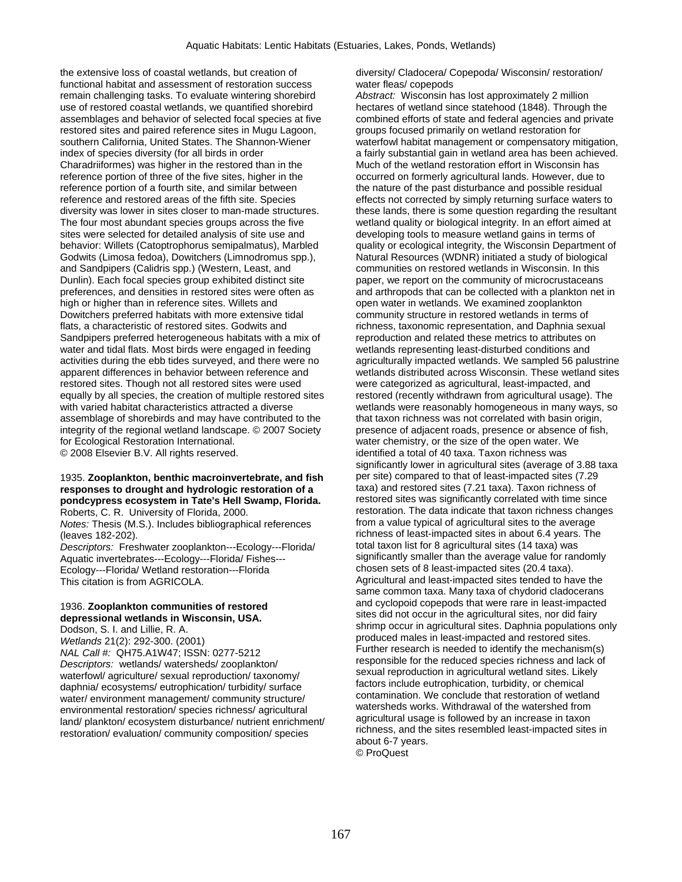the extensive loss of coastal wetlands, but creation of functional habitat and assessment of restoration success remain challenging tasks. To evaluate wintering shorebird use of restored coastal wetlands, we quantified shorebird assemblages and behavior of selected focal species at five restored sites and paired reference sites in Mugu Lagoon, southern California, United States. The Shannon-Wiener index of species diversity (for all birds in order Charadriiformes) was higher in the restored than in the reference portion of three of the five sites, higher in the reference portion of a fourth site, and similar between reference and restored areas of the fifth site. Species diversity was lower in sites closer to man-made structures. The four most abundant species groups across the five sites were selected for detailed analysis of site use and behavior: Willets (Catoptrophorus semipalmatus), Marbled Godwits (Limosa fedoa), Dowitchers (Limnodromus spp.), and Sandpipers (Calidris spp.) (Western, Least, and Dunlin). Each focal species group exhibited distinct site preferences, and densities in restored sites were often as high or higher than in reference sites. Willets and Dowitchers preferred habitats with more extensive tidal flats, a characteristic of restored sites. Godwits and Sandpipers preferred heterogeneous habitats with a mix of water and tidal flats. Most birds were engaged in feeding activities during the ebb tides surveyed, and there were no apparent differences in behavior between reference and restored sites. Though not all restored sites were used equally by all species, the creation of multiple restored sites with varied habitat characteristics attracted a diverse assemblage of shorebirds and may have contributed to the integrity of the regional wetland landscape. © 2007 Society for Ecological Restoration International.
© 2008 Elsevier B.V. All rights reserved.

1935. **Zooplankton, benthic macroinvertebrate, and fish responses to drought and hydrologic restoration of a pondcypress ecosystem in Tate's Hell Swamp, Florida.**
Roberts, C. R. University of Florida, 2000.
*Notes:* Thesis (M.S.). Includes bibliographical references (leaves 182-202).
*Descriptors:* Freshwater zooplankton---Ecology---Florida/ Aquatic invertebrates---Ecology---Florida/ Fishes---Ecology---Florida/ Wetland restoration---Florida
This citation is from AGRICOLA.

1936. **Zooplankton communities of restored depressional wetlands in Wisconsin, USA.**
Dodson, S. I. and Lillie, R. A.
*Wetlands* 21(2): 292-300. (2001)
*NAL Call #:* QH75.A1W47; ISSN: 0277-5212
*Descriptors:* wetlands/ watersheds/ zooplankton/ waterfowl/ agriculture/ sexual reproduction/ taxonomy/ daphnia/ ecosystems/ eutrophication/ turbidity/ surface water/ environment management/ community structure/ environmental restoration/ species richness/ agricultural land/ plankton/ ecosystem disturbance/ nutrient enrichment/ restoration/ evaluation/ community composition/ species diversity/ Cladocera/ Copepoda/ Wisconsin/ restoration/ water fleas/ copepods
*Abstract:* Wisconsin has lost approximately 2 million hectares of wetland since statehood (1848). Through the combined efforts of state and federal agencies and private groups focused primarily on wetland restoration for waterfowl habitat management or compensatory mitigation, a fairly substantial gain in wetland area has been achieved. Much of the wetland restoration effort in Wisconsin has occurred on formerly agricultural lands. However, due to the nature of the past disturbance and possible residual effects not corrected by simply returning surface waters to these lands, there is some question regarding the resultant wetland quality or biological integrity. In an effort aimed at developing tools to measure wetland gains in terms of quality or ecological integrity, the Wisconsin Department of Natural Resources (WDNR) initiated a study of biological communities on restored wetlands in Wisconsin. In this paper, we report on the community of microcrustaceans and arthropods that can be collected with a plankton net in open water in wetlands. We examined zooplankton community structure in restored wetlands in terms of richness, taxonomic representation, and Daphnia sexual reproduction and related these metrics to attributes on wetlands representing least-disturbed conditions and agriculturally impacted wetlands. We sampled 56 palustrine wetlands distributed across Wisconsin. These wetland sites were categorized as agricultural, least-impacted, and restored (recently withdrawn from agricultural usage). The wetlands were reasonably homogeneous in many ways, so that taxon richness was not correlated with basin origin, presence of adjacent roads, presence or absence of fish, water chemistry, or the size of the open water. We identified a total of 40 taxa. Taxon richness was significantly lower in agricultural sites (average of 3.88 taxa per site) compared to that of least-impacted sites (7.29 taxa) and restored sites (7.21 taxa). Taxon richness of restored sites was significantly correlated with time since restoration. The data indicate that taxon richness changes from a value typical of agricultural sites to the average richness of least-impacted sites in about 6.4 years. The total taxon list for 8 agricultural sites (14 taxa) was significantly smaller than the average value for randomly chosen sets of 8 least-impacted sites (20.4 taxa). Agricultural and least-impacted sites tended to have the same common taxa. Many taxa of chydorid cladocerans and cyclopoid copepods that were rare in least-impacted sites did not occur in the agricultural sites, nor did fairy shrimp occur in agricultural sites. Daphnia populations only produced males in least-impacted and restored sites. Further research is needed to identify the mechanism(s) responsible for the reduced species richness and lack of sexual reproduction in agricultural wetland sites. Likely factors include eutrophication, turbidity, or chemical contamination. We conclude that restoration of wetland watersheds works. Withdrawal of the watershed from agricultural usage is followed by an increase in taxon richness, and the sites resembled least-impacted sites in about 6-7 years.
© ProQuest